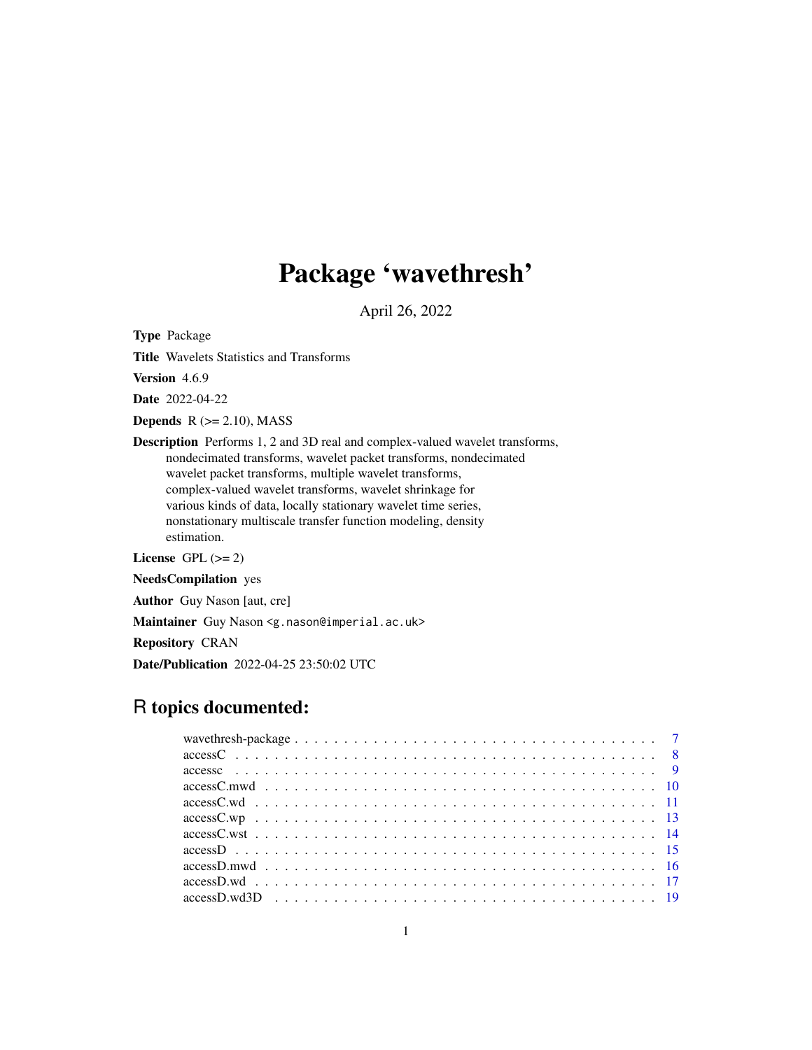# Package 'wavethresh'

April 26, 2022

**Type** Package

**Title** Wavelets Statistics and Transforms

**Version** 4.6.9

**Date** 2022-04-22

**Depends** R (>= 2.10), MASS

**Description** Performs 1, 2 and 3D real and complex-valued wavelet transforms, nondecimated transforms, wavelet packet transforms, nondecimated wavelet packet transforms, multiple wavelet transforms, complex-valued wavelet transforms, wavelet shrinkage for various kinds of data, locally stationary wavelet time series, nonstationary multiscale transfer function modeling, density estimation.

**License** GPL (>= 2)

**NeedsCompilation** yes

**Author** Guy Nason [aut, cre]

**Maintainer** Guy Nason <g.nason@imperial.ac.uk>

**Repository** CRAN

**Date/Publication** 2022-04-25 23:50:02 UTC

## R topics documented:

| | |
|---|---|
| wavethresh-package | 7 |
| accessC | 8 |
| accessc | 9 |
| accessC.mwd | 10 |
| accessC.wd | 11 |
| accessC.wp | 13 |
| accessC.wst | 14 |
| accessD | 15 |
| accessD.mwd | 16 |
| accessD.wd | 17 |
| accessD.wd3D | 19 |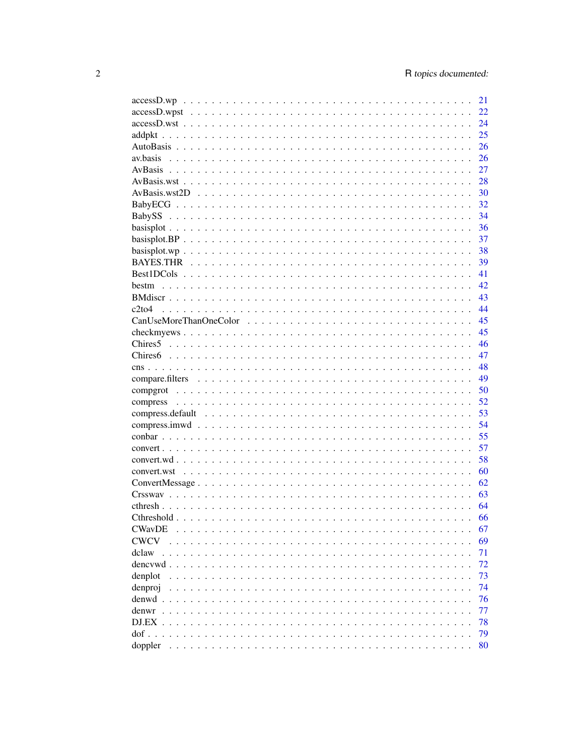accessD.wp . . . . . . . . . . . . . . . . . . . . . . . . . . . . . . . . . . . . . . . 21
accessD.wpst . . . . . . . . . . . . . . . . . . . . . . . . . . . . . . . . . . . . . . 22
accessD.wst . . . . . . . . . . . . . . . . . . . . . . . . . . . . . . . . . . . . . . . 24
addpkt . . . . . . . . . . . . . . . . . . . . . . . . . . . . . . . . . . . . . . . . . 25
AutoBasis . . . . . . . . . . . . . . . . . . . . . . . . . . . . . . . . . . . . . . . 26
av.basis . . . . . . . . . . . . . . . . . . . . . . . . . . . . . . . . . . . . . . . . 26
AvBasis . . . . . . . . . . . . . . . . . . . . . . . . . . . . . . . . . . . . . . . . 27
AvBasis.wst . . . . . . . . . . . . . . . . . . . . . . . . . . . . . . . . . . . . . . 28
AvBasis.wst2D . . . . . . . . . . . . . . . . . . . . . . . . . . . . . . . . . . . . . 30
BabyECG . . . . . . . . . . . . . . . . . . . . . . . . . . . . . . . . . . . . . . . . 32
BabySS . . . . . . . . . . . . . . . . . . . . . . . . . . . . . . . . . . . . . . . . 34
basisplot . . . . . . . . . . . . . . . . . . . . . . . . . . . . . . . . . . . . . . . 36
basisplot.BP . . . . . . . . . . . . . . . . . . . . . . . . . . . . . . . . . . . . . 37
basisplot.wp . . . . . . . . . . . . . . . . . . . . . . . . . . . . . . . . . . . . . 38
BAYES.THR . . . . . . . . . . . . . . . . . . . . . . . . . . . . . . . . . . . . . . 39
Best1DCols . . . . . . . . . . . . . . . . . . . . . . . . . . . . . . . . . . . . . . 41
bestm . . . . . . . . . . . . . . . . . . . . . . . . . . . . . . . . . . . . . . . . . 42
BMdiscr . . . . . . . . . . . . . . . . . . . . . . . . . . . . . . . . . . . . . . . . 43
c2to4 . . . . . . . . . . . . . . . . . . . . . . . . . . . . . . . . . . . . . . . . . 44
CanUseMoreThanOneColor . . . . . . . . . . . . . . . . . . . . . . . . . . . . . . . 45
checkmyews . . . . . . . . . . . . . . . . . . . . . . . . . . . . . . . . . . . . . . 45
Chires5 . . . . . . . . . . . . . . . . . . . . . . . . . . . . . . . . . . . . . . . . 46
Chires6 . . . . . . . . . . . . . . . . . . . . . . . . . . . . . . . . . . . . . . . . 47
cns . . . . . . . . . . . . . . . . . . . . . . . . . . . . . . . . . . . . . . . . . . 48
compare.filters . . . . . . . . . . . . . . . . . . . . . . . . . . . . . . . . . . . . 49
compgrot . . . . . . . . . . . . . . . . . . . . . . . . . . . . . . . . . . . . . . . 50
compress . . . . . . . . . . . . . . . . . . . . . . . . . . . . . . . . . . . . . . . 52
compress.default . . . . . . . . . . . . . . . . . . . . . . . . . . . . . . . . . . . 53
compress.imwd . . . . . . . . . . . . . . . . . . . . . . . . . . . . . . . . . . . . 54
conbar . . . . . . . . . . . . . . . . . . . . . . . . . . . . . . . . . . . . . . . . . 55
convert . . . . . . . . . . . . . . . . . . . . . . . . . . . . . . . . . . . . . . . . 57
convert.wd . . . . . . . . . . . . . . . . . . . . . . . . . . . . . . . . . . . . . . 58
convert.wst . . . . . . . . . . . . . . . . . . . . . . . . . . . . . . . . . . . . . . 60
ConvertMessage . . . . . . . . . . . . . . . . . . . . . . . . . . . . . . . . . . . . 62
Crsswav . . . . . . . . . . . . . . . . . . . . . . . . . . . . . . . . . . . . . . . . 63
cthresh . . . . . . . . . . . . . . . . . . . . . . . . . . . . . . . . . . . . . . . . 64
Cthreshold . . . . . . . . . . . . . . . . . . . . . . . . . . . . . . . . . . . . . . . 66
CWavDE . . . . . . . . . . . . . . . . . . . . . . . . . . . . . . . . . . . . . . . . 67
CWCV . . . . . . . . . . . . . . . . . . . . . . . . . . . . . . . . . . . . . . . . . 69
dclaw . . . . . . . . . . . . . . . . . . . . . . . . . . . . . . . . . . . . . . . . . 71
dencvwd . . . . . . . . . . . . . . . . . . . . . . . . . . . . . . . . . . . . . . . . 72
denplot . . . . . . . . . . . . . . . . . . . . . . . . . . . . . . . . . . . . . . . . 73
denproj . . . . . . . . . . . . . . . . . . . . . . . . . . . . . . . . . . . . . . . . 74
denwd . . . . . . . . . . . . . . . . . . . . . . . . . . . . . . . . . . . . . . . . . 76
denwr . . . . . . . . . . . . . . . . . . . . . . . . . . . . . . . . . . . . . . . . . 77
DJ.EX . . . . . . . . . . . . . . . . . . . . . . . . . . . . . . . . . . . . . . . . . 78
dof . . . . . . . . . . . . . . . . . . . . . . . . . . . . . . . . . . . . . . . . . . 79
doppler . . . . . . . . . . . . . . . . . . . . . . . . . . . . . . . . . . . . . . . . 80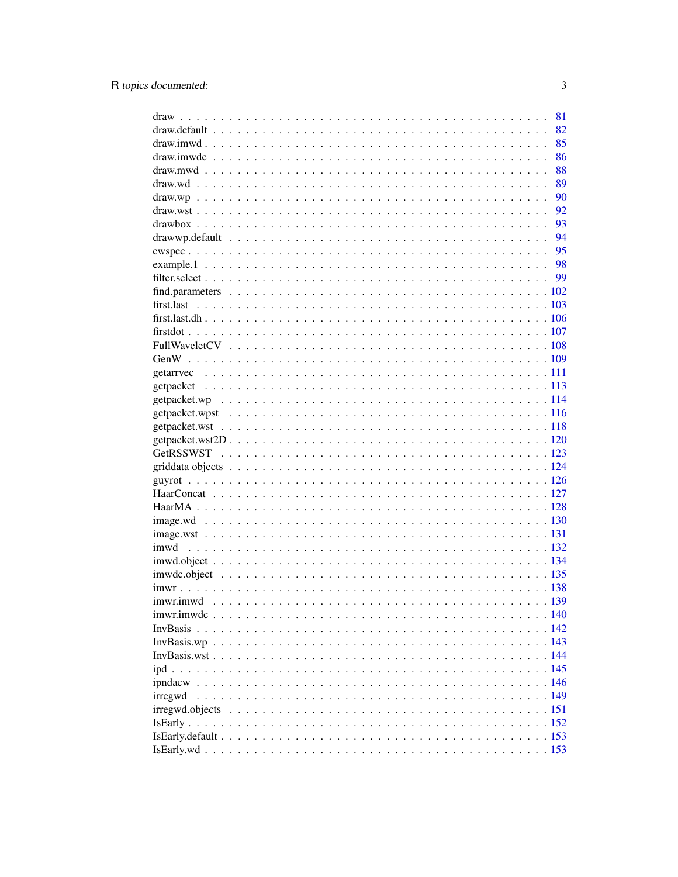draw . . . . . . . . . . . . . . . . . . . . . . . . . . . . . . . . . . . . . . . . . . 81
draw.default . . . . . . . . . . . . . . . . . . . . . . . . . . . . . . . . . . . . . . . 82
draw.imwd . . . . . . . . . . . . . . . . . . . . . . . . . . . . . . . . . . . . . . . . 85
draw.imwdc . . . . . . . . . . . . . . . . . . . . . . . . . . . . . . . . . . . . . . . 86
draw.mwd . . . . . . . . . . . . . . . . . . . . . . . . . . . . . . . . . . . . . . . . 88
draw.wd . . . . . . . . . . . . . . . . . . . . . . . . . . . . . . . . . . . . . . . . . 89
draw.wp . . . . . . . . . . . . . . . . . . . . . . . . . . . . . . . . . . . . . . . . . 90
draw.wst . . . . . . . . . . . . . . . . . . . . . . . . . . . . . . . . . . . . . . . . . 92
drawbox . . . . . . . . . . . . . . . . . . . . . . . . . . . . . . . . . . . . . . . . . 93
drawwp.default . . . . . . . . . . . . . . . . . . . . . . . . . . . . . . . . . . . . . 94
ewspec . . . . . . . . . . . . . . . . . . . . . . . . . . . . . . . . . . . . . . . . . . 95
example.1 . . . . . . . . . . . . . . . . . . . . . . . . . . . . . . . . . . . . . . . . 98
filter.select . . . . . . . . . . . . . . . . . . . . . . . . . . . . . . . . . . . . . . . 99
find.parameters . . . . . . . . . . . . . . . . . . . . . . . . . . . . . . . . . . . . . 102
first.last . . . . . . . . . . . . . . . . . . . . . . . . . . . . . . . . . . . . . . . . . 103
first.last.dh . . . . . . . . . . . . . . . . . . . . . . . . . . . . . . . . . . . . . . . 106
firstdot . . . . . . . . . . . . . . . . . . . . . . . . . . . . . . . . . . . . . . . . . . 107
FullWaveletCV . . . . . . . . . . . . . . . . . . . . . . . . . . . . . . . . . . . . . . 108
GenW . . . . . . . . . . . . . . . . . . . . . . . . . . . . . . . . . . . . . . . . . . 109
getarrvec . . . . . . . . . . . . . . . . . . . . . . . . . . . . . . . . . . . . . . . . . 111
getpacket . . . . . . . . . . . . . . . . . . . . . . . . . . . . . . . . . . . . . . . . 113
getpacket.wp . . . . . . . . . . . . . . . . . . . . . . . . . . . . . . . . . . . . . . . 114
getpacket.wpst . . . . . . . . . . . . . . . . . . . . . . . . . . . . . . . . . . . . . . 116
getpacket.wst . . . . . . . . . . . . . . . . . . . . . . . . . . . . . . . . . . . . . . . 118
getpacket.wst2D . . . . . . . . . . . . . . . . . . . . . . . . . . . . . . . . . . . . . 120
GetRSSWST . . . . . . . . . . . . . . . . . . . . . . . . . . . . . . . . . . . . . . . 123
griddata objects . . . . . . . . . . . . . . . . . . . . . . . . . . . . . . . . . . . . . 124
guyrot . . . . . . . . . . . . . . . . . . . . . . . . . . . . . . . . . . . . . . . . . . 126
HaarConcat . . . . . . . . . . . . . . . . . . . . . . . . . . . . . . . . . . . . . . . 127
HaarMA . . . . . . . . . . . . . . . . . . . . . . . . . . . . . . . . . . . . . . . . . 128
image.wd . . . . . . . . . . . . . . . . . . . . . . . . . . . . . . . . . . . . . . . . 130
image.wst . . . . . . . . . . . . . . . . . . . . . . . . . . . . . . . . . . . . . . . . 131
imwd . . . . . . . . . . . . . . . . . . . . . . . . . . . . . . . . . . . . . . . . . . . 132
imwd.object . . . . . . . . . . . . . . . . . . . . . . . . . . . . . . . . . . . . . . . 134
imwdc.object . . . . . . . . . . . . . . . . . . . . . . . . . . . . . . . . . . . . . . . 135
imwr . . . . . . . . . . . . . . . . . . . . . . . . . . . . . . . . . . . . . . . . . . . 138
imwr.imwd . . . . . . . . . . . . . . . . . . . . . . . . . . . . . . . . . . . . . . . . 139
imwr.imwdc . . . . . . . . . . . . . . . . . . . . . . . . . . . . . . . . . . . . . . . 140
InvBasis . . . . . . . . . . . . . . . . . . . . . . . . . . . . . . . . . . . . . . . . . 142
InvBasis.wp . . . . . . . . . . . . . . . . . . . . . . . . . . . . . . . . . . . . . . . . 143
InvBasis.wst . . . . . . . . . . . . . . . . . . . . . . . . . . . . . . . . . . . . . . . 144
ipd . . . . . . . . . . . . . . . . . . . . . . . . . . . . . . . . . . . . . . . . . . . . 145
ipndacw . . . . . . . . . . . . . . . . . . . . . . . . . . . . . . . . . . . . . . . . . 146
irregwd . . . . . . . . . . . . . . . . . . . . . . . . . . . . . . . . . . . . . . . . . . 149
irregwd.objects . . . . . . . . . . . . . . . . . . . . . . . . . . . . . . . . . . . . . . 151
IsEarly . . . . . . . . . . . . . . . . . . . . . . . . . . . . . . . . . . . . . . . . . . 152
IsEarly.default . . . . . . . . . . . . . . . . . . . . . . . . . . . . . . . . . . . . . . 153
IsEarly.wd . . . . . . . . . . . . . . . . . . . . . . . . . . . . . . . . . . . . . . . . 153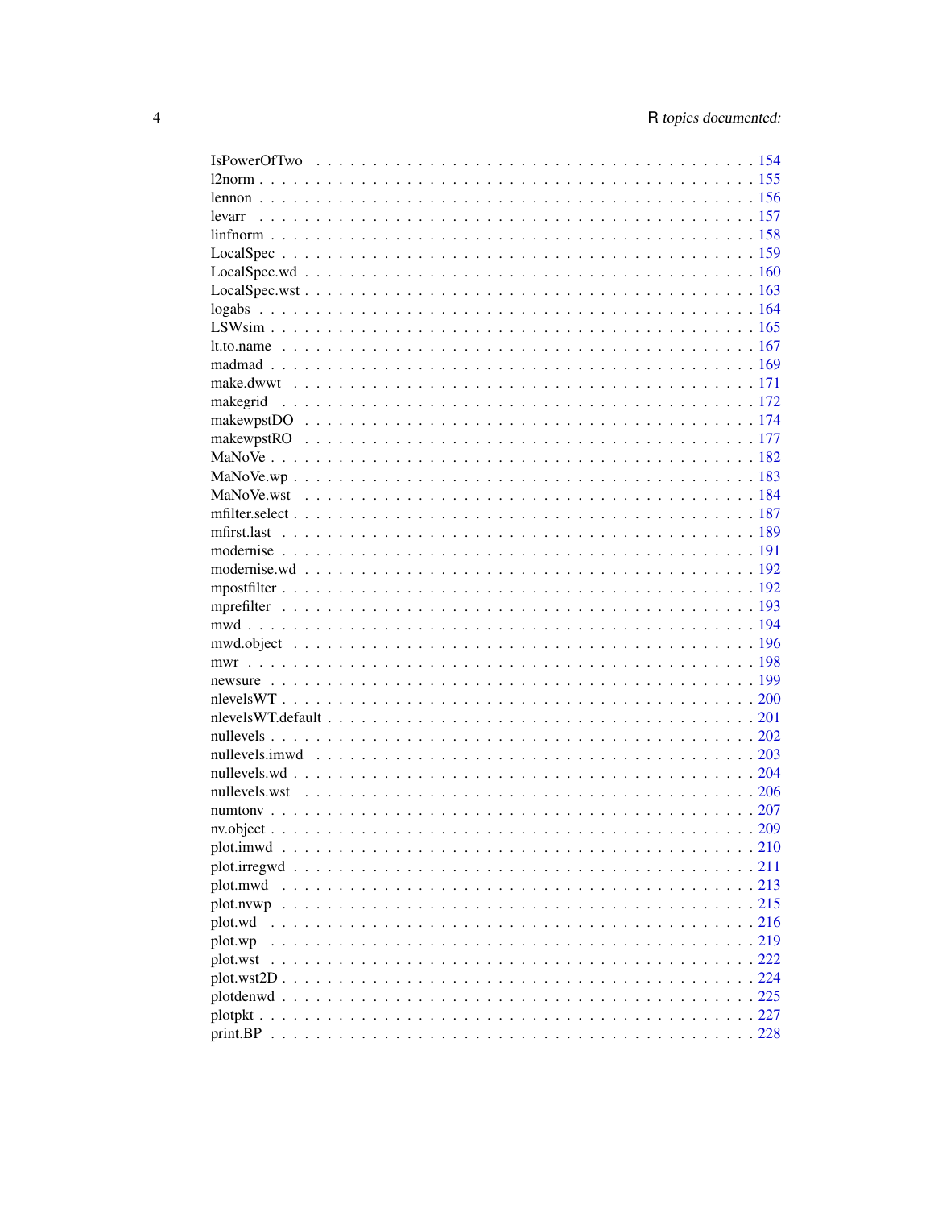IsPowerOfTwo . . . . . . . . . . . . . . . . . . . . . . . . . . . . . . . . . . . . . . 154
l2norm . . . . . . . . . . . . . . . . . . . . . . . . . . . . . . . . . . . . . . . . . 155
lennon . . . . . . . . . . . . . . . . . . . . . . . . . . . . . . . . . . . . . . . . . 156
levarr . . . . . . . . . . . . . . . . . . . . . . . . . . . . . . . . . . . . . . . . . 157
linfnorm . . . . . . . . . . . . . . . . . . . . . . . . . . . . . . . . . . . . . . . . 158
LocalSpec . . . . . . . . . . . . . . . . . . . . . . . . . . . . . . . . . . . . . . . 159
LocalSpec.wd . . . . . . . . . . . . . . . . . . . . . . . . . . . . . . . . . . . . . 160
LocalSpec.wst . . . . . . . . . . . . . . . . . . . . . . . . . . . . . . . . . . . . 163
logabs . . . . . . . . . . . . . . . . . . . . . . . . . . . . . . . . . . . . . . . . . 164
LSWsim . . . . . . . . . . . . . . . . . . . . . . . . . . . . . . . . . . . . . . . . 165
lt.to.name . . . . . . . . . . . . . . . . . . . . . . . . . . . . . . . . . . . . . . . 167
madmad . . . . . . . . . . . . . . . . . . . . . . . . . . . . . . . . . . . . . . . . 169
make.dwwt . . . . . . . . . . . . . . . . . . . . . . . . . . . . . . . . . . . . . . 171
makegrid . . . . . . . . . . . . . . . . . . . . . . . . . . . . . . . . . . . . . . . 172
makewpstDO . . . . . . . . . . . . . . . . . . . . . . . . . . . . . . . . . . . . . 174
makewpstRO . . . . . . . . . . . . . . . . . . . . . . . . . . . . . . . . . . . . . 177
MaNoVe . . . . . . . . . . . . . . . . . . . . . . . . . . . . . . . . . . . . . . . . 182
MaNoVe.wp . . . . . . . . . . . . . . . . . . . . . . . . . . . . . . . . . . . . . . 183
MaNoVe.wst . . . . . . . . . . . . . . . . . . . . . . . . . . . . . . . . . . . . . 184
mfilter.select . . . . . . . . . . . . . . . . . . . . . . . . . . . . . . . . . . . . . 187
mfirst.last . . . . . . . . . . . . . . . . . . . . . . . . . . . . . . . . . . . . . . 189
modernise . . . . . . . . . . . . . . . . . . . . . . . . . . . . . . . . . . . . . . . 191
modernise.wd . . . . . . . . . . . . . . . . . . . . . . . . . . . . . . . . . . . . . 192
mpostfilter . . . . . . . . . . . . . . . . . . . . . . . . . . . . . . . . . . . . . . 192
mprefilter . . . . . . . . . . . . . . . . . . . . . . . . . . . . . . . . . . . . . . 193
mwd . . . . . . . . . . . . . . . . . . . . . . . . . . . . . . . . . . . . . . . . . . 194
mwd.object . . . . . . . . . . . . . . . . . . . . . . . . . . . . . . . . . . . . . . 196
mwr . . . . . . . . . . . . . . . . . . . . . . . . . . . . . . . . . . . . . . . . . . 198
newsure . . . . . . . . . . . . . . . . . . . . . . . . . . . . . . . . . . . . . . . . 199
nlevelsWT . . . . . . . . . . . . . . . . . . . . . . . . . . . . . . . . . . . . . . . 200
nlevelsWT.default . . . . . . . . . . . . . . . . . . . . . . . . . . . . . . . . . . 201
nullevels . . . . . . . . . . . . . . . . . . . . . . . . . . . . . . . . . . . . . . . 202
nullevels.imwd . . . . . . . . . . . . . . . . . . . . . . . . . . . . . . . . . . . . 203
nullevels.wd . . . . . . . . . . . . . . . . . . . . . . . . . . . . . . . . . . . . . 204
nullevels.wst . . . . . . . . . . . . . . . . . . . . . . . . . . . . . . . . . . . . . 206
numtonv . . . . . . . . . . . . . . . . . . . . . . . . . . . . . . . . . . . . . . . . 207
nv.object . . . . . . . . . . . . . . . . . . . . . . . . . . . . . . . . . . . . . . . 209
plot.imwd . . . . . . . . . . . . . . . . . . . . . . . . . . . . . . . . . . . . . . . 210
plot.irregwd . . . . . . . . . . . . . . . . . . . . . . . . . . . . . . . . . . . . . 211
plot.mwd . . . . . . . . . . . . . . . . . . . . . . . . . . . . . . . . . . . . . . . 213
plot.nvwp . . . . . . . . . . . . . . . . . . . . . . . . . . . . . . . . . . . . . . . 215
plot.wd . . . . . . . . . . . . . . . . . . . . . . . . . . . . . . . . . . . . . . . . 216
plot.wp . . . . . . . . . . . . . . . . . . . . . . . . . . . . . . . . . . . . . . . . 219
plot.wst . . . . . . . . . . . . . . . . . . . . . . . . . . . . . . . . . . . . . . . . 222
plot.wst2D . . . . . . . . . . . . . . . . . . . . . . . . . . . . . . . . . . . . . . 224
plotdenwd . . . . . . . . . . . . . . . . . . . . . . . . . . . . . . . . . . . . . . . 225
plotpkt . . . . . . . . . . . . . . . . . . . . . . . . . . . . . . . . . . . . . . . . 227
print.BP . . . . . . . . . . . . . . . . . . . . . . . . . . . . . . . . . . . . . . . . 228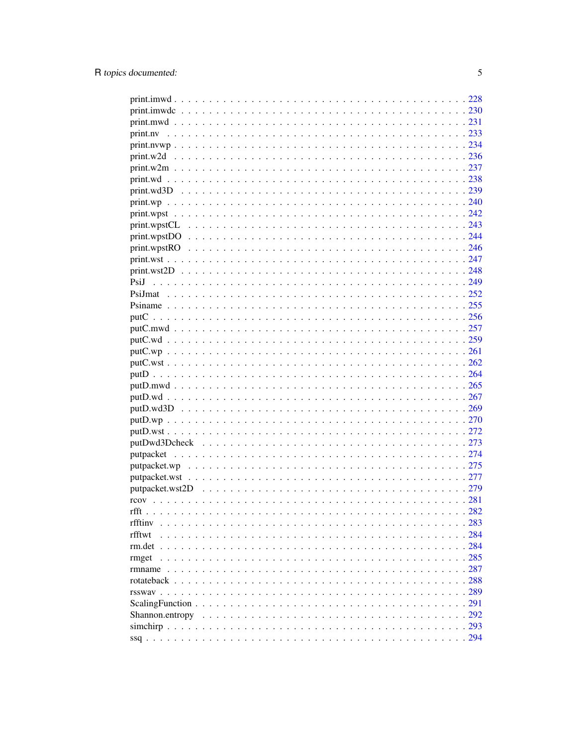print.imwd . . . . . . . . . . . . . . . . . . . . . . . . . . . . . . . . . . . . . . . 228
print.imwdc . . . . . . . . . . . . . . . . . . . . . . . . . . . . . . . . . . . . . . 230
print.mwd . . . . . . . . . . . . . . . . . . . . . . . . . . . . . . . . . . . . . . . 231
print.nv . . . . . . . . . . . . . . . . . . . . . . . . . . . . . . . . . . . . . . . . 233
print.nvwp . . . . . . . . . . . . . . . . . . . . . . . . . . . . . . . . . . . . . . . 234
print.w2d . . . . . . . . . . . . . . . . . . . . . . . . . . . . . . . . . . . . . . . 236
print.w2m . . . . . . . . . . . . . . . . . . . . . . . . . . . . . . . . . . . . . . . 237
print.wd . . . . . . . . . . . . . . . . . . . . . . . . . . . . . . . . . . . . . . . . 238
print.wd3D . . . . . . . . . . . . . . . . . . . . . . . . . . . . . . . . . . . . . . . 239
print.wp . . . . . . . . . . . . . . . . . . . . . . . . . . . . . . . . . . . . . . . . 240
print.wpst . . . . . . . . . . . . . . . . . . . . . . . . . . . . . . . . . . . . . . . 242
print.wpstCL . . . . . . . . . . . . . . . . . . . . . . . . . . . . . . . . . . . . . . 243
print.wpstDO . . . . . . . . . . . . . . . . . . . . . . . . . . . . . . . . . . . . . . 244
print.wpstRO . . . . . . . . . . . . . . . . . . . . . . . . . . . . . . . . . . . . . . 246
print.wst . . . . . . . . . . . . . . . . . . . . . . . . . . . . . . . . . . . . . . . . 247
print.wst2D . . . . . . . . . . . . . . . . . . . . . . . . . . . . . . . . . . . . . . . 248
PsiJ . . . . . . . . . . . . . . . . . . . . . . . . . . . . . . . . . . . . . . . . . . 249
PsiJmat . . . . . . . . . . . . . . . . . . . . . . . . . . . . . . . . . . . . . . . . . 252
Psiname . . . . . . . . . . . . . . . . . . . . . . . . . . . . . . . . . . . . . . . . . 255
putC . . . . . . . . . . . . . . . . . . . . . . . . . . . . . . . . . . . . . . . . . . 256
putC.mwd . . . . . . . . . . . . . . . . . . . . . . . . . . . . . . . . . . . . . . . . 257
putC.wd . . . . . . . . . . . . . . . . . . . . . . . . . . . . . . . . . . . . . . . . . 259
putC.wp . . . . . . . . . . . . . . . . . . . . . . . . . . . . . . . . . . . . . . . . . 261
putC.wst . . . . . . . . . . . . . . . . . . . . . . . . . . . . . . . . . . . . . . . . . 262
putD . . . . . . . . . . . . . . . . . . . . . . . . . . . . . . . . . . . . . . . . . . 264
putD.mwd . . . . . . . . . . . . . . . . . . . . . . . . . . . . . . . . . . . . . . . . 265
putD.wd . . . . . . . . . . . . . . . . . . . . . . . . . . . . . . . . . . . . . . . . . 267
putD.wd3D . . . . . . . . . . . . . . . . . . . . . . . . . . . . . . . . . . . . . . . . 269
putD.wp . . . . . . . . . . . . . . . . . . . . . . . . . . . . . . . . . . . . . . . . . 270
putD.wst . . . . . . . . . . . . . . . . . . . . . . . . . . . . . . . . . . . . . . . . . 272
putDwd3Dcheck . . . . . . . . . . . . . . . . . . . . . . . . . . . . . . . . . . . . . 273
putpacket . . . . . . . . . . . . . . . . . . . . . . . . . . . . . . . . . . . . . . . . 274
putpacket.wp . . . . . . . . . . . . . . . . . . . . . . . . . . . . . . . . . . . . . . 275
putpacket.wst . . . . . . . . . . . . . . . . . . . . . . . . . . . . . . . . . . . . . . 277
putpacket.wst2D . . . . . . . . . . . . . . . . . . . . . . . . . . . . . . . . . . . . . 279
rcov . . . . . . . . . . . . . . . . . . . . . . . . . . . . . . . . . . . . . . . . . . 281
rfft . . . . . . . . . . . . . . . . . . . . . . . . . . . . . . . . . . . . . . . . . . . 282
rfftinv . . . . . . . . . . . . . . . . . . . . . . . . . . . . . . . . . . . . . . . . . 283
rfftwt . . . . . . . . . . . . . . . . . . . . . . . . . . . . . . . . . . . . . . . . . . 284
rm.det . . . . . . . . . . . . . . . . . . . . . . . . . . . . . . . . . . . . . . . . . . 284
rmget . . . . . . . . . . . . . . . . . . . . . . . . . . . . . . . . . . . . . . . . . . 285
rmname . . . . . . . . . . . . . . . . . . . . . . . . . . . . . . . . . . . . . . . . . 287
rotateback . . . . . . . . . . . . . . . . . . . . . . . . . . . . . . . . . . . . . . . 288
rsswav . . . . . . . . . . . . . . . . . . . . . . . . . . . . . . . . . . . . . . . . . . 289
ScalingFunction . . . . . . . . . . . . . . . . . . . . . . . . . . . . . . . . . . . . . 291
Shannon.entropy . . . . . . . . . . . . . . . . . . . . . . . . . . . . . . . . . . . . . 292
simchirp . . . . . . . . . . . . . . . . . . . . . . . . . . . . . . . . . . . . . . . . . 293
ssq . . . . . . . . . . . . . . . . . . . . . . . . . . . . . . . . . . . . . . . . . . . 294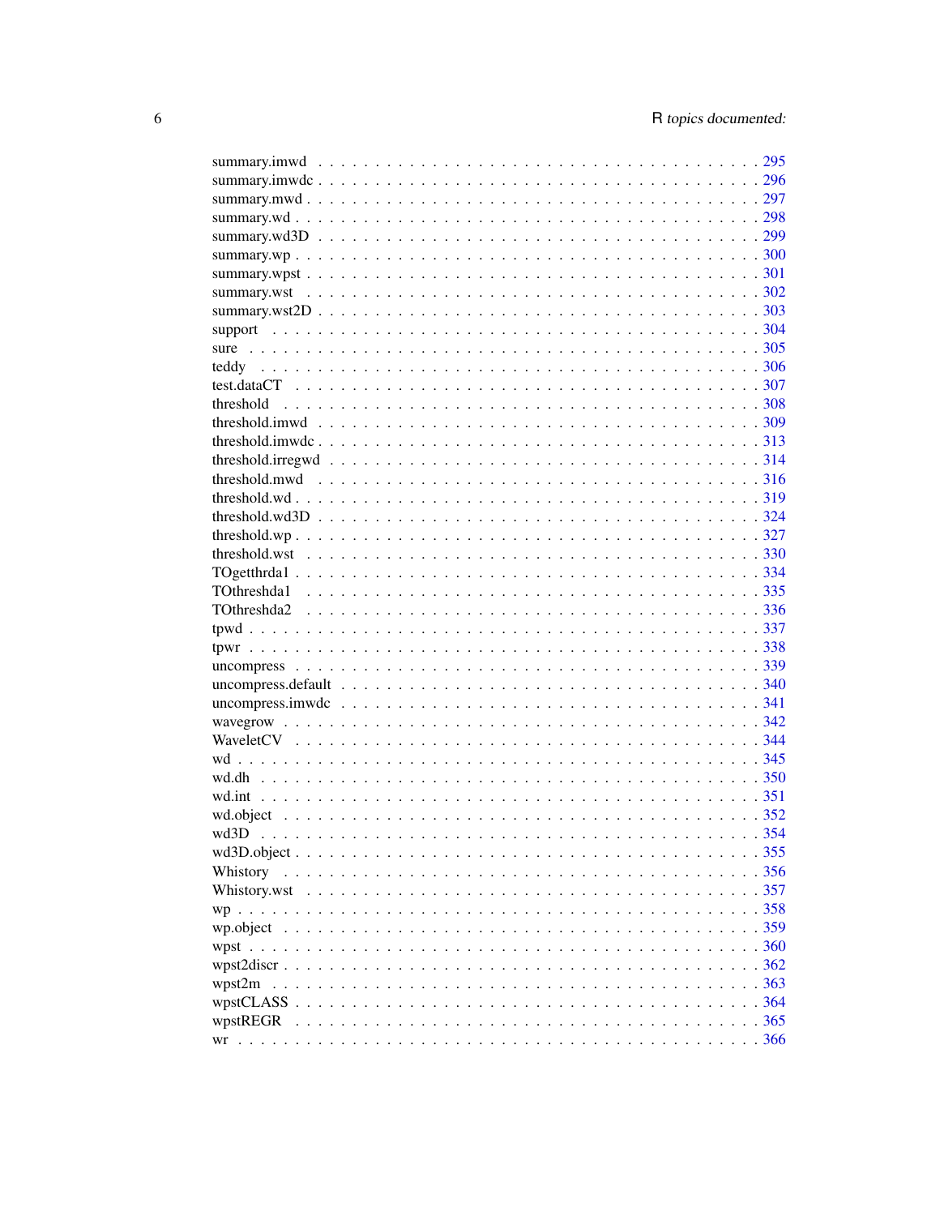summary.imwd . . . . . . . . . . . . . . . . . . . . . . . . . . . . . . . . . . . . . . . . 295
summary.imwdc . . . . . . . . . . . . . . . . . . . . . . . . . . . . . . . . . . . . . . . . 296
summary.mwd . . . . . . . . . . . . . . . . . . . . . . . . . . . . . . . . . . . . . . . . 297
summary.wd . . . . . . . . . . . . . . . . . . . . . . . . . . . . . . . . . . . . . . . . 298
summary.wd3D . . . . . . . . . . . . . . . . . . . . . . . . . . . . . . . . . . . . . . . . 299
summary.wp . . . . . . . . . . . . . . . . . . . . . . . . . . . . . . . . . . . . . . . . 300
summary.wpst . . . . . . . . . . . . . . . . . . . . . . . . . . . . . . . . . . . . . . . . 301
summary.wst . . . . . . . . . . . . . . . . . . . . . . . . . . . . . . . . . . . . . . . . 302
summary.wst2D . . . . . . . . . . . . . . . . . . . . . . . . . . . . . . . . . . . . . . . . 303
support . . . . . . . . . . . . . . . . . . . . . . . . . . . . . . . . . . . . . . . . 304
sure . . . . . . . . . . . . . . . . . . . . . . . . . . . . . . . . . . . . . . . . 305
teddy . . . . . . . . . . . . . . . . . . . . . . . . . . . . . . . . . . . . . . . . 306
test.dataCT . . . . . . . . . . . . . . . . . . . . . . . . . . . . . . . . . . . . . . . . 307
threshold . . . . . . . . . . . . . . . . . . . . . . . . . . . . . . . . . . . . . . . . 308
threshold.imwd . . . . . . . . . . . . . . . . . . . . . . . . . . . . . . . . . . . . . . . . 309
threshold.imwdc . . . . . . . . . . . . . . . . . . . . . . . . . . . . . . . . . . . . . . . . 313
threshold.irregwd . . . . . . . . . . . . . . . . . . . . . . . . . . . . . . . . . . . . . . . . 314
threshold.mwd . . . . . . . . . . . . . . . . . . . . . . . . . . . . . . . . . . . . . . . . 316
threshold.wd . . . . . . . . . . . . . . . . . . . . . . . . . . . . . . . . . . . . . . . . 319
threshold.wd3D . . . . . . . . . . . . . . . . . . . . . . . . . . . . . . . . . . . . . . . . 324
threshold.wp . . . . . . . . . . . . . . . . . . . . . . . . . . . . . . . . . . . . . . . . 327
threshold.wst . . . . . . . . . . . . . . . . . . . . . . . . . . . . . . . . . . . . . . . . 330
TOgetthrda1 . . . . . . . . . . . . . . . . . . . . . . . . . . . . . . . . . . . . . . . . 334
TOthreshda1 . . . . . . . . . . . . . . . . . . . . . . . . . . . . . . . . . . . . . . . . 335
TOthreshda2 . . . . . . . . . . . . . . . . . . . . . . . . . . . . . . . . . . . . . . . . 336
tpwd . . . . . . . . . . . . . . . . . . . . . . . . . . . . . . . . . . . . . . . . 337
tpwr . . . . . . . . . . . . . . . . . . . . . . . . . . . . . . . . . . . . . . . . 338
uncompress . . . . . . . . . . . . . . . . . . . . . . . . . . . . . . . . . . . . . . . . 339
uncompress.default . . . . . . . . . . . . . . . . . . . . . . . . . . . . . . . . . . . . . . . . 340
uncompress.imwdc . . . . . . . . . . . . . . . . . . . . . . . . . . . . . . . . . . . . . . . . 341
wavegrow . . . . . . . . . . . . . . . . . . . . . . . . . . . . . . . . . . . . . . . . 342
WaveletCV . . . . . . . . . . . . . . . . . . . . . . . . . . . . . . . . . . . . . . . . 344
wd . . . . . . . . . . . . . . . . . . . . . . . . . . . . . . . . . . . . . . . . 345
wd.dh . . . . . . . . . . . . . . . . . . . . . . . . . . . . . . . . . . . . . . . . 350
wd.int . . . . . . . . . . . . . . . . . . . . . . . . . . . . . . . . . . . . . . . . 351
wd.object . . . . . . . . . . . . . . . . . . . . . . . . . . . . . . . . . . . . . . . . 352
wd3D . . . . . . . . . . . . . . . . . . . . . . . . . . . . . . . . . . . . . . . . 354
wd3D.object . . . . . . . . . . . . . . . . . . . . . . . . . . . . . . . . . . . . . . . . 355
Whistory . . . . . . . . . . . . . . . . . . . . . . . . . . . . . . . . . . . . . . . . 356
Whistory.wst . . . . . . . . . . . . . . . . . . . . . . . . . . . . . . . . . . . . . . . . 357
wp . . . . . . . . . . . . . . . . . . . . . . . . . . . . . . . . . . . . . . . . 358
wp.object . . . . . . . . . . . . . . . . . . . . . . . . . . . . . . . . . . . . . . . . 359
wpst . . . . . . . . . . . . . . . . . . . . . . . . . . . . . . . . . . . . . . . . 360
wpst2discr . . . . . . . . . . . . . . . . . . . . . . . . . . . . . . . . . . . . . . . . 362
wpst2m . . . . . . . . . . . . . . . . . . . . . . . . . . . . . . . . . . . . . . . . 363
wpstCLASS . . . . . . . . . . . . . . . . . . . . . . . . . . . . . . . . . . . . . . . . 364
wpstREGR . . . . . . . . . . . . . . . . . . . . . . . . . . . . . . . . . . . . . . . . 365
wr . . . . . . . . . . . . . . . . . . . . . . . . . . . . . . . . . . . . . . . . 366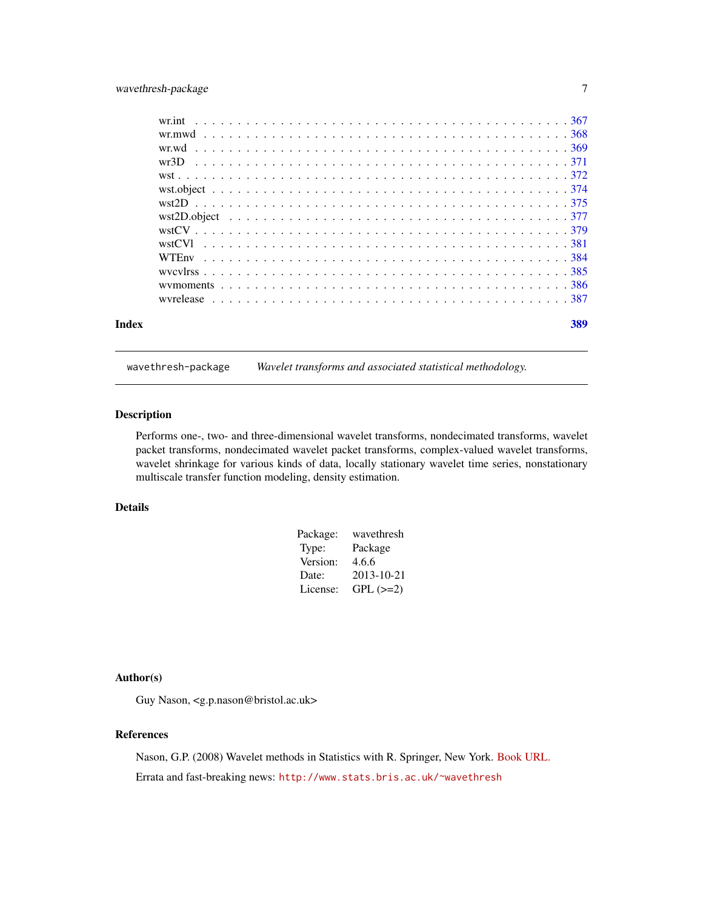wr.int . . . . . . . . . . . . . . . . . . . . . . . . . . . . . . . . . . . . . . . . . . 367
wr.mwd . . . . . . . . . . . . . . . . . . . . . . . . . . . . . . . . . . . . . . . . . . 368
wr.wd . . . . . . . . . . . . . . . . . . . . . . . . . . . . . . . . . . . . . . . . . . 369
wr3D . . . . . . . . . . . . . . . . . . . . . . . . . . . . . . . . . . . . . . . . . . 371
wst . . . . . . . . . . . . . . . . . . . . . . . . . . . . . . . . . . . . . . . . . . 372
wst.object . . . . . . . . . . . . . . . . . . . . . . . . . . . . . . . . . . . . . . . . . . 374
wst2D . . . . . . . . . . . . . . . . . . . . . . . . . . . . . . . . . . . . . . . . . . 375
wst2D.object . . . . . . . . . . . . . . . . . . . . . . . . . . . . . . . . . . . . . . . . . . 377
wstCV . . . . . . . . . . . . . . . . . . . . . . . . . . . . . . . . . . . . . . . . . . 379
wstCVl . . . . . . . . . . . . . . . . . . . . . . . . . . . . . . . . . . . . . . . . . . 381
WTEnv . . . . . . . . . . . . . . . . . . . . . . . . . . . . . . . . . . . . . . . . . . 384
wvcvlrss . . . . . . . . . . . . . . . . . . . . . . . . . . . . . . . . . . . . . . . . . . 385
wvmoments . . . . . . . . . . . . . . . . . . . . . . . . . . . . . . . . . . . . . . . . . . 386
wvrelease . . . . . . . . . . . . . . . . . . . . . . . . . . . . . . . . . . . . . . . . . . 387

**Index** **389**

---

`wavethresh-package` *Wavelet transforms and associated statistical methodology.*

---

## Description

Performs one-, two- and three-dimensional wavelet transforms, nondecimated transforms, wavelet packet transforms, nondecimated wavelet packet transforms, complex-valued wavelet transforms, wavelet shrinkage for various kinds of data, locally stationary wavelet time series, nonstationary multiscale transfer function modeling, density estimation.

## Details

| | |
|---|---|
| Package: | wavethresh |
| Type: | Package |
| Version: | 4.6.6 |
| Date: | 2013-10-21 |
| License: | GPL (>=2) |

## Author(s)

Guy Nason, <g.p.nason@bristol.ac.uk>

## References

Nason, G.P. (2008) Wavelet methods in Statistics with R. Springer, New York. Book URL.

Errata and fast-breaking news: `http://www.stats.bris.ac.uk/~wavethresh`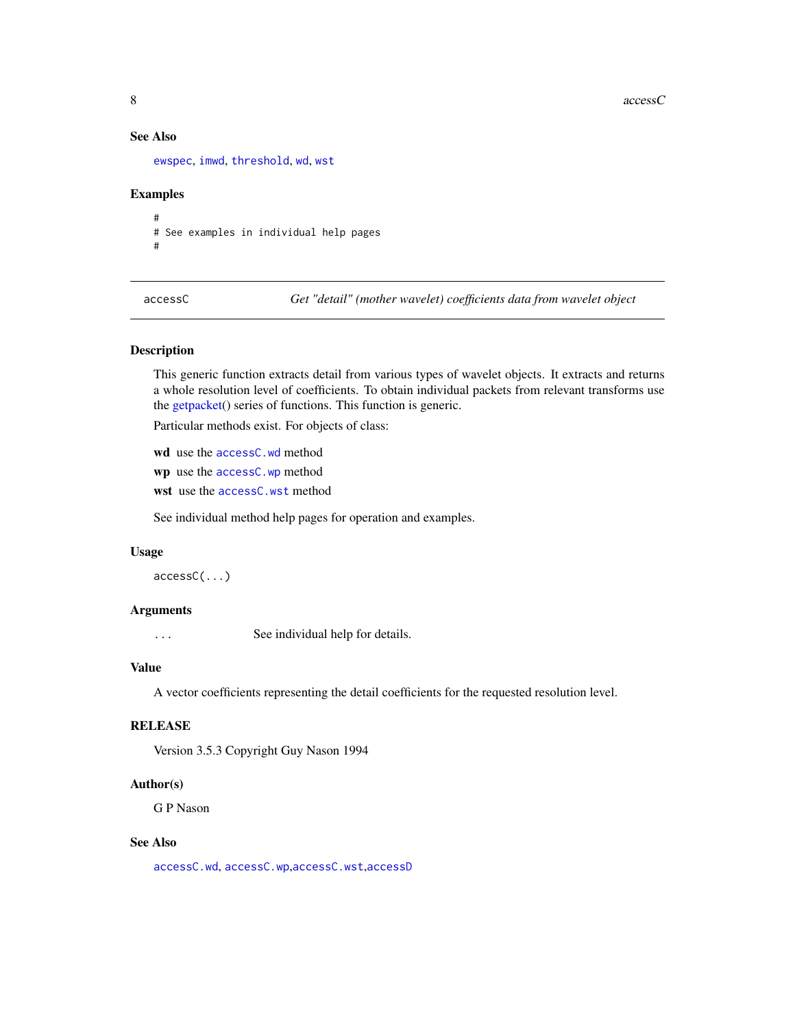### See Also

ewspec, imwd, threshold, wd, wst

### Examples

```
#
# See examples in individual help pages
#
```

---

## accessC — *Get "detail" (mother wavelet) coefficients data from wavelet object*

### Description

This generic function extracts detail from various types of wavelet objects. It extracts and returns a whole resolution level of coefficients. To obtain individual packets from relevant transforms use the getpacket() series of functions. This function is generic.

Particular methods exist. For objects of class:

**wd** use the accessC.wd method

**wp** use the accessC.wp method

**wst** use the accessC.wst method

See individual method help pages for operation and examples.

### Usage

```
accessC(...)
```

### Arguments

| | |
|---|---|
| ... | See individual help for details. |

### Value

A vector coefficients representing the detail coefficients for the requested resolution level.

### RELEASE

Version 3.5.3 Copyright Guy Nason 1994

### Author(s)

G P Nason

### See Also

accessC.wd, accessC.wp,accessC.wst,accessD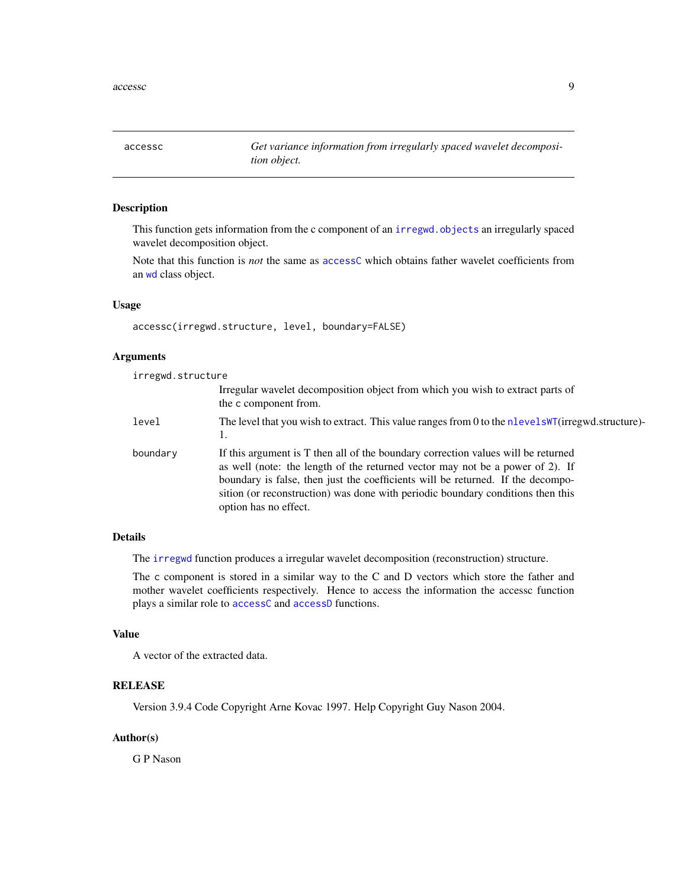# accessc — *Get variance information from irregularly spaced wavelet decomposition object.*

## Description

This function gets information from the c component of an irregwd.objects an irregularly spaced wavelet decomposition object.

Note that this function is *not* the same as accessC which obtains father wavelet coefficients from an wd class object.

## Usage

```
accessc(irregwd.structure, level, boundary=FALSE)
```

## Arguments

**irregwd.structure**
: Irregular wavelet decomposition object from which you wish to extract parts of the c component from.

**level**
: The level that you wish to extract. This value ranges from 0 to the nlevelsWT(irregwd.structure)-1.

**boundary**
: If this argument is T then all of the boundary correction values will be returned as well (note: the length of the returned vector may not be a power of 2). If boundary is false, then just the coefficients will be returned. If the decomposition (or reconstruction) was done with periodic boundary conditions then this option has no effect.

## Details

The irregwd function produces a irregular wavelet decomposition (reconstruction) structure.

The c component is stored in a similar way to the C and D vectors which store the father and mother wavelet coefficients respectively. Hence to access the information the accessc function plays a similar role to accessC and accessD functions.

## Value

A vector of the extracted data.

## RELEASE

Version 3.9.4 Code Copyright Arne Kovac 1997. Help Copyright Guy Nason 2004.

## Author(s)

G P Nason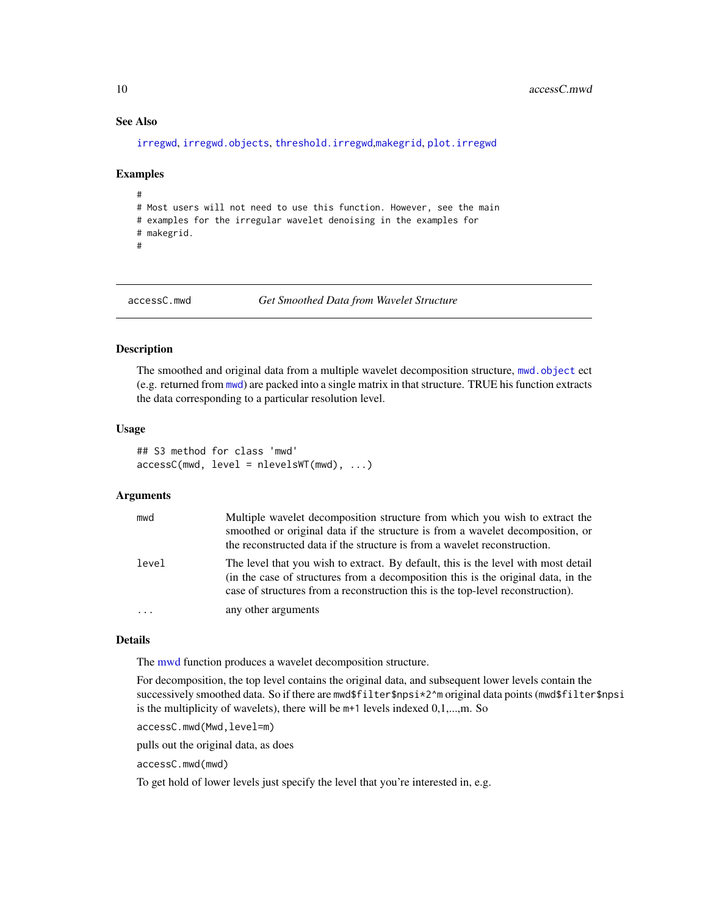## See Also

irregwd, irregwd.objects, threshold.irregwd,makegrid, plot.irregwd

## Examples

```
#
# Most users will not need to use this function. However, see the main
# examples for the irregular wavelet denoising in the examples for
# makegrid.
#
```

---

# accessC.mwd — *Get Smoothed Data from Wavelet Structure*

## Description

The smoothed and original data from a multiple wavelet decomposition structure, mwd.object ect (e.g. returned from mwd) are packed into a single matrix in that structure. TRUE his function extracts the data corresponding to a particular resolution level.

## Usage

```
## S3 method for class 'mwd'
accessC(mwd, level = nlevelsWT(mwd), ...)
```

## Arguments

| | |
|---|---|
| mwd | Multiple wavelet decomposition structure from which you wish to extract the smoothed or original data if the structure is from a wavelet decomposition, or the reconstructed data if the structure is from a wavelet reconstruction. |
| level | The level that you wish to extract. By default, this is the level with most detail (in the case of structures from a decomposition this is the original data, in the case of structures from a reconstruction this is the top-level reconstruction). |
| ... | any other arguments |

## Details

The mwd function produces a wavelet decomposition structure.

For decomposition, the top level contains the original data, and subsequent lower levels contain the successively smoothed data. So if there are `mwd$filter$npsi*2^m` original data points (`mwd$filter$npsi` is the multiplicity of wavelets), there will be `m+1` levels indexed 0,1,...,m. So

`accessC.mwd(Mwd,level=m)`

pulls out the original data, as does

`accessC.mwd(mwd)`

To get hold of lower levels just specify the level that you're interested in, e.g.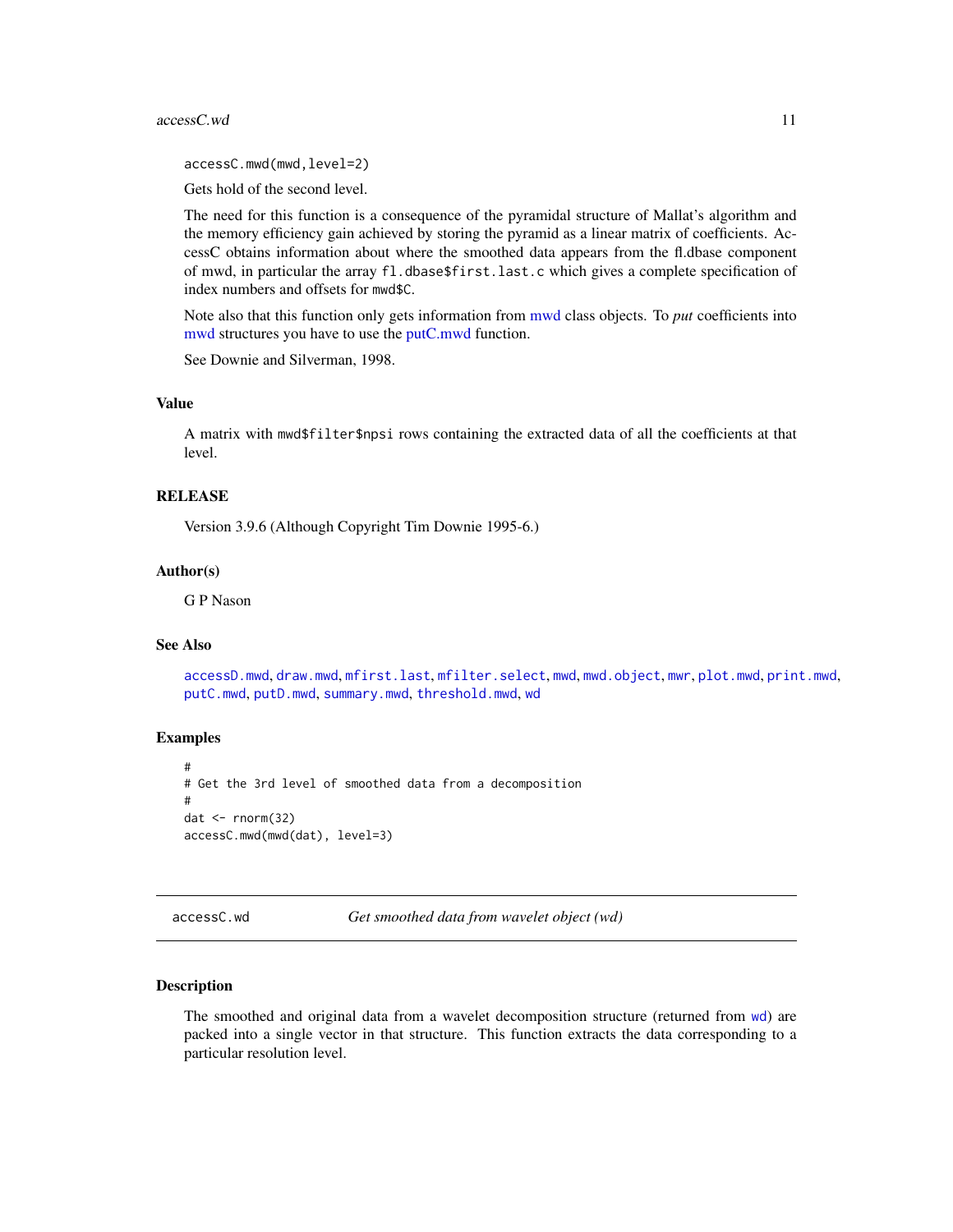```
accessC.mwd(mwd,level=2)
```

Gets hold of the second level.

The need for this function is a consequence of the pyramidal structure of Mallat's algorithm and the memory efficiency gain achieved by storing the pyramid as a linear matrix of coefficients. AccessC obtains information about where the smoothed data appears from the fl.dbase component of mwd, in particular the array `fl.dbase$first.last.c` which gives a complete specification of index numbers and offsets for `mwd$C`.

Note also that this function only gets information from mwd class objects. To *put* coefficients into mwd structures you have to use the putC.mwd function.

See Downie and Silverman, 1998.

## Value

A matrix with `mwd$filter$npsi` rows containing the extracted data of all the coefficients at that level.

## RELEASE

Version 3.9.6 (Although Copyright Tim Downie 1995-6.)

## Author(s)

G P Nason

## See Also

`accessD.mwd`, `draw.mwd`, `mfirst.last`, `mfilter.select`, `mwd`, `mwd.object`, `mwr`, `plot.mwd`, `print.mwd`, `putC.mwd`, `putD.mwd`, `summary.mwd`, `threshold.mwd`, `wd`

## Examples

```
#
# Get the 3rd level of smoothed data from a decomposition
#
dat <- rnorm(32)
accessC.mwd(mwd(dat), level=3)
```

---

# accessC.wd — *Get smoothed data from wavelet object (wd)*

---

## Description

The smoothed and original data from a wavelet decomposition structure (returned from wd) are packed into a single vector in that structure. This function extracts the data corresponding to a particular resolution level.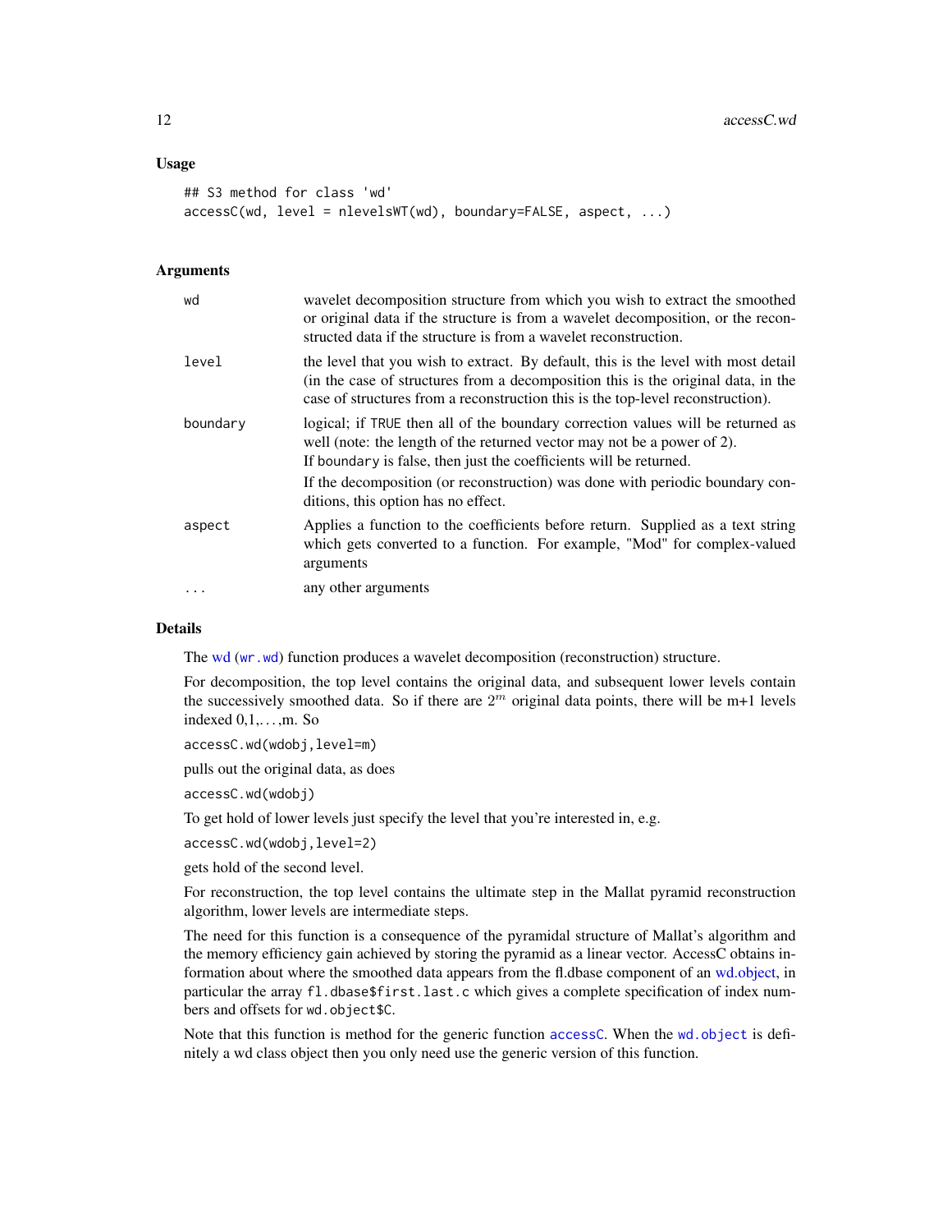## Usage

```
## S3 method for class 'wd'
accessC(wd, level = nlevelsWT(wd), boundary=FALSE, aspect, ...)
```

## Arguments

| | |
|---|---|
| wd | wavelet decomposition structure from which you wish to extract the smoothed or original data if the structure is from a wavelet decomposition, or the reconstructed data if the structure is from a wavelet reconstruction. |
| level | the level that you wish to extract. By default, this is the level with most detail (in the case of structures from a decomposition this is the original data, in the case of structures from a reconstruction this is the top-level reconstruction). |
| boundary | logical; if TRUE then all of the boundary correction values will be returned as well (note: the length of the returned vector may not be a power of 2). If boundary is false, then just the coefficients will be returned. If the decomposition (or reconstruction) was done with periodic boundary conditions, this option has no effect. |
| aspect | Applies a function to the coefficients before return. Supplied as a text string which gets converted to a function. For example, "Mod" for complex-valued arguments |
| ... | any other arguments |

## Details

The wd (wr.wd) function produces a wavelet decomposition (reconstruction) structure.

For decomposition, the top level contains the original data, and subsequent lower levels contain the successively smoothed data. So if there are $2^m$ original data points, there will be m+1 levels indexed 0,1,...,m. So

`accessC.wd(wdobj,level=m)`

pulls out the original data, as does

`accessC.wd(wdobj)`

To get hold of lower levels just specify the level that you're interested in, e.g.

`accessC.wd(wdobj,level=2)`

gets hold of the second level.

For reconstruction, the top level contains the ultimate step in the Mallat pyramid reconstruction algorithm, lower levels are intermediate steps.

The need for this function is a consequence of the pyramidal structure of Mallat's algorithm and the memory efficiency gain achieved by storing the pyramid as a linear vector. AccessC obtains information about where the smoothed data appears from the fl.dbase component of an wd.object, in particular the array `fl.dbase$first.last.c` which gives a complete specification of index numbers and offsets for `wd.object$C`.

Note that this function is method for the generic function accessC. When the `wd.object` is definitely a wd class object then you only need use the generic version of this function.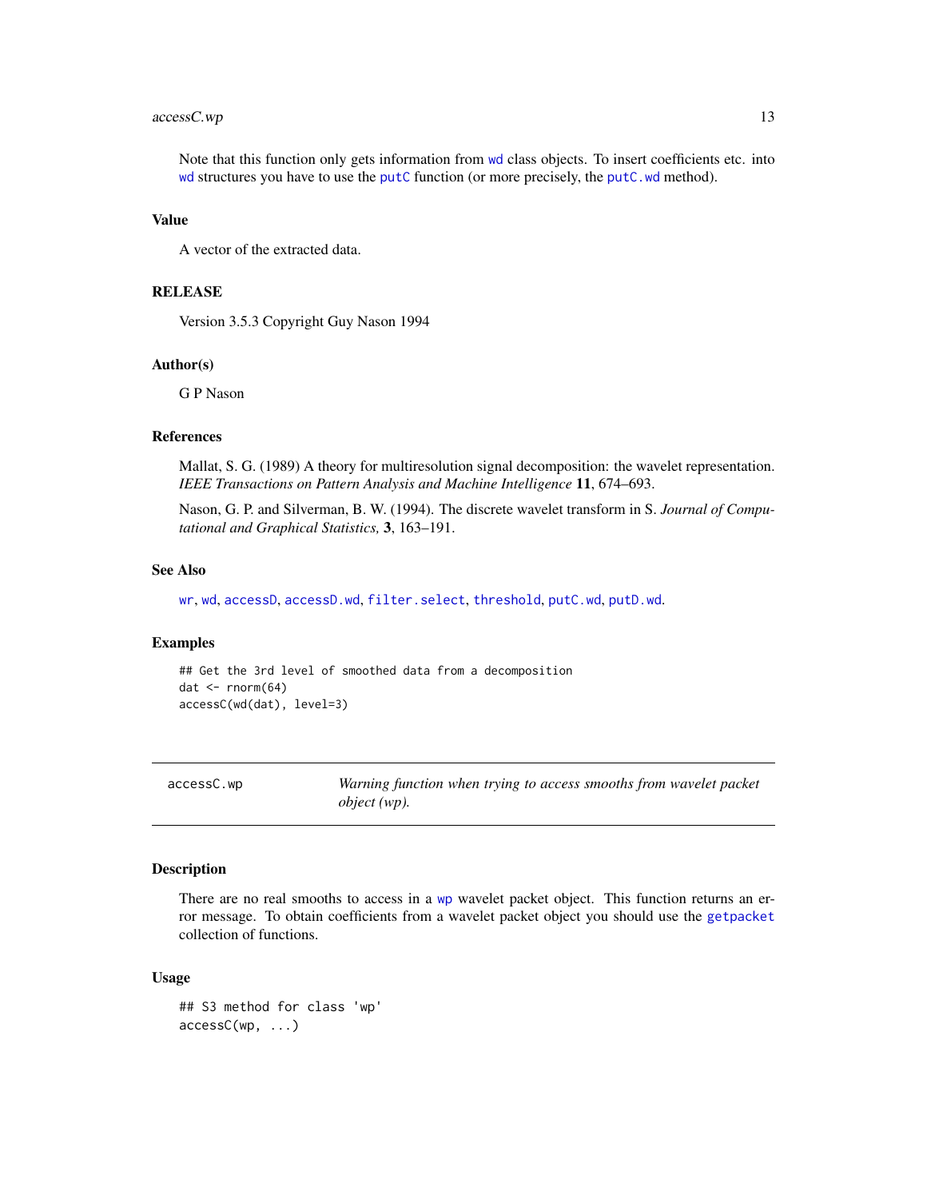Note that this function only gets information from wd class objects. To insert coefficients etc. into wd structures you have to use the putC function (or more precisely, the putC.wd method).

### Value

A vector of the extracted data.

### RELEASE

Version 3.5.3 Copyright Guy Nason 1994

### Author(s)

G P Nason

### References

Mallat, S. G. (1989) A theory for multiresolution signal decomposition: the wavelet representation. *IEEE Transactions on Pattern Analysis and Machine Intelligence* **11**, 674–693.

Nason, G. P. and Silverman, B. W. (1994). The discrete wavelet transform in S. *Journal of Computational and Graphical Statistics,* **3**, 163–191.

### See Also

wr, wd, accessD, accessD.wd, filter.select, threshold, putC.wd, putD.wd.

### Examples

```
## Get the 3rd level of smoothed data from a decomposition
dat <- rnorm(64)
accessC(wd(dat), level=3)
```

---

## accessC.wp — *Warning function when trying to access smooths from wavelet packet object (wp).*

---

### Description

There are no real smooths to access in a wp wavelet packet object. This function returns an error message. To obtain coefficients from a wavelet packet object you should use the getpacket collection of functions.

### Usage

```
## S3 method for class 'wp'
accessC(wp, ...)
```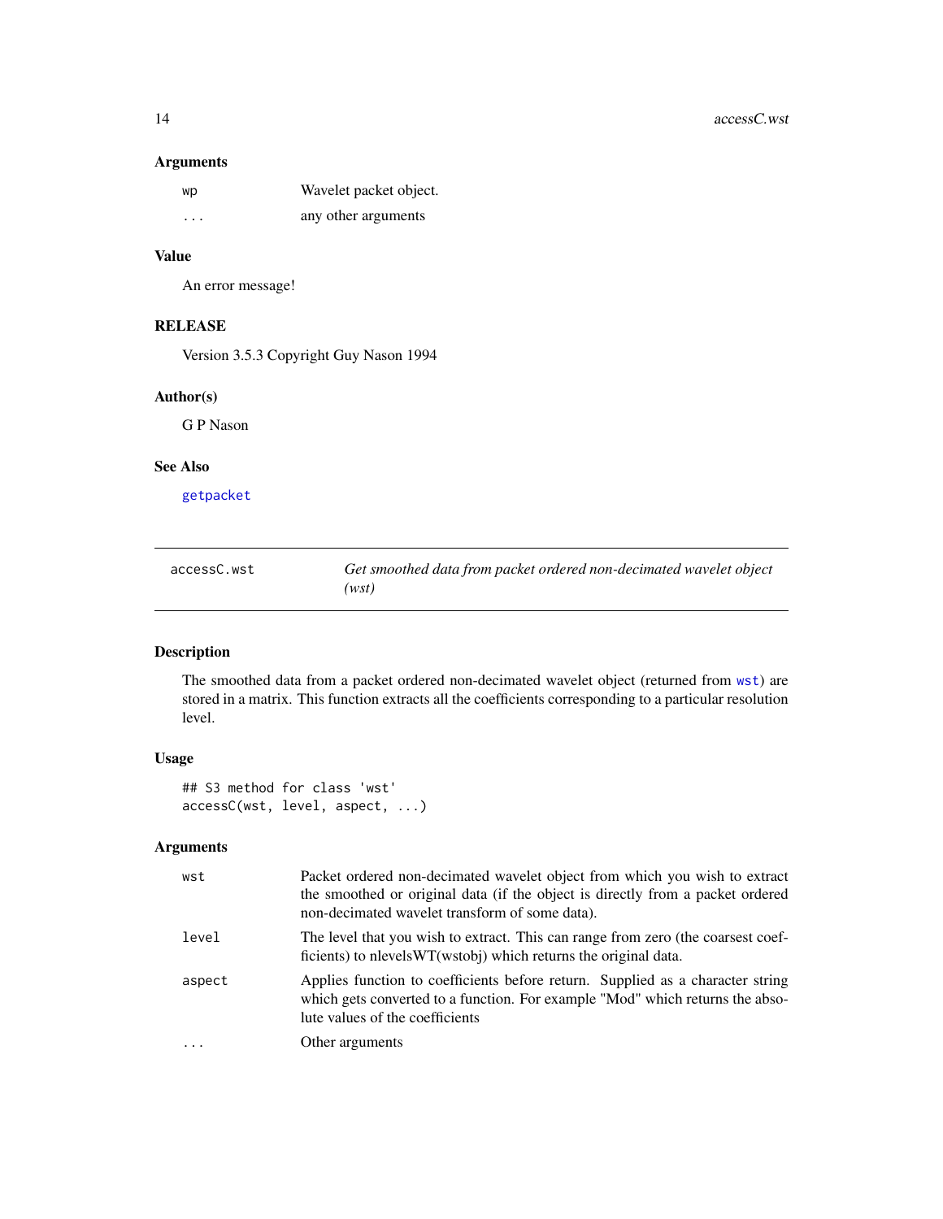### Arguments

| | |
|---|---|
| `wp` | Wavelet packet object. |
| `...` | any other arguments |

### Value

An error message!

### RELEASE

Version 3.5.3 Copyright Guy Nason 1994

### Author(s)

G P Nason

### See Also

`getpacket`

---

## accessC.wst — *Get smoothed data from packet ordered non-decimated wavelet object (wst)*

---

### Description

The smoothed data from a packet ordered non-decimated wavelet object (returned from `wst`) are stored in a matrix. This function extracts all the coefficients corresponding to a particular resolution level.

### Usage

```
## S3 method for class 'wst'
accessC(wst, level, aspect, ...)
```

### Arguments

| | |
|---|---|
| `wst` | Packet ordered non-decimated wavelet object from which you wish to extract the smoothed or original data (if the object is directly from a packet ordered non-decimated wavelet transform of some data). |
| `level` | The level that you wish to extract. This can range from zero (the coarsest coefficients) to nlevelsWT(wstobj) which returns the original data. |
| `aspect` | Applies function to coefficients before return. Supplied as a character string which gets converted to a function. For example "Mod" which returns the absolute values of the coefficients |
| `...` | Other arguments |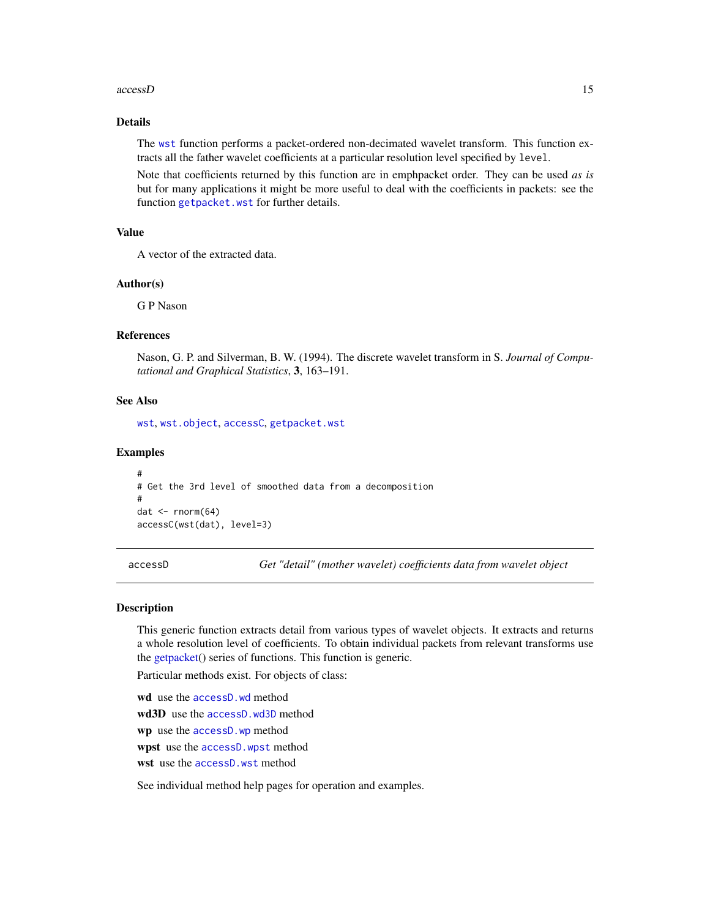## Details

The wst function performs a packet-ordered non-decimated wavelet transform. This function extracts all the father wavelet coefficients at a particular resolution level specified by `level`.

Note that coefficients returned by this function are in emphpacket order. They can be used *as is* but for many applications it might be more useful to deal with the coefficients in packets: see the function getpacket.wst for further details.

## Value

A vector of the extracted data.

## Author(s)

G P Nason

## References

Nason, G. P. and Silverman, B. W. (1994). The discrete wavelet transform in S. *Journal of Computational and Graphical Statistics*, **3**, 163–191.

## See Also

wst, wst.object, accessC, getpacket.wst

## Examples

```
#
# Get the 3rd level of smoothed data from a decomposition
#
dat <- rnorm(64)
accessC(wst(dat), level=3)
```

---

# accessD — *Get "detail" (mother wavelet) coefficients data from wavelet object*

## Description

This generic function extracts detail from various types of wavelet objects. It extracts and returns a whole resolution level of coefficients. To obtain individual packets from relevant transforms use the getpacket() series of functions. This function is generic.

Particular methods exist. For objects of class:

**wd** use the accessD.wd method

**wd3D** use the accessD.wd3D method

**wp** use the accessD.wp method

**wpst** use the accessD.wpst method

**wst** use the accessD.wst method

See individual method help pages for operation and examples.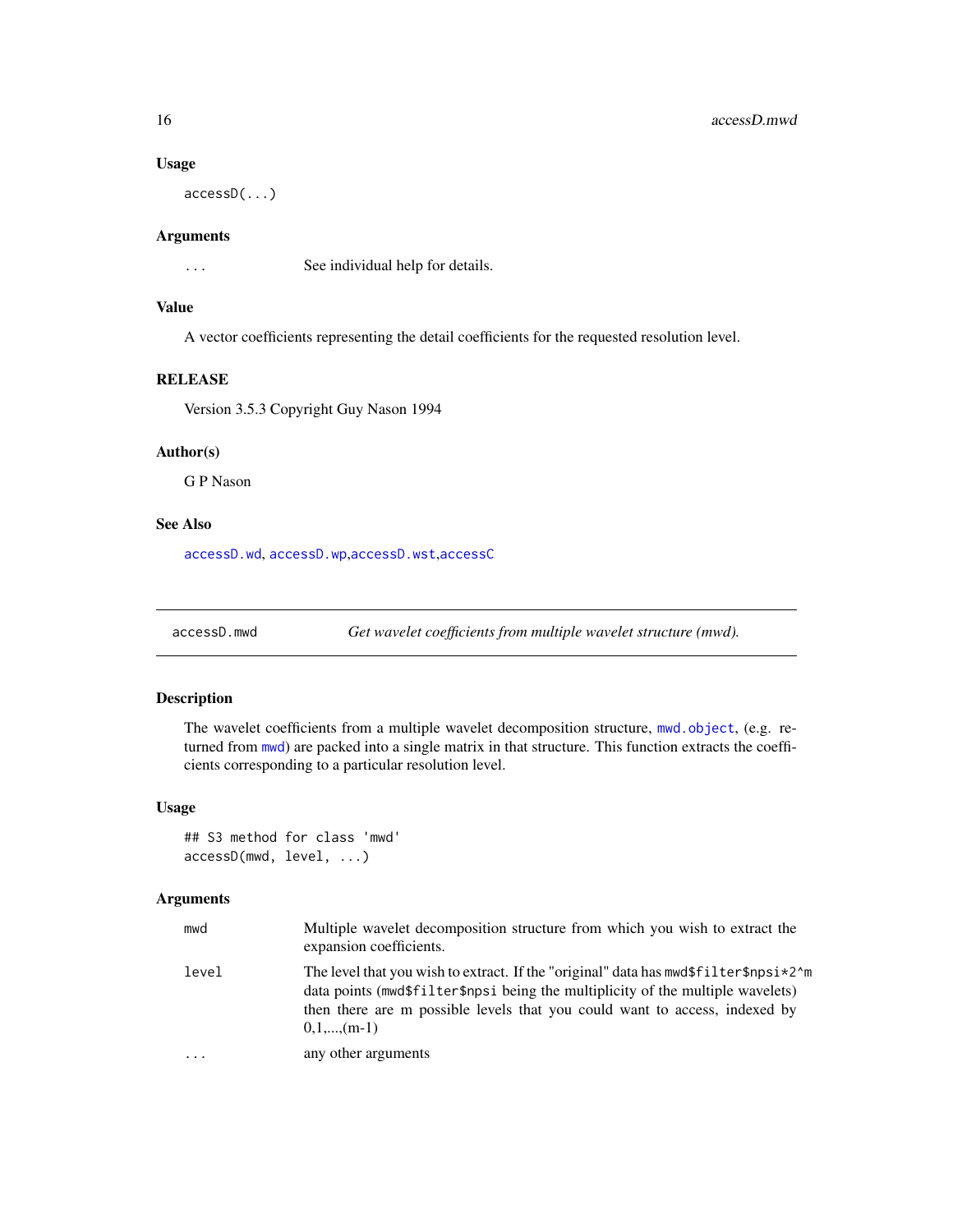## Usage

```
accessD(...)
```

## Arguments

| | |
|---|---|
| ... | See individual help for details. |

## Value

A vector coefficients representing the detail coefficients for the requested resolution level.

## RELEASE

Version 3.5.3 Copyright Guy Nason 1994

## Author(s)

G P Nason

## See Also

accessD.wd, accessD.wp,accessD.wst,accessC

---

# accessD.mwd *Get wavelet coefficients from multiple wavelet structure (mwd).*

## Description

The wavelet coefficients from a multiple wavelet decomposition structure, mwd.object, (e.g. returned from mwd) are packed into a single matrix in that structure. This function extracts the coefficients corresponding to a particular resolution level.

## Usage

```
## S3 method for class 'mwd'
accessD(mwd, level, ...)
```

## Arguments

| | |
|---|---|
| mwd | Multiple wavelet decomposition structure from which you wish to extract the expansion coefficients. |
| level | The level that you wish to extract. If the "original" data has mwd$filter$npsi*2^m data points (mwd$filter$npsi being the multiplicity of the multiple wavelets) then there are m possible levels that you could want to access, indexed by 0,1,...,(m-1) |
| ... | any other arguments |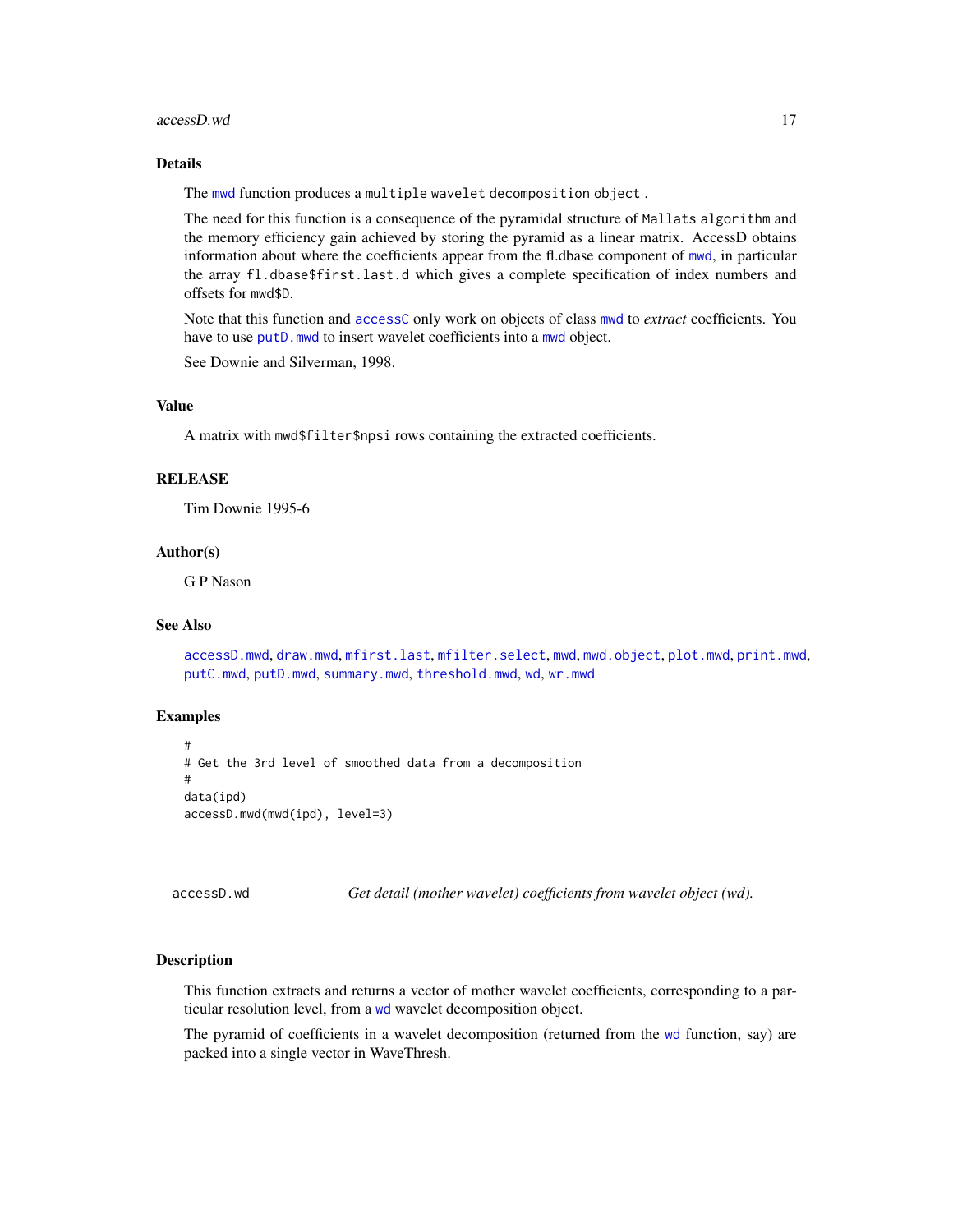## Details

The `mwd` function produces a `multiple wavelet decomposition object` .

The need for this function is a consequence of the pyramidal structure of `Mallats algorithm` and the memory efficiency gain achieved by storing the pyramid as a linear matrix. AccessD obtains information about where the coefficients appear from the fl.dbase component of `mwd`, in particular the array `fl.dbase$first.last.d` which gives a complete specification of index numbers and offsets for `mwd$D`.

Note that this function and `accessC` only work on objects of class `mwd` to *extract* coefficients. You have to use `putD.mwd` to insert wavelet coefficients into a `mwd` object.

See Downie and Silverman, 1998.

## Value

A matrix with `mwd$filter$npsi` rows containing the extracted coefficients.

## RELEASE

Tim Downie 1995-6

## Author(s)

G P Nason

## See Also

`accessD.mwd`, `draw.mwd`, `mfirst.last`, `mfilter.select`, `mwd`, `mwd.object`, `plot.mwd`, `print.mwd`, `putC.mwd`, `putD.mwd`, `summary.mwd`, `threshold.mwd`, `wd`, `wr.mwd`

## Examples

```
#
# Get the 3rd level of smoothed data from a decomposition
#
data(ipd)
accessD.mwd(mwd(ipd), level=3)
```

---

# accessD.wd — *Get detail (mother wavelet) coefficients from wavelet object (wd).*

## Description

This function extracts and returns a vector of mother wavelet coefficients, corresponding to a particular resolution level, from a `wd` wavelet decomposition object.

The pyramid of coefficients in a wavelet decomposition (returned from the `wd` function, say) are packed into a single vector in WaveThresh.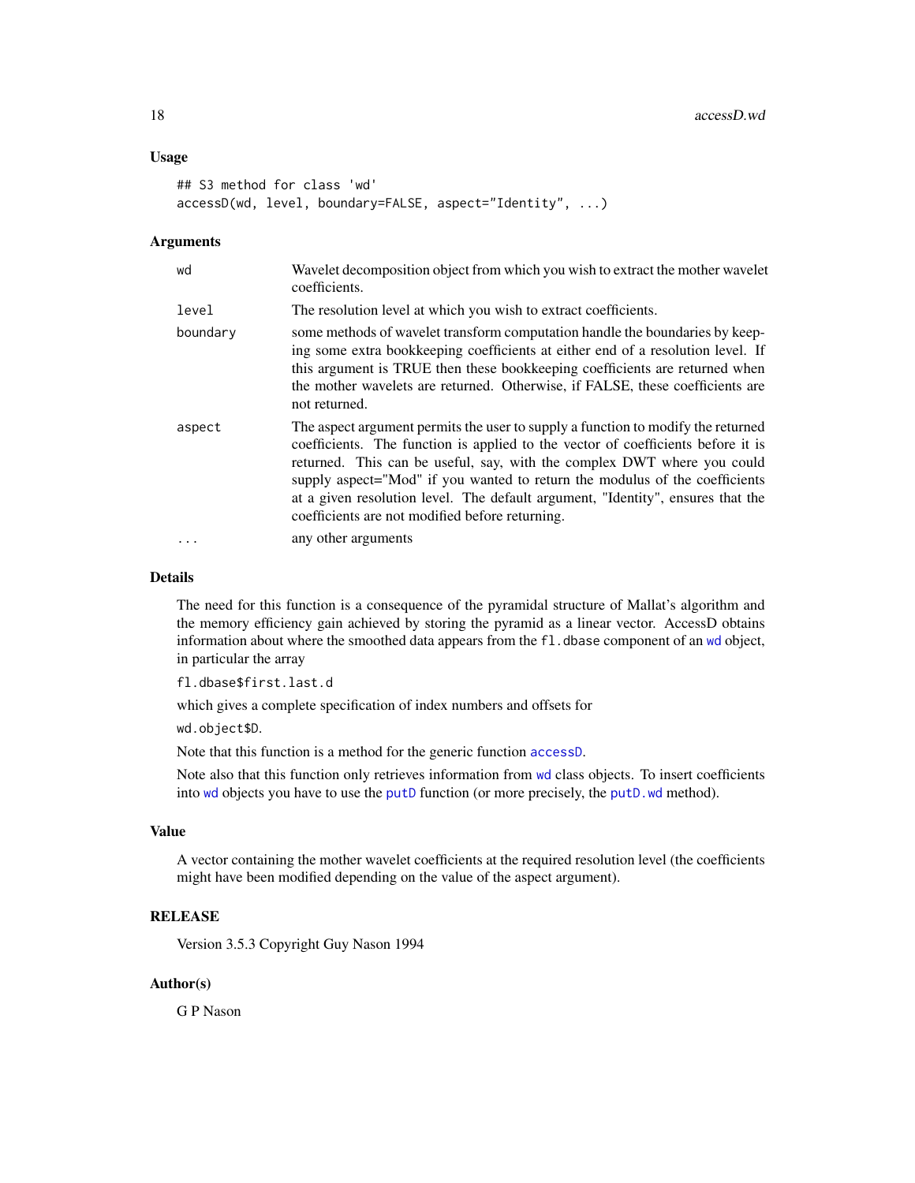### Usage

```
## S3 method for class 'wd'
accessD(wd, level, boundary=FALSE, aspect="Identity", ...)
```

### Arguments

| | |
|---|---|
| wd | Wavelet decomposition object from which you wish to extract the mother wavelet coefficients. |
| level | The resolution level at which you wish to extract coefficients. |
| boundary | some methods of wavelet transform computation handle the boundaries by keeping some extra bookkeeping coefficients at either end of a resolution level. If this argument is TRUE then these bookkeeping coefficients are returned when the mother wavelets are returned. Otherwise, if FALSE, these coefficients are not returned. |
| aspect | The aspect argument permits the user to supply a function to modify the returned coefficients. The function is applied to the vector of coefficients before it is returned. This can be useful, say, with the complex DWT where you could supply aspect="Mod" if you wanted to return the modulus of the coefficients at a given resolution level. The default argument, "Identity", ensures that the coefficients are not modified before returning. |
| ... | any other arguments |

### Details

The need for this function is a consequence of the pyramidal structure of Mallat's algorithm and the memory efficiency gain achieved by storing the pyramid as a linear vector. AccessD obtains information about where the smoothed data appears from the `fl.dbase` component of an `wd` object, in particular the array

`fl.dbase$first.last.d`

which gives a complete specification of index numbers and offsets for

`wd.object$D`.

Note that this function is a method for the generic function `accessD`.

Note also that this function only retrieves information from `wd` class objects. To insert coefficients into `wd` objects you have to use the `putD` function (or more precisely, the `putD.wd` method).

### Value

A vector containing the mother wavelet coefficients at the required resolution level (the coefficients might have been modified depending on the value of the aspect argument).

### RELEASE

Version 3.5.3 Copyright Guy Nason 1994

### Author(s)

G P Nason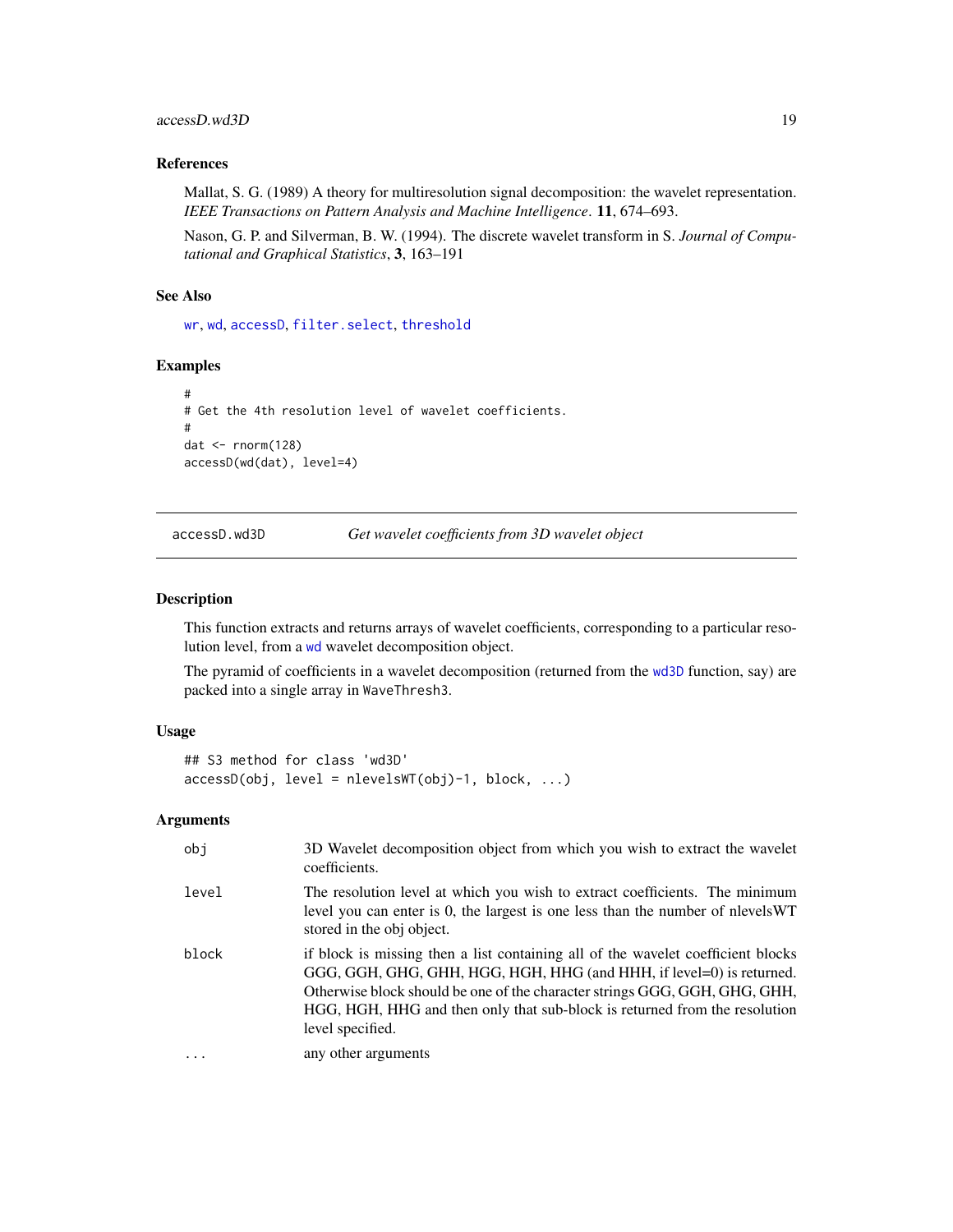### References

Mallat, S. G. (1989) A theory for multiresolution signal decomposition: the wavelet representation. *IEEE Transactions on Pattern Analysis and Machine Intelligence*. **11**, 674–693.

Nason, G. P. and Silverman, B. W. (1994). The discrete wavelet transform in S. *Journal of Computational and Graphical Statistics*, **3**, 163–191

### See Also

wr, wd, accessD, filter.select, threshold

### Examples

```
#
# Get the 4th resolution level of wavelet coefficients.
#
dat <- rnorm(128)
accessD(wd(dat), level=4)
```

---

## accessD.wd3D — *Get wavelet coefficients from 3D wavelet object*

### Description

This function extracts and returns arrays of wavelet coefficients, corresponding to a particular resolution level, from a wd wavelet decomposition object.

The pyramid of coefficients in a wavelet decomposition (returned from the wd3D function, say) are packed into a single array in WaveThresh3.

### Usage

```
## S3 method for class 'wd3D'
accessD(obj, level = nlevelsWT(obj)-1, block, ...)
```

### Arguments

| | |
|---|---|
| obj | 3D Wavelet decomposition object from which you wish to extract the wavelet coefficients. |
| level | The resolution level at which you wish to extract coefficients. The minimum level you can enter is 0, the largest is one less than the number of nlevelsWT stored in the obj object. |
| block | if block is missing then a list containing all of the wavelet coefficient blocks GGG, GGH, GHG, GHH, HGG, HGH, HHG (and HHH, if level=0) is returned. Otherwise block should be one of the character strings GGG, GGH, GHG, GHH, HGG, HGH, HHG and then only that sub-block is returned from the resolution level specified. |
| ... | any other arguments |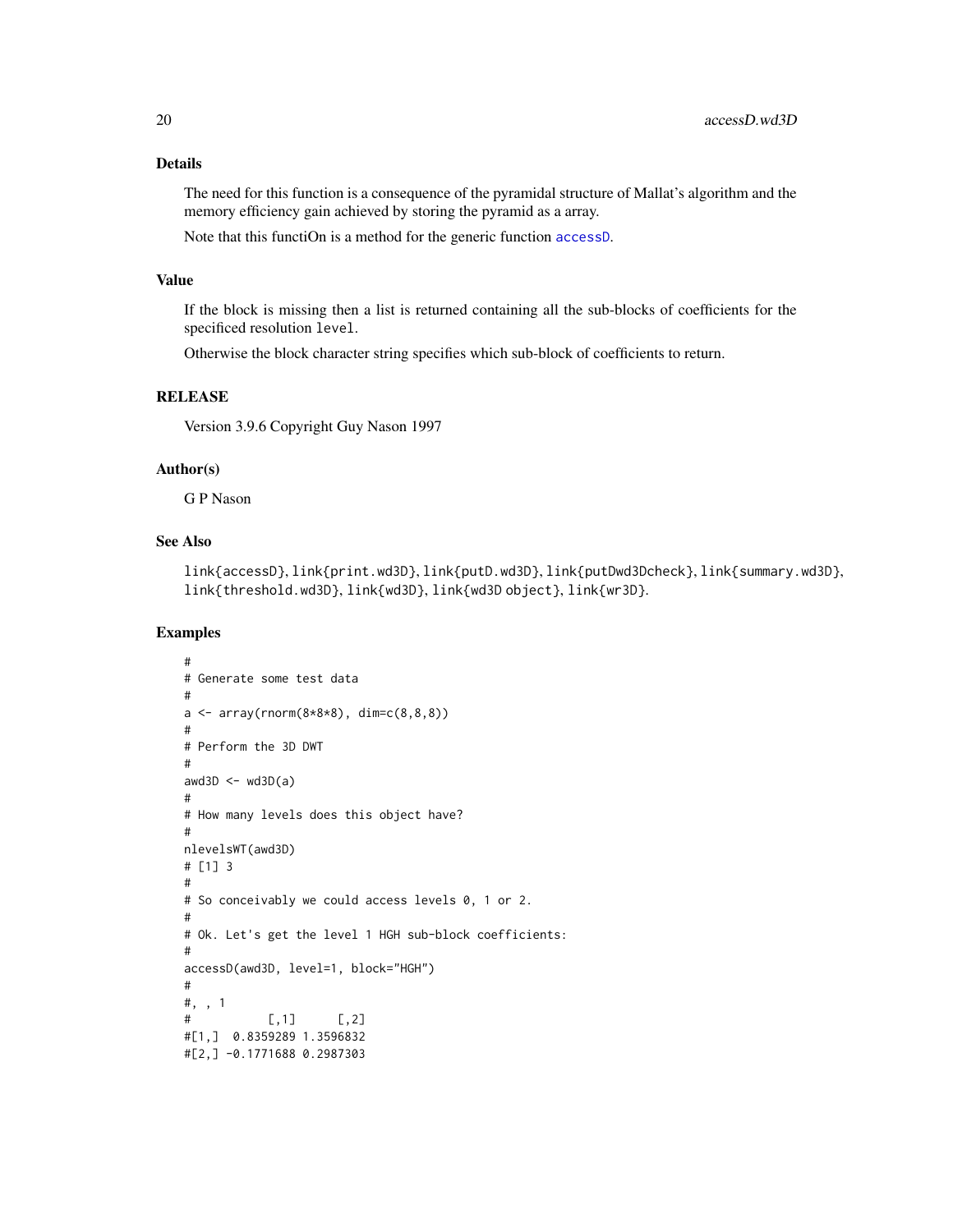## Details

The need for this function is a consequence of the pyramidal structure of Mallat's algorithm and the memory efficiency gain achieved by storing the pyramid as a array.

Note that this functiOn is a method for the generic function accessD.

## Value

If the block is missing then a list is returned containing all the sub-blocks of coefficients for the specificed resolution level.

Otherwise the block character string specifies which sub-block of coefficients to return.

## RELEASE

Version 3.9.6 Copyright Guy Nason 1997

## Author(s)

G P Nason

## See Also

link{accessD}, link{print.wd3D}, link{putD.wd3D}, link{putDwd3Dcheck}, link{summary.wd3D}, link{threshold.wd3D}, link{wd3D}, link{wd3D object}, link{wr3D}.

## Examples

```
#
# Generate some test data
#
a <- array(rnorm(8*8*8), dim=c(8,8,8))
#
# Perform the 3D DWT
#
awd3D <- wd3D(a)
#
# How many levels does this object have?
#
nlevelsWT(awd3D)
# [1] 3
#
# So conceivably we could access levels 0, 1 or 2.
#
# Ok. Let's get the level 1 HGH sub-block coefficients:
#
accessD(awd3D, level=1, block="HGH")
#
#, , 1
#           [,1]      [,2]
#[1,]  0.8359289 1.3596832
#[2,] -0.1771688 0.2987303
```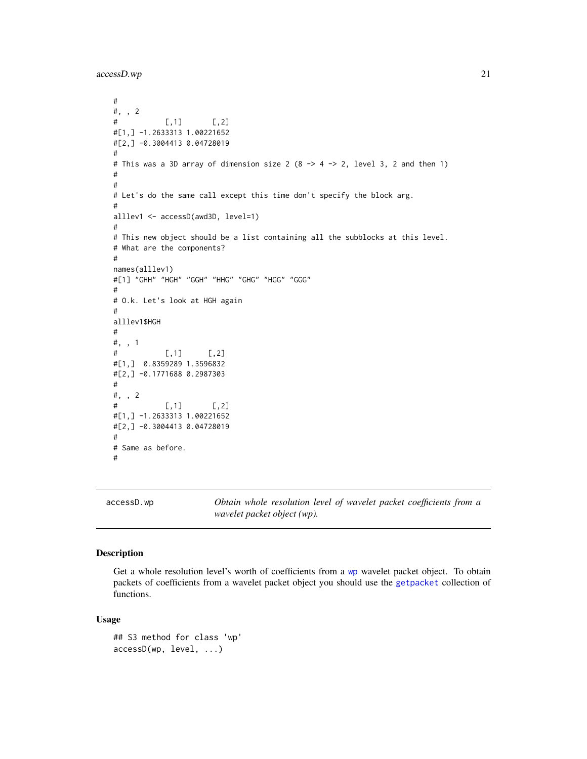```
#
#, , 2
#           [,1]       [,2]
#[1,] -1.2633313 1.00221652
#[2,] -0.3004413 0.04728019
#
# This was a 3D array of dimension size 2 (8 -> 4 -> 2, level 3, 2 and then 1)
#
#
# Let's do the same call except this time don't specify the block arg.
#
alllev1 <- accessD(awd3D, level=1)
#
# This new object should be a list containing all the subblocks at this level.
# What are the components?
#
names(alllev1)
#[1] "GHH" "HGH" "GGH" "HHG" "GHG" "HGG" "GGG"
#
# O.k. Let's look at HGH again
#
alllev1$HGH
#
#, , 1
#           [,1]      [,2]
#[1,]  0.8359289 1.3596832
#[2,] -0.1771688 0.2987303
#
#, , 2
#           [,1]       [,2]
#[1,] -1.2633313 1.00221652
#[2,] -0.3004413 0.04728019
#
# Same as before.
#
```

---

`accessD.wp` *Obtain whole resolution level of wavelet packet coefficients from a wavelet packet object (wp).*

---

## Description

Get a whole resolution level's worth of coefficients from a wp wavelet packet object. To obtain packets of coefficients from a wavelet packet object you should use the getpacket collection of functions.

## Usage

```
## S3 method for class 'wp'
accessD(wp, level, ...)
```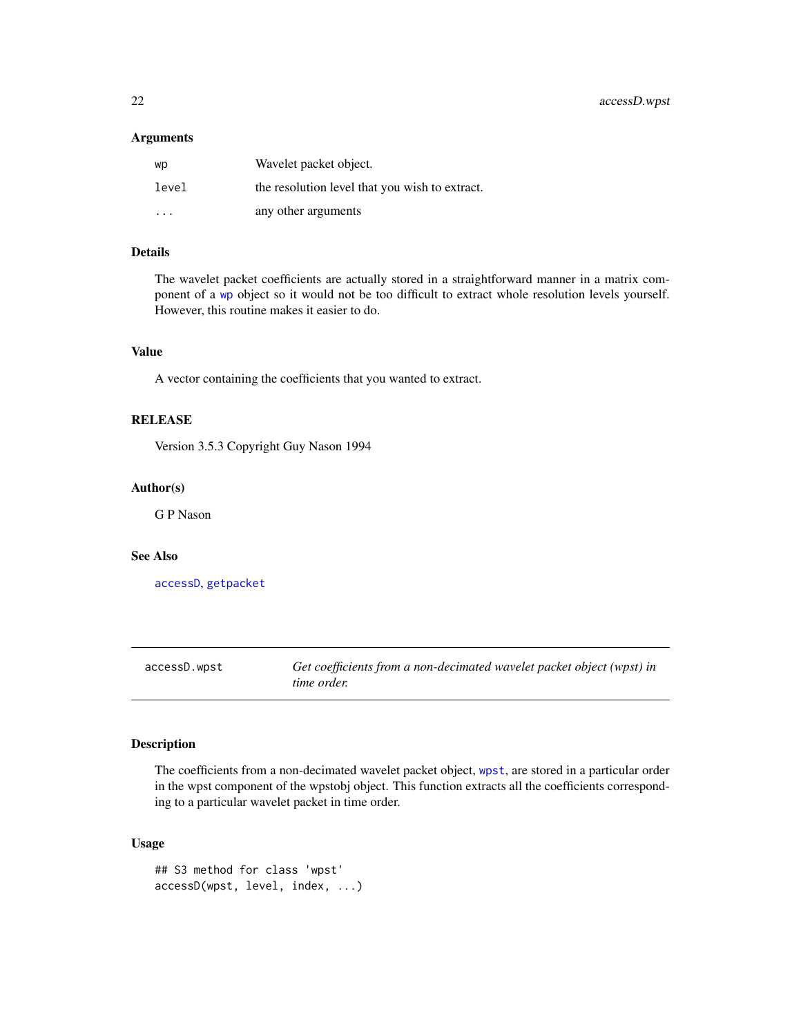### Arguments

| | |
|---|---|
| wp | Wavelet packet object. |
| level | the resolution level that you wish to extract. |
| ... | any other arguments |

### Details

The wavelet packet coefficients are actually stored in a straightforward manner in a matrix component of a wp object so it would not be too difficult to extract whole resolution levels yourself. However, this routine makes it easier to do.

### Value

A vector containing the coefficients that you wanted to extract.

### RELEASE

Version 3.5.3 Copyright Guy Nason 1994

### Author(s)

G P Nason

### See Also

accessD, getpacket

---

## accessD.wpst

*Get coefficients from a non-decimated wavelet packet object (wpst) in time order.*

---

### Description

The coefficients from a non-decimated wavelet packet object, wpst, are stored in a particular order in the wpst component of the wpstobj object. This function extracts all the coefficients corresponding to a particular wavelet packet in time order.

### Usage

```
## S3 method for class 'wpst'
accessD(wpst, level, index, ...)
```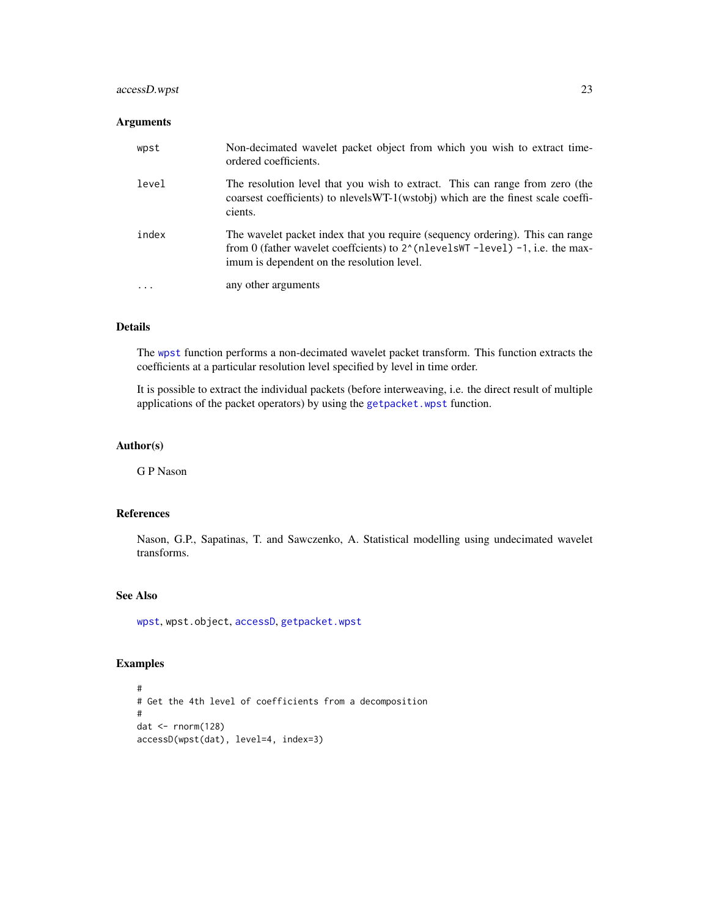## Arguments

| | |
|---|---|
| `wpst` | Non-decimated wavelet packet object from which you wish to extract time-ordered coefficients. |
| `level` | The resolution level that you wish to extract. This can range from zero (the coarsest coefficients) to nlevelsWT-1(wstobj) which are the finest scale coefficients. |
| `index` | The wavelet packet index that you require (sequency ordering). This can range from 0 (father wavelet coeffcients) to `2^(nlevelsWT -level) -1`, i.e. the maximum is dependent on the resolution level. |
| `...` | any other arguments |

## Details

The `wpst` function performs a non-decimated wavelet packet transform. This function extracts the coefficients at a particular resolution level specified by level in time order.

It is possible to extract the individual packets (before interweaving, i.e. the direct result of multiple applications of the packet operators) by using the `getpacket.wpst` function.

## Author(s)

G P Nason

## References

Nason, G.P., Sapatinas, T. and Sawczenko, A. Statistical modelling using undecimated wavelet transforms.

## See Also

`wpst`, `wpst.object`, `accessD`, `getpacket.wpst`

## Examples

```
#
# Get the 4th level of coefficients from a decomposition
#
dat <- rnorm(128)
accessD(wpst(dat), level=4, index=3)
```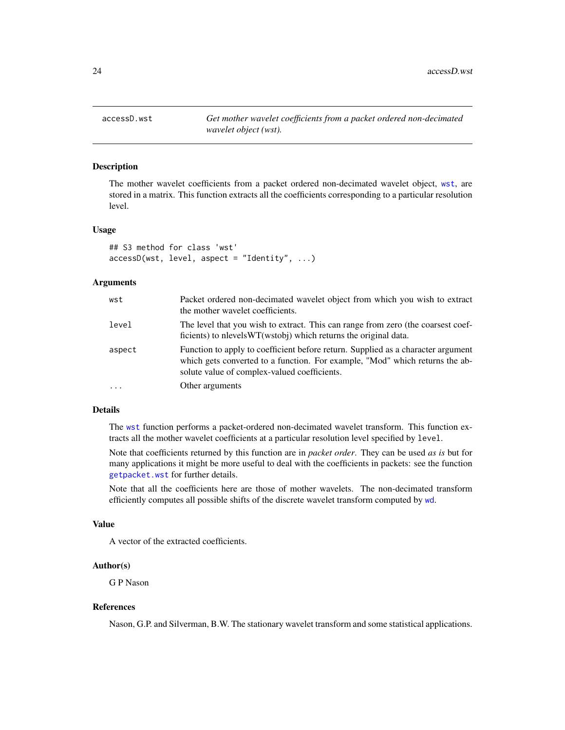# accessD.wst — *Get mother wavelet coefficients from a packet ordered non-decimated wavelet object (wst).*

## Description

The mother wavelet coefficients from a packet ordered non-decimated wavelet object, wst, are stored in a matrix. This function extracts all the coefficients corresponding to a particular resolution level.

## Usage

```
## S3 method for class 'wst'
accessD(wst, level, aspect = "Identity", ...)
```

## Arguments

| | |
|---|---|
| wst | Packet ordered non-decimated wavelet object from which you wish to extract the mother wavelet coefficients. |
| level | The level that you wish to extract. This can range from zero (the coarsest coefficients) to nlevelsWT(wstobj) which returns the original data. |
| aspect | Function to apply to coefficient before return. Supplied as a character argument which gets converted to a function. For example, "Mod" which returns the absolute value of complex-valued coefficients. |
| ... | Other arguments |

## Details

The wst function performs a packet-ordered non-decimated wavelet transform. This function extracts all the mother wavelet coefficients at a particular resolution level specified by `level`.

Note that coefficients returned by this function are in *packet order*. They can be used *as is* but for many applications it might be more useful to deal with the coefficients in packets: see the function getpacket.wst for further details.

Note that all the coefficients here are those of mother wavelets. The non-decimated transform efficiently computes all possible shifts of the discrete wavelet transform computed by wd.

## Value

A vector of the extracted coefficients.

## Author(s)

G P Nason

## References

Nason, G.P. and Silverman, B.W. The stationary wavelet transform and some statistical applications.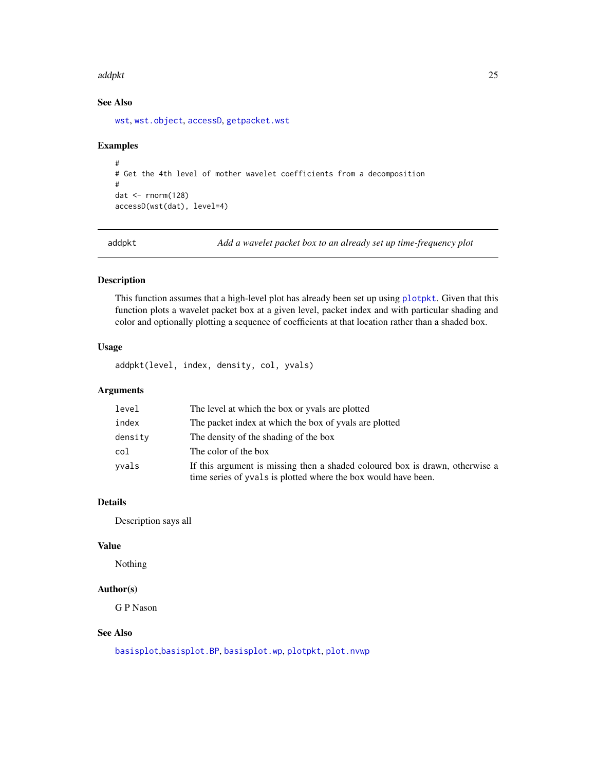### See Also

wst, wst.object, accessD, getpacket.wst

### Examples

```
#
# Get the 4th level of mother wavelet coefficients from a decomposition
#
dat <- rnorm(128)
accessD(wst(dat), level=4)
```

---

## addpkt *Add a wavelet packet box to an already set up time-frequency plot*

### Description

This function assumes that a high-level plot has already been set up using plotpkt. Given that this function plots a wavelet packet box at a given level, packet index and with particular shading and color and optionally plotting a sequence of coefficients at that location rather than a shaded box.

### Usage

```
addpkt(level, index, density, col, yvals)
```

### Arguments

| | |
|---|---|
| level | The level at which the box or yvals are plotted |
| index | The packet index at which the box of yvals are plotted |
| density | The density of the shading of the box |
| col | The color of the box |
| yvals | If this argument is missing then a shaded coloured box is drawn, otherwise a time series of yvals is plotted where the box would have been. |

### Details

Description says all

### Value

Nothing

### Author(s)

G P Nason

### See Also

basisplot,basisplot.BP, basisplot.wp, plotpkt, plot.nvwp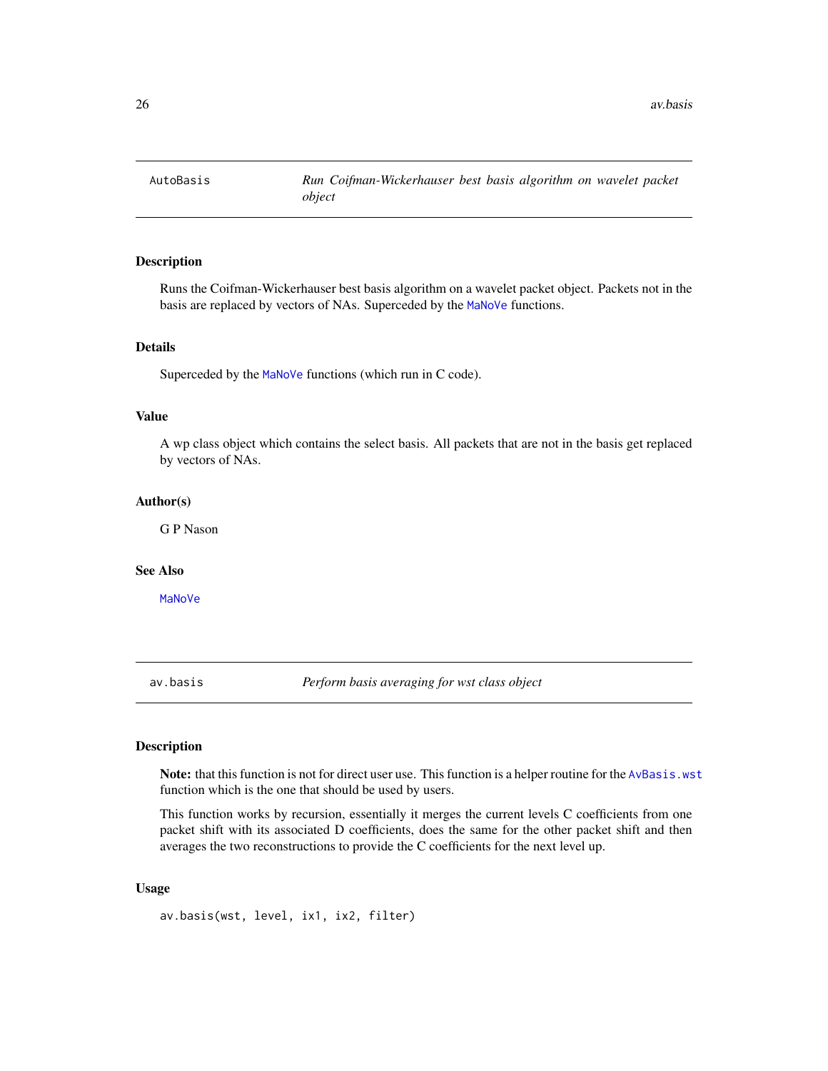## AutoBasis — *Run Coifman-Wickerhauser best basis algorithm on wavelet packet object*

### Description

Runs the Coifman-Wickerhauser best basis algorithm on a wavelet packet object. Packets not in the basis are replaced by vectors of NAs. Superceded by the MaNoVe functions.

### Details

Superceded by the MaNoVe functions (which run in C code).

### Value

A wp class object which contains the select basis. All packets that are not in the basis get replaced by vectors of NAs.

### Author(s)

G P Nason

### See Also

MaNoVe

## av.basis — *Perform basis averaging for wst class object*

### Description

**Note:** that this function is not for direct user use. This function is a helper routine for the AvBasis.wst function which is the one that should be used by users.

This function works by recursion, essentially it merges the current levels C coefficients from one packet shift with its associated D coefficients, does the same for the other packet shift and then averages the two reconstructions to provide the C coefficients for the next level up.

### Usage

```
av.basis(wst, level, ix1, ix2, filter)
```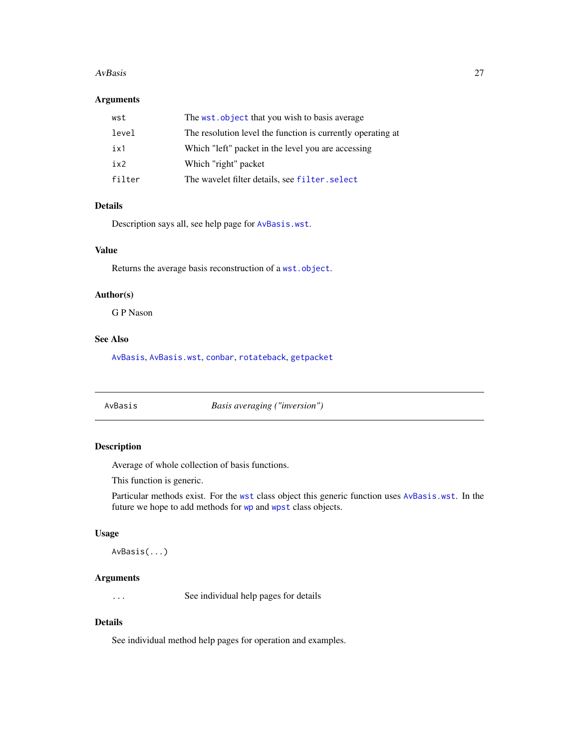## Arguments

| | |
|---|---|
| wst | The wst.object that you wish to basis average |
| level | The resolution level the function is currently operating at |
| ix1 | Which "left" packet in the level you are accessing |
| ix2 | Which "right" packet |
| filter | The wavelet filter details, see filter.select |

## Details

Description says all, see help page for AvBasis.wst.

## Value

Returns the average basis reconstruction of a wst.object.

## Author(s)

G P Nason

## See Also

AvBasis, AvBasis.wst, conbar, rotateback, getpacket

---

AvBasis *Basis averaging ("inversion")*

---

## Description

Average of whole collection of basis functions.

This function is generic.

Particular methods exist. For the wst class object this generic function uses AvBasis.wst. In the future we hope to add methods for wp and wpst class objects.

## Usage

```
AvBasis(...)
```

## Arguments

| | |
|---|---|
| ... | See individual help pages for details |

## Details

See individual method help pages for operation and examples.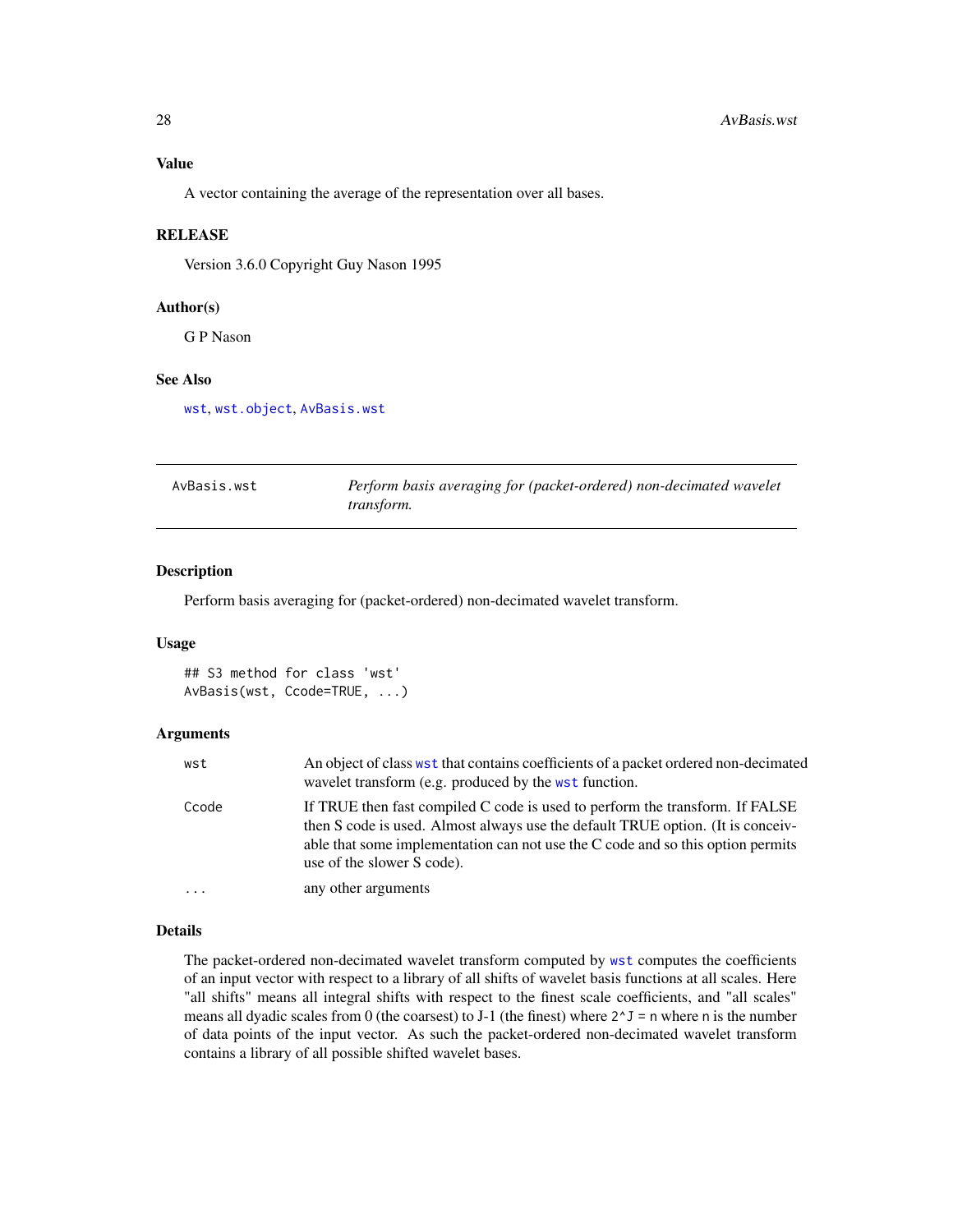### Value

A vector containing the average of the representation over all bases.

### RELEASE

Version 3.6.0 Copyright Guy Nason 1995

### Author(s)

G P Nason

### See Also

wst, wst.object, AvBasis.wst

---

## AvBasis.wst — *Perform basis averaging for (packet-ordered) non-decimated wavelet transform.*

---

### Description

Perform basis averaging for (packet-ordered) non-decimated wavelet transform.

### Usage

```
## S3 method for class 'wst'
AvBasis(wst, Ccode=TRUE, ...)
```

### Arguments

| | |
|---|---|
| wst | An object of class wst that contains coefficients of a packet ordered non-decimated wavelet transform (e.g. produced by the wst function. |
| Ccode | If TRUE then fast compiled C code is used to perform the transform. If FALSE then S code is used. Almost always use the default TRUE option. (It is conceivable that some implementation can not use the C code and so this option permits use of the slower S code). |
| ... | any other arguments |

### Details

The packet-ordered non-decimated wavelet transform computed by wst computes the coefficients of an input vector with respect to a library of all shifts of wavelet basis functions at all scales. Here "all shifts" means all integral shifts with respect to the finest scale coefficients, and "all scales" means all dyadic scales from 0 (the coarsest) to J-1 (the finest) where `2^J = n` where `n` is the number of data points of the input vector. As such the packet-ordered non-decimated wavelet transform contains a library of all possible shifted wavelet bases.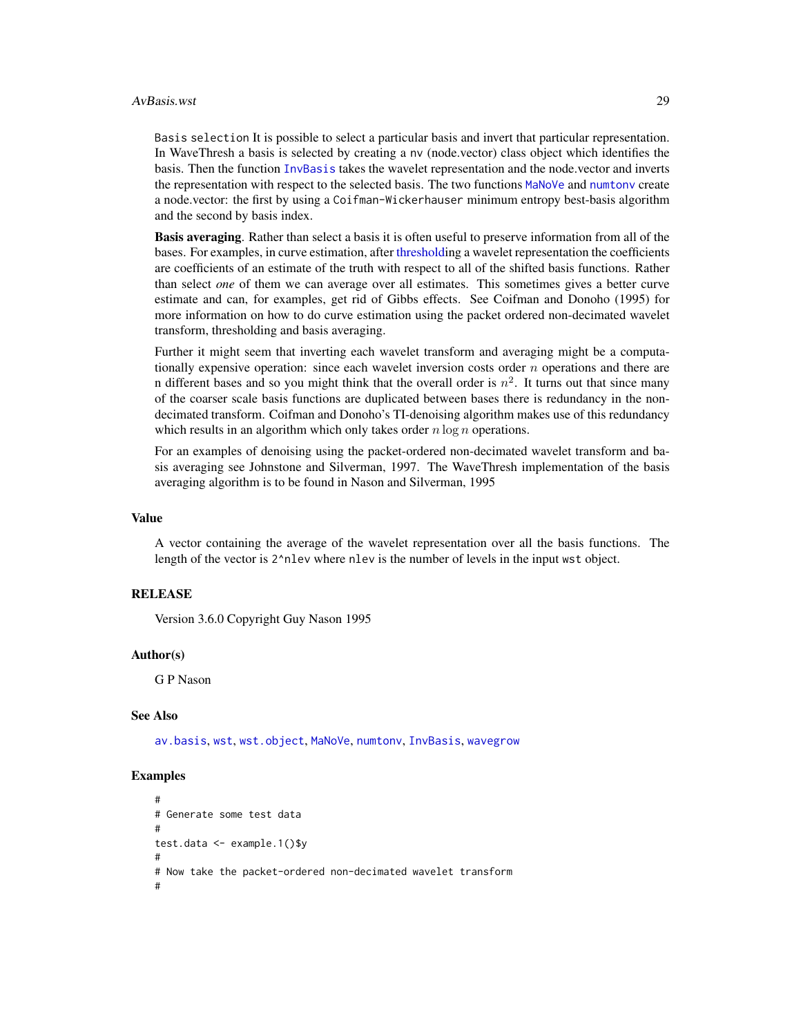`Basis selection` It is possible to select a particular basis and invert that particular representation. In WaveThresh a basis is selected by creating a `nv` (node.vector) class object which identifies the basis. Then the function `InvBasis` takes the wavelet representation and the node.vector and inverts the representation with respect to the selected basis. The two functions `MaNoVe` and `numtonv` create a node.vector: the first by using a `Coifman-Wickerhauser` minimum entropy best-basis algorithm and the second by basis index.

**Basis averaging**. Rather than select a basis it is often useful to preserve information from all of the bases. For examples, in curve estimation, after thresholding a wavelet representation the coefficients are coefficients of an estimate of the truth with respect to all of the shifted basis functions. Rather than select *one* of them we can average over all estimates. This sometimes gives a better curve estimate and can, for examples, get rid of Gibbs effects. See Coifman and Donoho (1995) for more information on how to do curve estimation using the packet ordered non-decimated wavelet transform, thresholding and basis averaging.

Further it might seem that inverting each wavelet transform and averaging might be a computationally expensive operation: since each wavelet inversion costs order $n$ operations and there are n different bases and so you might think that the overall order is $n^2$. It turns out that since many of the coarser scale basis functions are duplicated between bases there is redundancy in the non-decimated transform. Coifman and Donoho's TI-denoising algorithm makes use of this redundancy which results in an algorithm which only takes order $n \log n$ operations.

For an examples of denoising using the packet-ordered non-decimated wavelet transform and basis averaging see Johnstone and Silverman, 1997. The WaveThresh implementation of the basis averaging algorithm is to be found in Nason and Silverman, 1995

## Value

A vector containing the average of the wavelet representation over all the basis functions. The length of the vector is `2^nlev` where `nlev` is the number of levels in the input `wst` object.

## RELEASE

Version 3.6.0 Copyright Guy Nason 1995

## Author(s)

G P Nason

## See Also

`av.basis`, `wst`, `wst.object`, `MaNoVe`, `numtonv`, `InvBasis`, `wavegrow`

## Examples

```
#
# Generate some test data
#
test.data <- example.1()$y
#
# Now take the packet-ordered non-decimated wavelet transform
#
```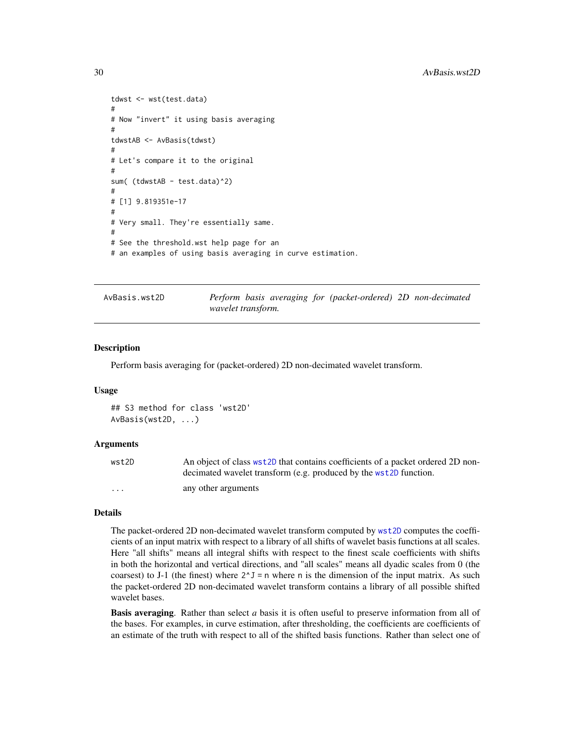```
tdwst <- wst(test.data)
#
# Now "invert" it using basis averaging
#
tdwstAB <- AvBasis(tdwst)
#
# Let's compare it to the original
#
sum( (tdwstAB - test.data)^2)
#
# [1] 9.819351e-17
#
# Very small. They're essentially same.
#
# See the threshold.wst help page for an
# an examples of using basis averaging in curve estimation.
```

## AvBasis.wst2D

*Perform basis averaging for (packet-ordered) 2D non-decimated wavelet transform.*

### Description

Perform basis averaging for (packet-ordered) 2D non-decimated wavelet transform.

### Usage

```
## S3 method for class 'wst2D'
AvBasis(wst2D, ...)
```

### Arguments

| | |
|---|---|
| `wst2D` | An object of class `wst2D` that contains coefficients of a packet ordered 2D non-decimated wavelet transform (e.g. produced by the `wst2D` function. |
| `...` | any other arguments |

### Details

The packet-ordered 2D non-decimated wavelet transform computed by `wst2D` computes the coefficients of an input matrix with respect to a library of all shifts of wavelet basis functions at all scales. Here "all shifts" means all integral shifts with respect to the finest scale coefficients with shifts in both the horizontal and vertical directions, and "all scales" means all dyadic scales from 0 (the coarsest) to J-1 (the finest) where `2^J = n` where `n` is the dimension of the input matrix. As such the packet-ordered 2D non-decimated wavelet transform contains a library of all possible shifted wavelet bases.

**Basis averaging**. Rather than select *a* basis it is often useful to preserve information from all of the bases. For examples, in curve estimation, after thresholding, the coefficients are coefficients of an estimate of the truth with respect to all of the shifted basis functions. Rather than select one of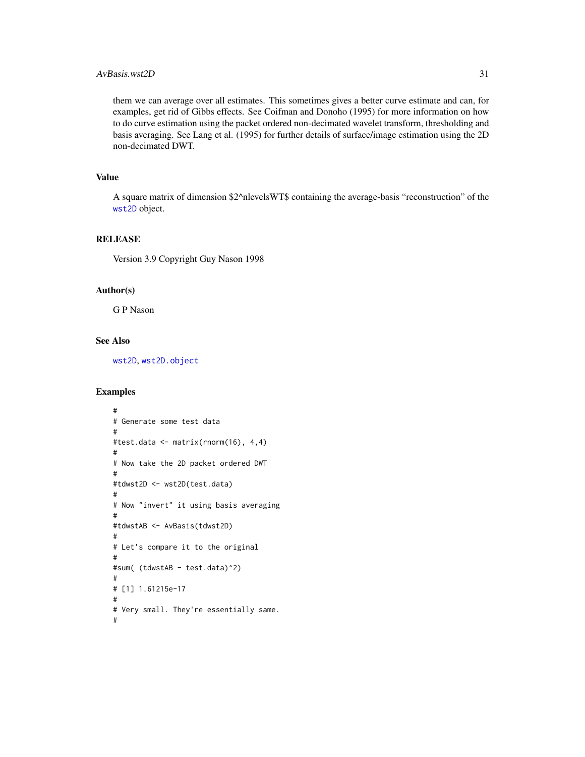them we can average over all estimates. This sometimes gives a better curve estimate and can, for examples, get rid of Gibbs effects. See Coifman and Donoho (1995) for more information on how to do curve estimation using the packet ordered non-decimated wavelet transform, thresholding and basis averaging. See Lang et al. (1995) for further details of surface/image estimation using the 2D non-decimated DWT.

## Value

A square matrix of dimension $2^nlevelsWT$ containing the average-basis "reconstruction" of the `wst2D` object.

## RELEASE

Version 3.9 Copyright Guy Nason 1998

## Author(s)

G P Nason

## See Also

`wst2D`, `wst2D.object`

## Examples

```
#
# Generate some test data
#
#test.data <- matrix(rnorm(16), 4,4)
#
# Now take the 2D packet ordered DWT
#
#tdwst2D <- wst2D(test.data)
#
# Now "invert" it using basis averaging
#
#tdwstAB <- AvBasis(tdwst2D)
#
# Let's compare it to the original
#
#sum( (tdwstAB - test.data)^2)
#
# [1] 1.61215e-17
#
# Very small. They're essentially same.
#
```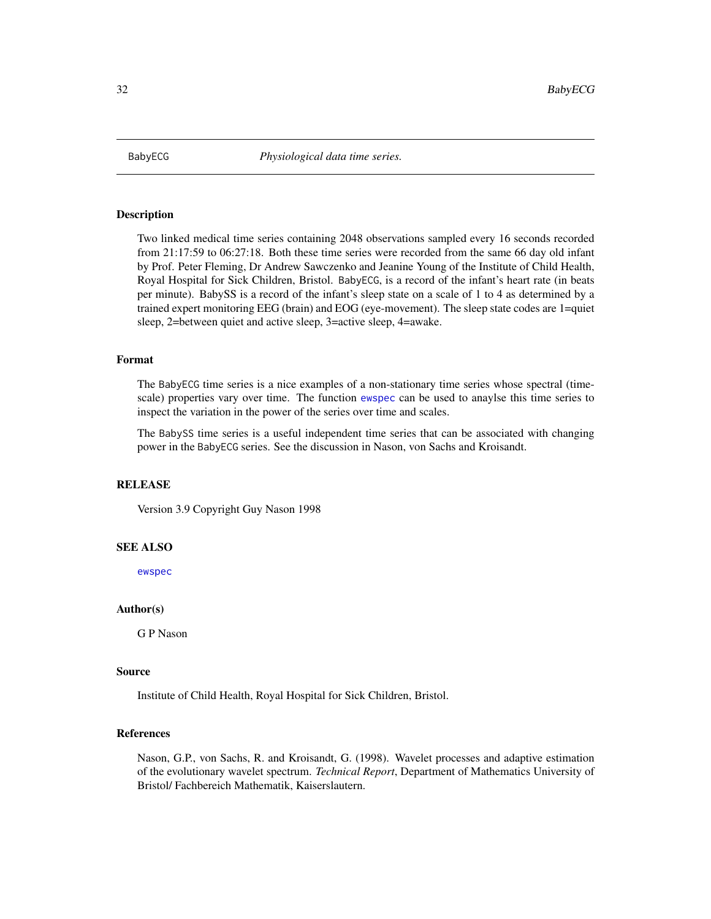# BabyECG — *Physiological data time series.*

## Description

Two linked medical time series containing 2048 observations sampled every 16 seconds recorded from 21:17:59 to 06:27:18. Both these time series were recorded from the same 66 day old infant by Prof. Peter Fleming, Dr Andrew Sawczenko and Jeanine Young of the Institute of Child Health, Royal Hospital for Sick Children, Bristol. BabyECG, is a record of the infant's heart rate (in beats per minute). BabySS is a record of the infant's sleep state on a scale of 1 to 4 as determined by a trained expert monitoring EEG (brain) and EOG (eye-movement). The sleep state codes are 1=quiet sleep, 2=between quiet and active sleep, 3=active sleep, 4=awake.

## Format

The BabyECG time series is a nice examples of a non-stationary time series whose spectral (time-scale) properties vary over time. The function ewspec can be used to anaylse this time series to inspect the variation in the power of the series over time and scales.

The BabySS time series is a useful independent time series that can be associated with changing power in the BabyECG series. See the discussion in Nason, von Sachs and Kroisandt.

## RELEASE

Version 3.9 Copyright Guy Nason 1998

## SEE ALSO

ewspec

## Author(s)

G P Nason

## Source

Institute of Child Health, Royal Hospital for Sick Children, Bristol.

## References

Nason, G.P., von Sachs, R. and Kroisandt, G. (1998). Wavelet processes and adaptive estimation of the evolutionary wavelet spectrum. *Technical Report*, Department of Mathematics University of Bristol/ Fachbereich Mathematik, Kaiserslautern.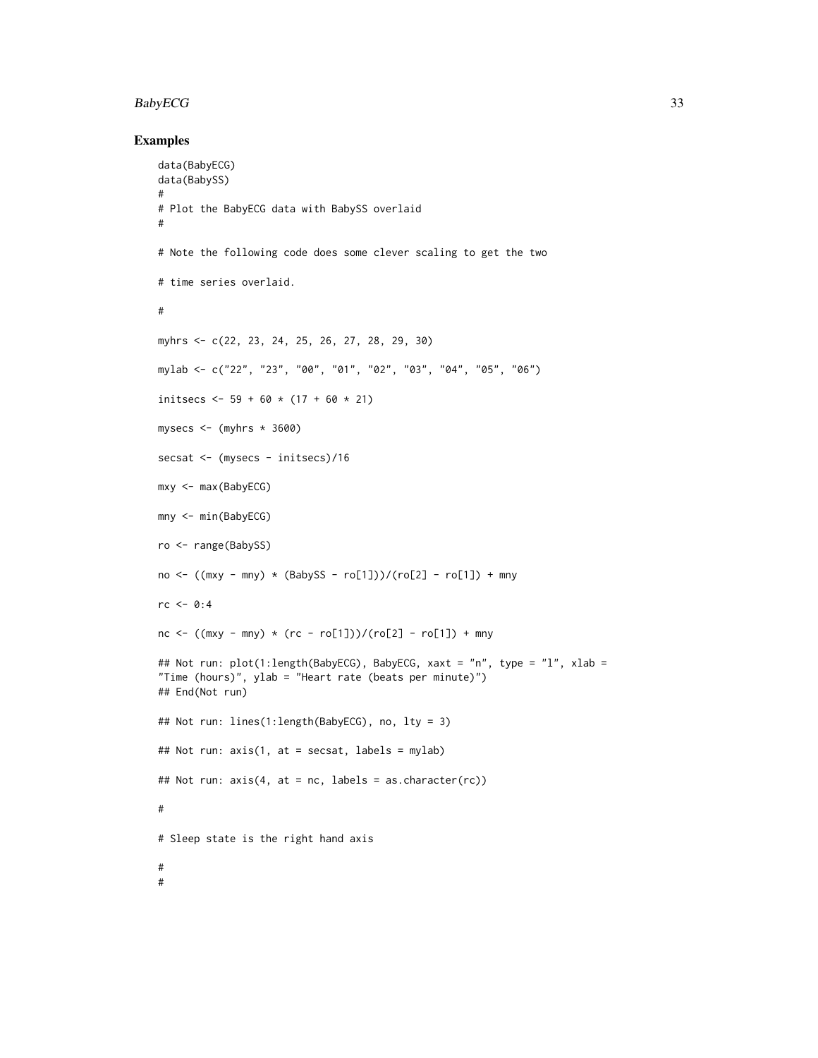## Examples

```
data(BabyECG)
data(BabySS)
#
# Plot the BabyECG data with BabySS overlaid
#

# Note the following code does some clever scaling to get the two

# time series overlaid.

#

myhrs <- c(22, 23, 24, 25, 26, 27, 28, 29, 30)

mylab <- c("22", "23", "00", "01", "02", "03", "04", "05", "06")

initsecs <- 59 + 60 * (17 + 60 * 21)

mysecs <- (myhrs * 3600)

secsat <- (mysecs - initsecs)/16

mxy <- max(BabyECG)

mny <- min(BabyECG)

ro <- range(BabySS)

no <- ((mxy - mny) * (BabySS - ro[1]))/(ro[2] - ro[1]) + mny

rc <- 0:4

nc <- ((mxy - mny) * (rc - ro[1]))/(ro[2] - ro[1]) + mny

## Not run: plot(1:length(BabyECG), BabyECG, xaxt = "n", type = "l", xlab =
"Time (hours)", ylab = "Heart rate (beats per minute)")
## End(Not run)

## Not run: lines(1:length(BabyECG), no, lty = 3)

## Not run: axis(1, at = secsat, labels = mylab)

## Not run: axis(4, at = nc, labels = as.character(rc))

#

# Sleep state is the right hand axis

#
#
```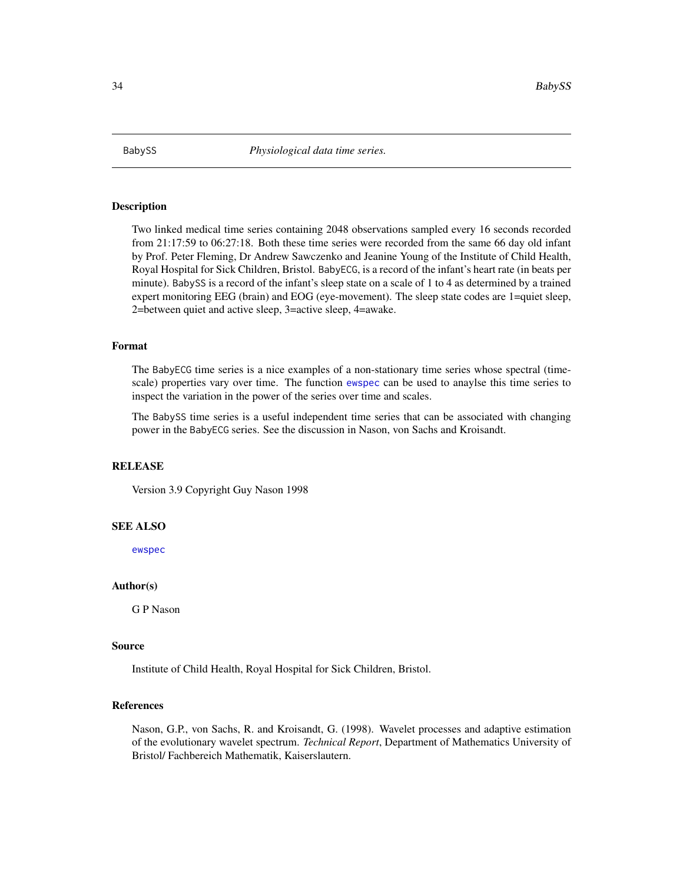BabySS *Physiological data time series.*

## Description

Two linked medical time series containing 2048 observations sampled every 16 seconds recorded from 21:17:59 to 06:27:18. Both these time series were recorded from the same 66 day old infant by Prof. Peter Fleming, Dr Andrew Sawczenko and Jeanine Young of the Institute of Child Health, Royal Hospital for Sick Children, Bristol. `BabyECG`, is a record of the infant's heart rate (in beats per minute). `BabySS` is a record of the infant's sleep state on a scale of 1 to 4 as determined by a trained expert monitoring EEG (brain) and EOG (eye-movement). The sleep state codes are 1=quiet sleep, 2=between quiet and active sleep, 3=active sleep, 4=awake.

## Format

The `BabyECG` time series is a nice examples of a non-stationary time series whose spectral (time-scale) properties vary over time. The function `ewspec` can be used to anaylse this time series to inspect the variation in the power of the series over time and scales.

The `BabySS` time series is a useful independent time series that can be associated with changing power in the `BabyECG` series. See the discussion in Nason, von Sachs and Kroisandt.

## RELEASE

Version 3.9 Copyright Guy Nason 1998

## SEE ALSO

`ewspec`

## Author(s)

G P Nason

## Source

Institute of Child Health, Royal Hospital for Sick Children, Bristol.

## References

Nason, G.P., von Sachs, R. and Kroisandt, G. (1998). Wavelet processes and adaptive estimation of the evolutionary wavelet spectrum. *Technical Report*, Department of Mathematics University of Bristol/ Fachbereich Mathematik, Kaiserslautern.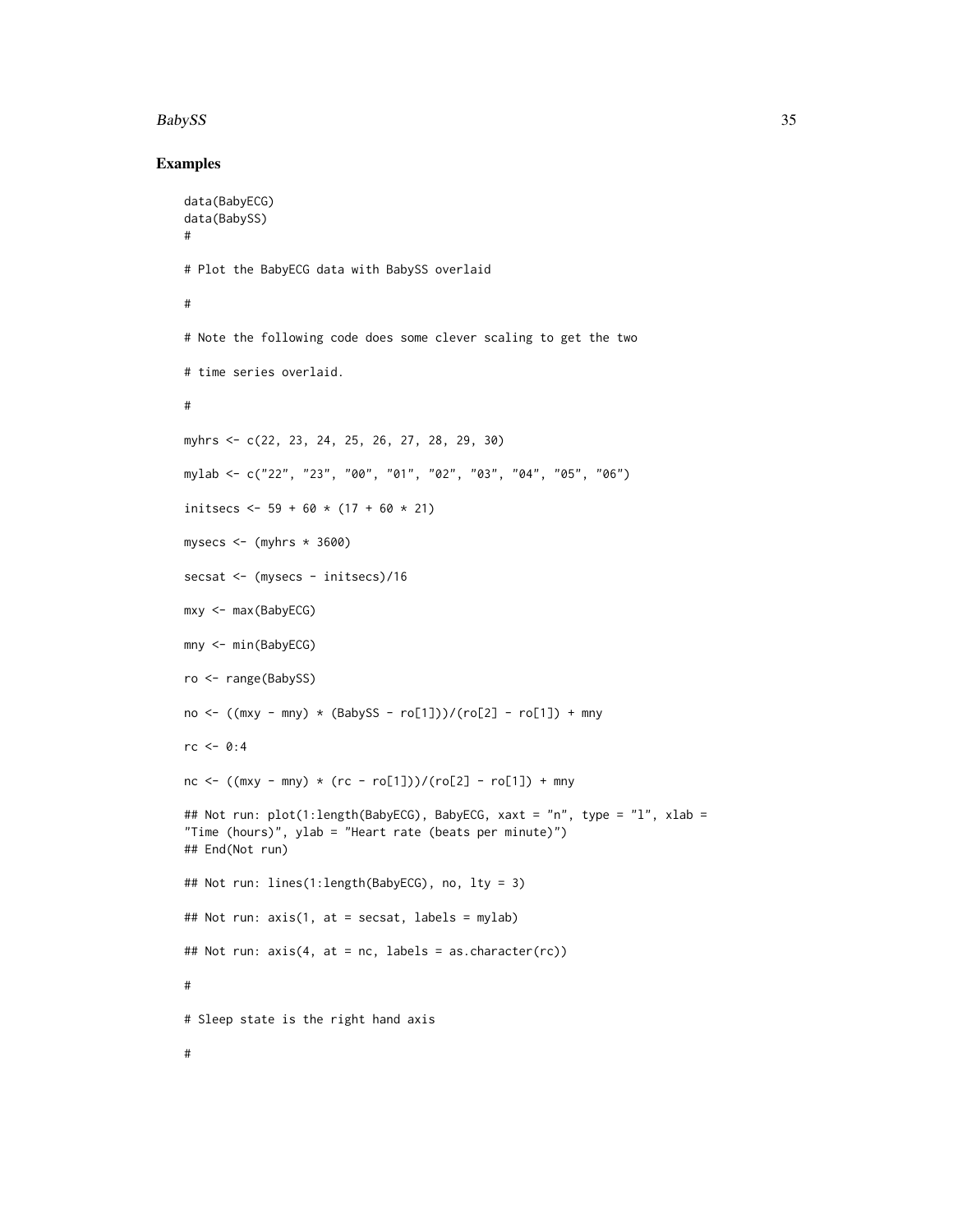### Examples

```
data(BabyECG)
data(BabySS)
#

# Plot the BabyECG data with BabySS overlaid

#

# Note the following code does some clever scaling to get the two

# time series overlaid.

#

myhrs <- c(22, 23, 24, 25, 26, 27, 28, 29, 30)

mylab <- c("22", "23", "00", "01", "02", "03", "04", "05", "06")

initsecs <- 59 + 60 * (17 + 60 * 21)

mysecs <- (myhrs * 3600)

secsat <- (mysecs - initsecs)/16

mxy <- max(BabyECG)

mny <- min(BabyECG)

ro <- range(BabySS)

no <- ((mxy - mny) * (BabySS - ro[1]))/(ro[2] - ro[1]) + mny

rc <- 0:4

nc <- ((mxy - mny) * (rc - ro[1]))/(ro[2] - ro[1]) + mny

## Not run: plot(1:length(BabyECG), BabyECG, xaxt = "n", type = "l", xlab =
"Time (hours)", ylab = "Heart rate (beats per minute)")
## End(Not run)

## Not run: lines(1:length(BabyECG), no, lty = 3)

## Not run: axis(1, at = secsat, labels = mylab)

## Not run: axis(4, at = nc, labels = as.character(rc))

#

# Sleep state is the right hand axis

#
```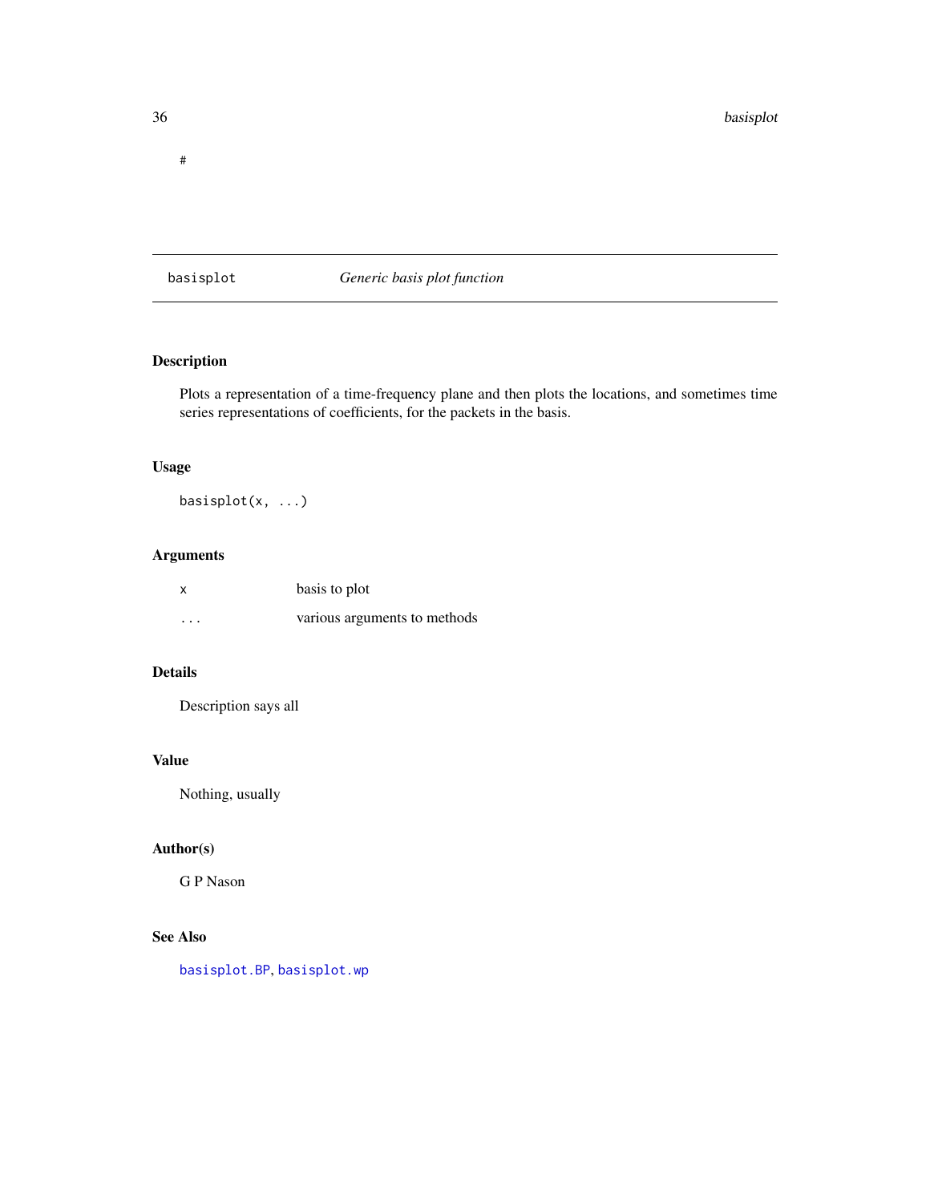```
#
```

---

basisplot *Generic basis plot function*

---

## Description

Plots a representation of a time-frequency plane and then plots the locations, and sometimes time series representations of coefficients, for the packets in the basis.

## Usage

```
basisplot(x, ...)
```

## Arguments

| | |
|---|---|
| `x` | basis to plot |
| `...` | various arguments to methods |

## Details

Description says all

## Value

Nothing, usually

## Author(s)

G P Nason

## See Also

`basisplot.BP`, `basisplot.wp`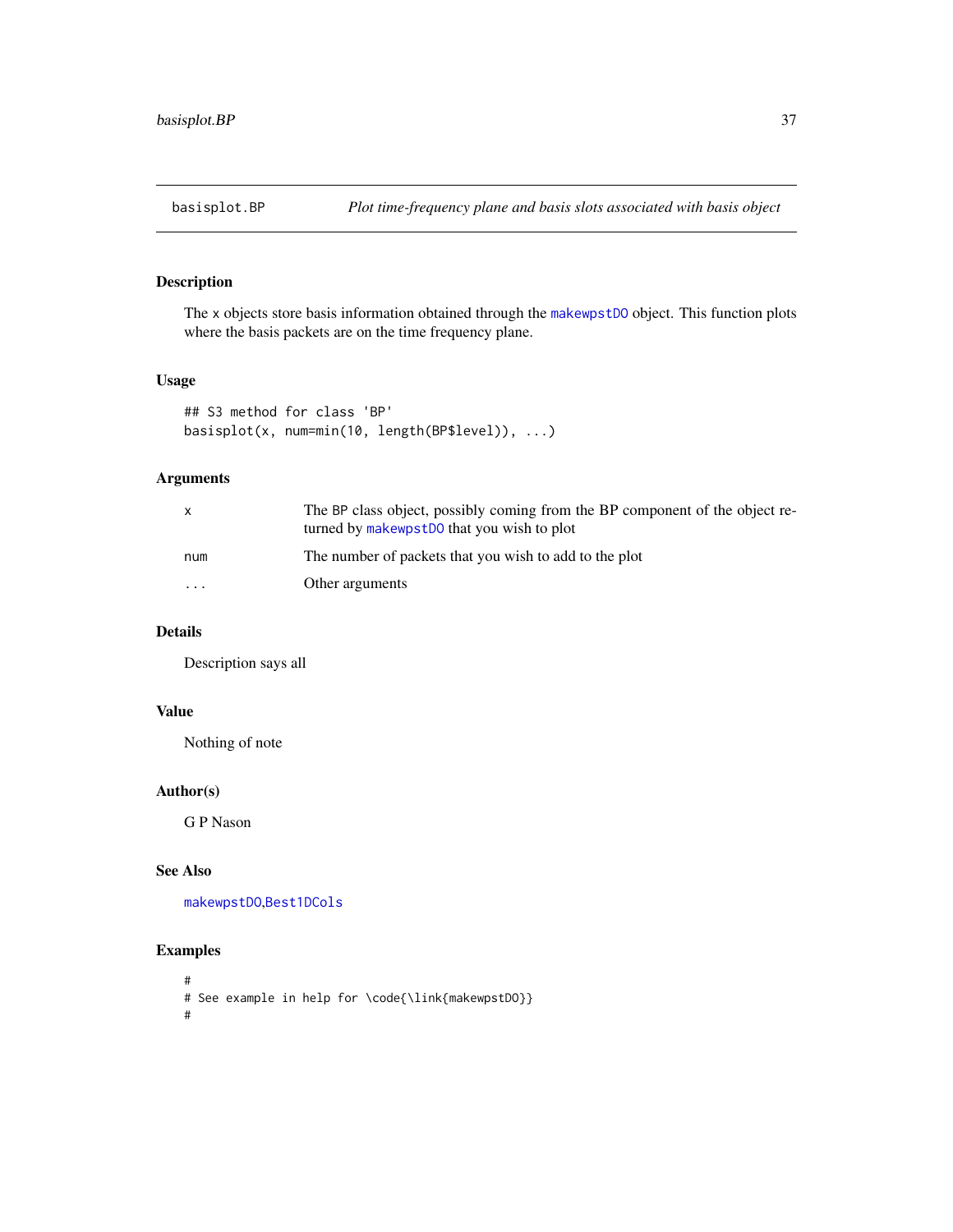## basisplot.BP — *Plot time-frequency plane and basis slots associated with basis object*

### Description

The x objects store basis information obtained through the makewpstDO object. This function plots where the basis packets are on the time frequency plane.

### Usage

```
## S3 method for class 'BP'
basisplot(x, num=min(10, length(BP$level)), ...)
```

### Arguments

| | |
|---|---|
| x | The BP class object, possibly coming from the BP component of the object returned by makewpstDO that you wish to plot |
| num | The number of packets that you wish to add to the plot |
| ... | Other arguments |

### Details

Description says all

### Value

Nothing of note

### Author(s)

G P Nason

### See Also

makewpstDO,Best1DCols

### Examples

```
#
# See example in help for \code{\link{makewpstDO}}
#
```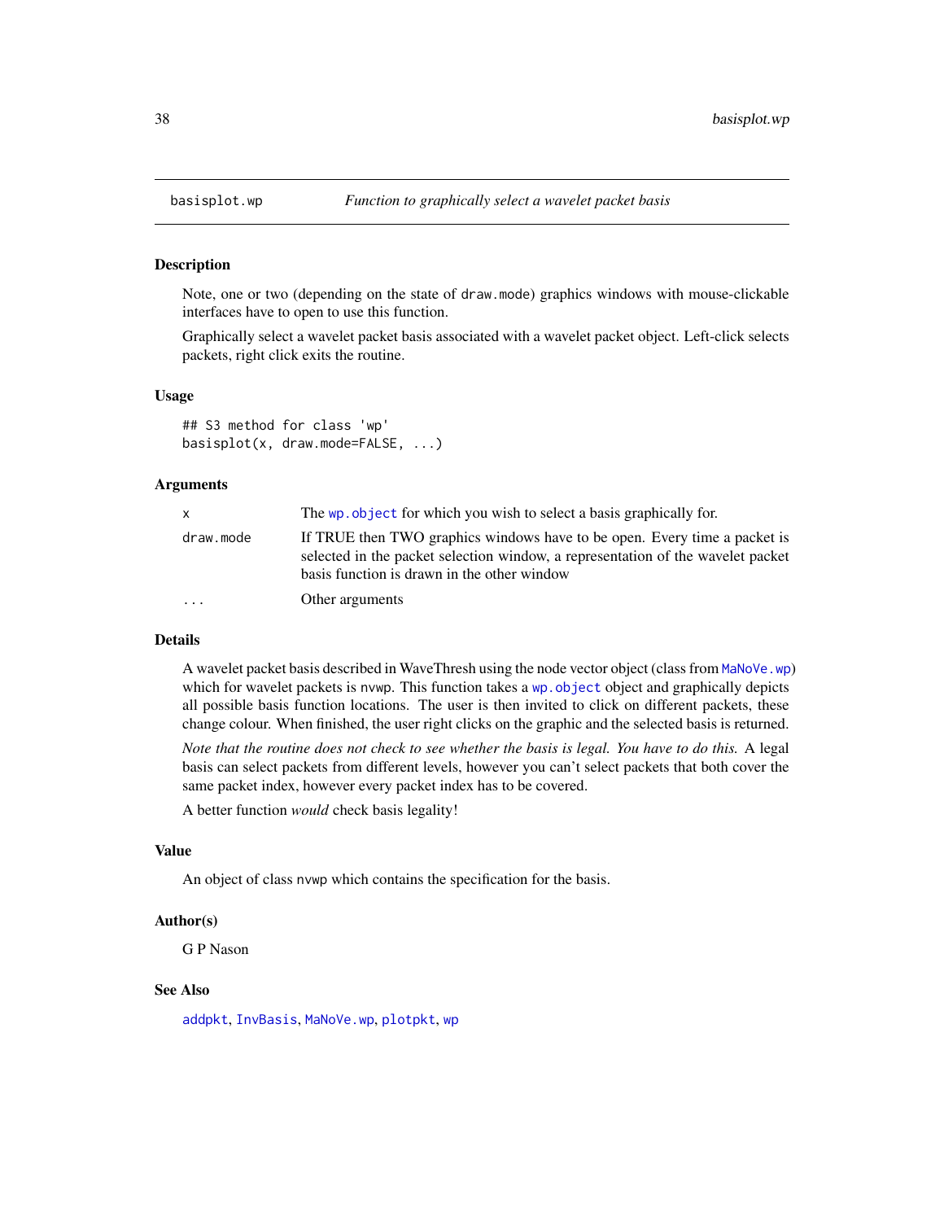basisplot.wp — *Function to graphically select a wavelet packet basis*

## Description

Note, one or two (depending on the state of draw.mode) graphics windows with mouse-clickable interfaces have to open to use this function.

Graphically select a wavelet packet basis associated with a wavelet packet object. Left-click selects packets, right click exits the routine.

## Usage

```
## S3 method for class 'wp'
basisplot(x, draw.mode=FALSE, ...)
```

## Arguments

| | |
|---|---|
| x | The wp.object for which you wish to select a basis graphically for. |
| draw.mode | If TRUE then TWO graphics windows have to be open. Every time a packet is selected in the packet selection window, a representation of the wavelet packet basis function is drawn in the other window |
| ... | Other arguments |

## Details

A wavelet packet basis described in WaveThresh using the node vector object (class from MaNoVe.wp) which for wavelet packets is nvwp. This function takes a wp.object object and graphically depicts all possible basis function locations. The user is then invited to click on different packets, these change colour. When finished, the user right clicks on the graphic and the selected basis is returned.

*Note that the routine does not check to see whether the basis is legal. You have to do this.* A legal basis can select packets from different levels, however you can't select packets that both cover the same packet index, however every packet index has to be covered.

A better function *would* check basis legality!

## Value

An object of class nvwp which contains the specification for the basis.

## Author(s)

G P Nason

## See Also

addpkt, InvBasis, MaNoVe.wp, plotpkt, wp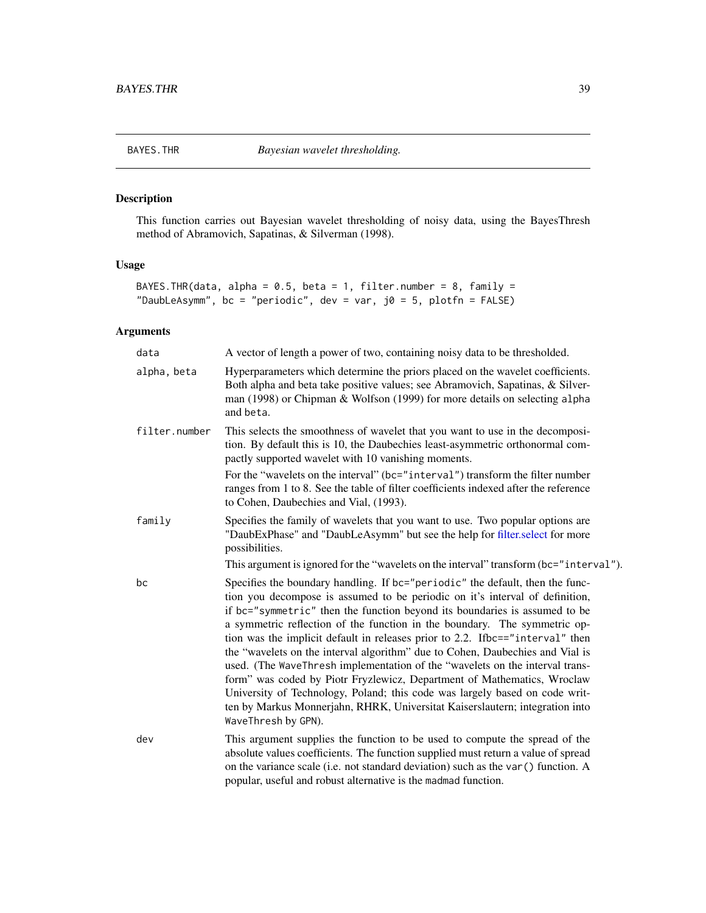BAYES.THR *Bayesian wavelet thresholding.*

## Description

This function carries out Bayesian wavelet thresholding of noisy data, using the BayesThresh method of Abramovich, Sapatinas, & Silverman (1998).

## Usage

```
BAYES.THR(data, alpha = 0.5, beta = 1, filter.number = 8, family =
"DaubLeAsymm", bc = "periodic", dev = var, j0 = 5, plotfn = FALSE)
```

## Arguments

| | |
|---|---|
| `data` | A vector of length a power of two, containing noisy data to be thresholded. |
| `alpha, beta` | Hyperparameters which determine the priors placed on the wavelet coefficients. Both alpha and beta take positive values; see Abramovich, Sapatinas, & Silverman (1998) or Chipman & Wolfson (1999) for more details on selecting `alpha` and `beta`. |
| `filter.number` | This selects the smoothness of wavelet that you want to use in the decomposition. By default this is 10, the Daubechies least-asymmetric orthonormal compactly supported wavelet with 10 vanishing moments. <br><br> For the "wavelets on the interval" (`bc="interval"`) transform the filter number ranges from 1 to 8. See the table of filter coefficients indexed after the reference to Cohen, Daubechies and Vial, (1993). |
| `family` | Specifies the family of wavelets that you want to use. Two popular options are "DaubExPhase" and "DaubLeAsymm" but see the help for filter.select for more possibilities. <br><br> This argument is ignored for the "wavelets on the interval" transform (`bc="interval"`). |
| `bc` | Specifies the boundary handling. If `bc="periodic"` the default, then the function you decompose is assumed to be periodic on it's interval of definition, if `bc="symmetric"` then the function beyond its boundaries is assumed to be a symmetric reflection of the function in the boundary. The symmetric option was the implicit default in releases prior to 2.2. If`bc=="interval"` then the "wavelets on the interval algorithm" due to Cohen, Daubechies and Vial is used. (The `WaveThresh` implementation of the "wavelets on the interval transform" was coded by Piotr Fryzlewicz, Department of Mathematics, Wroclaw University of Technology, Poland; this code was largely based on code written by Markus Monnerjahn, RHRK, Universitat Kaiserslautern; integration into `WaveThresh` by `GPN`). |
| `dev` | This argument supplies the function to be used to compute the spread of the absolute values coefficients. The function supplied must return a value of spread on the variance scale (i.e. not standard deviation) such as the `var()` function. A popular, useful and robust alternative is the `madmad` function. |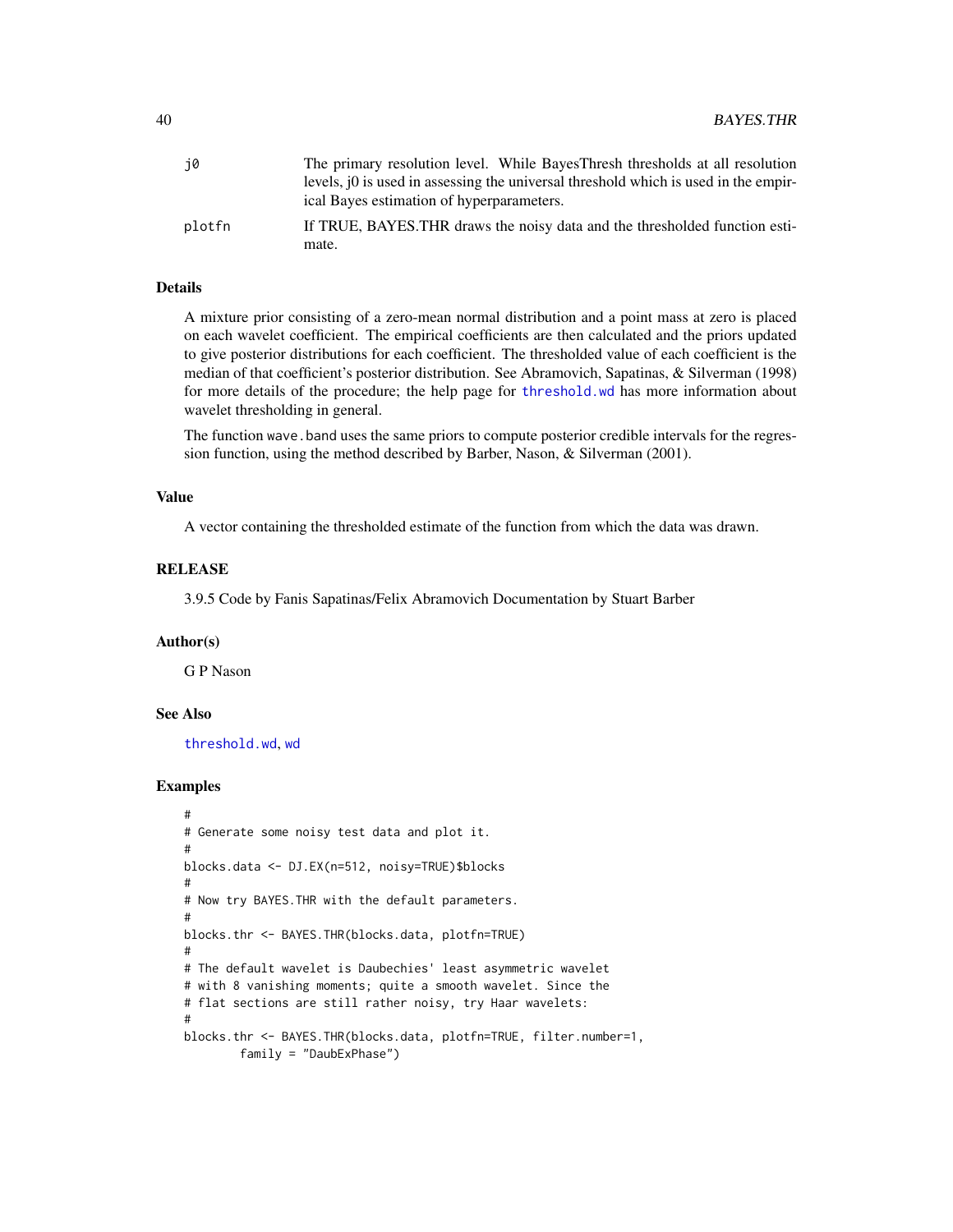| | |
|---|---|
| j0 | The primary resolution level. While BayesThresh thresholds at all resolution levels, j0 is used in assessing the universal threshold which is used in the empirical Bayes estimation of hyperparameters. |
| plotfn | If TRUE, BAYES.THR draws the noisy data and the thresholded function estimate. |

## Details

A mixture prior consisting of a zero-mean normal distribution and a point mass at zero is placed on each wavelet coefficient. The empirical coefficients are then calculated and the priors updated to give posterior distributions for each coefficient. The thresholded value of each coefficient is the median of that coefficient's posterior distribution. See Abramovich, Sapatinas, & Silverman (1998) for more details of the procedure; the help page for `threshold.wd` has more information about wavelet thresholding in general.

The function `wave.band` uses the same priors to compute posterior credible intervals for the regression function, using the method described by Barber, Nason, & Silverman (2001).

## Value

A vector containing the thresholded estimate of the function from which the data was drawn.

## RELEASE

3.9.5 Code by Fanis Sapatinas/Felix Abramovich Documentation by Stuart Barber

## Author(s)

G P Nason

## See Also

`threshold.wd`, `wd`

## Examples

```
#
# Generate some noisy test data and plot it.
#
blocks.data <- DJ.EX(n=512, noisy=TRUE)$blocks
#
# Now try BAYES.THR with the default parameters.
#
blocks.thr <- BAYES.THR(blocks.data, plotfn=TRUE)
#
# The default wavelet is Daubechies' least asymmetric wavelet
# with 8 vanishing moments; quite a smooth wavelet. Since the
# flat sections are still rather noisy, try Haar wavelets:
#
blocks.thr <- BAYES.THR(blocks.data, plotfn=TRUE, filter.number=1,
        family = "DaubExPhase")
```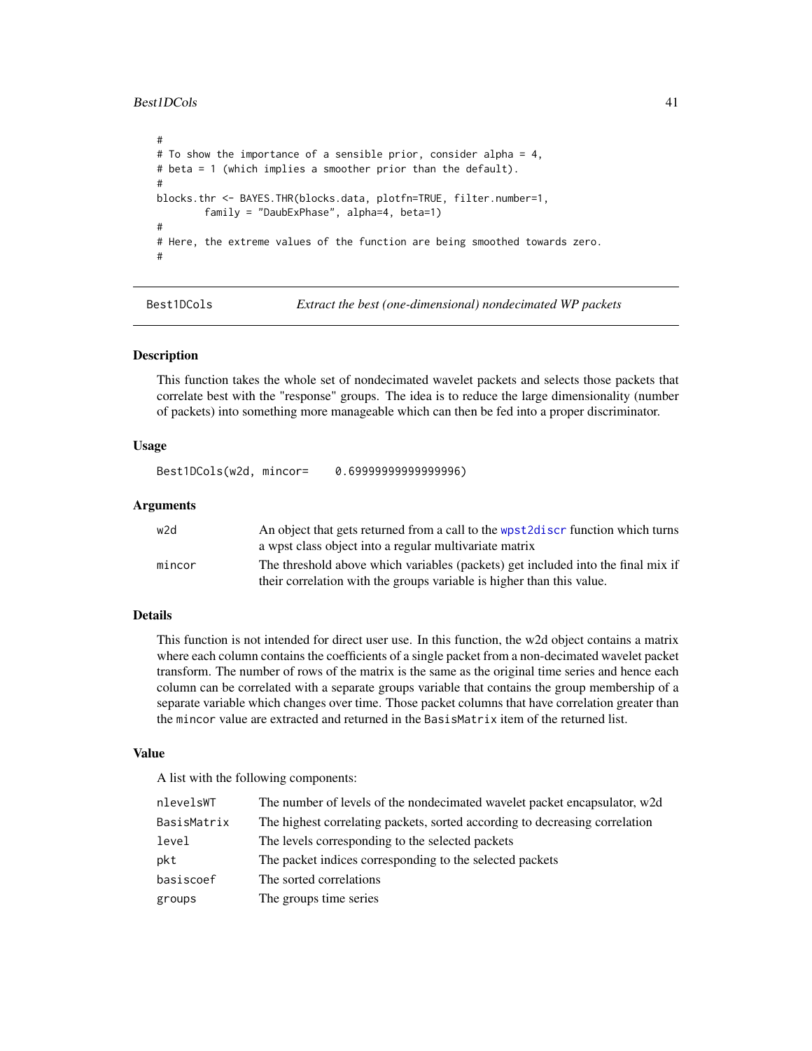```
#
# To show the importance of a sensible prior, consider alpha = 4,
# beta = 1 (which implies a smoother prior than the default).
#
blocks.thr <- BAYES.THR(blocks.data, plotfn=TRUE, filter.number=1,
        family = "DaubExPhase", alpha=4, beta=1)
#
# Here, the extreme values of the function are being smoothed towards zero.
#
```

## Best1DCols — *Extract the best (one-dimensional) nondecimated WP packets*

### Description

This function takes the whole set of nondecimated wavelet packets and selects those packets that correlate best with the "response" groups. The idea is to reduce the large dimensionality (number of packets) into something more manageable which can then be fed into a proper discriminator.

### Usage

```
Best1DCols(w2d, mincor=    0.69999999999999996)
```

### Arguments

| | |
|---|---|
| w2d | An object that gets returned from a call to the wpst2discr function which turns a wpst class object into a regular multivariate matrix |
| mincor | The threshold above which variables (packets) get included into the final mix if their correlation with the groups variable is higher than this value. |

### Details

This function is not intended for direct user use. In this function, the w2d object contains a matrix where each column contains the coefficients of a single packet from a non-decimated wavelet packet transform. The number of rows of the matrix is the same as the original time series and hence each column can be correlated with a separate groups variable that contains the group membership of a separate variable which changes over time. Those packet columns that have correlation greater than the mincor value are extracted and returned in the BasisMatrix item of the returned list.

### Value

A list with the following components:

| | |
|---|---|
| nlevelsWT | The number of levels of the nondecimated wavelet packet encapsulator, w2d |
| BasisMatrix | The highest correlating packets, sorted according to decreasing correlation |
| level | The levels corresponding to the selected packets |
| pkt | The packet indices corresponding to the selected packets |
| basiscoef | The sorted correlations |
| groups | The groups time series |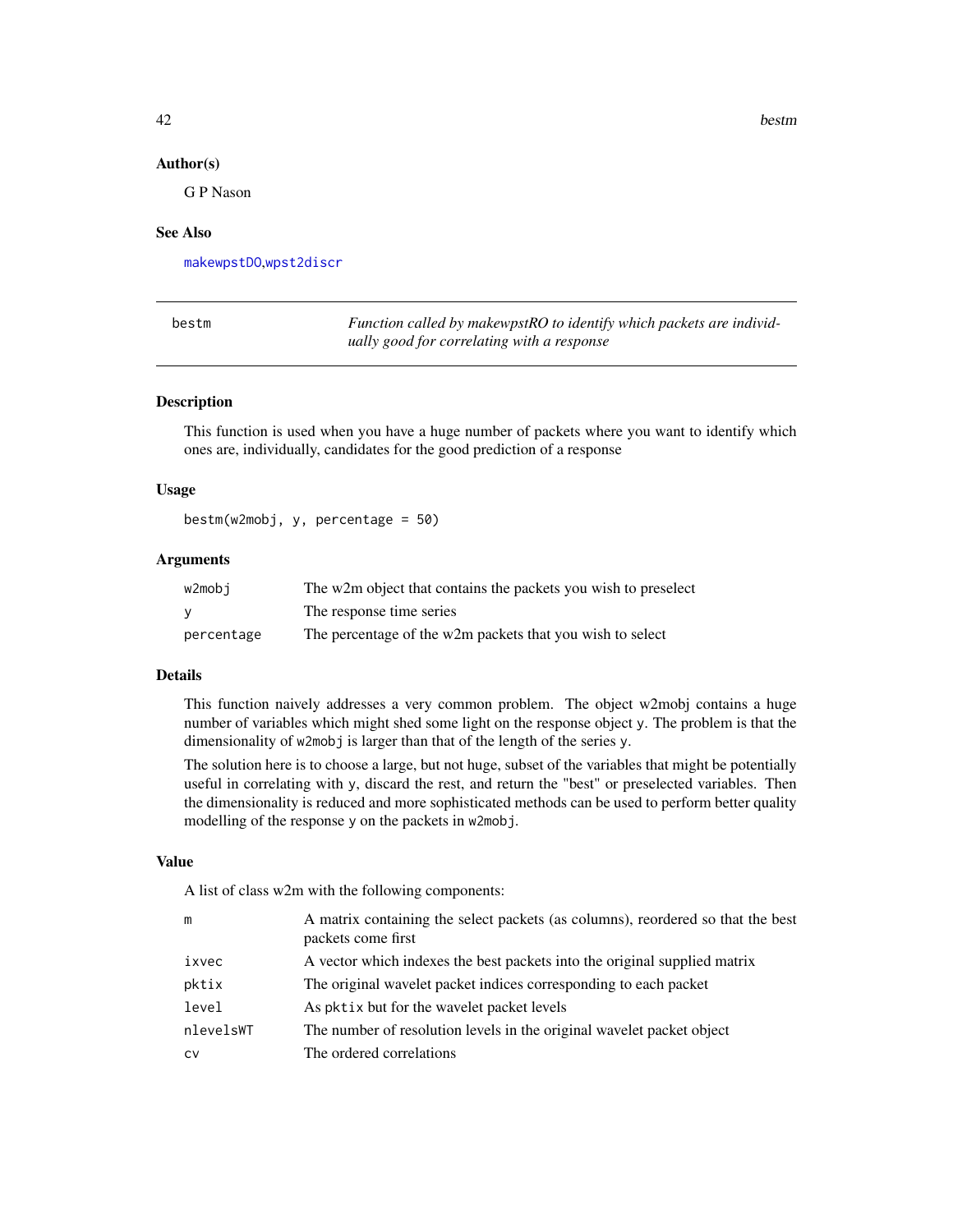### Author(s)

G P Nason

### See Also

makewpstDO,wpst2discr

---

## bestm — *Function called by makewpstRO to identify which packets are individually good for correlating with a response*

### Description

This function is used when you have a huge number of packets where you want to identify which ones are, individually, candidates for the good prediction of a response

### Usage

```
bestm(w2mobj, y, percentage = 50)
```

### Arguments

| | |
|---|---|
| w2mobj | The w2m object that contains the packets you wish to preselect |
| y | The response time series |
| percentage | The percentage of the w2m packets that you wish to select |

### Details

This function naively addresses a very common problem. The object w2mobj contains a huge number of variables which might shed some light on the response object y. The problem is that the dimensionality of w2mobj is larger than that of the length of the series y.

The solution here is to choose a large, but not huge, subset of the variables that might be potentially useful in correlating with y, discard the rest, and return the "best" or preselected variables. Then the dimensionality is reduced and more sophisticated methods can be used to perform better quality modelling of the response y on the packets in w2mobj.

### Value

A list of class w2m with the following components:

| | |
|---|---|
| m | A matrix containing the select packets (as columns), reordered so that the best packets come first |
| ixvec | A vector which indexes the best packets into the original supplied matrix |
| pktix | The original wavelet packet indices corresponding to each packet |
| level | As pktix but for the wavelet packet levels |
| nlevelsWT | The number of resolution levels in the original wavelet packet object |
| cv | The ordered correlations |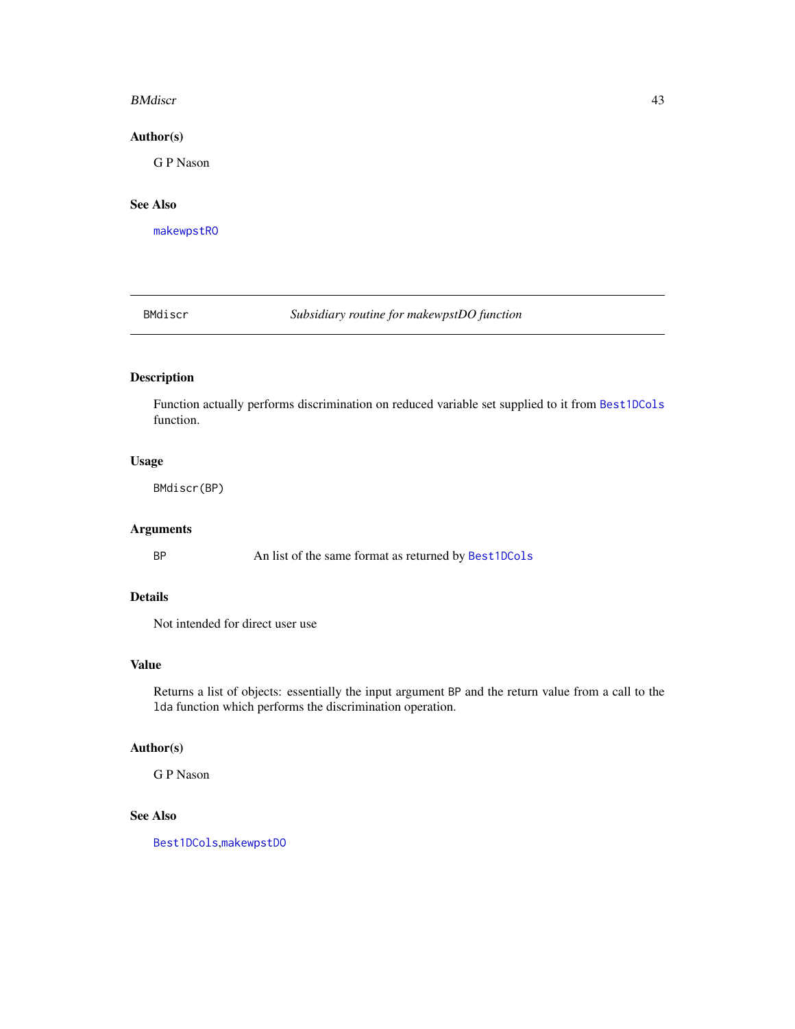## Author(s)

G P Nason

## See Also

makewpstRO

---

BMdiscr *Subsidiary routine for makewpstDO function*

---

## Description

Function actually performs discrimination on reduced variable set supplied to it from Best1DCols function.

## Usage

```
BMdiscr(BP)
```

## Arguments

| | |
|---|---|
| BP | An list of the same format as returned by Best1DCols |

## Details

Not intended for direct user use

## Value

Returns a list of objects: essentially the input argument BP and the return value from a call to the lda function which performs the discrimination operation.

## Author(s)

G P Nason

## See Also

Best1DCols,makewpstDO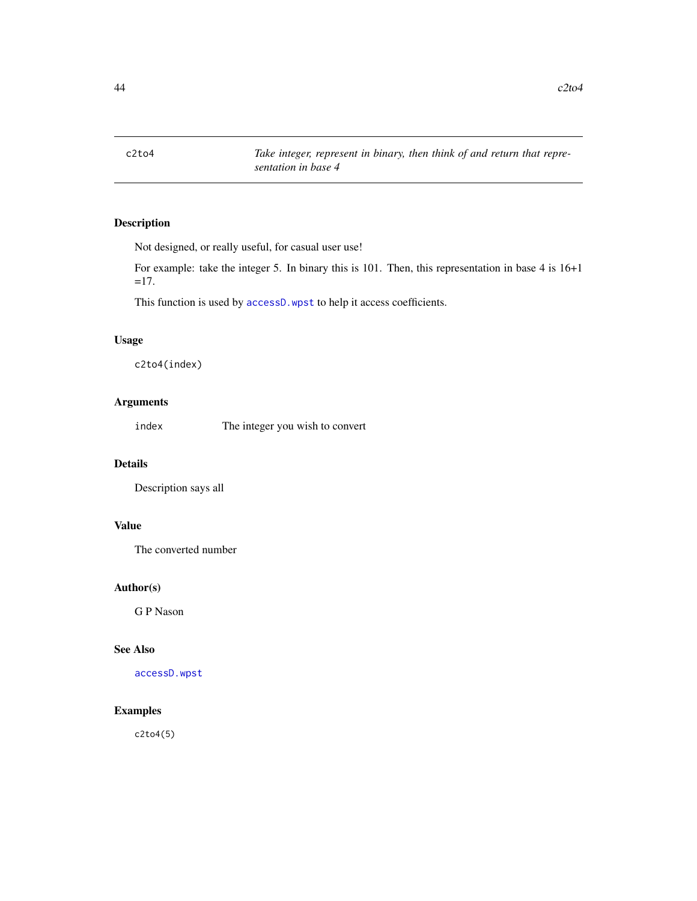# c2to4 *Take integer, represent in binary, then think of and return that representation in base 4*

## Description

Not designed, or really useful, for casual user use!

For example: take the integer 5. In binary this is 101. Then, this representation in base 4 is 16+1 =17.

This function is used by `accessD.wpst` to help it access coefficients.

## Usage

```
c2to4(index)
```

## Arguments

`index` The integer you wish to convert

## Details

Description says all

## Value

The converted number

## Author(s)

G P Nason

## See Also

`accessD.wpst`

## Examples

```
c2to4(5)
```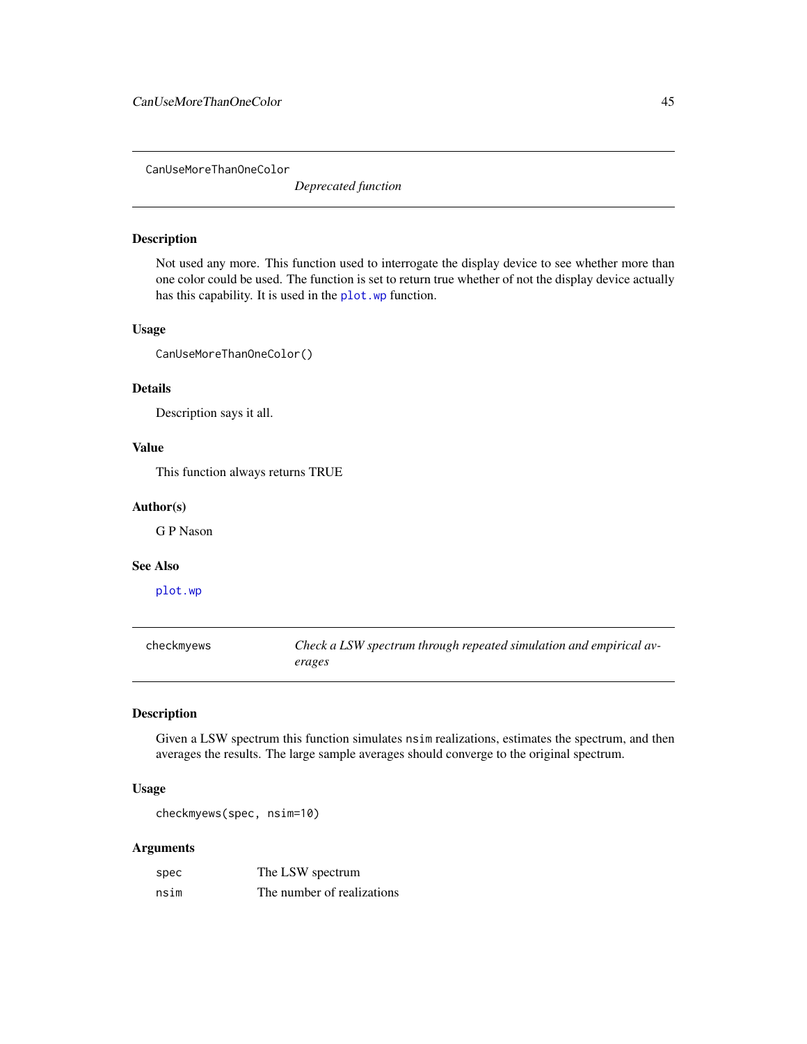## CanUseMoreThanOneColor

*Deprecated function*

### Description

Not used any more. This function used to interrogate the display device to see whether more than one color could be used. The function is set to return true whether of not the display device actually has this capability. It is used in the `plot.wp` function.

### Usage

```
CanUseMoreThanOneColor()
```

### Details

Description says it all.

### Value

This function always returns TRUE

### Author(s)

G P Nason

### See Also

`plot.wp`

## checkmyews

*Check a LSW spectrum through repeated simulation and empirical averages*

### Description

Given a LSW spectrum this function simulates `nsim` realizations, estimates the spectrum, and then averages the results. The large sample averages should converge to the original spectrum.

### Usage

```
checkmyews(spec, nsim=10)
```

### Arguments

| | |
|---|---|
| `spec` | The LSW spectrum |
| `nsim` | The number of realizations |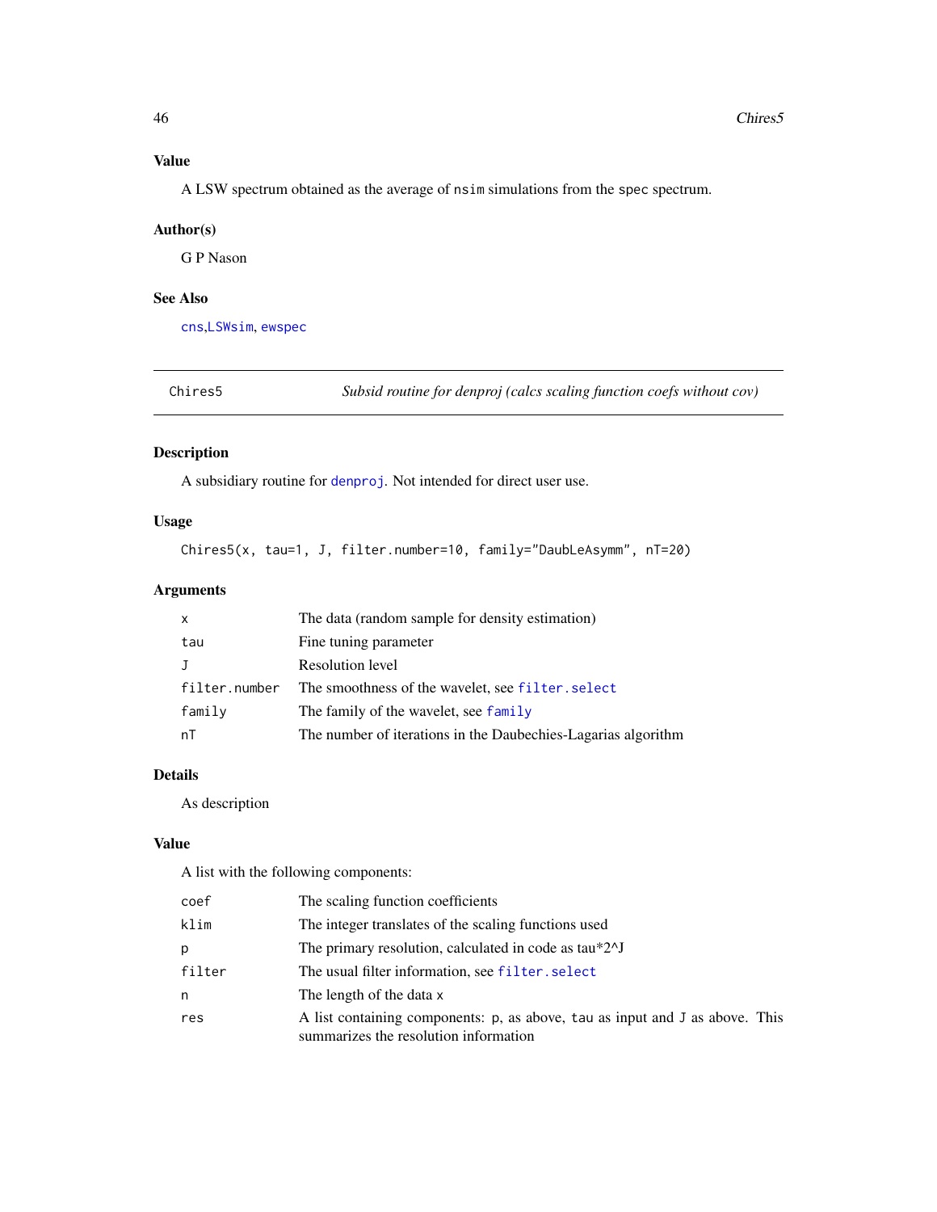## Value

A LSW spectrum obtained as the average of nsim simulations from the spec spectrum.

## Author(s)

G P Nason

## See Also

cns, LSWsim, ewspec

---

# Chires5 — *Subsid routine for denproj (calcs scaling function coefs without cov)*

## Description

A subsidiary routine for denproj. Not intended for direct user use.

## Usage

```
Chires5(x, tau=1, J, filter.number=10, family="DaubLeAsymm", nT=20)
```

## Arguments

| | |
|---|---|
| x | The data (random sample for density estimation) |
| tau | Fine tuning parameter |
| J | Resolution level |
| filter.number | The smoothness of the wavelet, see filter.select |
| family | The family of the wavelet, see family |
| nT | The number of iterations in the Daubechies-Lagarias algorithm |

## Details

As description

## Value

A list with the following components:

| | |
|---|---|
| coef | The scaling function coefficients |
| klim | The integer translates of the scaling functions used |
| p | The primary resolution, calculated in code as tau*2^J |
| filter | The usual filter information, see filter.select |
| n | The length of the data x |
| res | A list containing components: p, as above, tau as input and J as above. This summarizes the resolution information |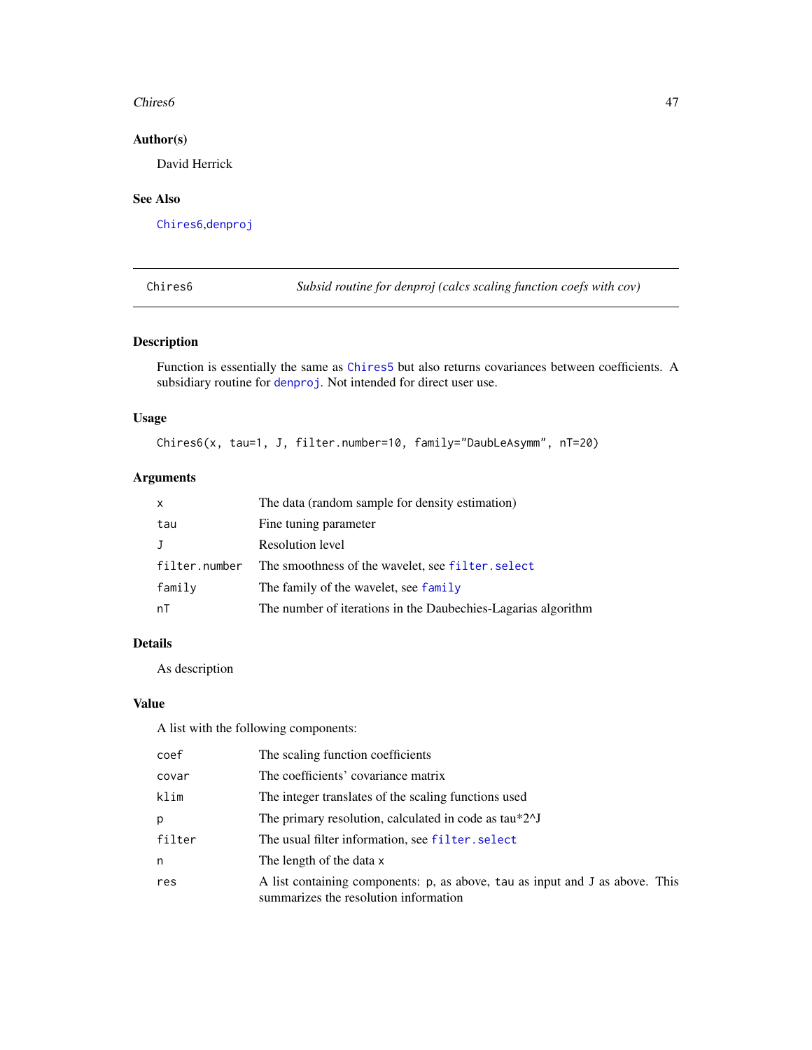## Author(s)

David Herrick

## See Also

Chires6,denproj

---

Chires6 &nbsp;&nbsp;&nbsp;&nbsp; *Subsid routine for denproj (calcs scaling function coefs with cov)*

---

## Description

Function is essentially the same as Chires5 but also returns covariances between coefficients. A subsidiary routine for denproj. Not intended for direct user use.

## Usage

```
Chires6(x, tau=1, J, filter.number=10, family="DaubLeAsymm", nT=20)
```

## Arguments

| | |
|---|---|
| x | The data (random sample for density estimation) |
| tau | Fine tuning parameter |
| J | Resolution level |
| filter.number | The smoothness of the wavelet, see filter.select |
| family | The family of the wavelet, see family |
| nT | The number of iterations in the Daubechies-Lagarias algorithm |

## Details

As description

## Value

A list with the following components:

| | |
|---|---|
| coef | The scaling function coefficients |
| covar | The coefficients' covariance matrix |
| klim | The integer translates of the scaling functions used |
| p | The primary resolution, calculated in code as tau*2^J |
| filter | The usual filter information, see filter.select |
| n | The length of the data x |
| res | A list containing components: p, as above, tau as input and J as above. This summarizes the resolution information |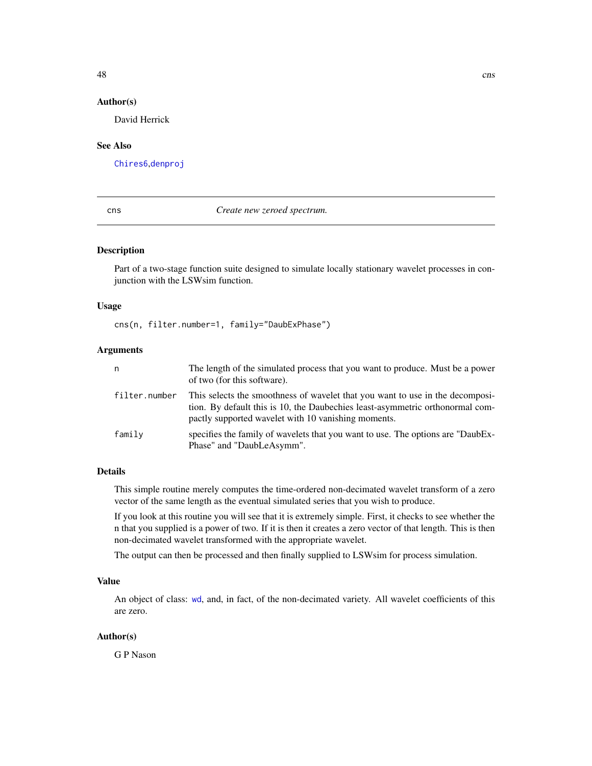### Author(s)

David Herrick

### See Also

Chires6, denproj

---

## cns — *Create new zeroed spectrum.*

### Description

Part of a two-stage function suite designed to simulate locally stationary wavelet processes in conjunction with the LSWsim function.

### Usage

```
cns(n, filter.number=1, family="DaubExPhase")
```

### Arguments

| | |
|---|---|
| n | The length of the simulated process that you want to produce. Must be a power of two (for this software). |
| filter.number | This selects the smoothness of wavelet that you want to use in the decomposition. By default this is 10, the Daubechies least-asymmetric orthonormal compactly supported wavelet with 10 vanishing moments. |
| family | specifies the family of wavelets that you want to use. The options are "DaubExPhase" and "DaubLeAsymm". |

### Details

This simple routine merely computes the time-ordered non-decimated wavelet transform of a zero vector of the same length as the eventual simulated series that you wish to produce.

If you look at this routine you will see that it is extremely simple. First, it checks to see whether the n that you supplied is a power of two. If it is then it creates a zero vector of that length. This is then non-decimated wavelet transformed with the appropriate wavelet.

The output can then be processed and then finally supplied to LSWsim for process simulation.

### Value

An object of class: wd, and, in fact, of the non-decimated variety. All wavelet coefficients of this are zero.

### Author(s)

G P Nason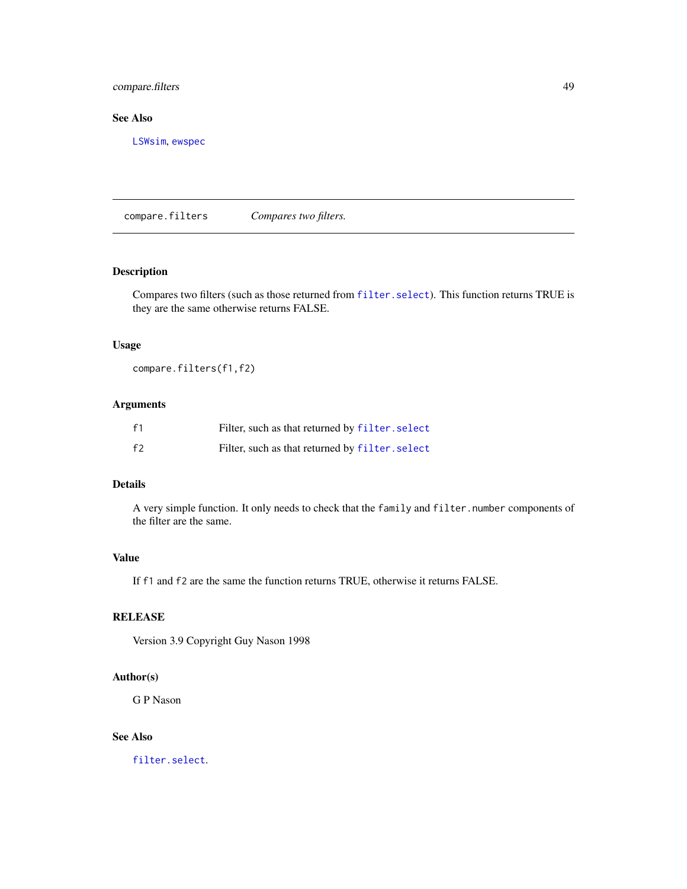## See Also

LSWsim, ewspec

---

## compare.filters *Compares two filters.*

---

### Description

Compares two filters (such as those returned from `filter.select`). This function returns TRUE is they are the same otherwise returns FALSE.

### Usage

```
compare.filters(f1,f2)
```

### Arguments

| | |
|---|---|
| f1 | Filter, such as that returned by `filter.select` |
| f2 | Filter, such as that returned by `filter.select` |

### Details

A very simple function. It only needs to check that the `family` and `filter.number` components of the filter are the same.

### Value

If `f1` and `f2` are the same the function returns TRUE, otherwise it returns FALSE.

### RELEASE

Version 3.9 Copyright Guy Nason 1998

### Author(s)

G P Nason

### See Also

`filter.select`.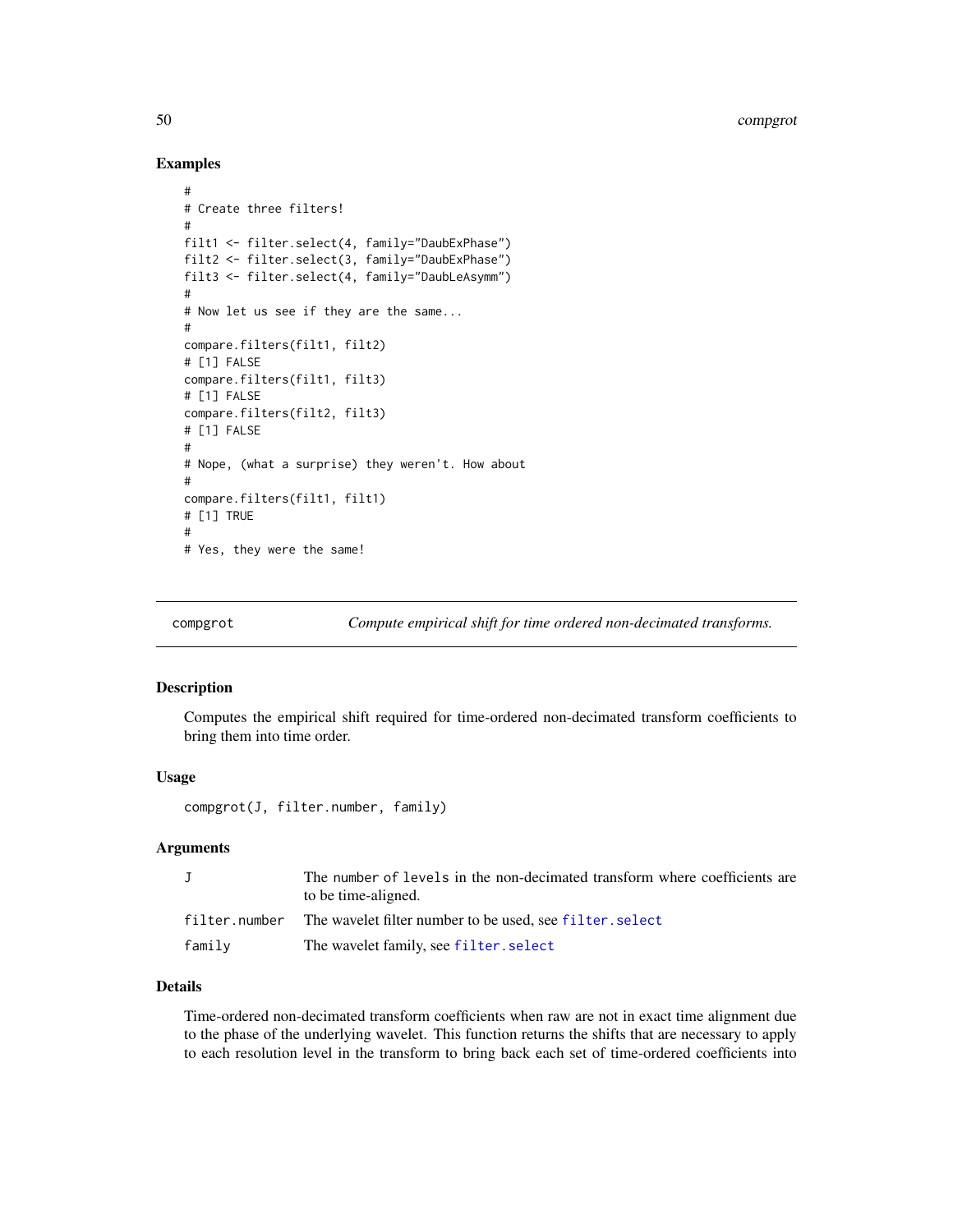## Examples

```
#
# Create three filters!
#
filt1 <- filter.select(4, family="DaubExPhase")
filt2 <- filter.select(3, family="DaubExPhase")
filt3 <- filter.select(4, family="DaubLeAsymm")
#
# Now let us see if they are the same...
#
compare.filters(filt1, filt2)
# [1] FALSE
compare.filters(filt1, filt3)
# [1] FALSE
compare.filters(filt2, filt3)
# [1] FALSE
#
# Nope, (what a surprise) they weren't. How about
#
compare.filters(filt1, filt1)
# [1] TRUE
#
# Yes, they were the same!
```

---

# compgrot — *Compute empirical shift for time ordered non-decimated transforms.*

---

## Description

Computes the empirical shift required for time-ordered non-decimated transform coefficients to bring them into time order.

## Usage

```
compgrot(J, filter.number, family)
```

## Arguments

| | |
|---|---|
| `J` | The number of levels in the non-decimated transform where coefficients are to be time-aligned. |
| `filter.number` | The wavelet filter number to be used, see `filter.select` |
| `family` | The wavelet family, see `filter.select` |

## Details

Time-ordered non-decimated transform coefficients when raw are not in exact time alignment due to the phase of the underlying wavelet. This function returns the shifts that are necessary to apply to each resolution level in the transform to bring back each set of time-ordered coefficients into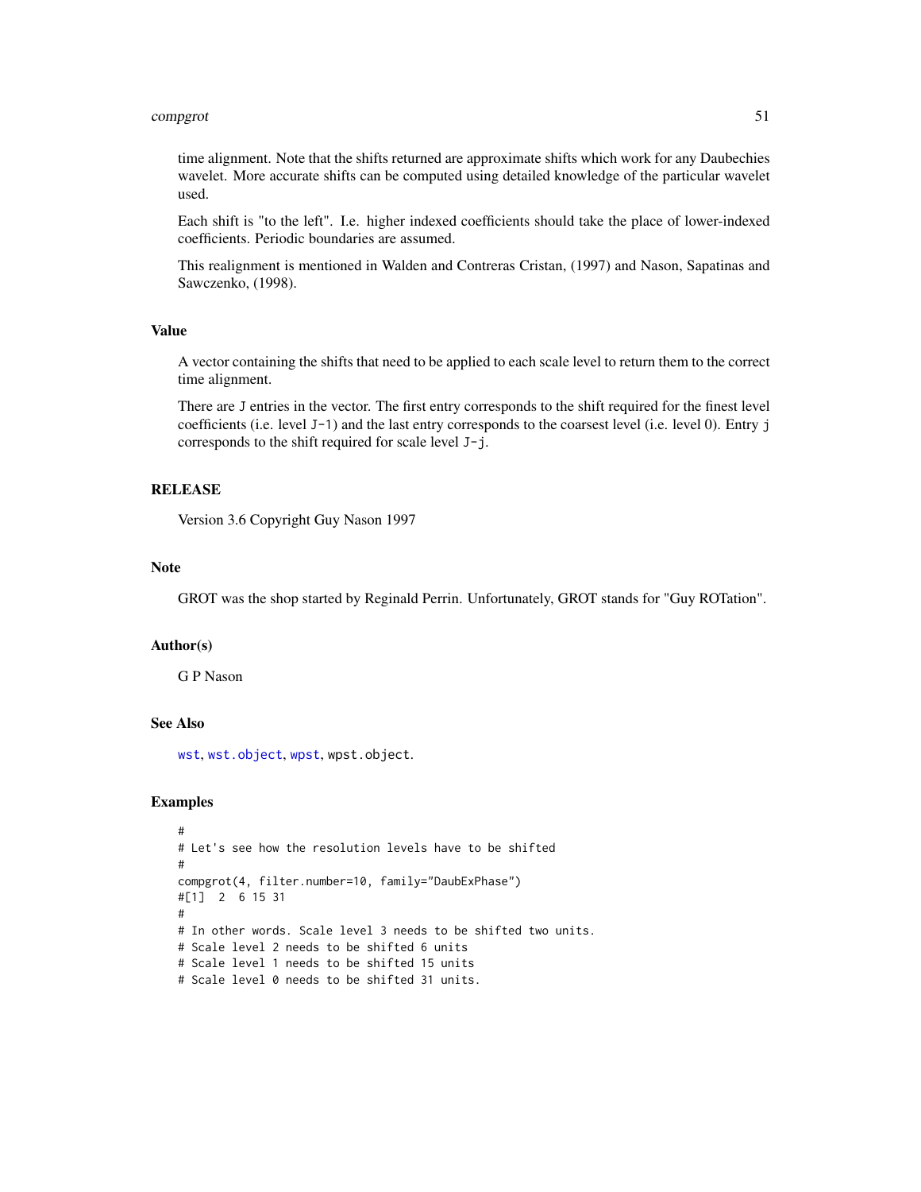time alignment. Note that the shifts returned are approximate shifts which work for any Daubechies wavelet. More accurate shifts can be computed using detailed knowledge of the particular wavelet used.

Each shift is "to the left". I.e. higher indexed coefficients should take the place of lower-indexed coefficients. Periodic boundaries are assumed.

This realignment is mentioned in Walden and Contreras Cristan, (1997) and Nason, Sapatinas and Sawczenko, (1998).

## Value

A vector containing the shifts that need to be applied to each scale level to return them to the correct time alignment.

There are `J` entries in the vector. The first entry corresponds to the shift required for the finest level coefficients (i.e. level `J-1`) and the last entry corresponds to the coarsest level (i.e. level 0). Entry `j` corresponds to the shift required for scale level `J-j`.

## RELEASE

Version 3.6 Copyright Guy Nason 1997

## Note

GROT was the shop started by Reginald Perrin. Unfortunately, GROT stands for "Guy ROTation".

## Author(s)

G P Nason

## See Also

`wst`, `wst.object`, `wpst`, `wpst.object`.

## Examples

```
#
# Let's see how the resolution levels have to be shifted
#
compgrot(4, filter.number=10, family="DaubExPhase")
#[1]  2  6 15 31
#
# In other words. Scale level 3 needs to be shifted two units.
# Scale level 2 needs to be shifted 6 units
# Scale level 1 needs to be shifted 15 units
# Scale level 0 needs to be shifted 31 units.
```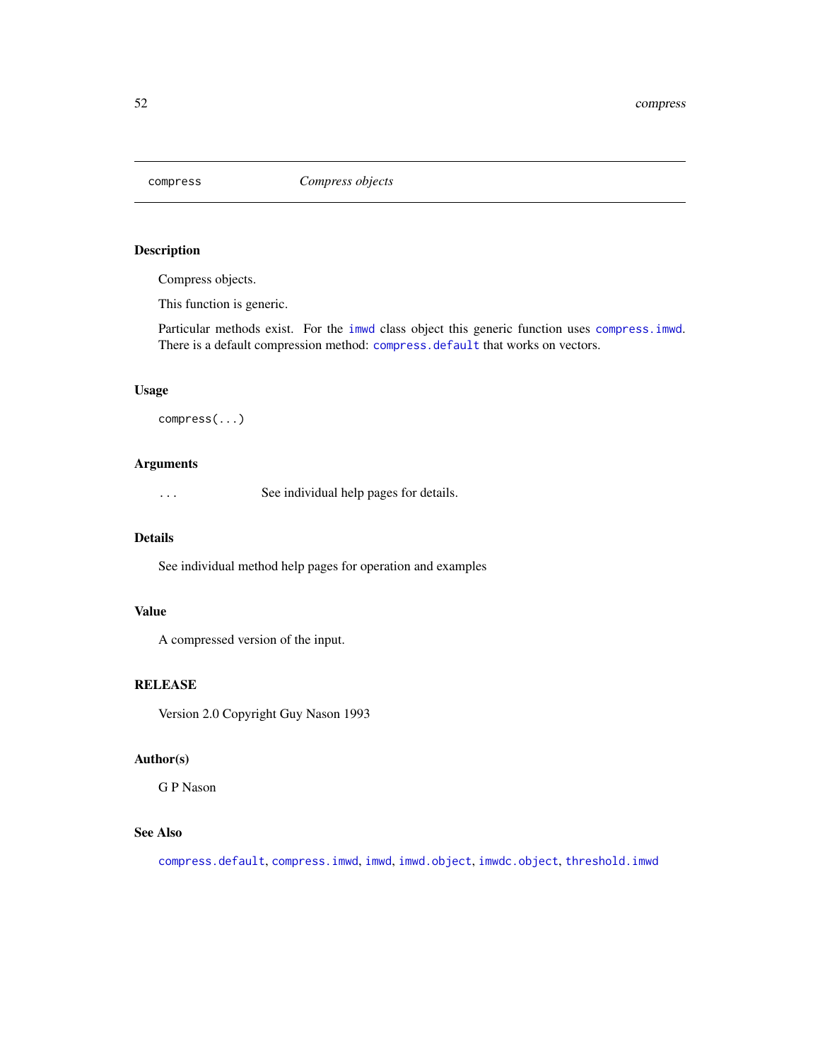# compress — *Compress objects*

## Description

Compress objects.

This function is generic.

Particular methods exist. For the `imwd` class object this generic function uses `compress.imwd`. There is a default compression method: `compress.default` that works on vectors.

## Usage

```
compress(...)
```

## Arguments

| | |
|---|---|
| `...` | See individual help pages for details. |

## Details

See individual method help pages for operation and examples

## Value

A compressed version of the input.

## RELEASE

Version 2.0 Copyright Guy Nason 1993

## Author(s)

G P Nason

## See Also

`compress.default`, `compress.imwd`, `imwd`, `imwd.object`, `imwdc.object`, `threshold.imwd`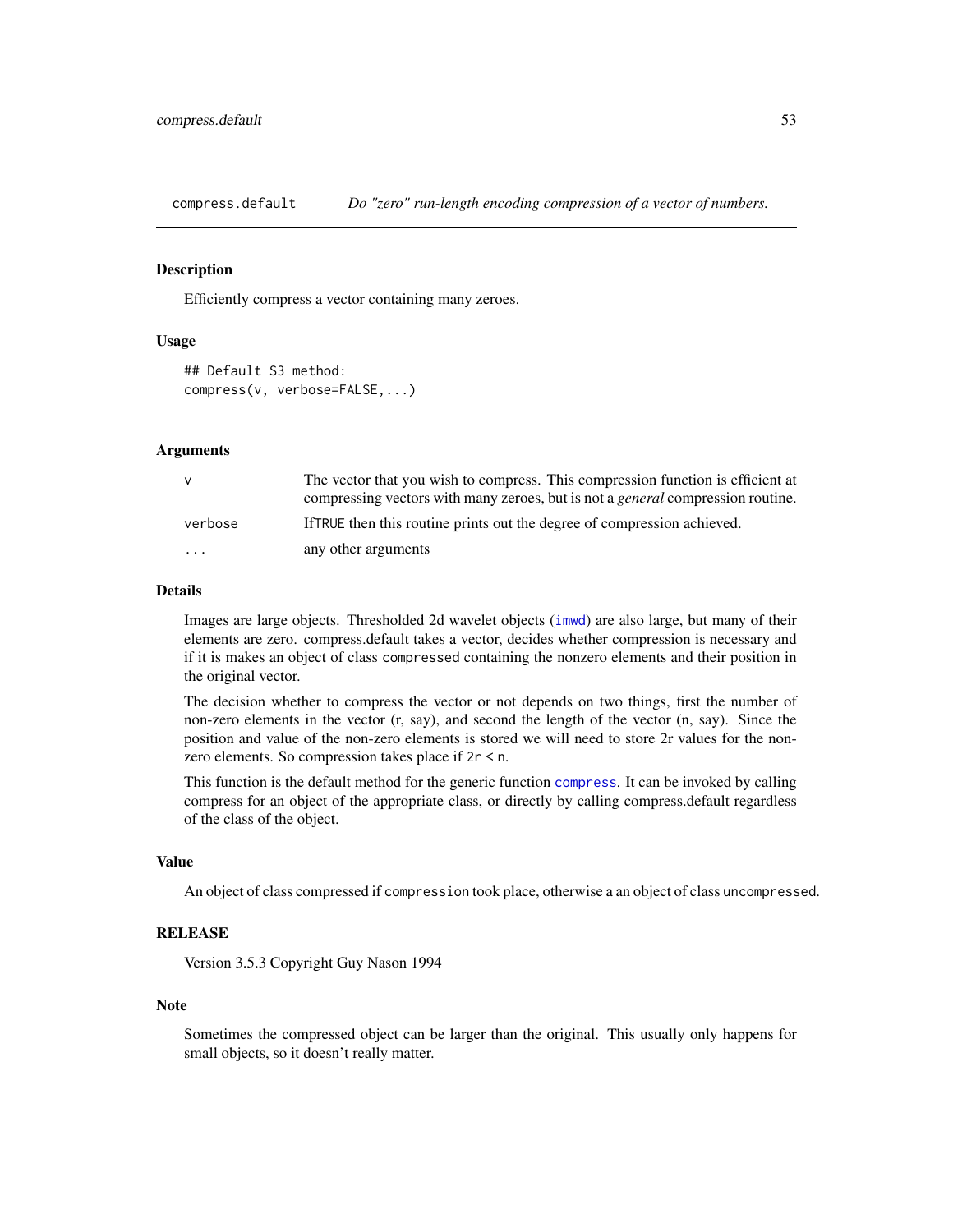compress.default *Do "zero" run-length encoding compression of a vector of numbers.*

### Description

Efficiently compress a vector containing many zeroes.

### Usage

```
## Default S3 method:
compress(v, verbose=FALSE,...)
```

### Arguments

| | |
|---|---|
| v | The vector that you wish to compress. This compression function is efficient at compressing vectors with many zeroes, but is not a *general* compression routine. |
| verbose | IfTRUE then this routine prints out the degree of compression achieved. |
| ... | any other arguments |

### Details

Images are large objects. Thresholded 2d wavelet objects (imwd) are also large, but many of their elements are zero. compress.default takes a vector, decides whether compression is necessary and if it is makes an object of class compressed containing the nonzero elements and their position in the original vector.

The decision whether to compress the vector or not depends on two things, first the number of non-zero elements in the vector (r, say), and second the length of the vector (n, say). Since the position and value of the non-zero elements is stored we will need to store 2r values for the non-zero elements. So compression takes place if 2r < n.

This function is the default method for the generic function compress. It can be invoked by calling compress for an object of the appropriate class, or directly by calling compress.default regardless of the class of the object.

### Value

An object of class compressed if compression took place, otherwise a an object of class uncompressed.

### RELEASE

Version 3.5.3 Copyright Guy Nason 1994

### Note

Sometimes the compressed object can be larger than the original. This usually only happens for small objects, so it doesn't really matter.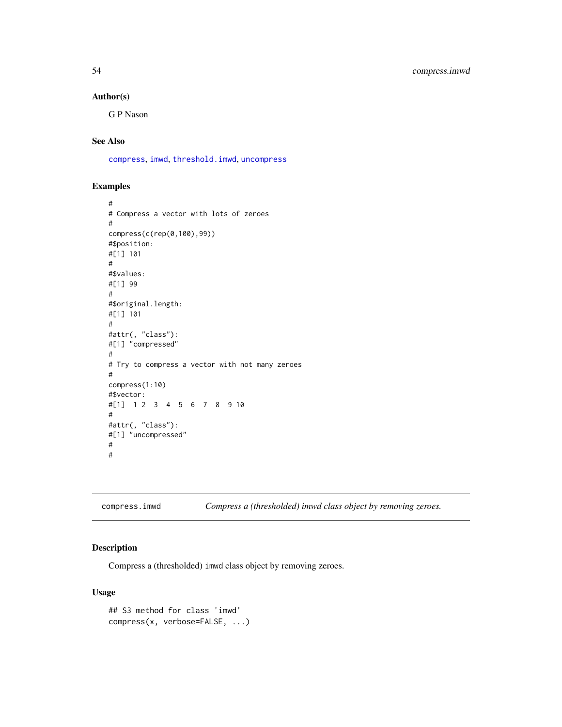## Author(s)

G P Nason

## See Also

compress, imwd, threshold.imwd, uncompress

## Examples

```
#
# Compress a vector with lots of zeroes
#
compress(c(rep(0,100),99))
#$position:
#[1] 101
#
#$values:
#[1] 99
#
#$original.length:
#[1] 101
#
#attr(, "class"):
#[1] "compressed"
#
# Try to compress a vector with not many zeroes
#
compress(1:10)
#$vector:
#[1]  1 2  3  4  5  6  7  8  9 10
#
#attr(, "class"):
#[1] "uncompressed"
#
#
```

---

**compress.imwd** — *Compress a (thresholded) imwd class object by removing zeroes.*

## Description

Compress a (thresholded) imwd class object by removing zeroes.

## Usage

```
## S3 method for class 'imwd'
compress(x, verbose=FALSE, ...)
```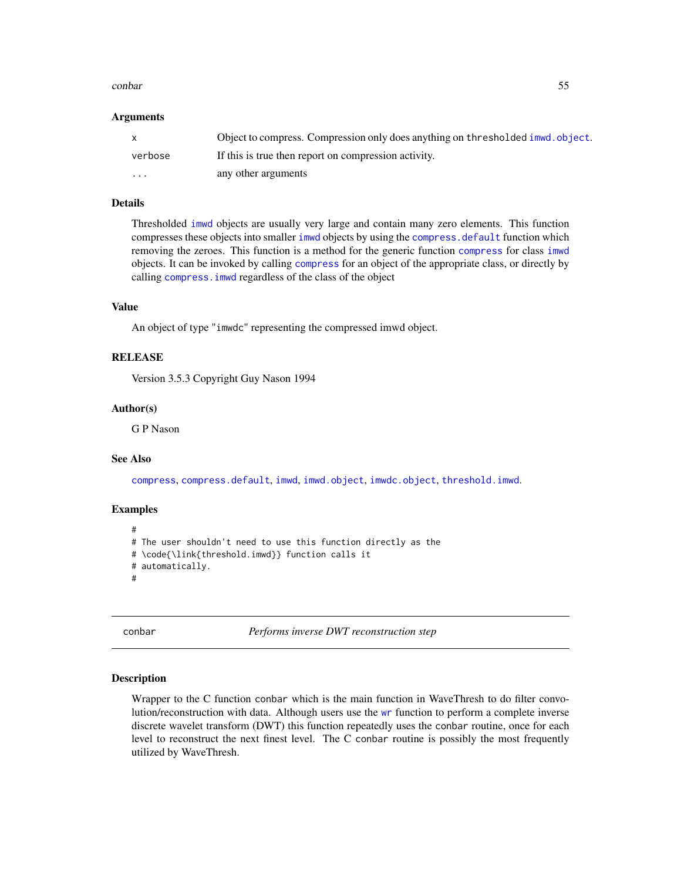### Arguments

| | |
|---|---|
| x | Object to compress. Compression only does anything on thresholded imwd.object. |
| verbose | If this is true then report on compression activity. |
| ... | any other arguments |

### Details

Thresholded imwd objects are usually very large and contain many zero elements. This function compresses these objects into smaller imwd objects by using the compress.default function which removing the zeroes. This function is a method for the generic function compress for class imwd objects. It can be invoked by calling compress for an object of the appropriate class, or directly by calling compress.imwd regardless of the class of the object

### Value

An object of type "imwdc" representing the compressed imwd object.

### RELEASE

Version 3.5.3 Copyright Guy Nason 1994

### Author(s)

G P Nason

### See Also

compress, compress.default, imwd, imwd.object, imwdc.object, threshold.imwd.

### Examples

```
#
# The user shouldn't need to use this function directly as the
# \code{\link{threshold.imwd}} function calls it
# automatically.
#
```

---

## conbar — *Performs inverse DWT reconstruction step*

### Description

Wrapper to the C function conbar which is the main function in WaveThresh to do filter convolution/reconstruction with data. Although users use the wr function to perform a complete inverse discrete wavelet transform (DWT) this function repeatedly uses the conbar routine, once for each level to reconstruct the next finest level. The C conbar routine is possibly the most frequently utilized by WaveThresh.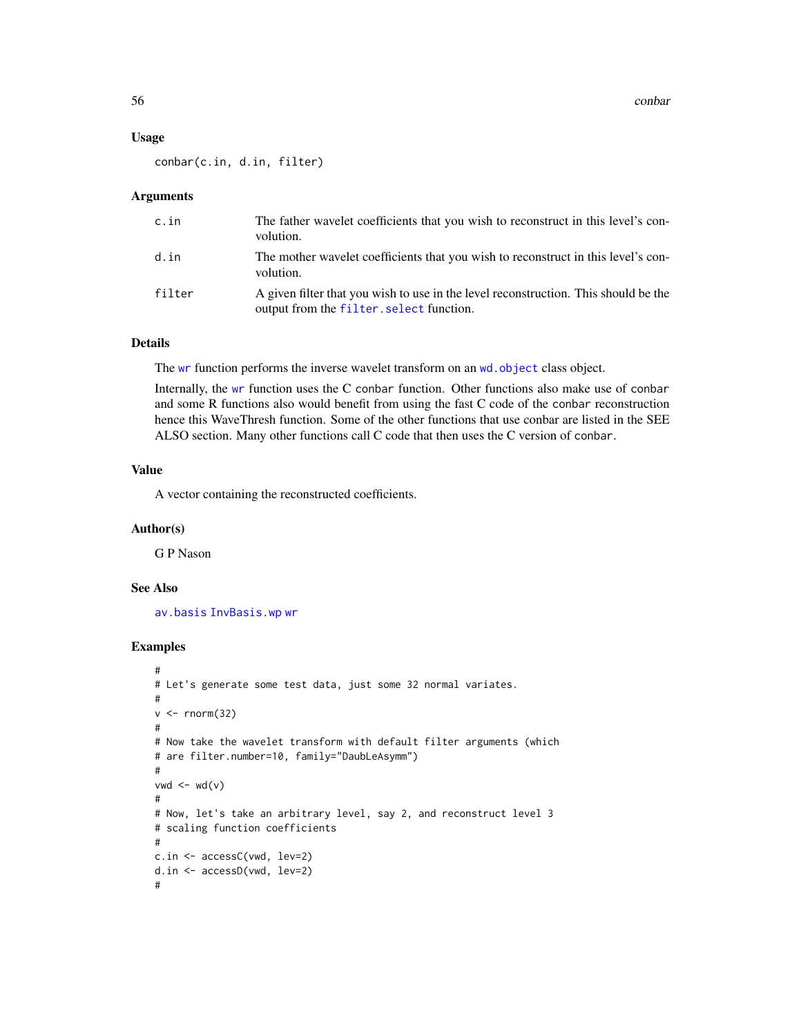### Usage

```
conbar(c.in, d.in, filter)
```

### Arguments

| | |
|---|---|
| c.in | The father wavelet coefficients that you wish to reconstruct in this level's convolution. |
| d.in | The mother wavelet coefficients that you wish to reconstruct in this level's convolution. |
| filter | A given filter that you wish to use in the level reconstruction. This should be the output from the filter.select function. |

### Details

The wr function performs the inverse wavelet transform on an wd.object class object.

Internally, the wr function uses the C conbar function. Other functions also make use of conbar and some R functions also would benefit from using the fast C code of the conbar reconstruction hence this WaveThresh function. Some of the other functions that use conbar are listed in the SEE ALSO section. Many other functions call C code that then uses the C version of conbar.

### Value

A vector containing the reconstructed coefficients.

### Author(s)

G P Nason

### See Also

av.basis InvBasis.wp wr

### Examples

```
#
# Let's generate some test data, just some 32 normal variates.
#
v <- rnorm(32)
#
# Now take the wavelet transform with default filter arguments (which
# are filter.number=10, family="DaubLeAsymm")
#
vwd <- wd(v)
#
# Now, let's take an arbitrary level, say 2, and reconstruct level 3
# scaling function coefficients
#
c.in <- accessC(vwd, lev=2)
d.in <- accessD(vwd, lev=2)
#
```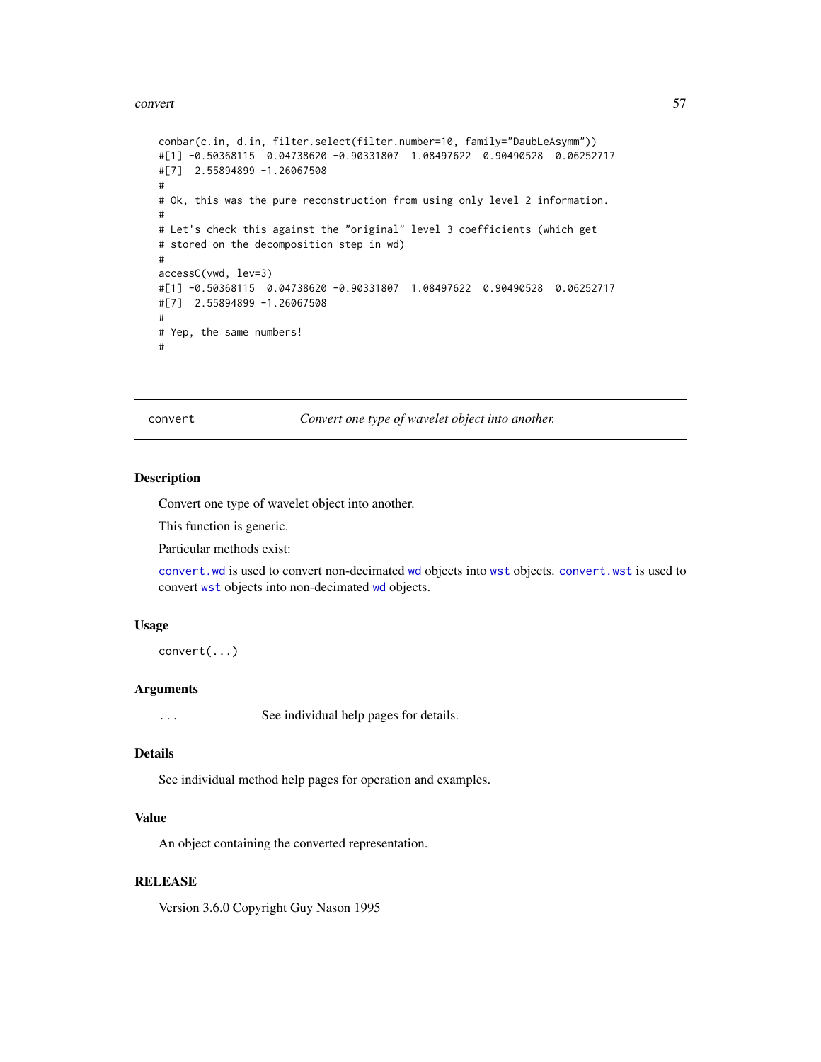```
conbar(c.in, d.in, filter.select(filter.number=10, family="DaubLeAsymm"))
#[1] -0.50368115  0.04738620 -0.90331807  1.08497622  0.90490528  0.06252717
#[7]  2.55894899 -1.26067508
#
# Ok, this was the pure reconstruction from using only level 2 information.
#
# Let's check this against the "original" level 3 coefficients (which get
# stored on the decomposition step in wd)
#
accessC(vwd, lev=3)
#[1] -0.50368115  0.04738620 -0.90331807  1.08497622  0.90490528  0.06252717
#[7]  2.55894899 -1.26067508
#
# Yep, the same numbers!
#
```

## convert — *Convert one type of wavelet object into another.*

### Description

Convert one type of wavelet object into another.

This function is generic.

Particular methods exist:

`convert.wd` is used to convert non-decimated `wd` objects into `wst` objects. `convert.wst` is used to convert `wst` objects into non-decimated `wd` objects.

### Usage

```
convert(...)
```

### Arguments

`...` See individual help pages for details.

### Details

See individual method help pages for operation and examples.

### Value

An object containing the converted representation.

### RELEASE

Version 3.6.0 Copyright Guy Nason 1995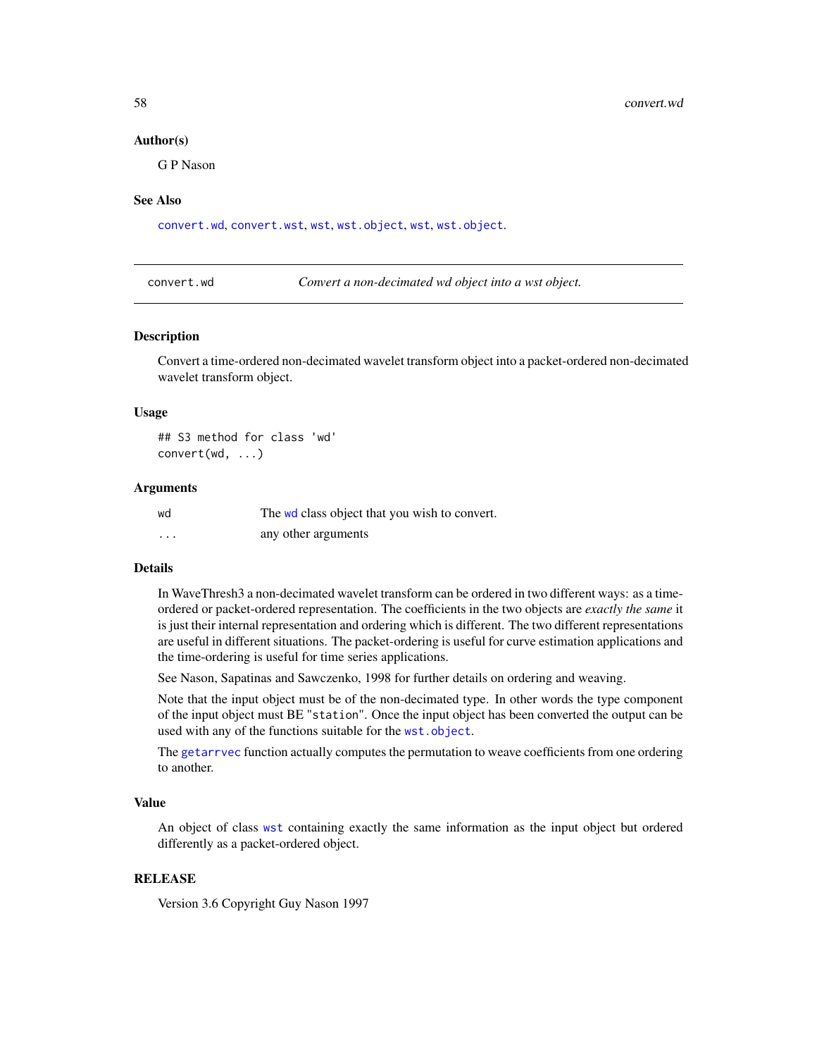### Author(s)

G P Nason

### See Also

convert.wd, convert.wst, wst, wst.object, wst, wst.object.

---

convert.wd *Convert a non-decimated wd object into a wst object.*

---

### Description

Convert a time-ordered non-decimated wavelet transform object into a packet-ordered non-decimated wavelet transform object.

### Usage

```
## S3 method for class 'wd'
convert(wd, ...)
```

### Arguments

| | |
|---|---|
| wd | The wd class object that you wish to convert. |
| ... | any other arguments |

### Details

In WaveThresh3 a non-decimated wavelet transform can be ordered in two different ways: as a time-ordered or packet-ordered representation. The coefficients in the two objects are *exactly the same* it is just their internal representation and ordering which is different. The two different representations are useful in different situations. The packet-ordering is useful for curve estimation applications and the time-ordering is useful for time series applications.

See Nason, Sapatinas and Sawczenko, 1998 for further details on ordering and weaving.

Note that the input object must be of the non-decimated type. In other words the type component of the input object must BE "station". Once the input object has been converted the output can be used with any of the functions suitable for the wst.object.

The getarrvec function actually computes the permutation to weave coefficients from one ordering to another.

### Value

An object of class wst containing exactly the same information as the input object but ordered differently as a packet-ordered object.

### RELEASE

Version 3.6 Copyright Guy Nason 1997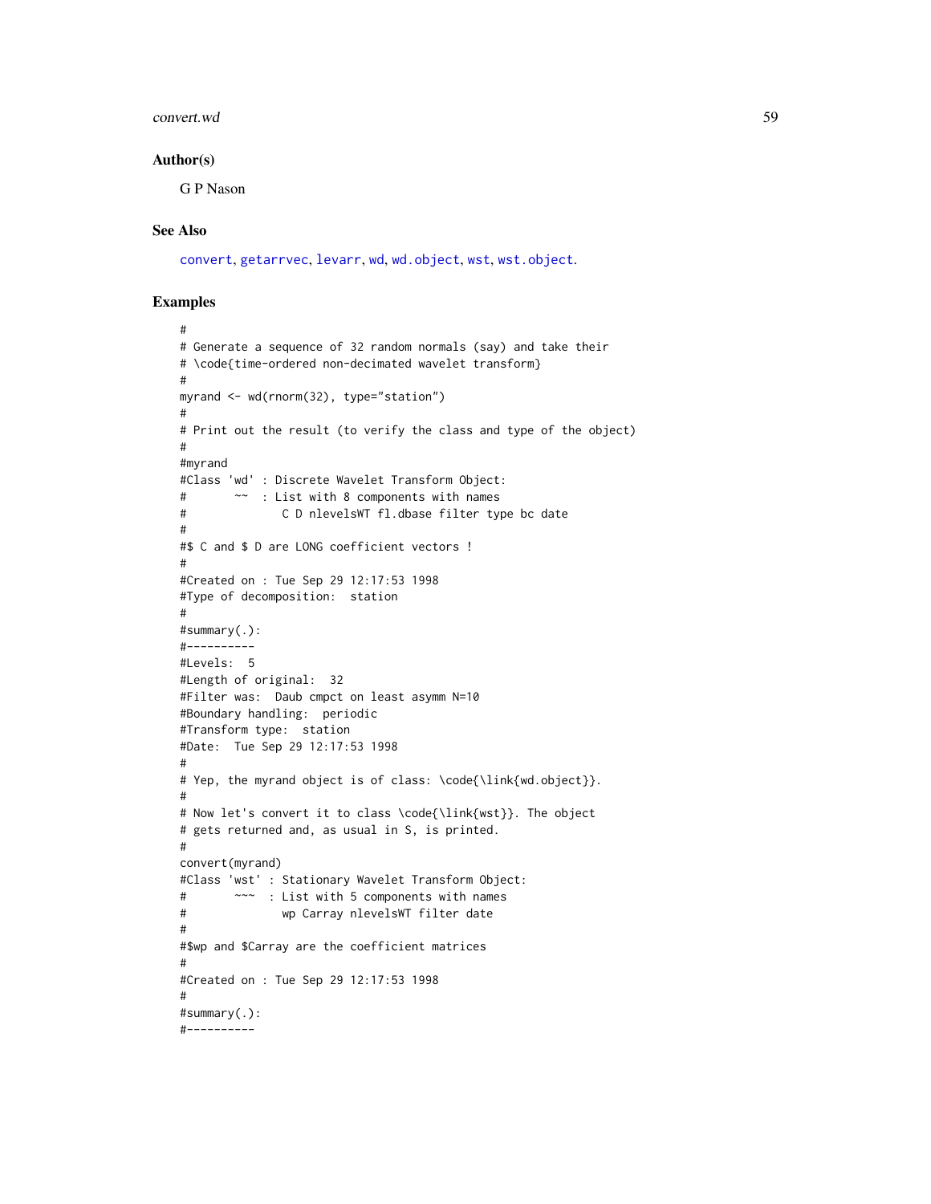### Author(s)

G P Nason

### See Also

convert, getarrvec, levarr, wd, wd.object, wst, wst.object.

### Examples

```
#
# Generate a sequence of 32 random normals (say) and take their
# \code{time-ordered non-decimated wavelet transform}
#
myrand <- wd(rnorm(32), type="station")
#
# Print out the result (to verify the class and type of the object)
#
#myrand
#Class 'wd' : Discrete Wavelet Transform Object:
#       ~~  : List with 8 components with names
#              C D nlevelsWT fl.dbase filter type bc date
#
#$ C and $ D are LONG coefficient vectors !
#
#Created on : Tue Sep 29 12:17:53 1998
#Type of decomposition:  station
#
#summary(.):
#----------
#Levels:  5
#Length of original:  32
#Filter was:  Daub cmpct on least asymm N=10
#Boundary handling:  periodic
#Transform type:  station
#Date:  Tue Sep 29 12:17:53 1998
#
# Yep, the myrand object is of class: \code{\link{wd.object}}.
#
# Now let's convert it to class \code{\link{wst}}. The object
# gets returned and, as usual in S, is printed.
#
convert(myrand)
#Class 'wst' : Stationary Wavelet Transform Object:
#       ~~~  : List with 5 components with names
#              wp Carray nlevelsWT filter date
#
#$wp and $Carray are the coefficient matrices
#
#Created on : Tue Sep 29 12:17:53 1998
#
#summary(.):
#----------
```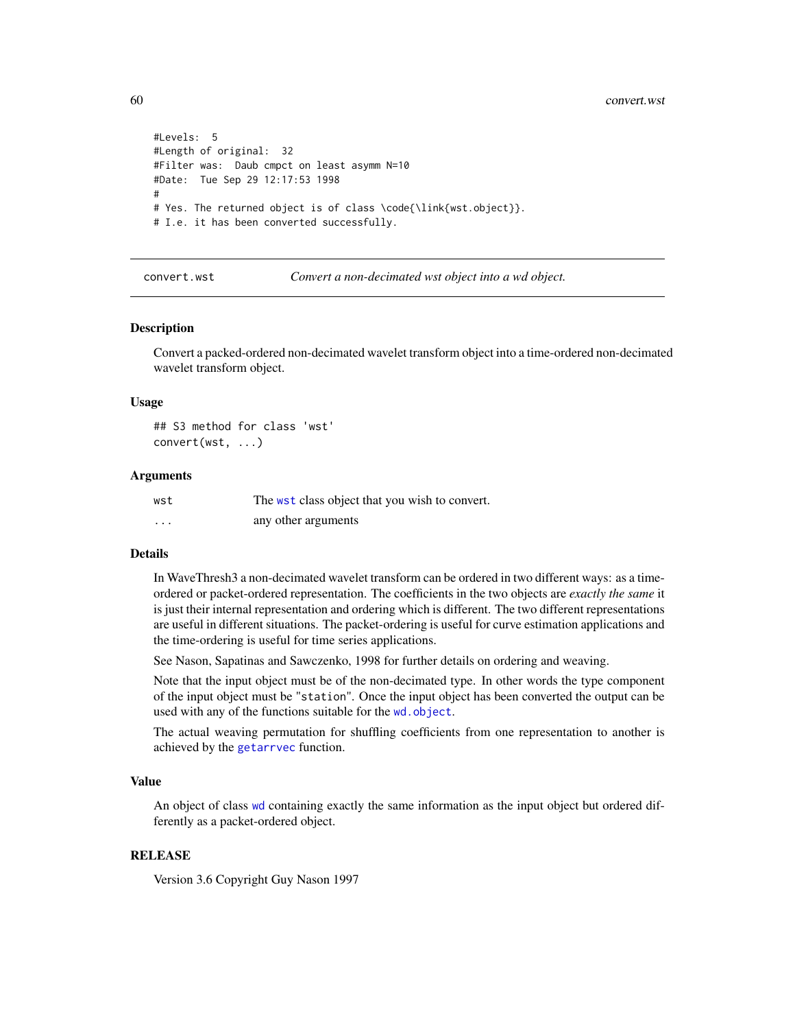```
#Levels:  5
#Length of original:  32
#Filter was:  Daub cmpct on least asymm N=10
#Date:  Tue Sep 29 12:17:53 1998
#
# Yes. The returned object is of class \code{\link{wst.object}}.
# I.e. it has been converted successfully.
```

## convert.wst — *Convert a non-decimated wst object into a wd object.*

### Description

Convert a packed-ordered non-decimated wavelet transform object into a time-ordered non-decimated wavelet transform object.

### Usage

```
## S3 method for class 'wst'
convert(wst, ...)
```

### Arguments

| | |
|---|---|
| `wst` | The `wst` class object that you wish to convert. |
| `...` | any other arguments |

### Details

In WaveThresh3 a non-decimated wavelet transform can be ordered in two different ways: as a time-ordered or packet-ordered representation. The coefficients in the two objects are *exactly the same* it is just their internal representation and ordering which is different. The two different representations are useful in different situations. The packet-ordering is useful for curve estimation applications and the time-ordering is useful for time series applications.

See Nason, Sapatinas and Sawczenko, 1998 for further details on ordering and weaving.

Note that the input object must be of the non-decimated type. In other words the type component of the input object must be `"station"`. Once the input object has been converted the output can be used with any of the functions suitable for the `wd.object`.

The actual weaving permutation for shuffling coefficients from one representation to another is achieved by the `getarrvec` function.

### Value

An object of class `wd` containing exactly the same information as the input object but ordered differently as a packet-ordered object.

### RELEASE

Version 3.6 Copyright Guy Nason 1997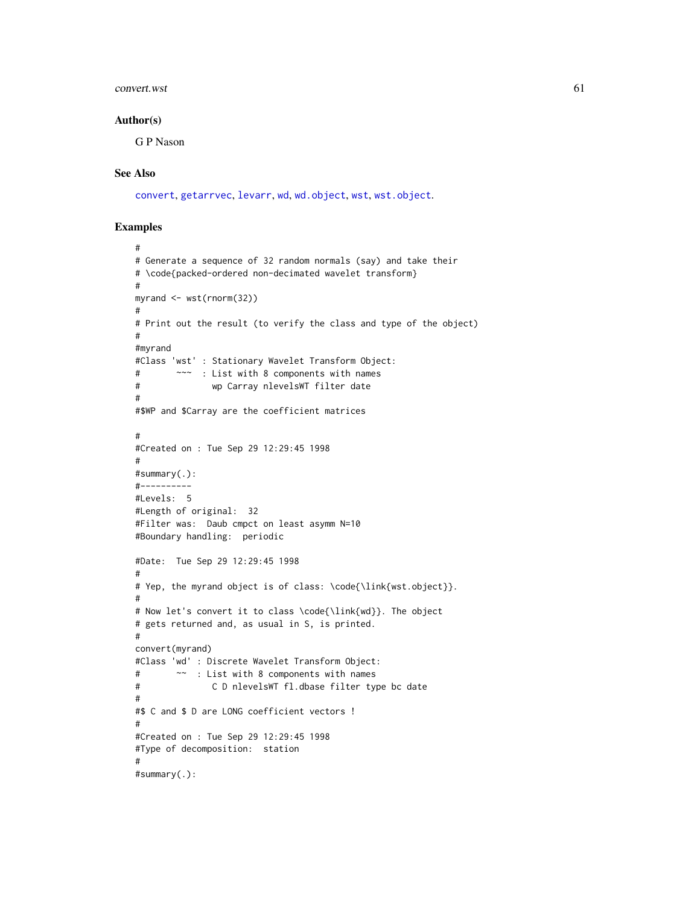## Author(s)

G P Nason

## See Also

convert, getarrvec, levarr, wd, wd.object, wst, wst.object.

## Examples

```
#
# Generate a sequence of 32 random normals (say) and take their
# \code{packed-ordered non-decimated wavelet transform}
#
myrand <- wst(rnorm(32))
#
# Print out the result (to verify the class and type of the object)
#
#myrand
#Class 'wst' : Stationary Wavelet Transform Object:
#       ~~~  : List with 8 components with names
#              wp Carray nlevelsWT filter date
#
#$WP and $Carray are the coefficient matrices

#
#Created on : Tue Sep 29 12:29:45 1998
#
#summary(.):
#----------
#Levels:  5
#Length of original:  32
#Filter was:  Daub cmpct on least asymm N=10
#Boundary handling:  periodic

#Date:  Tue Sep 29 12:29:45 1998
#
# Yep, the myrand object is of class: \code{\link{wst.object}}.
#
# Now let's convert it to class \code{\link{wd}}. The object
# gets returned and, as usual in S, is printed.
#
convert(myrand)
#Class 'wd' : Discrete Wavelet Transform Object:
#       ~~  : List with 8 components with names
#              C D nlevelsWT fl.dbase filter type bc date
#
#$ C and $ D are LONG coefficient vectors !
#
#Created on : Tue Sep 29 12:29:45 1998
#Type of decomposition:  station
#
#summary(.):
```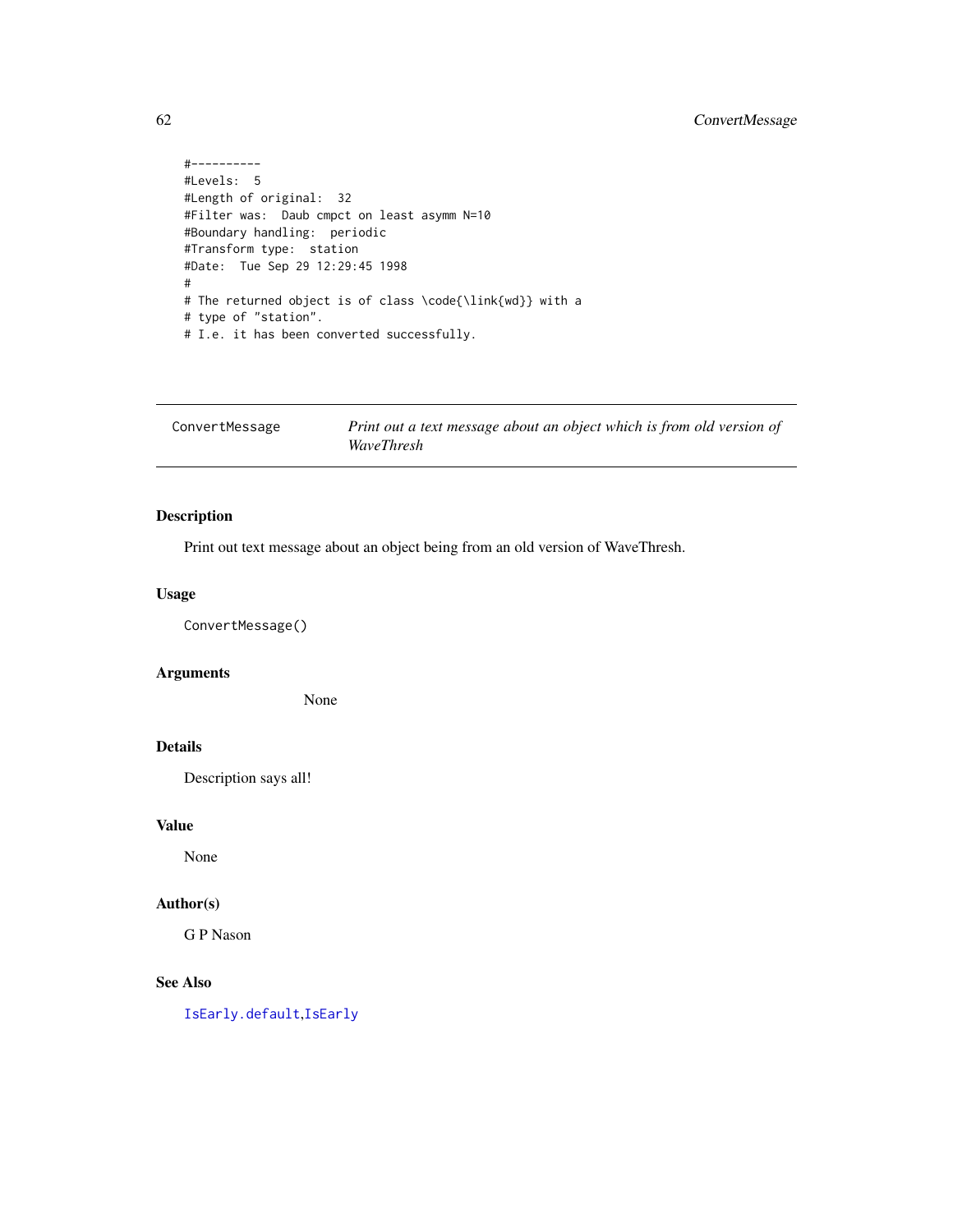```
#----------
#Levels:  5
#Length of original:  32
#Filter was:  Daub cmpct on least asymm N=10
#Boundary handling:  periodic
#Transform type:  station
#Date:  Tue Sep 29 12:29:45 1998
#
# The returned object is of class \code{\link{wd}} with a
# type of "station".
# I.e. it has been converted successfully.
```

---

## ConvertMessage — *Print out a text message about an object which is from old version of WaveThresh*

---

### Description

Print out text message about an object being from an old version of WaveThresh.

### Usage

```
ConvertMessage()
```

### Arguments

None

### Details

Description says all!

### Value

None

### Author(s)

G P Nason

### See Also

IsEarly.default, IsEarly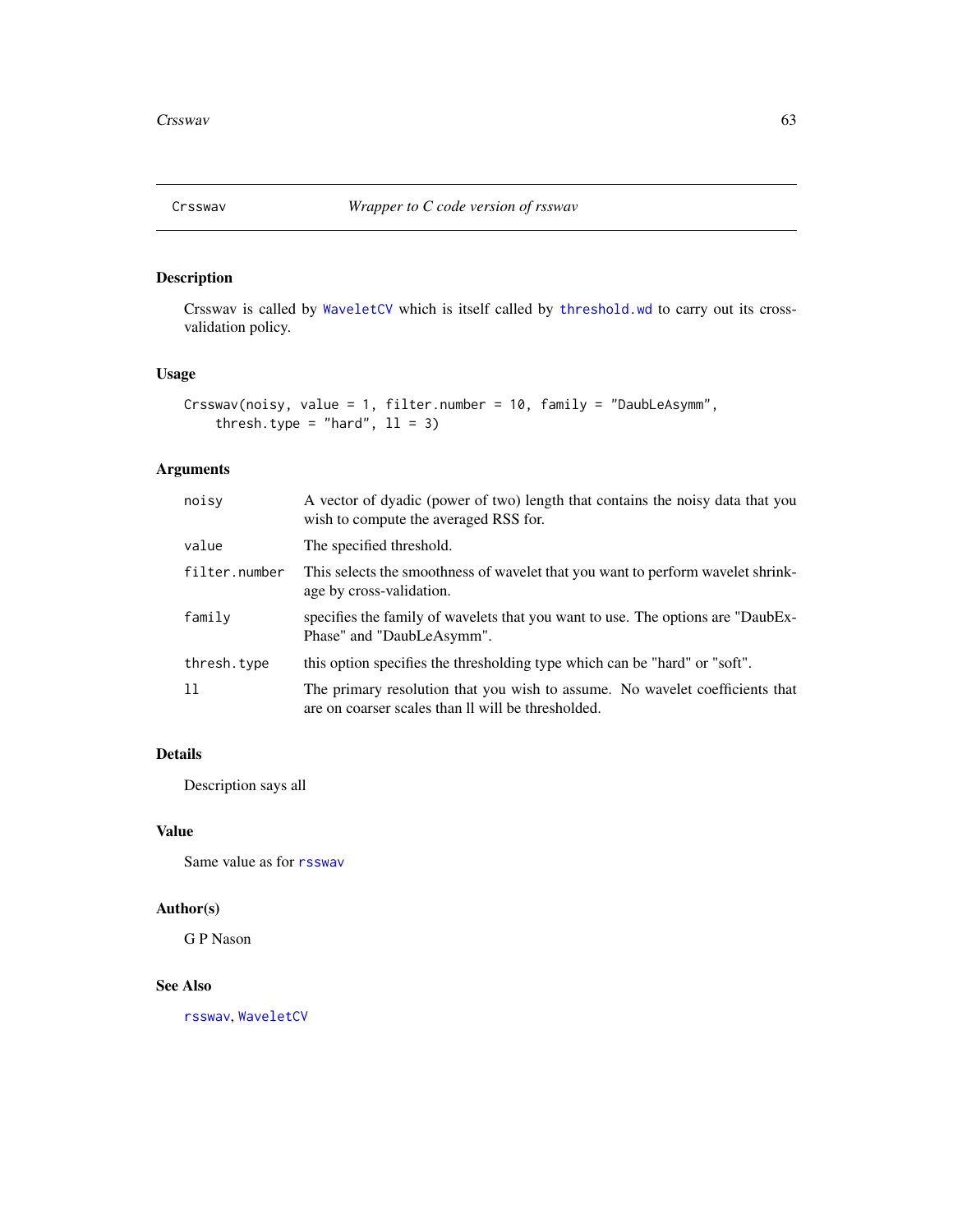# Crsswav — *Wrapper to C code version of rsswav*

## Description

Crsswav is called by WaveletCV which is itself called by threshold.wd to carry out its cross-validation policy.

## Usage

```
Crsswav(noisy, value = 1, filter.number = 10, family = "DaubLeAsymm",
    thresh.type = "hard", ll = 3)
```

## Arguments

| | |
|---|---|
| noisy | A vector of dyadic (power of two) length that contains the noisy data that you wish to compute the averaged RSS for. |
| value | The specified threshold. |
| filter.number | This selects the smoothness of wavelet that you want to perform wavelet shrinkage by cross-validation. |
| family | specifies the family of wavelets that you want to use. The options are "DaubExPhase" and "DaubLeAsymm". |
| thresh.type | this option specifies the thresholding type which can be "hard" or "soft". |
| ll | The primary resolution that you wish to assume. No wavelet coefficients that are on coarser scales than ll will be thresholded. |

## Details

Description says all

## Value

Same value as for rsswav

## Author(s)

G P Nason

## See Also

rsswav, WaveletCV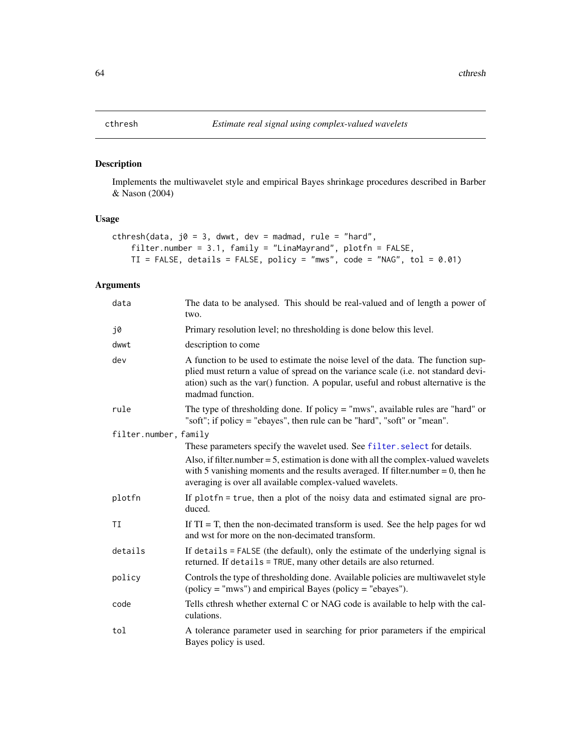## cthresh — *Estimate real signal using complex-valued wavelets*

### Description

Implements the multiwavelet style and empirical Bayes shrinkage procedures described in Barber & Nason (2004)

### Usage

```
cthresh(data, j0 = 3, dwwt, dev = madmad, rule = "hard",
    filter.number = 3.1, family = "LinaMayrand", plotfn = FALSE,
    TI = FALSE, details = FALSE, policy = "mws", code = "NAG", tol = 0.01)
```

### Arguments

| | |
|---|---|
| `data` | The data to be analysed. This should be real-valued and of length a power of two. |
| `j0` | Primary resolution level; no thresholding is done below this level. |
| `dwwt` | description to come |
| `dev` | A function to be used to estimate the noise level of the data. The function supplied must return a value of spread on the variance scale (i.e. not standard deviation) such as the var() function. A popular, useful and robust alternative is the madmad function. |
| `rule` | The type of thresholding done. If policy = "mws", available rules are "hard" or "soft"; if policy = "ebayes", then rule can be "hard", "soft" or "mean". |
| `filter.number, family` | These parameters specify the wavelet used. See `filter.select` for details. Also, if filter.number = 5, estimation is done with all the complex-valued wavelets with 5 vanishing moments and the results averaged. If filter.number = 0, then he averaging is over all available complex-valued wavelets. |
| `plotfn` | If `plotfn = true`, then a plot of the noisy data and estimated signal are produced. |
| `TI` | If TI = T, then the non-decimated transform is used. See the help pages for wd and wst for more on the non-decimated transform. |
| `details` | If `details = FALSE` (the default), only the estimate of the underlying signal is returned. If `details = TRUE`, many other details are also returned. |
| `policy` | Controls the type of thresholding done. Available policies are multiwavelet style (policy = "mws") and empirical Bayes (policy = "ebayes"). |
| `code` | Tells cthresh whether external C or NAG code is available to help with the calculations. |
| `tol` | A tolerance parameter used in searching for prior parameters if the empirical Bayes policy is used. |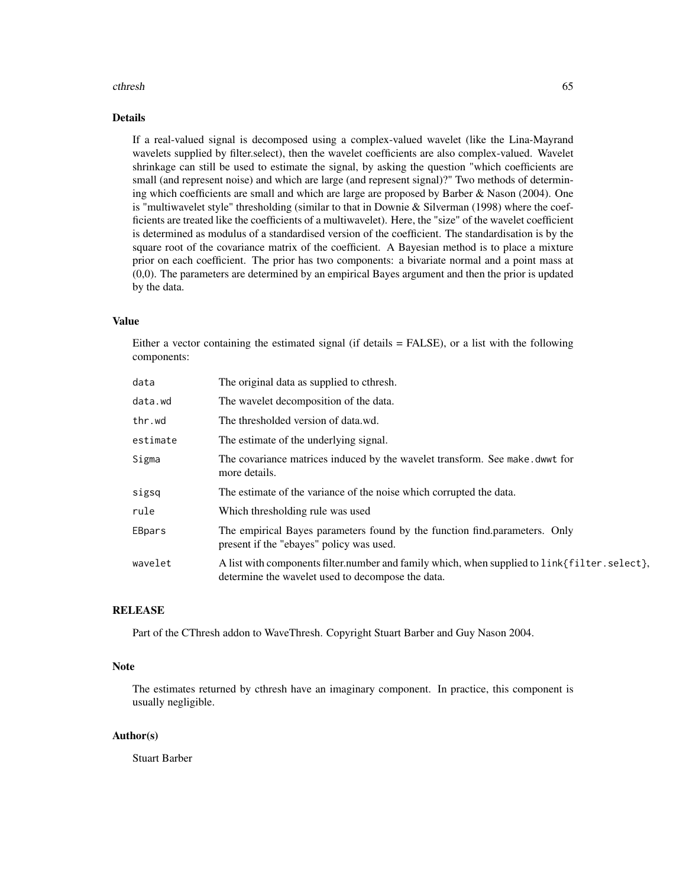## Details

If a real-valued signal is decomposed using a complex-valued wavelet (like the Lina-Mayrand wavelets supplied by filter.select), then the wavelet coefficients are also complex-valued. Wavelet shrinkage can still be used to estimate the signal, by asking the question "which coefficients are small (and represent noise) and which are large (and represent signal)?" Two methods of determining which coefficients are small and which are large are proposed by Barber & Nason (2004). One is "multiwavelet style" thresholding (similar to that in Downie & Silverman (1998) where the coefficients are treated like the coefficients of a multiwavelet). Here, the "size" of the wavelet coefficient is determined as modulus of a standardised version of the coefficient. The standardisation is by the square root of the covariance matrix of the coefficient. A Bayesian method is to place a mixture prior on each coefficient. The prior has two components: a bivariate normal and a point mass at (0,0). The parameters are determined by an empirical Bayes argument and then the prior is updated by the data.

## Value

Either a vector containing the estimated signal (if details = FALSE), or a list with the following components:

| | |
|---|---|
| `data` | The original data as supplied to cthresh. |
| `data.wd` | The wavelet decomposition of the data. |
| `thr.wd` | The thresholded version of data.wd. |
| `estimate` | The estimate of the underlying signal. |
| `Sigma` | The covariance matrices induced by the wavelet transform. See `make.dwwt` for more details. |
| `sigsq` | The estimate of the variance of the noise which corrupted the data. |
| `rule` | Which thresholding rule was used |
| `EBpars` | The empirical Bayes parameters found by the function find.parameters. Only present if the "ebayes" policy was used. |
| `wavelet` | A list with components filter.number and family which, when supplied to `link{filter.select}`, determine the wavelet used to decompose the data. |

## RELEASE

Part of the CThresh addon to WaveThresh. Copyright Stuart Barber and Guy Nason 2004.

## Note

The estimates returned by cthresh have an imaginary component. In practice, this component is usually negligible.

## Author(s)

Stuart Barber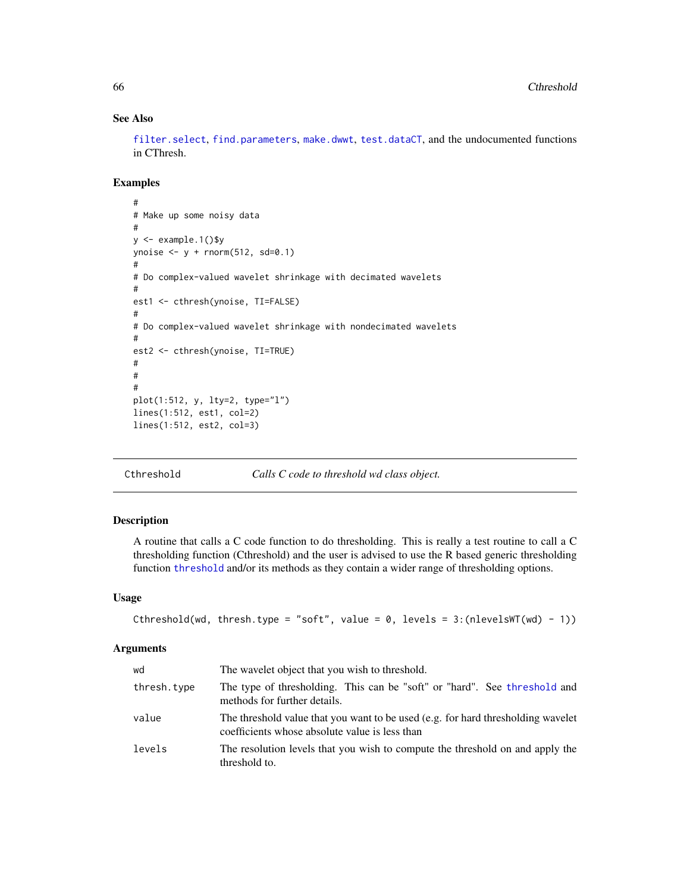## See Also

filter.select, find.parameters, make.dwwt, test.dataCT, and the undocumented functions in CThresh.

## Examples

```
#
# Make up some noisy data
#
y <- example.1()$y
ynoise <- y + rnorm(512, sd=0.1)
#
# Do complex-valued wavelet shrinkage with decimated wavelets
#
est1 <- cthresh(ynoise, TI=FALSE)
#
# Do complex-valued wavelet shrinkage with nondecimated wavelets
#
est2 <- cthresh(ynoise, TI=TRUE)
#
#
#
plot(1:512, y, lty=2, type="l")
lines(1:512, est1, col=2)
lines(1:512, est2, col=3)
```

---

# Cthreshold — *Calls C code to threshold wd class object.*

## Description

A routine that calls a C code function to do thresholding. This is really a test routine to call a C thresholding function (Cthreshold) and the user is advised to use the R based generic thresholding function threshold and/or its methods as they contain a wider range of thresholding options.

## Usage

```
Cthreshold(wd, thresh.type = "soft", value = 0, levels = 3:(nlevelsWT(wd) - 1))
```

## Arguments

| | |
|---|---|
| wd | The wavelet object that you wish to threshold. |
| thresh.type | The type of thresholding. This can be "soft" or "hard". See threshold and methods for further details. |
| value | The threshold value that you want to be used (e.g. for hard thresholding wavelet coefficients whose absolute value is less than |
| levels | The resolution levels that you wish to compute the threshold on and apply the threshold to. |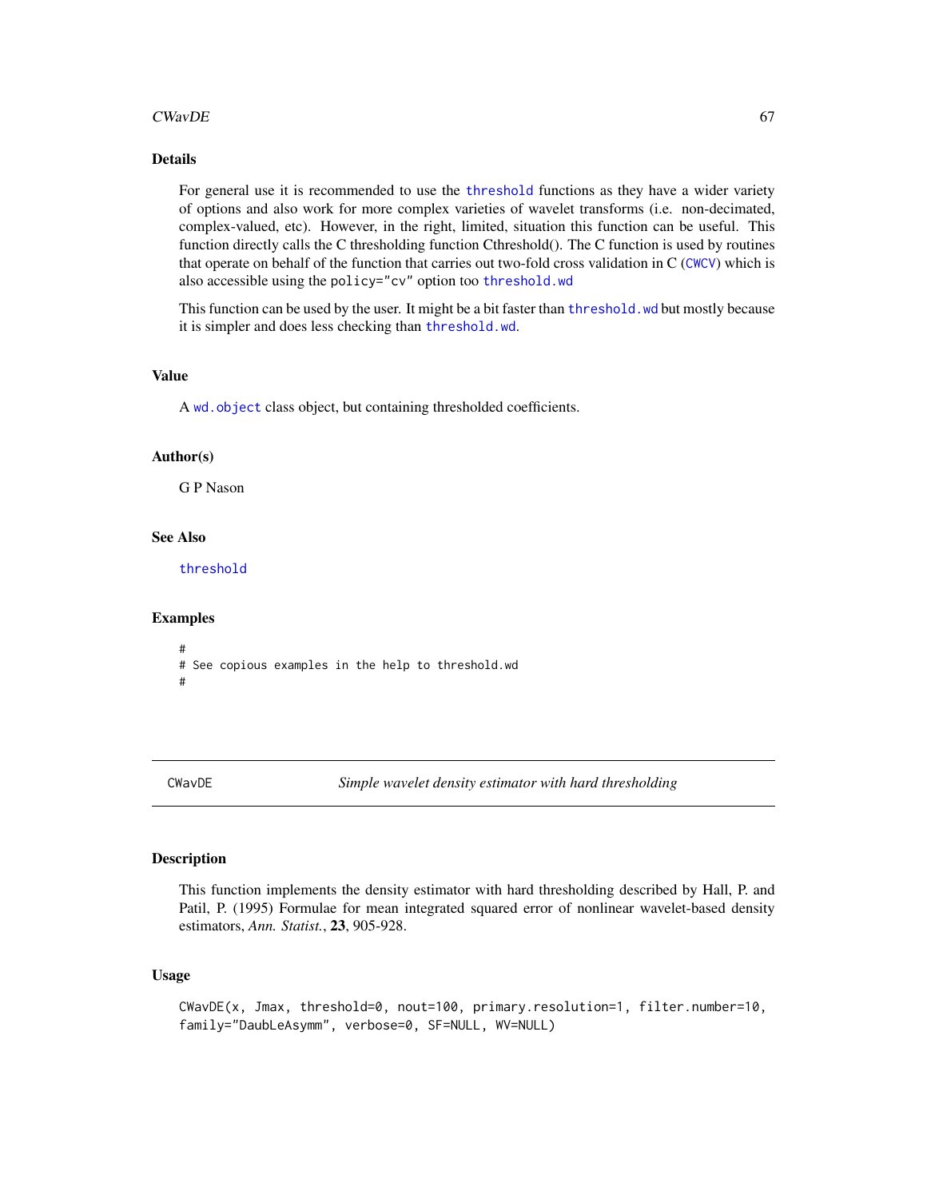## Details

For general use it is recommended to use the threshold functions as they have a wider variety of options and also work for more complex varieties of wavelet transforms (i.e. non-decimated, complex-valued, etc). However, in the right, limited, situation this function can be useful. This function directly calls the C thresholding function Cthreshold(). The C function is used by routines that operate on behalf of the function that carries out two-fold cross validation in C (CWCV) which is also accessible using the policy="cv" option too threshold.wd

This function can be used by the user. It might be a bit faster than threshold.wd but mostly because it is simpler and does less checking than threshold.wd.

## Value

A wd.object class object, but containing thresholded coefficients.

## Author(s)

G P Nason

## See Also

threshold

## Examples

```
#
# See copious examples in the help to threshold.wd
#
```

---

# CWavDE *Simple wavelet density estimator with hard thresholding*

## Description

This function implements the density estimator with hard thresholding described by Hall, P. and Patil, P. (1995) Formulae for mean integrated squared error of nonlinear wavelet-based density estimators, *Ann. Statist.*, **23**, 905-928.

## Usage

```
CWavDE(x, Jmax, threshold=0, nout=100, primary.resolution=1, filter.number=10,
family="DaubLeAsymm", verbose=0, SF=NULL, WV=NULL)
```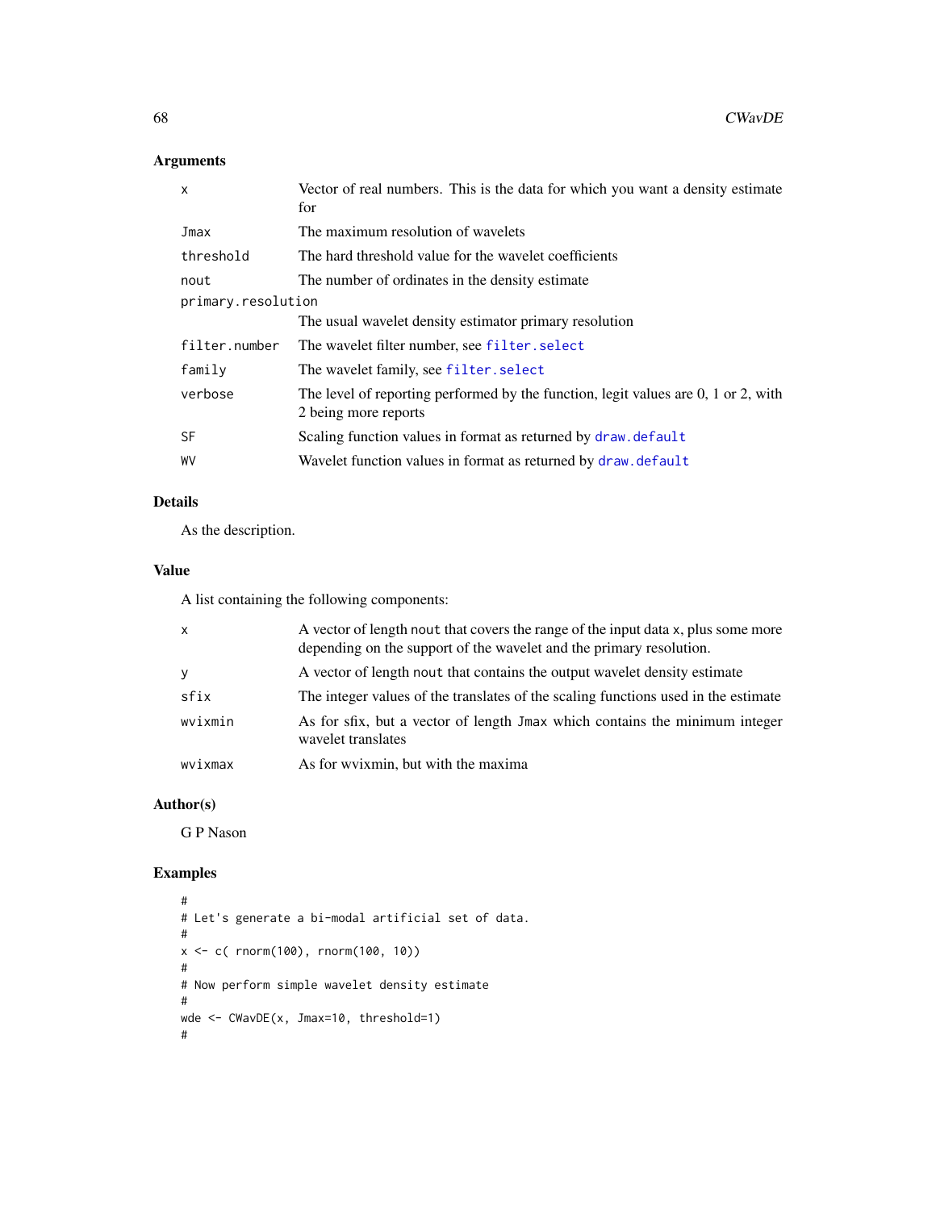## Arguments

| | |
|---|---|
| x | Vector of real numbers. This is the data for which you want a density estimate for |
| Jmax | The maximum resolution of wavelets |
| threshold | The hard threshold value for the wavelet coefficients |
| nout | The number of ordinates in the density estimate |
| primary.resolution | The usual wavelet density estimator primary resolution |
| filter.number | The wavelet filter number, see filter.select |
| family | The wavelet family, see filter.select |
| verbose | The level of reporting performed by the function, legit values are 0, 1 or 2, with 2 being more reports |
| SF | Scaling function values in format as returned by draw.default |
| WV | Wavelet function values in format as returned by draw.default |

## Details

As the description.

## Value

A list containing the following components:

| | |
|---|---|
| x | A vector of length nout that covers the range of the input data x, plus some more depending on the support of the wavelet and the primary resolution. |
| y | A vector of length nout that contains the output wavelet density estimate |
| sfix | The integer values of the translates of the scaling functions used in the estimate |
| wvixmin | As for sfix, but a vector of length Jmax which contains the minimum integer wavelet translates |
| wvixmax | As for wvixmin, but with the maxima |

## Author(s)

G P Nason

## Examples

```
#
# Let's generate a bi-modal artificial set of data.
#
x <- c( rnorm(100), rnorm(100, 10))
#
# Now perform simple wavelet density estimate
#
wde <- CWavDE(x, Jmax=10, threshold=1)
#
```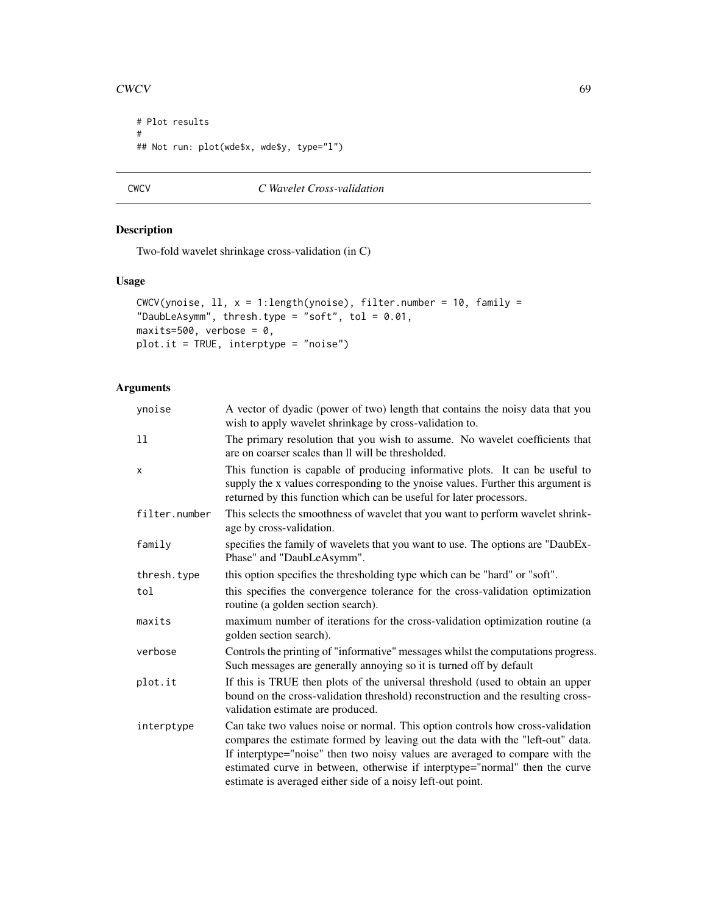```
# Plot results
#
## Not run: plot(wde$x, wde$y, type="l")
```

## CWCV — *C Wavelet Cross-validation*

### Description

Two-fold wavelet shrinkage cross-validation (in C)

### Usage

```
CWCV(ynoise, ll, x = 1:length(ynoise), filter.number = 10, family =
"DaubLeAsymm", thresh.type = "soft", tol = 0.01,
maxits=500, verbose = 0,
plot.it = TRUE, interptype = "noise")
```

### Arguments

| Argument | Description |
|---|---|
| ynoise | A vector of dyadic (power of two) length that contains the noisy data that you wish to apply wavelet shrinkage by cross-validation to. |
| ll | The primary resolution that you wish to assume. No wavelet coefficients that are on coarser scales than ll will be thresholded. |
| x | This function is capable of producing informative plots. It can be useful to supply the x values corresponding to the ynoise values. Further this argument is returned by this function which can be useful for later processors. |
| filter.number | This selects the smoothness of wavelet that you want to perform wavelet shrinkage by cross-validation. |
| family | specifies the family of wavelets that you want to use. The options are "DaubExPhase" and "DaubLeAsymm". |
| thresh.type | this option specifies the thresholding type which can be "hard" or "soft". |
| tol | this specifies the convergence tolerance for the cross-validation optimization routine (a golden section search). |
| maxits | maximum number of iterations for the cross-validation optimization routine (a golden section search). |
| verbose | Controls the printing of "informative" messages whilst the computations progress. Such messages are generally annoying so it is turned off by default |
| plot.it | If this is TRUE then plots of the universal threshold (used to obtain an upper bound on the cross-validation threshold) reconstruction and the resulting cross-validation estimate are produced. |
| interptype | Can take two values noise or normal. This option controls how cross-validation compares the estimate formed by leaving out the data with the "left-out" data. If interptype="noise" then two noisy values are averaged to compare with the estimated curve in between, otherwise if interptype="normal" then the curve estimate is averaged either side of a noisy left-out point. |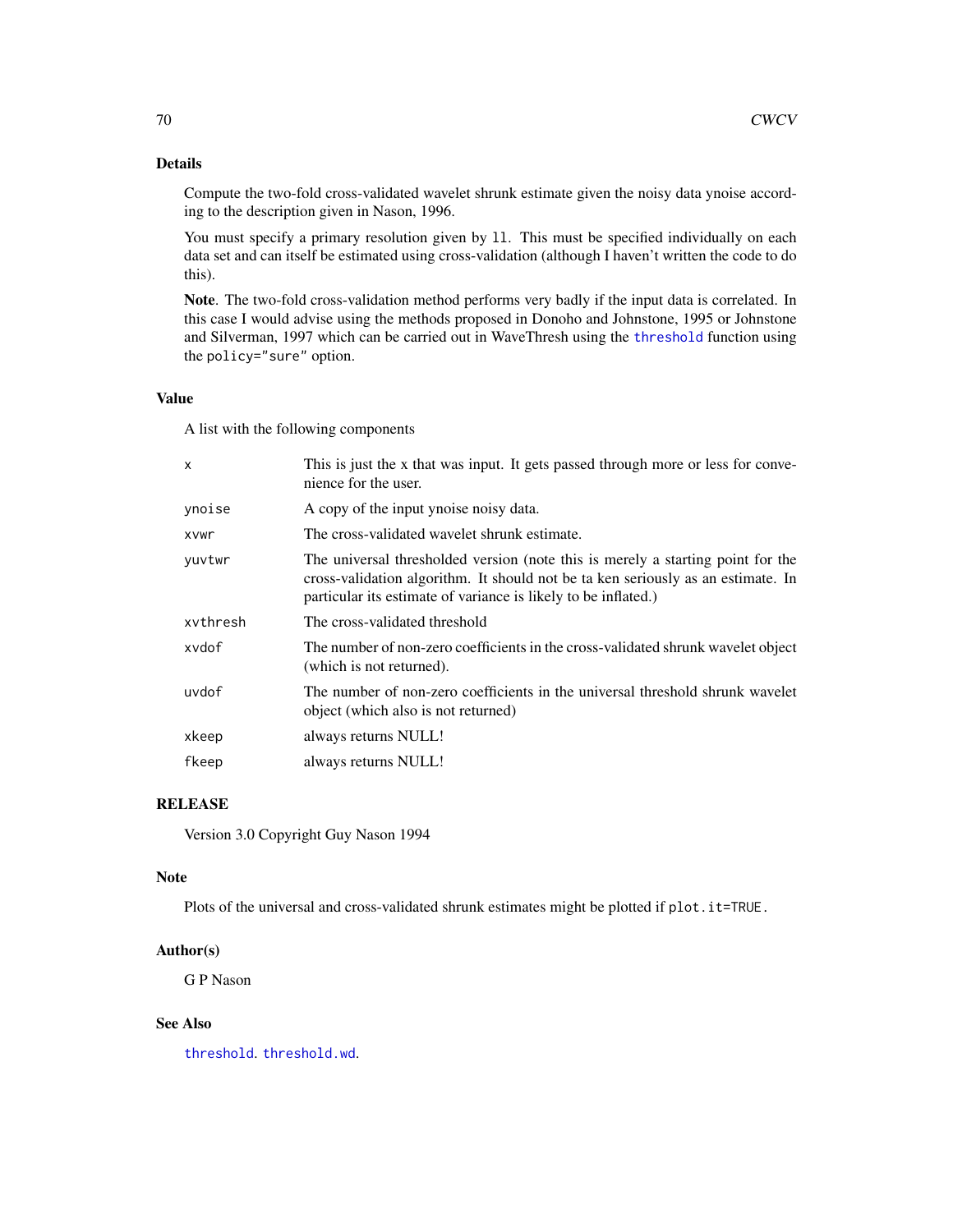## Details

Compute the two-fold cross-validated wavelet shrunk estimate given the noisy data ynoise according to the description given in Nason, 1996.

You must specify a primary resolution given by `ll`. This must be specified individually on each data set and can itself be estimated using cross-validation (although I haven't written the code to do this).

**Note**. The two-fold cross-validation method performs very badly if the input data is correlated. In this case I would advise using the methods proposed in Donoho and Johnstone, 1995 or Johnstone and Silverman, 1997 which can be carried out in WaveThresh using the `threshold` function using the `policy="sure"` option.

## Value

A list with the following components

| | |
|---|---|
| `x` | This is just the x that was input. It gets passed through more or less for convenience for the user. |
| `ynoise` | A copy of the input ynoise noisy data. |
| `xvwr` | The cross-validated wavelet shrunk estimate. |
| `yuvtwr` | The universal thresholded version (note this is merely a starting point for the cross-validation algorithm. It should not be ta ken seriously as an estimate. In particular its estimate of variance is likely to be inflated.) |
| `xvthresh` | The cross-validated threshold |
| `xvdof` | The number of non-zero coefficients in the cross-validated shrunk wavelet object (which is not returned). |
| `uvdof` | The number of non-zero coefficients in the universal threshold shrunk wavelet object (which also is not returned) |
| `xkeep` | always returns NULL! |
| `fkeep` | always returns NULL! |

## RELEASE

Version 3.0 Copyright Guy Nason 1994

## Note

Plots of the universal and cross-validated shrunk estimates might be plotted if `plot.it=TRUE`.

## Author(s)

G P Nason

## See Also

`threshold`. `threshold.wd`.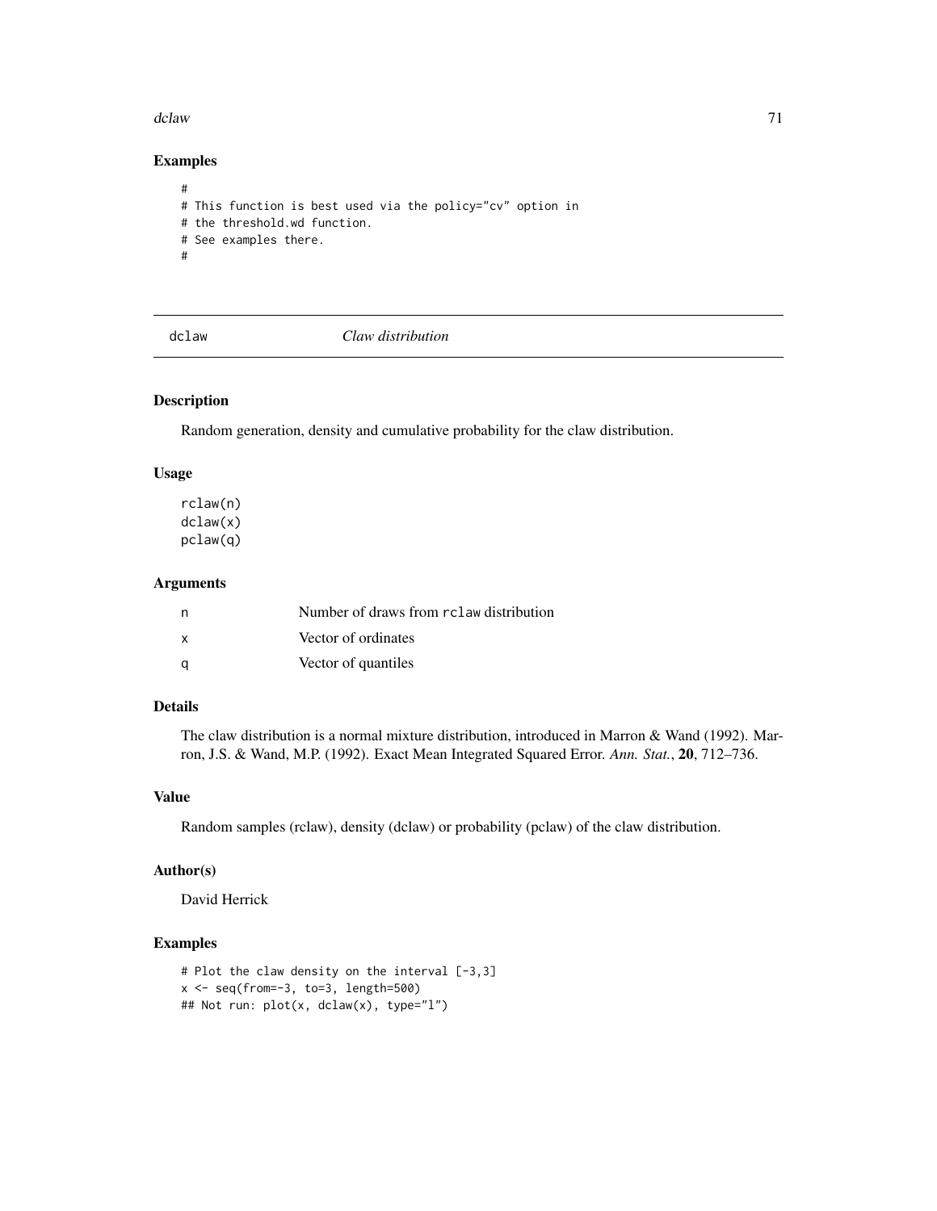## Examples

```
#
# This function is best used via the policy="cv" option in
# the threshold.wd function.
# See examples there.
#
```

---

## dclaw — *Claw distribution*

### Description

Random generation, density and cumulative probability for the claw distribution.

### Usage

```
rclaw(n)
dclaw(x)
pclaw(q)
```

### Arguments

| | |
|---|---|
| n | Number of draws from `rclaw` distribution |
| x | Vector of ordinates |
| q | Vector of quantiles |

### Details

The claw distribution is a normal mixture distribution, introduced in Marron & Wand (1992). Marron, J.S. & Wand, M.P. (1992). Exact Mean Integrated Squared Error. *Ann. Stat.*, **20**, 712–736.

### Value

Random samples (rclaw), density (dclaw) or probability (pclaw) of the claw distribution.

### Author(s)

David Herrick

### Examples

```
# Plot the claw density on the interval [-3,3]
x <- seq(from=-3, to=3, length=500)
## Not run: plot(x, dclaw(x), type="l")
```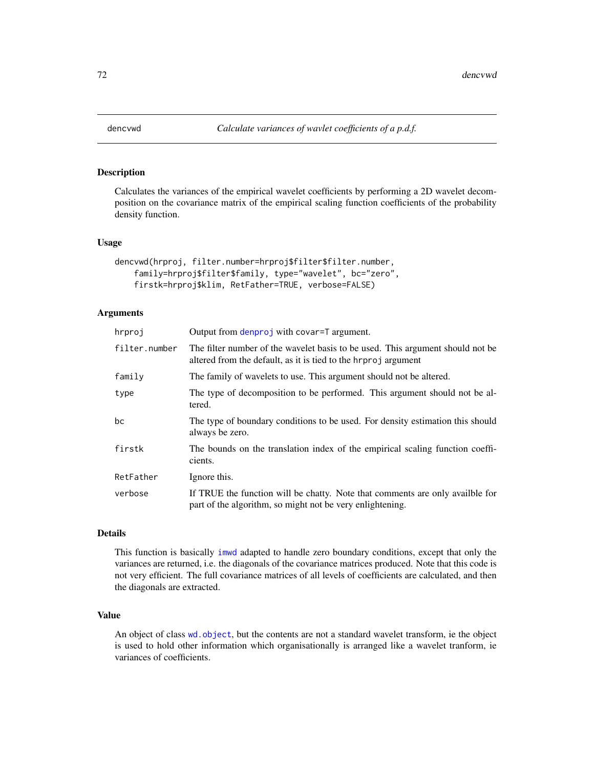# dencvwd *Calculate variances of wavlet coefficients of a p.d.f.*

## Description

Calculates the variances of the empirical wavelet coefficients by performing a 2D wavelet decomposition on the covariance matrix of the empirical scaling function coefficients of the probability density function.

## Usage

```
dencvwd(hrproj, filter.number=hrproj$filter$filter.number,
    family=hrproj$filter$family, type="wavelet", bc="zero",
    firstk=hrproj$klim, RetFather=TRUE, verbose=FALSE)
```

## Arguments

| | |
|---|---|
| hrproj | Output from denproj with covar=T argument. |
| filter.number | The filter number of the wavelet basis to be used. This argument should not be altered from the default, as it is tied to the hrproj argument |
| family | The family of wavelets to use. This argument should not be altered. |
| type | The type of decomposition to be performed. This argument should not be altered. |
| bc | The type of boundary conditions to be used. For density estimation this should always be zero. |
| firstk | The bounds on the translation index of the empirical scaling function coefficients. |
| RetFather | Ignore this. |
| verbose | If TRUE the function will be chatty. Note that comments are only availble for part of the algorithm, so might not be very enlightening. |

## Details

This function is basically imwd adapted to handle zero boundary conditions, except that only the variances are returned, i.e. the diagonals of the covariance matrices produced. Note that this code is not very efficient. The full covariance matrices of all levels of coefficients are calculated, and then the diagonals are extracted.

## Value

An object of class wd.object, but the contents are not a standard wavelet transform, ie the object is used to hold other information which organisationally is arranged like a wavelet tranform, ie variances of coefficients.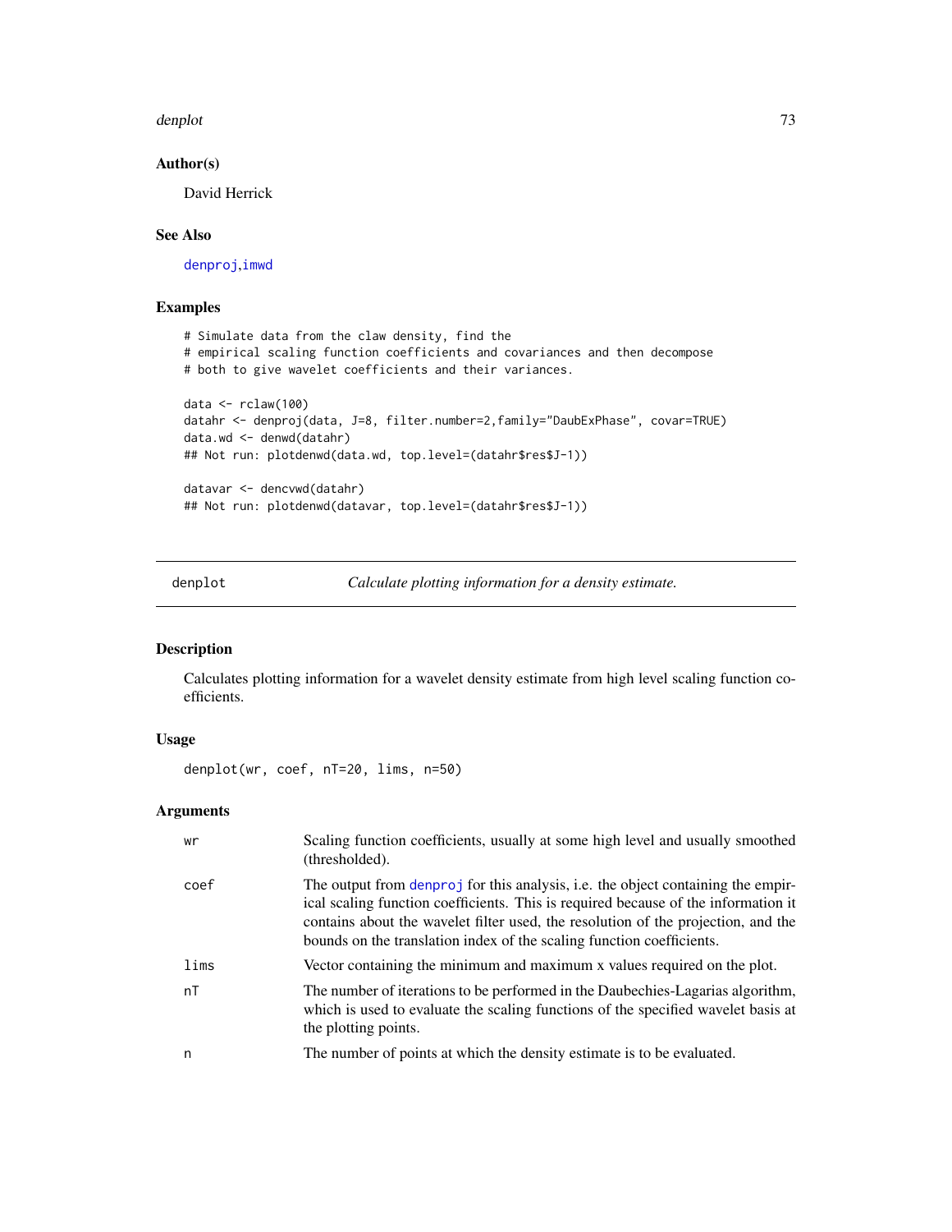### Author(s)

David Herrick

### See Also

denproj, imwd

### Examples

```
# Simulate data from the claw density, find the
# empirical scaling function coefficients and covariances and then decompose
# both to give wavelet coefficients and their variances.

data <- rclaw(100)
datahr <- denproj(data, J=8, filter.number=2,family="DaubExPhase", covar=TRUE)
data.wd <- denwd(datahr)
## Not run: plotdenwd(data.wd, top.level=(datahr$res$J-1))

datavar <- dencvwd(datahr)
## Not run: plotdenwd(datavar, top.level=(datahr$res$J-1))
```

---

## denplot *Calculate plotting information for a density estimate.*

### Description

Calculates plotting information for a wavelet density estimate from high level scaling function coefficients.

### Usage

```
denplot(wr, coef, nT=20, lims, n=50)
```

### Arguments

| | |
|---|---|
| wr | Scaling function coefficients, usually at some high level and usually smoothed (thresholded). |
| coef | The output from denproj for this analysis, i.e. the object containing the empirical scaling function coefficients. This is required because of the information it contains about the wavelet filter used, the resolution of the projection, and the bounds on the translation index of the scaling function coefficients. |
| lims | Vector containing the minimum and maximum x values required on the plot. |
| nT | The number of iterations to be performed in the Daubechies-Lagarias algorithm, which is used to evaluate the scaling functions of the specified wavelet basis at the plotting points. |
| n | The number of points at which the density estimate is to be evaluated. |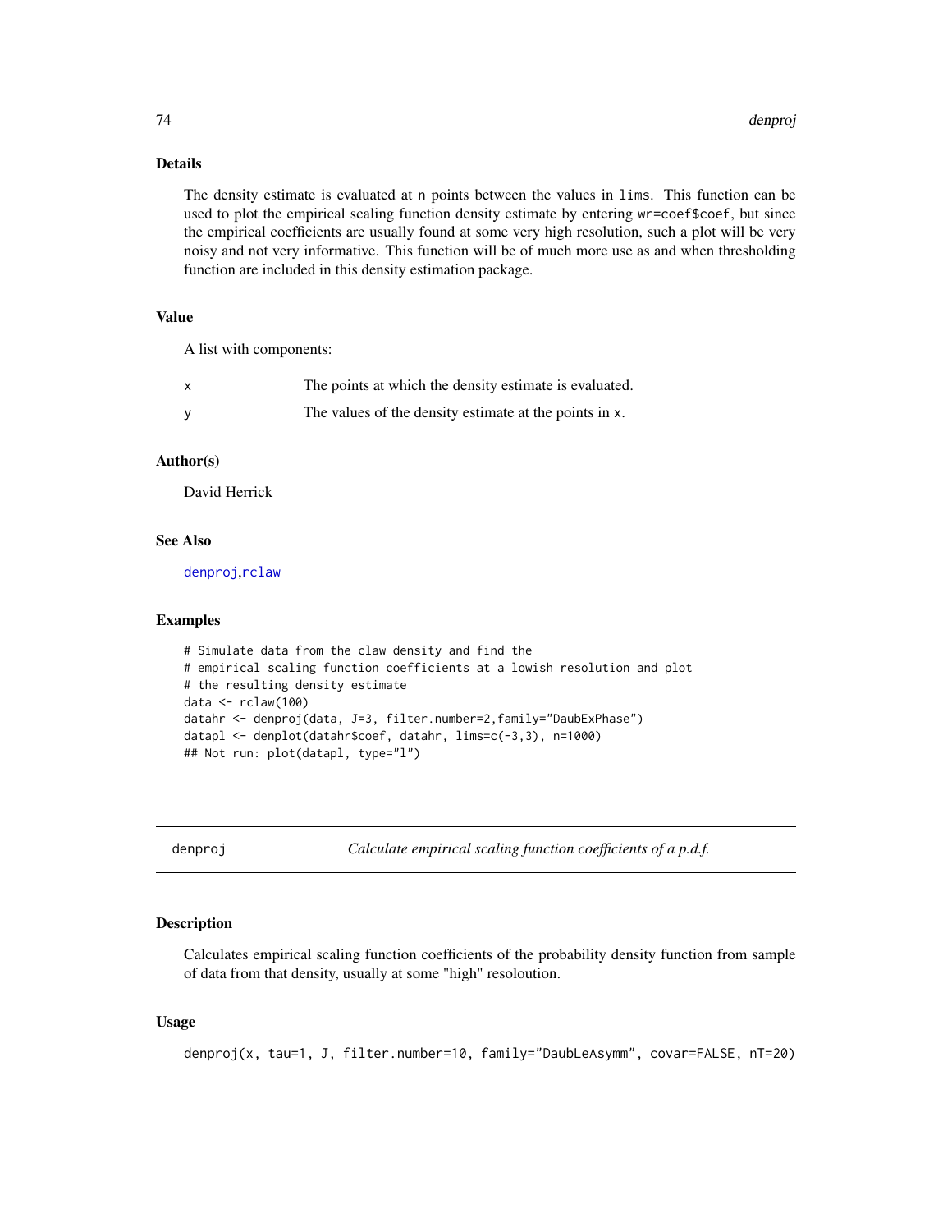### Details

The density estimate is evaluated at n points between the values in lims. This function can be used to plot the empirical scaling function density estimate by entering wr=coef$coef, but since the empirical coefficients are usually found at some very high resolution, such a plot will be very noisy and not very informative. This function will be of much more use as and when thresholding function are included in this density estimation package.

### Value

A list with components:

| | |
|---|---|
| x | The points at which the density estimate is evaluated. |
| y | The values of the density estimate at the points in x. |

### Author(s)

David Herrick

### See Also

denproj,rclaw

### Examples

```
# Simulate data from the claw density and find the
# empirical scaling function coefficients at a lowish resolution and plot
# the resulting density estimate
data <- rclaw(100)
datahr <- denproj(data, J=3, filter.number=2,family="DaubExPhase")
datapl <- denplot(datahr$coef, datahr, lims=c(-3,3), n=1000)
## Not run: plot(datapl, type="l")
```

---

## denproj — *Calculate empirical scaling function coefficients of a p.d.f.*

---

### Description

Calculates empirical scaling function coefficients of the probability density function from sample of data from that density, usually at some "high" resoloution.

### Usage

```
denproj(x, tau=1, J, filter.number=10, family="DaubLeAsymm", covar=FALSE, nT=20)
```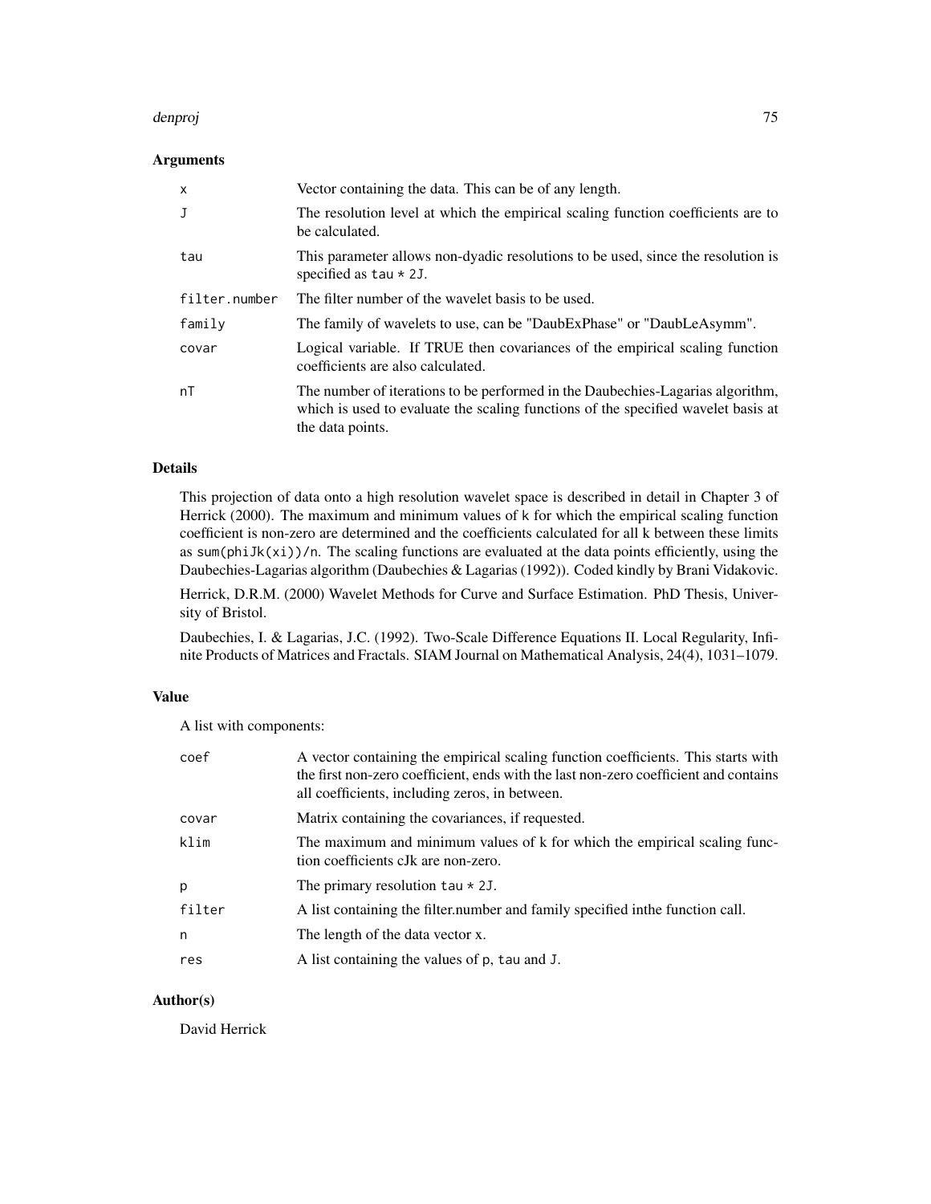### Arguments

| | |
|---|---|
| x | Vector containing the data. This can be of any length. |
| J | The resolution level at which the empirical scaling function coefficients are to be calculated. |
| tau | This parameter allows non-dyadic resolutions to be used, since the resolution is specified as tau * 2J. |
| filter.number | The filter number of the wavelet basis to be used. |
| family | The family of wavelets to use, can be "DaubExPhase" or "DaubLeAsymm". |
| covar | Logical variable. If TRUE then covariances of the empirical scaling function coefficients are also calculated. |
| nT | The number of iterations to be performed in the Daubechies-Lagarias algorithm, which is used to evaluate the scaling functions of the specified wavelet basis at the data points. |

### Details

This projection of data onto a high resolution wavelet space is described in detail in Chapter 3 of Herrick (2000). The maximum and minimum values of k for which the empirical scaling function coefficient is non-zero are determined and the coefficients calculated for all k between these limits as sum(phiJk(xi))/n. The scaling functions are evaluated at the data points efficiently, using the Daubechies-Lagarias algorithm (Daubechies & Lagarias (1992)). Coded kindly by Brani Vidakovic.

Herrick, D.R.M. (2000) Wavelet Methods for Curve and Surface Estimation. PhD Thesis, University of Bristol.

Daubechies, I. & Lagarias, J.C. (1992). Two-Scale Difference Equations II. Local Regularity, Infinite Products of Matrices and Fractals. SIAM Journal on Mathematical Analysis, 24(4), 1031–1079.

### Value

A list with components:

| | |
|---|---|
| coef | A vector containing the empirical scaling function coefficients. This starts with the first non-zero coefficient, ends with the last non-zero coefficient and contains all coefficients, including zeros, in between. |
| covar | Matrix containing the covariances, if requested. |
| klim | The maximum and minimum values of k for which the empirical scaling function coefficients cJk are non-zero. |
| p | The primary resolution tau * 2J. |
| filter | A list containing the filter.number and family specified inthe function call. |
| n | The length of the data vector x. |
| res | A list containing the values of p, tau and J. |

### Author(s)

David Herrick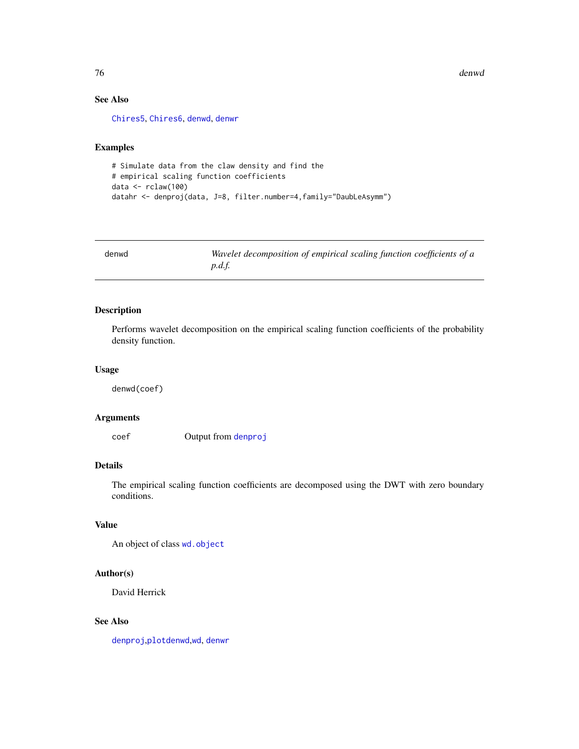### See Also

Chires5, Chires6, denwd, denwr

### Examples

```
# Simulate data from the claw density and find the
# empirical scaling function coefficients
data <- rclaw(100)
datahr <- denproj(data, J=8, filter.number=4,family="DaubLeAsymm")
```

---

## denwd — *Wavelet decomposition of empirical scaling function coefficients of a p.d.f.*

---

### Description

Performs wavelet decomposition on the empirical scaling function coefficients of the probability density function.

### Usage

```
denwd(coef)
```

### Arguments

| | |
|---|---|
| coef | Output from denproj |

### Details

The empirical scaling function coefficients are decomposed using the DWT with zero boundary conditions.

### Value

An object of class wd.object

### Author(s)

David Herrick

### See Also

denproj,plotdenwd,wd, denwr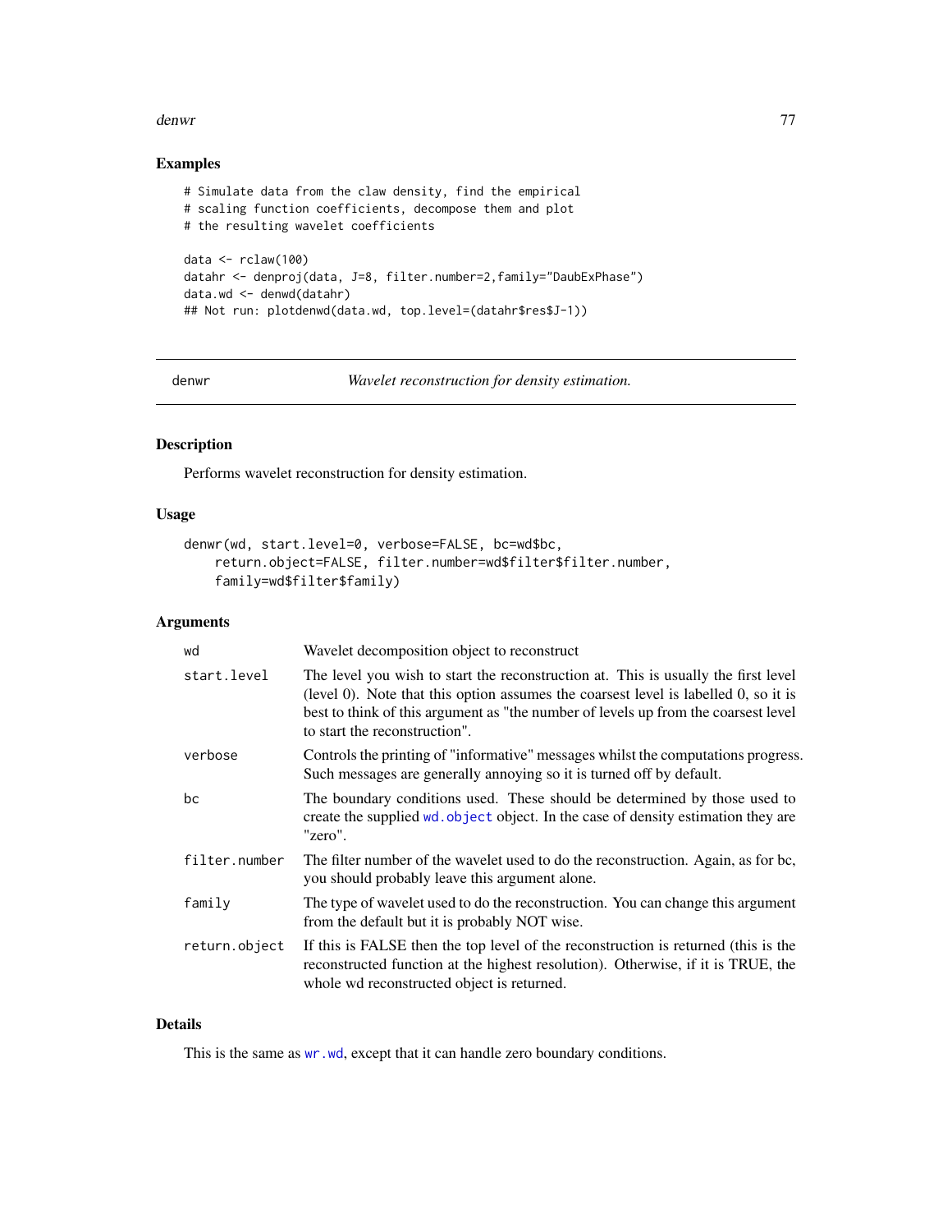## Examples

```
# Simulate data from the claw density, find the empirical
# scaling function coefficients, decompose them and plot
# the resulting wavelet coefficients

data <- rclaw(100)
datahr <- denproj(data, J=8, filter.number=2,family="DaubExPhase")
data.wd <- denwd(datahr)
## Not run: plotdenwd(data.wd, top.level=(datahr$res$J-1))
```

---

# denwr — *Wavelet reconstruction for density estimation.*

## Description

Performs wavelet reconstruction for density estimation.

## Usage

```
denwr(wd, start.level=0, verbose=FALSE, bc=wd$bc,
    return.object=FALSE, filter.number=wd$filter$filter.number,
    family=wd$filter$family)
```

## Arguments

| | |
|---|---|
| `wd` | Wavelet decomposition object to reconstruct |
| `start.level` | The level you wish to start the reconstruction at. This is usually the first level (level 0). Note that this option assumes the coarsest level is labelled 0, so it is best to think of this argument as "the number of levels up from the coarsest level to start the reconstruction". |
| `verbose` | Controls the printing of "informative" messages whilst the computations progress. Such messages are generally annoying so it is turned off by default. |
| `bc` | The boundary conditions used. These should be determined by those used to create the supplied `wd.object` object. In the case of density estimation they are "zero". |
| `filter.number` | The filter number of the wavelet used to do the reconstruction. Again, as for bc, you should probably leave this argument alone. |
| `family` | The type of wavelet used to do the reconstruction. You can change this argument from the default but it is probably NOT wise. |
| `return.object` | If this is FALSE then the top level of the reconstruction is returned (this is the reconstructed function at the highest resolution). Otherwise, if it is TRUE, the whole wd reconstructed object is returned. |

## Details

This is the same as `wr.wd`, except that it can handle zero boundary conditions.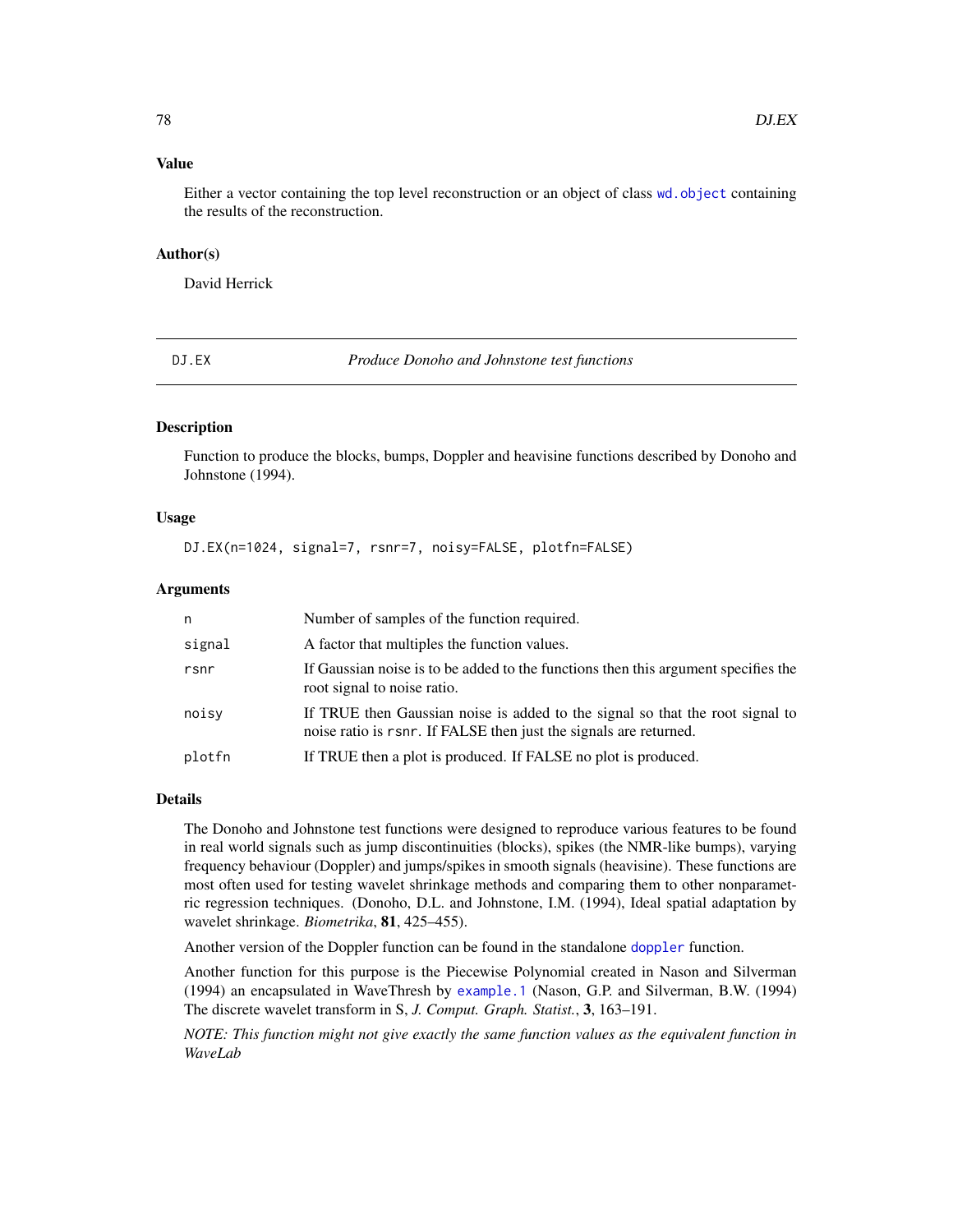## Value

Either a vector containing the top level reconstruction or an object of class wd.object containing the results of the reconstruction.

## Author(s)

David Herrick

---

DJ.EX *Produce Donoho and Johnstone test functions*

---

## Description

Function to produce the blocks, bumps, Doppler and heavisine functions described by Donoho and Johnstone (1994).

## Usage

```
DJ.EX(n=1024, signal=7, rsnr=7, noisy=FALSE, plotfn=FALSE)
```

## Arguments

| | |
|---|---|
| n | Number of samples of the function required. |
| signal | A factor that multiples the function values. |
| rsnr | If Gaussian noise is to be added to the functions then this argument specifies the root signal to noise ratio. |
| noisy | If TRUE then Gaussian noise is added to the signal so that the root signal to noise ratio is rsnr. If FALSE then just the signals are returned. |
| plotfn | If TRUE then a plot is produced. If FALSE no plot is produced. |

## Details

The Donoho and Johnstone test functions were designed to reproduce various features to be found in real world signals such as jump discontinuities (blocks), spikes (the NMR-like bumps), varying frequency behaviour (Doppler) and jumps/spikes in smooth signals (heavisine). These functions are most often used for testing wavelet shrinkage methods and comparing them to other nonparametric regression techniques. (Donoho, D.L. and Johnstone, I.M. (1994), Ideal spatial adaptation by wavelet shrinkage. *Biometrika*, **81**, 425–455).

Another version of the Doppler function can be found in the standalone doppler function.

Another function for this purpose is the Piecewise Polynomial created in Nason and Silverman (1994) an encapsulated in WaveThresh by example.1 (Nason, G.P. and Silverman, B.W. (1994) The discrete wavelet transform in S, *J. Comput. Graph. Statist.*, **3**, 163–191.

*NOTE: This function might not give exactly the same function values as the equivalent function in WaveLab*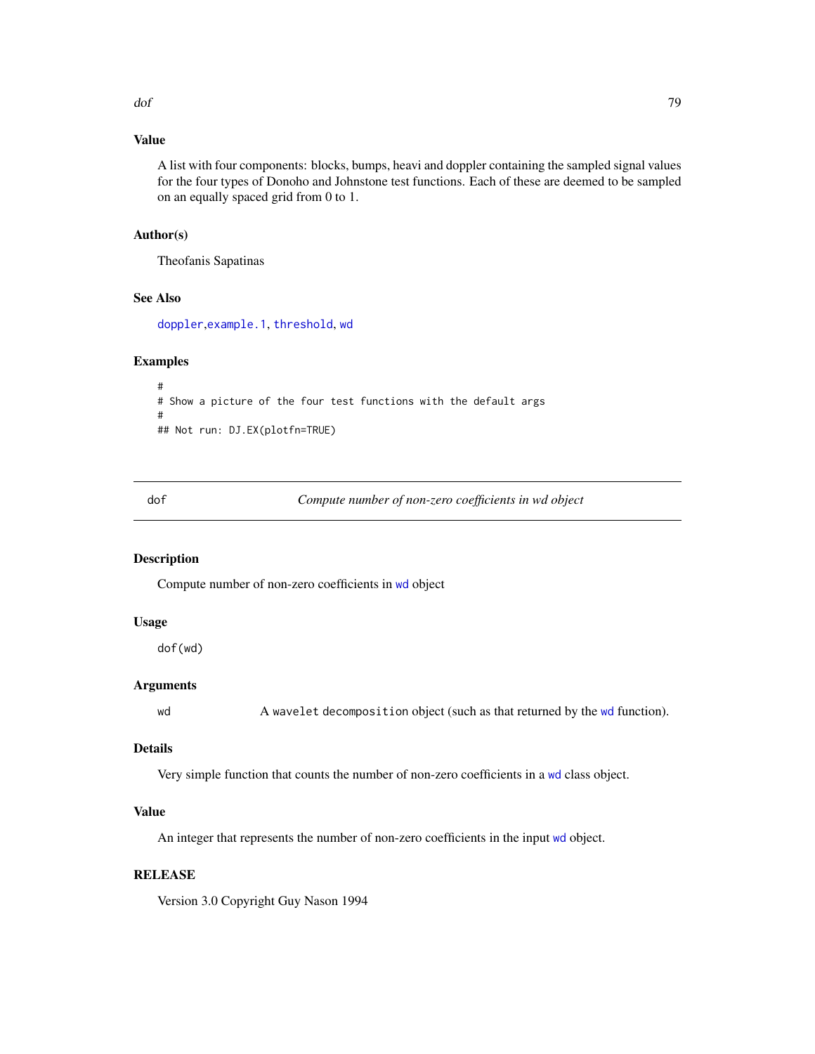## Value

A list with four components: blocks, bumps, heavi and doppler containing the sampled signal values for the four types of Donoho and Johnstone test functions. Each of these are deemed to be sampled on an equally spaced grid from 0 to 1.

## Author(s)

Theofanis Sapatinas

## See Also

doppler, example.1, threshold, wd

## Examples

```
#
# Show a picture of the four test functions with the default args
#
## Not run: DJ.EX(plotfn=TRUE)
```

---

# dof *Compute number of non-zero coefficients in wd object*

## Description

Compute number of non-zero coefficients in wd object

## Usage

```
dof(wd)
```

## Arguments

| | |
|---|---|
| wd | A wavelet decomposition object (such as that returned by the wd function). |

## Details

Very simple function that counts the number of non-zero coefficients in a wd class object.

## Value

An integer that represents the number of non-zero coefficients in the input wd object.

## RELEASE

Version 3.0 Copyright Guy Nason 1994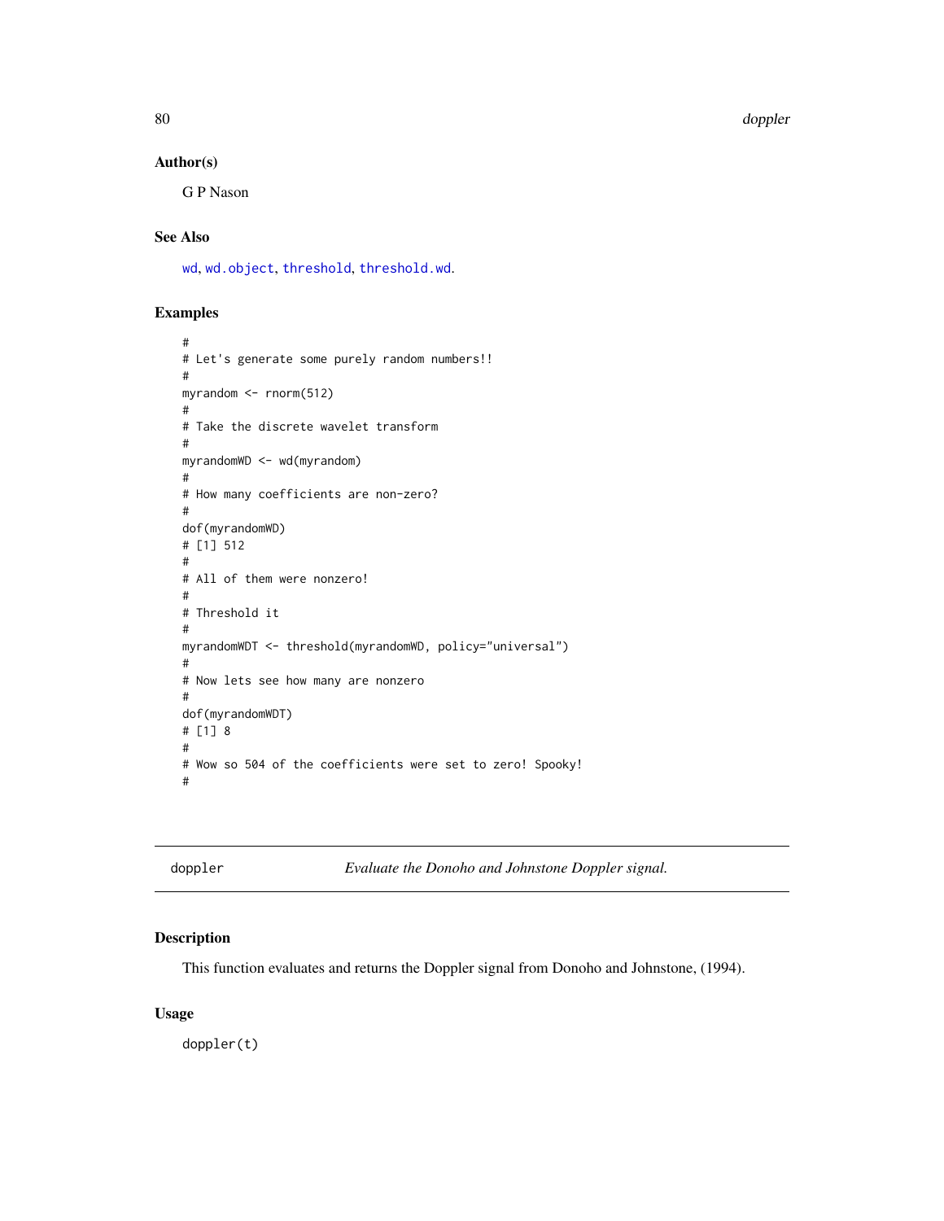## Author(s)

G P Nason

## See Also

wd, wd.object, threshold, threshold.wd.

## Examples

```
#
# Let's generate some purely random numbers!!
#
myrandom <- rnorm(512)
#
# Take the discrete wavelet transform
#
myrandomWD <- wd(myrandom)
#
# How many coefficients are non-zero?
#
dof(myrandomWD)
# [1] 512
#
# All of them were nonzero!
#
# Threshold it
#
myrandomWDT <- threshold(myrandomWD, policy="universal")
#
# Now lets see how many are nonzero
#
dof(myrandomWDT)
# [1] 8
#
# Wow so 504 of the coefficients were set to zero! Spooky!
#
```

---

# doppler *Evaluate the Donoho and Johnstone Doppler signal.*

## Description

This function evaluates and returns the Doppler signal from Donoho and Johnstone, (1994).

## Usage

```
doppler(t)
```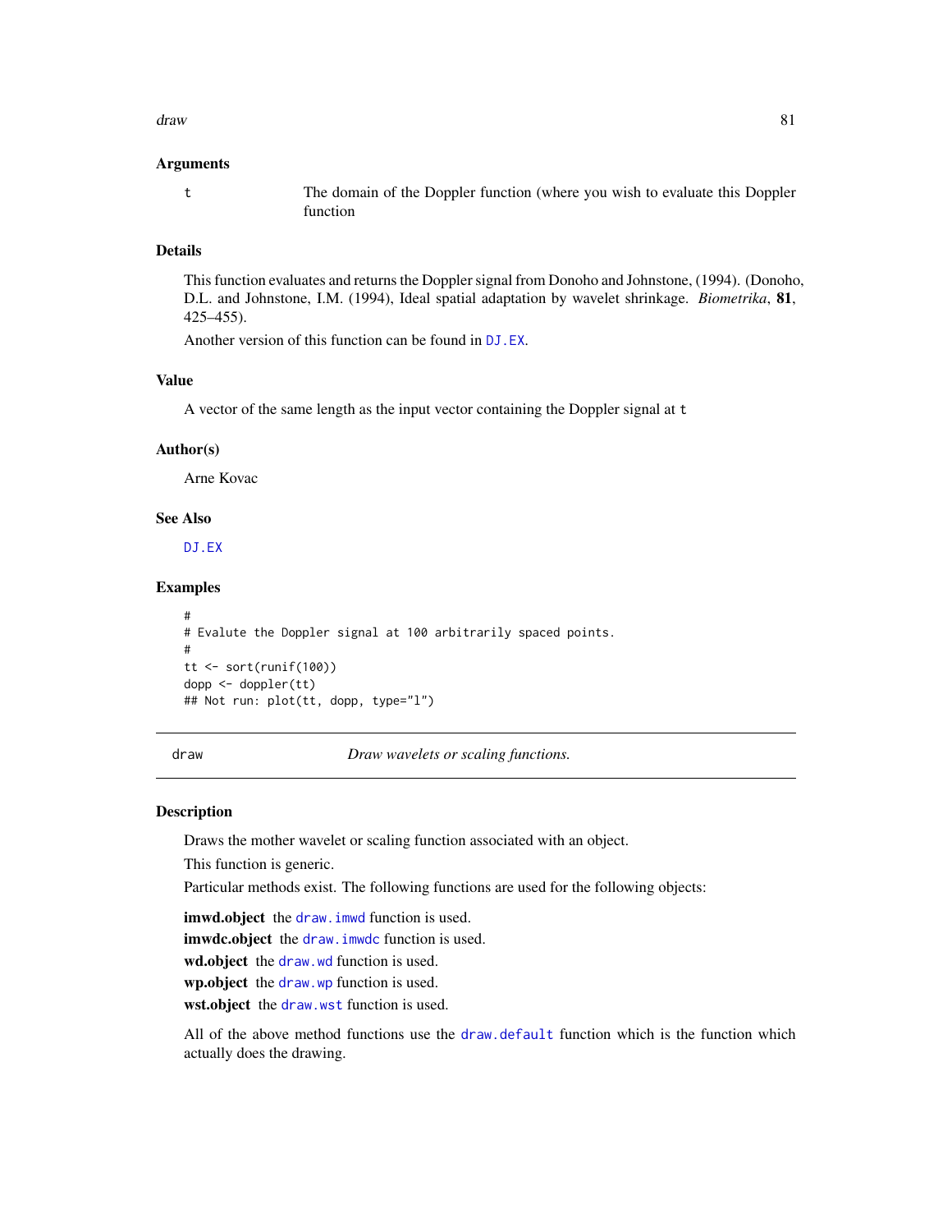## Arguments

`t` The domain of the Doppler function (where you wish to evaluate this Doppler function

## Details

This function evaluates and returns the Doppler signal from Donoho and Johnstone, (1994). (Donoho, D.L. and Johnstone, I.M. (1994), Ideal spatial adaptation by wavelet shrinkage. *Biometrika*, **81**, 425–455).

Another version of this function can be found in DJ.EX.

## Value

A vector of the same length as the input vector containing the Doppler signal at `t`

## Author(s)

Arne Kovac

## See Also

DJ.EX

## Examples

```
#
# Evalute the Doppler signal at 100 arbitrarily spaced points.
#
tt <- sort(runif(100))
dopp <- doppler(tt)
## Not run: plot(tt, dopp, type="l")
```

---

# draw *Draw wavelets or scaling functions.*

---

## Description

Draws the mother wavelet or scaling function associated with an object.

This function is generic.

Particular methods exist. The following functions are used for the following objects:

**imwd.object** the draw.imwd function is used.

**imwdc.object** the draw.imwdc function is used.

**wd.object** the draw.wd function is used.

**wp.object** the draw.wp function is used.

**wst.object** the draw.wst function is used.

All of the above method functions use the draw.default function which is the function which actually does the drawing.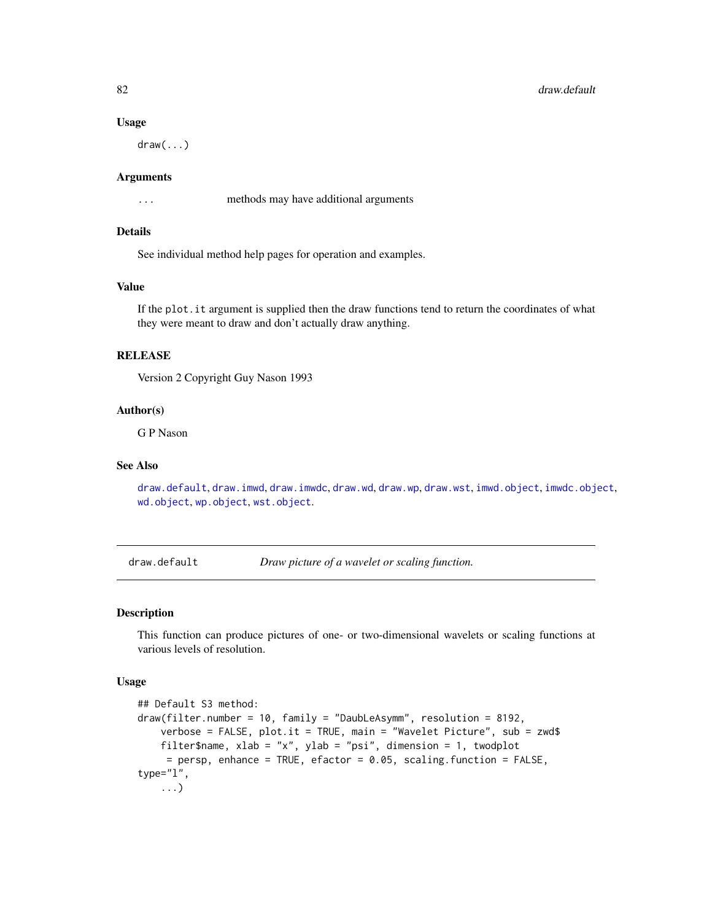### Usage

```
draw(...)
```

### Arguments

`...` methods may have additional arguments

### Details

See individual method help pages for operation and examples.

### Value

If the `plot.it` argument is supplied then the draw functions tend to return the coordinates of what they were meant to draw and don't actually draw anything.

### RELEASE

Version 2 Copyright Guy Nason 1993

### Author(s)

G P Nason

### See Also

draw.default, draw.imwd, draw.imwdc, draw.wd, draw.wp, draw.wst, imwd.object, imwdc.object, wd.object, wp.object, wst.object.

---

## draw.default — *Draw picture of a wavelet or scaling function.*

### Description

This function can produce pictures of one- or two-dimensional wavelets or scaling functions at various levels of resolution.

### Usage

```
## Default S3 method:
draw(filter.number = 10, family = "DaubLeAsymm", resolution = 8192,
    verbose = FALSE, plot.it = TRUE, main = "Wavelet Picture", sub = zwd$
    filter$name, xlab = "x", ylab = "psi", dimension = 1, twodplot
     = persp, enhance = TRUE, efactor = 0.05, scaling.function = FALSE,
type="l",
    ...)
```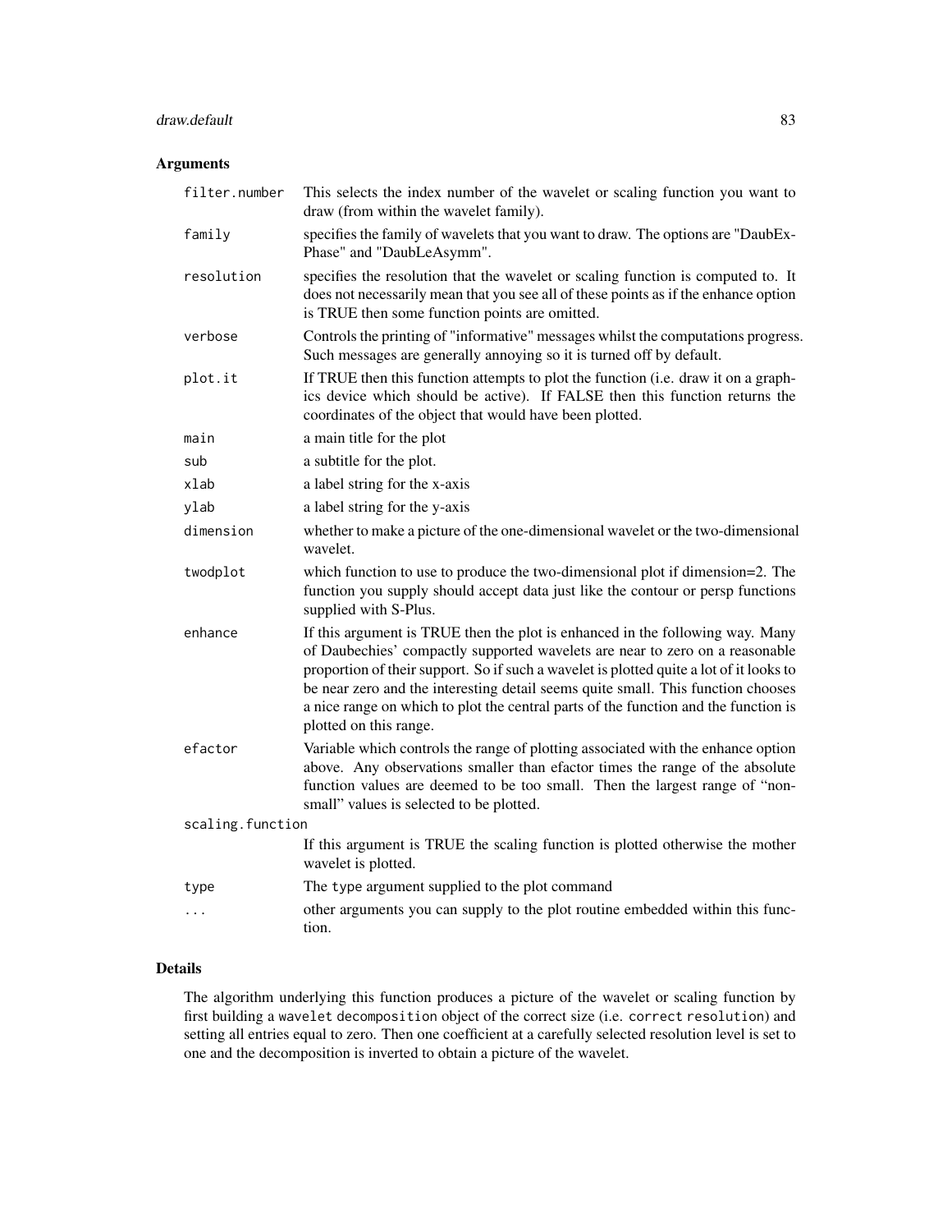## Arguments

| | |
|---|---|
| `filter.number` | This selects the index number of the wavelet or scaling function you want to draw (from within the wavelet family). |
| `family` | specifies the family of wavelets that you want to draw. The options are "DaubExPhase" and "DaubLeAsymm". |
| `resolution` | specifies the resolution that the wavelet or scaling function is computed to. It does not necessarily mean that you see all of these points as if the enhance option is TRUE then some function points are omitted. |
| `verbose` | Controls the printing of "informative" messages whilst the computations progress. Such messages are generally annoying so it is turned off by default. |
| `plot.it` | If TRUE then this function attempts to plot the function (i.e. draw it on a graphics device which should be active). If FALSE then this function returns the coordinates of the object that would have been plotted. |
| `main` | a main title for the plot |
| `sub` | a subtitle for the plot. |
| `xlab` | a label string for the x-axis |
| `ylab` | a label string for the y-axis |
| `dimension` | whether to make a picture of the one-dimensional wavelet or the two-dimensional wavelet. |
| `twodplot` | which function to use to produce the two-dimensional plot if dimension=2. The function you supply should accept data just like the contour or persp functions supplied with S-Plus. |
| `enhance` | If this argument is TRUE then the plot is enhanced in the following way. Many of Daubechies' compactly supported wavelets are near to zero on a reasonable proportion of their support. So if such a wavelet is plotted quite a lot of it looks to be near zero and the interesting detail seems quite small. This function chooses a nice range on which to plot the central parts of the function and the function is plotted on this range. |
| `efactor` | Variable which controls the range of plotting associated with the enhance option above. Any observations smaller than efactor times the range of the absolute function values are deemed to be too small. Then the largest range of "non-small" values is selected to be plotted. |
| `scaling.function` | If this argument is TRUE the scaling function is plotted otherwise the mother wavelet is plotted. |
| `type` | The `type` argument supplied to the plot command |
| `...` | other arguments you can supply to the plot routine embedded within this function. |

## Details

The algorithm underlying this function produces a picture of the wavelet or scaling function by first building a `wavelet decomposition` object of the correct size (i.e. `correct resolution`) and setting all entries equal to zero. Then one coefficient at a carefully selected resolution level is set to one and the decomposition is inverted to obtain a picture of the wavelet.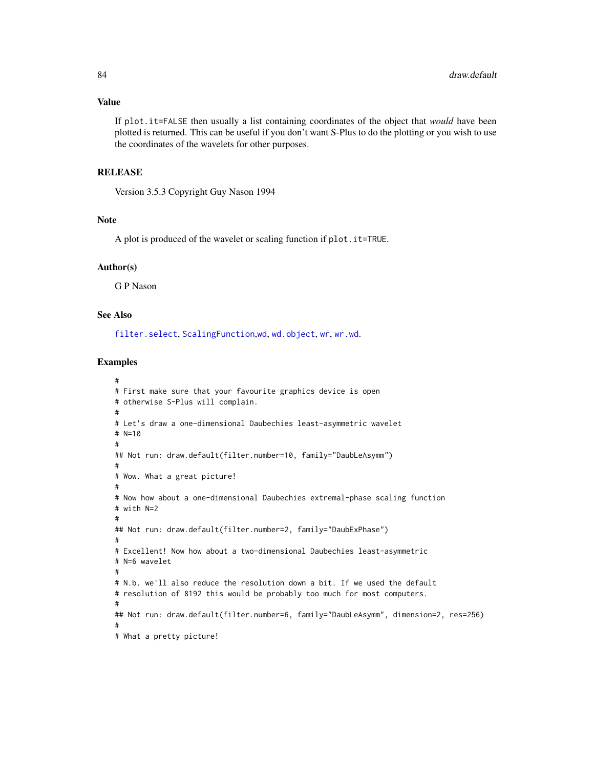## Value

If `plot.it=FALSE` then usually a list containing coordinates of the object that *would* have been plotted is returned. This can be useful if you don't want S-Plus to do the plotting or you wish to use the coordinates of the wavelets for other purposes.

## RELEASE

Version 3.5.3 Copyright Guy Nason 1994

## Note

A plot is produced of the wavelet or scaling function if `plot.it=TRUE`.

## Author(s)

G P Nason

## See Also

`filter.select`, `ScalingFunction`,`wd`, `wd.object`, `wr`, `wr.wd`.

## Examples

```
#
# First make sure that your favourite graphics device is open
# otherwise S-Plus will complain.
#
# Let's draw a one-dimensional Daubechies least-asymmetric wavelet
# N=10
#
## Not run: draw.default(filter.number=10, family="DaubLeAsymm")
#
# Wow. What a great picture!
#
# Now how about a one-dimensional Daubechies extremal-phase scaling function
# with N=2
#
## Not run: draw.default(filter.number=2, family="DaubExPhase")
#
# Excellent! Now how about a two-dimensional Daubechies least-asymmetric
# N=6 wavelet
#
# N.b. we'll also reduce the resolution down a bit. If we used the default
# resolution of 8192 this would be probably too much for most computers.
#
## Not run: draw.default(filter.number=6, family="DaubLeAsymm", dimension=2, res=256)
#
# What a pretty picture!
```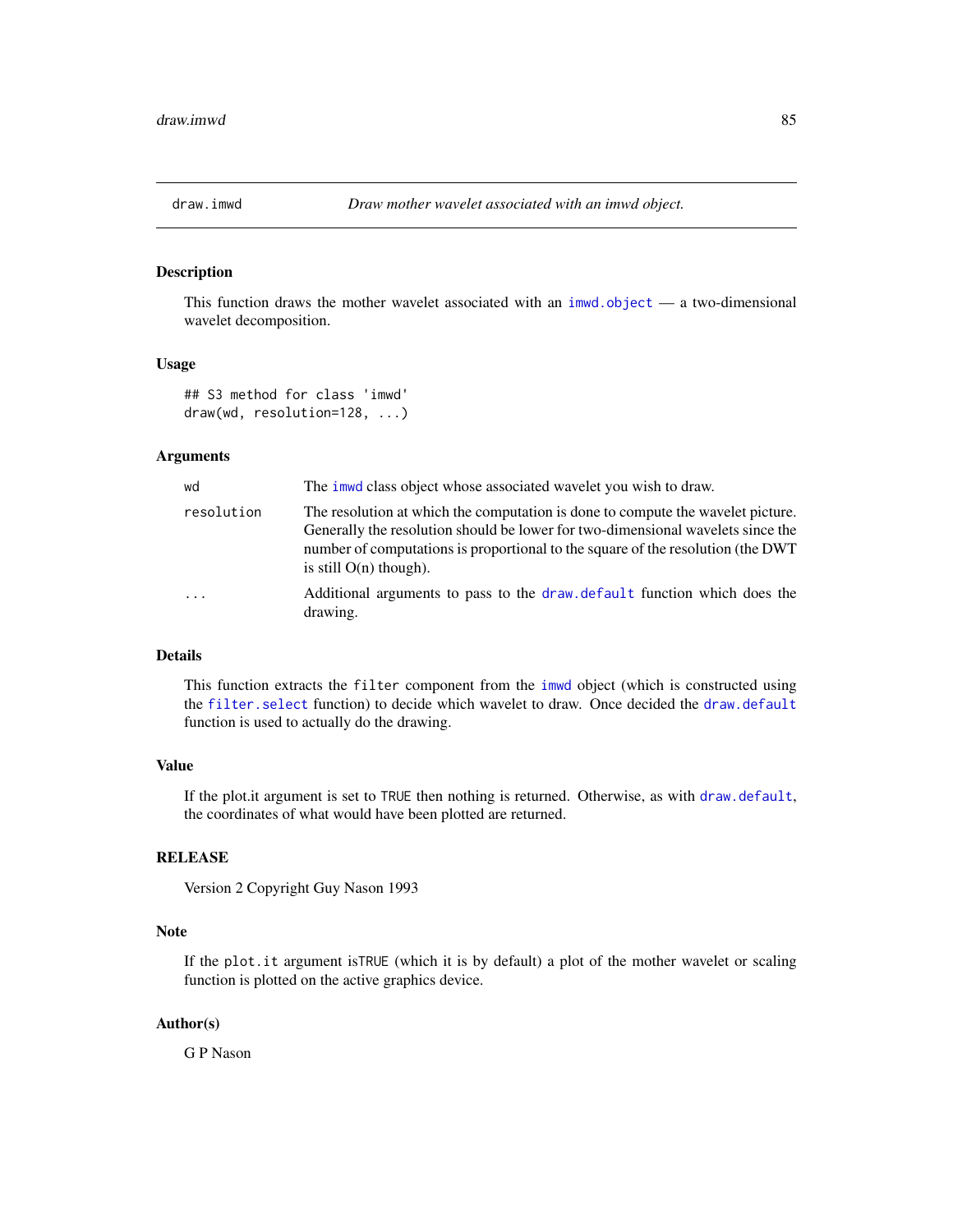# draw.imwd — *Draw mother wavelet associated with an imwd object.*

## Description

This function draws the mother wavelet associated with an `imwd.object` — a two-dimensional wavelet decomposition.

## Usage

```
## S3 method for class 'imwd'
draw(wd, resolution=128, ...)
```

## Arguments

| | |
|---|---|
| `wd` | The `imwd` class object whose associated wavelet you wish to draw. |
| `resolution` | The resolution at which the computation is done to compute the wavelet picture. Generally the resolution should be lower for two-dimensional wavelets since the number of computations is proportional to the square of the resolution (the DWT is still O(n) though). |
| `...` | Additional arguments to pass to the `draw.default` function which does the drawing. |

## Details

This function extracts the `filter` component from the `imwd` object (which is constructed using the `filter.select` function) to decide which wavelet to draw. Once decided the `draw.default` function is used to actually do the drawing.

## Value

If the plot.it argument is set to `TRUE` then nothing is returned. Otherwise, as with `draw.default`, the coordinates of what would have been plotted are returned.

## RELEASE

Version 2 Copyright Guy Nason 1993

## Note

If the `plot.it` argument is`TRUE` (which it is by default) a plot of the mother wavelet or scaling function is plotted on the active graphics device.

## Author(s)

G P Nason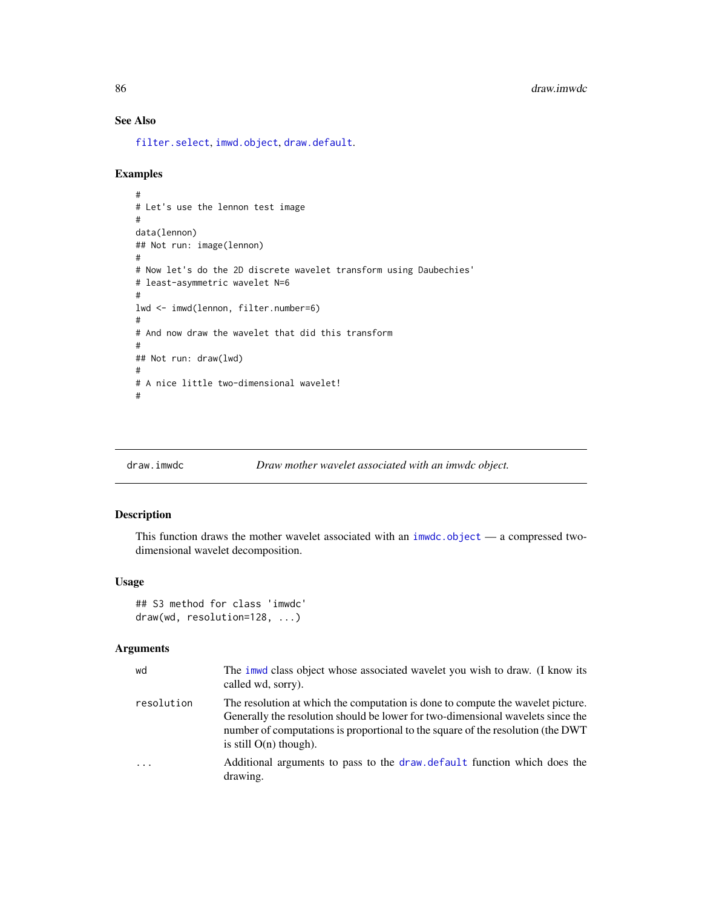## See Also

filter.select, imwd.object, draw.default.

## Examples

```
#
# Let's use the lennon test image
#
data(lennon)
## Not run: image(lennon)
#
# Now let's do the 2D discrete wavelet transform using Daubechies'
# least-asymmetric wavelet N=6
#
lwd <- imwd(lennon, filter.number=6)
#
# And now draw the wavelet that did this transform
#
## Not run: draw(lwd)
#
# A nice little two-dimensional wavelet!
#
```

---

# draw.imwdc — *Draw mother wavelet associated with an imwdc object.*

## Description

This function draws the mother wavelet associated with an imwdc.object — a compressed two-dimensional wavelet decomposition.

## Usage

```
## S3 method for class 'imwdc'
draw(wd, resolution=128, ...)
```

## Arguments

| | |
|---|---|
| wd | The imwd class object whose associated wavelet you wish to draw. (I know its called wd, sorry). |
| resolution | The resolution at which the computation is done to compute the wavelet picture. Generally the resolution should be lower for two-dimensional wavelets since the number of computations is proportional to the square of the resolution (the DWT is still O(n) though). |
| ... | Additional arguments to pass to the draw.default function which does the drawing. |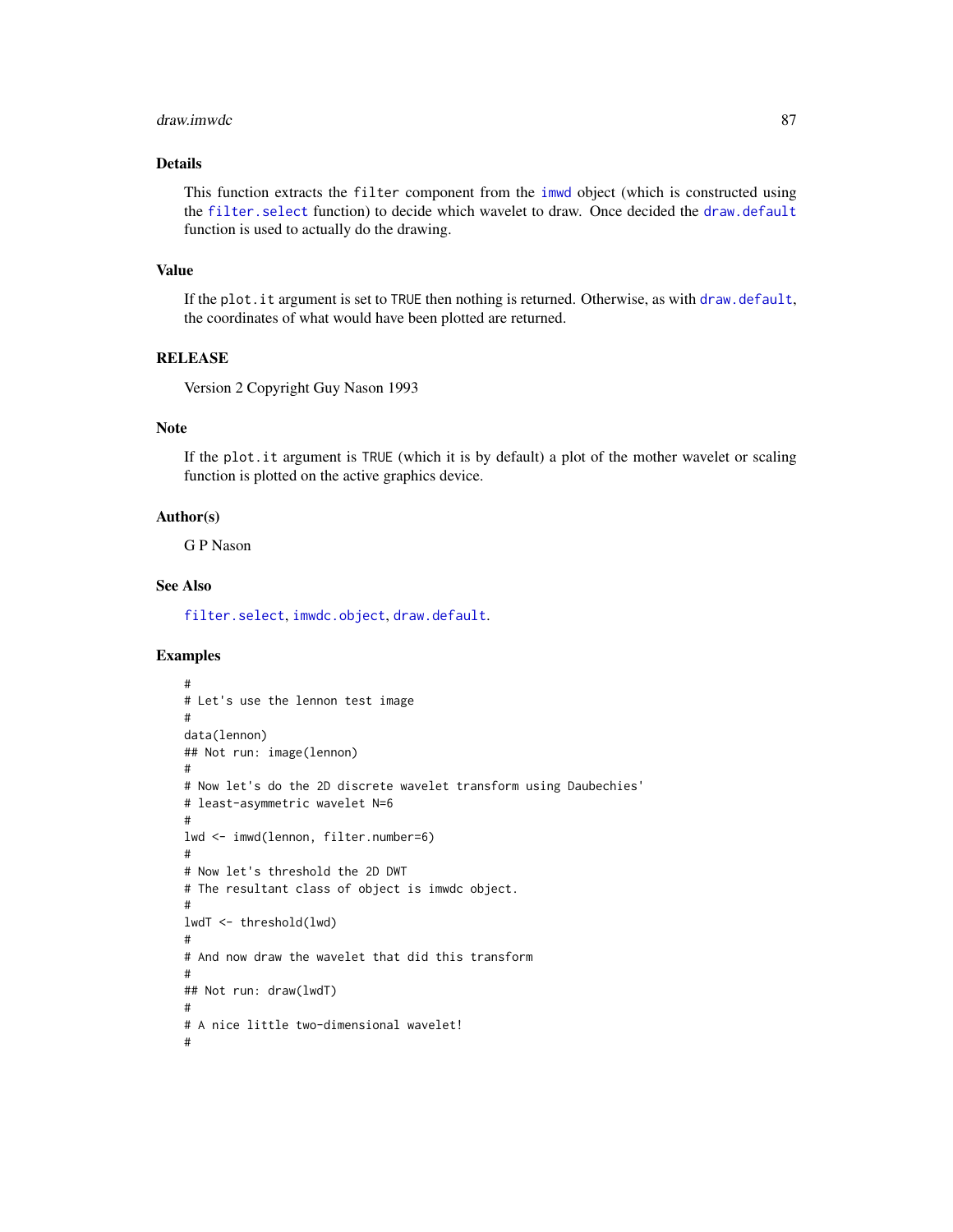### Details

This function extracts the `filter` component from the `imwd` object (which is constructed using the `filter.select` function) to decide which wavelet to draw. Once decided the `draw.default` function is used to actually do the drawing.

### Value

If the `plot.it` argument is set to `TRUE` then nothing is returned. Otherwise, as with `draw.default`, the coordinates of what would have been plotted are returned.

### RELEASE

Version 2 Copyright Guy Nason 1993

### Note

If the `plot.it` argument is `TRUE` (which it is by default) a plot of the mother wavelet or scaling function is plotted on the active graphics device.

### Author(s)

G P Nason

### See Also

`filter.select`, `imwdc.object`, `draw.default`.

### Examples

```
#
# Let's use the lennon test image
#
data(lennon)
## Not run: image(lennon)
#
# Now let's do the 2D discrete wavelet transform using Daubechies'
# least-asymmetric wavelet N=6
#
lwd <- imwd(lennon, filter.number=6)
#
# Now let's threshold the 2D DWT
# The resultant class of object is imwdc object.
#
lwdT <- threshold(lwd)
#
# And now draw the wavelet that did this transform
#
## Not run: draw(lwdT)
#
# A nice little two-dimensional wavelet!
#
```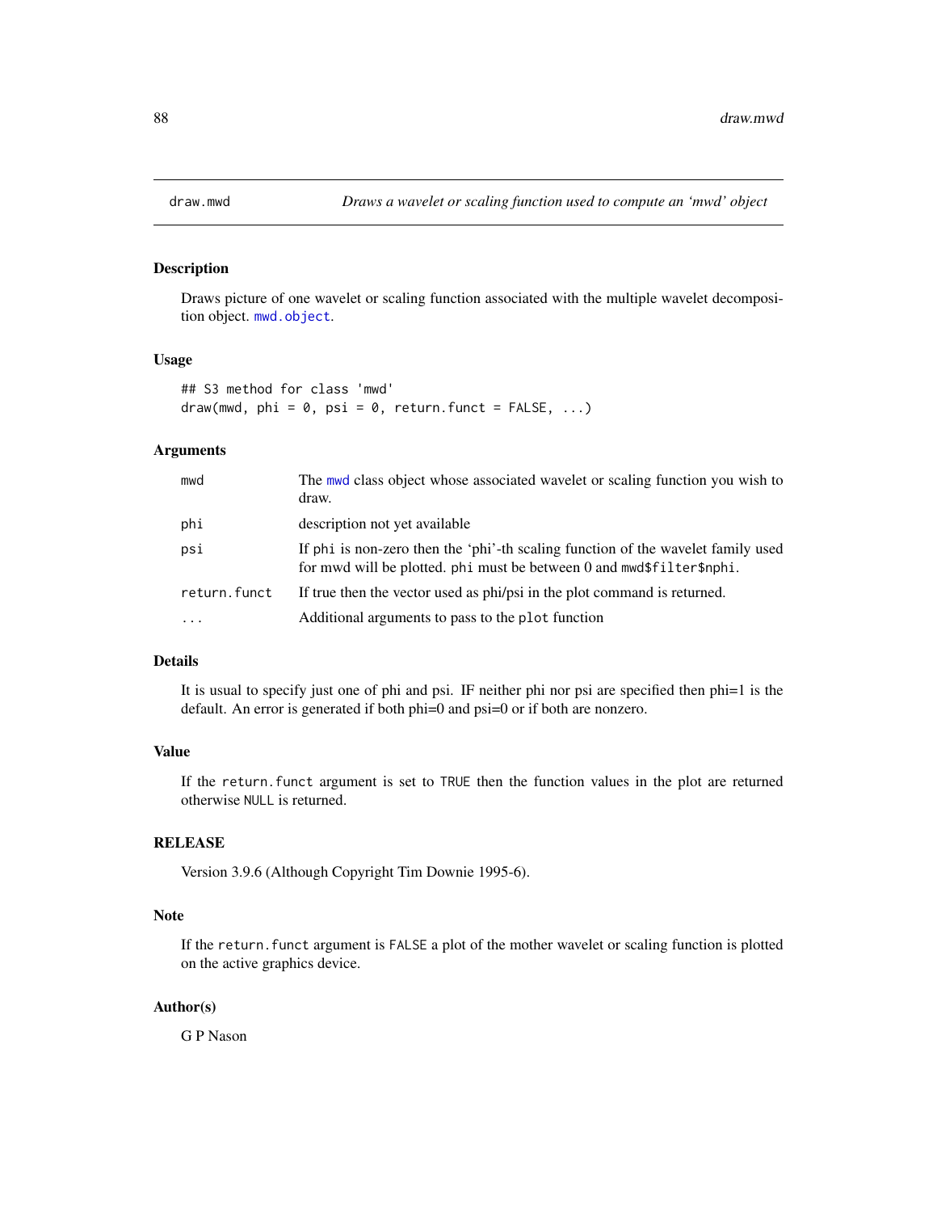# draw.mwd *Draws a wavelet or scaling function used to compute an 'mwd' object*

## Description

Draws picture of one wavelet or scaling function associated with the multiple wavelet decomposition object. mwd.object.

## Usage

```
## S3 method for class 'mwd'
draw(mwd, phi = 0, psi = 0, return.funct = FALSE, ...)
```

## Arguments

| | |
|---|---|
| mwd | The mwd class object whose associated wavelet or scaling function you wish to draw. |
| phi | description not yet available |
| psi | If phi is non-zero then the 'phi'-th scaling function of the wavelet family used for mwd will be plotted. phi must be between 0 and mwd$filter$nphi. |
| return.funct | If true then the vector used as phi/psi in the plot command is returned. |
| ... | Additional arguments to pass to the plot function |

## Details

It is usual to specify just one of phi and psi. IF neither phi nor psi are specified then phi=1 is the default. An error is generated if both phi=0 and psi=0 or if both are nonzero.

## Value

If the return.funct argument is set to TRUE then the function values in the plot are returned otherwise NULL is returned.

## RELEASE

Version 3.9.6 (Although Copyright Tim Downie 1995-6).

## Note

If the return.funct argument is FALSE a plot of the mother wavelet or scaling function is plotted on the active graphics device.

## Author(s)

G P Nason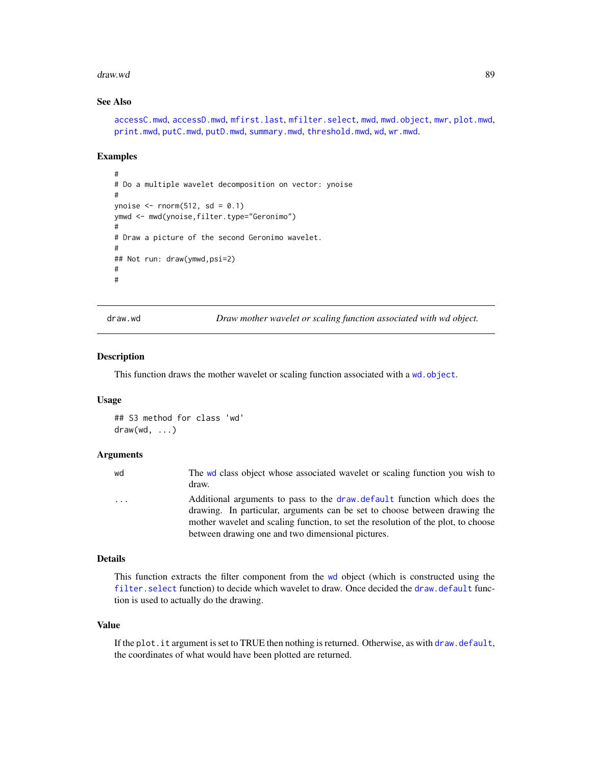### See Also

accessC.mwd, accessD.mwd, mfirst.last, mfilter.select, mwd, mwd.object, mwr, plot.mwd, print.mwd, putC.mwd, putD.mwd, summary.mwd, threshold.mwd, wd, wr.mwd.

### Examples

```
#
# Do a multiple wavelet decomposition on vector: ynoise
#
ynoise <- rnorm(512, sd = 0.1)
ymwd <- mwd(ynoise,filter.type="Geronimo")
#
# Draw a picture of the second Geronimo wavelet.
#
## Not run: draw(ymwd,psi=2)
#
#
```

---

## draw.wd — *Draw mother wavelet or scaling function associated with wd object.*

### Description

This function draws the mother wavelet or scaling function associated with a wd.object.

### Usage

```
## S3 method for class 'wd'
draw(wd, ...)
```

### Arguments

| | |
|---|---|
| wd | The wd class object whose associated wavelet or scaling function you wish to draw. |
| ... | Additional arguments to pass to the draw.default function which does the drawing. In particular, arguments can be set to choose between drawing the mother wavelet and scaling function, to set the resolution of the plot, to choose between drawing one and two dimensional pictures. |

### Details

This function extracts the filter component from the wd object (which is constructed using the filter.select function) to decide which wavelet to draw. Once decided the draw.default function is used to actually do the drawing.

### Value

If the plot.it argument is set to TRUE then nothing is returned. Otherwise, as with draw.default, the coordinates of what would have been plotted are returned.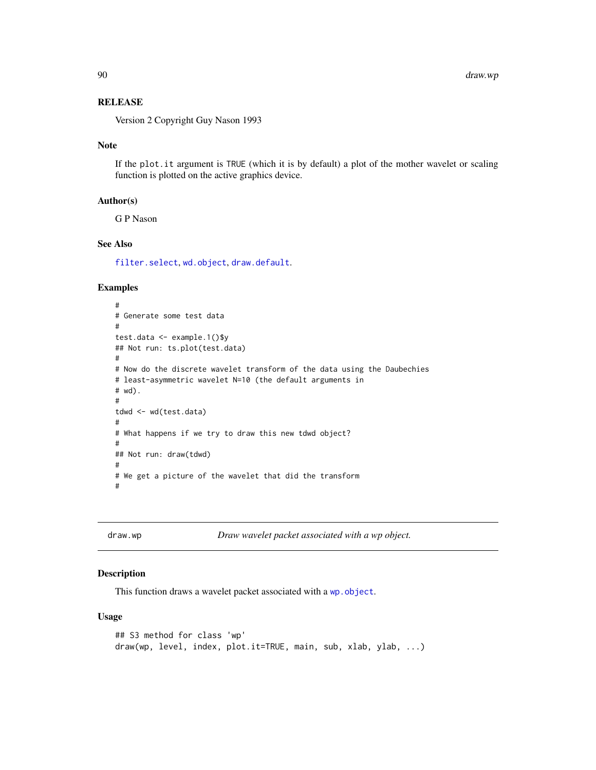### RELEASE

Version 2 Copyright Guy Nason 1993

### Note

If the `plot.it` argument is `TRUE` (which it is by default) a plot of the mother wavelet or scaling function is plotted on the active graphics device.

### Author(s)

G P Nason

### See Also

`filter.select`, `wd.object`, `draw.default`.

### Examples

```
#
# Generate some test data
#
test.data <- example.1()$y
## Not run: ts.plot(test.data)
#
# Now do the discrete wavelet transform of the data using the Daubechies
# least-asymmetric wavelet N=10 (the default arguments in
# wd).
#
tdwd <- wd(test.data)
#
# What happens if we try to draw this new tdwd object?
#
## Not run: draw(tdwd)
#
# We get a picture of the wavelet that did the transform
#
```

---

## draw.wp — *Draw wavelet packet associated with a wp object.*

### Description

This function draws a wavelet packet associated with a `wp.object`.

### Usage

```
## S3 method for class 'wp'
draw(wp, level, index, plot.it=TRUE, main, sub, xlab, ylab, ...)
```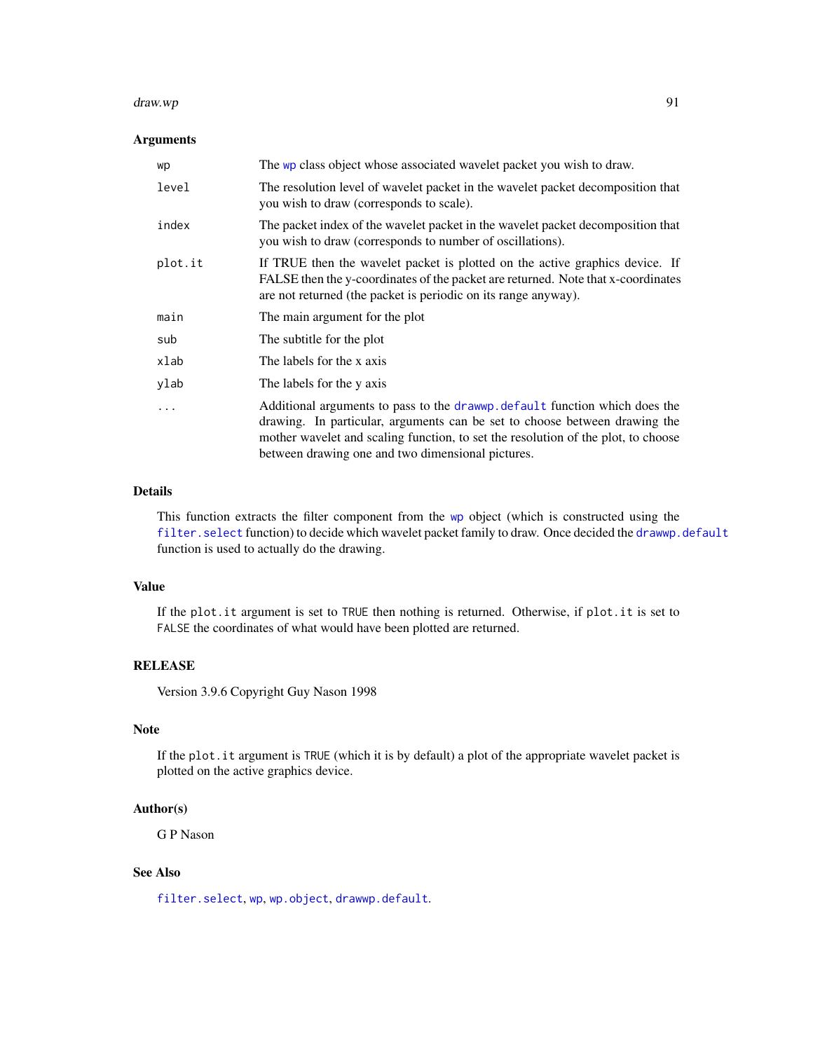### Arguments

| | |
|---|---|
| `wp` | The `wp` class object whose associated wavelet packet you wish to draw. |
| `level` | The resolution level of wavelet packet in the wavelet packet decomposition that you wish to draw (corresponds to scale). |
| `index` | The packet index of the wavelet packet in the wavelet packet decomposition that you wish to draw (corresponds to number of oscillations). |
| `plot.it` | If TRUE then the wavelet packet is plotted on the active graphics device. If FALSE then the y-coordinates of the packet are returned. Note that x-coordinates are not returned (the packet is periodic on its range anyway). |
| `main` | The main argument for the plot |
| `sub` | The subtitle for the plot |
| `xlab` | The labels for the x axis |
| `ylab` | The labels for the y axis |
| `...` | Additional arguments to pass to the `drawwp.default` function which does the drawing. In particular, arguments can be set to choose between drawing the mother wavelet and scaling function, to set the resolution of the plot, to choose between drawing one and two dimensional pictures. |

### Details

This function extracts the filter component from the `wp` object (which is constructed using the `filter.select` function) to decide which wavelet packet family to draw. Once decided the `drawwp.default` function is used to actually do the drawing.

### Value

If the `plot.it` argument is set to `TRUE` then nothing is returned. Otherwise, if `plot.it` is set to `FALSE` the coordinates of what would have been plotted are returned.

### RELEASE

Version 3.9.6 Copyright Guy Nason 1998

### Note

If the `plot.it` argument is `TRUE` (which it is by default) a plot of the appropriate wavelet packet is plotted on the active graphics device.

### Author(s)

G P Nason

### See Also

`filter.select`, `wp`, `wp.object`, `drawwp.default`.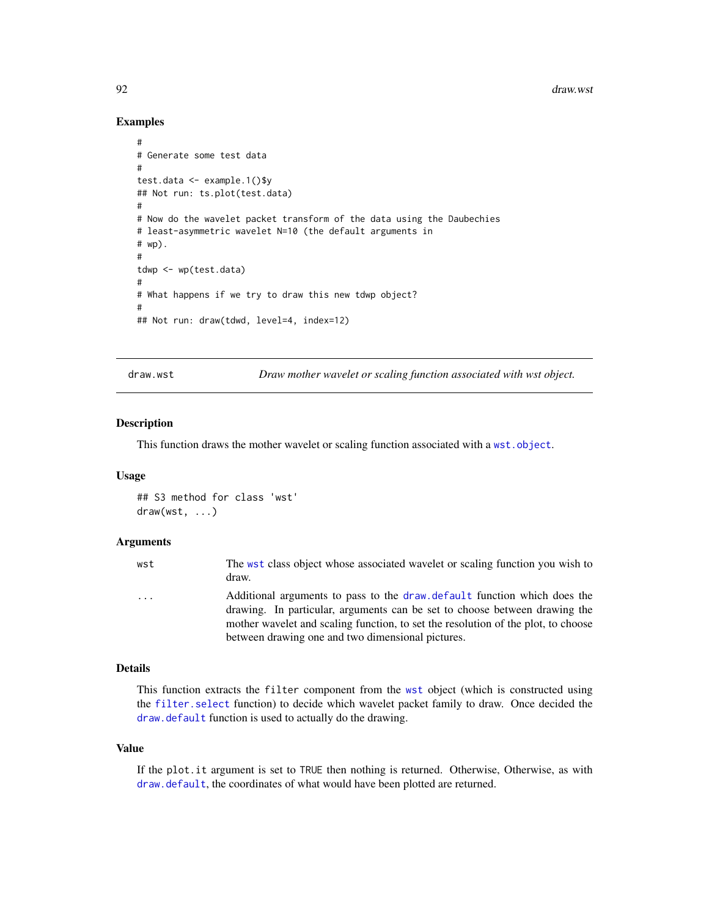## Examples

```
#
# Generate some test data
#
test.data <- example.1()$y
## Not run: ts.plot(test.data)
#
# Now do the wavelet packet transform of the data using the Daubechies
# least-asymmetric wavelet N=10 (the default arguments in
# wp).
#
tdwp <- wp(test.data)
#
# What happens if we try to draw this new tdwp object?
#
## Not run: draw(tdwd, level=4, index=12)
```

---

# draw.wst — *Draw mother wavelet or scaling function associated with wst object.*

---

## Description

This function draws the mother wavelet or scaling function associated with a `wst.object`.

## Usage

```
## S3 method for class 'wst'
draw(wst, ...)
```

## Arguments

| | |
|---|---|
| `wst` | The `wst` class object whose associated wavelet or scaling function you wish to draw. |
| `...` | Additional arguments to pass to the `draw.default` function which does the drawing. In particular, arguments can be set to choose between drawing the mother wavelet and scaling function, to set the resolution of the plot, to choose between drawing one and two dimensional pictures. |

## Details

This function extracts the `filter` component from the `wst` object (which is constructed using the `filter.select` function) to decide which wavelet packet family to draw. Once decided the `draw.default` function is used to actually do the drawing.

## Value

If the `plot.it` argument is set to `TRUE` then nothing is returned. Otherwise, Otherwise, as with `draw.default`, the coordinates of what would have been plotted are returned.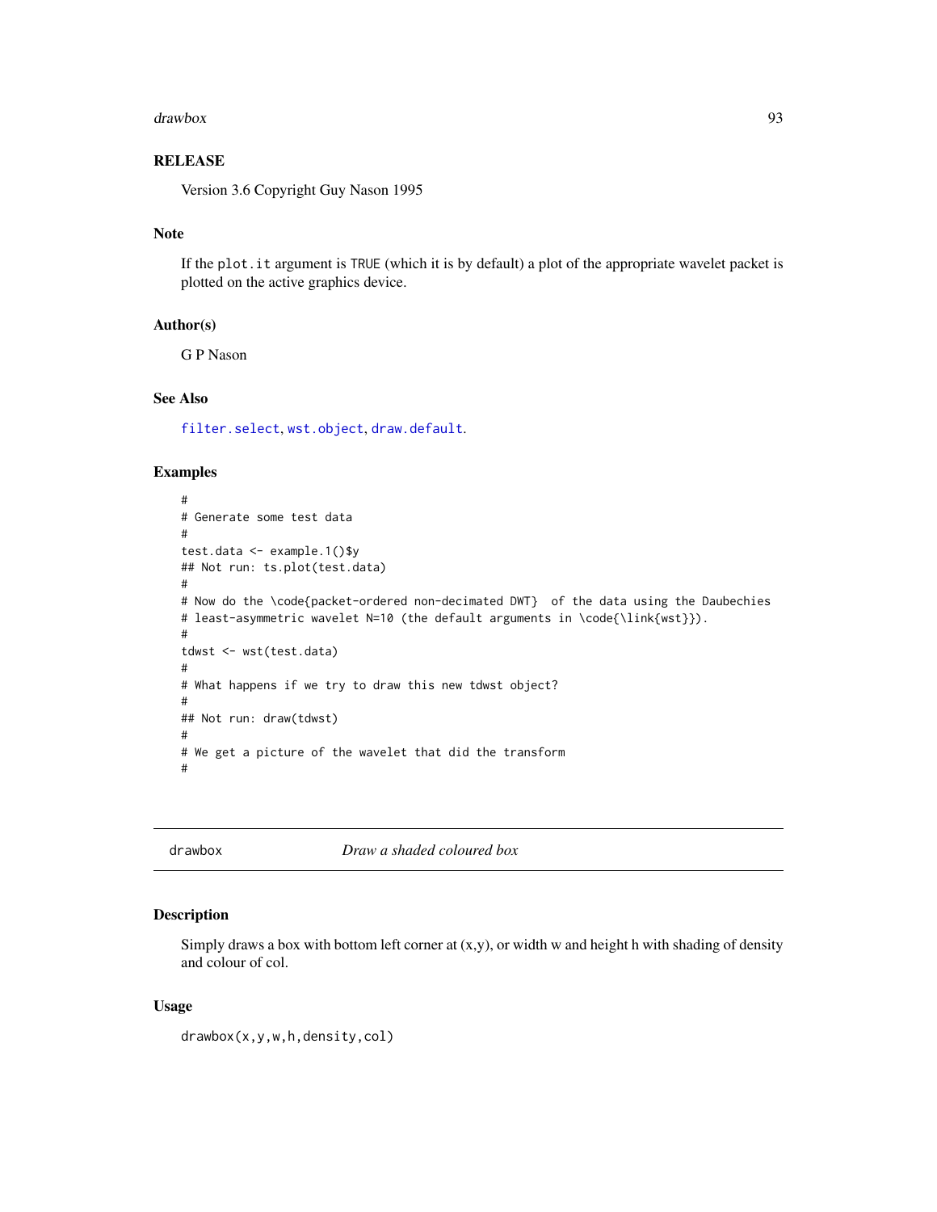### RELEASE

Version 3.6 Copyright Guy Nason 1995

### Note

If the `plot.it` argument is `TRUE` (which it is by default) a plot of the appropriate wavelet packet is plotted on the active graphics device.

### Author(s)

G P Nason

### See Also

filter.select, wst.object, draw.default.

### Examples

```
#
# Generate some test data
#
test.data <- example.1()$y
## Not run: ts.plot(test.data)
#
# Now do the \code{packet-ordered non-decimated DWT}  of the data using the Daubechies
# least-asymmetric wavelet N=10 (the default arguments in \code{\link{wst}}).
#
tdwst <- wst(test.data)
#
# What happens if we try to draw this new tdwst object?
#
## Not run: draw(tdwst)
#
# We get a picture of the wavelet that did the transform
#
```

---

## drawbox *Draw a shaded coloured box*

### Description

Simply draws a box with bottom left corner at (x,y), or width w and height h with shading of density and colour of col.

### Usage

```
drawbox(x,y,w,h,density,col)
```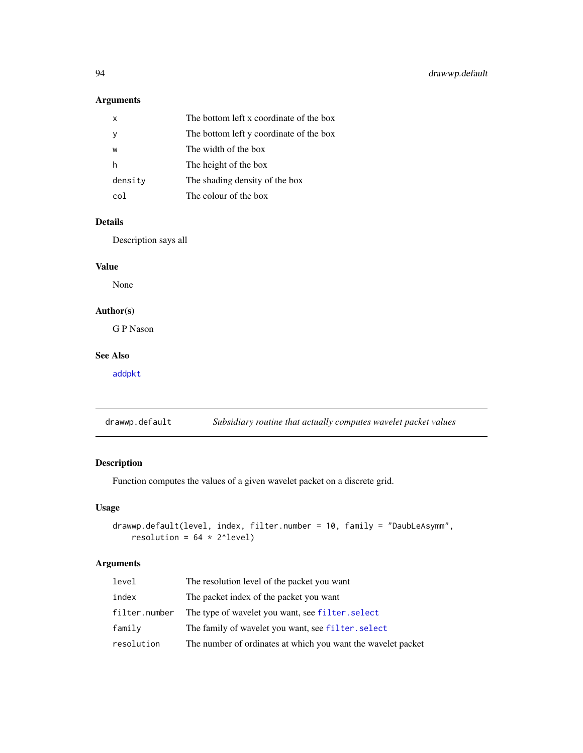## Arguments

| | |
|---|---|
| x | The bottom left x coordinate of the box |
| y | The bottom left y coordinate of the box |
| w | The width of the box |
| h | The height of the box |
| density | The shading density of the box |
| col | The colour of the box |

## Details

Description says all

## Value

None

## Author(s)

G P Nason

## See Also

addpkt

---

# drawwp.default — *Subsidiary routine that actually computes wavelet packet values*

## Description

Function computes the values of a given wavelet packet on a discrete grid.

## Usage

```
drawwp.default(level, index, filter.number = 10, family = "DaubLeAsymm",
    resolution = 64 * 2^level)
```

## Arguments

| | |
|---|---|
| level | The resolution level of the packet you want |
| index | The packet index of the packet you want |
| filter.number | The type of wavelet you want, see filter.select |
| family | The family of wavelet you want, see filter.select |
| resolution | The number of ordinates at which you want the wavelet packet |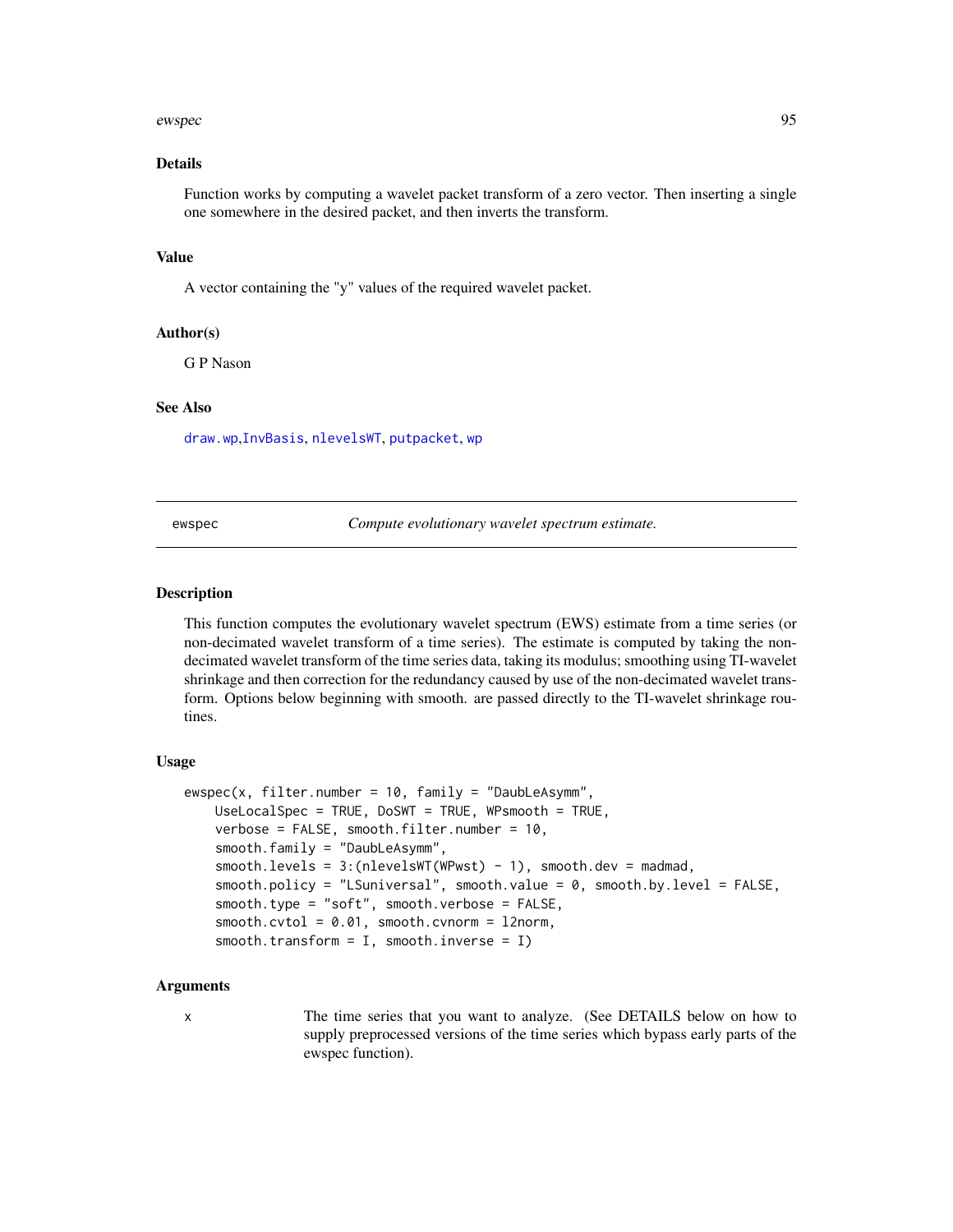## Details

Function works by computing a wavelet packet transform of a zero vector. Then inserting a single one somewhere in the desired packet, and then inverts the transform.

## Value

A vector containing the "y" values of the required wavelet packet.

## Author(s)

G P Nason

## See Also

draw.wp,InvBasis, nlevelsWT, putpacket, wp

---

ewspec&nbsp;&nbsp;&nbsp;&nbsp;&nbsp;&nbsp;&nbsp;&nbsp;*Compute evolutionary wavelet spectrum estimate.*

---

## Description

This function computes the evolutionary wavelet spectrum (EWS) estimate from a time series (or non-decimated wavelet transform of a time series). The estimate is computed by taking the non-decimated wavelet transform of the time series data, taking its modulus; smoothing using TI-wavelet shrinkage and then correction for the redundancy caused by use of the non-decimated wavelet transform. Options below beginning with smooth. are passed directly to the TI-wavelet shrinkage routines.

## Usage

```
ewspec(x, filter.number = 10, family = "DaubLeAsymm",
    UseLocalSpec = TRUE, DoSWT = TRUE, WPsmooth = TRUE,
    verbose = FALSE, smooth.filter.number = 10,
    smooth.family = "DaubLeAsymm",
    smooth.levels = 3:(nlevelsWT(WPwst) - 1), smooth.dev = madmad,
    smooth.policy = "LSuniversal", smooth.value = 0, smooth.by.level = FALSE,
    smooth.type = "soft", smooth.verbose = FALSE,
    smooth.cvtol = 0.01, smooth.cvnorm = l2norm,
    smooth.transform = I, smooth.inverse = I)
```

## Arguments

| | |
|---|---|
| x | The time series that you want to analyze. (See DETAILS below on how to supply preprocessed versions of the time series which bypass early parts of the ewspec function). |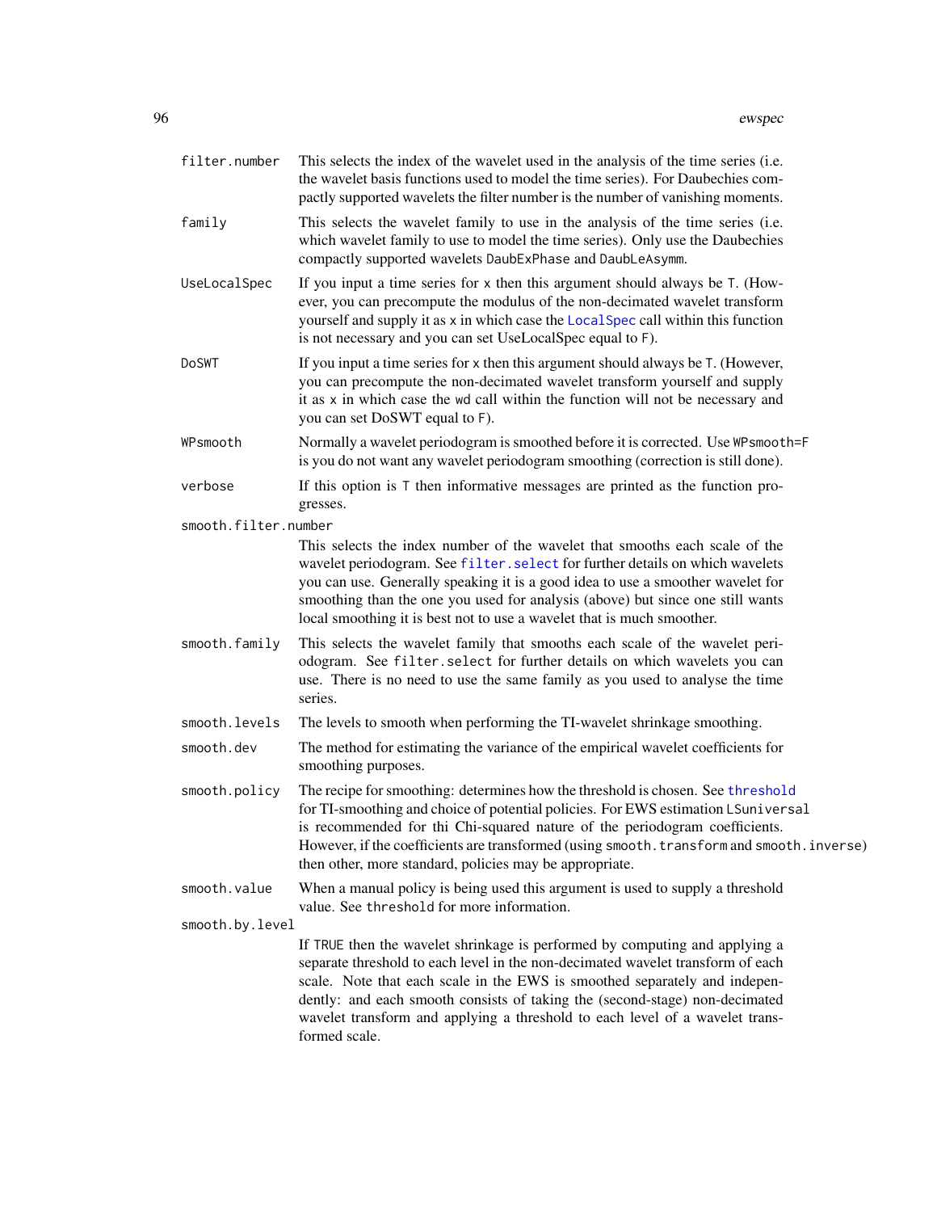filter.number
: This selects the index of the wavelet used in the analysis of the time series (i.e. the wavelet basis functions used to model the time series). For Daubechies compactly supported wavelets the filter number is the number of vanishing moments.

family
: This selects the wavelet family to use in the analysis of the time series (i.e. which wavelet family to use to model the time series). Only use the Daubechies compactly supported wavelets `DaubExPhase` and `DaubLeAsymm`.

UseLocalSpec
: If you input a time series for `x` then this argument should always be `T`. (However, you can precompute the modulus of the non-decimated wavelet transform yourself and supply it as `x` in which case the `LocalSpec` call within this function is not necessary and you can set UseLocalSpec equal to `F`).

DoSWT
: If you input a time series for `x` then this argument should always be `T`. (However, you can precompute the non-decimated wavelet transform yourself and supply it as `x` in which case the `wd` call within the function will not be necessary and you can set DoSWT equal to `F`).

WPsmooth
: Normally a wavelet periodogram is smoothed before it is corrected. Use `WPsmooth=F` is you do not want any wavelet periodogram smoothing (correction is still done).

verbose
: If this option is `T` then informative messages are printed as the function progresses.

smooth.filter.number
: This selects the index number of the wavelet that smooths each scale of the wavelet periodogram. See `filter.select` for further details on which wavelets you can use. Generally speaking it is a good idea to use a smoother wavelet for smoothing than the one you used for analysis (above) but since one still wants local smoothing it is best not to use a wavelet that is much smoother.

smooth.family
: This selects the wavelet family that smooths each scale of the wavelet periodogram. See `filter.select` for further details on which wavelets you can use. There is no need to use the same family as you used to analyse the time series.

smooth.levels
: The levels to smooth when performing the TI-wavelet shrinkage smoothing.

smooth.dev
: The method for estimating the variance of the empirical wavelet coefficients for smoothing purposes.

smooth.policy
: The recipe for smoothing: determines how the threshold is chosen. See `threshold` for TI-smoothing and choice of potential policies. For EWS estimation `LSuniversal` is recommended for thi Chi-squared nature of the periodogram coefficients. However, if the coefficients are transformed (using `smooth.transform` and `smooth.inverse`) then other, more standard, policies may be appropriate.

smooth.value
: When a manual policy is being used this argument is used to supply a threshold value. See `threshold` for more information.

smooth.by.level
: If `TRUE` then the wavelet shrinkage is performed by computing and applying a separate threshold to each level in the non-decimated wavelet transform of each scale. Note that each scale in the EWS is smoothed separately and independently: and each smooth consists of taking the (second-stage) non-decimated wavelet transform and applying a threshold to each level of a wavelet transformed scale.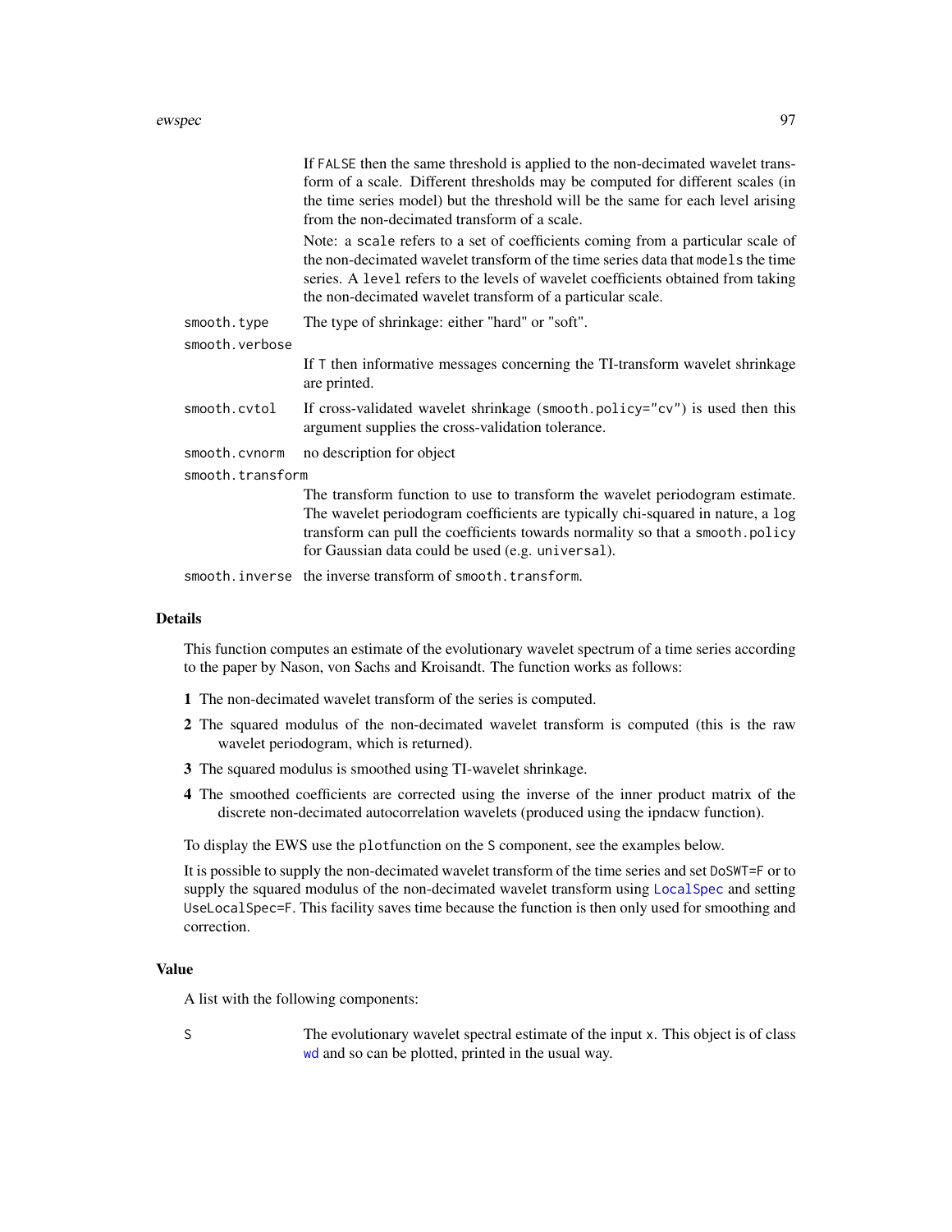If FALSE then the same threshold is applied to the non-decimated wavelet transform of a scale. Different thresholds may be computed for different scales (in the time series model) but the threshold will be the same for each level arising from the non-decimated transform of a scale.

Note: a scale refers to a set of coefficients coming from a particular scale of the non-decimated wavelet transform of the time series data that models the time series. A level refers to the levels of wavelet coefficients obtained from taking the non-decimated wavelet transform of a particular scale.

smooth.type
: The type of shrinkage: either "hard" or "soft".

smooth.verbose
: If T then informative messages concerning the TI-transform wavelet shrinkage are printed.

smooth.cvtol
: If cross-validated wavelet shrinkage (smooth.policy="cv") is used then this argument supplies the cross-validation tolerance.

smooth.cvnorm
: no description for object

smooth.transform
: The transform function to use to transform the wavelet periodogram estimate. The wavelet periodogram coefficients are typically chi-squared in nature, a log transform can pull the coefficients towards normality so that a smooth.policy for Gaussian data could be used (e.g. universal).

smooth.inverse
: the inverse transform of smooth.transform.

### Details

This function computes an estimate of the evolutionary wavelet spectrum of a time series according to the paper by Nason, von Sachs and Kroisandt. The function works as follows:

1. The non-decimated wavelet transform of the series is computed.
2. The squared modulus of the non-decimated wavelet transform is computed (this is the raw wavelet periodogram, which is returned).
3. The squared modulus is smoothed using TI-wavelet shrinkage.
4. The smoothed coefficients are corrected using the inverse of the inner product matrix of the discrete non-decimated autocorrelation wavelets (produced using the ipndacw function).

To display the EWS use the plotfunction on the S component, see the examples below.

It is possible to supply the non-decimated wavelet transform of the time series and set DoSWT=F or to supply the squared modulus of the non-decimated wavelet transform using LocalSpec and setting UseLocalSpec=F. This facility saves time because the function is then only used for smoothing and correction.

### Value

A list with the following components:

S
: The evolutionary wavelet spectral estimate of the input x. This object is of class wd and so can be plotted, printed in the usual way.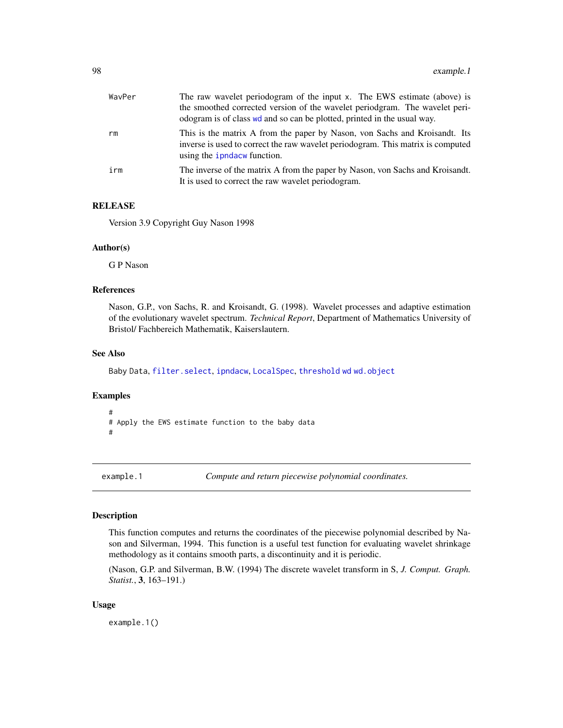| | |
|---|---|
| WavPer | The raw wavelet periodogram of the input x. The EWS estimate (above) is the smoothed corrected version of the wavelet periodogram. The wavelet periodogram is of class wd and so can be plotted, printed in the usual way. |
| rm | This is the matrix A from the paper by Nason, von Sachs and Kroisandt. Its inverse is used to correct the raw wavelet periodogram. This matrix is computed using the ipndacw function. |
| irm | The inverse of the matrix A from the paper by Nason, von Sachs and Kroisandt. It is used to correct the raw wavelet periodogram. |

### RELEASE

Version 3.9 Copyright Guy Nason 1998

### Author(s)

G P Nason

### References

Nason, G.P., von Sachs, R. and Kroisandt, G. (1998). Wavelet processes and adaptive estimation of the evolutionary wavelet spectrum. *Technical Report*, Department of Mathematics University of Bristol/ Fachbereich Mathematik, Kaiserslautern.

### See Also

Baby Data, filter.select, ipndacw, LocalSpec, threshold wd wd.object

### Examples

```
#
# Apply the EWS estimate function to the baby data
#
```

---

## example.1 — *Compute and return piecewise polynomial coordinates.*

### Description

This function computes and returns the coordinates of the piecewise polynomial described by Nason and Silverman, 1994. This function is a useful test function for evaluating wavelet shrinkage methodology as it contains smooth parts, a discontinuity and it is periodic.

(Nason, G.P. and Silverman, B.W. (1994) The discrete wavelet transform in S, *J. Comput. Graph. Statist.*, **3**, 163–191.)

### Usage

```
example.1()
```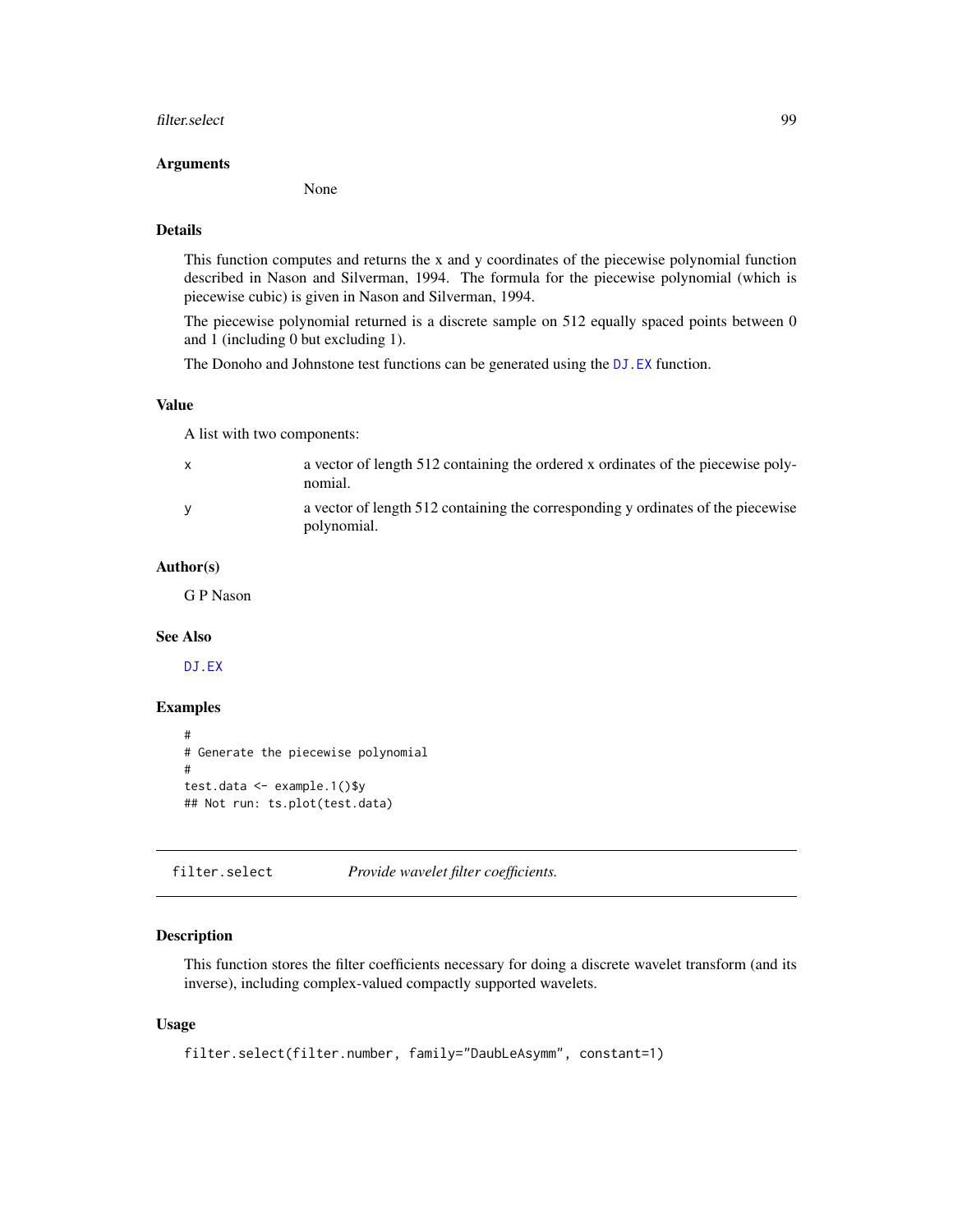### Arguments

None

### Details

This function computes and returns the x and y coordinates of the piecewise polynomial function described in Nason and Silverman, 1994. The formula for the piecewise polynomial (which is piecewise cubic) is given in Nason and Silverman, 1994.

The piecewise polynomial returned is a discrete sample on 512 equally spaced points between 0 and 1 (including 0 but excluding 1).

The Donoho and Johnstone test functions can be generated using the `DJ.EX` function.

### Value

A list with two components:

| | |
|---|---|
| x | a vector of length 512 containing the ordered x ordinates of the piecewise polynomial. |
| y | a vector of length 512 containing the corresponding y ordinates of the piecewise polynomial. |

### Author(s)

G P Nason

### See Also

`DJ.EX`

### Examples

```
#
# Generate the piecewise polynomial
#
test.data <- example.1()$y
## Not run: ts.plot(test.data)
```

---

## filter.select *Provide wavelet filter coefficients.*

---

### Description

This function stores the filter coefficients necessary for doing a discrete wavelet transform (and its inverse), including complex-valued compactly supported wavelets.

### Usage

```
filter.select(filter.number, family="DaubLeAsymm", constant=1)
```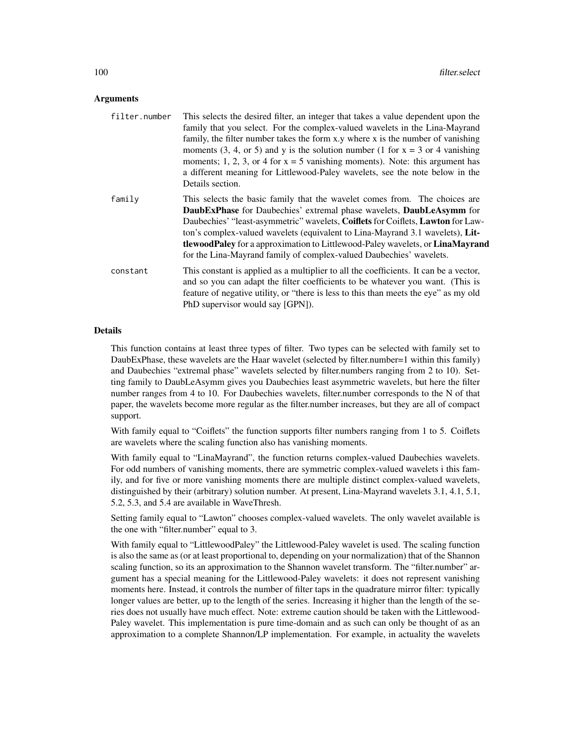## Arguments

| | |
|---|---|
| filter.number | This selects the desired filter, an integer that takes a value dependent upon the family that you select. For the complex-valued wavelets in the Lina-Mayrand family, the filter number takes the form x.y where x is the number of vanishing moments (3, 4, or 5) and y is the solution number (1 for x = 3 or 4 vanishing moments; 1, 2, 3, or 4 for x = 5 vanishing moments). Note: this argument has a different meaning for Littlewood-Paley wavelets, see the note below in the Details section. |
| family | This selects the basic family that the wavelet comes from. The choices are **DaubExPhase** for Daubechies' extremal phase wavelets, **DaubLeAsymm** for Daubechies' "least-asymmetric" wavelets, **Coiflets** for Coiflets, **Lawton** for Lawton's complex-valued wavelets (equivalent to Lina-Mayrand 3.1 wavelets), **LittlewoodPaley** for a approximation to Littlewood-Paley wavelets, or **LinaMayrand** for the Lina-Mayrand family of complex-valued Daubechies' wavelets. |
| constant | This constant is applied as a multiplier to all the coefficients. It can be a vector, and so you can adapt the filter coefficients to be whatever you want. (This is feature of negative utility, or "there is less to this than meets the eye" as my old PhD supervisor would say [GPN]). |

## Details

This function contains at least three types of filter. Two types can be selected with family set to DaubExPhase, these wavelets are the Haar wavelet (selected by filter.number=1 within this family) and Daubechies "extremal phase" wavelets selected by filter.numbers ranging from 2 to 10). Setting family to DaubLeAsymm gives you Daubechies least asymmetric wavelets, but here the filter number ranges from 4 to 10. For Daubechies wavelets, filter.number corresponds to the N of that paper, the wavelets become more regular as the filter.number increases, but they are all of compact support.

With family equal to "Coiflets" the function supports filter numbers ranging from 1 to 5. Coiflets are wavelets where the scaling function also has vanishing moments.

With family equal to "LinaMayrand", the function returns complex-valued Daubechies wavelets. For odd numbers of vanishing moments, there are symmetric complex-valued wavelets i this family, and for five or more vanishing moments there are multiple distinct complex-valued wavelets, distinguished by their (arbitrary) solution number. At present, Lina-Mayrand wavelets 3.1, 4.1, 5.1, 5.2, 5.3, and 5.4 are available in WaveThresh.

Setting family equal to "Lawton" chooses complex-valued wavelets. The only wavelet available is the one with "filter.number" equal to 3.

With family equal to "LittlewoodPaley" the Littlewood-Paley wavelet is used. The scaling function is also the same as (or at least proportional to, depending on your normalization) that of the Shannon scaling function, so its an approximation to the Shannon wavelet transform. The "filter.number" argument has a special meaning for the Littlewood-Paley wavelets: it does not represent vanishing moments here. Instead, it controls the number of filter taps in the quadrature mirror filter: typically longer values are better, up to the length of the series. Increasing it higher than the length of the series does not usually have much effect. Note: extreme caution should be taken with the Littlewood-Paley wavelet. This implementation is pure time-domain and as such can only be thought of as an approximation to a complete Shannon/LP implementation. For example, in actuality the wavelets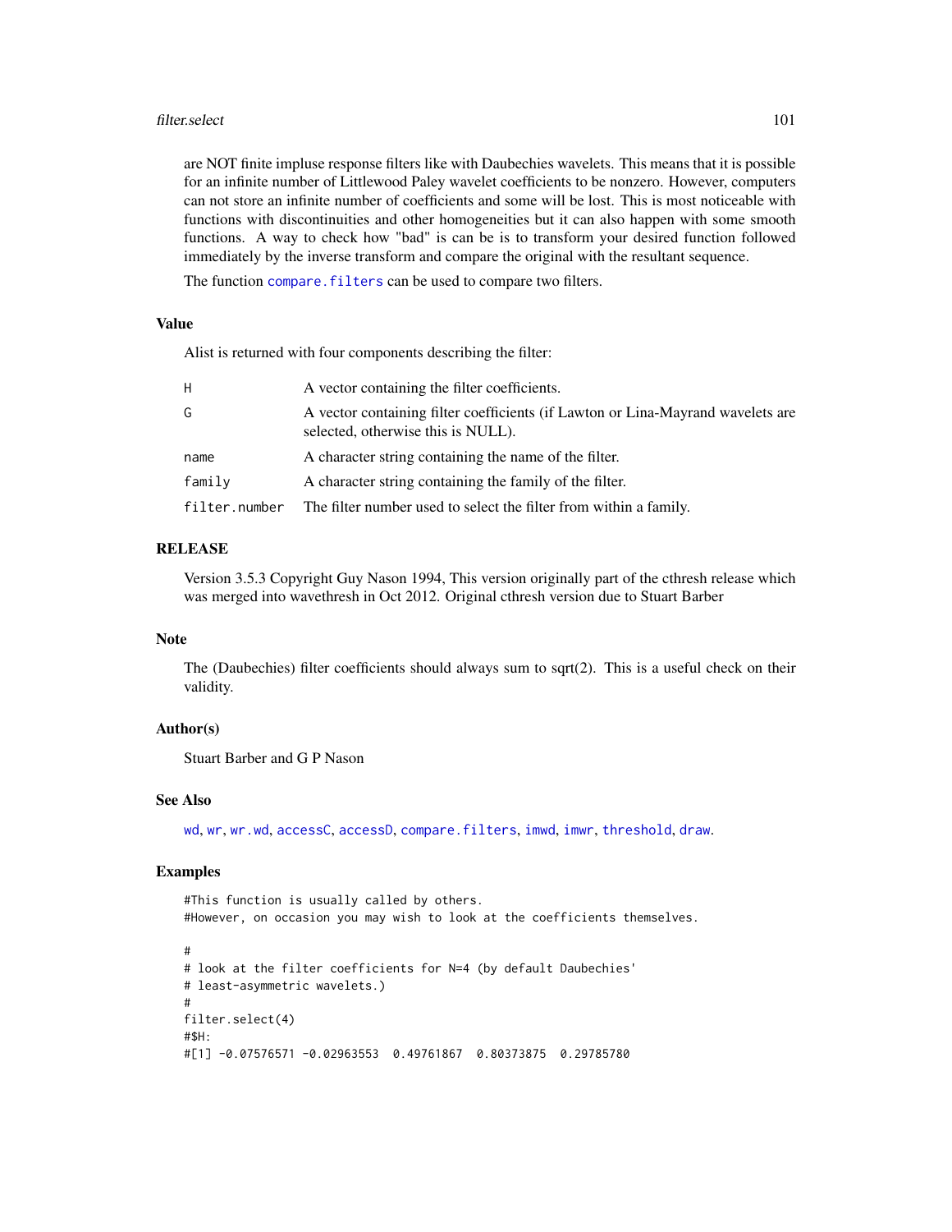are NOT finite impluse response filters like with Daubechies wavelets. This means that it is possible for an infinite number of Littlewood Paley wavelet coefficients to be nonzero. However, computers can not store an infinite number of coefficients and some will be lost. This is most noticeable with functions with discontinuities and other homogeneities but it can also happen with some smooth functions. A way to check how "bad" is can be is to transform your desired function followed immediately by the inverse transform and compare the original with the resultant sequence.

The function `compare.filters` can be used to compare two filters.

### Value

Alist is returned with four components describing the filter:

| | |
|---|---|
| `H` | A vector containing the filter coefficients. |
| `G` | A vector containing filter coefficients (if Lawton or Lina-Mayrand wavelets are selected, otherwise this is NULL). |
| `name` | A character string containing the name of the filter. |
| `family` | A character string containing the family of the filter. |
| `filter.number` | The filter number used to select the filter from within a family. |

### RELEASE

Version 3.5.3 Copyright Guy Nason 1994, This version originally part of the cthresh release which was merged into wavethresh in Oct 2012. Original cthresh version due to Stuart Barber

### Note

The (Daubechies) filter coefficients should always sum to sqrt(2). This is a useful check on their validity.

### Author(s)

Stuart Barber and G P Nason

### See Also

`wd`, `wr`, `wr.wd`, `accessC`, `accessD`, `compare.filters`, `imwd`, `imwr`, `threshold`, `draw`.

### Examples

```
#This function is usually called by others.
#However, on occasion you may wish to look at the coefficients themselves.

#
# look at the filter coefficients for N=4 (by default Daubechies'
# least-asymmetric wavelets.)
#
filter.select(4)
#$H:
#[1] -0.07576571 -0.02963553  0.49761867  0.80373875  0.29785780
```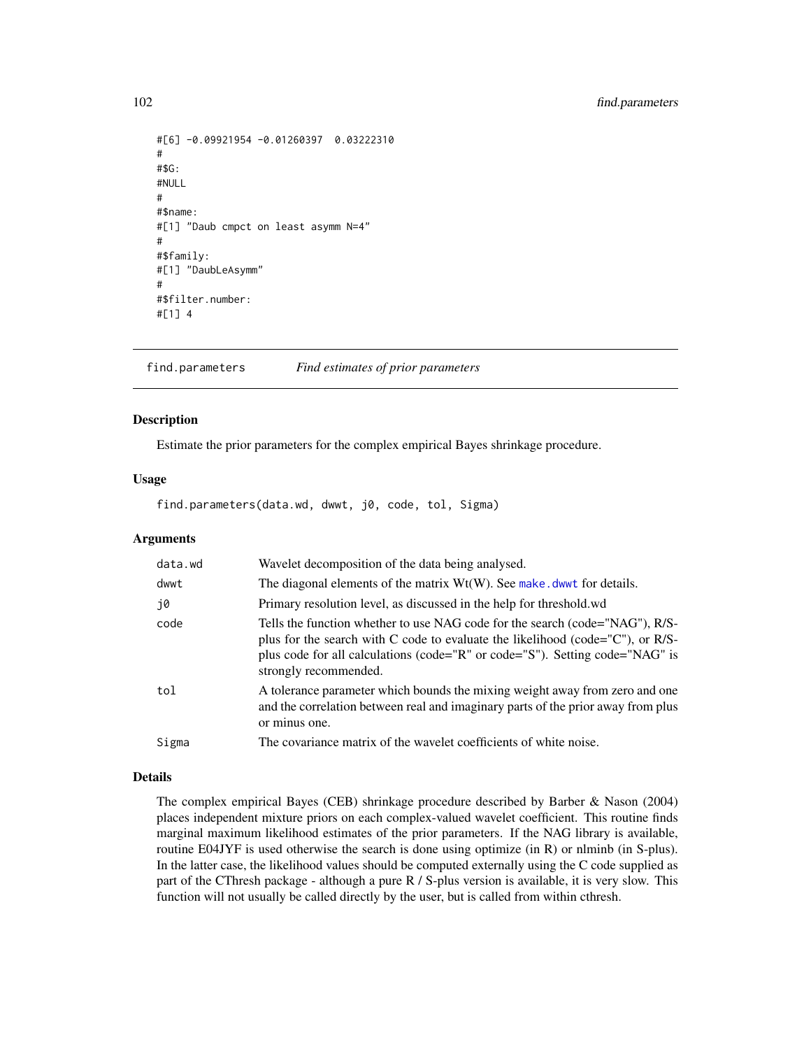```
#[6] -0.09921954 -0.01260397  0.03222310
#
#$G:
#NULL
#
#$name:
#[1] "Daub cmpct on least asymm N=4"
#
#$family:
#[1] "DaubLeAsymm"
#
#$filter.number:
#[1] 4
```

## find.parameters    *Find estimates of prior parameters*

### Description

Estimate the prior parameters for the complex empirical Bayes shrinkage procedure.

### Usage

```
find.parameters(data.wd, dwwt, j0, code, tol, Sigma)
```

### Arguments

| | |
|---|---|
| data.wd | Wavelet decomposition of the data being analysed. |
| dwwt | The diagonal elements of the matrix Wt(W). See make.dwwt for details. |
| j0 | Primary resolution level, as discussed in the help for threshold.wd |
| code | Tells the function whether to use NAG code for the search (code="NAG"), R/S-plus for the search with C code to evaluate the likelihood (code="C"), or R/S-plus code for all calculations (code="R" or code="S"). Setting code="NAG" is strongly recommended. |
| tol | A tolerance parameter which bounds the mixing weight away from zero and one and the correlation between real and imaginary parts of the prior away from plus or minus one. |
| Sigma | The covariance matrix of the wavelet coefficients of white noise. |

### Details

The complex empirical Bayes (CEB) shrinkage procedure described by Barber & Nason (2004) places independent mixture priors on each complex-valued wavelet coefficient. This routine finds marginal maximum likelihood estimates of the prior parameters. If the NAG library is available, routine E04JYF is used otherwise the search is done using optimize (in R) or nlminb (in S-plus). In the latter case, the likelihood values should be computed externally using the C code supplied as part of the CThresh package - although a pure R / S-plus version is available, it is very slow. This function will not usually be called directly by the user, but is called from within cthresh.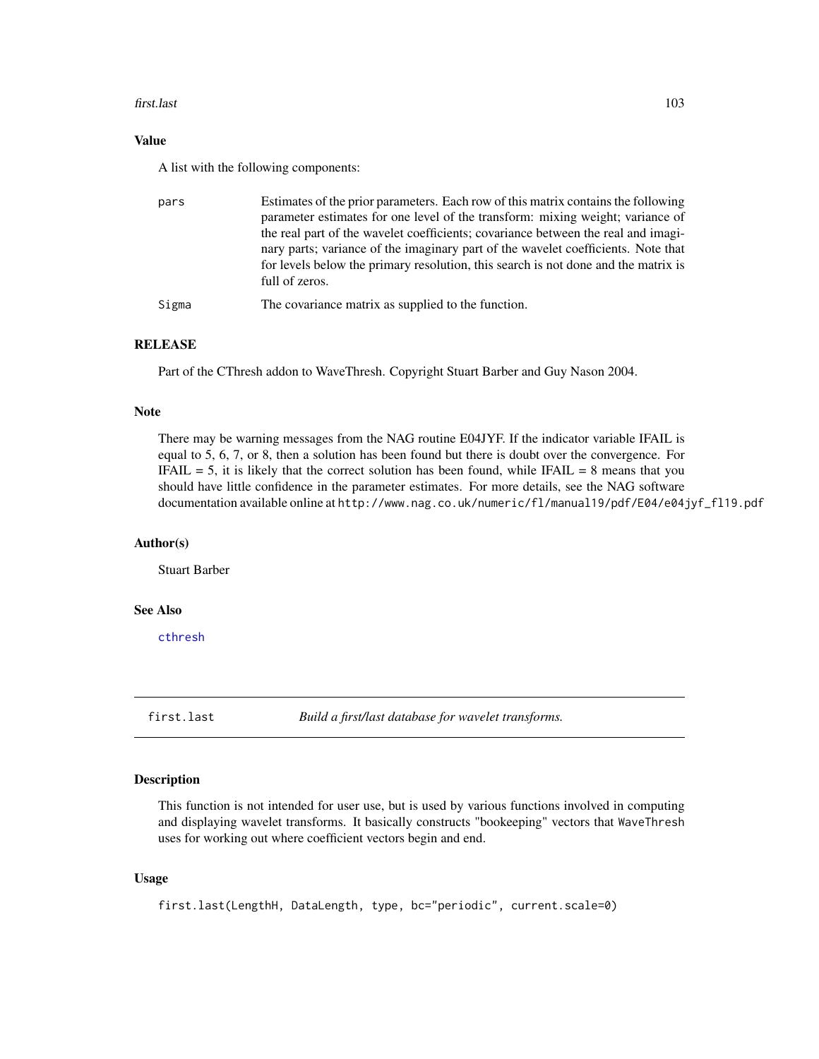## Value

A list with the following components:

- **pars** Estimates of the prior parameters. Each row of this matrix contains the following parameter estimates for one level of the transform: mixing weight; variance of the real part of the wavelet coefficients; covariance between the real and imaginary parts; variance of the imaginary part of the wavelet coefficients. Note that for levels below the primary resolution, this search is not done and the matrix is full of zeros.
- **Sigma** The covariance matrix as supplied to the function.

## RELEASE

Part of the CThresh addon to WaveThresh. Copyright Stuart Barber and Guy Nason 2004.

## Note

There may be warning messages from the NAG routine E04JYF. If the indicator variable IFAIL is equal to 5, 6, 7, or 8, then a solution has been found but there is doubt over the convergence. For IFAIL = 5, it is likely that the correct solution has been found, while IFAIL = 8 means that you should have little confidence in the parameter estimates. For more details, see the NAG software documentation available online at http://www.nag.co.uk/numeric/fl/manual19/pdf/E04/e04jyf_fl19.pdf

## Author(s)

Stuart Barber

## See Also

cthresh

---

# first.last *Build a first/last database for wavelet transforms.*

## Description

This function is not intended for user use, but is used by various functions involved in computing and displaying wavelet transforms. It basically constructs "bookeeping" vectors that WaveThresh uses for working out where coefficient vectors begin and end.

## Usage

```
first.last(LengthH, DataLength, type, bc="periodic", current.scale=0)
```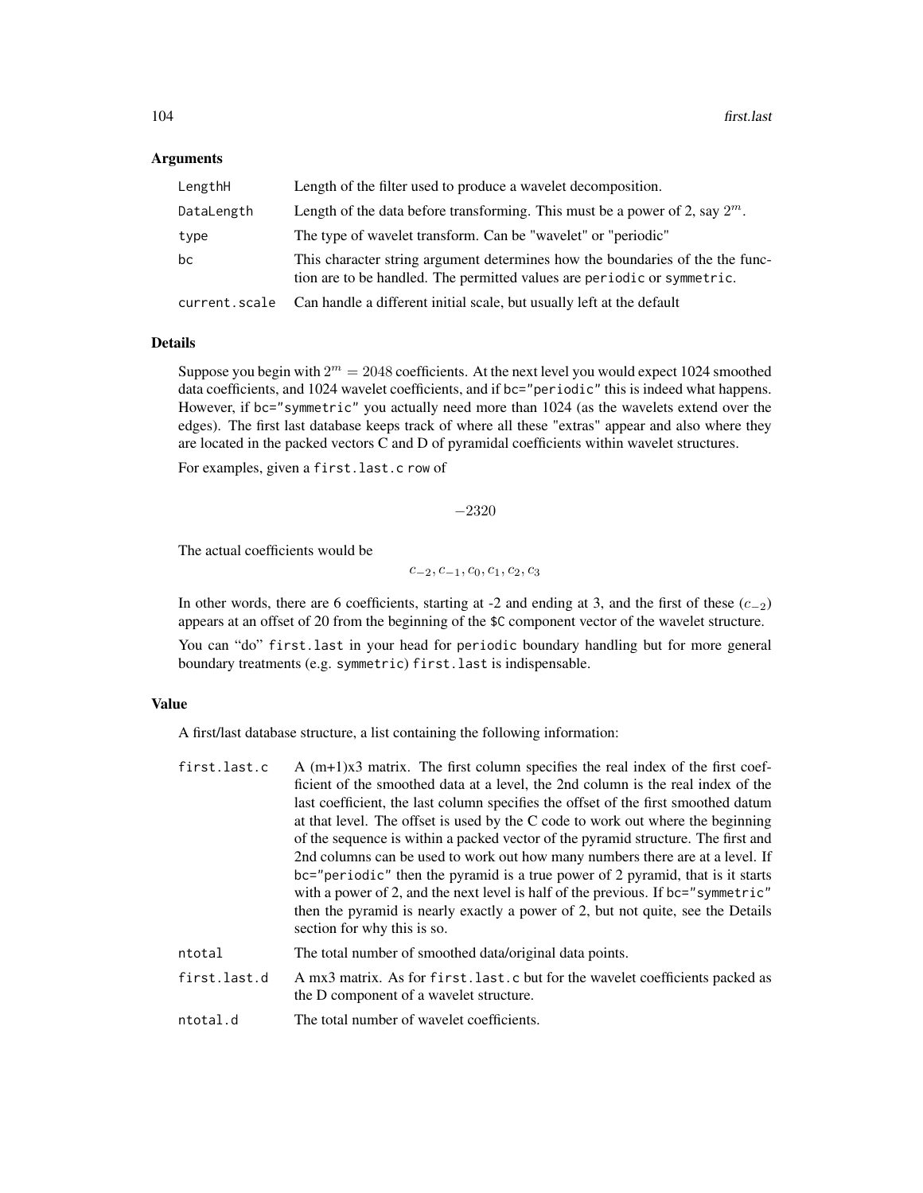## Arguments

| | |
|---|---|
| LengthH | Length of the filter used to produce a wavelet decomposition. |
| DataLength | Length of the data before transforming. This must be a power of 2, say $2^m$. |
| type | The type of wavelet transform. Can be "wavelet" or "periodic" |
| bc | This character string argument determines how the boundaries of the the function are to be handled. The permitted values are periodic or symmetric. |
| current.scale | Can handle a different initial scale, but usually left at the default |

## Details

Suppose you begin with $2^m = 2048$ coefficients. At the next level you would expect 1024 smoothed data coefficients, and 1024 wavelet coefficients, and if bc="periodic" this is indeed what happens. However, if bc="symmetric" you actually need more than 1024 (as the wavelets extend over the edges). The first last database keeps track of where all these "extras" appear and also where they are located in the packed vectors C and D of pyramidal coefficients within wavelet structures.

For examples, given a first.last.c row of

$$-2320$$

The actual coefficients would be

$$c_{-2}, c_{-1}, c_0, c_1, c_2, c_3$$

In other words, there are 6 coefficients, starting at -2 and ending at 3, and the first of these ($c_{-2}$) appears at an offset of 20 from the beginning of the $C component vector of the wavelet structure.

You can "do" first.last in your head for periodic boundary handling but for more general boundary treatments (e.g. symmetric) first.last is indispensable.

## Value

A first/last database structure, a list containing the following information:

| | |
|---|---|
| first.last.c | A (m+1)x3 matrix. The first column specifies the real index of the first coefficient of the smoothed data at a level, the 2nd column is the real index of the last coefficient, the last column specifies the offset of the first smoothed datum at that level. The offset is used by the C code to work out where the beginning of the sequence is within a packed vector of the pyramid structure. The first and 2nd columns can be used to work out how many numbers there are at a level. If bc="periodic" then the pyramid is a true power of 2 pyramid, that is it starts with a power of 2, and the next level is half of the previous. If bc="symmetric" then the pyramid is nearly exactly a power of 2, but not quite, see the Details section for why this is so. |
| ntotal | The total number of smoothed data/original data points. |
| first.last.d | A mx3 matrix. As for first.last.c but for the wavelet coefficients packed as the D component of a wavelet structure. |
| ntotal.d | The total number of wavelet coefficients. |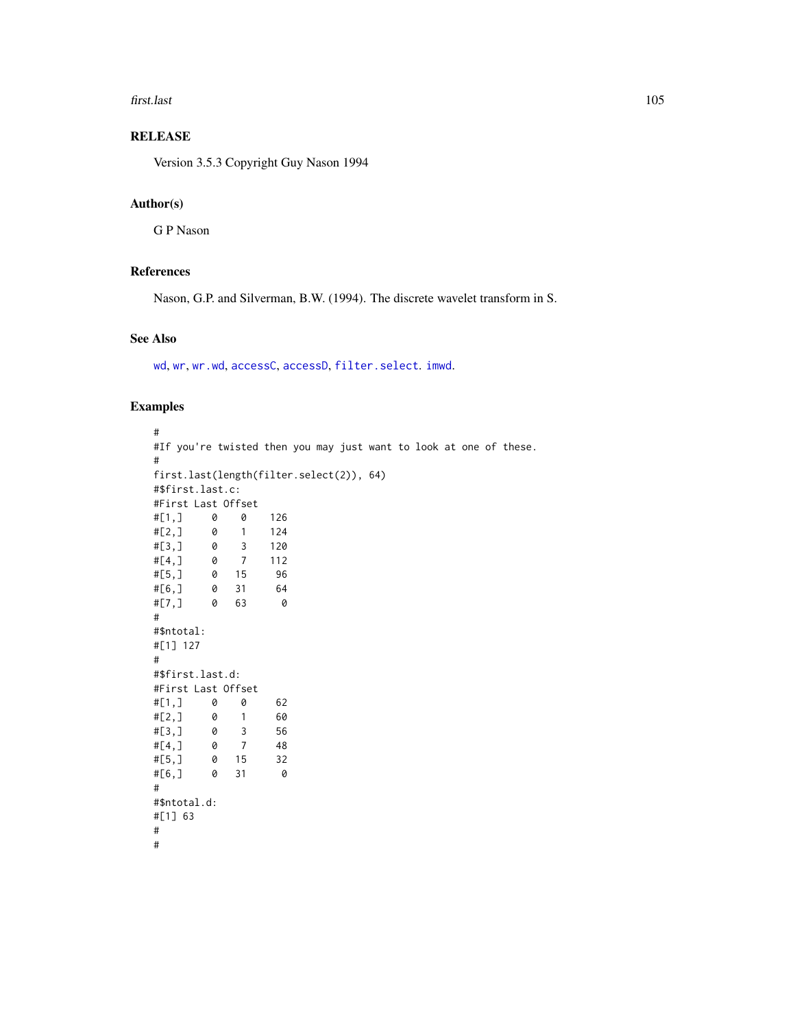## RELEASE

Version 3.5.3 Copyright Guy Nason 1994

## Author(s)

G P Nason

## References

Nason, G.P. and Silverman, B.W. (1994). The discrete wavelet transform in S.

## See Also

wd, wr, wr.wd, accessC, accessD, filter.select. imwd.

## Examples

```
#
#If you're twisted then you may just want to look at one of these.
#
first.last(length(filter.select(2)), 64)
#$first.last.c:
#First Last Offset
#[1,]     0    0    126
#[2,]     0    1    124
#[3,]     0    3    120
#[4,]     0    7    112
#[5,]     0   15     96
#[6,]     0   31     64
#[7,]     0   63      0
#
#$ntotal:
#[1] 127
#
#$first.last.d:
#First Last Offset
#[1,]     0    0     62
#[2,]     0    1     60
#[3,]     0    3     56
#[4,]     0    7     48
#[5,]     0   15     32
#[6,]     0   31      0
#
#$ntotal.d:
#[1] 63
#
#
```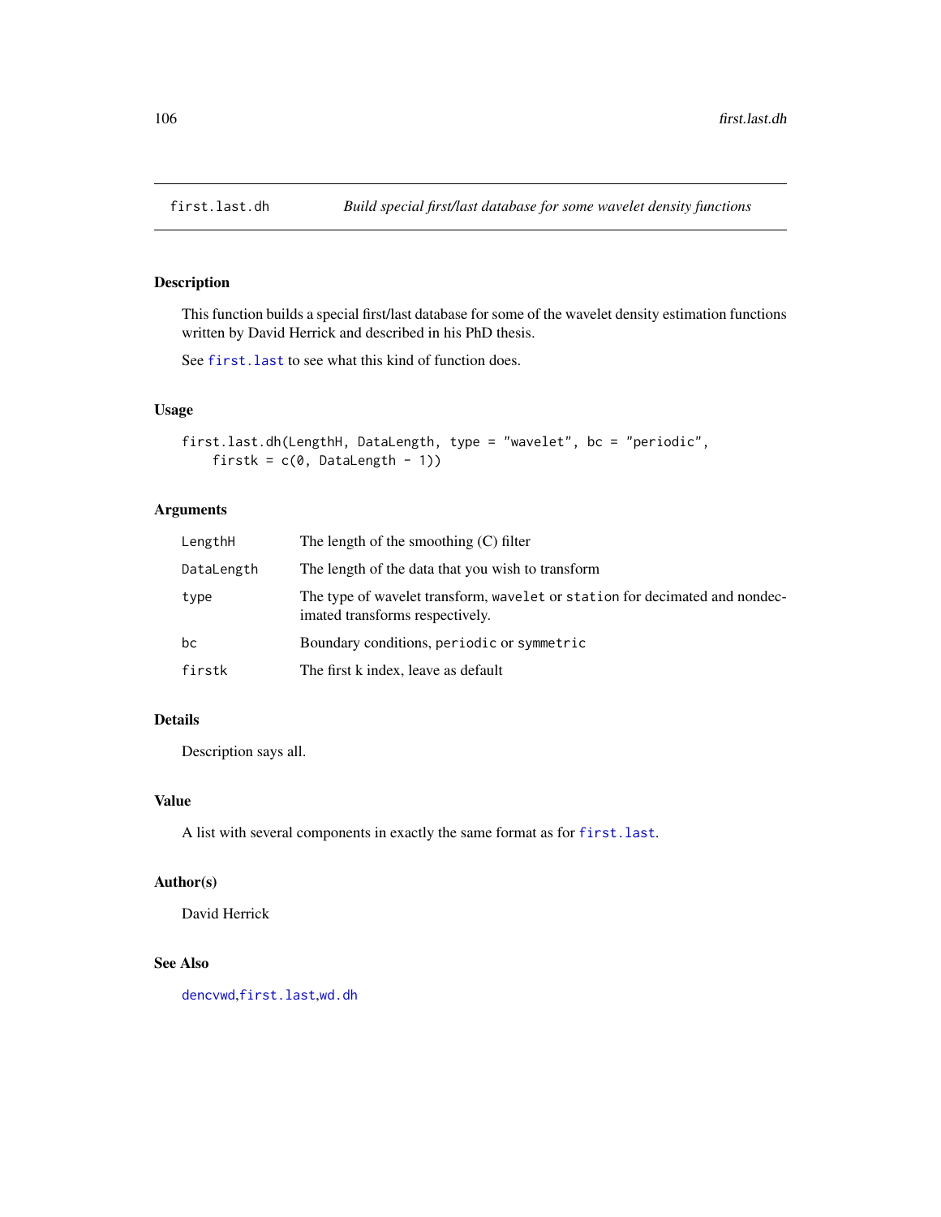## first.last.dh — *Build special first/last database for some wavelet density functions*

### Description

This function builds a special first/last database for some of the wavelet density estimation functions written by David Herrick and described in his PhD thesis.

See `first.last` to see what this kind of function does.

### Usage

```
first.last.dh(LengthH, DataLength, type = "wavelet", bc = "periodic",
    firstk = c(0, DataLength - 1))
```

### Arguments

| | |
|---|---|
| `LengthH` | The length of the smoothing (C) filter |
| `DataLength` | The length of the data that you wish to transform |
| `type` | The type of wavelet transform, `wavelet` or `station` for decimated and nondecimated transforms respectively. |
| `bc` | Boundary conditions, `periodic` or `symmetric` |
| `firstk` | The first k index, leave as default |

### Details

Description says all.

### Value

A list with several components in exactly the same format as for `first.last`.

### Author(s)

David Herrick

### See Also

`dencvwd`, `first.last`, `wd.dh`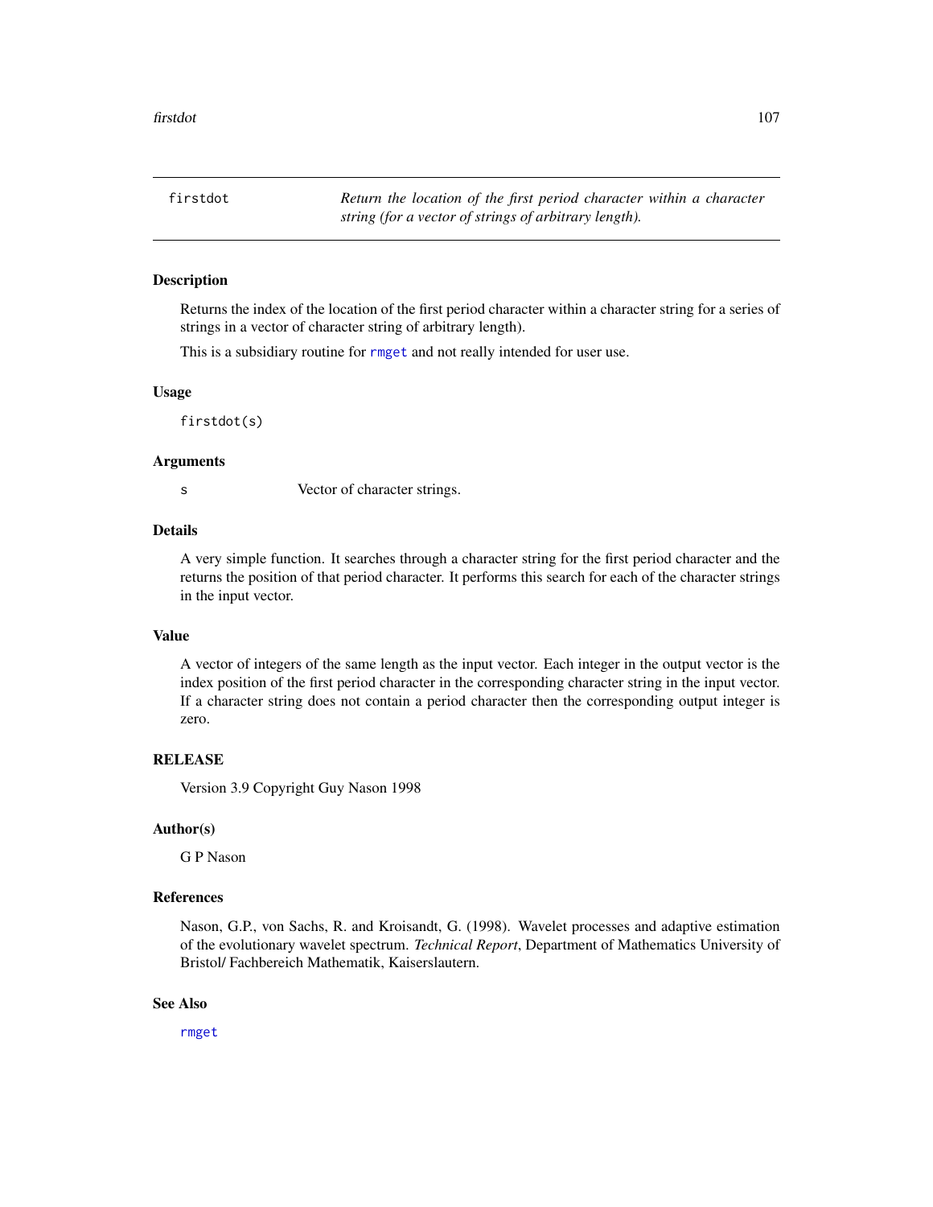# firstdot

*Return the location of the first period character within a character string (for a vector of strings of arbitrary length).*

## Description

Returns the index of the location of the first period character within a character string for a series of strings in a vector of character string of arbitrary length).

This is a subsidiary routine for rmget and not really intended for user use.

## Usage

```
firstdot(s)
```

## Arguments

s — Vector of character strings.

## Details

A very simple function. It searches through a character string for the first period character and the returns the position of that period character. It performs this search for each of the character strings in the input vector.

## Value

A vector of integers of the same length as the input vector. Each integer in the output vector is the index position of the first period character in the corresponding character string in the input vector. If a character string does not contain a period character then the corresponding output integer is zero.

## RELEASE

Version 3.9 Copyright Guy Nason 1998

## Author(s)

G P Nason

## References

Nason, G.P., von Sachs, R. and Kroisandt, G. (1998). Wavelet processes and adaptive estimation of the evolutionary wavelet spectrum. *Technical Report*, Department of Mathematics University of Bristol/ Fachbereich Mathematik, Kaiserslautern.

## See Also

rmget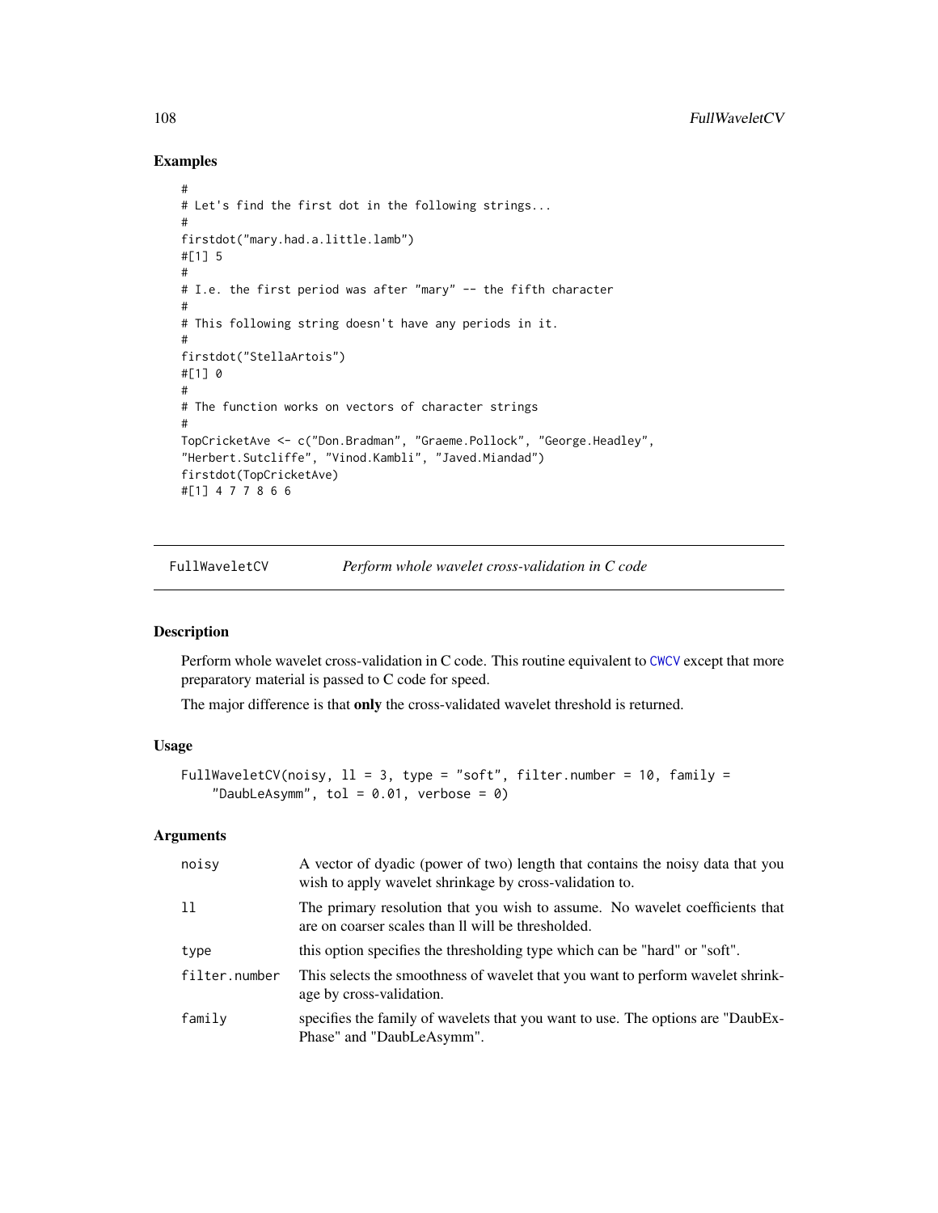## Examples

```
#
# Let's find the first dot in the following strings...
#
firstdot("mary.had.a.little.lamb")
#[1] 5
#
# I.e. the first period was after "mary" -- the fifth character
#
# This following string doesn't have any periods in it.
#
firstdot("StellaArtois")
#[1] 0
#
# The function works on vectors of character strings
#
TopCricketAve <- c("Don.Bradman", "Graeme.Pollock", "George.Headley",
"Herbert.Sutcliffe", "Vinod.Kambli", "Javed.Miandad")
firstdot(TopCricketAve)
#[1] 4 7 7 8 6 6
```

---

# FullWaveletCV    *Perform whole wavelet cross-validation in C code*

---

## Description

Perform whole wavelet cross-validation in C code. This routine equivalent to CWCV except that more preparatory material is passed to C code for speed.

The major difference is that **only** the cross-validated wavelet threshold is returned.

## Usage

```
FullWaveletCV(noisy, ll = 3, type = "soft", filter.number = 10, family =
    "DaubLeAsymm", tol = 0.01, verbose = 0)
```

## Arguments

| | |
|---|---|
| noisy | A vector of dyadic (power of two) length that contains the noisy data that you wish to apply wavelet shrinkage by cross-validation to. |
| ll | The primary resolution that you wish to assume. No wavelet coefficients that are on coarser scales than ll will be thresholded. |
| type | this option specifies the thresholding type which can be "hard" or "soft". |
| filter.number | This selects the smoothness of wavelet that you want to perform wavelet shrinkage by cross-validation. |
| family | specifies the family of wavelets that you want to use. The options are "DaubExPhase" and "DaubLeAsymm". |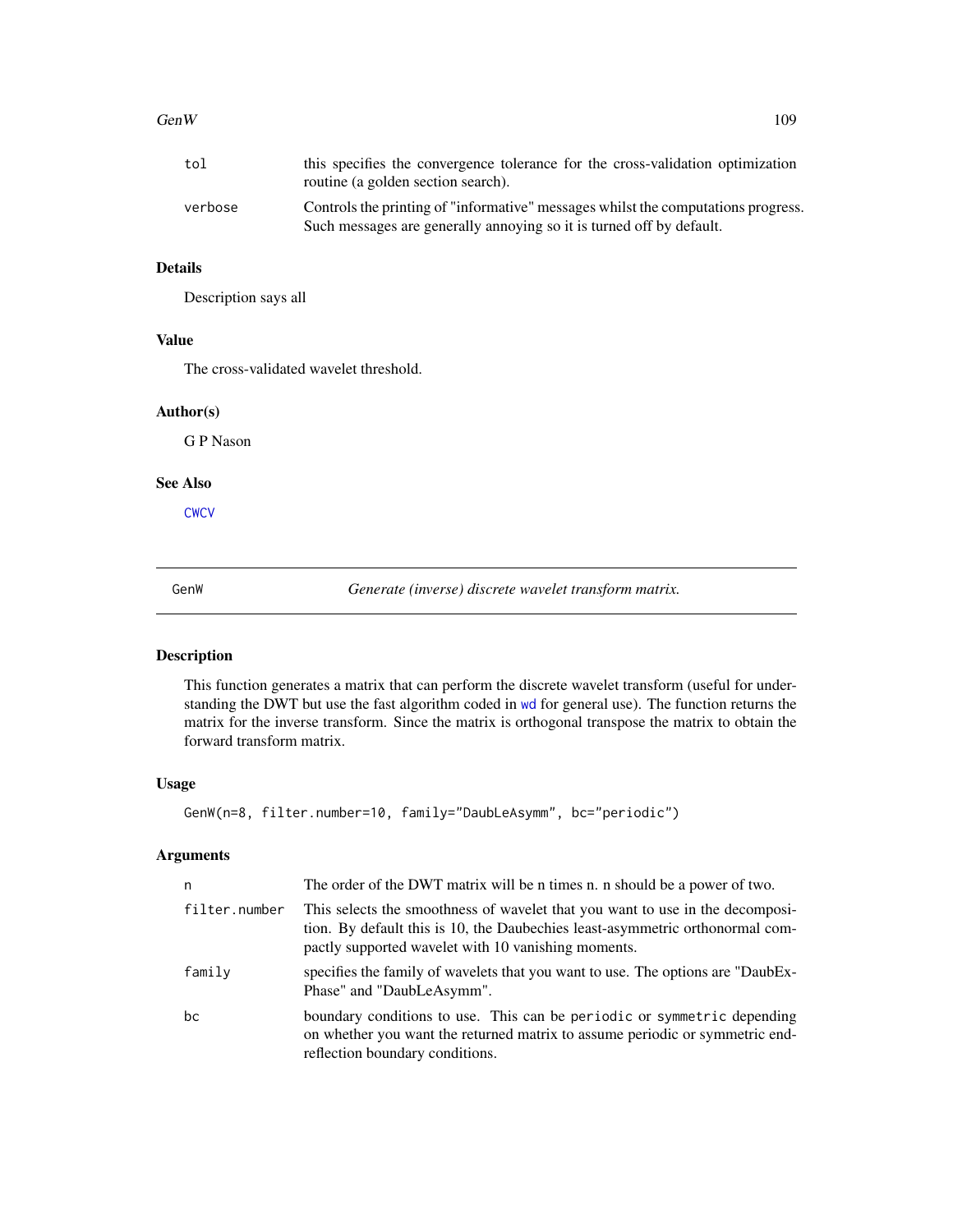| | |
|---|---|
| tol | this specifies the convergence tolerance for the cross-validation optimization routine (a golden section search). |
| verbose | Controls the printing of "informative" messages whilst the computations progress. Such messages are generally annoying so it is turned off by default. |

### Details

Description says all

### Value

The cross-validated wavelet threshold.

### Author(s)

G P Nason

### See Also

CWCV

---

## GenW — *Generate (inverse) discrete wavelet transform matrix.*

---

### Description

This function generates a matrix that can perform the discrete wavelet transform (useful for understanding the DWT but use the fast algorithm coded in wd for general use). The function returns the matrix for the inverse transform. Since the matrix is orthogonal transpose the matrix to obtain the forward transform matrix.

### Usage

```
GenW(n=8, filter.number=10, family="DaubLeAsymm", bc="periodic")
```

### Arguments

| | |
|---|---|
| n | The order of the DWT matrix will be n times n. n should be a power of two. |
| filter.number | This selects the smoothness of wavelet that you want to use in the decomposition. By default this is 10, the Daubechies least-asymmetric orthonormal compactly supported wavelet with 10 vanishing moments. |
| family | specifies the family of wavelets that you want to use. The options are "DaubExPhase" and "DaubLeAsymm". |
| bc | boundary conditions to use. This can be periodic or symmetric depending on whether you want the returned matrix to assume periodic or symmetric end-reflection boundary conditions. |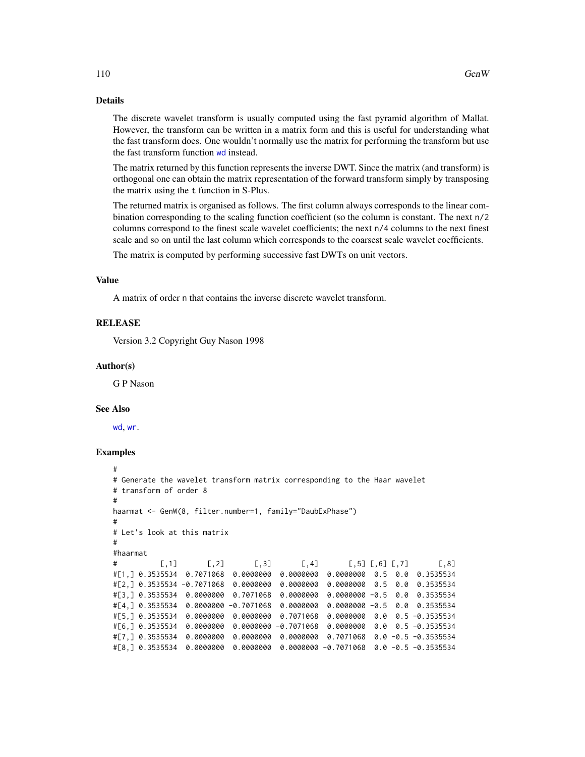## Details

The discrete wavelet transform is usually computed using the fast pyramid algorithm of Mallat. However, the transform can be written in a matrix form and this is useful for understanding what the fast transform does. One wouldn't normally use the matrix for performing the transform but use the fast transform function wd instead.

The matrix returned by this function represents the inverse DWT. Since the matrix (and transform) is orthogonal one can obtain the matrix representation of the forward transform simply by transposing the matrix using the t function in S-Plus.

The returned matrix is organised as follows. The first column always corresponds to the linear combination corresponding to the scaling function coefficient (so the column is constant. The next n/2 columns correspond to the finest scale wavelet coefficients; the next n/4 columns to the next finest scale and so on until the last column which corresponds to the coarsest scale wavelet coefficients.

The matrix is computed by performing successive fast DWTs on unit vectors.

## Value

A matrix of order n that contains the inverse discrete wavelet transform.

## RELEASE

Version 3.2 Copyright Guy Nason 1998

## Author(s)

G P Nason

## See Also

wd, wr.

## Examples

```
#
# Generate the wavelet transform matrix corresponding to the Haar wavelet
# transform of order 8
#
haarmat <- GenW(8, filter.number=1, family="DaubExPhase")
#
# Let's look at this matrix
#
#haarmat
#          [,1]       [,2]       [,3]       [,4]       [,5] [,6] [,7]       [,8]
#[1,] 0.3535534  0.7071068  0.0000000  0.0000000  0.0000000  0.5  0.0  0.3535534
#[2,] 0.3535534 -0.7071068  0.0000000  0.0000000  0.0000000  0.5  0.0  0.3535534
#[3,] 0.3535534  0.0000000  0.7071068  0.0000000  0.0000000 -0.5  0.0  0.3535534
#[4,] 0.3535534  0.0000000 -0.7071068  0.0000000  0.0000000 -0.5  0.0  0.3535534
#[5,] 0.3535534  0.0000000  0.0000000  0.7071068  0.0000000  0.0  0.5 -0.3535534
#[6,] 0.3535534  0.0000000  0.0000000 -0.7071068  0.0000000  0.0  0.5 -0.3535534
#[7,] 0.3535534  0.0000000  0.0000000  0.0000000  0.7071068  0.0 -0.5 -0.3535534
#[8,] 0.3535534  0.0000000  0.0000000  0.0000000 -0.7071068  0.0 -0.5 -0.3535534
```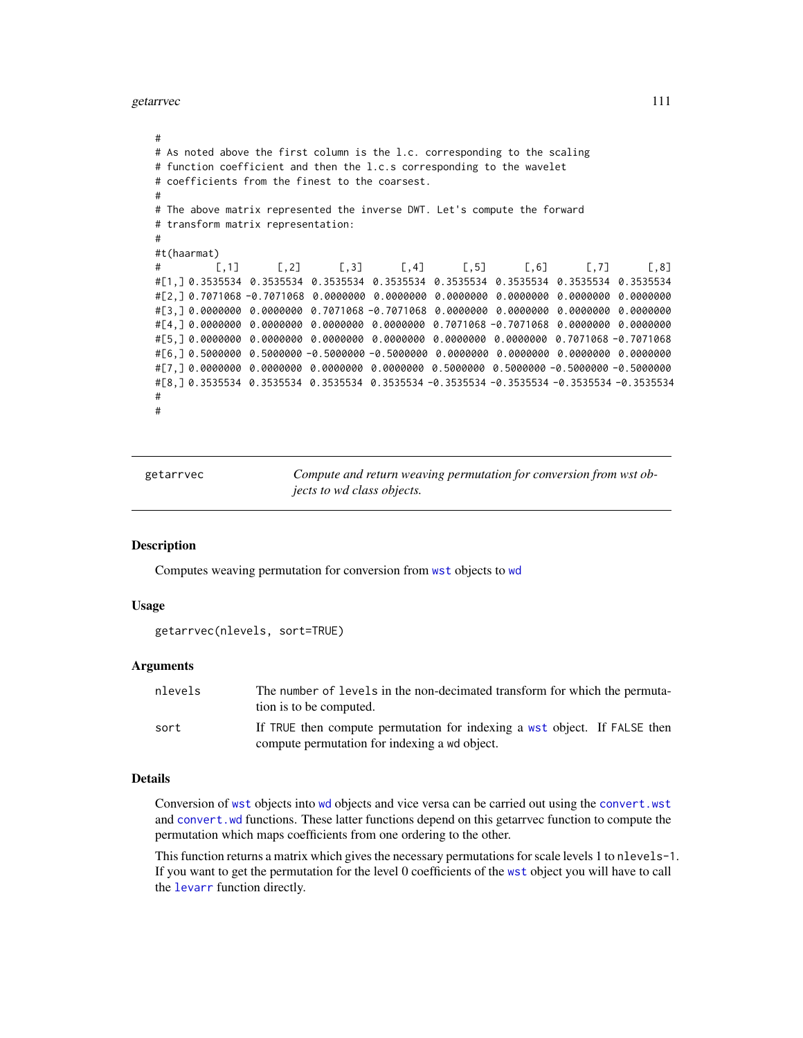```
#
# As noted above the first column is the l.c. corresponding to the scaling
# function coefficient and then the l.c.s corresponding to the wavelet
# coefficients from the finest to the coarsest.
#
# The above matrix represented the inverse DWT. Let's compute the forward
# transform matrix representation:
#
#t(haarmat)
#         [,1]       [,2]       [,3]       [,4]       [,5]       [,6]       [,7]       [,8]
#[1,] 0.3535534  0.3535534  0.3535534  0.3535534  0.3535534  0.3535534  0.3535534  0.3535534
#[2,] 0.7071068 -0.7071068  0.0000000  0.0000000  0.0000000  0.0000000  0.0000000  0.0000000
#[3,] 0.0000000  0.0000000  0.7071068 -0.7071068  0.0000000  0.0000000  0.0000000  0.0000000
#[4,] 0.0000000  0.0000000  0.0000000  0.0000000  0.7071068 -0.7071068  0.0000000  0.0000000
#[5,] 0.0000000  0.0000000  0.0000000  0.0000000  0.0000000  0.0000000  0.7071068 -0.7071068
#[6,] 0.5000000  0.5000000 -0.5000000 -0.5000000  0.0000000  0.0000000  0.0000000  0.0000000
#[7,] 0.0000000  0.0000000  0.0000000  0.0000000  0.5000000  0.5000000 -0.5000000 -0.5000000
#[8,] 0.3535534  0.3535534  0.3535534  0.3535534 -0.3535534 -0.3535534 -0.3535534 -0.3535534
#
#
```

---

## getarrvec — *Compute and return weaving permutation for conversion from wst objects to wd class objects.*

### Description

Computes weaving permutation for conversion from wst objects to wd

### Usage

```
getarrvec(nlevels, sort=TRUE)
```

### Arguments

| | |
|---|---|
| nlevels | The number of levels in the non-decimated transform for which the permutation is to be computed. |
| sort | If TRUE then compute permutation for indexing a wst object. If FALSE then compute permutation for indexing a wd object. |

### Details

Conversion of wst objects into wd objects and vice versa can be carried out using the convert.wst and convert.wd functions. These latter functions depend on this getarrvec function to compute the permutation which maps coefficients from one ordering to the other.

This function returns a matrix which gives the necessary permutations for scale levels 1 to nlevels-1. If you want to get the permutation for the level 0 coefficients of the wst object you will have to call the levarr function directly.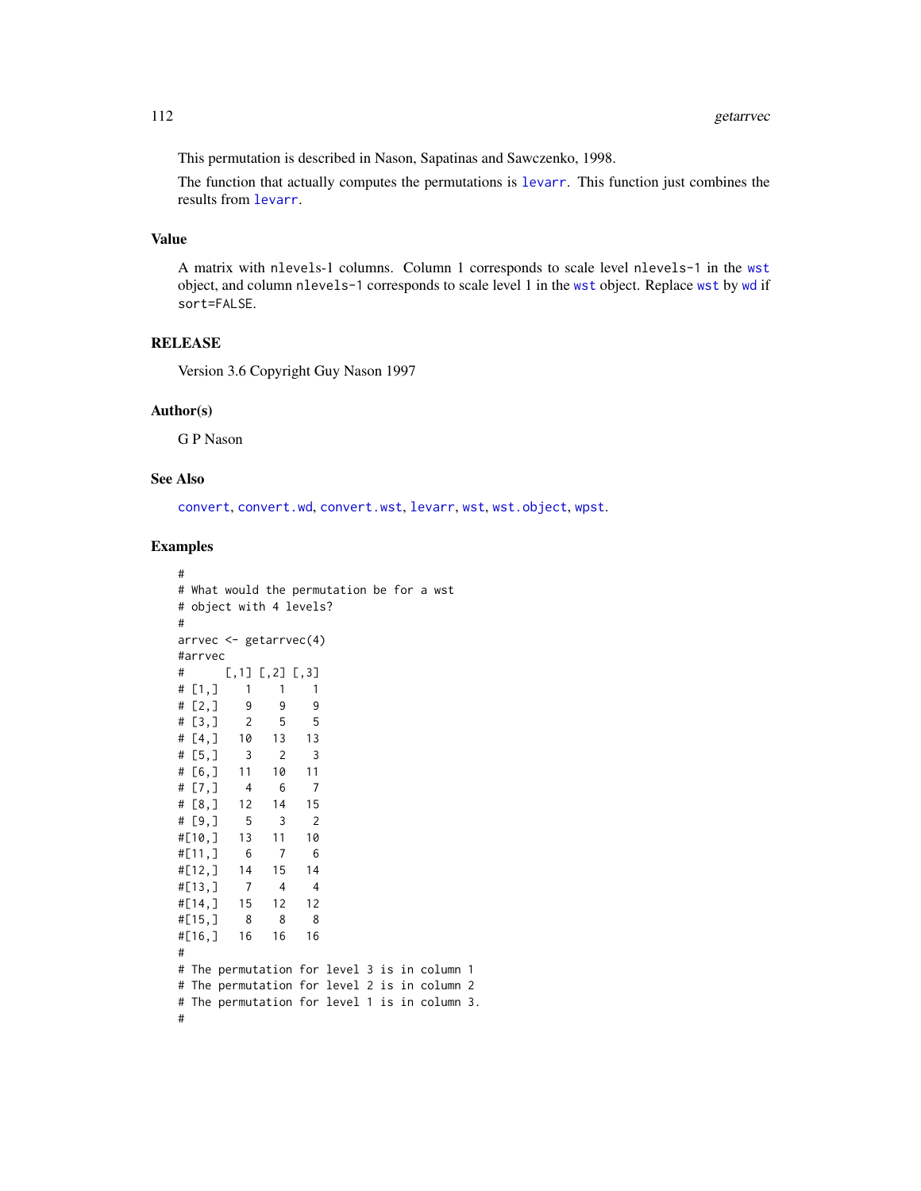This permutation is described in Nason, Sapatinas and Sawczenko, 1998.

The function that actually computes the permutations is `levarr`. This function just combines the results from `levarr`.

## Value

A matrix with nlevels-1 columns. Column 1 corresponds to scale level nlevels-1 in the `wst` object, and column nlevels-1 corresponds to scale level 1 in the `wst` object. Replace `wst` by `wd` if sort=FALSE.

## RELEASE

Version 3.6 Copyright Guy Nason 1997

## Author(s)

G P Nason

## See Also

`convert`, `convert.wd`, `convert.wst`, `levarr`, `wst`, `wst.object`, `wpst`.

## Examples

```
#
# What would the permutation be for a wst
# object with 4 levels?
#
arrvec <- getarrvec(4)
#arrvec
#      [,1] [,2] [,3]
# [1,]    1    1    1
# [2,]    9    9    9
# [3,]    2    5    5
# [4,]   10   13   13
# [5,]    3    2    3
# [6,]   11   10   11
# [7,]    4    6    7
# [8,]   12   14   15
# [9,]    5    3    2
#[10,]   13   11   10
#[11,]    6    7    6
#[12,]   14   15   14
#[13,]    7    4    4
#[14,]   15   12   12
#[15,]    8    8    8
#[16,]   16   16   16
#
# The permutation for level 3 is in column 1
# The permutation for level 2 is in column 2
# The permutation for level 1 is in column 3.
#
```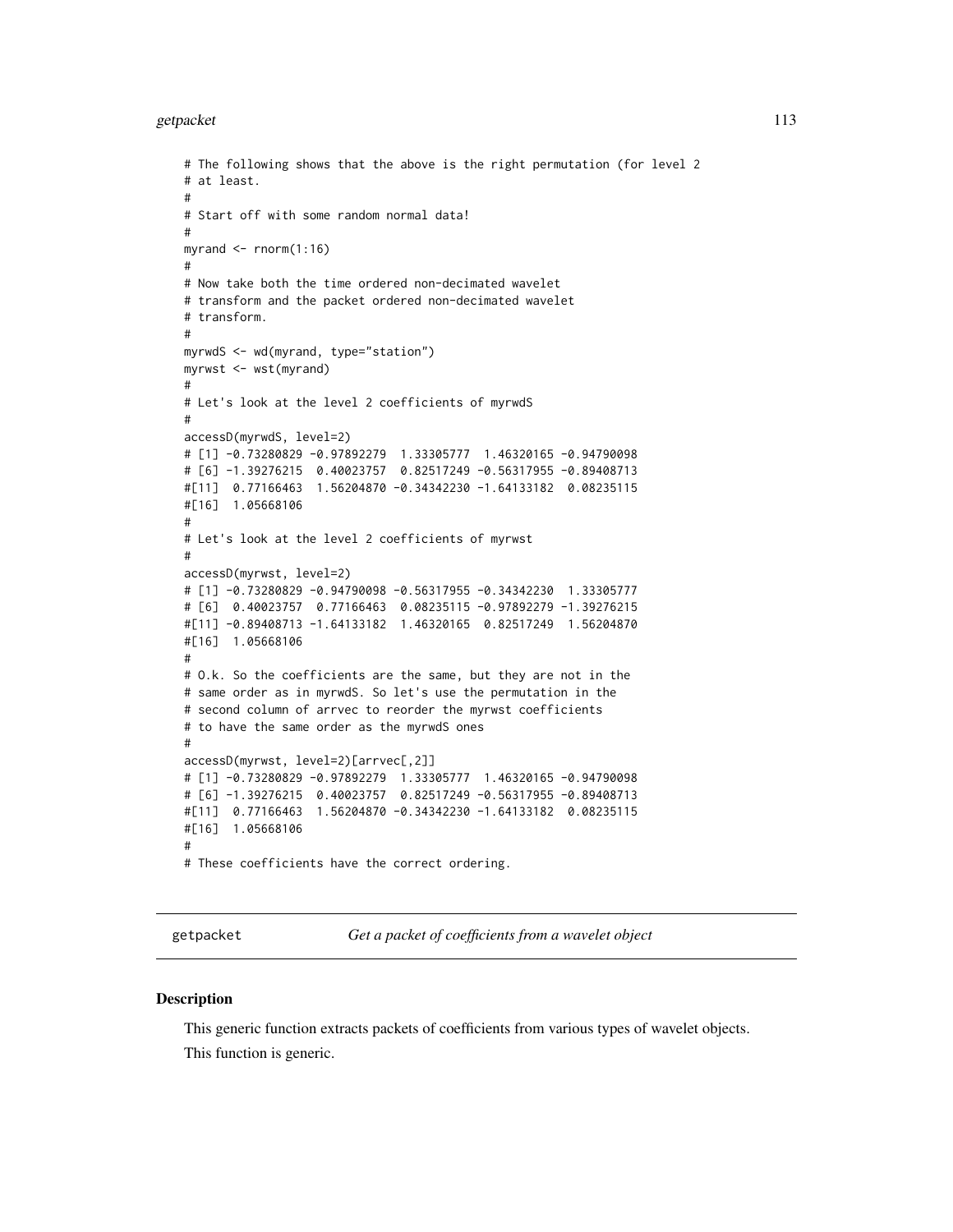```
# The following shows that the above is the right permutation (for level 2
# at least.
#
# Start off with some random normal data!
#
myrand <- rnorm(1:16)
#
# Now take both the time ordered non-decimated wavelet
# transform and the packet ordered non-decimated wavelet
# transform.
#
myrwdS <- wd(myrand, type="station")
myrwst <- wst(myrand)
#
# Let's look at the level 2 coefficients of myrwdS
#
accessD(myrwdS, level=2)
# [1] -0.73280829 -0.97892279  1.33305777  1.46320165 -0.94790098
# [6] -1.39276215  0.40023757  0.82517249 -0.56317955 -0.89408713
#[11]  0.77166463  1.56204870 -0.34342230 -1.64133182  0.08235115
#[16]  1.05668106
#
# Let's look at the level 2 coefficients of myrwst
#
accessD(myrwst, level=2)
# [1] -0.73280829 -0.94790098 -0.56317955 -0.34342230  1.33305777
# [6]  0.40023757  0.77166463  0.08235115 -0.97892279 -1.39276215
#[11] -0.89408713 -1.64133182  1.46320165  0.82517249  1.56204870
#[16]  1.05668106
#
# O.k. So the coefficients are the same, but they are not in the
# same order as in myrwdS. So let's use the permutation in the
# second column of arrvec to reorder the myrwst coefficients
# to have the same order as the myrwdS ones
#
accessD(myrwst, level=2)[arrvec[,2]]
# [1] -0.73280829 -0.97892279  1.33305777  1.46320165 -0.94790098
# [6] -1.39276215  0.40023757  0.82517249 -0.56317955 -0.89408713
#[11]  0.77166463  1.56204870 -0.34342230 -1.64133182  0.08235115
#[16]  1.05668106
#
# These coefficients have the correct ordering.
```

---

getpacket *Get a packet of coefficients from a wavelet object*

---

## Description

This generic function extracts packets of coefficients from various types of wavelet objects.

This function is generic.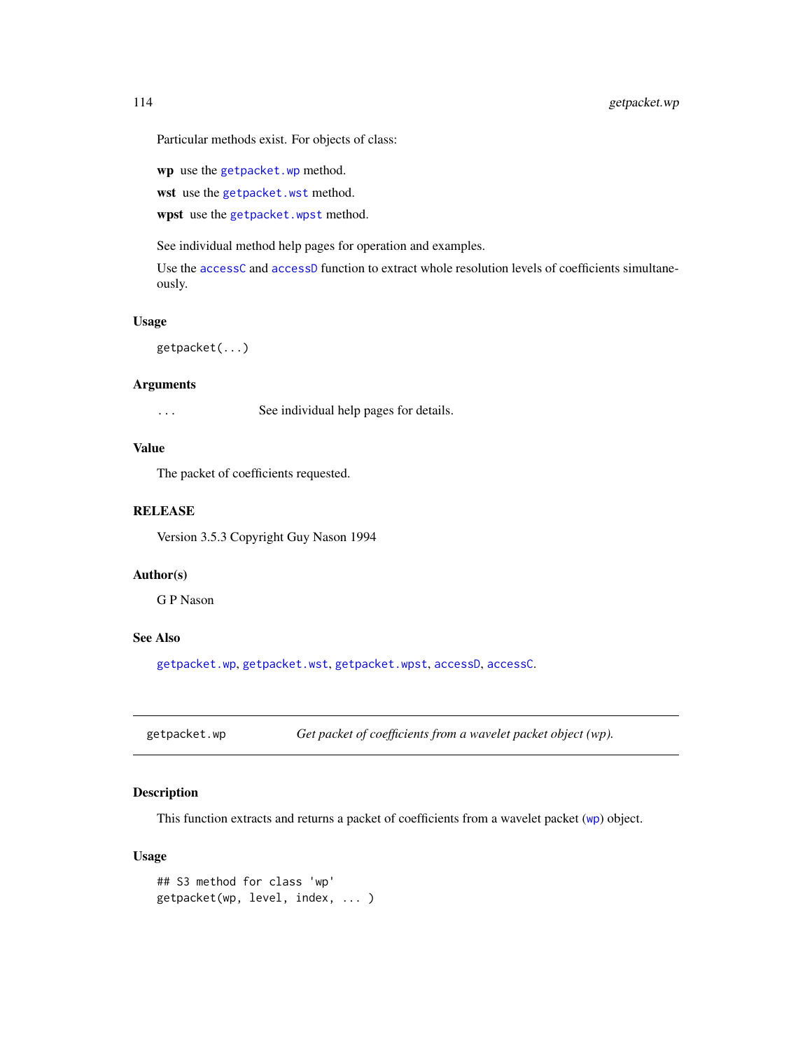Particular methods exist. For objects of class:

**wp** use the `getpacket.wp` method.

**wst** use the `getpacket.wst` method.

**wpst** use the `getpacket.wpst` method.

See individual method help pages for operation and examples.

Use the `accessC` and `accessD` function to extract whole resolution levels of coefficients simultaneously.

### Usage

```
getpacket(...)
```

### Arguments

`...` See individual help pages for details.

### Value

The packet of coefficients requested.

### RELEASE

Version 3.5.3 Copyright Guy Nason 1994

### Author(s)

G P Nason

### See Also

`getpacket.wp`, `getpacket.wst`, `getpacket.wpst`, `accessD`, `accessC`.

---

## getpacket.wp *Get packet of coefficients from a wavelet packet object (wp).*

---

### Description

This function extracts and returns a packet of coefficients from a wavelet packet (`wp`) object.

### Usage

```
## S3 method for class 'wp'
getpacket(wp, level, index, ... )
```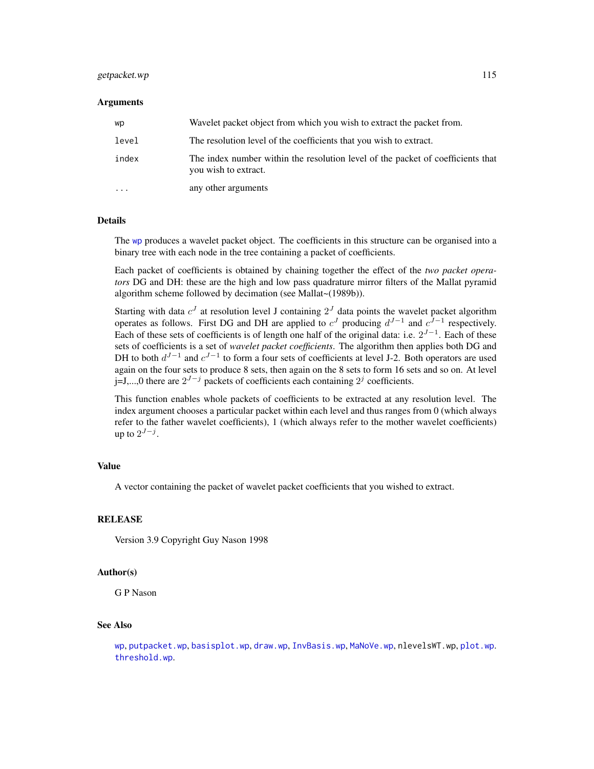### Arguments

| | |
|---|---|
| `wp` | Wavelet packet object from which you wish to extract the packet from. |
| `level` | The resolution level of the coefficients that you wish to extract. |
| `index` | The index number within the resolution level of the packet of coefficients that you wish to extract. |
| `...` | any other arguments |

### Details

The `wp` produces a wavelet packet object. The coefficients in this structure can be organised into a binary tree with each node in the tree containing a packet of coefficients.

Each packet of coefficients is obtained by chaining together the effect of the *two packet operators* DG and DH: these are the high and low pass quadrature mirror filters of the Mallat pyramid algorithm scheme followed by decimation (see Mallat~(1989b)).

Starting with data $c^J$ at resolution level J containing $2^J$ data points the wavelet packet algorithm operates as follows. First DG and DH are applied to $c^J$ producing $d^{J-1}$ and $c^{J-1}$ respectively. Each of these sets of coefficients is of length one half of the original data: i.e. $2^{J-1}$. Each of these sets of coefficients is a set of *wavelet packet coefficients*. The algorithm then applies both DG and DH to both $d^{J-1}$ and $c^{J-1}$ to form a four sets of coefficients at level J-2. Both operators are used again on the four sets to produce 8 sets, then again on the 8 sets to form 16 sets and so on. At level j=J,...,0 there are $2^{J-j}$ packets of coefficients each containing $2^j$ coefficients.

This function enables whole packets of coefficients to be extracted at any resolution level. The index argument chooses a particular packet within each level and thus ranges from 0 (which always refer to the father wavelet coefficients), 1 (which always refer to the mother wavelet coefficients) up to $2^{J-j}$.

### Value

A vector containing the packet of wavelet packet coefficients that you wished to extract.

### RELEASE

Version 3.9 Copyright Guy Nason 1998

### Author(s)

G P Nason

### See Also

`wp`, `putpacket.wp`, `basisplot.wp`, `draw.wp`, `InvBasis.wp`, `MaNoVe.wp`, nlevelsWT.wp, `plot.wp`. `threshold.wp`.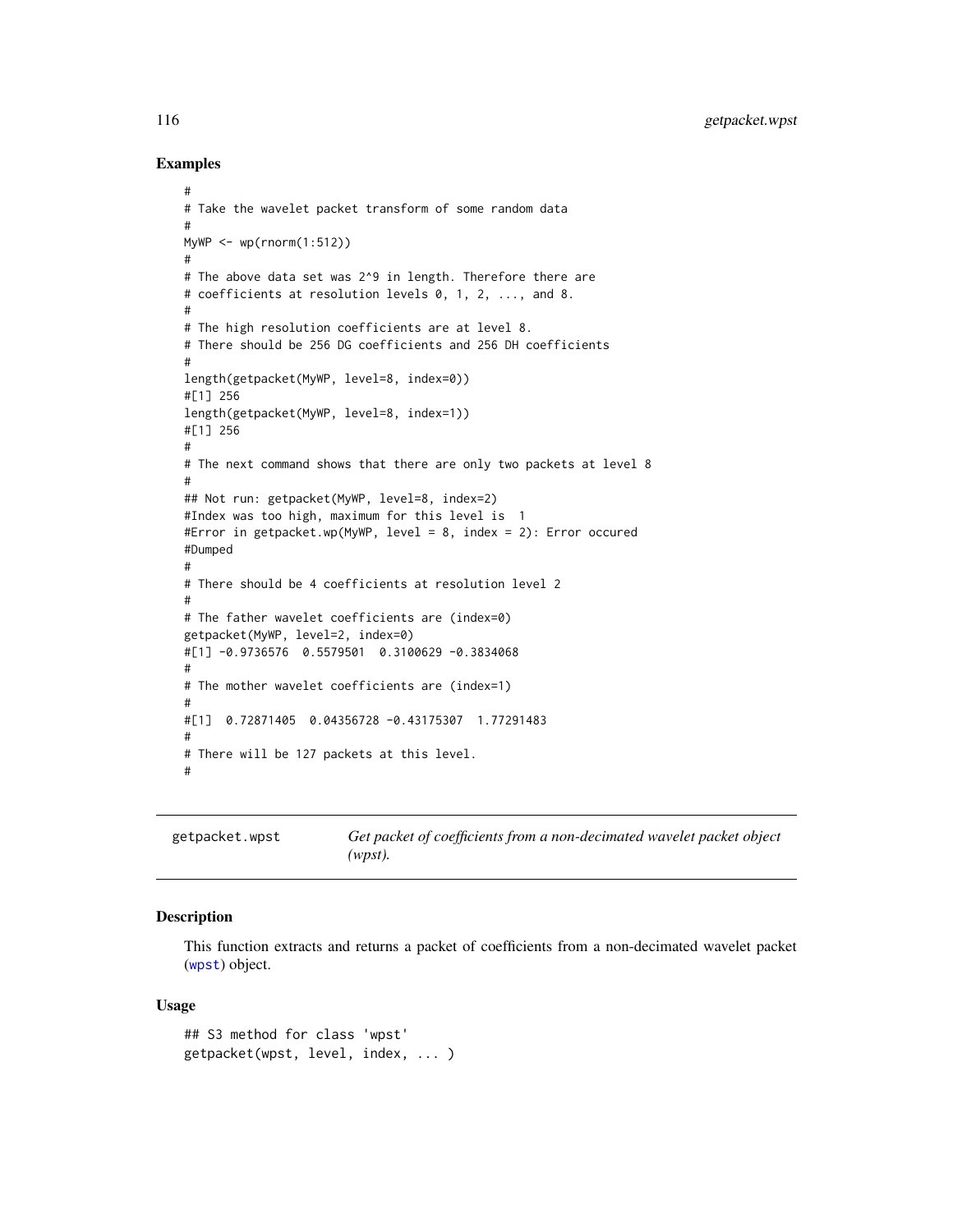## Examples

```
#
# Take the wavelet packet transform of some random data
#
MyWP <- wp(rnorm(1:512))
#
# The above data set was 2^9 in length. Therefore there are
# coefficients at resolution levels 0, 1, 2, ..., and 8.
#
# The high resolution coefficients are at level 8.
# There should be 256 DG coefficients and 256 DH coefficients
#
length(getpacket(MyWP, level=8, index=0))
#[1] 256
length(getpacket(MyWP, level=8, index=1))
#[1] 256
#
# The next command shows that there are only two packets at level 8
#
## Not run: getpacket(MyWP, level=8, index=2)
#Index was too high, maximum for this level is  1
#Error in getpacket.wp(MyWP, level = 8, index = 2): Error occured
#Dumped
#
# There should be 4 coefficients at resolution level 2
#
# The father wavelet coefficients are (index=0)
getpacket(MyWP, level=2, index=0)
#[1] -0.9736576  0.5579501  0.3100629 -0.3834068
#
# The mother wavelet coefficients are (index=1)
#
#[1]  0.72871405  0.04356728 -0.43175307  1.77291483
#
# There will be 127 packets at this level.
#
```

---

**getpacket.wpst** — *Get packet of coefficients from a non-decimated wavelet packet object (wpst).*

---

## Description

This function extracts and returns a packet of coefficients from a non-decimated wavelet packet (wpst) object.

## Usage

```
## S3 method for class 'wpst'
getpacket(wpst, level, index, ... )
```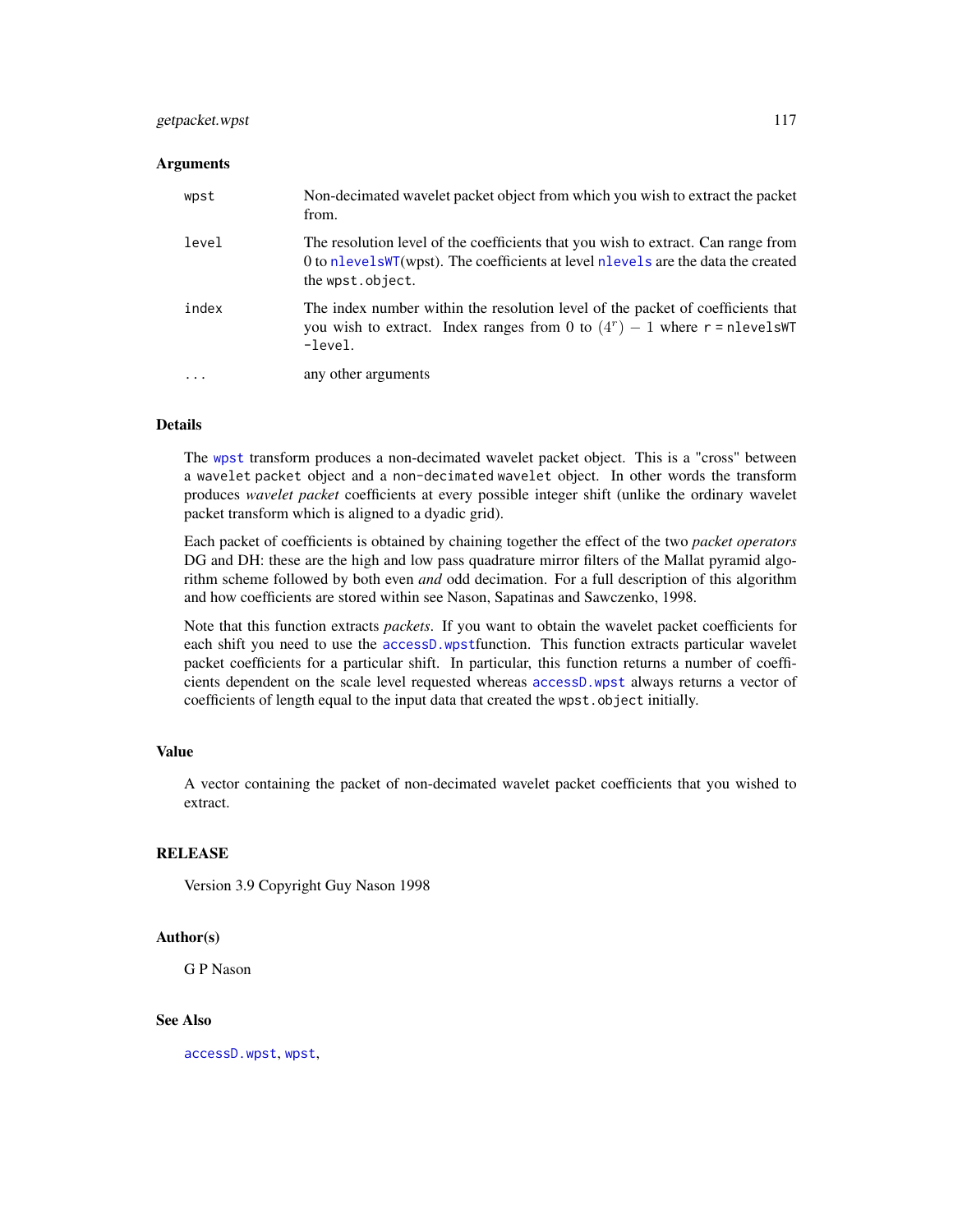## Arguments

| | |
|---|---|
| wpst | Non-decimated wavelet packet object from which you wish to extract the packet from. |
| level | The resolution level of the coefficients that you wish to extract. Can range from 0 to nlevelsWT(wpst). The coefficients at level nlevels are the data the created the wpst.object. |
| index | The index number within the resolution level of the packet of coefficients that you wish to extract. Index ranges from 0 to $(4^r) - 1$ where r = nlevelsWT -level. |
| ... | any other arguments |

## Details

The wpst transform produces a non-decimated wavelet packet object. This is a "cross" between a wavelet packet object and a non-decimated wavelet object. In other words the transform produces *wavelet packet* coefficients at every possible integer shift (unlike the ordinary wavelet packet transform which is aligned to a dyadic grid).

Each packet of coefficients is obtained by chaining together the effect of the two *packet operators* DG and DH: these are the high and low pass quadrature mirror filters of the Mallat pyramid algorithm scheme followed by both even *and* odd decimation. For a full description of this algorithm and how coefficients are stored within see Nason, Sapatinas and Sawczenko, 1998.

Note that this function extracts *packets*. If you want to obtain the wavelet packet coefficients for each shift you need to use the accessD.wpstfunction. This function extracts particular wavelet packet coefficients for a particular shift. In particular, this function returns a number of coefficients dependent on the scale level requested whereas accessD.wpst always returns a vector of coefficients of length equal to the input data that created the wpst.object initially.

## Value

A vector containing the packet of non-decimated wavelet packet coefficients that you wished to extract.

## RELEASE

Version 3.9 Copyright Guy Nason 1998

## Author(s)

G P Nason

## See Also

accessD.wpst, wpst,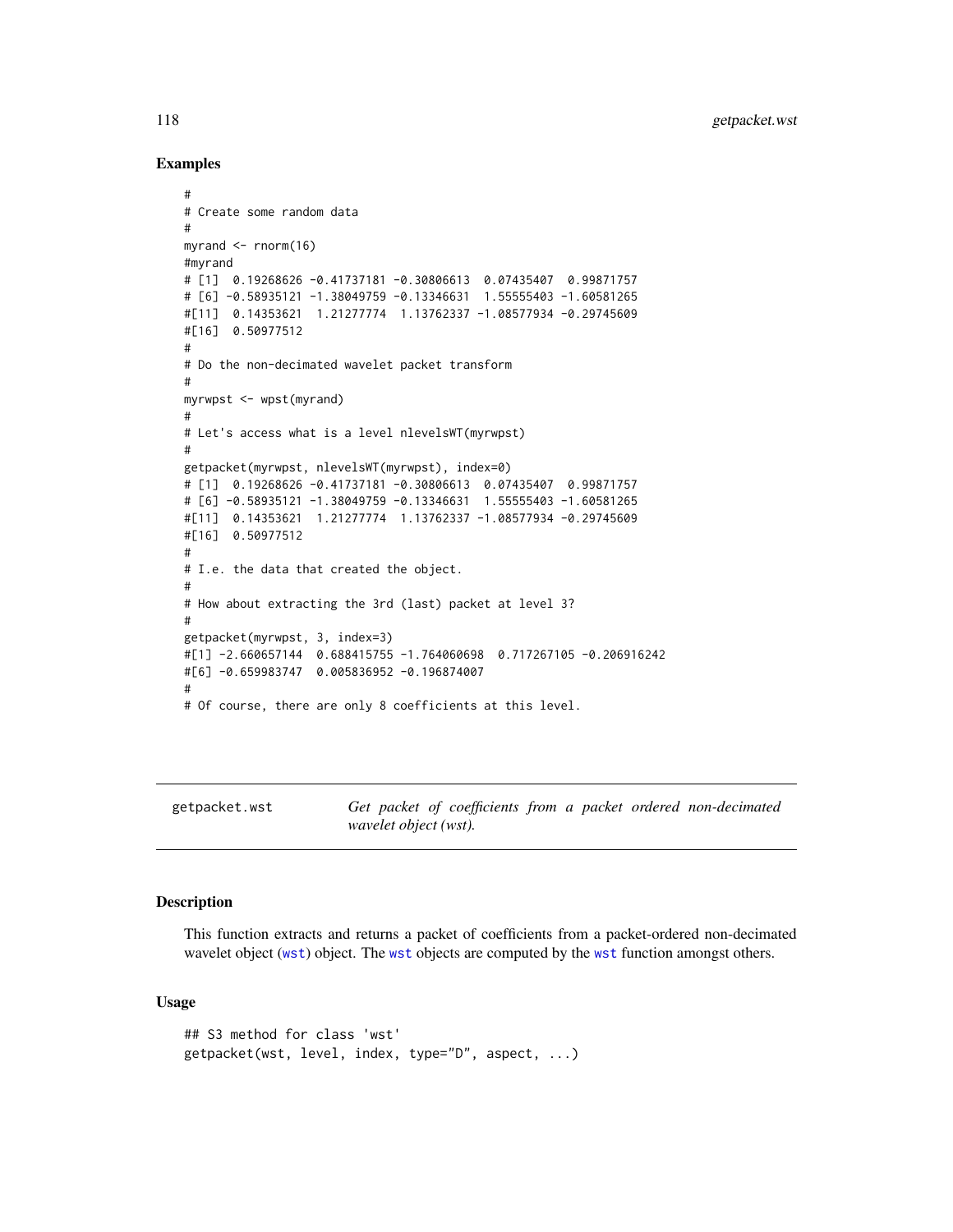## Examples

```
#
# Create some random data
#
myrand <- rnorm(16)
#myrand
# [1]  0.19268626 -0.41737181 -0.30806613  0.07435407  0.99871757
# [6] -0.58935121 -1.38049759 -0.13346631  1.55555403 -1.60581265
#[11]  0.14353621  1.21277774  1.13762337 -1.08577934 -0.29745609
#[16]  0.50977512
#
# Do the non-decimated wavelet packet transform
#
myrwpst <- wpst(myrand)
#
# Let's access what is a level nlevelsWT(myrwpst)
#
getpacket(myrwpst, nlevelsWT(myrwpst), index=0)
# [1]  0.19268626 -0.41737181 -0.30806613  0.07435407  0.99871757
# [6] -0.58935121 -1.38049759 -0.13346631  1.55555403 -1.60581265
#[11]  0.14353621  1.21277774  1.13762337 -1.08577934 -0.29745609
#[16]  0.50977512
#
# I.e. the data that created the object.
#
# How about extracting the 3rd (last) packet at level 3?
#
getpacket(myrwpst, 3, index=3)
#[1] -2.660657144  0.688415755 -1.764060698  0.717267105 -0.206916242
#[6] -0.659983747  0.005836952 -0.196874007
#
# Of course, there are only 8 coefficients at this level.
```

---

# getpacket.wst — *Get packet of coefficients from a packet ordered non-decimated wavelet object (wst).*

---

## Description

This function extracts and returns a packet of coefficients from a packet-ordered non-decimated wavelet object (wst) object. The wst objects are computed by the wst function amongst others.

## Usage

```
## S3 method for class 'wst'
getpacket(wst, level, index, type="D", aspect, ...)
```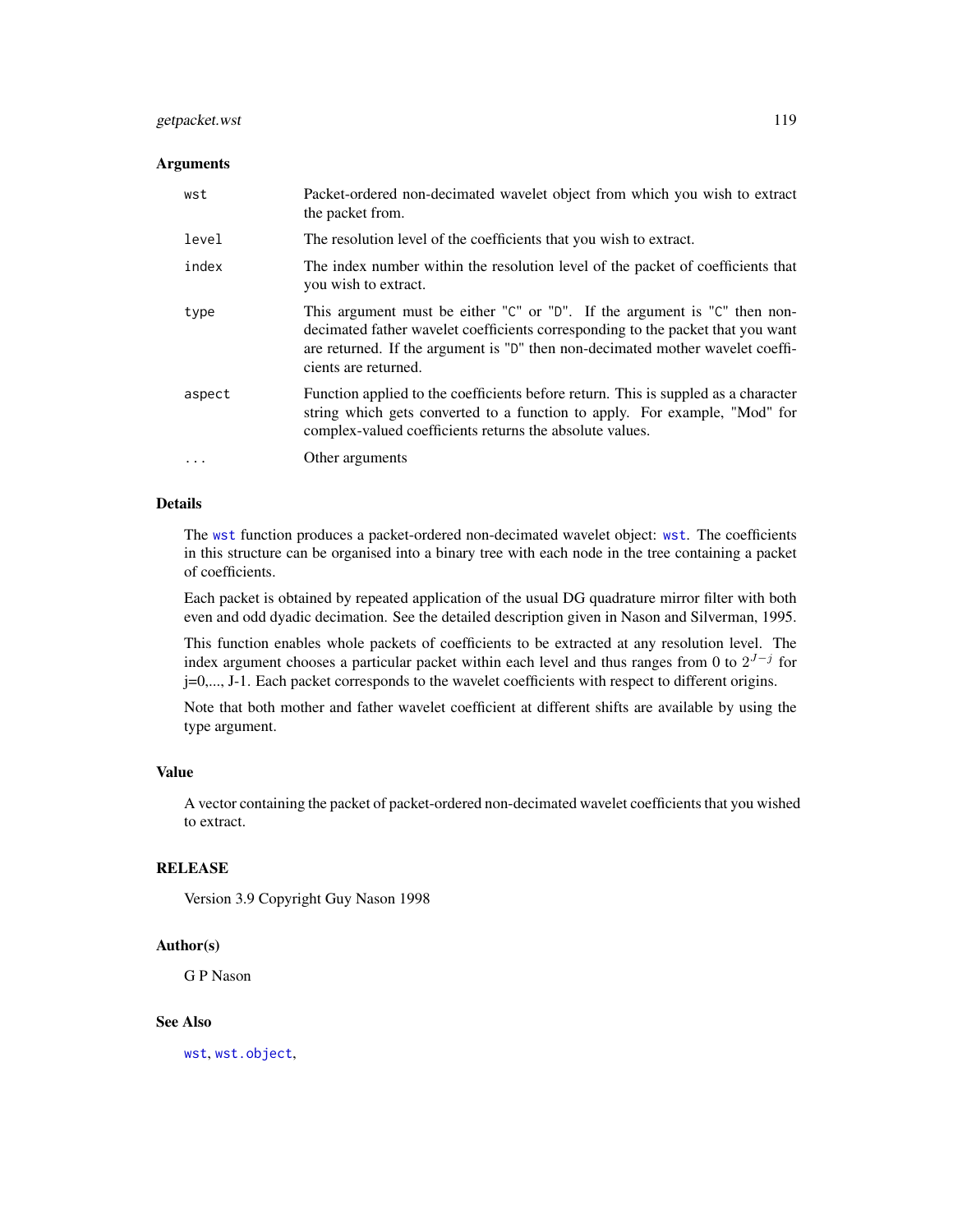## Arguments

| | |
|---|---|
| `wst` | Packet-ordered non-decimated wavelet object from which you wish to extract the packet from. |
| `level` | The resolution level of the coefficients that you wish to extract. |
| `index` | The index number within the resolution level of the packet of coefficients that you wish to extract. |
| `type` | This argument must be either "C" or "D". If the argument is "C" then non-decimated father wavelet coefficients corresponding to the packet that you want are returned. If the argument is "D" then non-decimated mother wavelet coefficients are returned. |
| `aspect` | Function applied to the coefficients before return. This is suppled as a character string which gets converted to a function to apply. For example, "Mod" for complex-valued coefficients returns the absolute values. |
| `...` | Other arguments |

## Details

The `wst` function produces a packet-ordered non-decimated wavelet object: `wst`. The coefficients in this structure can be organised into a binary tree with each node in the tree containing a packet of coefficients.

Each packet is obtained by repeated application of the usual DG quadrature mirror filter with both even and odd dyadic decimation. See the detailed description given in Nason and Silverman, 1995.

This function enables whole packets of coefficients to be extracted at any resolution level. The index argument chooses a particular packet within each level and thus ranges from 0 to $2^{J-j}$ for j=0,..., J-1. Each packet corresponds to the wavelet coefficients with respect to different origins.

Note that both mother and father wavelet coefficient at different shifts are available by using the type argument.

## Value

A vector containing the packet of packet-ordered non-decimated wavelet coefficients that you wished to extract.

## RELEASE

Version 3.9 Copyright Guy Nason 1998

## Author(s)

G P Nason

## See Also

`wst`, `wst.object`,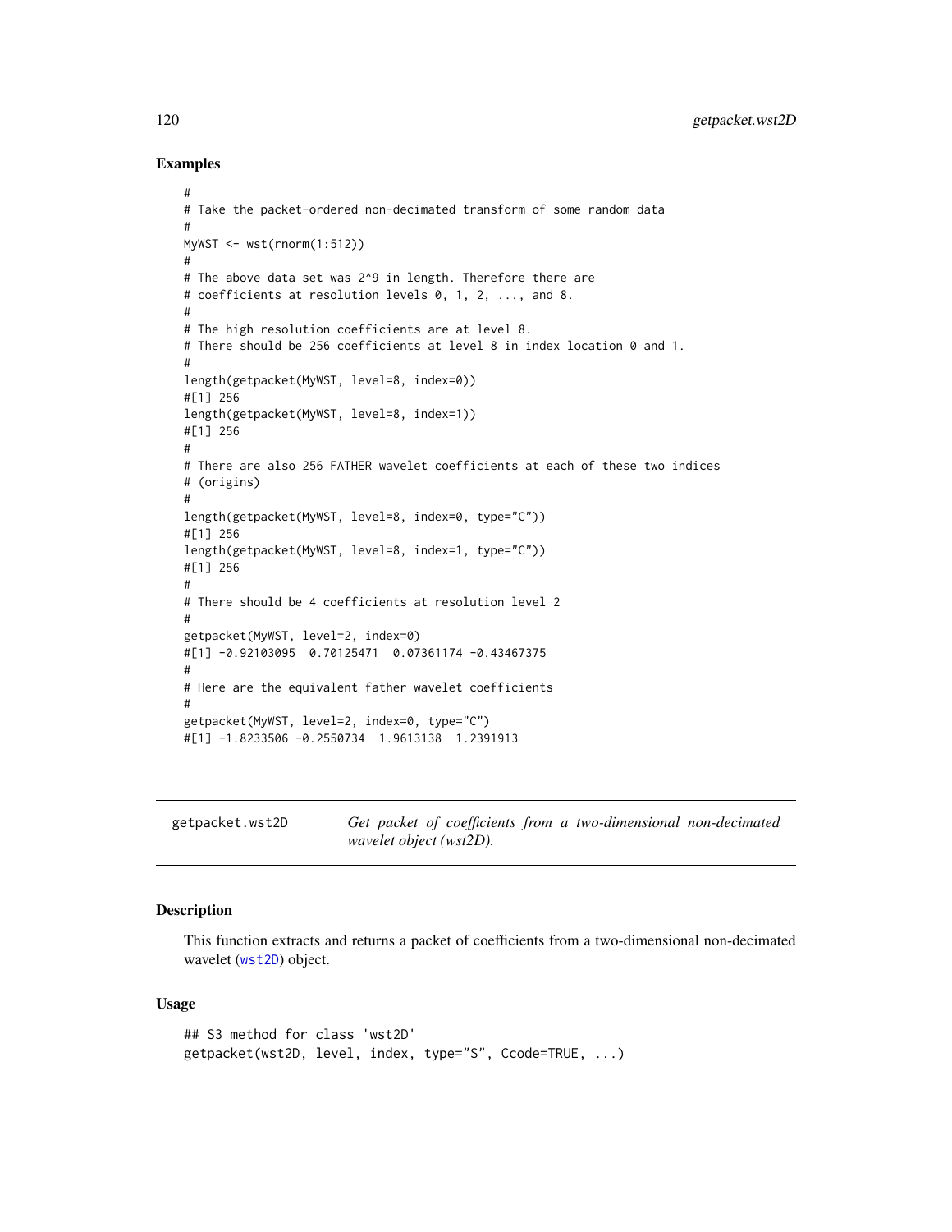### Examples

```
#
# Take the packet-ordered non-decimated transform of some random data
#
MyWST <- wst(rnorm(1:512))
#
# The above data set was 2^9 in length. Therefore there are
# coefficients at resolution levels 0, 1, 2, ..., and 8.
#
# The high resolution coefficients are at level 8.
# There should be 256 coefficients at level 8 in index location 0 and 1.
#
length(getpacket(MyWST, level=8, index=0))
#[1] 256
length(getpacket(MyWST, level=8, index=1))
#[1] 256
#
# There are also 256 FATHER wavelet coefficients at each of these two indices
# (origins)
#
length(getpacket(MyWST, level=8, index=0, type="C"))
#[1] 256
length(getpacket(MyWST, level=8, index=1, type="C"))
#[1] 256
#
# There should be 4 coefficients at resolution level 2
#
getpacket(MyWST, level=2, index=0)
#[1] -0.92103095  0.70125471  0.07361174 -0.43467375
#
# Here are the equivalent father wavelet coefficients
#
getpacket(MyWST, level=2, index=0, type="C")
#[1] -1.8233506 -0.2550734  1.9613138  1.2391913
```

---

## getpacket.wst2D — *Get packet of coefficients from a two-dimensional non-decimated wavelet object (wst2D).*

---

### Description

This function extracts and returns a packet of coefficients from a two-dimensional non-decimated wavelet (wst2D) object.

### Usage

```
## S3 method for class 'wst2D'
getpacket(wst2D, level, index, type="S", Ccode=TRUE, ...)
```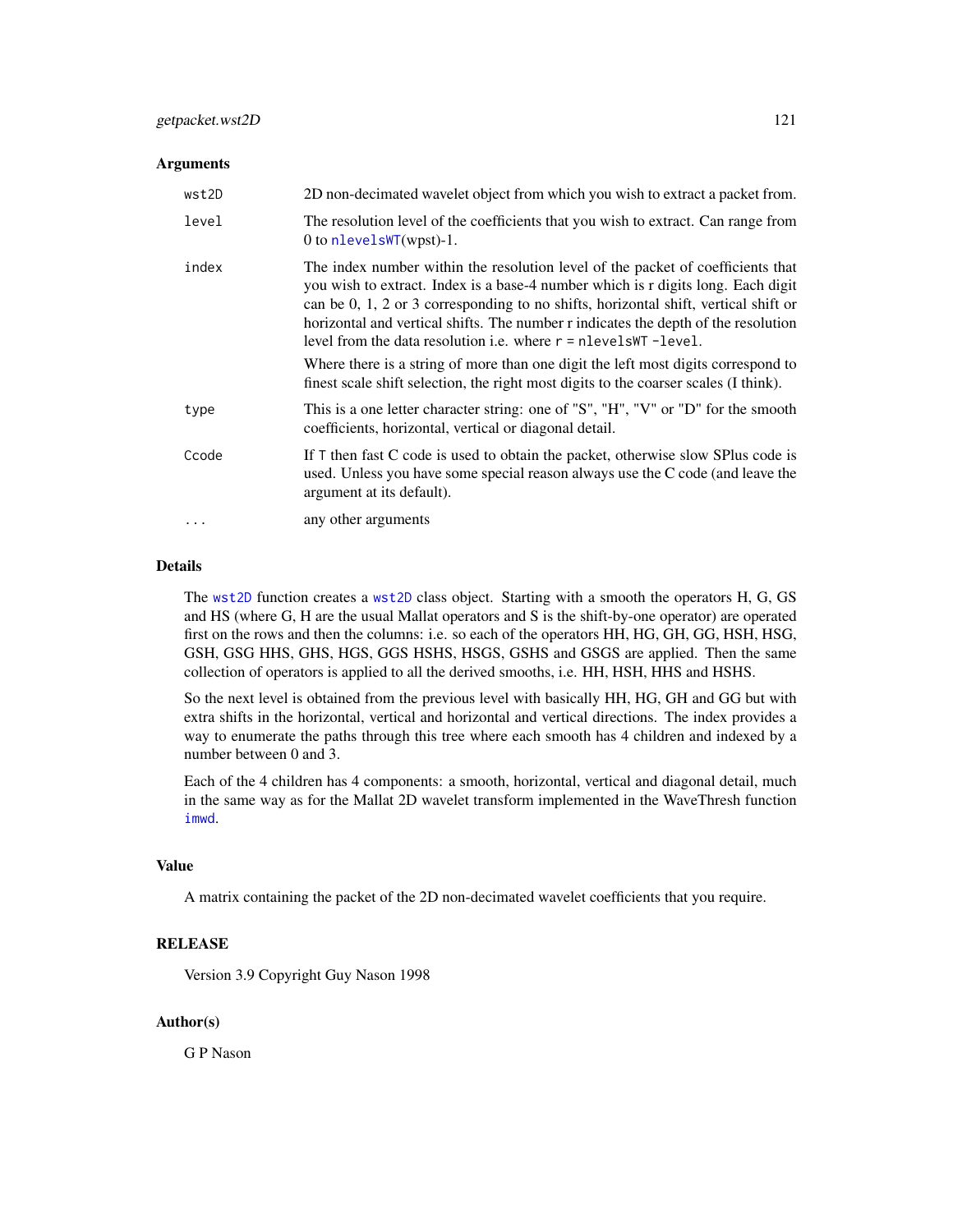### Arguments

| | |
|---|---|
| `wst2D` | 2D non-decimated wavelet object from which you wish to extract a packet from. |
| `level` | The resolution level of the coefficients that you wish to extract. Can range from 0 to `nlevelsWT`(wpst)-1. |
| `index` | The index number within the resolution level of the packet of coefficients that you wish to extract. Index is a base-4 number which is r digits long. Each digit can be 0, 1, 2 or 3 corresponding to no shifts, horizontal shift, vertical shift or horizontal and vertical shifts. The number r indicates the depth of the resolution level from the data resolution i.e. where r = `nlevelsWT -level`. Where there is a string of more than one digit the left most digits correspond to finest scale shift selection, the right most digits to the coarser scales (I think). |
| `type` | This is a one letter character string: one of "S", "H", "V" or "D" for the smooth coefficients, horizontal, vertical or diagonal detail. |
| `Ccode` | If `T` then fast C code is used to obtain the packet, otherwise slow SPlus code is used. Unless you have some special reason always use the C code (and leave the argument at its default). |
| `...` | any other arguments |

### Details

The `wst2D` function creates a `wst2D` class object. Starting with a smooth the operators H, G, GS and HS (where G, H are the usual Mallat operators and S is the shift-by-one operator) are operated first on the rows and then the columns: i.e. so each of the operators HH, HG, GH, GG, HSH, HSG, GSH, GSG HHS, GHS, HGS, GGS HSHS, HSGS, GSHS and GSGS are applied. Then the same collection of operators is applied to all the derived smooths, i.e. HH, HSH, HHS and HSHS.

So the next level is obtained from the previous level with basically HH, HG, GH and GG but with extra shifts in the horizontal, vertical and horizontal and vertical directions. The index provides a way to enumerate the paths through this tree where each smooth has 4 children and indexed by a number between 0 and 3.

Each of the 4 children has 4 components: a smooth, horizontal, vertical and diagonal detail, much in the same way as for the Mallat 2D wavelet transform implemented in the WaveThresh function `imwd`.

### Value

A matrix containing the packet of the 2D non-decimated wavelet coefficients that you require.

### RELEASE

Version 3.9 Copyright Guy Nason 1998

### Author(s)

G P Nason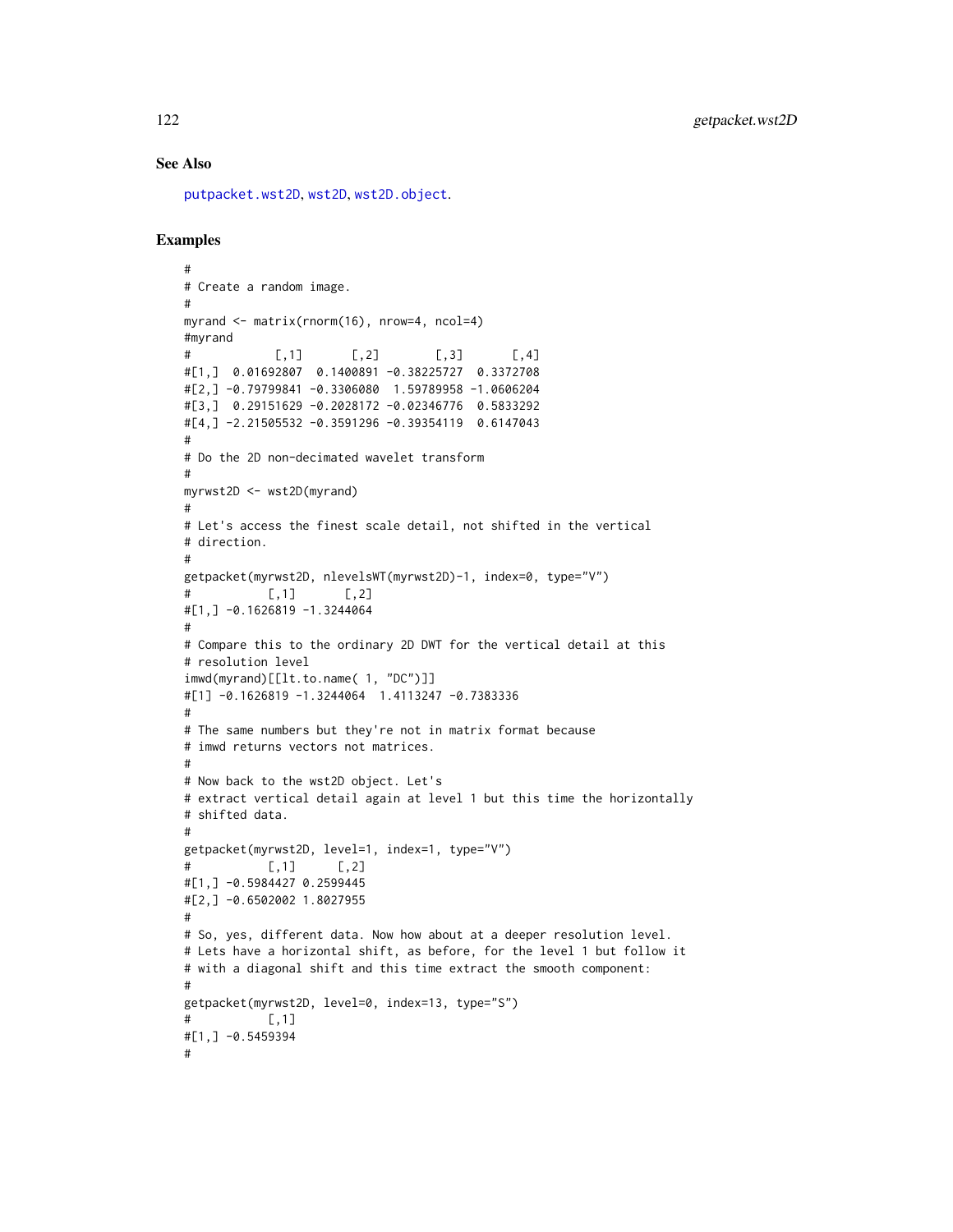## See Also

putpacket.wst2D, wst2D, wst2D.object.

## Examples

```
#
# Create a random image.
#
myrand <- matrix(rnorm(16), nrow=4, ncol=4)
#myrand
#            [,1]       [,2]        [,3]       [,4]
#[1,]  0.01692807  0.1400891 -0.38225727  0.3372708
#[2,] -0.79799841 -0.3306080  1.59789958 -1.0606204
#[3,]  0.29151629 -0.2028172 -0.02346776  0.5833292
#[4,] -2.21505532 -0.3591296 -0.39354119  0.6147043
#
# Do the 2D non-decimated wavelet transform
#
myrwst2D <- wst2D(myrand)
#
# Let's access the finest scale detail, not shifted in the vertical
# direction.
#
getpacket(myrwst2D, nlevelsWT(myrwst2D)-1, index=0, type="V")
#           [,1]       [,2]
#[1,] -0.1626819 -1.3244064
#
# Compare this to the ordinary 2D DWT for the vertical detail at this
# resolution level
imwd(myrand)[[lt.to.name( 1, "DC")]]
#[1] -0.1626819 -1.3244064  1.4113247 -0.7383336
#
# The same numbers but they're not in matrix format because
# imwd returns vectors not matrices.
#
# Now back to the wst2D object. Let's
# extract vertical detail again at level 1 but this time the horizontally
# shifted data.
#
getpacket(myrwst2D, level=1, index=1, type="V")
#           [,1]      [,2]
#[1,] -0.5984427 0.2599445
#[2,] -0.6502002 1.8027955
#
# So, yes, different data. Now how about at a deeper resolution level.
# Lets have a horizontal shift, as before, for the level 1 but follow it
# with a diagonal shift and this time extract the smooth component:
#
getpacket(myrwst2D, level=0, index=13, type="S")
#           [,1]
#[1,] -0.5459394
#
```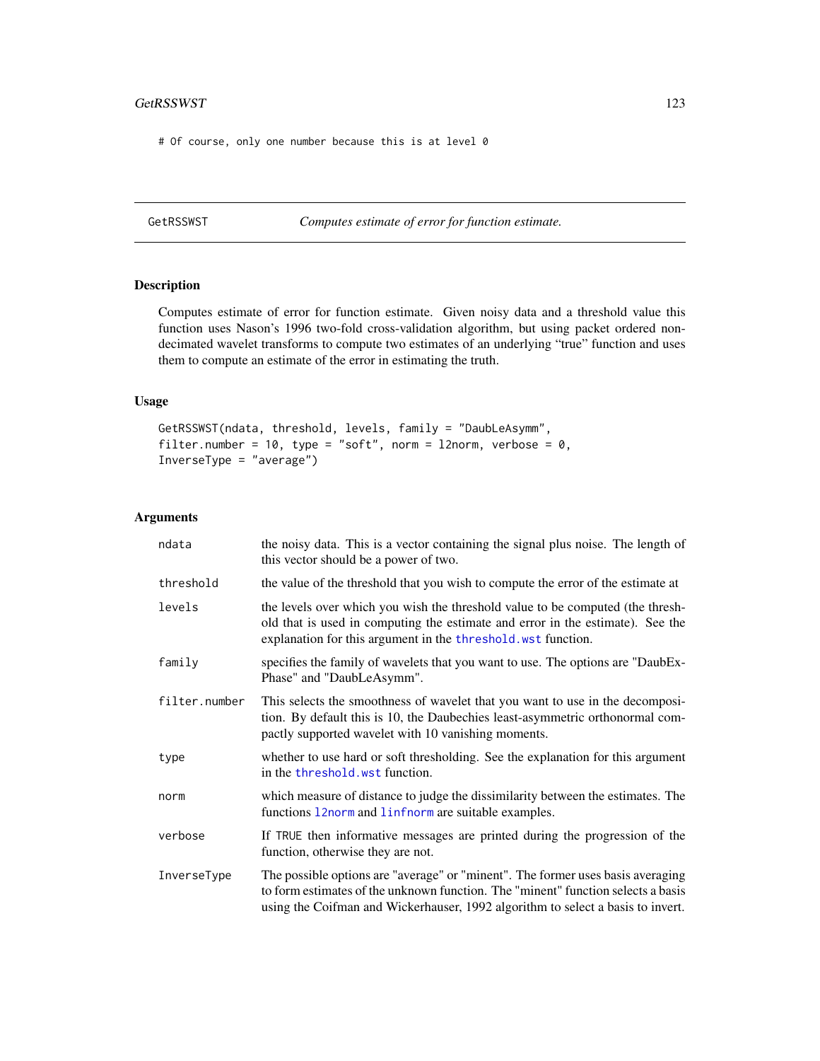```
# Of course, only one number because this is at level 0
```

## GetRSSWST — *Computes estimate of error for function estimate.*

### Description

Computes estimate of error for function estimate. Given noisy data and a threshold value this function uses Nason's 1996 two-fold cross-validation algorithm, but using packet ordered non-decimated wavelet transforms to compute two estimates of an underlying "true" function and uses them to compute an estimate of the error in estimating the truth.

### Usage

```
GetRSSWST(ndata, threshold, levels, family = "DaubLeAsymm",
filter.number = 10, type = "soft", norm = l2norm, verbose = 0,
InverseType = "average")
```

### Arguments

| | |
|---|---|
| ndata | the noisy data. This is a vector containing the signal plus noise. The length of this vector should be a power of two. |
| threshold | the value of the threshold that you wish to compute the error of the estimate at |
| levels | the levels over which you wish the threshold value to be computed (the threshold that is used in computing the estimate and error in the estimate). See the explanation for this argument in the threshold.wst function. |
| family | specifies the family of wavelets that you want to use. The options are "DaubExPhase" and "DaubLeAsymm". |
| filter.number | This selects the smoothness of wavelet that you want to use in the decomposition. By default this is 10, the Daubechies least-asymmetric orthonormal compactly supported wavelet with 10 vanishing moments. |
| type | whether to use hard or soft thresholding. See the explanation for this argument in the threshold.wst function. |
| norm | which measure of distance to judge the dissimilarity between the estimates. The functions l2norm and linfnorm are suitable examples. |
| verbose | If TRUE then informative messages are printed during the progression of the function, otherwise they are not. |
| InverseType | The possible options are "average" or "minent". The former uses basis averaging to form estimates of the unknown function. The "minent" function selects a basis using the Coifman and Wickerhauser, 1992 algorithm to select a basis to invert. |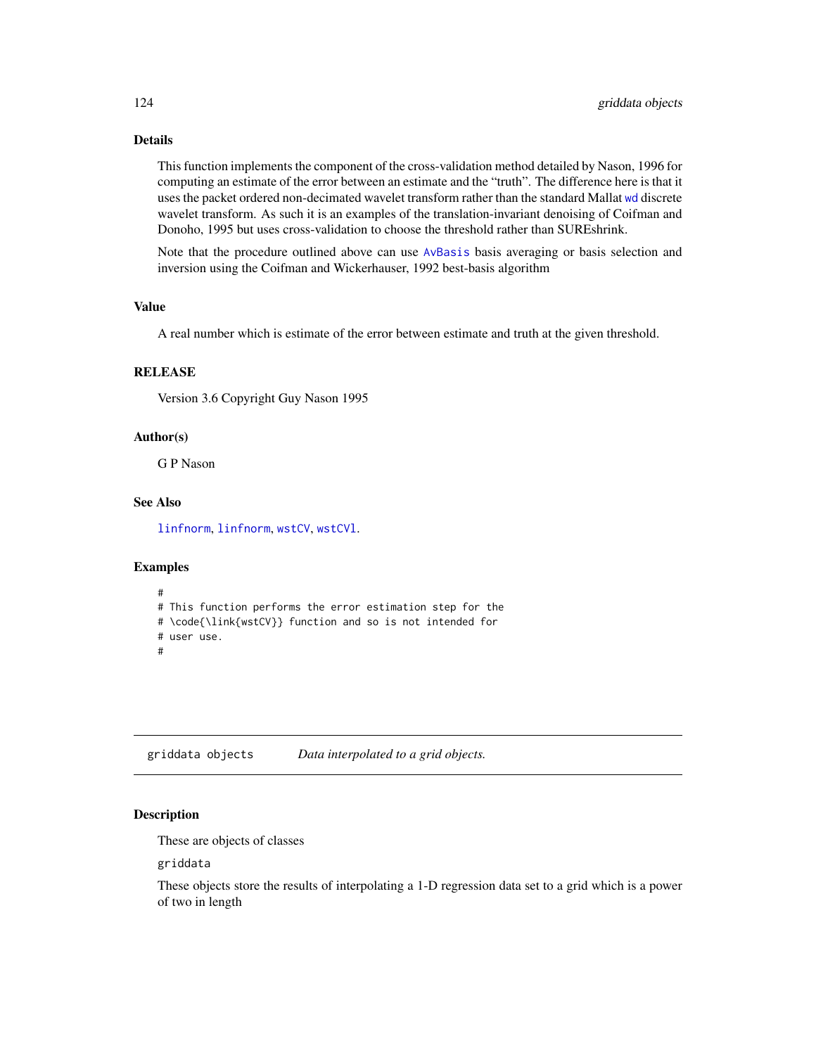## Details

This function implements the component of the cross-validation method detailed by Nason, 1996 for computing an estimate of the error between an estimate and the "truth". The difference here is that it uses the packet ordered non-decimated wavelet transform rather than the standard Mallat wd discrete wavelet transform. As such it is an examples of the translation-invariant denoising of Coifman and Donoho, 1995 but uses cross-validation to choose the threshold rather than SUREshrink.

Note that the procedure outlined above can use AvBasis basis averaging or basis selection and inversion using the Coifman and Wickerhauser, 1992 best-basis algorithm

## Value

A real number which is estimate of the error between estimate and truth at the given threshold.

## RELEASE

Version 3.6 Copyright Guy Nason 1995

## Author(s)

G P Nason

## See Also

linfnorm, linfnorm, wstCV, wstCVl.

## Examples

```
#
# This function performs the error estimation step for the
# \code{\link{wstCV}} function and so is not intended for
# user use.
#
```

---

# griddata objects    *Data interpolated to a grid objects.*

## Description

These are objects of classes

griddata

These objects store the results of interpolating a 1-D regression data set to a grid which is a power of two in length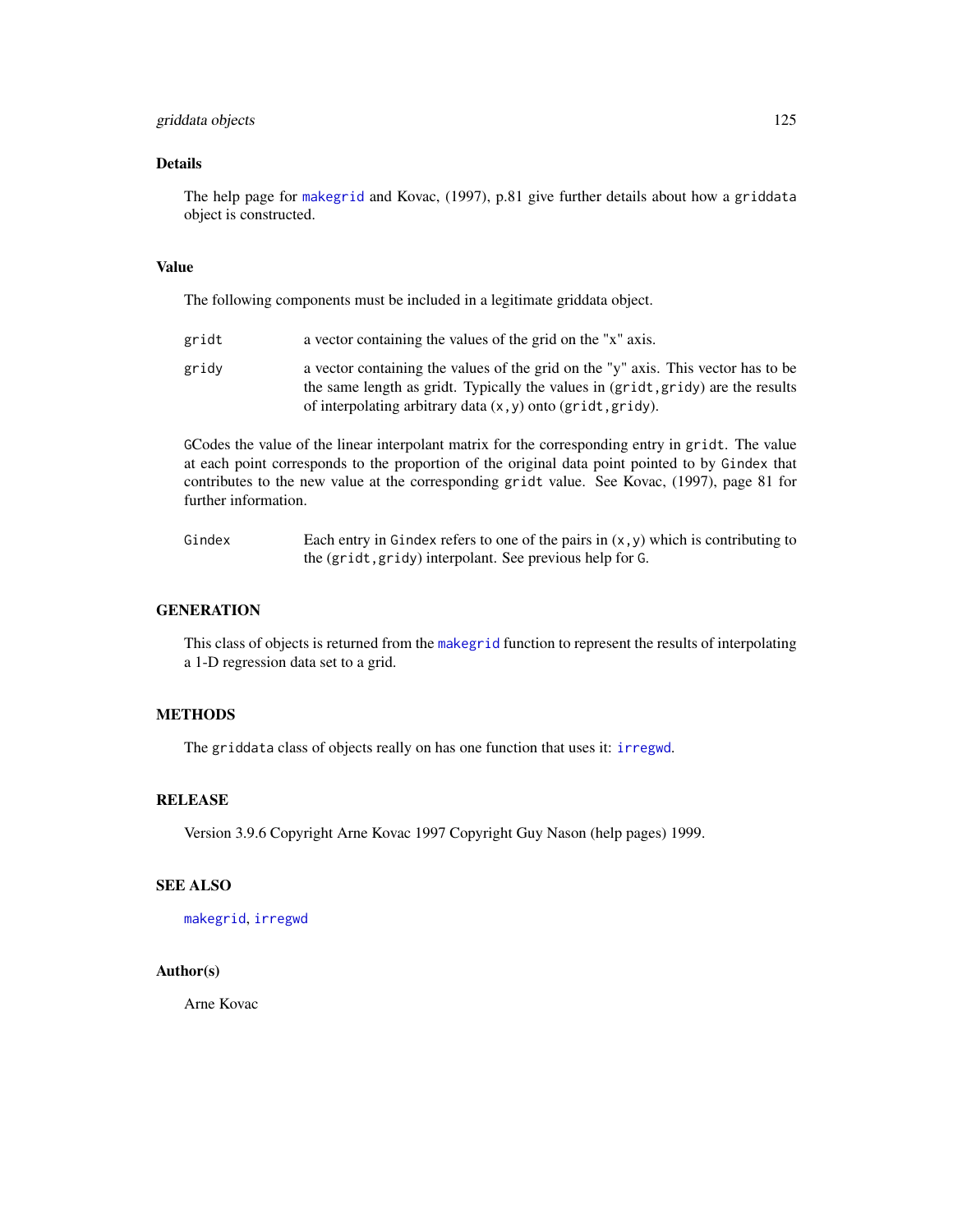## Details

The help page for makegrid and Kovac, (1997), p.81 give further details about how a griddata object is constructed.

## Value

The following components must be included in a legitimate griddata object.

- `gridt` a vector containing the values of the grid on the "x" axis.
- `gridy` a vector containing the values of the grid on the "y" axis. This vector has to be the same length as gridt. Typically the values in (`gridt`,`gridy`) are the results of interpolating arbitrary data (`x`,`y`) onto (`gridt`,`gridy`).

`G`Codes the value of the linear interpolant matrix for the corresponding entry in `gridt`. The value at each point corresponds to the proportion of the original data point pointed to by `Gindex` that contributes to the new value at the corresponding `gridt` value. See Kovac, (1997), page 81 for further information.

- `Gindex` Each entry in `Gindex` refers to one of the pairs in (`x`,`y`) which is contributing to the (`gridt`,`gridy`) interpolant. See previous help for `G`.

## GENERATION

This class of objects is returned from the makegrid function to represent the results of interpolating a 1-D regression data set to a grid.

## METHODS

The `griddata` class of objects really on has one function that uses it: irregwd.

## RELEASE

Version 3.9.6 Copyright Arne Kovac 1997 Copyright Guy Nason (help pages) 1999.

## SEE ALSO

makegrid, irregwd

## Author(s)

Arne Kovac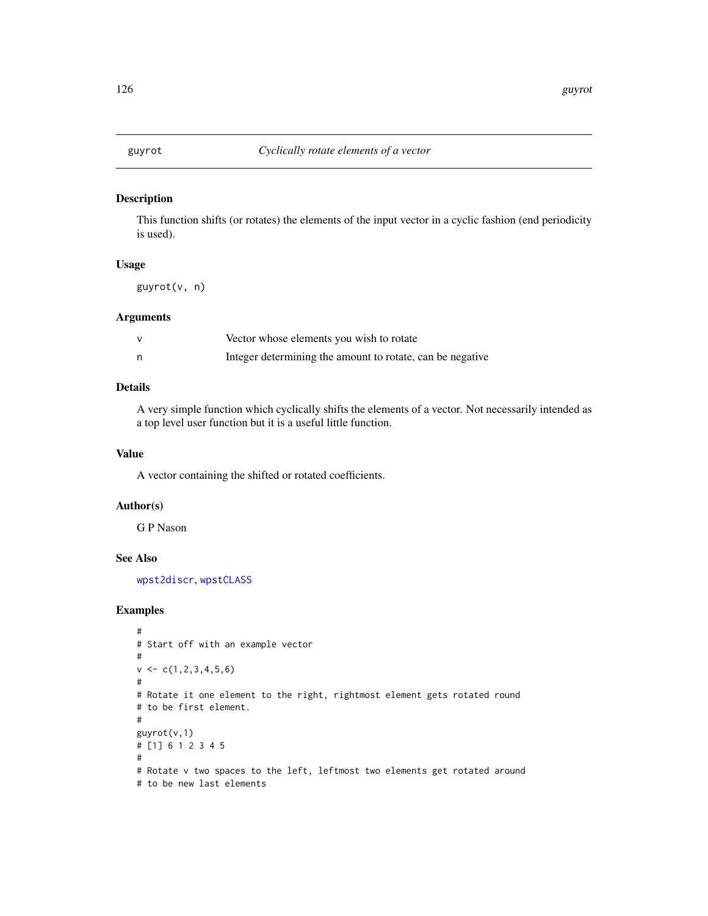## guyrot — *Cyclically rotate elements of a vector*

### Description

This function shifts (or rotates) the elements of the input vector in a cyclic fashion (end periodicity is used).

### Usage

```
guyrot(v, n)
```

### Arguments

| | |
|---|---|
| v | Vector whose elements you wish to rotate |
| n | Integer determining the amount to rotate, can be negative |

### Details

A very simple function which cyclically shifts the elements of a vector. Not necessarily intended as a top level user function but it is a useful little function.

### Value

A vector containing the shifted or rotated coefficients.

### Author(s)

G P Nason

### See Also

wpst2discr, wpstCLASS

### Examples

```
#
# Start off with an example vector
#
v <- c(1,2,3,4,5,6)
#
# Rotate it one element to the right, rightmost element gets rotated round
# to be first element.
#
guyrot(v,1)
# [1] 6 1 2 3 4 5
#
# Rotate v two spaces to the left, leftmost two elements get rotated around
# to be new last elements
```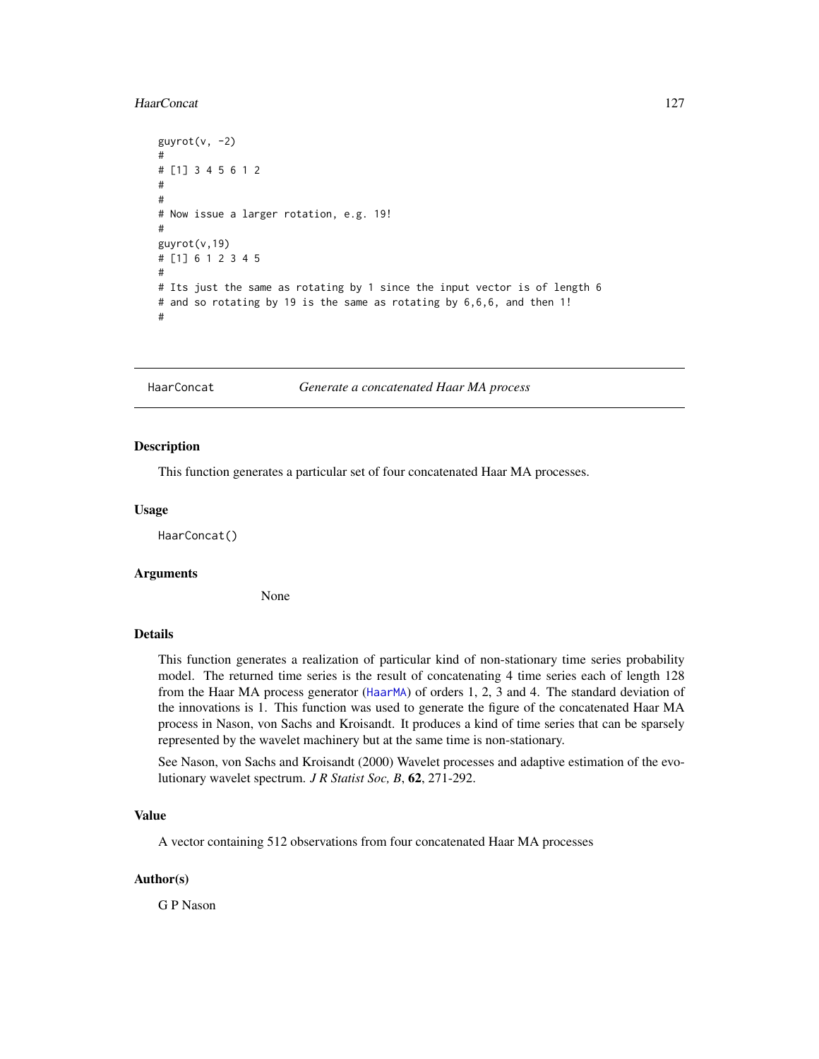```
guyrot(v, -2)
#
# [1] 3 4 5 6 1 2
#
#
# Now issue a larger rotation, e.g. 19!
#
guyrot(v,19)
# [1] 6 1 2 3 4 5
#
# Its just the same as rotating by 1 since the input vector is of length 6
# and so rotating by 19 is the same as rotating by 6,6,6, and then 1!
#
```

---

## HaarConcat — *Generate a concatenated Haar MA process*

---

### Description

This function generates a particular set of four concatenated Haar MA processes.

### Usage

```
HaarConcat()
```

### Arguments

None

### Details

This function generates a realization of particular kind of non-stationary time series probability model. The returned time series is the result of concatenating 4 time series each of length 128 from the Haar MA process generator (`HaarMA`) of orders 1, 2, 3 and 4. The standard deviation of the innovations is 1. This function was used to generate the figure of the concatenated Haar MA process in Nason, von Sachs and Kroisandt. It produces a kind of time series that can be sparsely represented by the wavelet machinery but at the same time is non-stationary.

See Nason, von Sachs and Kroisandt (2000) Wavelet processes and adaptive estimation of the evolutionary wavelet spectrum. *J R Statist Soc, B*, **62**, 271-292.

### Value

A vector containing 512 observations from four concatenated Haar MA processes

### Author(s)

G P Nason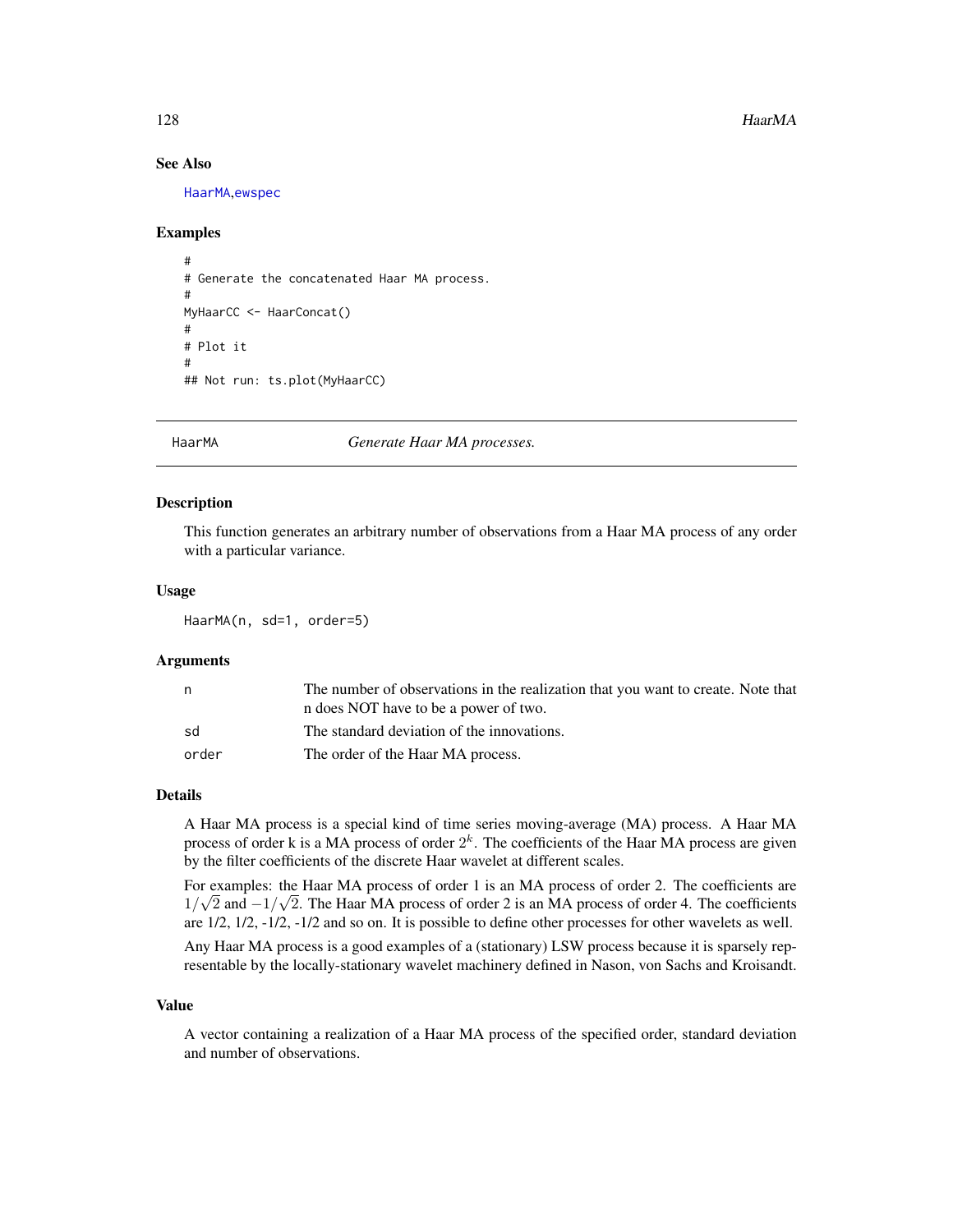### See Also

HaarMA,ewspec

### Examples

```
#
# Generate the concatenated Haar MA process.
#
MyHaarCC <- HaarConcat()
#
# Plot it
#
## Not run: ts.plot(MyHaarCC)
```

---

## HaarMA — *Generate Haar MA processes.*

---

### Description

This function generates an arbitrary number of observations from a Haar MA process of any order with a particular variance.

### Usage

```
HaarMA(n, sd=1, order=5)
```

### Arguments

| | |
|---|---|
| n | The number of observations in the realization that you want to create. Note that n does NOT have to be a power of two. |
| sd | The standard deviation of the innovations. |
| order | The order of the Haar MA process. |

### Details

A Haar MA process is a special kind of time series moving-average (MA) process. A Haar MA process of order k is a MA process of order $2^k$. The coefficients of the Haar MA process are given by the filter coefficients of the discrete Haar wavelet at different scales.

For examples: the Haar MA process of order 1 is an MA process of order 2. The coefficients are $1/\sqrt{2}$ and $-1/\sqrt{2}$. The Haar MA process of order 2 is an MA process of order 4. The coefficients are 1/2, 1/2, -1/2, -1/2 and so on. It is possible to define other processes for other wavelets as well.

Any Haar MA process is a good examples of a (stationary) LSW process because it is sparsely representable by the locally-stationary wavelet machinery defined in Nason, von Sachs and Kroisandt.

### Value

A vector containing a realization of a Haar MA process of the specified order, standard deviation and number of observations.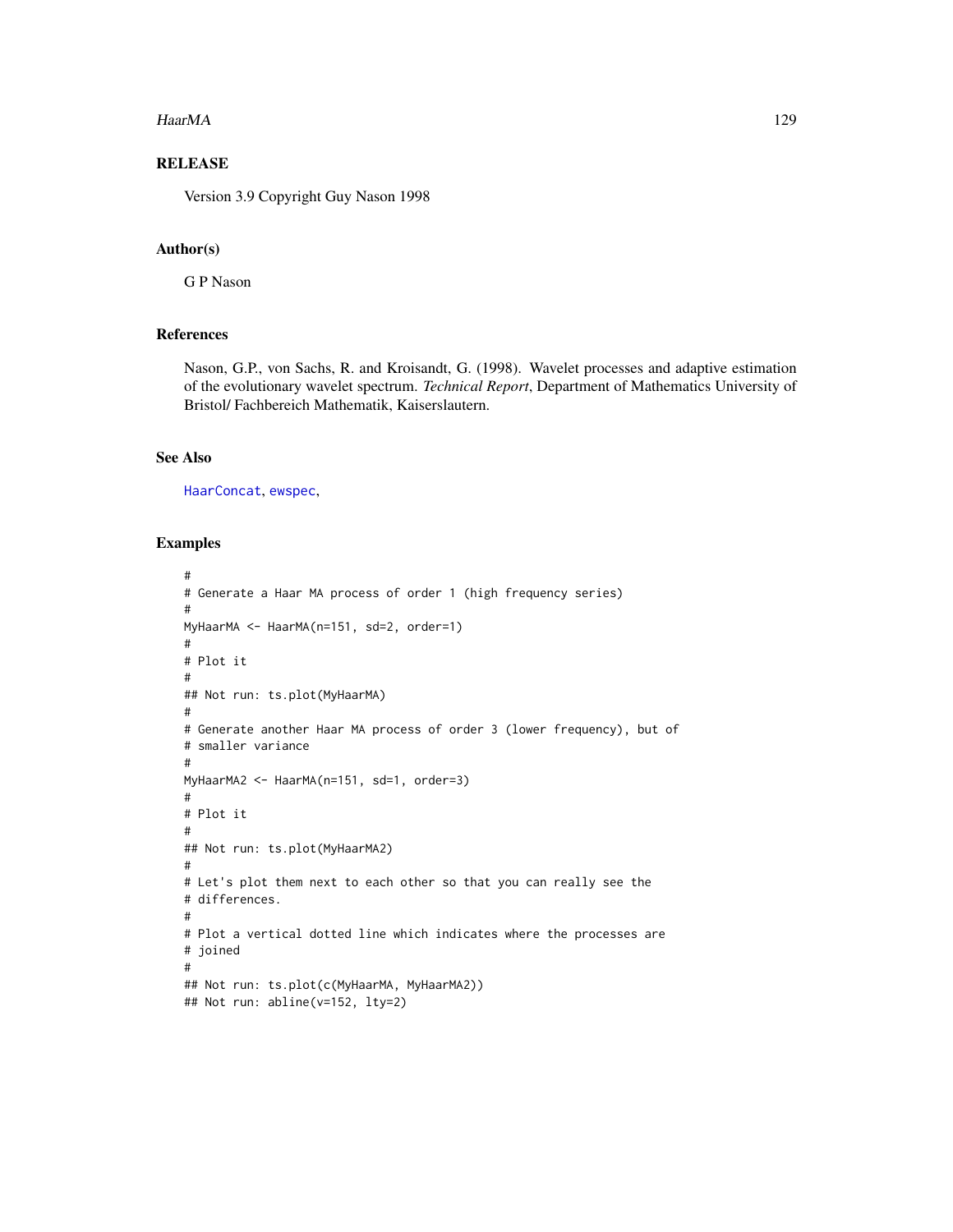## RELEASE

Version 3.9 Copyright Guy Nason 1998

## Author(s)

G P Nason

## References

Nason, G.P., von Sachs, R. and Kroisandt, G. (1998). Wavelet processes and adaptive estimation of the evolutionary wavelet spectrum. *Technical Report*, Department of Mathematics University of Bristol/ Fachbereich Mathematik, Kaiserslautern.

## See Also

HaarConcat, ewspec,

## Examples

```
#
# Generate a Haar MA process of order 1 (high frequency series)
#
MyHaarMA <- HaarMA(n=151, sd=2, order=1)
#
# Plot it
#
## Not run: ts.plot(MyHaarMA)
#
# Generate another Haar MA process of order 3 (lower frequency), but of
# smaller variance
#
MyHaarMA2 <- HaarMA(n=151, sd=1, order=3)
#
# Plot it
#
## Not run: ts.plot(MyHaarMA2)
#
# Let's plot them next to each other so that you can really see the
# differences.
#
# Plot a vertical dotted line which indicates where the processes are
# joined
#
## Not run: ts.plot(c(MyHaarMA, MyHaarMA2))
## Not run: abline(v=152, lty=2)
```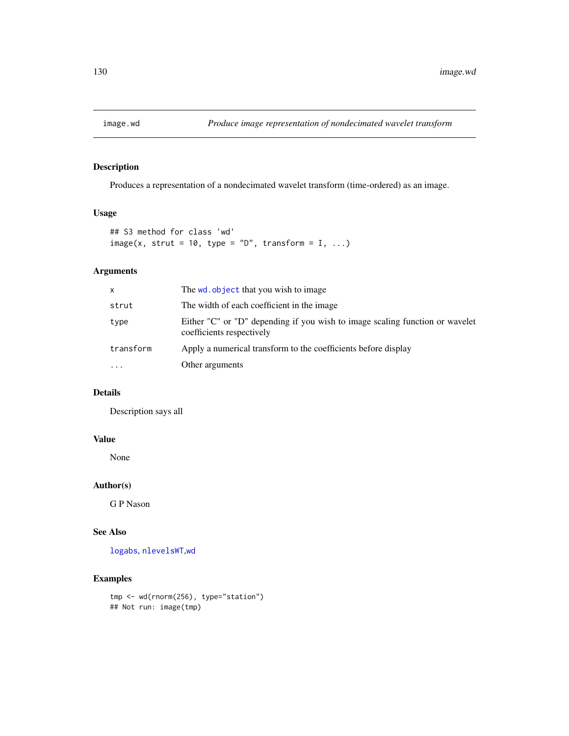# image.wd    *Produce image representation of nondecimated wavelet transform*

## Description

Produces a representation of a nondecimated wavelet transform (time-ordered) as an image.

## Usage

```
## S3 method for class 'wd'
image(x, strut = 10, type = "D", transform = I, ...)
```

## Arguments

| | |
|---|---|
| x | The wd.object that you wish to image |
| strut | The width of each coefficient in the image |
| type | Either "C" or "D" depending if you wish to image scaling function or wavelet coefficients respectively |
| transform | Apply a numerical transform to the coefficients before display |
| ... | Other arguments |

## Details

Description says all

## Value

None

## Author(s)

G P Nason

## See Also

logabs, nlevelsWT,wd

## Examples

```
tmp <- wd(rnorm(256), type="station")
## Not run: image(tmp)
```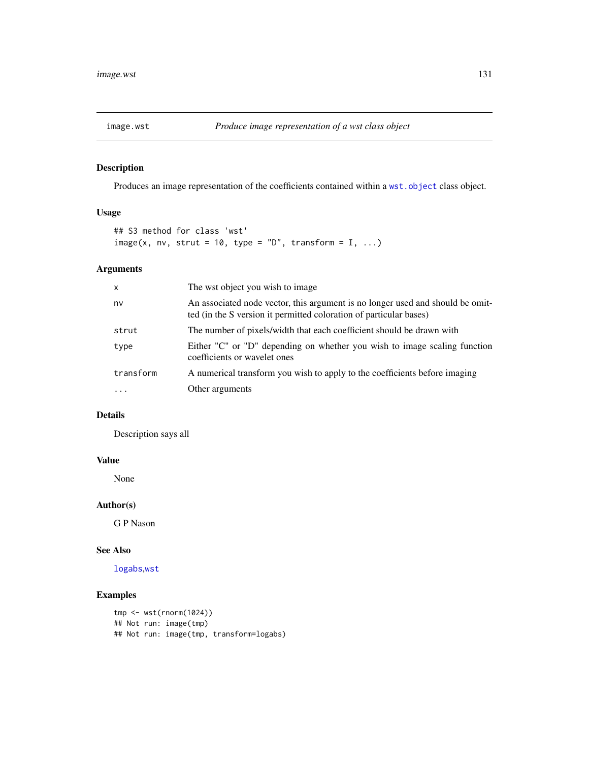# image.wst — *Produce image representation of a wst class object*

## Description

Produces an image representation of the coefficients contained within a `wst.object` class object.

## Usage

```
## S3 method for class 'wst'
image(x, nv, strut = 10, type = "D", transform = I, ...)
```

## Arguments

| | |
|---|---|
| `x` | The wst object you wish to image |
| `nv` | An associated node vector, this argument is no longer used and should be omitted (in the S version it permitted coloration of particular bases) |
| `strut` | The number of pixels/width that each coefficient should be drawn with |
| `type` | Either "C" or "D" depending on whether you wish to image scaling function coefficients or wavelet ones |
| `transform` | A numerical transform you wish to apply to the coefficients before imaging |
| `...` | Other arguments |

## Details

Description says all

## Value

None

## Author(s)

G P Nason

## See Also

`logabs`,`wst`

## Examples

```
tmp <- wst(rnorm(1024))
## Not run: image(tmp)
## Not run: image(tmp, transform=logabs)
```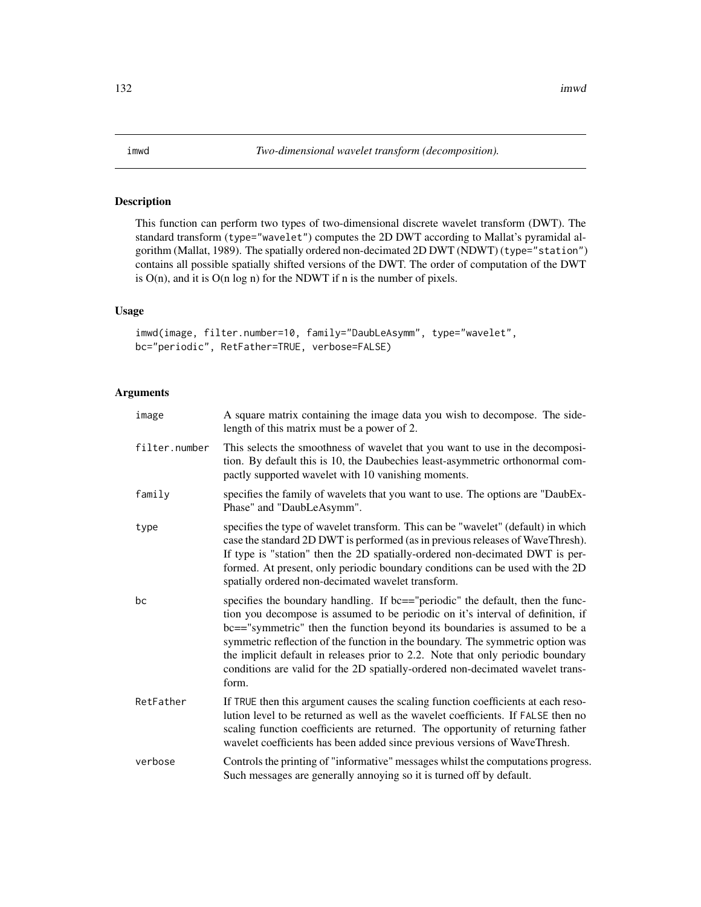imwd *Two-dimensional wavelet transform (decomposition).*

## Description

This function can perform two types of two-dimensional discrete wavelet transform (DWT). The standard transform (`type="wavelet"`) computes the 2D DWT according to Mallat's pyramidal algorithm (Mallat, 1989). The spatially ordered non-decimated 2D DWT (NDWT) (`type="station"`) contains all possible spatially shifted versions of the DWT. The order of computation of the DWT is O(n), and it is O(n log n) for the NDWT if n is the number of pixels.

## Usage

```
imwd(image, filter.number=10, family="DaubLeAsymm", type="wavelet",
bc="periodic", RetFather=TRUE, verbose=FALSE)
```

## Arguments

| | |
|---|---|
| `image` | A square matrix containing the image data you wish to decompose. The side-length of this matrix must be a power of 2. |
| `filter.number` | This selects the smoothness of wavelet that you want to use in the decomposition. By default this is 10, the Daubechies least-asymmetric orthonormal compactly supported wavelet with 10 vanishing moments. |
| `family` | specifies the family of wavelets that you want to use. The options are "DaubExPhase" and "DaubLeAsymm". |
| `type` | specifies the type of wavelet transform. This can be "wavelet" (default) in which case the standard 2D DWT is performed (as in previous releases of WaveThresh). If type is "station" then the 2D spatially-ordered non-decimated DWT is performed. At present, only periodic boundary conditions can be used with the 2D spatially ordered non-decimated wavelet transform. |
| `bc` | specifies the boundary handling. If bc=="periodic" the default, then the function you decompose is assumed to be periodic on it's interval of definition, if bc=="symmetric" then the function beyond its boundaries is assumed to be a symmetric reflection of the function in the boundary. The symmetric option was the implicit default in releases prior to 2.2. Note that only periodic boundary conditions are valid for the 2D spatially-ordered non-decimated wavelet transform. |
| `RetFather` | If `TRUE` then this argument causes the scaling function coefficients at each resolution level to be returned as well as the wavelet coefficients. If `FALSE` then no scaling function coefficients are returned. The opportunity of returning father wavelet coefficients has been added since previous versions of WaveThresh. |
| `verbose` | Controls the printing of "informative" messages whilst the computations progress. Such messages are generally annoying so it is turned off by default. |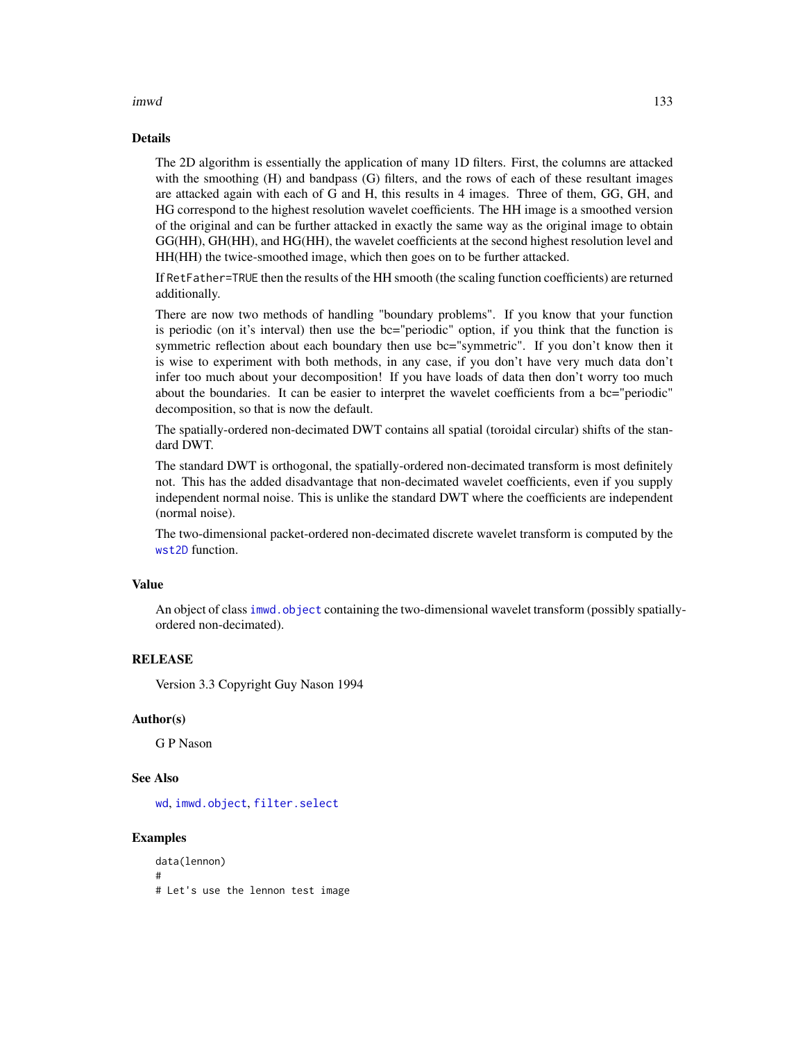## Details

The 2D algorithm is essentially the application of many 1D filters. First, the columns are attacked with the smoothing (H) and bandpass (G) filters, and the rows of each of these resultant images are attacked again with each of G and H, this results in 4 images. Three of them, GG, GH, and HG correspond to the highest resolution wavelet coefficients. The HH image is a smoothed version of the original and can be further attacked in exactly the same way as the original image to obtain GG(HH), GH(HH), and HG(HH), the wavelet coefficients at the second highest resolution level and HH(HH) the twice-smoothed image, which then goes on to be further attacked.

If `RetFather=TRUE` then the results of the HH smooth (the scaling function coefficients) are returned additionally.

There are now two methods of handling "boundary problems". If you know that your function is periodic (on it's interval) then use the bc="periodic" option, if you think that the function is symmetric reflection about each boundary then use bc="symmetric". If you don't know then it is wise to experiment with both methods, in any case, if you don't have very much data don't infer too much about your decomposition! If you have loads of data then don't worry too much about the boundaries. It can be easier to interpret the wavelet coefficients from a bc="periodic" decomposition, so that is now the default.

The spatially-ordered non-decimated DWT contains all spatial (toroidal circular) shifts of the standard DWT.

The standard DWT is orthogonal, the spatially-ordered non-decimated transform is most definitely not. This has the added disadvantage that non-decimated wavelet coefficients, even if you supply independent normal noise. This is unlike the standard DWT where the coefficients are independent (normal noise).

The two-dimensional packet-ordered non-decimated discrete wavelet transform is computed by the `wst2D` function.

## Value

An object of class `imwd.object` containing the two-dimensional wavelet transform (possibly spatially-ordered non-decimated).

## RELEASE

Version 3.3 Copyright Guy Nason 1994

## Author(s)

G P Nason

## See Also

`wd`, `imwd.object`, `filter.select`

## Examples

```
data(lennon)
#
# Let's use the lennon test image
```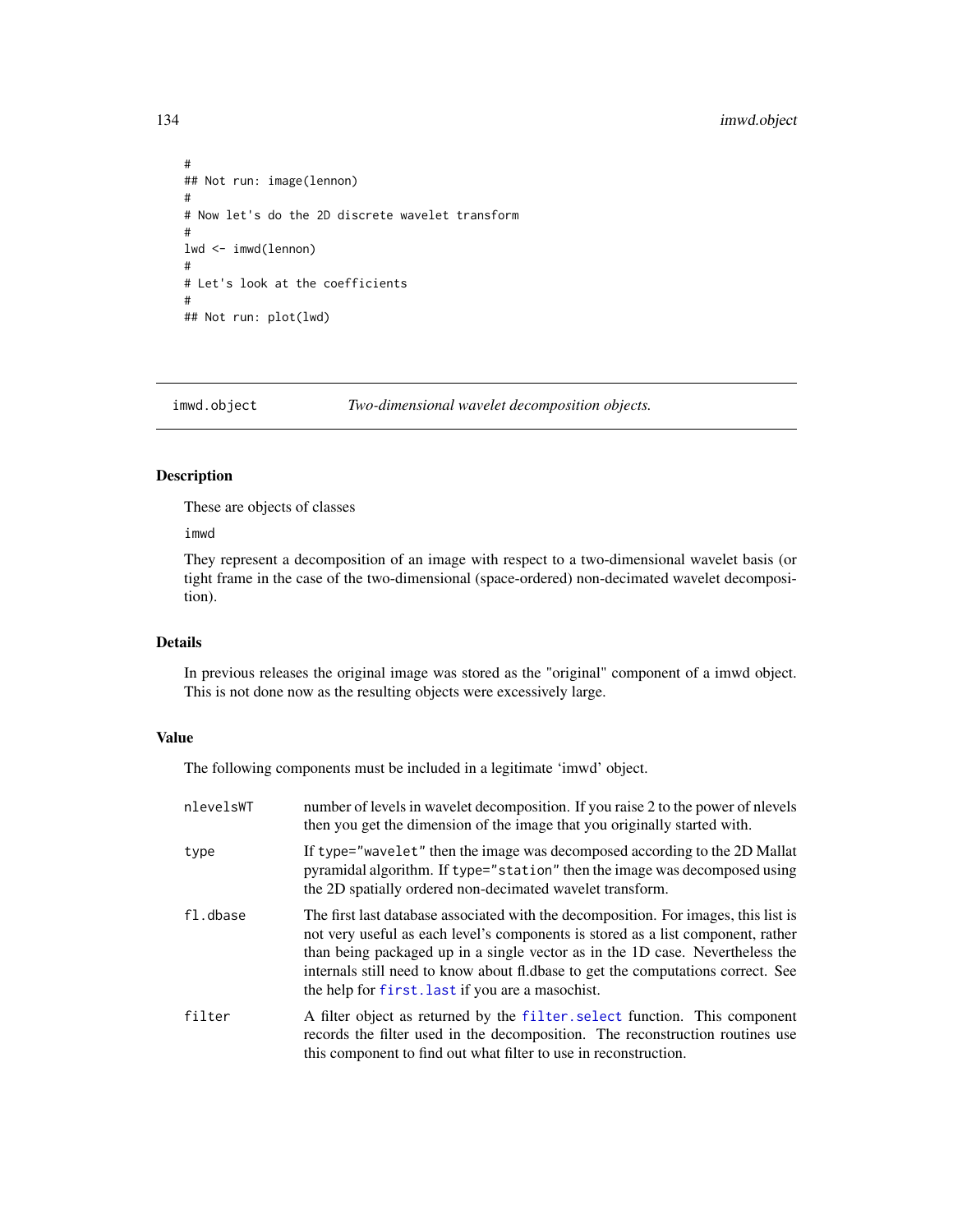```
#
## Not run: image(lennon)
#
# Now let's do the 2D discrete wavelet transform
#
lwd <- imwd(lennon)
#
# Let's look at the coefficients
#
## Not run: plot(lwd)
```

---

`imwd.object` *Two-dimensional wavelet decomposition objects.*

---

### Description

These are objects of classes

imwd

They represent a decomposition of an image with respect to a two-dimensional wavelet basis (or tight frame in the case of the two-dimensional (space-ordered) non-decimated wavelet decomposition).

### Details

In previous releases the original image was stored as the "original" component of a imwd object. This is not done now as the resulting objects were excessively large.

### Value

The following components must be included in a legitimate 'imwd' object.

| | |
|---|---|
| `nlevelsWT` | number of levels in wavelet decomposition. If you raise 2 to the power of nlevels then you get the dimension of the image that you originally started with. |
| `type` | If `type="wavelet"` then the image was decomposed according to the 2D Mallat pyramidal algorithm. If `type="station"` then the image was decomposed using the 2D spatially ordered non-decimated wavelet transform. |
| `fl.dbase` | The first last database associated with the decomposition. For images, this list is not very useful as each level's components is stored as a list component, rather than being packaged up in a single vector as in the 1D case. Nevertheless the internals still need to know about fl.dbase to get the computations correct. See the help for `first.last` if you are a masochist. |
| `filter` | A filter object as returned by the `filter.select` function. This component records the filter used in the decomposition. The reconstruction routines use this component to find out what filter to use in reconstruction. |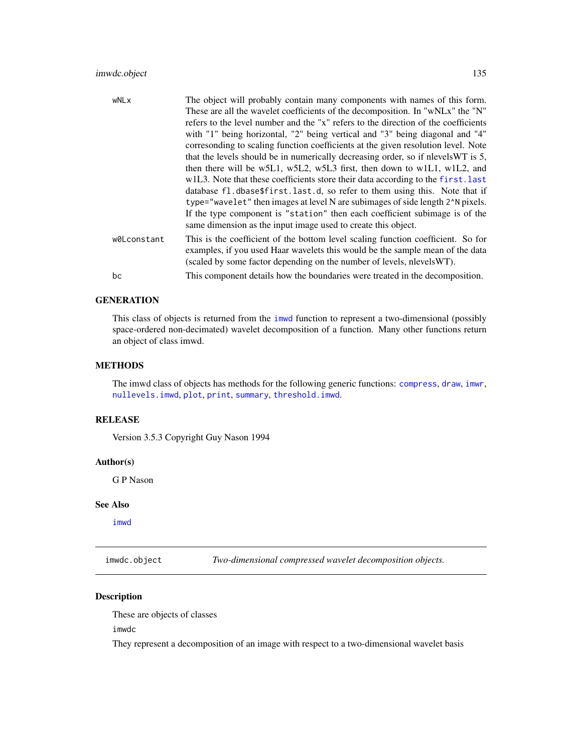| | |
|---|---|
| wNLx | The object will probably contain many components with names of this form. These are all the wavelet coefficients of the decomposition. In "wNLx" the "N" refers to the level number and the "x" refers to the direction of the coefficients with "1" being horizontal, "2" being vertical and "3" being diagonal and "4" corresonding to scaling function coefficients at the given resolution level. Note that the levels should be in numerically decreasing order, so if nlevelsWT is 5, then there will be w5L1, w5L2, w5L3 first, then down to w1L1, w1L2, and w1L3. Note that these coefficients store their data according to the `first.last` database `fl.dbase$first.last.d`, so refer to them using this. Note that if `type="wavelet"` then images at level N are subimages of side length `2^N` pixels. If the type component is `"station"` then each coefficient subimage is of the same dimension as the input image used to create this object. |
| w0Lconstant | This is the coefficient of the bottom level scaling function coefficient. So for examples, if you used Haar wavelets this would be the sample mean of the data (scaled by some factor depending on the number of levels, nlevelsWT). |
| bc | This component details how the boundaries were treated in the decomposition. |

## GENERATION

This class of objects is returned from the `imwd` function to represent a two-dimensional (possibly space-ordered non-decimated) wavelet decomposition of a function. Many other functions return an object of class imwd.

## METHODS

The imwd class of objects has methods for the following generic functions: `compress`, `draw`, `imwr`, `nullevels.imwd`, `plot`, `print`, `summary`, `threshold.imwd`.

## RELEASE

Version 3.5.3 Copyright Guy Nason 1994

## Author(s)

G P Nason

## See Also

`imwd`

---

# imwdc.object *Two-dimensional compressed wavelet decomposition objects.*

## Description

These are objects of classes

imwdc

They represent a decomposition of an image with respect to a two-dimensional wavelet basis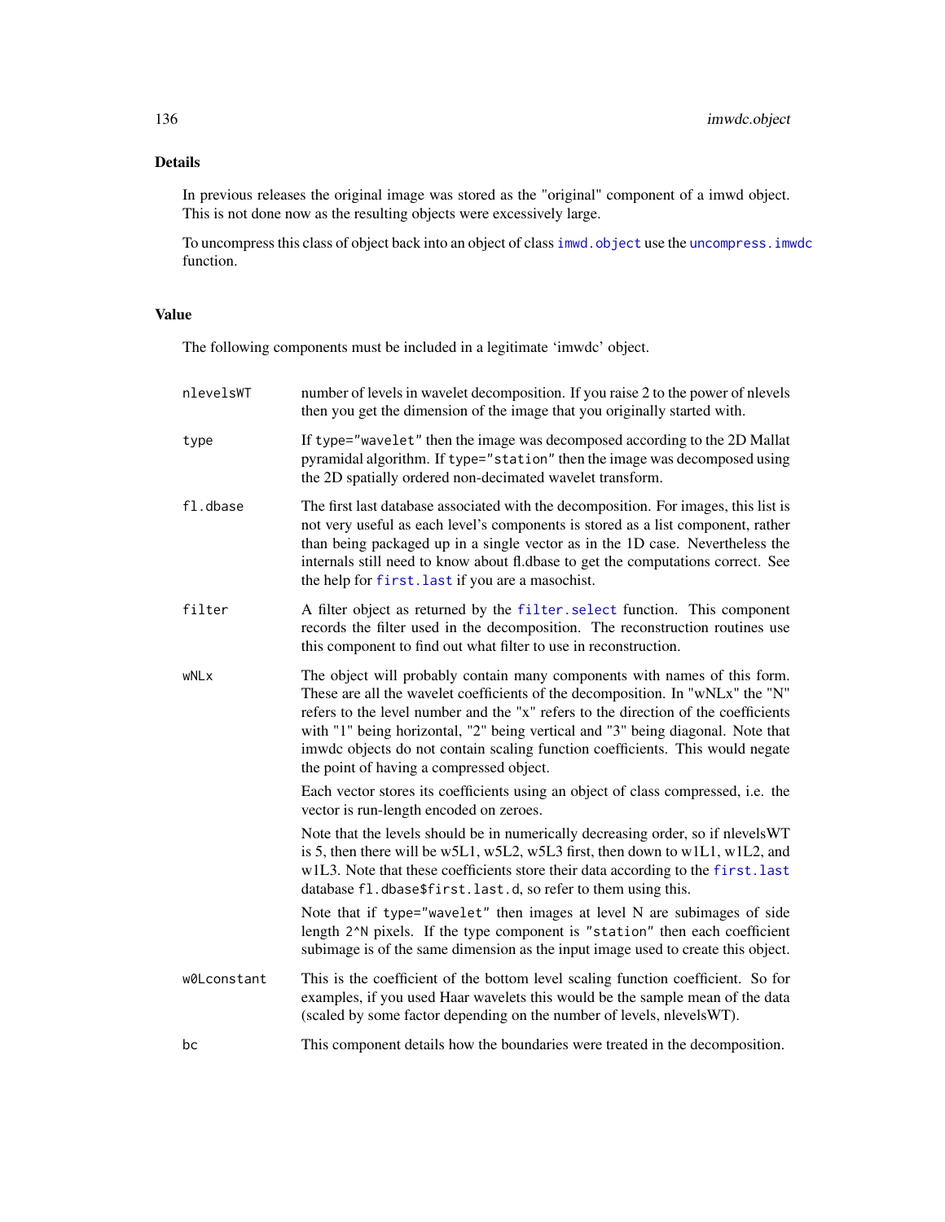## Details

In previous releases the original image was stored as the "original" component of a imwd object. This is not done now as the resulting objects were excessively large.

To uncompress this class of object back into an object of class `imwd.object` use the `uncompress.imwdc` function.

## Value

The following components must be included in a legitimate 'imwdc' object.

`nlevelsWT`
: number of levels in wavelet decomposition. If you raise 2 to the power of nlevels then you get the dimension of the image that you originally started with.

`type`
: If `type="wavelet"` then the image was decomposed according to the 2D Mallat pyramidal algorithm. If `type="station"` then the image was decomposed using the 2D spatially ordered non-decimated wavelet transform.

`fl.dbase`
: The first last database associated with the decomposition. For images, this list is not very useful as each level's components is stored as a list component, rather than being packaged up in a single vector as in the 1D case. Nevertheless the internals still need to know about fl.dbase to get the computations correct. See the help for `first.last` if you are a masochist.

`filter`
: A filter object as returned by the `filter.select` function. This component records the filter used in the decomposition. The reconstruction routines use this component to find out what filter to use in reconstruction.

`wNLx`
: The object will probably contain many components with names of this form. These are all the wavelet coefficients of the decomposition. In "wNLx" the "N" refers to the level number and the "x" refers to the direction of the coefficients with "1" being horizontal, "2" being vertical and "3" being diagonal. Note that imwdc objects do not contain scaling function coefficients. This would negate the point of having a compressed object.

  Each vector stores its coefficients using an object of class compressed, i.e. the vector is run-length encoded on zeroes.

  Note that the levels should be in numerically decreasing order, so if nlevelsWT is 5, then there will be w5L1, w5L2, w5L3 first, then down to w1L1, w1L2, and w1L3. Note that these coefficients store their data according to the `first.last` database `fl.dbase$first.last.d`, so refer to them using this.

  Note that if `type="wavelet"` then images at level N are subimages of side length `2^N` pixels. If the type component is `"station"` then each coefficient subimage is of the same dimension as the input image used to create this object.

`w0Lconstant`
: This is the coefficient of the bottom level scaling function coefficient. So for examples, if you used Haar wavelets this would be the sample mean of the data (scaled by some factor depending on the number of levels, nlevelsWT).

`bc`
: This component details how the boundaries were treated in the decomposition.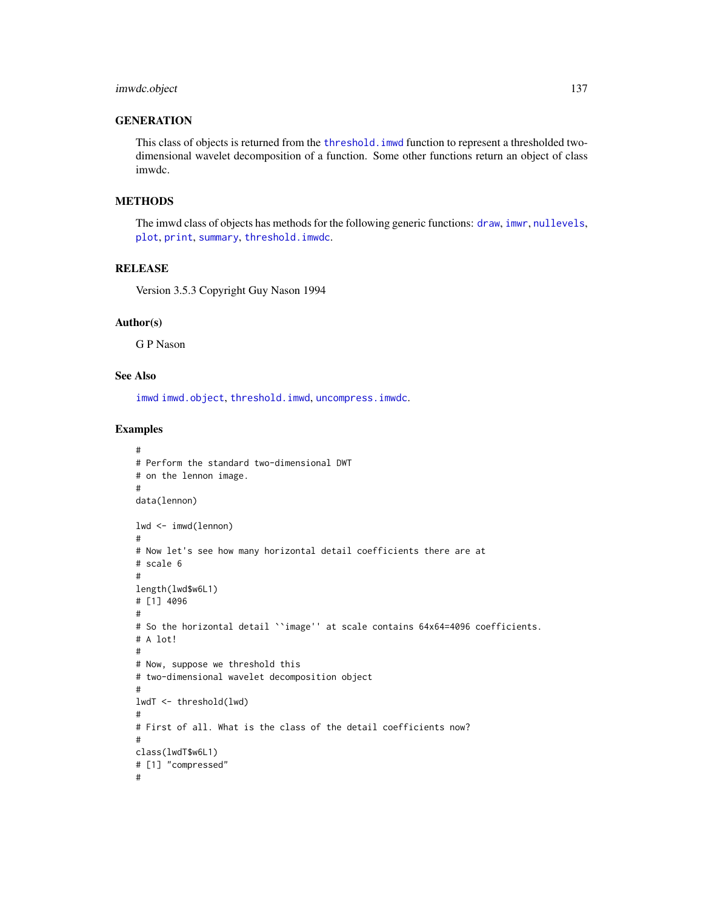## GENERATION

This class of objects is returned from the threshold.imwd function to represent a thresholded two-dimensional wavelet decomposition of a function. Some other functions return an object of class imwdc.

## METHODS

The imwd class of objects has methods for the following generic functions: draw, imwr, nullevels, plot, print, summary, threshold.imwdc.

## RELEASE

Version 3.5.3 Copyright Guy Nason 1994

## Author(s)

G P Nason

## See Also

imwd imwd.object, threshold.imwd, uncompress.imwdc.

## Examples

```
#
# Perform the standard two-dimensional DWT
# on the lennon image.
#
data(lennon)

lwd <- imwd(lennon)
#
# Now let's see how many horizontal detail coefficients there are at
# scale 6
#
length(lwd$w6L1)
# [1] 4096
#
# So the horizontal detail ``image'' at scale contains 64x64=4096 coefficients.
# A lot!
#
# Now, suppose we threshold this
# two-dimensional wavelet decomposition object
#
lwdT <- threshold(lwd)
#
# First of all. What is the class of the detail coefficients now?
#
class(lwdT$w6L1)
# [1] "compressed"
#
```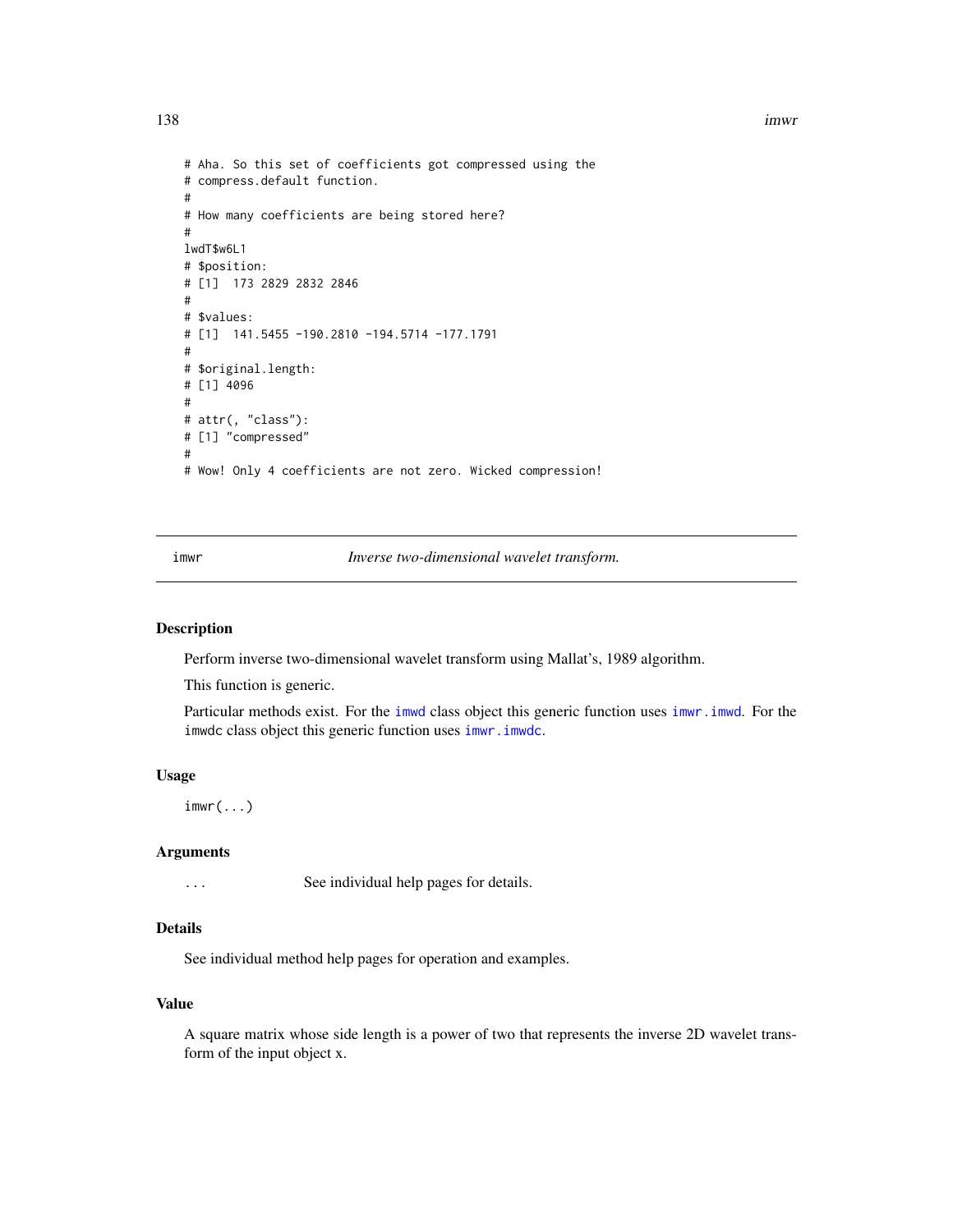```
# Aha. So this set of coefficients got compressed using the
# compress.default function.
#
# How many coefficients are being stored here?
#
lwdT$w6L1
# $position:
# [1]  173 2829 2832 2846
#
# $values:
# [1]  141.5455 -190.2810 -194.5714 -177.1791
#
# $original.length:
# [1] 4096
#
# attr(, "class"):
# [1] "compressed"
#
# Wow! Only 4 coefficients are not zero. Wicked compression!
```

---

imwr *Inverse two-dimensional wavelet transform.*

---

## Description

Perform inverse two-dimensional wavelet transform using Mallat's, 1989 algorithm.

This function is generic.

Particular methods exist. For the `imwd` class object this generic function uses `imwr.imwd`. For the `imwdc` class object this generic function uses `imwr.imwdc`.

## Usage

```
imwr(...)
```

## Arguments

| | |
|---|---|
| `...` | See individual help pages for details. |

## Details

See individual method help pages for operation and examples.

## Value

A square matrix whose side length is a power of two that represents the inverse 2D wavelet transform of the input object x.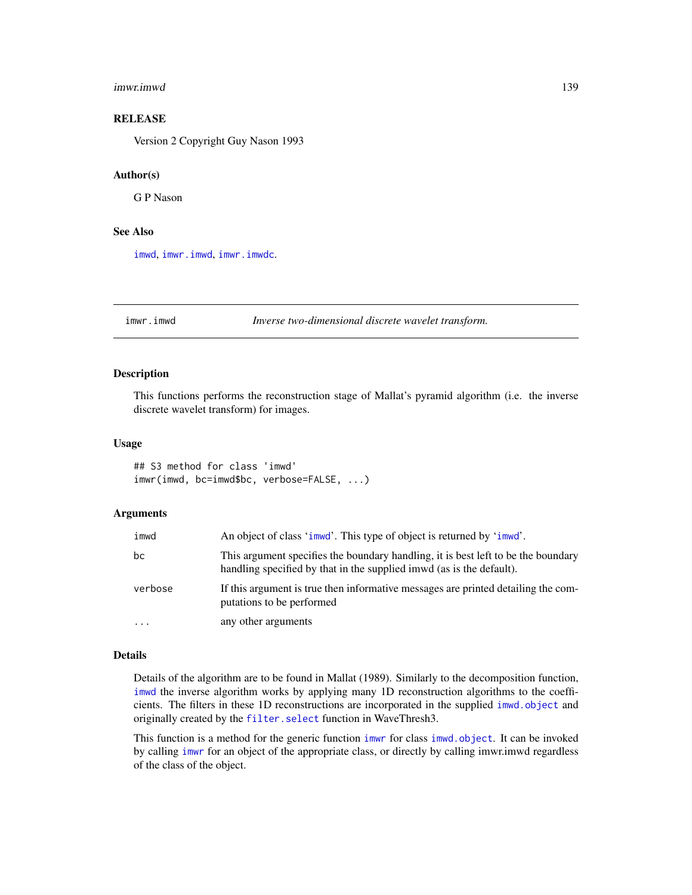## RELEASE

Version 2 Copyright Guy Nason 1993

## Author(s)

G P Nason

## See Also

imwd, imwr.imwd, imwr.imwdc.

---

# imwr.imwd — *Inverse two-dimensional discrete wavelet transform.*

## Description

This functions performs the reconstruction stage of Mallat's pyramid algorithm (i.e. the inverse discrete wavelet transform) for images.

## Usage

```
## S3 method for class 'imwd'
imwr(imwd, bc=imwd$bc, verbose=FALSE, ...)
```

## Arguments

| | |
|---|---|
| imwd | An object of class 'imwd'. This type of object is returned by 'imwd'. |
| bc | This argument specifies the boundary handling, it is best left to be the boundary handling specified by that in the supplied imwd (as is the default). |
| verbose | If this argument is true then informative messages are printed detailing the computations to be performed |
| ... | any other arguments |

## Details

Details of the algorithm are to be found in Mallat (1989). Similarly to the decomposition function, imwd the inverse algorithm works by applying many 1D reconstruction algorithms to the coefficients. The filters in these 1D reconstructions are incorporated in the supplied imwd.object and originally created by the filter.select function in WaveThresh3.

This function is a method for the generic function imwr for class imwd.object. It can be invoked by calling imwr for an object of the appropriate class, or directly by calling imwr.imwd regardless of the class of the object.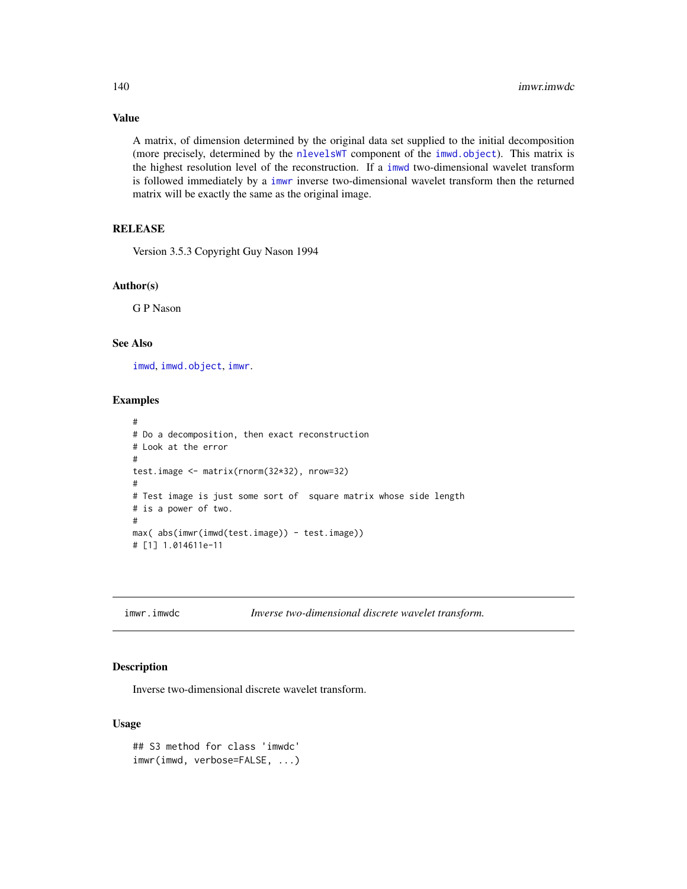### Value

A matrix, of dimension determined by the original data set supplied to the initial decomposition (more precisely, determined by the `nlevelsWT` component of the `imwd.object`). This matrix is the highest resolution level of the reconstruction. If a `imwd` two-dimensional wavelet transform is followed immediately by a `imwr` inverse two-dimensional wavelet transform then the returned matrix will be exactly the same as the original image.

### RELEASE

Version 3.5.3 Copyright Guy Nason 1994

### Author(s)

G P Nason

### See Also

`imwd`, `imwd.object`, `imwr`.

### Examples

```
#
# Do a decomposition, then exact reconstruction
# Look at the error
#
test.image <- matrix(rnorm(32*32), nrow=32)
#
# Test image is just some sort of  square matrix whose side length
# is a power of two.
#
max( abs(imwr(imwd(test.image)) - test.image))
# [1] 1.014611e-11
```

---

## imwr.imwdc — *Inverse two-dimensional discrete wavelet transform.*

### Description

Inverse two-dimensional discrete wavelet transform.

### Usage

```
## S3 method for class 'imwdc'
imwr(imwd, verbose=FALSE, ...)
```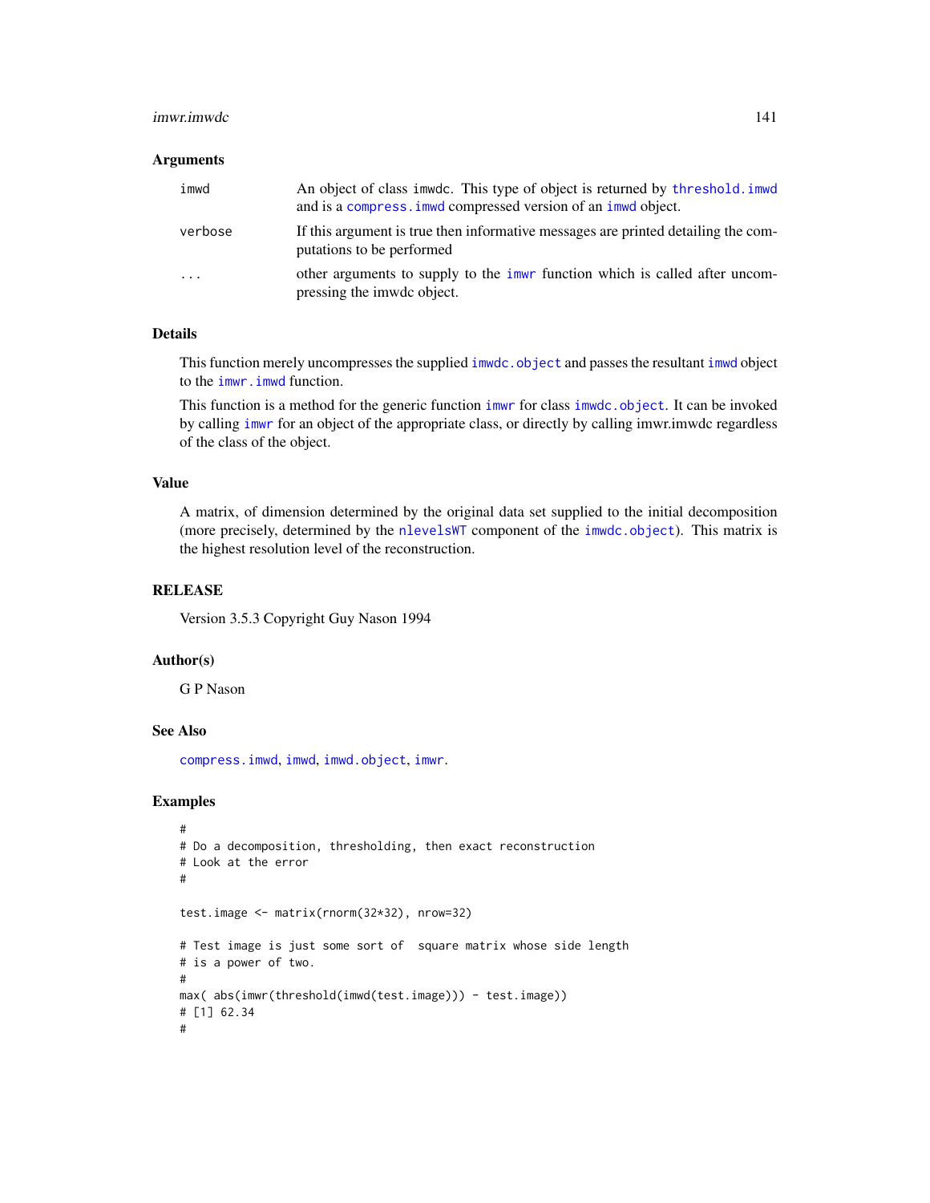## Arguments

| | |
|---|---|
| imwd | An object of class imwdc. This type of object is returned by threshold.imwd and is a compress.imwd compressed version of an imwd object. |
| verbose | If this argument is true then informative messages are printed detailing the computations to be performed |
| ... | other arguments to supply to the imwr function which is called after uncompressing the imwdc object. |

## Details

This function merely uncompresses the supplied imwdc.object and passes the resultant imwd object to the imwr.imwd function.

This function is a method for the generic function imwr for class imwdc.object. It can be invoked by calling imwr for an object of the appropriate class, or directly by calling imwr.imwdc regardless of the class of the object.

## Value

A matrix, of dimension determined by the original data set supplied to the initial decomposition (more precisely, determined by the nlevelsWT component of the imwdc.object). This matrix is the highest resolution level of the reconstruction.

## RELEASE

Version 3.5.3 Copyright Guy Nason 1994

## Author(s)

G P Nason

## See Also

compress.imwd, imwd, imwd.object, imwr.

## Examples

```
#
# Do a decomposition, thresholding, then exact reconstruction
# Look at the error
#

test.image <- matrix(rnorm(32*32), nrow=32)

# Test image is just some sort of  square matrix whose side length
# is a power of two.
#
max( abs(imwr(threshold(imwd(test.image))) - test.image))
# [1] 62.34
#
```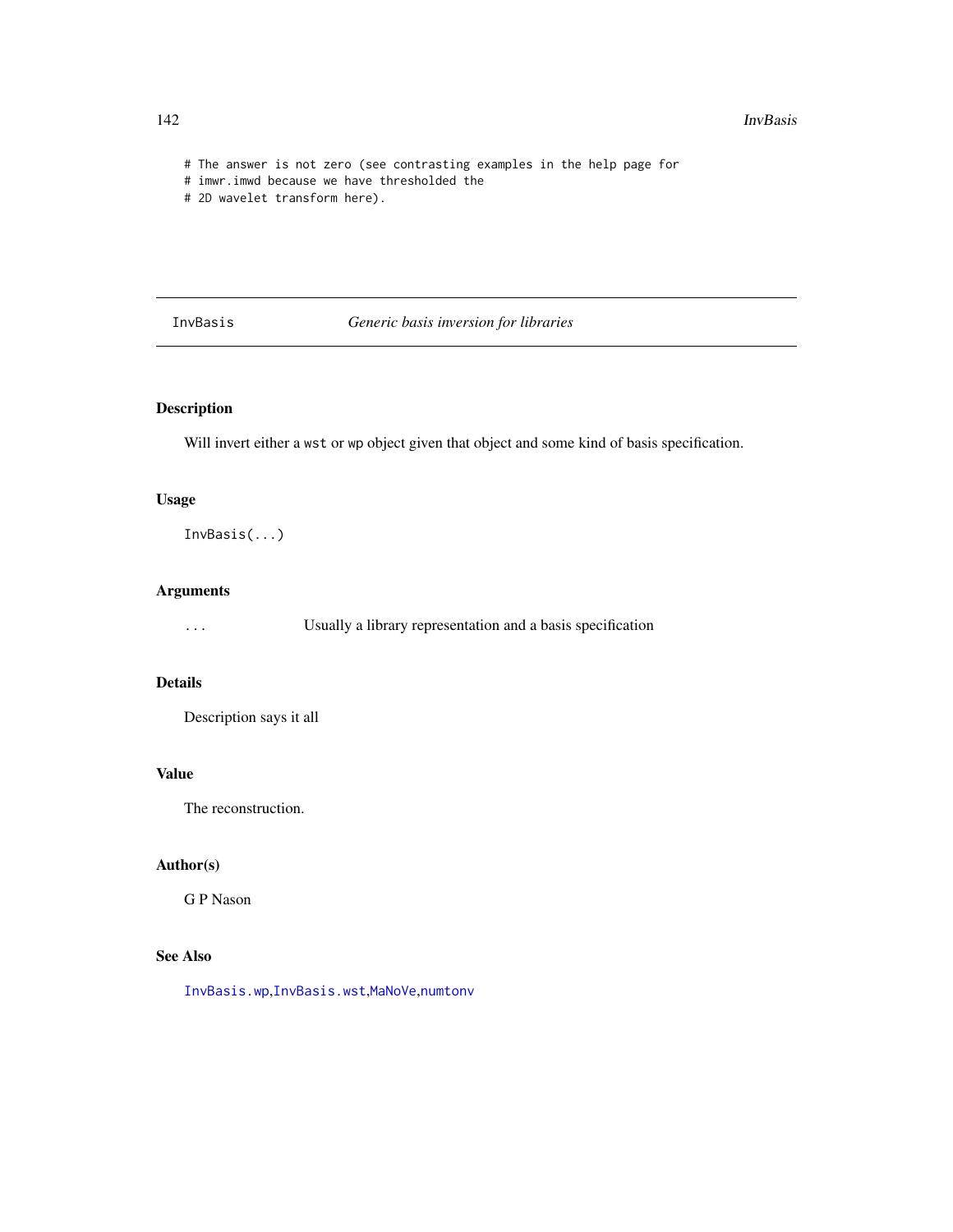```
# The answer is not zero (see contrasting examples in the help page for
# imwr.imwd because we have thresholded the
# 2D wavelet transform here).
```

## InvBasis *Generic basis inversion for libraries*

### Description

Will invert either a wst or wp object given that object and some kind of basis specification.

### Usage

```
InvBasis(...)
```

### Arguments

| | |
|---|---|
| ... | Usually a library representation and a basis specification |

### Details

Description says it all

### Value

The reconstruction.

### Author(s)

G P Nason

### See Also

InvBasis.wp, InvBasis.wst, MaNoVe, numtonv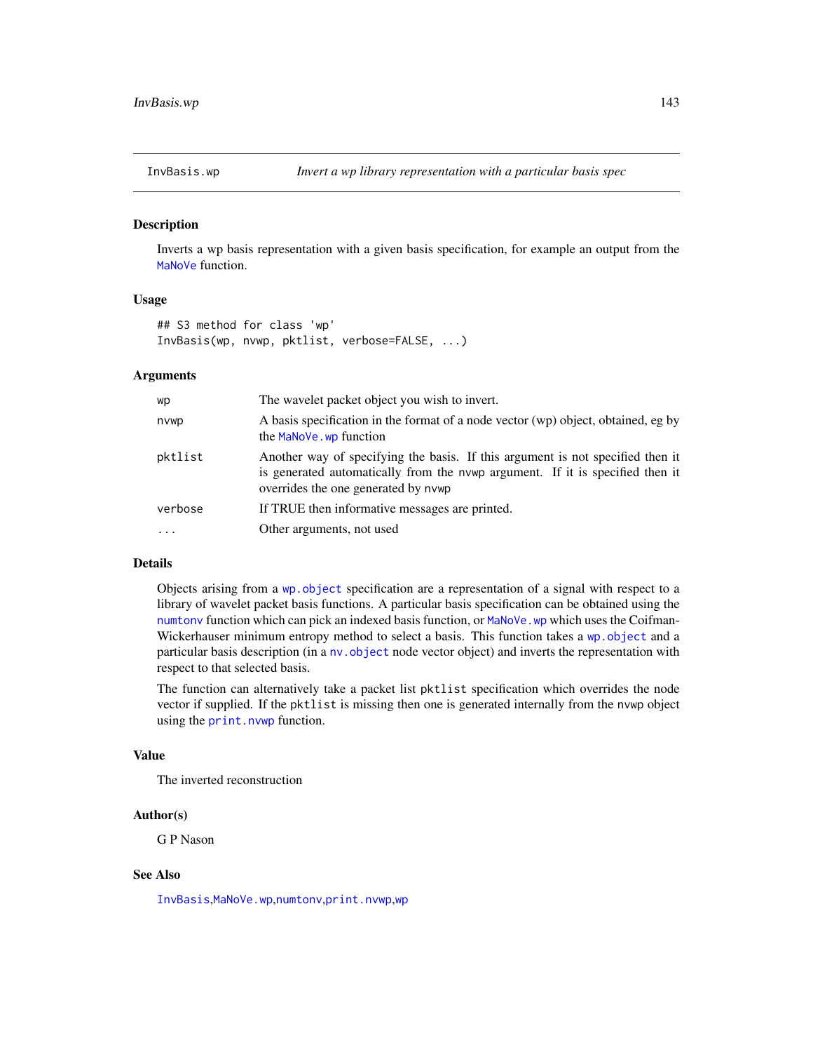# InvBasis.wp *Invert a wp library representation with a particular basis spec*

## Description

Inverts a wp basis representation with a given basis specification, for example an output from the MaNoVe function.

## Usage

```
## S3 method for class 'wp'
InvBasis(wp, nvwp, pktlist, verbose=FALSE, ...)
```

## Arguments

| | |
|---|---|
| wp | The wavelet packet object you wish to invert. |
| nvwp | A basis specification in the format of a node vector (wp) object, obtained, eg by the MaNoVe.wp function |
| pktlist | Another way of specifying the basis. If this argument is not specified then it is generated automatically from the nvwp argument. If it is specified then it overrides the one generated by nvwp |
| verbose | If TRUE then informative messages are printed. |
| ... | Other arguments, not used |

## Details

Objects arising from a wp.object specification are a representation of a signal with respect to a library of wavelet packet basis functions. A particular basis specification can be obtained using the numtonv function which can pick an indexed basis function, or MaNoVe.wp which uses the Coifman-Wickerhauser minimum entropy method to select a basis. This function takes a wp.object and a particular basis description (in a nv.object node vector object) and inverts the representation with respect to that selected basis.

The function can alternatively take a packet list pktlist specification which overrides the node vector if supplied. If the pktlist is missing then one is generated internally from the nvwp object using the print.nvwp function.

## Value

The inverted reconstruction

## Author(s)

G P Nason

## See Also

InvBasis, MaNoVe.wp, numtonv, print.nvwp, wp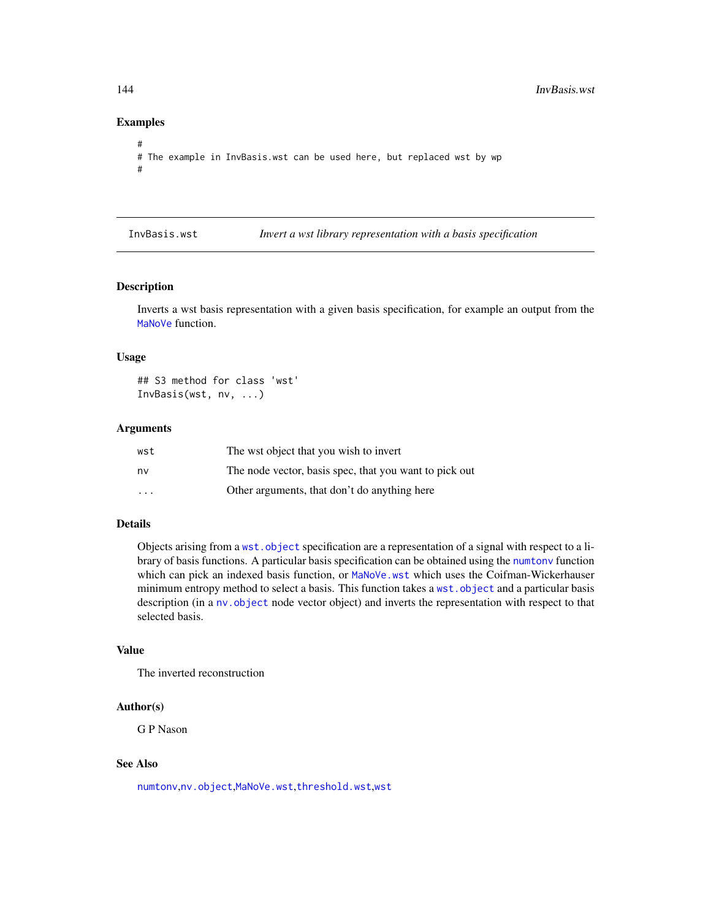## Examples

```
#
# The example in InvBasis.wst can be used here, but replaced wst by wp
#
```

---

## InvBasis.wst *Invert a wst library representation with a basis specification*

### Description

Inverts a wst basis representation with a given basis specification, for example an output from the `MaNoVe` function.

### Usage

```
## S3 method for class 'wst'
InvBasis(wst, nv, ...)
```

### Arguments

| | |
|---|---|
| `wst` | The wst object that you wish to invert |
| `nv` | The node vector, basis spec, that you want to pick out |
| `...` | Other arguments, that don't do anything here |

### Details

Objects arising from a `wst.object` specification are a representation of a signal with respect to a library of basis functions. A particular basis specification can be obtained using the `numtonv` function which can pick an indexed basis function, or `MaNoVe.wst` which uses the Coifman-Wickerhauser minimum entropy method to select a basis. This function takes a `wst.object` and a particular basis description (in a `nv.object` node vector object) and inverts the representation with respect to that selected basis.

### Value

The inverted reconstruction

### Author(s)

G P Nason

### See Also

`numtonv`,`nv.object`,`MaNoVe.wst`,`threshold.wst`,`wst`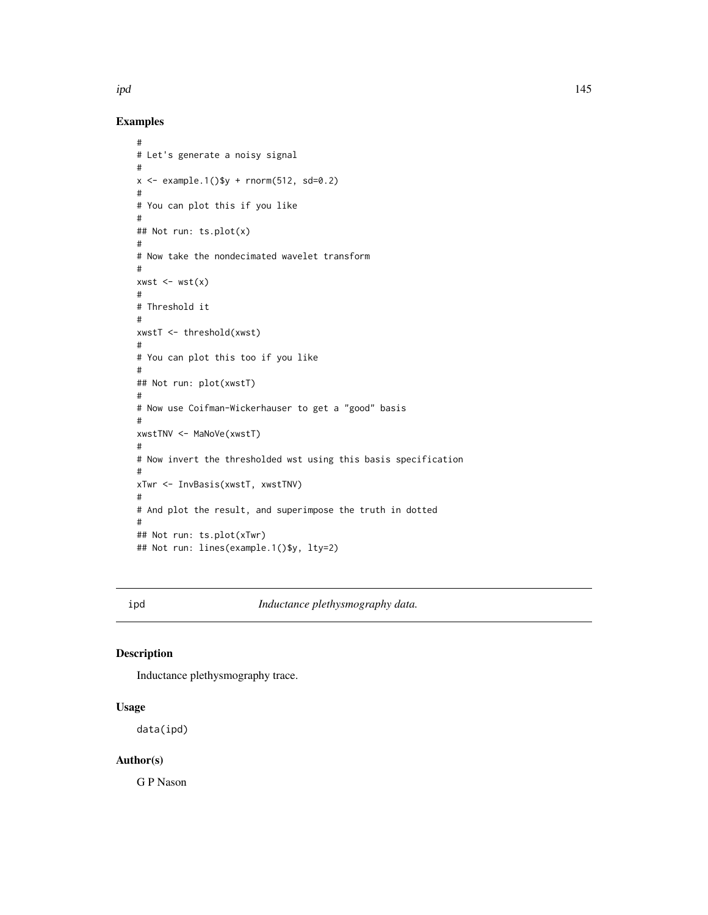## Examples

```
#
# Let's generate a noisy signal
#
x <- example.1()$y + rnorm(512, sd=0.2)
#
# You can plot this if you like
#
## Not run: ts.plot(x)
#
# Now take the nondecimated wavelet transform
#
xwst <- wst(x)
#
# Threshold it
#
xwstT <- threshold(xwst)
#
# You can plot this too if you like
#
## Not run: plot(xwstT)
#
# Now use Coifman-Wickerhauser to get a "good" basis
#
xwstTNV <- MaNoVe(xwstT)
#
# Now invert the thresholded wst using this basis specification
#
xTwr <- InvBasis(xwstT, xwstTNV)
#
# And plot the result, and superimpose the truth in dotted
#
## Not run: ts.plot(xTwr)
## Not run: lines(example.1()$y, lty=2)
```

---

ipd *Inductance plethysmography data.*

---

## Description

Inductance plethysmography trace.

## Usage

```
data(ipd)
```

## Author(s)

G P Nason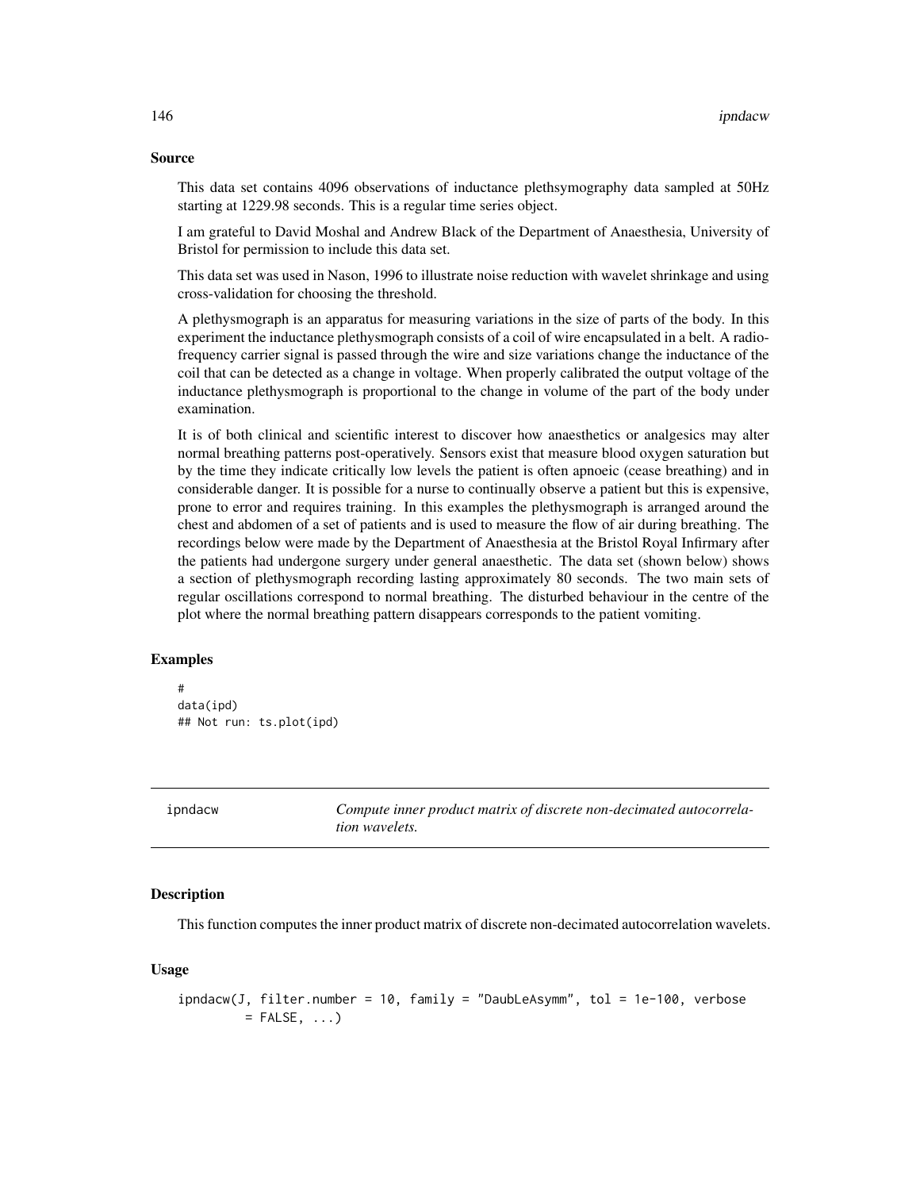## Source

This data set contains 4096 observations of inductance plethsymography data sampled at 50Hz starting at 1229.98 seconds. This is a regular time series object.

I am grateful to David Moshal and Andrew Black of the Department of Anaesthesia, University of Bristol for permission to include this data set.

This data set was used in Nason, 1996 to illustrate noise reduction with wavelet shrinkage and using cross-validation for choosing the threshold.

A plethysmograph is an apparatus for measuring variations in the size of parts of the body. In this experiment the inductance plethysmograph consists of a coil of wire encapsulated in a belt. A radio-frequency carrier signal is passed through the wire and size variations change the inductance of the coil that can be detected as a change in voltage. When properly calibrated the output voltage of the inductance plethysmograph is proportional to the change in volume of the part of the body under examination.

It is of both clinical and scientific interest to discover how anaesthetics or analgesics may alter normal breathing patterns post-operatively. Sensors exist that measure blood oxygen saturation but by the time they indicate critically low levels the patient is often apnoeic (cease breathing) and in considerable danger. It is possible for a nurse to continually observe a patient but this is expensive, prone to error and requires training. In this examples the plethysmograph is arranged around the chest and abdomen of a set of patients and is used to measure the flow of air during breathing. The recordings below were made by the Department of Anaesthesia at the Bristol Royal Infirmary after the patients had undergone surgery under general anaesthetic. The data set (shown below) shows a section of plethysmograph recording lasting approximately 80 seconds. The two main sets of regular oscillations correspond to normal breathing. The disturbed behaviour in the centre of the plot where the normal breathing pattern disappears corresponds to the patient vomiting.

## Examples

```
#
data(ipd)
## Not run: ts.plot(ipd)
```

---

# ipndacw — *Compute inner product matrix of discrete non-decimated autocorrelation wavelets.*

## Description

This function computes the inner product matrix of discrete non-decimated autocorrelation wavelets.

## Usage

```
ipndacw(J, filter.number = 10, family = "DaubLeAsymm", tol = 1e-100, verbose
        = FALSE, ...)
```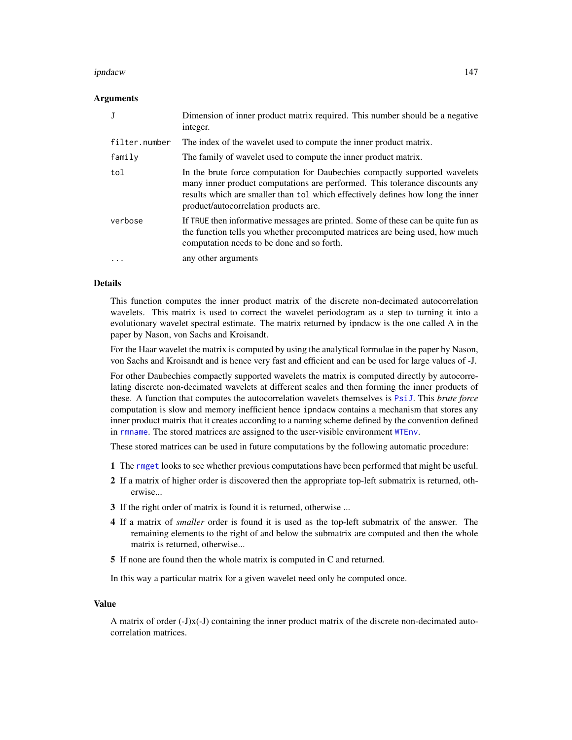### Arguments

| | |
|---|---|
| `J` | Dimension of inner product matrix required. This number should be a negative integer. |
| `filter.number` | The index of the wavelet used to compute the inner product matrix. |
| `family` | The family of wavelet used to compute the inner product matrix. |
| `tol` | In the brute force computation for Daubechies compactly supported wavelets many inner product computations are performed. This tolerance discounts any results which are smaller than `tol` which effectively defines how long the inner product/autocorrelation products are. |
| `verbose` | If `TRUE` then informative messages are printed. Some of these can be quite fun as the function tells you whether precomputed matrices are being used, how much computation needs to be done and so forth. |
| `...` | any other arguments |

### Details

This function computes the inner product matrix of the discrete non-decimated autocorrelation wavelets. This matrix is used to correct the wavelet periodogram as a step to turning it into a evolutionary wavelet spectral estimate. The matrix returned by ipndacw is the one called A in the paper by Nason, von Sachs and Kroisandt.

For the Haar wavelet the matrix is computed by using the analytical formulae in the paper by Nason, von Sachs and Kroisandt and is hence very fast and efficient and can be used for large values of -J.

For other Daubechies compactly supported wavelets the matrix is computed directly by autocorrelating discrete non-decimated wavelets at different scales and then forming the inner products of these. A function that computes the autocorrelation wavelets themselves is `PsiJ`. This *brute force* computation is slow and memory inefficient hence `ipndacw` contains a mechanism that stores any inner product matrix that it creates according to a naming scheme defined by the convention defined in `rmname`. The stored matrices are assigned to the user-visible environment `WTEnv`.

These stored matrices can be used in future computations by the following automatic procedure:

**1** The `rmget` looks to see whether previous computations have been performed that might be useful.

**2** If a matrix of higher order is discovered then the appropriate top-left submatrix is returned, otherwise...

**3** If the right order of matrix is found it is returned, otherwise ...

**4** If a matrix of *smaller* order is found it is used as the top-left submatrix of the answer. The remaining elements to the right of and below the submatrix are computed and then the whole matrix is returned, otherwise...

**5** If none are found then the whole matrix is computed in C and returned.

In this way a particular matrix for a given wavelet need only be computed once.

### Value

A matrix of order (-J)x(-J) containing the inner product matrix of the discrete non-decimated autocorrelation matrices.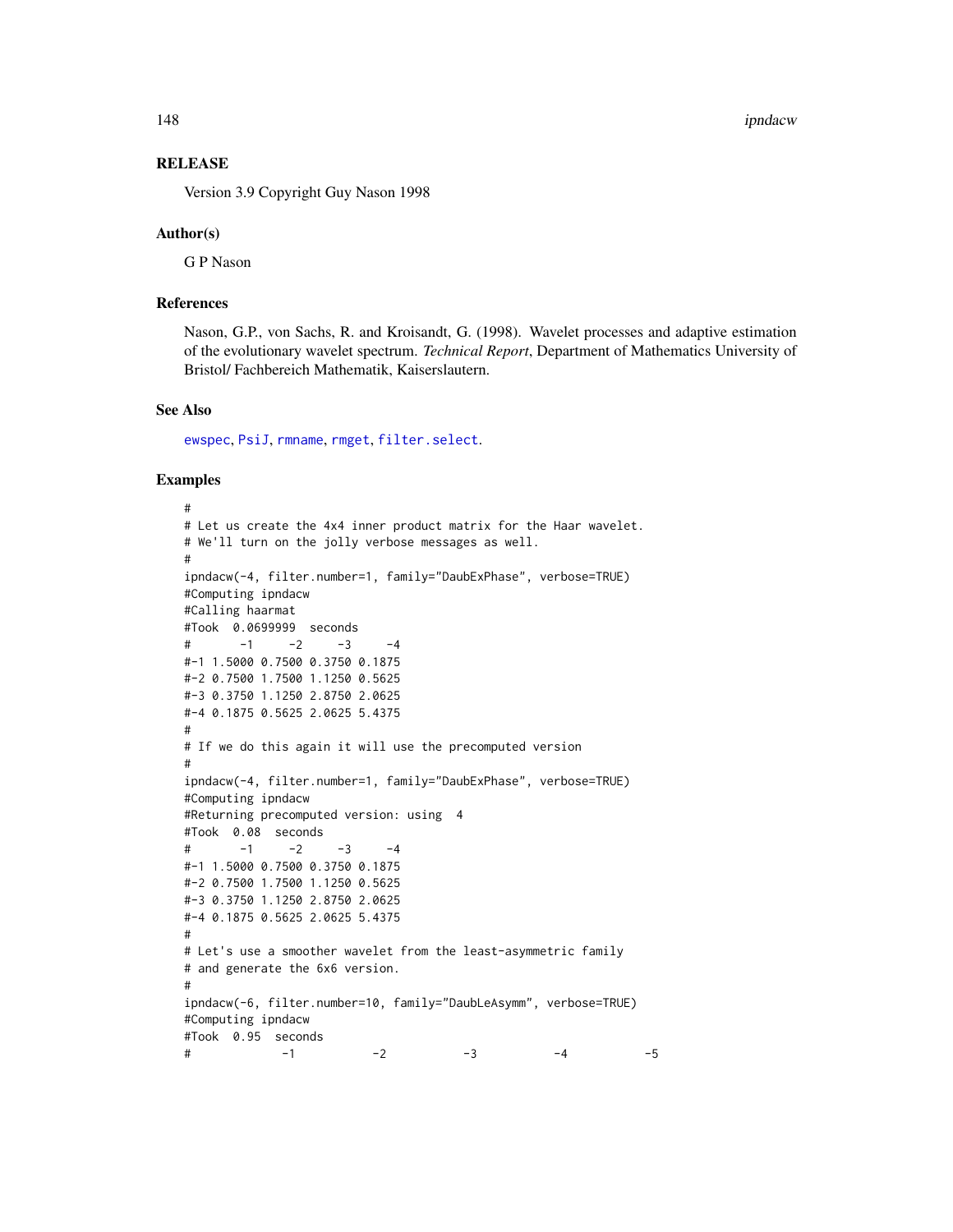## RELEASE

Version 3.9 Copyright Guy Nason 1998

## Author(s)

G P Nason

## References

Nason, G.P., von Sachs, R. and Kroisandt, G. (1998). Wavelet processes and adaptive estimation of the evolutionary wavelet spectrum. *Technical Report*, Department of Mathematics University of Bristol/ Fachbereich Mathematik, Kaiserslautern.

## See Also

ewspec, PsiJ, rmname, rmget, filter.select.

## Examples

```
#
# Let us create the 4x4 inner product matrix for the Haar wavelet.
# We'll turn on the jolly verbose messages as well.
#
ipndacw(-4, filter.number=1, family="DaubExPhase", verbose=TRUE)
#Computing ipndacw
#Calling haarmat
#Took  0.0699999  seconds
#       -1     -2     -3     -4
#-1 1.5000 0.7500 0.3750 0.1875
#-2 0.7500 1.7500 1.1250 0.5625
#-3 0.3750 1.1250 2.8750 2.0625
#-4 0.1875 0.5625 2.0625 5.4375
#
# If we do this again it will use the precomputed version
#
ipndacw(-4, filter.number=1, family="DaubExPhase", verbose=TRUE)
#Computing ipndacw
#Returning precomputed version: using  4
#Took  0.08  seconds
#       -1     -2     -3     -4
#-1 1.5000 0.7500 0.3750 0.1875
#-2 0.7500 1.7500 1.1250 0.5625
#-3 0.3750 1.1250 2.8750 2.0625
#-4 0.1875 0.5625 2.0625 5.4375
#
# Let's use a smoother wavelet from the least-asymmetric family
# and generate the 6x6 version.
#
ipndacw(-6, filter.number=10, family="DaubLeAsymm", verbose=TRUE)
#Computing ipndacw
#Took  0.95  seconds
#             -1           -2           -3           -4           -5
```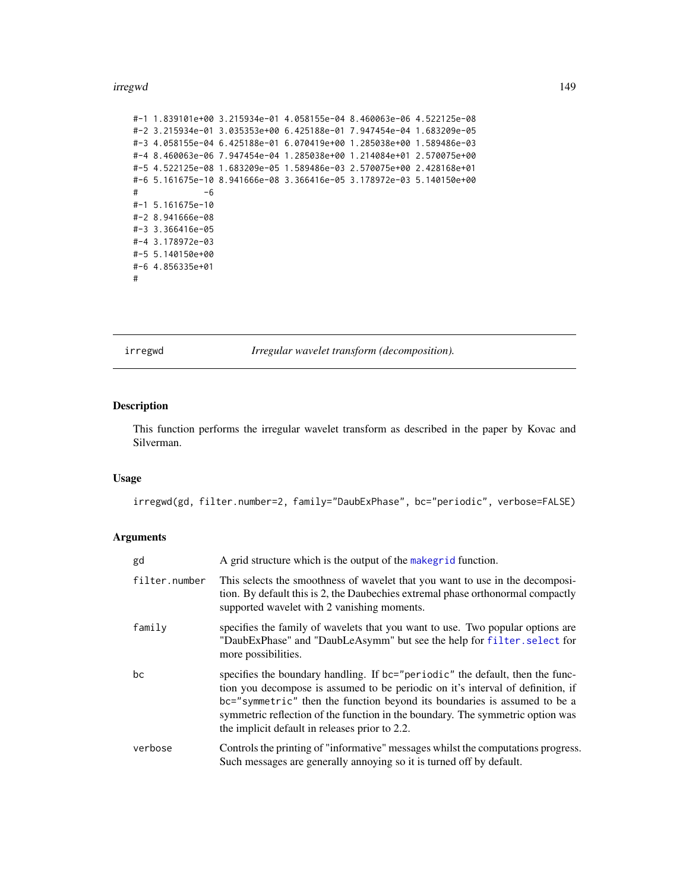```
#-1 1.839101e+00 3.215934e-01 4.058155e-04 8.460063e-06 4.522125e-08
#-2 3.215934e-01 3.035353e+00 6.425188e-01 7.947454e-04 1.683209e-05
#-3 4.058155e-04 6.425188e-01 6.070419e+00 1.285038e+00 1.589486e-03
#-4 8.460063e-06 7.947454e-04 1.285038e+00 1.214084e+01 2.570075e+00
#-5 4.522125e-08 1.683209e-05 1.589486e-03 2.570075e+00 2.428168e+01
#-6 5.161675e-10 8.941666e-08 3.366416e-05 3.178972e-03 5.140150e+00
#            -6
#-1 5.161675e-10
#-2 8.941666e-08
#-3 3.366416e-05
#-4 3.178972e-03
#-5 5.140150e+00
#-6 4.856335e+01
#
```

## irregwd *Irregular wavelet transform (decomposition).*

### Description

This function performs the irregular wavelet transform as described in the paper by Kovac and Silverman.

### Usage

```
irregwd(gd, filter.number=2, family="DaubExPhase", bc="periodic", verbose=FALSE)
```

### Arguments

| | |
|---|---|
| gd | A grid structure which is the output of the makegrid function. |
| filter.number | This selects the smoothness of wavelet that you want to use in the decomposition. By default this is 2, the Daubechies extremal phase orthonormal compactly supported wavelet with 2 vanishing moments. |
| family | specifies the family of wavelets that you want to use. Two popular options are "DaubExPhase" and "DaubLeAsymm" but see the help for filter.select for more possibilities. |
| bc | specifies the boundary handling. If bc="periodic" the default, then the function you decompose is assumed to be periodic on it's interval of definition, if bc="symmetric" then the function beyond its boundaries is assumed to be a symmetric reflection of the function in the boundary. The symmetric option was the implicit default in releases prior to 2.2. |
| verbose | Controls the printing of "informative" messages whilst the computations progress. Such messages are generally annoying so it is turned off by default. |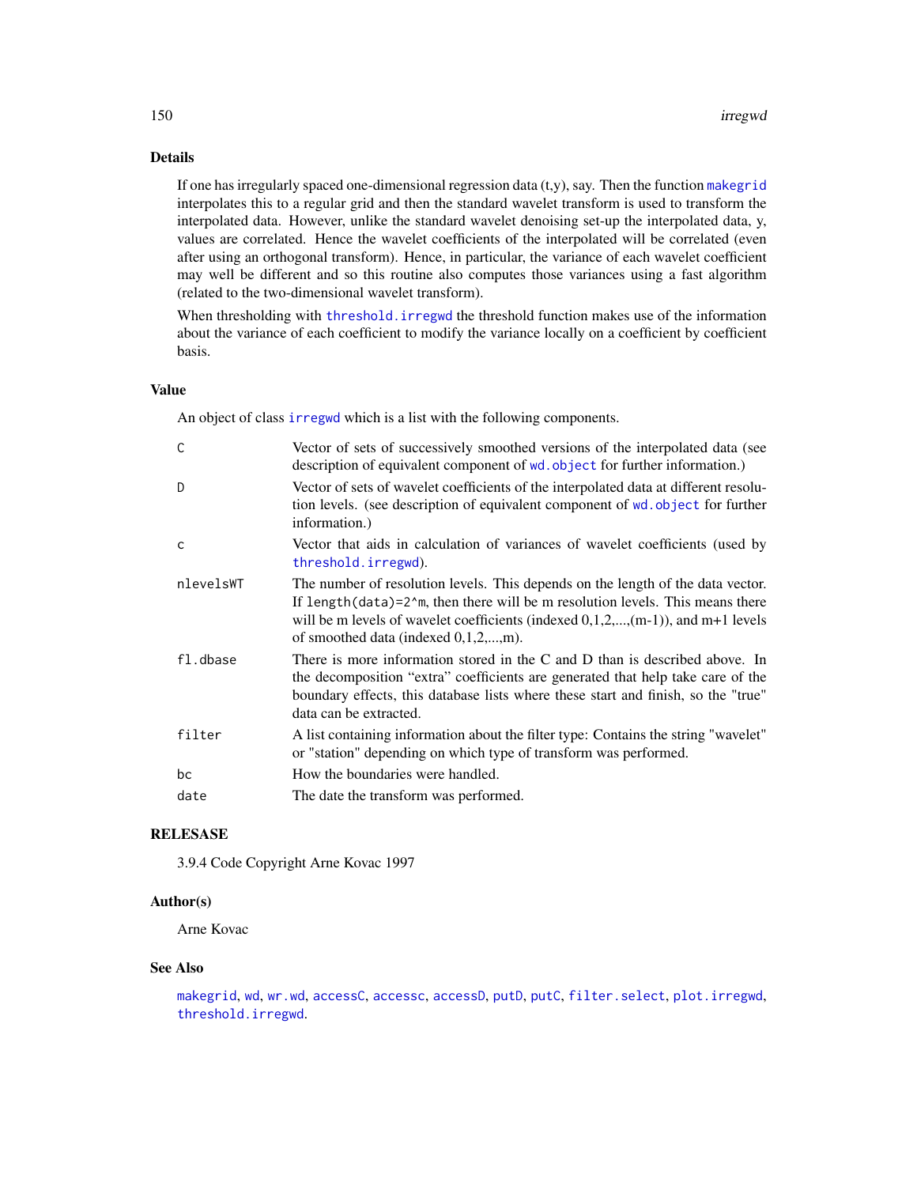## Details

If one has irregularly spaced one-dimensional regression data (t,y), say. Then the function makegrid interpolates this to a regular grid and then the standard wavelet transform is used to transform the interpolated data. However, unlike the standard wavelet denoising set-up the interpolated data, y, values are correlated. Hence the wavelet coefficients of the interpolated will be correlated (even after using an orthogonal transform). Hence, in particular, the variance of each wavelet coefficient may well be different and so this routine also computes those variances using a fast algorithm (related to the two-dimensional wavelet transform).

When thresholding with threshold.irregwd the threshold function makes use of the information about the variance of each coefficient to modify the variance locally on a coefficient by coefficient basis.

## Value

An object of class irregwd which is a list with the following components.

- `C` Vector of sets of successively smoothed versions of the interpolated data (see description of equivalent component of wd.object for further information.)
- `D` Vector of sets of wavelet coefficients of the interpolated data at different resolution levels. (see description of equivalent component of wd.object for further information.)
- `c` Vector that aids in calculation of variances of wavelet coefficients (used by threshold.irregwd).
- `nlevelsWT` The number of resolution levels. This depends on the length of the data vector. If `length(data)=2^m`, then there will be m resolution levels. This means there will be m levels of wavelet coefficients (indexed 0,1,2,...,(m-1)), and m+1 levels of smoothed data (indexed 0,1,2,...,m).
- `fl.dbase` There is more information stored in the C and D than is described above. In the decomposition "extra" coefficients are generated that help take care of the boundary effects, this database lists where these start and finish, so the "true" data can be extracted.
- `filter` A list containing information about the filter type: Contains the string "wavelet" or "station" depending on which type of transform was performed.
- `bc` How the boundaries were handled.
- `date` The date the transform was performed.

## RELEASE

3.9.4 Code Copyright Arne Kovac 1997

## Author(s)

Arne Kovac

## See Also

makegrid, wd, wr.wd, accessC, accessc, accessD, putD, putC, filter.select, plot.irregwd, threshold.irregwd.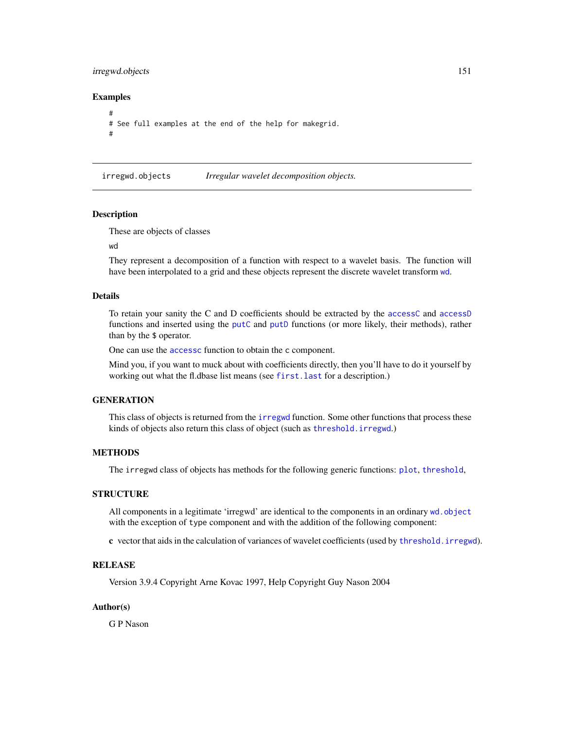## Examples

```
#
# See full examples at the end of the help for makegrid.
#
```

---

## irregwd.objects — *Irregular wavelet decomposition objects.*

---

### Description

These are objects of classes

wd

They represent a decomposition of a function with respect to a wavelet basis. The function will have been interpolated to a grid and these objects represent the discrete wavelet transform `wd`.

### Details

To retain your sanity the C and D coefficients should be extracted by the `accessC` and `accessD` functions and inserted using the `putC` and `putD` functions (or more likely, their methods), rather than by the $ operator.

One can use the `accessc` function to obtain the `c` component.

Mind you, if you want to muck about with coefficients directly, then you'll have to do it yourself by working out what the fl.dbase list means (see `first.last` for a description.)

### GENERATION

This class of objects is returned from the `irregwd` function. Some other functions that process these kinds of objects also return this class of object (such as `threshold.irregwd`.)

### METHODS

The `irregwd` class of objects has methods for the following generic functions: `plot`, `threshold`,

### STRUCTURE

All components in a legitimate 'irregwd' are identical to the components in an ordinary `wd.object` with the exception of `type` component and with the addition of the following component:

**c** vector that aids in the calculation of variances of wavelet coefficients (used by `threshold.irregwd`).

### RELEASE

Version 3.9.4 Copyright Arne Kovac 1997, Help Copyright Guy Nason 2004

### Author(s)

G P Nason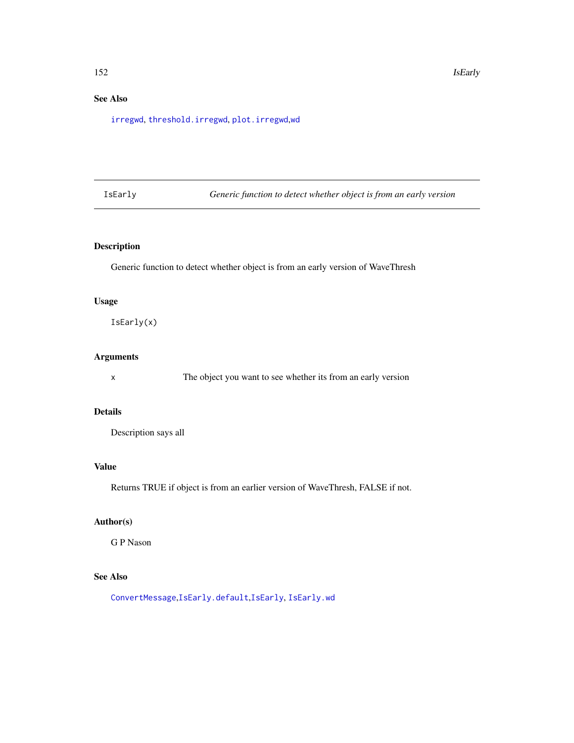## See Also

irregwd, threshold.irregwd, plot.irregwd,wd

---

# IsEarly *Generic function to detect whether object is from an early version*

## Description

Generic function to detect whether object is from an early version of WaveThresh

## Usage

```
IsEarly(x)
```

## Arguments

x The object you want to see whether its from an early version

## Details

Description says all

## Value

Returns TRUE if object is from an earlier version of WaveThresh, FALSE if not.

## Author(s)

G P Nason

## See Also

ConvertMessage,IsEarly.default,IsEarly, IsEarly.wd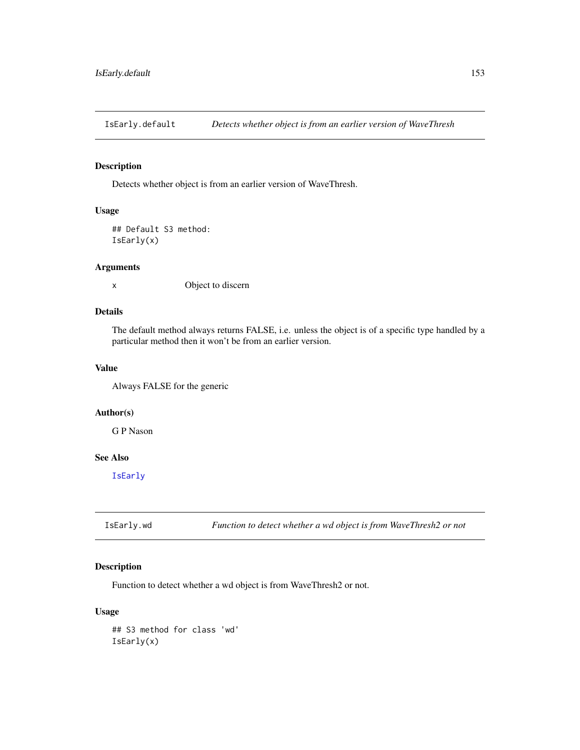## IsEarly.default — *Detects whether object is from an earlier version of WaveThresh*

### Description

Detects whether object is from an earlier version of WaveThresh.

### Usage

```
## Default S3 method:
IsEarly(x)
```

### Arguments

| | |
|---|---|
| x | Object to discern |

### Details

The default method always returns FALSE, i.e. unless the object is of a specific type handled by a particular method then it won't be from an earlier version.

### Value

Always FALSE for the generic

### Author(s)

G P Nason

### See Also

IsEarly

## IsEarly.wd — *Function to detect whether a wd object is from WaveThresh2 or not*

### Description

Function to detect whether a wd object is from WaveThresh2 or not.

### Usage

```
## S3 method for class 'wd'
IsEarly(x)
```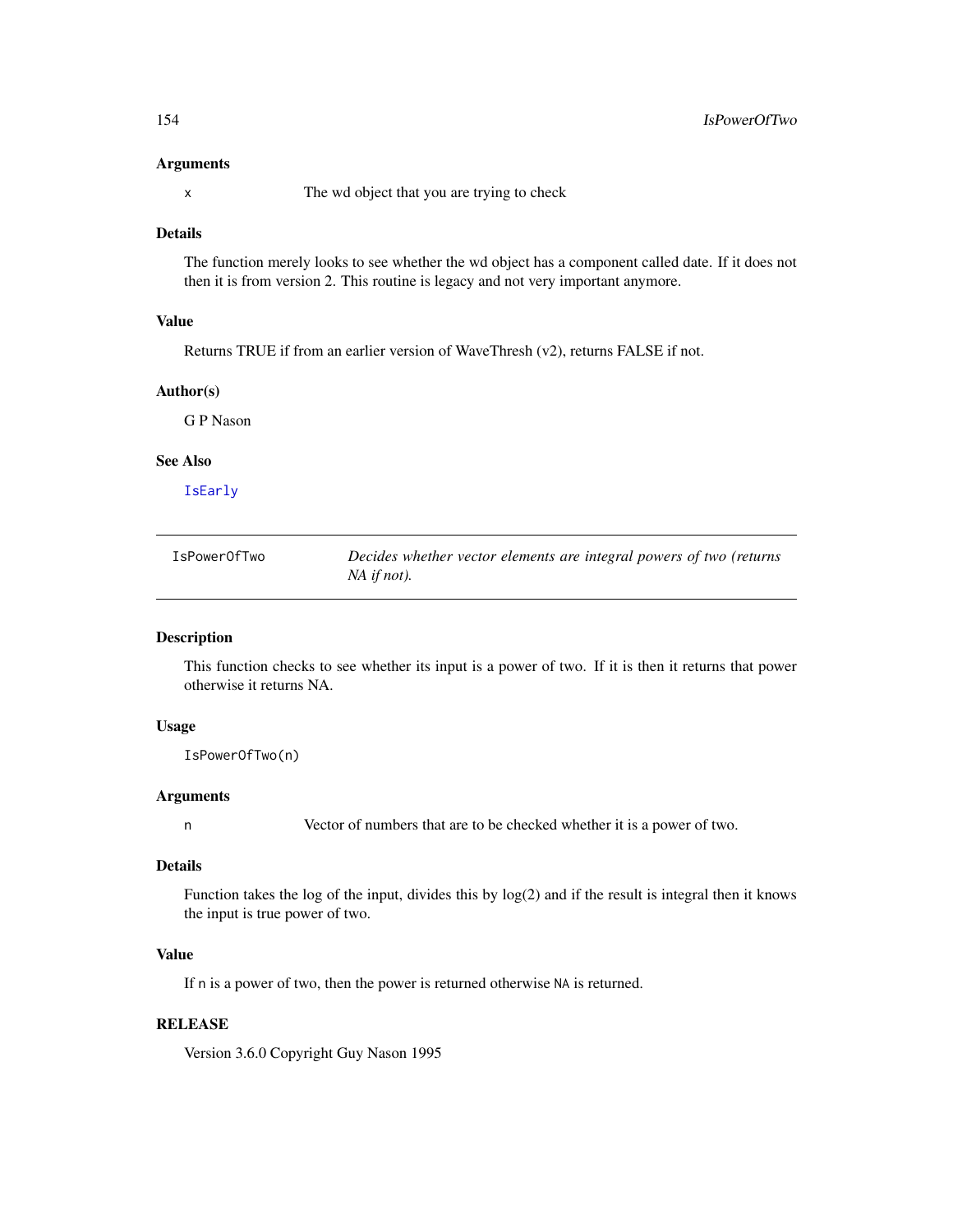## Arguments

x The wd object that you are trying to check

## Details

The function merely looks to see whether the wd object has a component called date. If it does not then it is from version 2. This routine is legacy and not very important anymore.

## Value

Returns TRUE if from an earlier version of WaveThresh (v2), returns FALSE if not.

## Author(s)

G P Nason

## See Also

IsEarly

---

# IsPowerOfTwo — *Decides whether vector elements are integral powers of two (returns NA if not).*

---

## Description

This function checks to see whether its input is a power of two. If it is then it returns that power otherwise it returns NA.

## Usage

```
IsPowerOfTwo(n)
```

## Arguments

n Vector of numbers that are to be checked whether it is a power of two.

## Details

Function takes the log of the input, divides this by log(2) and if the result is integral then it knows the input is true power of two.

## Value

If n is a power of two, then the power is returned otherwise NA is returned.

## RELEASE

Version 3.6.0 Copyright Guy Nason 1995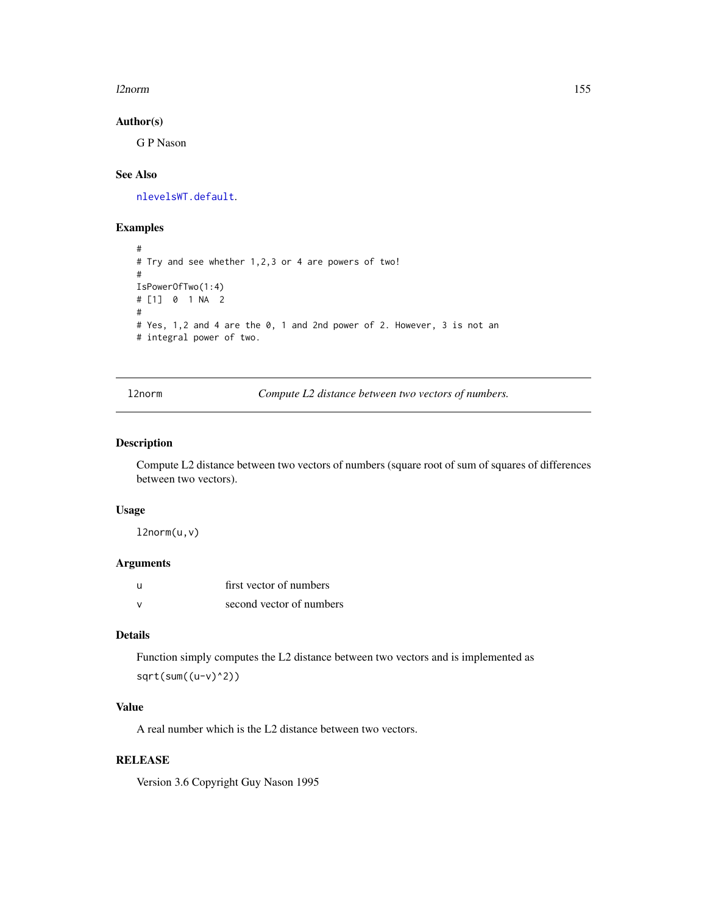## Author(s)

G P Nason

## See Also

nlevelsWT.default.

## Examples

```
#
# Try and see whether 1,2,3 or 4 are powers of two!
#
IsPowerOfTwo(1:4)
# [1]  0  1 NA  2
#
# Yes, 1,2 and 4 are the 0, 1 and 2nd power of 2. However, 3 is not an
# integral power of two.
```

---

l2norm *Compute L2 distance between two vectors of numbers.*

---

## Description

Compute L2 distance between two vectors of numbers (square root of sum of squares of differences between two vectors).

## Usage

```
l2norm(u,v)
```

## Arguments

| | |
|---|---|
| u | first vector of numbers |
| v | second vector of numbers |

## Details

Function simply computes the L2 distance between two vectors and is implemented as

```
sqrt(sum((u-v)^2))
```

## Value

A real number which is the L2 distance between two vectors.

## RELEASE

Version 3.6 Copyright Guy Nason 1995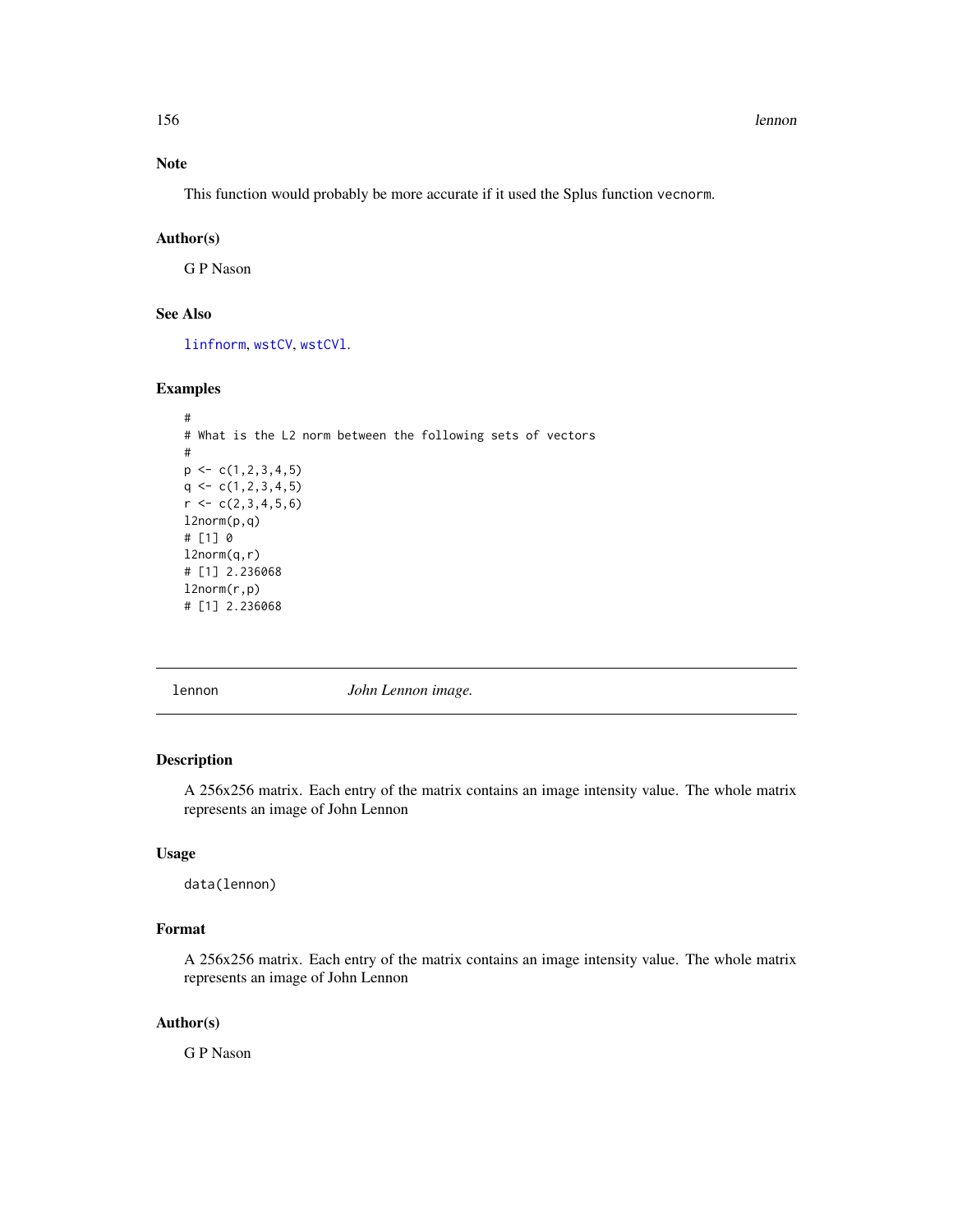## Note

This function would probably be more accurate if it used the Splus function vecnorm.

## Author(s)

G P Nason

## See Also

linfnorm, wstCV, wstCVl.

## Examples

```
#
# What is the L2 norm between the following sets of vectors
#
p <- c(1,2,3,4,5)
q <- c(1,2,3,4,5)
r <- c(2,3,4,5,6)
l2norm(p,q)
# [1] 0
l2norm(q,r)
# [1] 2.236068
l2norm(r,p)
# [1] 2.236068
```

---

# lennon *John Lennon image.*

## Description

A 256x256 matrix. Each entry of the matrix contains an image intensity value. The whole matrix represents an image of John Lennon

## Usage

```
data(lennon)
```

## Format

A 256x256 matrix. Each entry of the matrix contains an image intensity value. The whole matrix represents an image of John Lennon

## Author(s)

G P Nason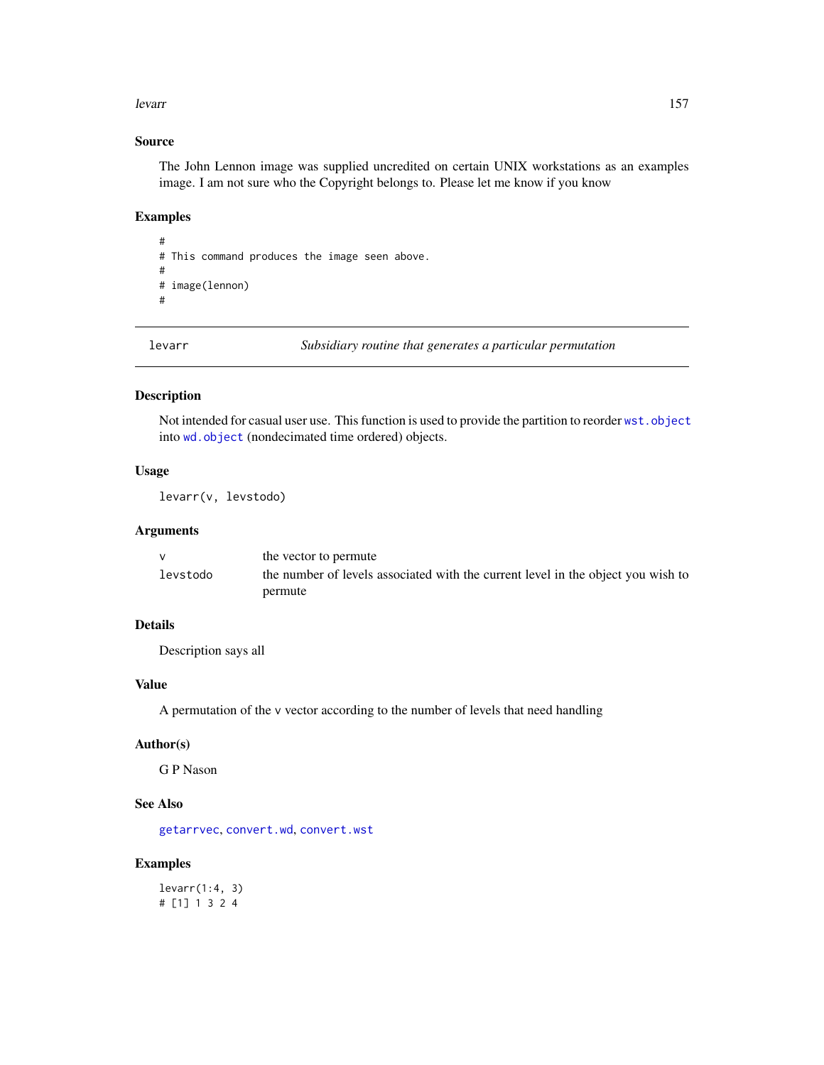### Source

The John Lennon image was supplied uncredited on certain UNIX workstations as an examples image. I am not sure who the Copyright belongs to. Please let me know if you know

### Examples

```
#
# This command produces the image seen above.
#
# image(lennon)
#
```

---

## levarr — *Subsidiary routine that generates a particular permutation*

---

### Description

Not intended for casual user use. This function is used to provide the partition to reorder `wst.object` into `wd.object` (nondecimated time ordered) objects.

### Usage

```
levarr(v, levstodo)
```

### Arguments

| | |
|---|---|
| `v` | the vector to permute |
| `levstodo` | the number of levels associated with the current level in the object you wish to permute |

### Details

Description says all

### Value

A permutation of the v vector according to the number of levels that need handling

### Author(s)

G P Nason

### See Also

`getarrvec`, `convert.wd`, `convert.wst`

### Examples

```
levarr(1:4, 3)
# [1] 1 3 2 4
```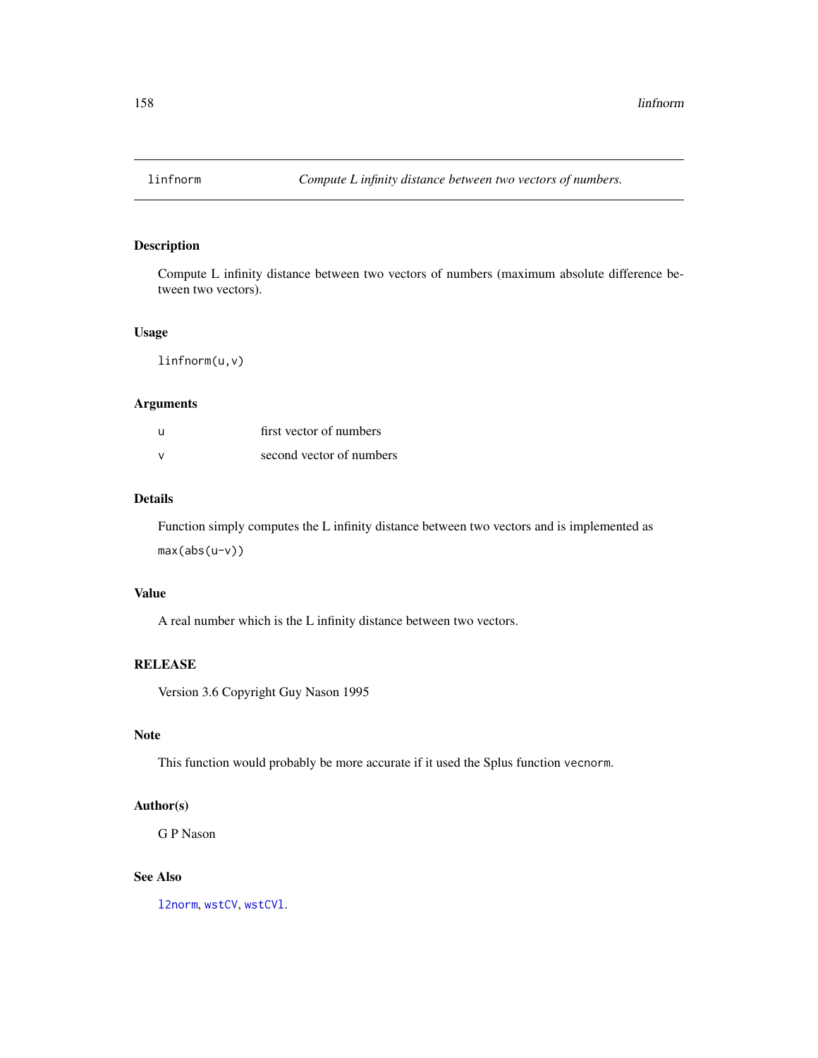# linfnorm — *Compute L infinity distance between two vectors of numbers.*

## Description

Compute L infinity distance between two vectors of numbers (maximum absolute difference between two vectors).

## Usage

```
linfnorm(u,v)
```

## Arguments

| | |
|---|---|
| u | first vector of numbers |
| v | second vector of numbers |

## Details

Function simply computes the L infinity distance between two vectors and is implemented as

```
max(abs(u-v))
```

## Value

A real number which is the L infinity distance between two vectors.

## RELEASE

Version 3.6 Copyright Guy Nason 1995

## Note

This function would probably be more accurate if it used the Splus function `vecnorm`.

## Author(s)

G P Nason

## See Also

`l2norm`, `wstCV`, `wstCVl`.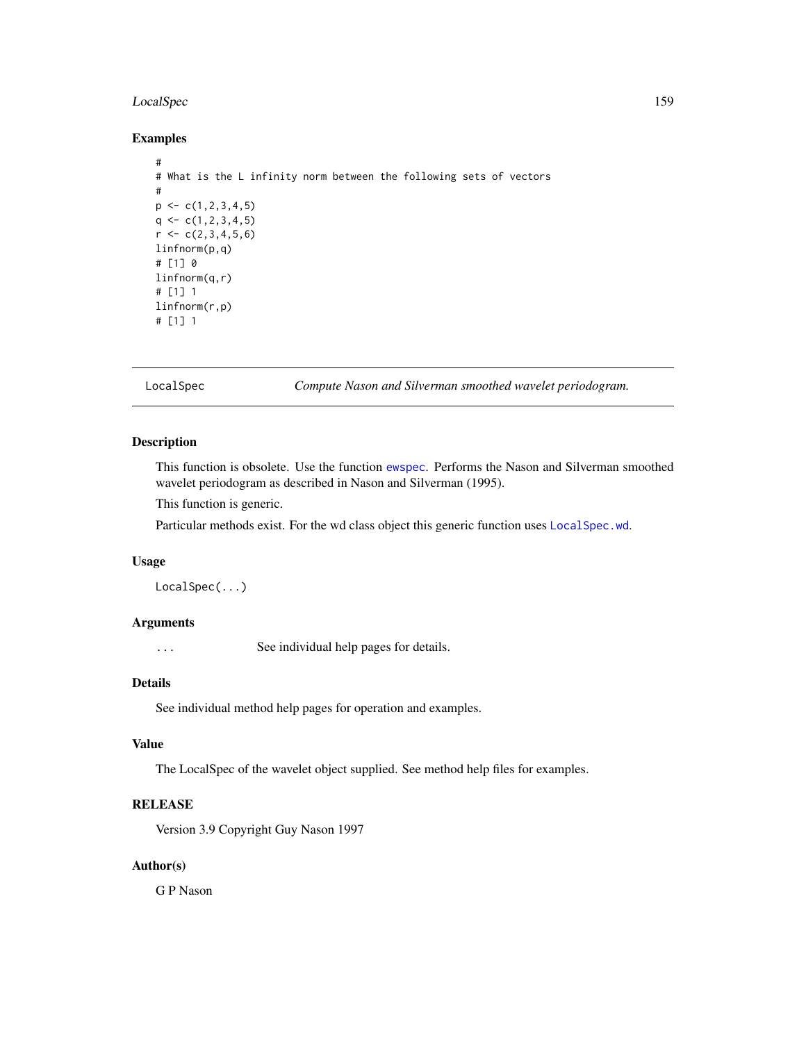## Examples

```
#
# What is the L infinity norm between the following sets of vectors
#
p <- c(1,2,3,4,5)
q <- c(1,2,3,4,5)
r <- c(2,3,4,5,6)
linfnorm(p,q)
# [1] 0
linfnorm(q,r)
# [1] 1
linfnorm(r,p)
# [1] 1
```

---

# LocalSpec — *Compute Nason and Silverman smoothed wavelet periodogram.*

---

## Description

This function is obsolete. Use the function `ewspec`. Performs the Nason and Silverman smoothed wavelet periodogram as described in Nason and Silverman (1995).

This function is generic.

Particular methods exist. For the wd class object this generic function uses `LocalSpec.wd`.

## Usage

```
LocalSpec(...)
```

## Arguments

`...` See individual help pages for details.

## Details

See individual method help pages for operation and examples.

## Value

The LocalSpec of the wavelet object supplied. See method help files for examples.

## RELEASE

Version 3.9 Copyright Guy Nason 1997

## Author(s)

G P Nason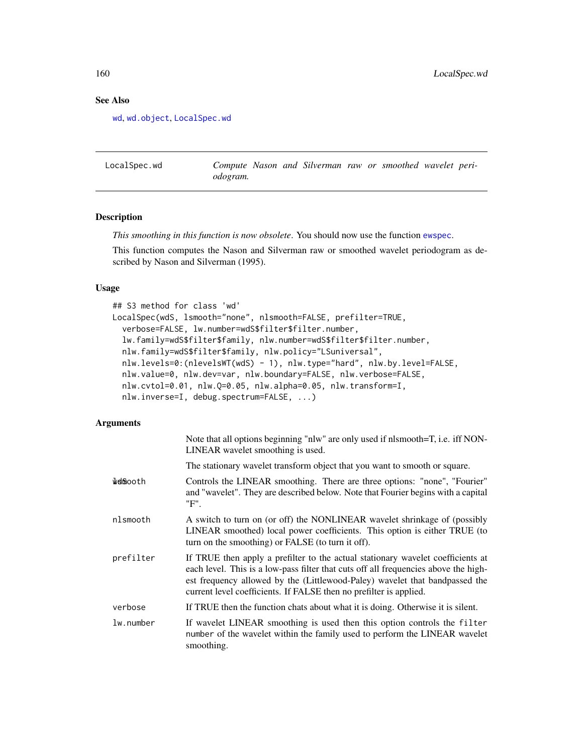## See Also

wd, wd.object, LocalSpec.wd

---

LocalSpec.wd — *Compute Nason and Silverman raw or smoothed wavelet periodogram.*

---

### Description

*This smoothing in this function is now obsolete*. You should now use the function ewspec.

This function computes the Nason and Silverman raw or smoothed wavelet periodogram as described by Nason and Silverman (1995).

### Usage

```
## S3 method for class 'wd'
LocalSpec(wdS, lsmooth="none", nlsmooth=FALSE, prefilter=TRUE,
  verbose=FALSE, lw.number=wdS$filter$filter.number,
  lw.family=wdS$filter$family, nlw.number=wdS$filter$filter.number,
  nlw.family=wdS$filter$family, nlw.policy="LSuniversal",
  nlw.levels=0:(nlevelsWT(wdS) - 1), nlw.type="hard", nlw.by.level=FALSE,
  nlw.value=0, nlw.dev=var, nlw.boundary=FALSE, nlw.verbose=FALSE,
  nlw.cvtol=0.01, nlw.Q=0.05, nlw.alpha=0.05, nlw.transform=I,
  nlw.inverse=I, debug.spectrum=FALSE, ...)
```

### Arguments

| | |
|---|---|
| | Note that all options beginning "nlw" are only used if nlsmooth=T, i.e. iff NON-LINEAR wavelet smoothing is used. |
| wdS | The stationary wavelet transform object that you want to smooth or square. |
| lsmooth | Controls the LINEAR smoothing. There are three options: "none", "Fourier" and "wavelet". They are described below. Note that Fourier begins with a capital "F". |
| nlsmooth | A switch to turn on (or off) the NONLINEAR wavelet shrinkage of (possibly LINEAR smoothed) local power coefficients. This option is either TRUE (to turn on the smoothing) or FALSE (to turn it off). |
| prefilter | If TRUE then apply a prefilter to the actual stationary wavelet coefficients at each level. This is a low-pass filter that cuts off all frequencies above the highest frequency allowed by the (Littlewood-Paley) wavelet that bandpassed the current level coefficients. If FALSE then no prefilter is applied. |
| verbose | If TRUE then the function chats about what it is doing. Otherwise it is silent. |
| lw.number | If wavelet LINEAR smoothing is used then this option controls the filter number of the wavelet within the family used to perform the LINEAR wavelet smoothing. |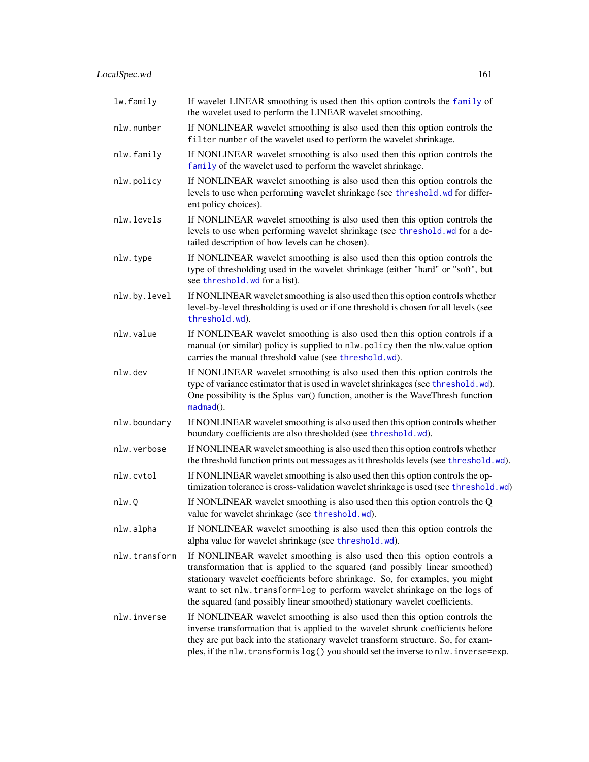| | |
|---|---|
| `lw.family` | If wavelet LINEAR smoothing is used then this option controls the `family` of the wavelet used to perform the LINEAR wavelet smoothing. |
| `nlw.number` | If NONLINEAR wavelet smoothing is also used then this option controls the `filter number` of the wavelet used to perform the wavelet shrinkage. |
| `nlw.family` | If NONLINEAR wavelet smoothing is also used then this option controls the `family` of the wavelet used to perform the wavelet shrinkage. |
| `nlw.policy` | If NONLINEAR wavelet smoothing is also used then this option controls the levels to use when performing wavelet shrinkage (see `threshold.wd` for different policy choices). |
| `nlw.levels` | If NONLINEAR wavelet smoothing is also used then this option controls the levels to use when performing wavelet shrinkage (see `threshold.wd` for a detailed description of how levels can be chosen). |
| `nlw.type` | If NONLINEAR wavelet smoothing is also used then this option controls the type of thresholding used in the wavelet shrinkage (either "hard" or "soft", but see `threshold.wd` for a list). |
| `nlw.by.level` | If NONLINEAR wavelet smoothing is also used then this option controls whether level-by-level thresholding is used or if one threshold is chosen for all levels (see `threshold.wd`). |
| `nlw.value` | If NONLINEAR wavelet smoothing is also used then this option controls if a manual (or similar) policy is supplied to `nlw.policy` then the nlw.value option carries the manual threshold value (see `threshold.wd`). |
| `nlw.dev` | If NONLINEAR wavelet smoothing is also used then this option controls the type of variance estimator that is used in wavelet shrinkages (see `threshold.wd`). One possibility is the Splus var() function, another is the WaveThresh function `madmad`(). |
| `nlw.boundary` | If NONLINEAR wavelet smoothing is also used then this option controls whether boundary coefficients are also thresholded (see `threshold.wd`). |
| `nlw.verbose` | If NONLINEAR wavelet smoothing is also used then this option controls whether the threshold function prints out messages as it thresholds levels (see `threshold.wd`). |
| `nlw.cvtol` | If NONLINEAR wavelet smoothing is also used then this option controls the optimization tolerance is cross-validation wavelet shrinkage is used (see `threshold.wd`) |
| `nlw.Q` | If NONLINEAR wavelet smoothing is also used then this option controls the Q value for wavelet shrinkage (see `threshold.wd`). |
| `nlw.alpha` | If NONLINEAR wavelet smoothing is also used then this option controls the alpha value for wavelet shrinkage (see `threshold.wd`). |
| `nlw.transform` | If NONLINEAR wavelet smoothing is also used then this option controls a transformation that is applied to the squared (and possibly linear smoothed) stationary wavelet coefficients before shrinkage. So, for examples, you might want to set `nlw.transform=log` to perform wavelet shrinkage on the logs of the squared (and possibly linear smoothed) stationary wavelet coefficients. |
| `nlw.inverse` | If NONLINEAR wavelet smoothing is also used then this option controls the inverse transformation that is applied to the wavelet shrunk coefficients before they are put back into the stationary wavelet transform structure. So, for examples, if the `nlw.transform` is `log()` you should set the inverse to `nlw.inverse=exp`. |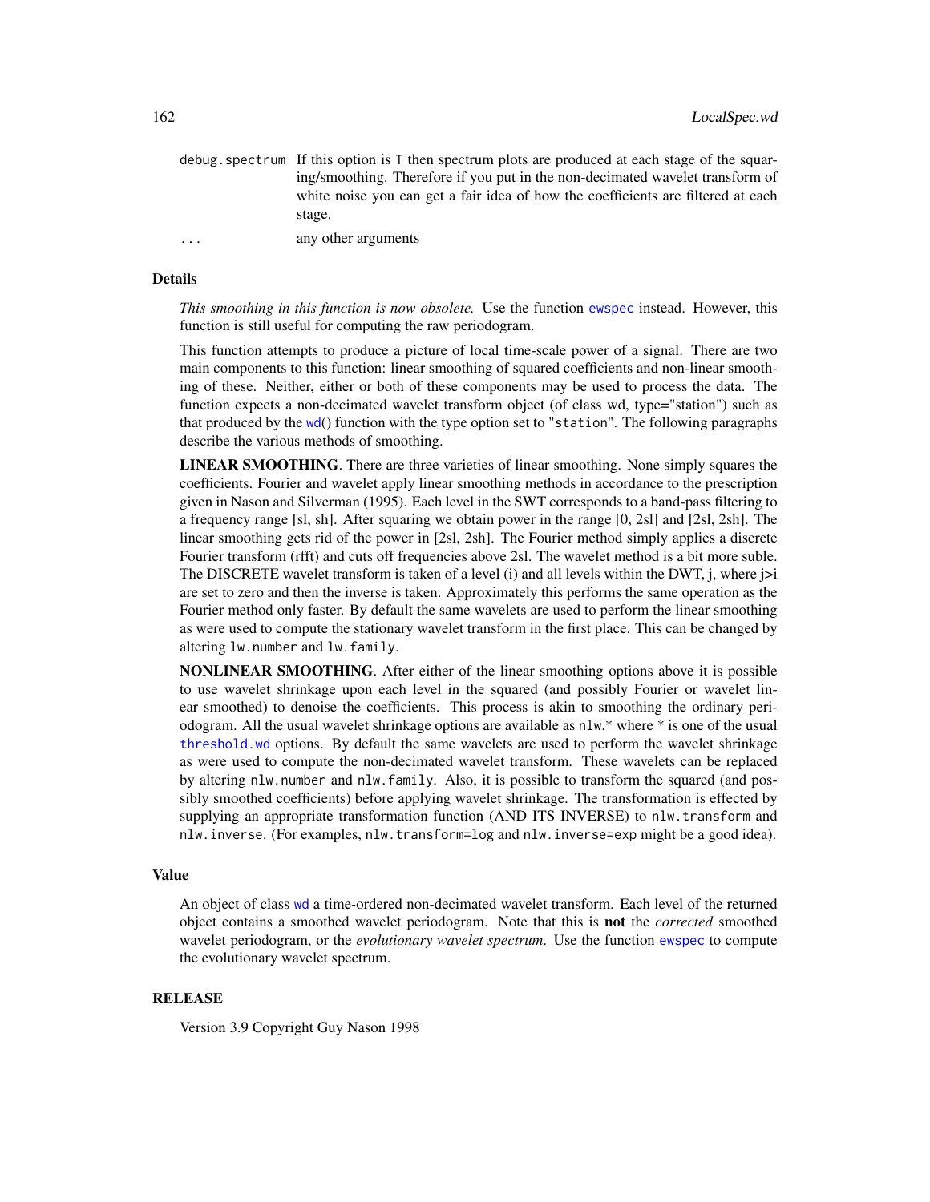| | |
|---|---|
| debug.spectrum | If this option is T then spectrum plots are produced at each stage of the squaring/smoothing. Therefore if you put in the non-decimated wavelet transform of white noise you can get a fair idea of how the coefficients are filtered at each stage. |
| ... | any other arguments |

## Details

*This smoothing in this function is now obsolete.* Use the function `ewspec` instead. However, this function is still useful for computing the raw periodogram.

This function attempts to produce a picture of local time-scale power of a signal. There are two main components to this function: linear smoothing of squared coefficients and non-linear smoothing of these. Neither, either or both of these components may be used to process the data. The function expects a non-decimated wavelet transform object (of class wd, type="station") such as that produced by the `wd`() function with the type option set to "`station`". The following paragraphs describe the various methods of smoothing.

**LINEAR SMOOTHING**. There are three varieties of linear smoothing. None simply squares the coefficients. Fourier and wavelet apply linear smoothing methods in accordance to the prescription given in Nason and Silverman (1995). Each level in the SWT corresponds to a band-pass filtering to a frequency range [sl, sh]. After squaring we obtain power in the range [0, 2sl] and [2sl, 2sh]. The linear smoothing gets rid of the power in [2sl, 2sh]. The Fourier method simply applies a discrete Fourier transform (rfft) and cuts off frequencies above 2sl. The wavelet method is a bit more suble. The DISCRETE wavelet transform is taken of a level (i) and all levels within the DWT, j, where j>i are set to zero and then the inverse is taken. Approximately this performs the same operation as the Fourier method only faster. By default the same wavelets are used to perform the linear smoothing as were used to compute the stationary wavelet transform in the first place. This can be changed by altering `lw.number` and `lw.family`.

**NONLINEAR SMOOTHING**. After either of the linear smoothing options above it is possible to use wavelet shrinkage upon each level in the squared (and possibly Fourier or wavelet linear smoothed) to denoise the coefficients. This process is akin to smoothing the ordinary periodogram. All the usual wavelet shrinkage options are available as `nlw.*` where * is one of the usual `threshold.wd` options. By default the same wavelets are used to perform the wavelet shrinkage as were used to compute the non-decimated wavelet transform. These wavelets can be replaced by altering `nlw.number` and `nlw.family`. Also, it is possible to transform the squared (and possibly smoothed coefficients) before applying wavelet shrinkage. The transformation is effected by supplying an appropriate transformation function (AND ITS INVERSE) to `nlw.transform` and `nlw.inverse`. (For examples, `nlw.transform=log` and `nlw.inverse=exp` might be a good idea).

## Value

An object of class `wd` a time-ordered non-decimated wavelet transform. Each level of the returned object contains a smoothed wavelet periodogram. Note that this is **not** the *corrected* smoothed wavelet periodogram, or the *evolutionary wavelet spectrum*. Use the function `ewspec` to compute the evolutionary wavelet spectrum.

## RELEASE

Version 3.9 Copyright Guy Nason 1998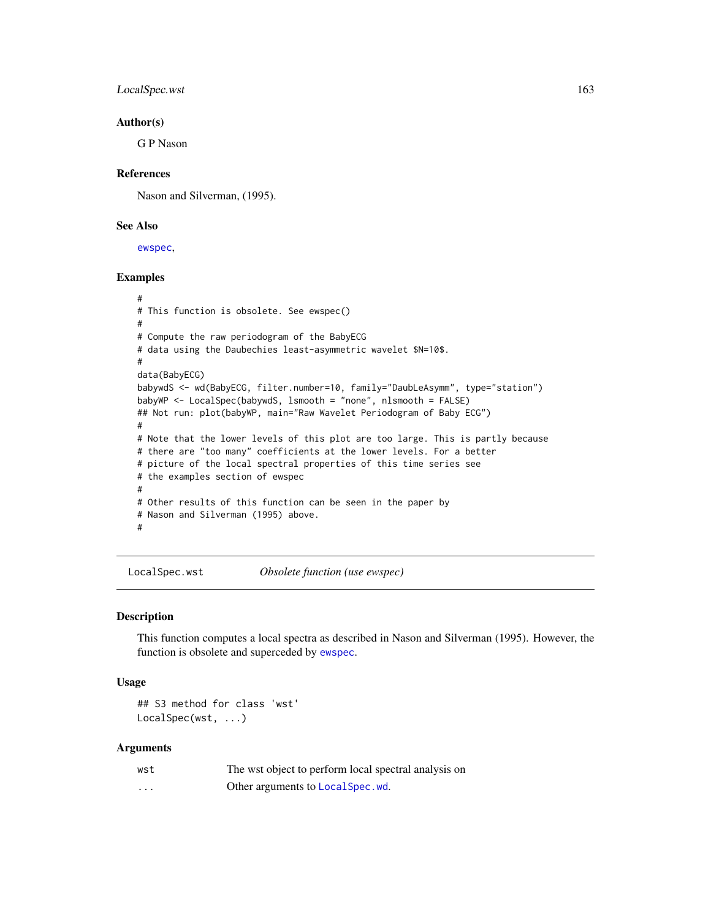### Author(s)

G P Nason

### References

Nason and Silverman, (1995).

### See Also

ewspec,

### Examples

```
#
# This function is obsolete. See ewspec()
#
# Compute the raw periodogram of the BabyECG
# data using the Daubechies least-asymmetric wavelet $N=10$.
#
data(BabyECG)
babywdS <- wd(BabyECG, filter.number=10, family="DaubLeAsymm", type="station")
babyWP <- LocalSpec(babywdS, lsmooth = "none", nlsmooth = FALSE)
## Not run: plot(babyWP, main="Raw Wavelet Periodogram of Baby ECG")
#
# Note that the lower levels of this plot are too large. This is partly because
# there are "too many" coefficients at the lower levels. For a better
# picture of the local spectral properties of this time series see
# the examples section of ewspec
#
# Other results of this function can be seen in the paper by
# Nason and Silverman (1995) above.
#
```

---

## LocalSpec.wst *Obsolete function (use ewspec)*

### Description

This function computes a local spectra as described in Nason and Silverman (1995). However, the function is obsolete and superceded by ewspec.

### Usage

```
## S3 method for class 'wst'
LocalSpec(wst, ...)
```

### Arguments

| | |
|---|---|
| wst | The wst object to perform local spectral analysis on |
| ... | Other arguments to LocalSpec.wd. |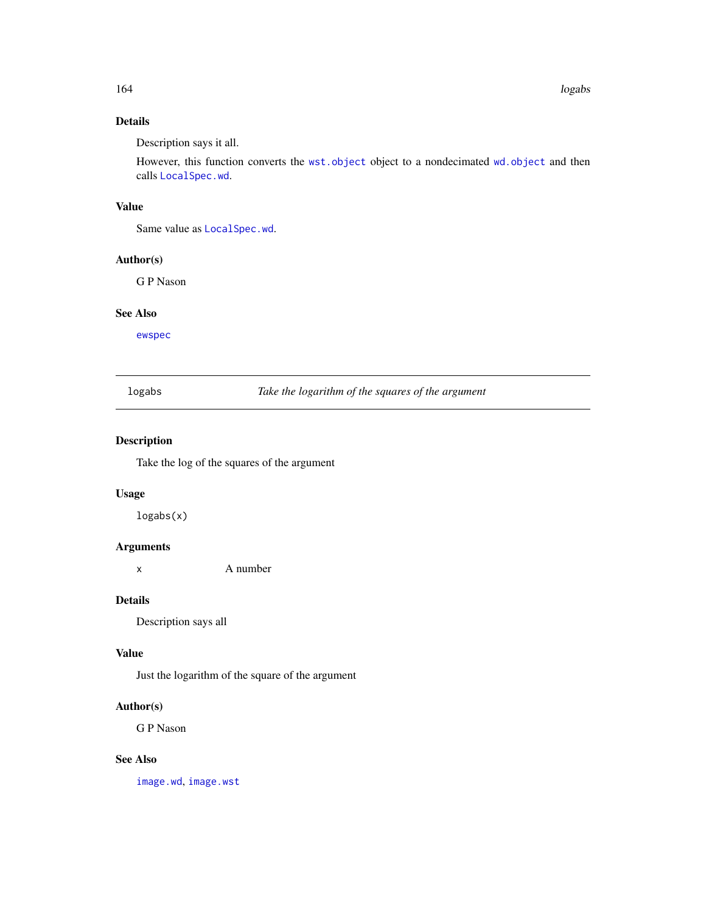## Details

Description says it all.

However, this function converts the `wst.object` object to a nondecimated `wd.object` and then calls `LocalSpec.wd`.

## Value

Same value as `LocalSpec.wd`.

## Author(s)

G P Nason

## See Also

`ewspec`

---

# logabs — *Take the logarithm of the squares of the argument*

---

## Description

Take the log of the squares of the argument

## Usage

```
logabs(x)
```

## Arguments

| | |
|---|---|
| x | A number |

## Details

Description says all

## Value

Just the logarithm of the square of the argument

## Author(s)

G P Nason

## See Also

`image.wd`, `image.wst`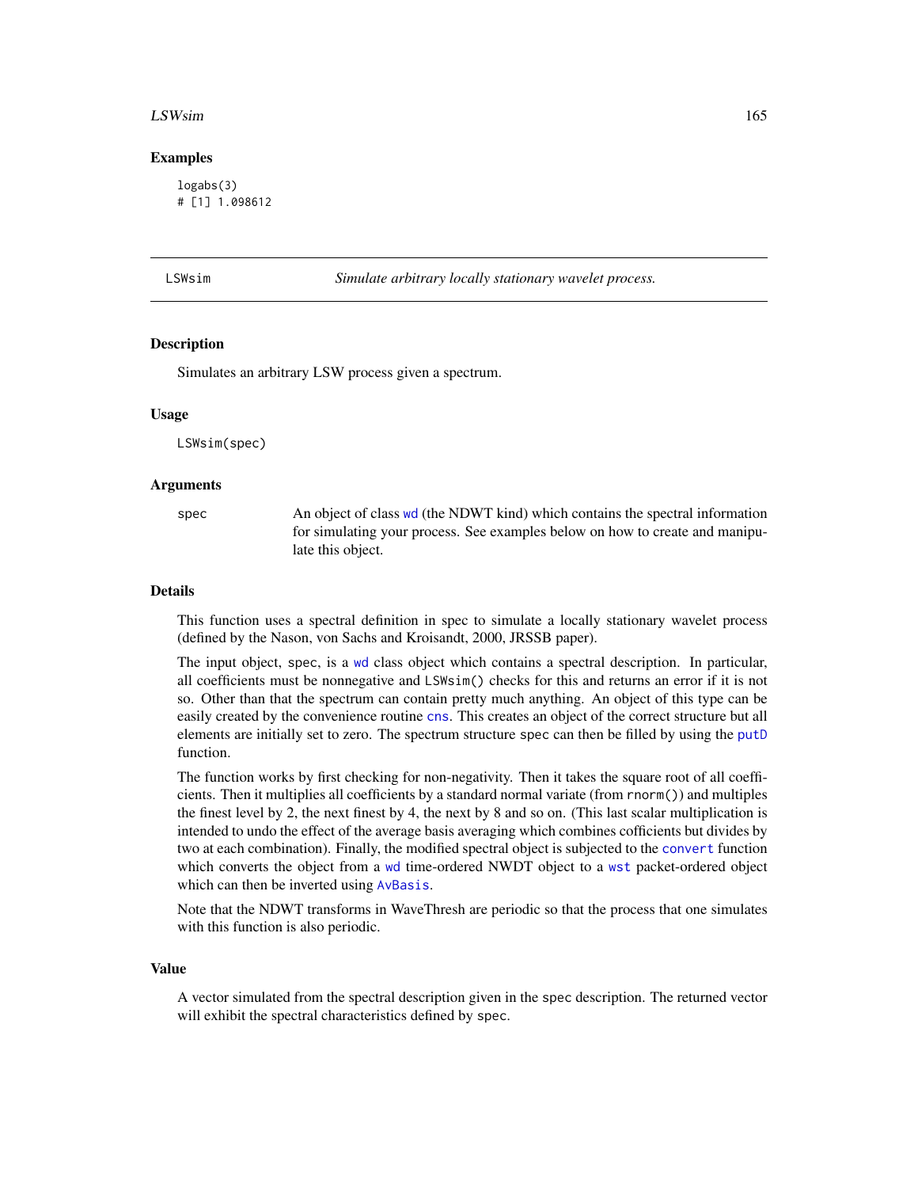### Examples

```
logabs(3)
# [1] 1.098612
```

---

## LSWsim — *Simulate arbitrary locally stationary wavelet process.*

### Description

Simulates an arbitrary LSW process given a spectrum.

### Usage

```
LSWsim(spec)
```

### Arguments

| | |
|---|---|
| spec | An object of class wd (the NDWT kind) which contains the spectral information for simulating your process. See examples below on how to create and manipulate this object. |

### Details

This function uses a spectral definition in spec to simulate a locally stationary wavelet process (defined by the Nason, von Sachs and Kroisandt, 2000, JRSSB paper).

The input object, spec, is a wd class object which contains a spectral description. In particular, all coefficients must be nonnegative and LSWsim() checks for this and returns an error if it is not so. Other than that the spectrum can contain pretty much anything. An object of this type can be easily created by the convenience routine cns. This creates an object of the correct structure but all elements are initially set to zero. The spectrum structure spec can then be filled by using the putD function.

The function works by first checking for non-negativity. Then it takes the square root of all coefficients. Then it multiplies all coefficients by a standard normal variate (from rnorm()) and multiples the finest level by 2, the next finest by 4, the next by 8 and so on. (This last scalar multiplication is intended to undo the effect of the average basis averaging which combines cofficients but divides by two at each combination). Finally, the modified spectral object is subjected to the convert function which converts the object from a wd time-ordered NWDT object to a wst packet-ordered object which can then be inverted using AvBasis.

Note that the NDWT transforms in WaveThresh are periodic so that the process that one simulates with this function is also periodic.

### Value

A vector simulated from the spectral description given in the spec description. The returned vector will exhibit the spectral characteristics defined by spec.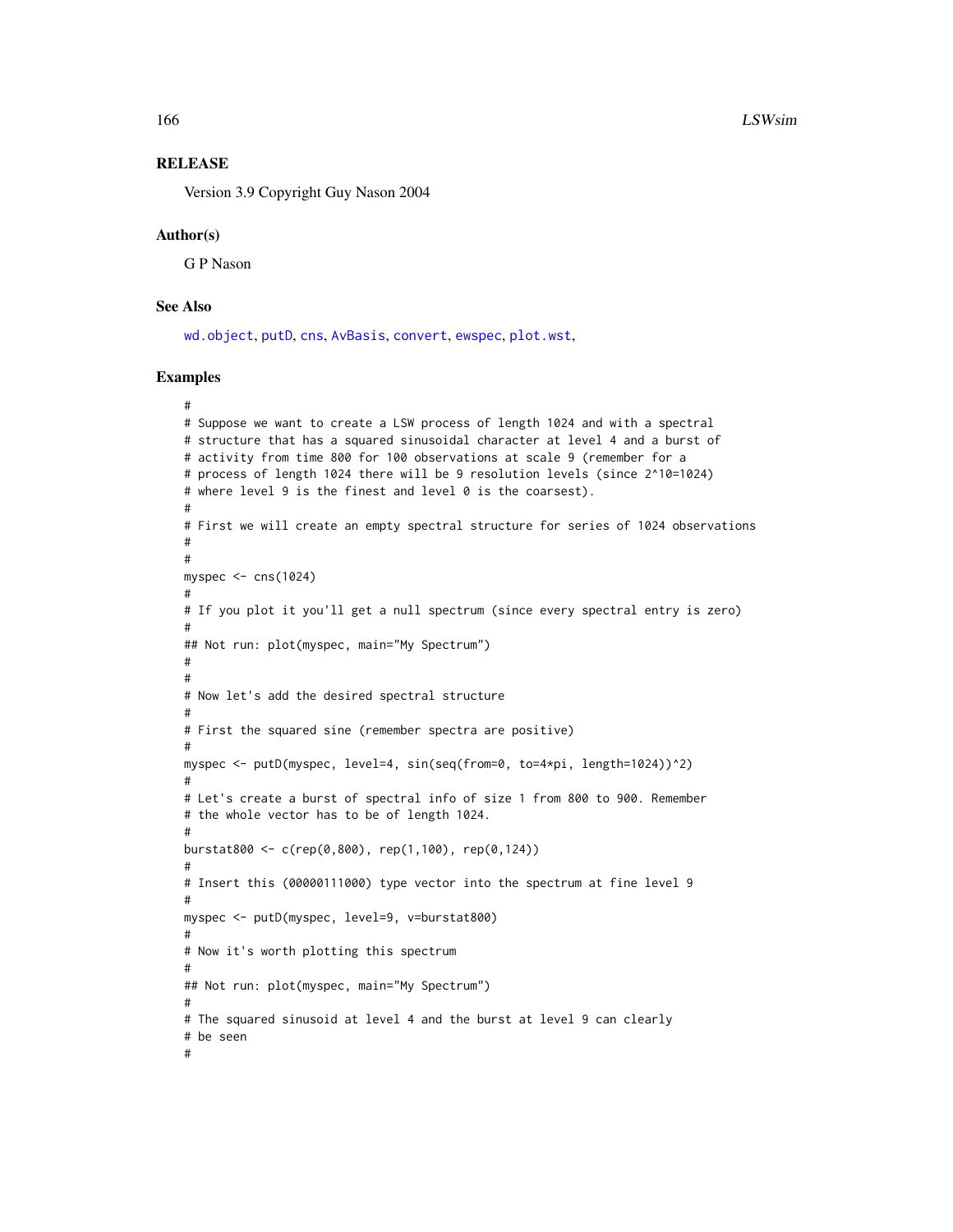## RELEASE

Version 3.9 Copyright Guy Nason 2004

## Author(s)

G P Nason

## See Also

wd.object, putD, cns, AvBasis, convert, ewspec, plot.wst,

## Examples

```
#
# Suppose we want to create a LSW process of length 1024 and with a spectral
# structure that has a squared sinusoidal character at level 4 and a burst of
# activity from time 800 for 100 observations at scale 9 (remember for a
# process of length 1024 there will be 9 resolution levels (since 2^10=1024)
# where level 9 is the finest and level 0 is the coarsest).
#
# First we will create an empty spectral structure for series of 1024 observations
#
#
myspec <- cns(1024)
#
# If you plot it you'll get a null spectrum (since every spectral entry is zero)
#
## Not run: plot(myspec, main="My Spectrum")
#
#
# Now let's add the desired spectral structure
#
# First the squared sine (remember spectra are positive)
#
myspec <- putD(myspec, level=4, sin(seq(from=0, to=4*pi, length=1024))^2)
#
# Let's create a burst of spectral info of size 1 from 800 to 900. Remember
# the whole vector has to be of length 1024.
#
burstat800 <- c(rep(0,800), rep(1,100), rep(0,124))
#
# Insert this (00000111000) type vector into the spectrum at fine level 9
#
myspec <- putD(myspec, level=9, v=burstat800)
#
# Now it's worth plotting this spectrum
#
## Not run: plot(myspec, main="My Spectrum")
#
# The squared sinusoid at level 4 and the burst at level 9 can clearly
# be seen
#
```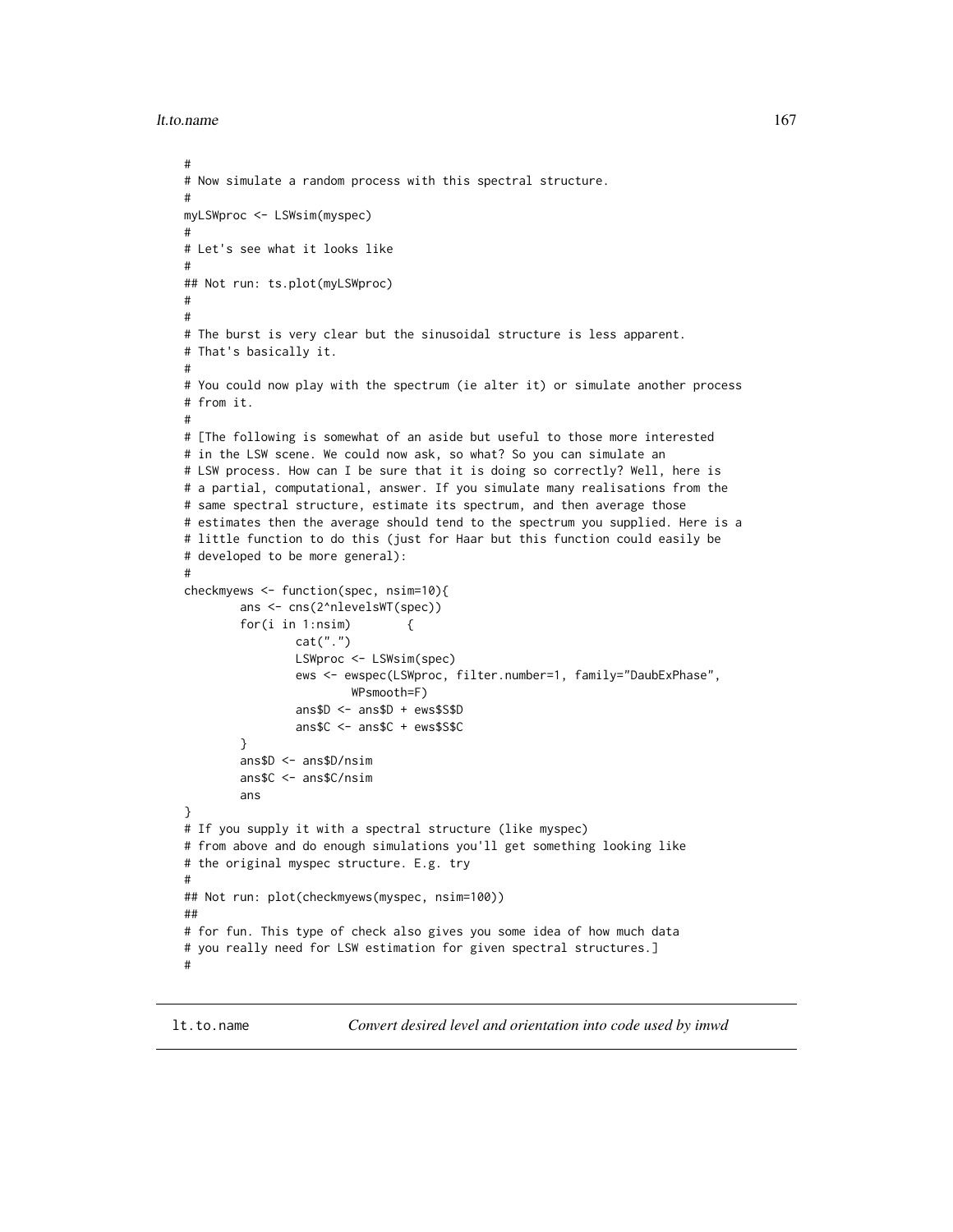```
#
# Now simulate a random process with this spectral structure.
#
myLSWproc <- LSWsim(myspec)
#
# Let's see what it looks like
#
## Not run: ts.plot(myLSWproc)
#
#
# The burst is very clear but the sinusoidal structure is less apparent.
# That's basically it.
#
# You could now play with the spectrum (ie alter it) or simulate another process
# from it.
#
# [The following is somewhat of an aside but useful to those more interested
# in the LSW scene. We could now ask, so what? So you can simulate an
# LSW process. How can I be sure that it is doing so correctly? Well, here is
# a partial, computational, answer. If you simulate many realisations from the
# same spectral structure, estimate its spectrum, and then average those
# estimates then the average should tend to the spectrum you supplied. Here is a
# little function to do this (just for Haar but this function could easily be
# developed to be more general):
#
checkmyews <- function(spec, nsim=10){
        ans <- cns(2^nlevelsWT(spec))
        for(i in 1:nsim)        {
                cat(".")
                LSWproc <- LSWsim(spec)
                ews <- ewspec(LSWproc, filter.number=1, family="DaubExPhase",
                        WPsmooth=F)
                ans$D <- ans$D + ews$S$D
                ans$C <- ans$C + ews$S$C
        }
        ans$D <- ans$D/nsim
        ans$C <- ans$C/nsim
        ans
}
# If you supply it with a spectral structure (like myspec)
# from above and do enough simulations you'll get something looking like
# the original myspec structure. E.g. try
#
## Not run: plot(checkmyews(myspec, nsim=100))
##
# for fun. This type of check also gives you some idea of how much data
# you really need for LSW estimation for given spectral structures.]
#
```

## lt.to.name *Convert desired level and orientation into code used by imwd*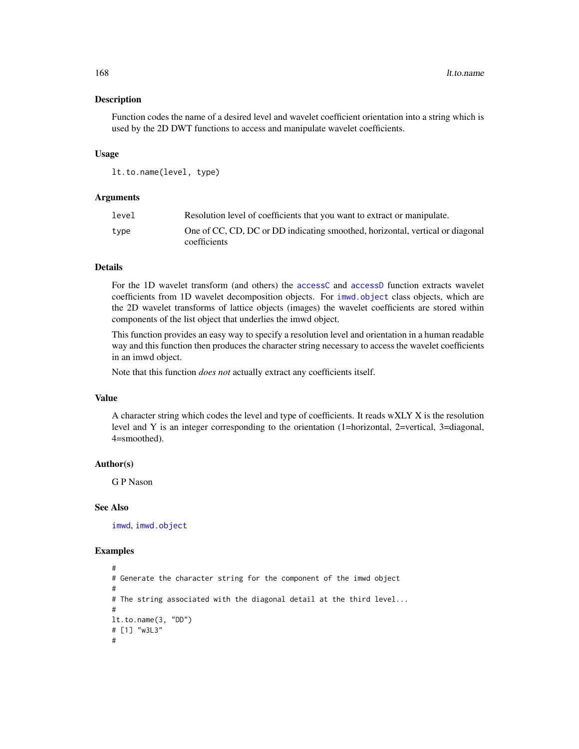## Description

Function codes the name of a desired level and wavelet coefficient orientation into a string which is used by the 2D DWT functions to access and manipulate wavelet coefficients.

## Usage

```
lt.to.name(level, type)
```

## Arguments

| | |
|---|---|
| level | Resolution level of coefficients that you want to extract or manipulate. |
| type | One of CC, CD, DC or DD indicating smoothed, horizontal, vertical or diagonal coefficients |

## Details

For the 1D wavelet transform (and others) the accessC and accessD function extracts wavelet coefficients from 1D wavelet decomposition objects. For imwd.object class objects, which are the 2D wavelet transforms of lattice objects (images) the wavelet coefficients are stored within components of the list object that underlies the imwd object.

This function provides an easy way to specify a resolution level and orientation in a human readable way and this function then produces the character string necessary to access the wavelet coefficients in an imwd object.

Note that this function *does not* actually extract any coefficients itself.

## Value

A character string which codes the level and type of coefficients. It reads wXLY X is the resolution level and Y is an integer corresponding to the orientation (1=horizontal, 2=vertical, 3=diagonal, 4=smoothed).

## Author(s)

G P Nason

## See Also

imwd, imwd.object

## Examples

```
#
# Generate the character string for the component of the imwd object
#
# The string associated with the diagonal detail at the third level...
#
lt.to.name(3, "DD")
# [1] "w3L3"
#
```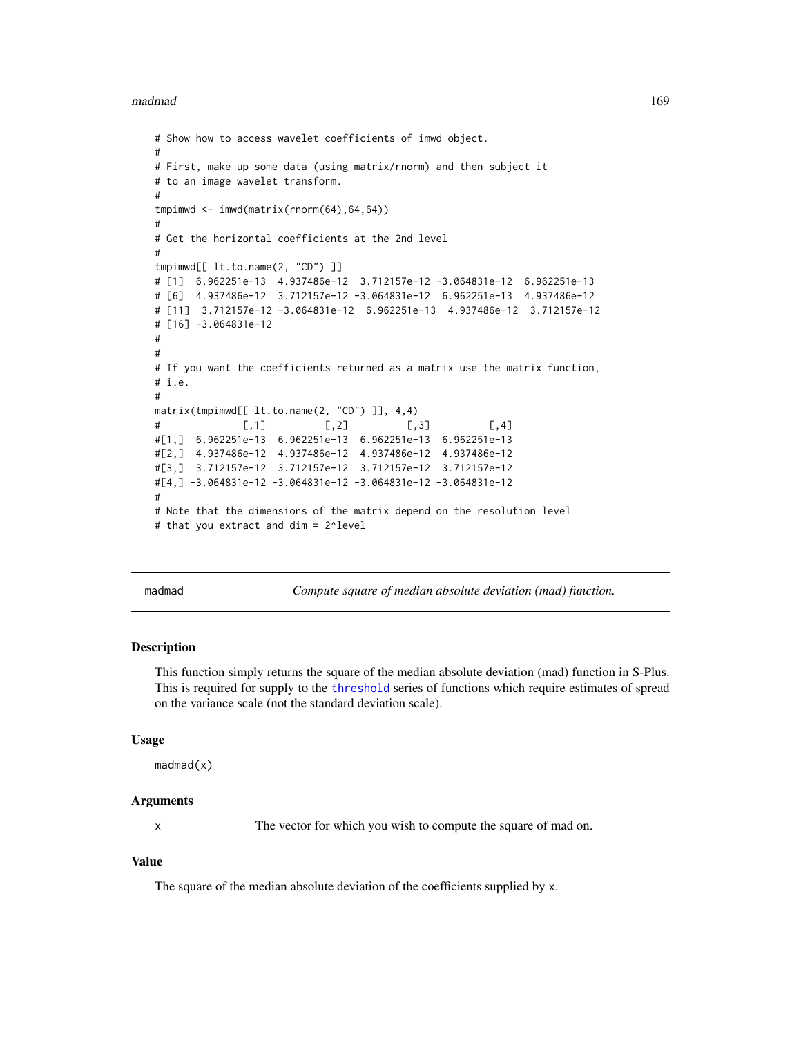```
# Show how to access wavelet coefficients of imwd object.
#
# First, make up some data (using matrix/rnorm) and then subject it
# to an image wavelet transform.
#
tmpimwd <- imwd(matrix(rnorm(64),64,64))
#
# Get the horizontal coefficients at the 2nd level
#
tmpimwd[[ lt.to.name(2, "CD") ]]
# [1]  6.962251e-13  4.937486e-12  3.712157e-12 -3.064831e-12  6.962251e-13
# [6]  4.937486e-12  3.712157e-12 -3.064831e-12  6.962251e-13  4.937486e-12
# [11]  3.712157e-12 -3.064831e-12  6.962251e-13  4.937486e-12  3.712157e-12
# [16] -3.064831e-12
#
#
# If you want the coefficients returned as a matrix use the matrix function,
# i.e.
#
matrix(tmpimwd[[ lt.to.name(2, "CD") ]], 4,4)
#              [,1]          [,2]          [,3]          [,4]
#[1,]  6.962251e-13  6.962251e-13  6.962251e-13  6.962251e-13
#[2,]  4.937486e-12  4.937486e-12  4.937486e-12  4.937486e-12
#[3,]  3.712157e-12  3.712157e-12  3.712157e-12  3.712157e-12
#[4,] -3.064831e-12 -3.064831e-12 -3.064831e-12 -3.064831e-12
#
# Note that the dimensions of the matrix depend on the resolution level
# that you extract and dim = 2^level
```

---

madmad — *Compute square of median absolute deviation (mad) function.*

---

## Description

This function simply returns the square of the median absolute deviation (mad) function in S-Plus. This is required for supply to the threshold series of functions which require estimates of spread on the variance scale (not the standard deviation scale).

## Usage

```
madmad(x)
```

## Arguments

| | |
|---|---|
| x | The vector for which you wish to compute the square of mad on. |

## Value

The square of the median absolute deviation of the coefficients supplied by x.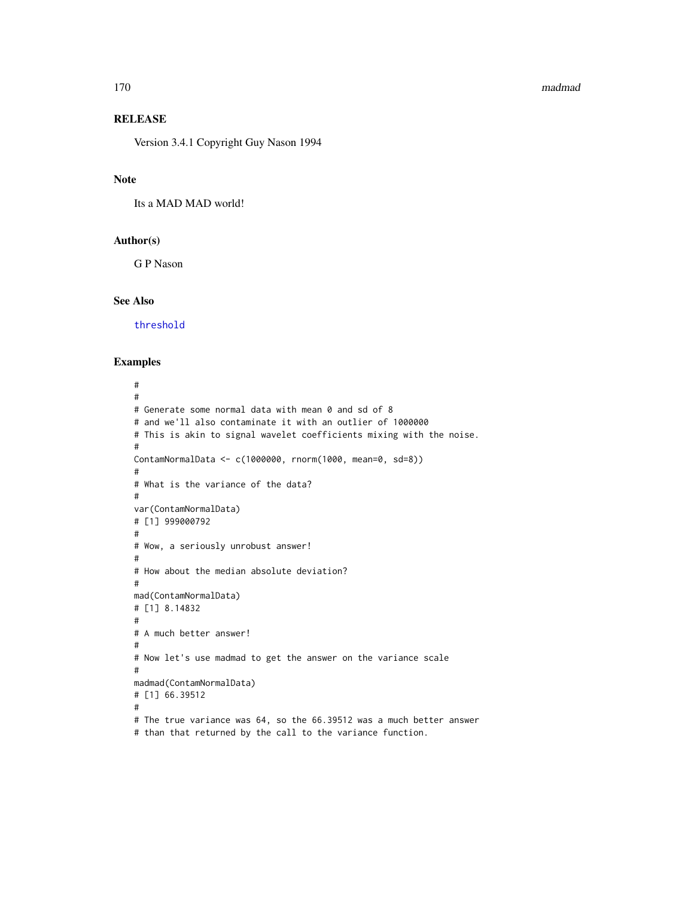## RELEASE

Version 3.4.1 Copyright Guy Nason 1994

## Note

Its a MAD MAD world!

## Author(s)

G P Nason

## See Also

threshold

## Examples

```
#
#
# Generate some normal data with mean 0 and sd of 8
# and we'll also contaminate it with an outlier of 1000000
# This is akin to signal wavelet coefficients mixing with the noise.
#
ContamNormalData <- c(1000000, rnorm(1000, mean=0, sd=8))
#
# What is the variance of the data?
#
var(ContamNormalData)
# [1] 999000792
#
# Wow, a seriously unrobust answer!
#
# How about the median absolute deviation?
#
mad(ContamNormalData)
# [1] 8.14832
#
# A much better answer!
#
# Now let's use madmad to get the answer on the variance scale
#
madmad(ContamNormalData)
# [1] 66.39512
#
# The true variance was 64, so the 66.39512 was a much better answer
# than that returned by the call to the variance function.
```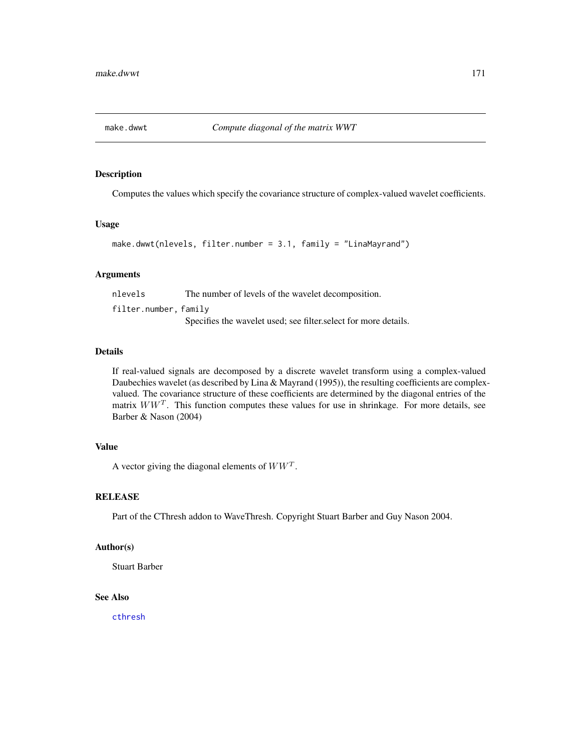## make.dwwt — *Compute diagonal of the matrix WWT*

### Description

Computes the values which specify the covariance structure of complex-valued wavelet coefficients.

### Usage

```
make.dwwt(nlevels, filter.number = 3.1, family = "LinaMayrand")
```

### Arguments

| | |
|---|---|
| nlevels | The number of levels of the wavelet decomposition. |
| filter.number, family | Specifies the wavelet used; see filter.select for more details. |

### Details

If real-valued signals are decomposed by a discrete wavelet transform using a complex-valued Daubechies wavelet (as described by Lina & Mayrand (1995)), the resulting coefficients are complex-valued. The covariance structure of these coefficients are determined by the diagonal entries of the matrix $WW^T$. This function computes these values for use in shrinkage. For more details, see Barber & Nason (2004)

### Value

A vector giving the diagonal elements of $WW^T$.

### RELEASE

Part of the CThresh addon to WaveThresh. Copyright Stuart Barber and Guy Nason 2004.

### Author(s)

Stuart Barber

### See Also

cthresh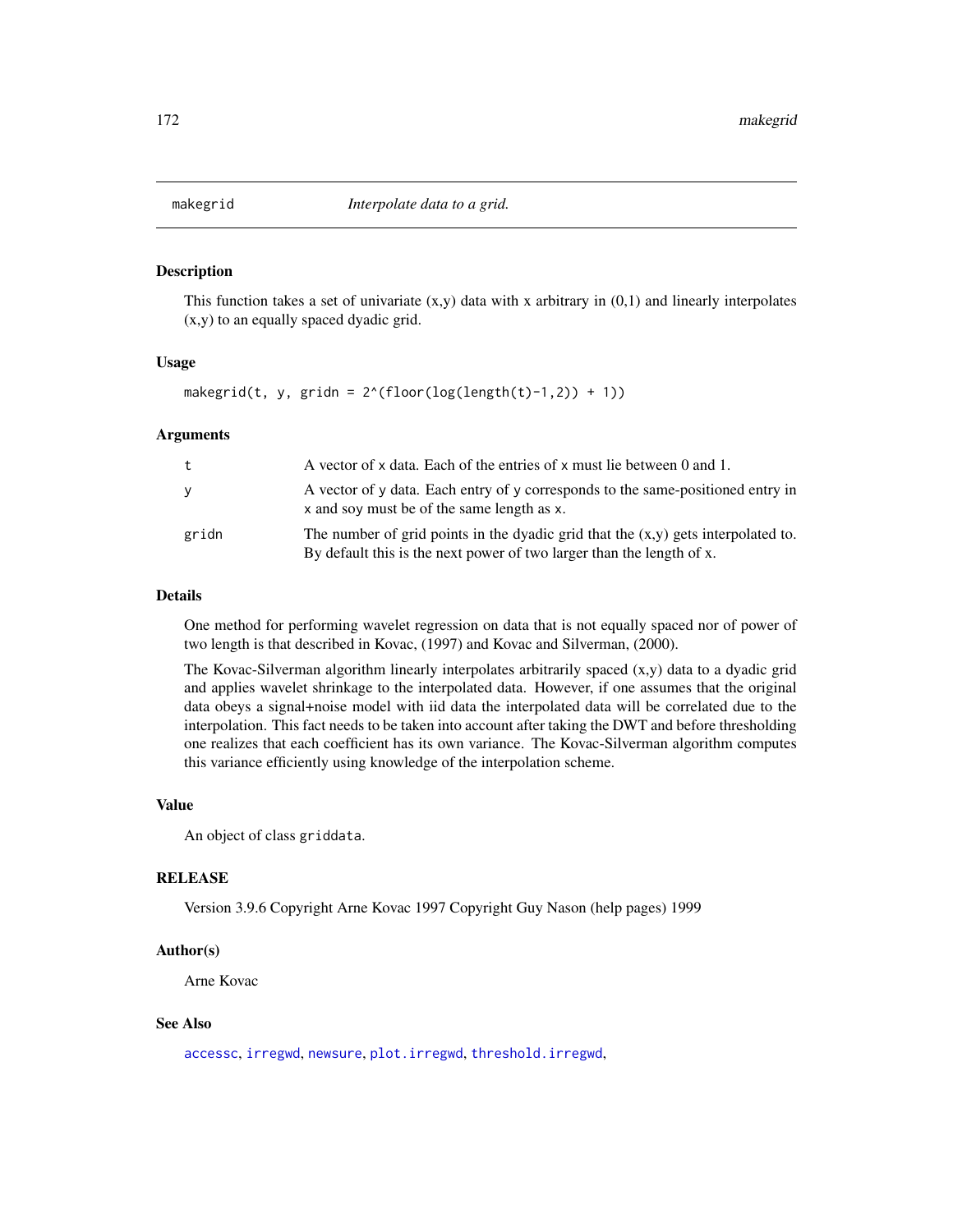## makegrid *Interpolate data to a grid.*

### Description

This function takes a set of univariate (x,y) data with x arbitrary in (0,1) and linearly interpolates (x,y) to an equally spaced dyadic grid.

### Usage

```
makegrid(t, y, gridn = 2^(floor(log(length(t)-1,2)) + 1))
```

### Arguments

| | |
|---|---|
| t | A vector of x data. Each of the entries of x must lie between 0 and 1. |
| y | A vector of y data. Each entry of y corresponds to the same-positioned entry in x and soy must be of the same length as x. |
| gridn | The number of grid points in the dyadic grid that the (x,y) gets interpolated to. By default this is the next power of two larger than the length of x. |

### Details

One method for performing wavelet regression on data that is not equally spaced nor of power of two length is that described in Kovac, (1997) and Kovac and Silverman, (2000).

The Kovac-Silverman algorithm linearly interpolates arbitrarily spaced (x,y) data to a dyadic grid and applies wavelet shrinkage to the interpolated data. However, if one assumes that the original data obeys a signal+noise model with iid data the interpolated data will be correlated due to the interpolation. This fact needs to be taken into account after taking the DWT and before thresholding one realizes that each coefficient has its own variance. The Kovac-Silverman algorithm computes this variance efficiently using knowledge of the interpolation scheme.

### Value

An object of class griddata.

### RELEASE

Version 3.9.6 Copyright Arne Kovac 1997 Copyright Guy Nason (help pages) 1999

### Author(s)

Arne Kovac

### See Also

accessc, irregwd, newsure, plot.irregwd, threshold.irregwd,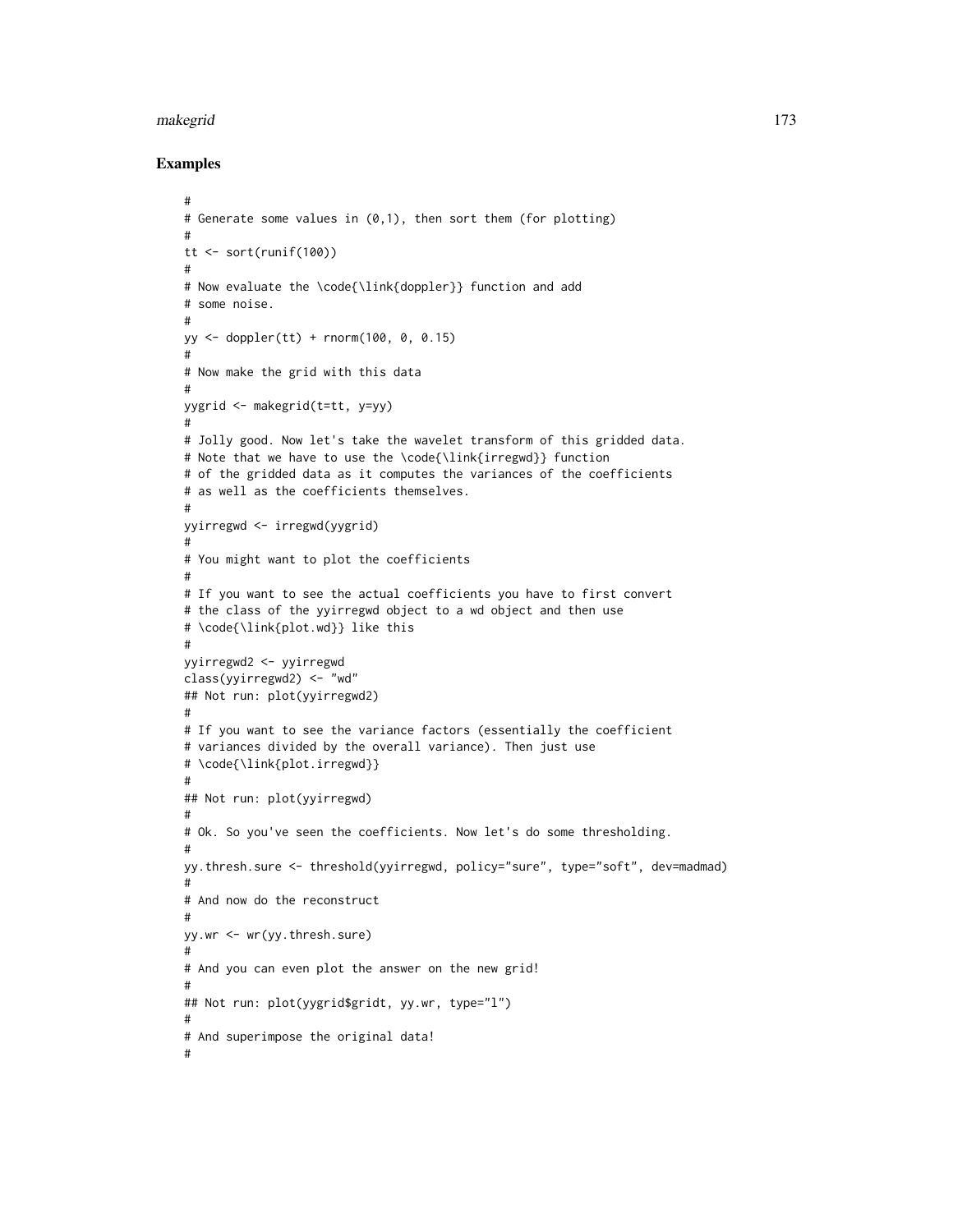## Examples

```
#
# Generate some values in (0,1), then sort them (for plotting)
#
tt <- sort(runif(100))
#
# Now evaluate the \code{\link{doppler}} function and add
# some noise.
#
yy <- doppler(tt) + rnorm(100, 0, 0.15)
#
# Now make the grid with this data
#
yygrid <- makegrid(t=tt, y=yy)
#
# Jolly good. Now let's take the wavelet transform of this gridded data.
# Note that we have to use the \code{\link{irregwd}} function
# of the gridded data as it computes the variances of the coefficients
# as well as the coefficients themselves.
#
yyirregwd <- irregwd(yygrid)
#
# You might want to plot the coefficients
#
# If you want to see the actual coefficients you have to first convert
# the class of the yyirregwd object to a wd object and then use
# \code{\link{plot.wd}} like this
#
yyirregwd2 <- yyirregwd
class(yyirregwd2) <- "wd"
## Not run: plot(yyirregwd2)
#
# If you want to see the variance factors (essentially the coefficient
# variances divided by the overall variance). Then just use
# \code{\link{plot.irregwd}}
#
## Not run: plot(yyirregwd)
#
# Ok. So you've seen the coefficients. Now let's do some thresholding.
#
yy.thresh.sure <- threshold(yyirregwd, policy="sure", type="soft", dev=madmad)
#
# And now do the reconstruct
#
yy.wr <- wr(yy.thresh.sure)
#
# And you can even plot the answer on the new grid!
#
## Not run: plot(yygrid$gridt, yy.wr, type="l")
#
# And superimpose the original data!
#
```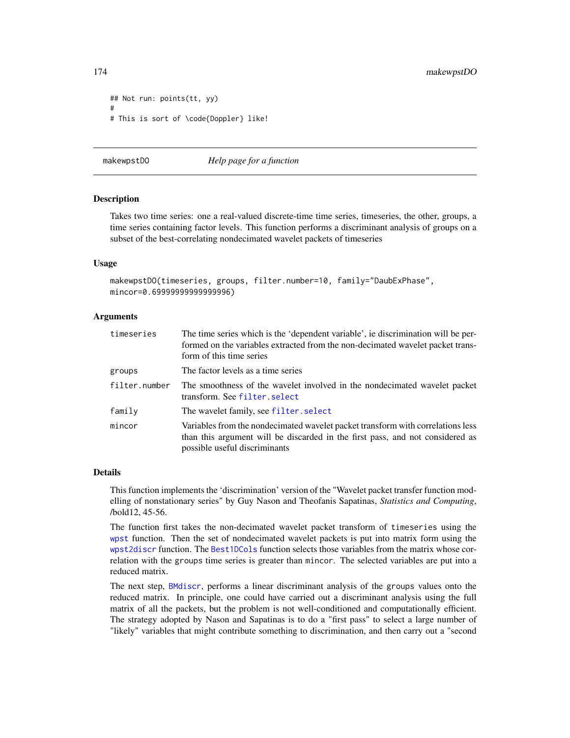```
## Not run: points(tt, yy)
#
# This is sort of \code{Doppler} like!
```

## makewpstDO — *Help page for a function*

### Description

Takes two time series: one a real-valued discrete-time time series, timeseries, the other, groups, a time series containing factor levels. This function performs a discriminant analysis of groups on a subset of the best-correlating nondecimated wavelet packets of timeseries

### Usage

```
makewpstDO(timeseries, groups, filter.number=10, family="DaubExPhase",
mincor=0.69999999999999996)
```

### Arguments

| | |
|---|---|
| timeseries | The time series which is the 'dependent variable', ie discrimination will be performed on the variables extracted from the non-decimated wavelet packet transform of this time series |
| groups | The factor levels as a time series |
| filter.number | The smoothness of the wavelet involved in the nondecimated wavelet packet transform. See filter.select |
| family | The wavelet family, see filter.select |
| mincor | Variables from the nondecimated wavelet packet transform with correlations less than this argument will be discarded in the first pass, and not considered as possible useful discriminants |

### Details

This function implements the 'discrimination' version of the "Wavelet packet transfer function modelling of nonstationary series" by Guy Nason and Theofanis Sapatinas, *Statistics and Computing*, /bold12, 45-56.

The function first takes the non-decimated wavelet packet transform of `timeseries` using the `wpst` function. Then the set of nondecimated wavelet packets is put into matrix form using the `wpst2discr` function. The `Best1DCols` function selects those variables from the matrix whose correlation with the `groups` time series is greater than `mincor`. The selected variables are put into a reduced matrix.

The next step, `BMdiscr`, performs a linear discriminant analysis of the `groups` values onto the reduced matrix. In principle, one could have carried out a discriminant analysis using the full matrix of all the packets, but the problem is not well-conditioned and computationally efficient. The strategy adopted by Nason and Sapatinas is to do a "first pass" to select a large number of "likely" variables that might contribute something to discrimination, and then carry out a "second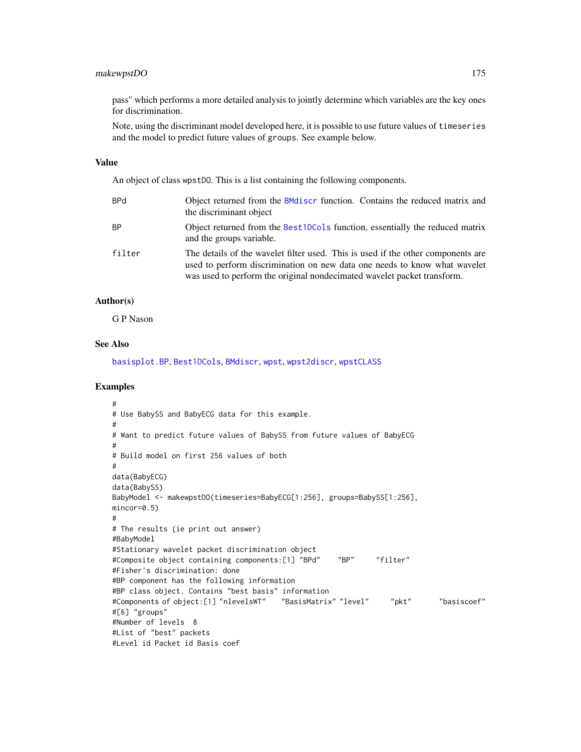pass" which performs a more detailed analysis to jointly determine which variables are the key ones for discrimination.

Note, using the discriminant model developed here, it is possible to use future values of `timeseries` and the model to predict future values of `groups`. See example below.

### Value

An object of class `wpstDO`. This is a list containing the following components.

| | |
|---|---|
| `BPd` | Object returned from the `BMdiscr` function. Contains the reduced matrix and the discriminant object |
| `BP` | Object returned from the `Best1DCols` function, essentially the reduced matrix and the groups variable. |
| `filter` | The details of the wavelet filter used. This is used if the other components are used to perform discrimination on new data one needs to know what wavelet was used to perform the original nondecimated wavelet packet transform. |

### Author(s)

G P Nason

### See Also

`basisplot.BP`, `Best1DCols`, `BMdiscr`, `wpst`, `wpst2discr`, `wpstCLASS`

### Examples

```
#
# Use BabySS and BabyECG data for this example.
#
# Want to predict future values of BabySS from future values of BabyECG
#
# Build model on first 256 values of both
#
data(BabyECG)
data(BabySS)
BabyModel <- makewpstDO(timeseries=BabyECG[1:256], groups=BabySS[1:256],
mincor=0.5)
#
# The results (ie print out answer)
#BabyModel
#Stationary wavelet packet discrimination object
#Composite object containing components:[1] "BPd"    "BP"     "filter"
#Fisher's discrimination: done
#BP component has the following information
#BP class object. Contains "best basis" information
#Components of object:[1] "nlevelsWT"    "BasisMatrix" "level"     "pkt"       "basiscoef"
#[6] "groups"
#Number of levels  8
#List of "best" packets
#Level id Packet id Basis coef
```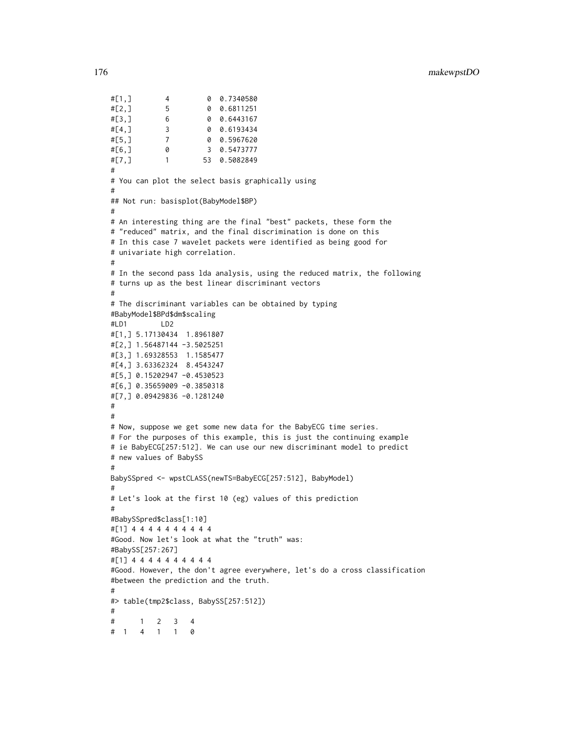```
#[1,]        4         0  0.7340580
#[2,]        5         0  0.6811251
#[3,]        6         0  0.6443167
#[4,]        3         0  0.6193434
#[5,]        7         0  0.5967620
#[6,]        0         3  0.5473777
#[7,]        1        53  0.5082849
#
# You can plot the select basis graphically using
#
## Not run: basisplot(BabyModel$BP)
#
# An interesting thing are the final "best" packets, these form the
# "reduced" matrix, and the final discrimination is done on this
# In this case 7 wavelet packets were identified as being good for
# univariate high correlation.
#
# In the second pass lda analysis, using the reduced matrix, the following
# turns up as the best linear discriminant vectors
#
# The discriminant variables can be obtained by typing
#BabyModel$BPd$dm$scaling
#LD1        LD2
#[1,] 5.17130434  1.8961807
#[2,] 1.56487144 -3.5025251
#[3,] 1.69328553  1.1585477
#[4,] 3.63362324  8.4543247
#[5,] 0.15202947 -0.4530523
#[6,] 0.35659009 -0.3850318
#[7,] 0.09429836 -0.1281240
#
#
# Now, suppose we get some new data for the BabyECG time series.
# For the purposes of this example, this is just the continuing example
# ie BabyECG[257:512]. We can use our new discriminant model to predict
# new values of BabySS
#
BabySSpred <- wpstCLASS(newTS=BabyECG[257:512], BabyModel)
#
# Let's look at the first 10 (eg) values of this prediction
#
#BabySSpred$class[1:10]
#[1] 4 4 4 4 4 4 4 4 4 4
#Good. Now let's look at what the "truth" was:
#BabySS[257:267]
#[1] 4 4 4 4 4 4 4 4 4 4
#Good. However, the don't agree everywhere, let's do a cross classification
#between the prediction and the truth.
#
#> table(tmp2$class, BabySS[257:512])
#
#      1   2   3   4
#  1   4   1   1   0
```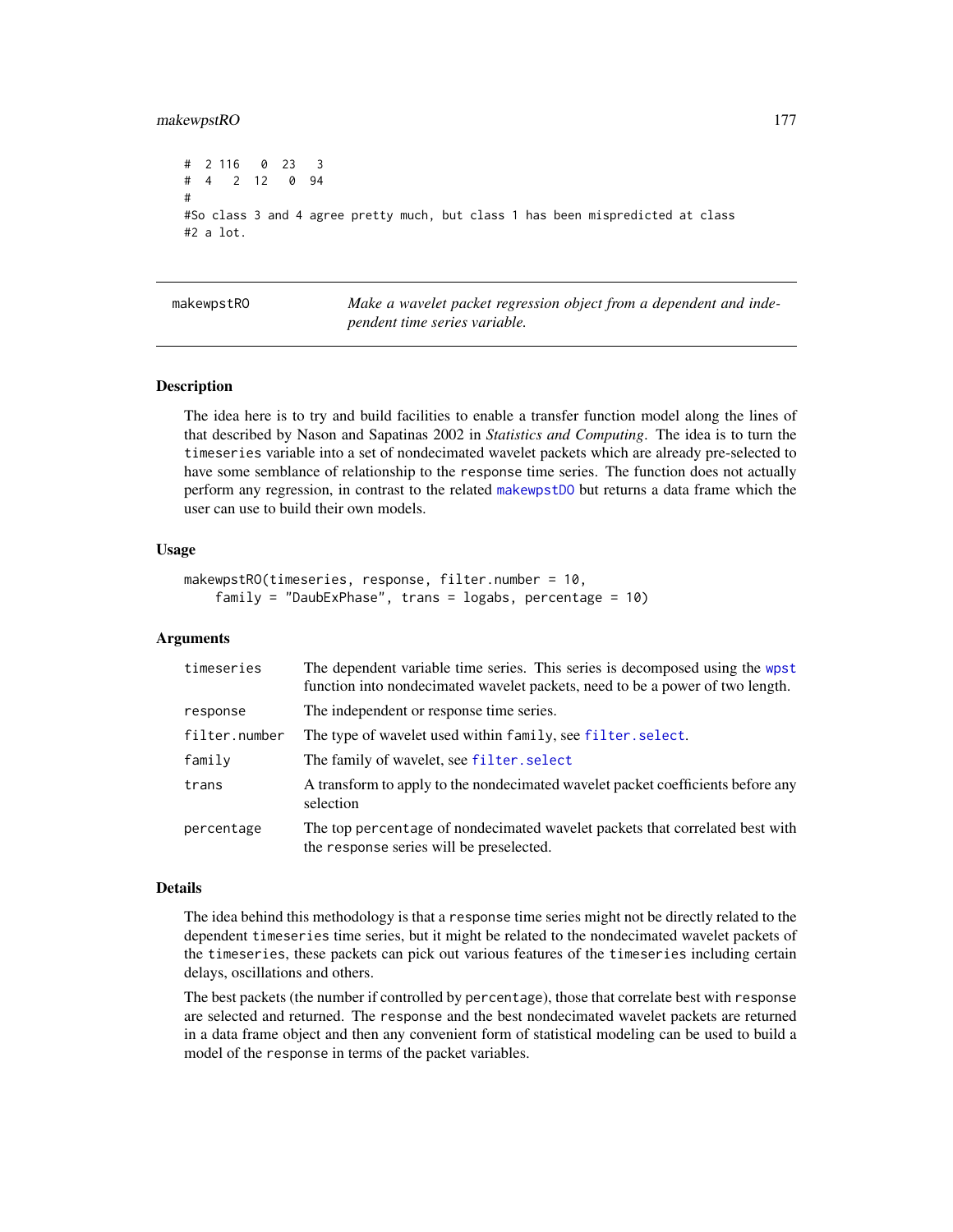```
# 2 116   0  23   3
# 4   2  12   0  94
#
#So class 3 and 4 agree pretty much, but class 1 has been mispredicted at class
#2 a lot.
```

## makewpstRO — *Make a wavelet packet regression object from a dependent and independent time series variable.*

### Description

The idea here is to try and build facilities to enable a transfer function model along the lines of that described by Nason and Sapatinas 2002 in *Statistics and Computing*. The idea is to turn the `timeseries` variable into a set of nondecimated wavelet packets which are already pre-selected to have some semblance of relationship to the `response` time series. The function does not actually perform any regression, in contrast to the related `makewpstDO` but returns a data frame which the user can use to build their own models.

### Usage

```
makewpstRO(timeseries, response, filter.number = 10,
    family = "DaubExPhase", trans = logabs, percentage = 10)
```

### Arguments

| | |
|---|---|
| `timeseries` | The dependent variable time series. This series is decomposed using the `wpst` function into nondecimated wavelet packets, need to be a power of two length. |
| `response` | The independent or response time series. |
| `filter.number` | The type of wavelet used within `family`, see `filter.select`. |
| `family` | The family of wavelet, see `filter.select` |
| `trans` | A transform to apply to the nondecimated wavelet packet coefficients before any selection |
| `percentage` | The top `percentage` of nondecimated wavelet packets that correlated best with the `response` series will be preselected. |

### Details

The idea behind this methodology is that a `response` time series might not be directly related to the dependent `timeseries` time series, but it might be related to the nondecimated wavelet packets of the `timeseries`, these packets can pick out various features of the `timeseries` including certain delays, oscillations and others.

The best packets (the number if controlled by `percentage`), those that correlate best with `response` are selected and returned. The `response` and the best nondecimated wavelet packets are returned in a data frame object and then any convenient form of statistical modeling can be used to build a model of the `response` in terms of the packet variables.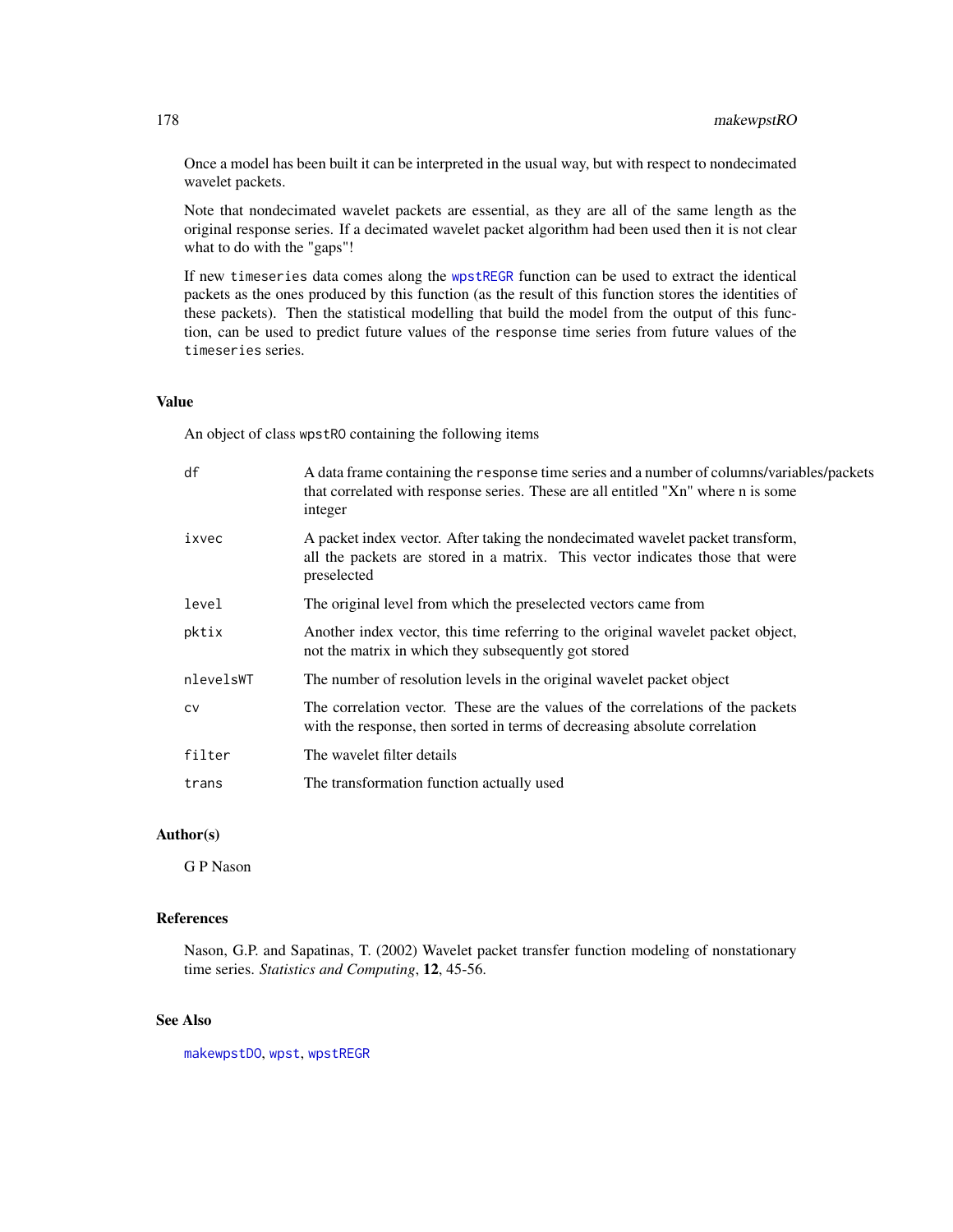Once a model has been built it can be interpreted in the usual way, but with respect to nondecimated wavelet packets.

Note that nondecimated wavelet packets are essential, as they are all of the same length as the original response series. If a decimated wavelet packet algorithm had been used then it is not clear what to do with the "gaps"!

If new `timeseries` data comes along the `wpstREGR` function can be used to extract the identical packets as the ones produced by this function (as the result of this function stores the identities of these packets). Then the statistical modelling that build the model from the output of this function, can be used to predict future values of the `response` time series from future values of the `timeseries` series.

## Value

An object of class `wpstRO` containing the following items

| | |
|---|---|
| `df` | A data frame containing the `response` time series and a number of columns/variables/packets that correlated with response series. These are all entitled "Xn" where n is some integer |
| `ixvec` | A packet index vector. After taking the nondecimated wavelet packet transform, all the packets are stored in a matrix. This vector indicates those that were preselected |
| `level` | The original level from which the preselected vectors came from |
| `pktix` | Another index vector, this time referring to the original wavelet packet object, not the matrix in which they subsequently got stored |
| `nlevelsWT` | The number of resolution levels in the original wavelet packet object |
| `cv` | The correlation vector. These are the values of the correlations of the packets with the response, then sorted in terms of decreasing absolute correlation |
| `filter` | The wavelet filter details |
| `trans` | The transformation function actually used |

## Author(s)

G P Nason

## References

Nason, G.P. and Sapatinas, T. (2002) Wavelet packet transfer function modeling of nonstationary time series. *Statistics and Computing*, **12**, 45-56.

## See Also

`makewpstDO`, `wpst`, `wpstREGR`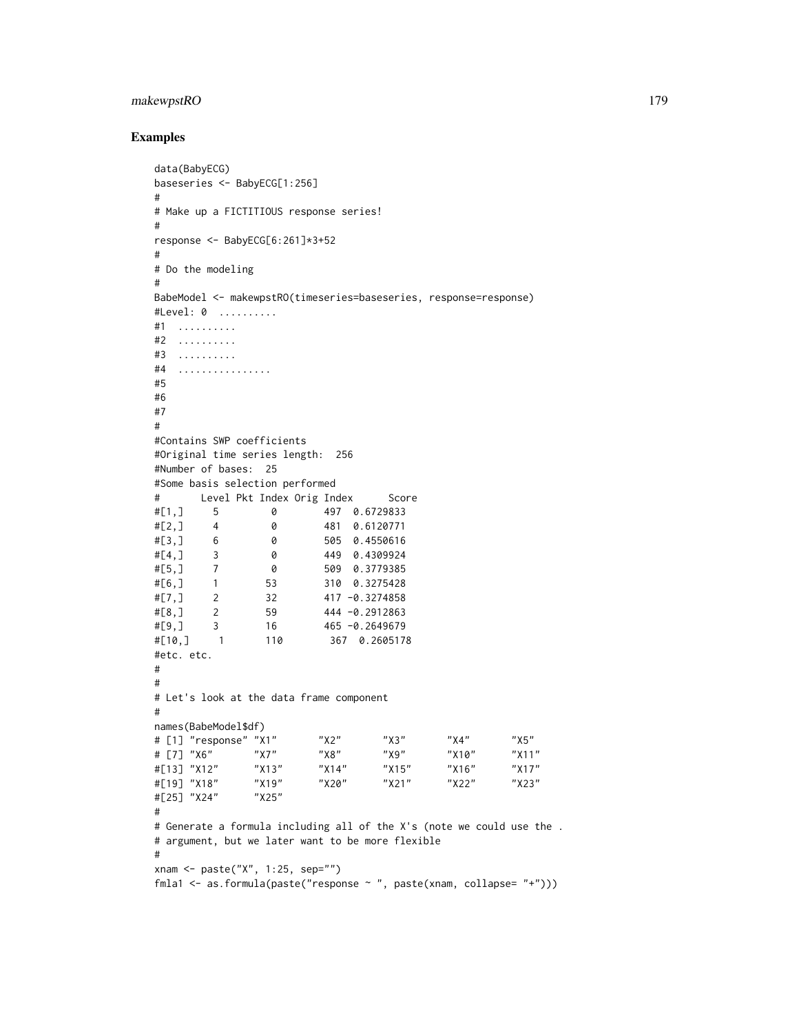## Examples

```
data(BabyECG)
baseseries <- BabyECG[1:256]
#
# Make up a FICTITIOUS response series!
#
response <- BabyECG[6:261]*3+52
#
# Do the modeling
#
BabeModel <- makewpstRO(timeseries=baseseries, response=response)
#Level: 0  ..........
#1  ..........
#2  ..........
#3  ..........
#4  ................
#5
#6
#7
#
#Contains SWP coefficients
#Original time series length:  256
#Number of bases:  25
#Some basis selection performed
#       Level Pkt Index Orig Index      Score
#[1,]     5         0        497  0.6729833
#[2,]     4         0        481  0.6120771
#[3,]     6         0        505  0.4550616
#[4,]     3         0        449  0.4309924
#[5,]     7         0        509  0.3779385
#[6,]     1        53        310  0.3275428
#[7,]     2        32        417 -0.3274858
#[8,]     2        59        444 -0.2912863
#[9,]     3        16        465 -0.2649679
#[10,]     1       110        367  0.2605178
#etc. etc.
#
#
# Let's look at the data frame component
#
names(BabeModel$df)
# [1] "response" "X1"       "X2"       "X3"       "X4"       "X5"
# [7] "X6"       "X7"       "X8"       "X9"       "X10"      "X11"
#[13] "X12"      "X13"      "X14"      "X15"      "X16"      "X17"
#[19] "X18"      "X19"      "X20"      "X21"      "X22"      "X23"
#[25] "X24"      "X25"
#
# Generate a formula including all of the X's (note we could use the .
# argument, but we later want to be more flexible
#
xnam <- paste("X", 1:25, sep="")
fmla1 <- as.formula(paste("response ~ ", paste(xnam, collapse= "+")))
```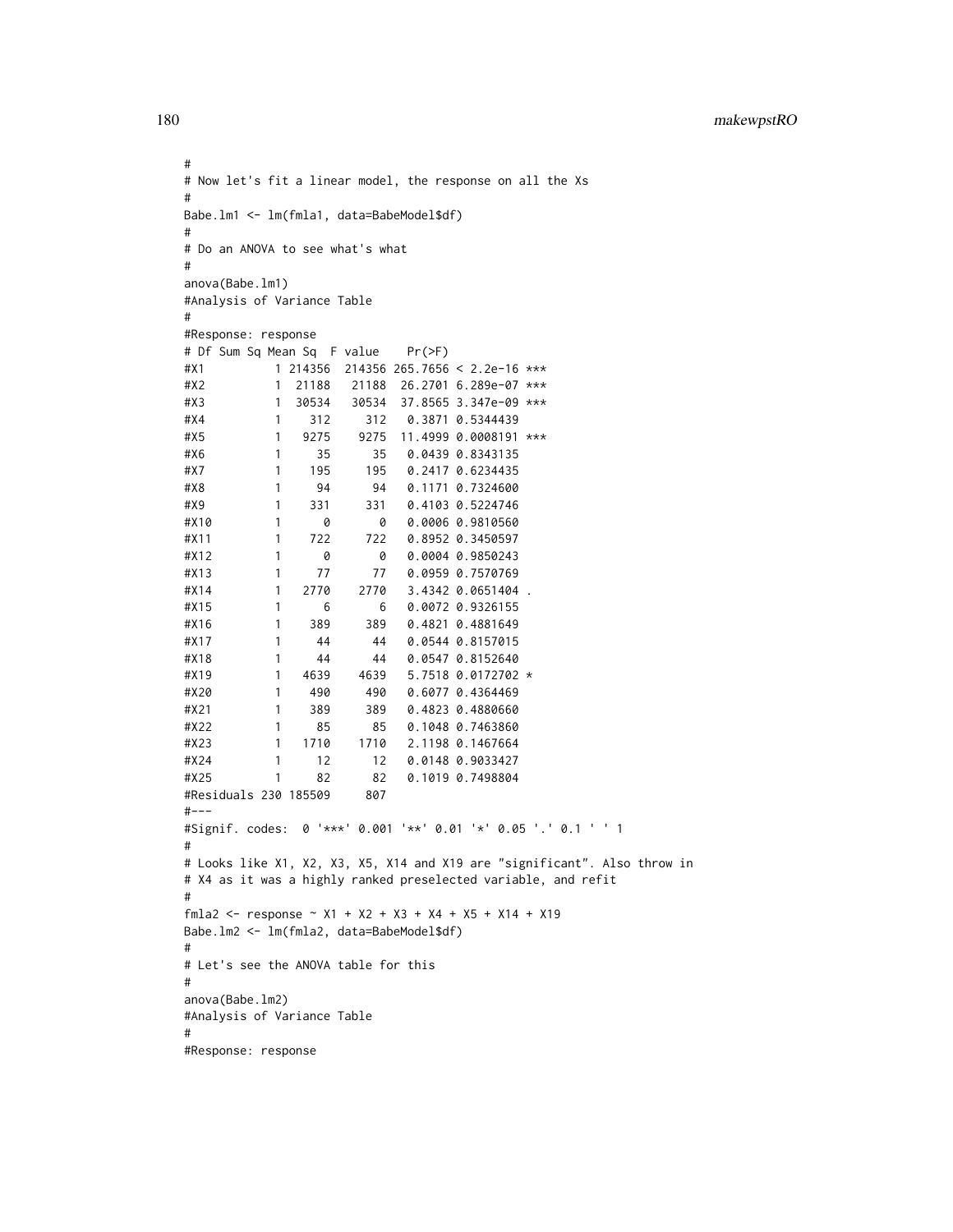```
#
# Now let's fit a linear model, the response on all the Xs
#
Babe.lm1 <- lm(fmla1, data=BabeModel$df)
#
# Do an ANOVA to see what's what
#
anova(Babe.lm1)
#Analysis of Variance Table
#
#Response: response
# Df Sum Sq Mean Sq  F value    Pr(>F)
#X1          1 214356  214356 265.7656 < 2.2e-16 ***
#X2          1  21188   21188  26.2701 6.289e-07 ***
#X3          1  30534   30534  37.8565 3.347e-09 ***
#X4          1    312     312   0.3871 0.5344439
#X5          1   9275    9275  11.4999 0.0008191 ***
#X6          1     35      35   0.0439 0.8343135
#X7          1    195     195   0.2417 0.6234435
#X8          1     94      94   0.1171 0.7324600
#X9          1    331     331   0.4103 0.5224746
#X10         1      0       0   0.0006 0.9810560
#X11         1    722     722   0.8952 0.3450597
#X12         1      0       0   0.0004 0.9850243
#X13         1     77      77   0.0959 0.7570769
#X14         1   2770    2770   3.4342 0.0651404 .
#X15         1      6       6   0.0072 0.9326155
#X16         1    389     389   0.4821 0.4881649
#X17         1     44      44   0.0544 0.8157015
#X18         1     44      44   0.0547 0.8152640
#X19         1   4639    4639   5.7518 0.0172702 *
#X20         1    490     490   0.6077 0.4364469
#X21         1    389     389   0.4823 0.4880660
#X22         1     85      85   0.1048 0.7463860
#X23         1   1710    1710   2.1198 0.1467664
#X24         1     12      12   0.0148 0.9033427
#X25         1     82      82   0.1019 0.7498804
#Residuals 230 185509     807
#---
#Signif. codes:  0 '***' 0.001 '**' 0.01 '*' 0.05 '.' 0.1 ' ' 1
#
# Looks like X1, X2, X3, X5, X14 and X19 are "significant". Also throw in
# X4 as it was a highly ranked preselected variable, and refit
#
fmla2 <- response ~ X1 + X2 + X3 + X4 + X5 + X14 + X19
Babe.lm2 <- lm(fmla2, data=BabeModel$df)
#
# Let's see the ANOVA table for this
#
anova(Babe.lm2)
#Analysis of Variance Table
#
#Response: response
```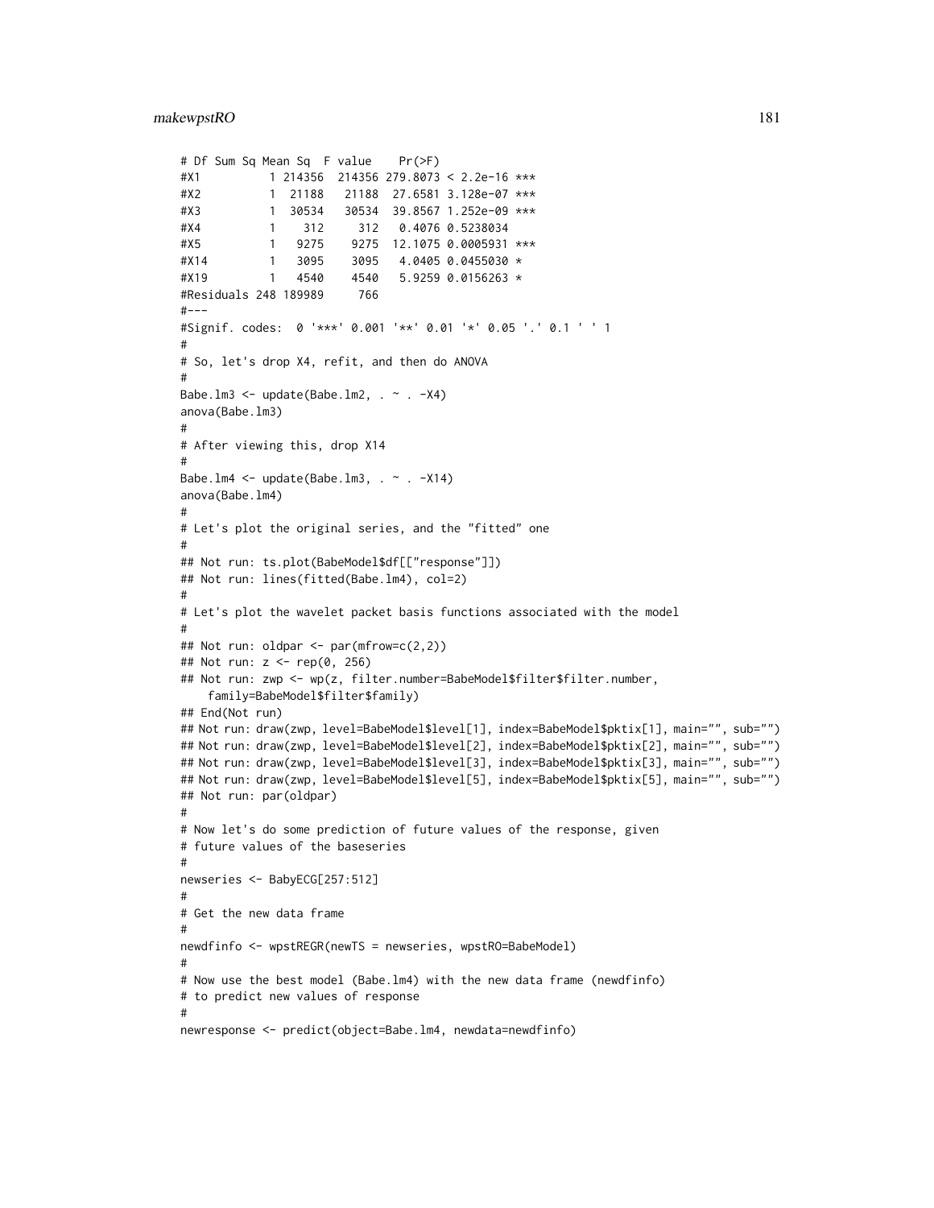```
# Df Sum Sq Mean Sq  F value    Pr(>F)
#X1         1 214356  214356 279.8073 < 2.2e-16 ***
#X2         1  21188   21188  27.6581 3.128e-07 ***
#X3         1  30534   30534  39.8567 1.252e-09 ***
#X4         1    312     312   0.4076 0.5238034
#X5         1   9275    9275  12.1075 0.0005931 ***
#X14        1   3095    3095   4.0405 0.0455030 *
#X19        1   4540    4540   5.9259 0.0156263 *
#Residuals 248 189989     766
#---
#Signif. codes:  0 '***' 0.001 '**' 0.01 '*' 0.05 '.' 0.1 ' ' 1
#
# So, let's drop X4, refit, and then do ANOVA
#
Babe.lm3 <- update(Babe.lm2, . ~ . -X4)
anova(Babe.lm3)
#
# After viewing this, drop X14
#
Babe.lm4 <- update(Babe.lm3, . ~ . -X14)
anova(Babe.lm4)
#
# Let's plot the original series, and the "fitted" one
#
## Not run: ts.plot(BabeModel$df[["response"]])
## Not run: lines(fitted(Babe.lm4), col=2)
#
# Let's plot the wavelet packet basis functions associated with the model
#
## Not run: oldpar <- par(mfrow=c(2,2))
## Not run: z <- rep(0, 256)
## Not run: zwp <- wp(z, filter.number=BabeModel$filter$filter.number,
    family=BabeModel$filter$family)
## End(Not run)
## Not run: draw(zwp, level=BabeModel$level[1], index=BabeModel$pktix[1], main="", sub="")
## Not run: draw(zwp, level=BabeModel$level[2], index=BabeModel$pktix[2], main="", sub="")
## Not run: draw(zwp, level=BabeModel$level[3], index=BabeModel$pktix[3], main="", sub="")
## Not run: draw(zwp, level=BabeModel$level[5], index=BabeModel$pktix[5], main="", sub="")
## Not run: par(oldpar)
#
# Now let's do some prediction of future values of the response, given
# future values of the baseseries
#
newseries <- BabyECG[257:512]
#
# Get the new data frame
#
newdfinfo <- wpstREGR(newTS = newseries, wpstRO=BabeModel)
#
# Now use the best model (Babe.lm4) with the new data frame (newdfinfo)
# to predict new values of response
#
newresponse <- predict(object=Babe.lm4, newdata=newdfinfo)
```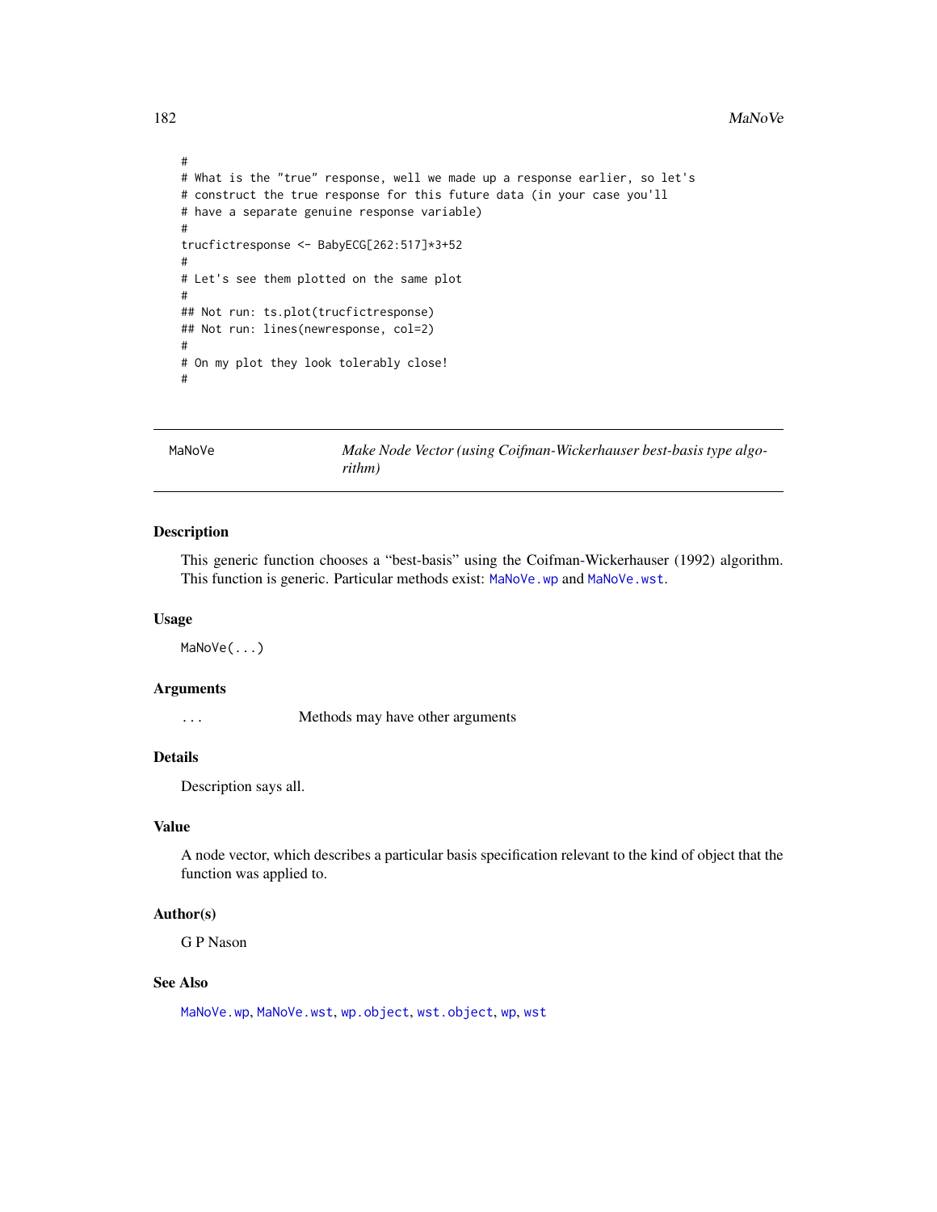```
#
# What is the "true" response, well we made up a response earlier, so let's
# construct the true response for this future data (in your case you'll
# have a separate genuine response variable)
#
trucfictresponse <- BabyECG[262:517]*3+52
#
# Let's see them plotted on the same plot
#
## Not run: ts.plot(trucfictresponse)
## Not run: lines(newresponse, col=2)
#
# On my plot they look tolerably close!
#
```

---

## MaNoVe — *Make Node Vector (using Coifman-Wickerhauser best-basis type algorithm)*

---

### Description

This generic function chooses a "best-basis" using the Coifman-Wickerhauser (1992) algorithm. This function is generic. Particular methods exist: `MaNoVe.wp` and `MaNoVe.wst`.

### Usage

```
MaNoVe(...)
```

### Arguments

`...` Methods may have other arguments

### Details

Description says all.

### Value

A node vector, which describes a particular basis specification relevant to the kind of object that the function was applied to.

### Author(s)

G P Nason

### See Also

`MaNoVe.wp`, `MaNoVe.wst`, `wp.object`, `wst.object`, `wp`, `wst`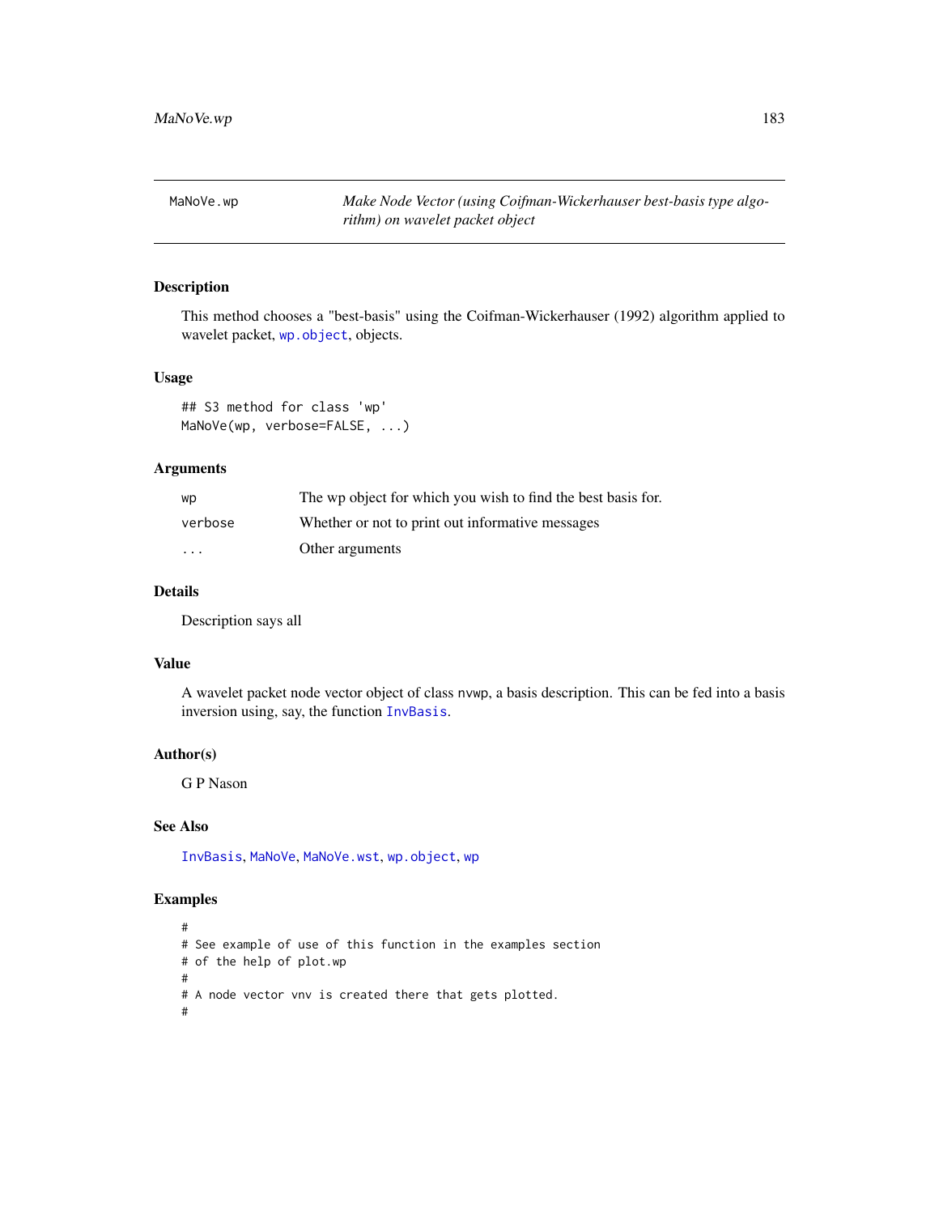MaNoVe.wp — *Make Node Vector (using Coifman-Wickerhauser best-basis type algorithm) on wavelet packet object*

## Description

This method chooses a "best-basis" using the Coifman-Wickerhauser (1992) algorithm applied to wavelet packet, wp.object, objects.

## Usage

```
## S3 method for class 'wp'
MaNoVe(wp, verbose=FALSE, ...)
```

## Arguments

| | |
|---|---|
| wp | The wp object for which you wish to find the best basis for. |
| verbose | Whether or not to print out informative messages |
| ... | Other arguments |

## Details

Description says all

## Value

A wavelet packet node vector object of class nvwp, a basis description. This can be fed into a basis inversion using, say, the function InvBasis.

## Author(s)

G P Nason

## See Also

InvBasis, MaNoVe, MaNoVe.wst, wp.object, wp

## Examples

```
#
# See example of use of this function in the examples section
# of the help of plot.wp
#
# A node vector vnv is created there that gets plotted.
#
```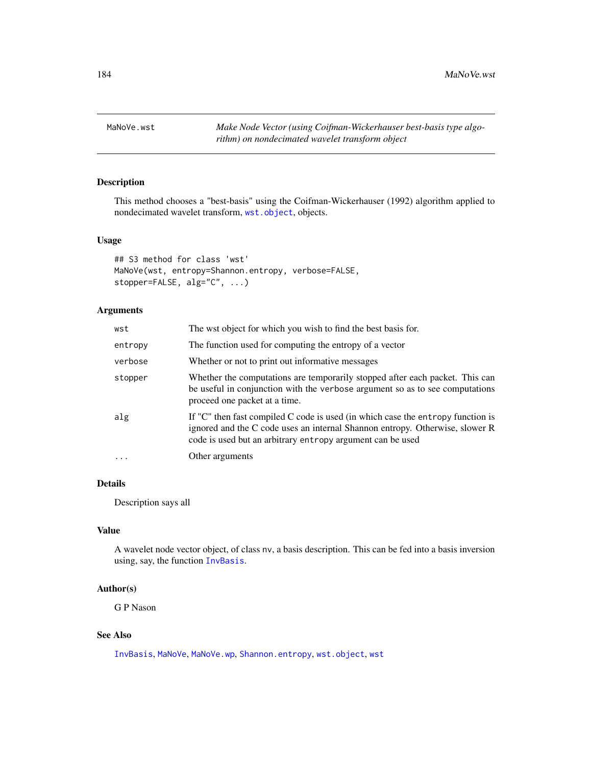MaNoVe.wst *Make Node Vector (using Coifman-Wickerhauser best-basis type algorithm) on nondecimated wavelet transform object*

## Description

This method chooses a "best-basis" using the Coifman-Wickerhauser (1992) algorithm applied to nondecimated wavelet transform, wst.object, objects.

## Usage

```
## S3 method for class 'wst'
ManoVe(wst, entropy=Shannon.entropy, verbose=FALSE,
stopper=FALSE, alg="C", ...)
```

## Arguments

| | |
|---|---|
| wst | The wst object for which you wish to find the best basis for. |
| entropy | The function used for computing the entropy of a vector |
| verbose | Whether or not to print out informative messages |
| stopper | Whether the computations are temporarily stopped after each packet. This can be useful in conjunction with the verbose argument so as to see computations proceed one packet at a time. |
| alg | If "C" then fast compiled C code is used (in which case the entropy function is ignored and the C code uses an internal Shannon entropy. Otherwise, slower R code is used but an arbitrary entropy argument can be used |
| ... | Other arguments |

## Details

Description says all

## Value

A wavelet node vector object, of class nv, a basis description. This can be fed into a basis inversion using, say, the function InvBasis.

## Author(s)

G P Nason

## See Also

InvBasis, MaNoVe, MaNoVe.wp, Shannon.entropy, wst.object, wst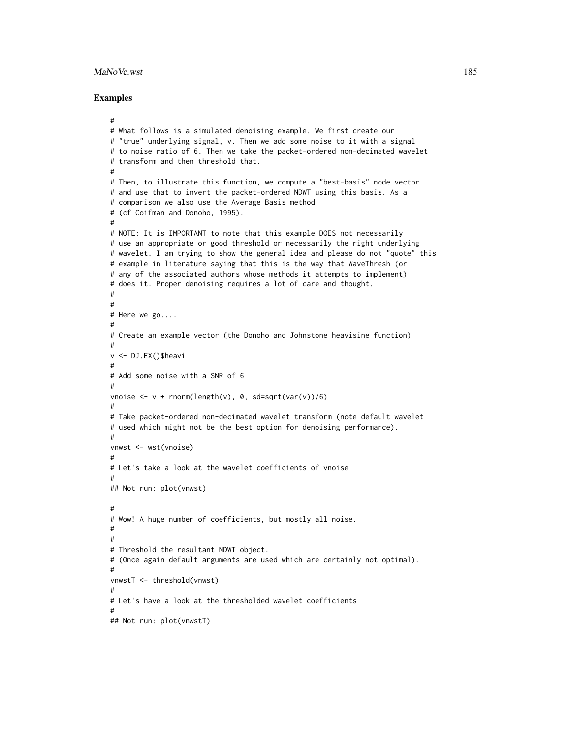### Examples

```
#
# What follows is a simulated denoising example. We first create our
# "true" underlying signal, v. Then we add some noise to it with a signal
# to noise ratio of 6. Then we take the packet-ordered non-decimated wavelet
# transform and then threshold that.
#
# Then, to illustrate this function, we compute a "best-basis" node vector
# and use that to invert the packet-ordered NDWT using this basis. As a
# comparison we also use the Average Basis method
# (cf Coifman and Donoho, 1995).
#
# NOTE: It is IMPORTANT to note that this example DOES not necessarily
# use an appropriate or good threshold or necessarily the right underlying
# wavelet. I am trying to show the general idea and please do not "quote" this
# example in literature saying that this is the way that WaveThresh (or
# any of the associated authors whose methods it attempts to implement)
# does it. Proper denoising requires a lot of care and thought.
#
#
# Here we go....
#
# Create an example vector (the Donoho and Johnstone heavisine function)
#
v <- DJ.EX()$heavi
#
# Add some noise with a SNR of 6
#
vnoise <- v + rnorm(length(v), 0, sd=sqrt(var(v))/6)
#
# Take packet-ordered non-decimated wavelet transform (note default wavelet
# used which might not be the best option for denoising performance).
#
vnwst <- wst(vnoise)
#
# Let's take a look at the wavelet coefficients of vnoise
#
## Not run: plot(vnwst)

#
# Wow! A huge number of coefficients, but mostly all noise.
#
#
# Threshold the resultant NDWT object.
# (Once again default arguments are used which are certainly not optimal).
#
vnwstT <- threshold(vnwst)
#
# Let's have a look at the thresholded wavelet coefficients
#
## Not run: plot(vnwstT)
```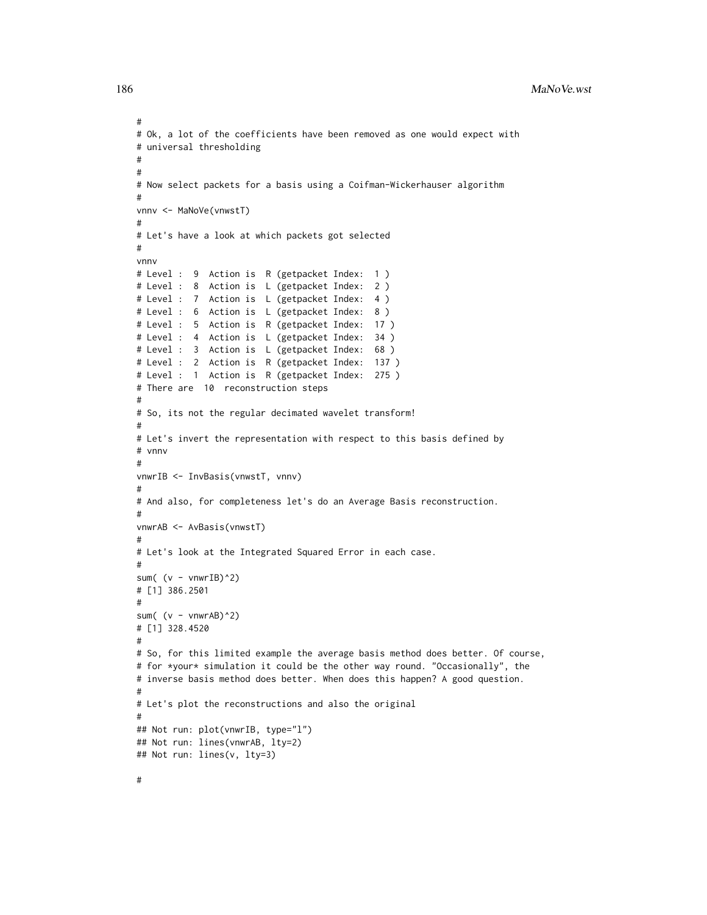```
#
# Ok, a lot of the coefficients have been removed as one would expect with
# universal thresholding
#
#
# Now select packets for a basis using a Coifman-Wickerhauser algorithm
#
vnnv <- MaNoVe(vnwstT)
#
# Let's have a look at which packets got selected
#
vnnv
# Level :  9  Action is  R (getpacket Index:  1 )
# Level :  8  Action is  L (getpacket Index:  2 )
# Level :  7  Action is  L (getpacket Index:  4 )
# Level :  6  Action is  L (getpacket Index:  8 )
# Level :  5  Action is  R (getpacket Index:  17 )
# Level :  4  Action is  L (getpacket Index:  34 )
# Level :  3  Action is  L (getpacket Index:  68 )
# Level :  2  Action is  R (getpacket Index:  137 )
# Level :  1  Action is  R (getpacket Index:  275 )
# There are  10  reconstruction steps
#
# So, its not the regular decimated wavelet transform!
#
# Let's invert the representation with respect to this basis defined by
# vnnv
#
vnwrIB <- InvBasis(vnwstT, vnnv)
#
# And also, for completeness let's do an Average Basis reconstruction.
#
vnwrAB <- AvBasis(vnwstT)
#
# Let's look at the Integrated Squared Error in each case.
#
sum( (v - vnwrIB)^2)
# [1] 386.2501
#
sum( (v - vnwrAB)^2)
# [1] 328.4520
#
# So, for this limited example the average basis method does better. Of course,
# for *your* simulation it could be the other way round. "Occasionally", the
# inverse basis method does better. When does this happen? A good question.
#
# Let's plot the reconstructions and also the original
#
## Not run: plot(vnwrIB, type="l")
## Not run: lines(vnwrAB, lty=2)
## Not run: lines(v, lty=3)

#
```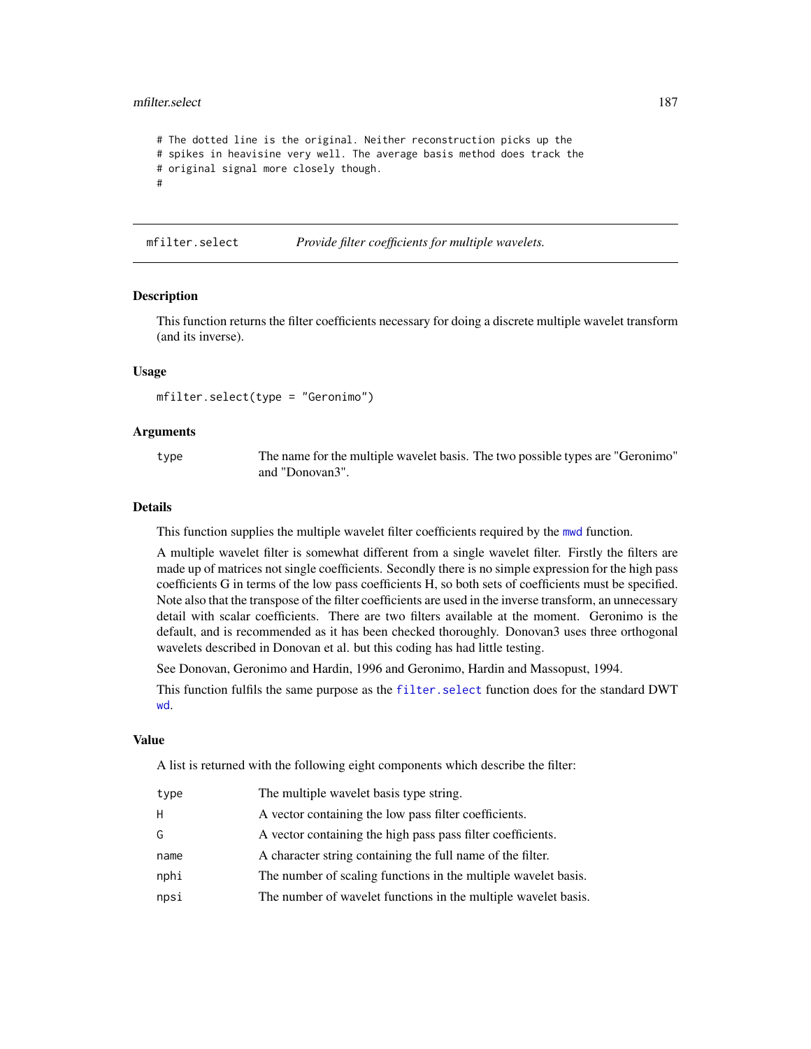```
# The dotted line is the original. Neither reconstruction picks up the
# spikes in heavisine very well. The average basis method does track the
# original signal more closely though.
#
```

## mfilter.select — *Provide filter coefficients for multiple wavelets.*

### Description

This function returns the filter coefficients necessary for doing a discrete multiple wavelet transform (and its inverse).

### Usage

```
mfilter.select(type = "Geronimo")
```

### Arguments

| | |
|---|---|
| type | The name for the multiple wavelet basis. The two possible types are "Geronimo" and "Donovan3". |

### Details

This function supplies the multiple wavelet filter coefficients required by the mwd function.

A multiple wavelet filter is somewhat different from a single wavelet filter. Firstly the filters are made up of matrices not single coefficients. Secondly there is no simple expression for the high pass coefficients G in terms of the low pass coefficients H, so both sets of coefficients must be specified. Note also that the transpose of the filter coefficients are used in the inverse transform, an unnecessary detail with scalar coefficients. There are two filters available at the moment. Geronimo is the default, and is recommended as it has been checked thoroughly. Donovan3 uses three orthogonal wavelets described in Donovan et al. but this coding has had little testing.

See Donovan, Geronimo and Hardin, 1996 and Geronimo, Hardin and Massopust, 1994.

This function fulfils the same purpose as the filter.select function does for the standard DWT wd.

### Value

A list is returned with the following eight components which describe the filter:

| | |
|---|---|
| type | The multiple wavelet basis type string. |
| H | A vector containing the low pass filter coefficients. |
| G | A vector containing the high pass pass filter coefficients. |
| name | A character string containing the full name of the filter. |
| nphi | The number of scaling functions in the multiple wavelet basis. |
| npsi | The number of wavelet functions in the multiple wavelet basis. |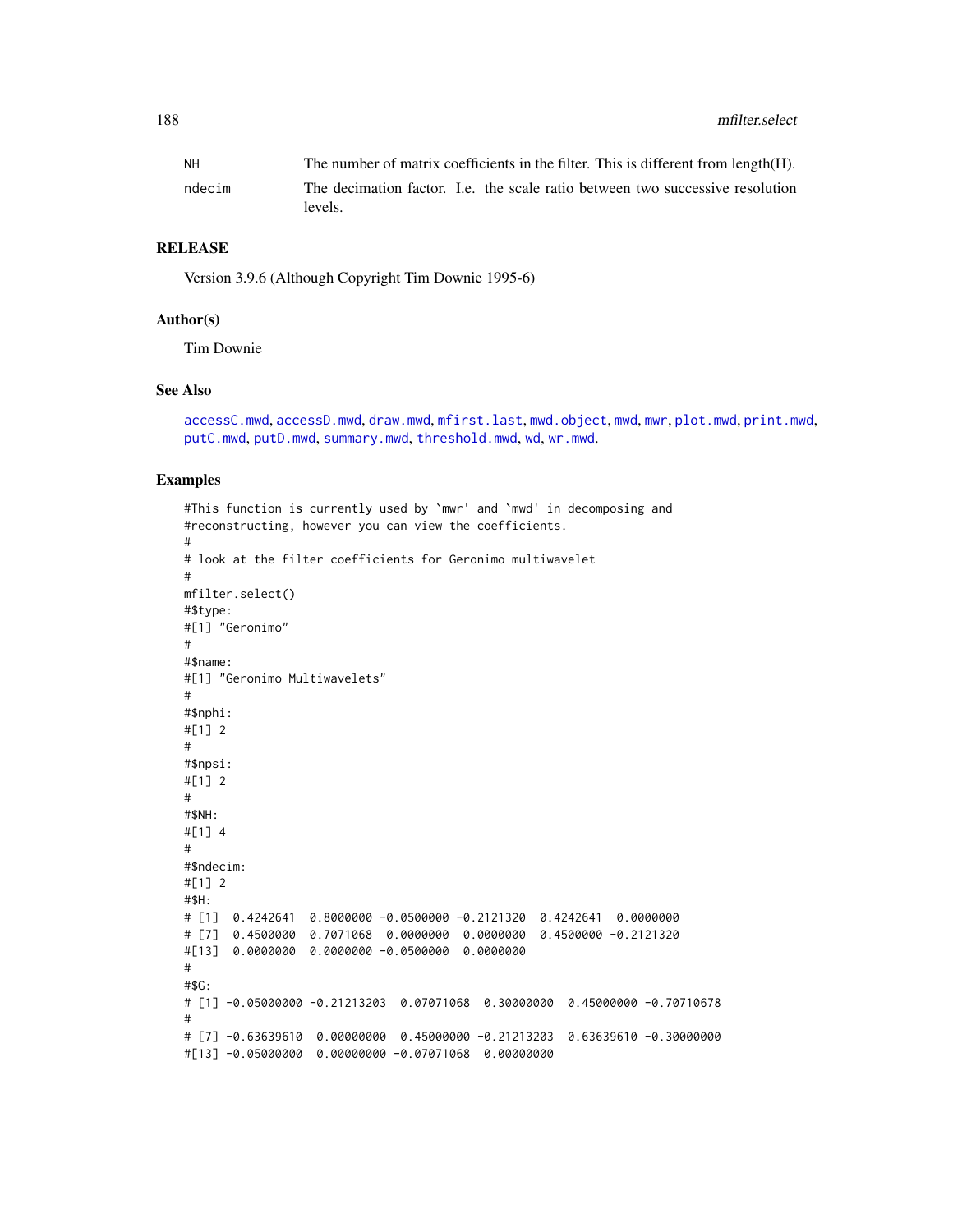| | |
|---|---|
| NH | The number of matrix coefficients in the filter. This is different from length(H). |
| ndecim | The decimation factor. I.e. the scale ratio between two successive resolution levels. |

## RELEASE

Version 3.9.6 (Although Copyright Tim Downie 1995-6)

## Author(s)

Tim Downie

## See Also

accessC.mwd, accessD.mwd, draw.mwd, mfirst.last, mwd.object, mwd, mwr, plot.mwd, print.mwd, putC.mwd, putD.mwd, summary.mwd, threshold.mwd, wd, wr.mwd.

## Examples

```
#This function is currently used by `mwr' and `mwd' in decomposing and
#reconstructing, however you can view the coefficients.
#
# look at the filter coefficients for Geronimo multiwavelet
#
mfilter.select()
#$type:
#[1] "Geronimo"
#
#$name:
#[1] "Geronimo Multiwavelets"
#
#$nphi:
#[1] 2
#
#$npsi:
#[1] 2
#
#$NH:
#[1] 4
#
#$ndecim:
#[1] 2
#$H:
# [1]  0.4242641  0.8000000 -0.0500000 -0.2121320  0.4242641  0.0000000
# [7]  0.4500000  0.7071068  0.0000000  0.0000000  0.4500000 -0.2121320
#[13]  0.0000000  0.0000000 -0.0500000  0.0000000
#
#$G:
# [1] -0.05000000 -0.21213203  0.07071068  0.30000000  0.45000000 -0.70710678
#
# [7] -0.63639610  0.00000000  0.45000000 -0.21213203  0.63639610 -0.30000000
#[13] -0.05000000  0.00000000 -0.07071068  0.00000000
```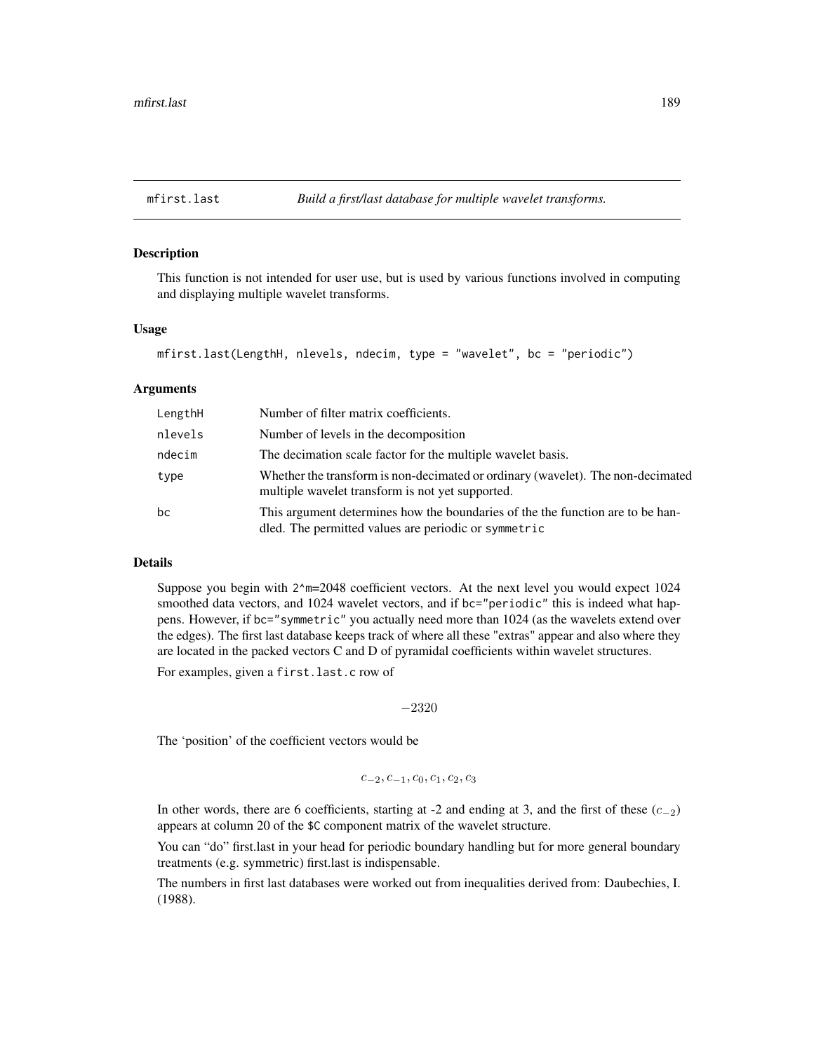mfirst.last    *Build a first/last database for multiple wavelet transforms.*

## Description

This function is not intended for user use, but is used by various functions involved in computing and displaying multiple wavelet transforms.

## Usage

```
mfirst.last(LengthH, nlevels, ndecim, type = "wavelet", bc = "periodic")
```

## Arguments

| | |
|---|---|
| LengthH | Number of filter matrix coefficients. |
| nlevels | Number of levels in the decomposition |
| ndecim | The decimation scale factor for the multiple wavelet basis. |
| type | Whether the transform is non-decimated or ordinary (wavelet). The non-decimated multiple wavelet transform is not yet supported. |
| bc | This argument determines how the boundaries of the the function are to be handled. The permitted values are periodic or symmetric |

## Details

Suppose you begin with 2^m=2048 coefficient vectors. At the next level you would expect 1024 smoothed data vectors, and 1024 wavelet vectors, and if bc="periodic" this is indeed what happens. However, if bc="symmetric" you actually need more than 1024 (as the wavelets extend over the edges). The first last database keeps track of where all these "extras" appear and also where they are located in the packed vectors C and D of pyramidal coefficients within wavelet structures.

For examples, given a first.last.c row of

$$-2320$$

The 'position' of the coefficient vectors would be

$$c_{-2}, c_{-1}, c_0, c_1, c_2, c_3$$

In other words, there are 6 coefficients, starting at -2 and ending at 3, and the first of these ($c_{-2}$) appears at column 20 of the $C component matrix of the wavelet structure.

You can "do" first.last in your head for periodic boundary handling but for more general boundary treatments (e.g. symmetric) first.last is indispensable.

The numbers in first last databases were worked out from inequalities derived from: Daubechies, I. (1988).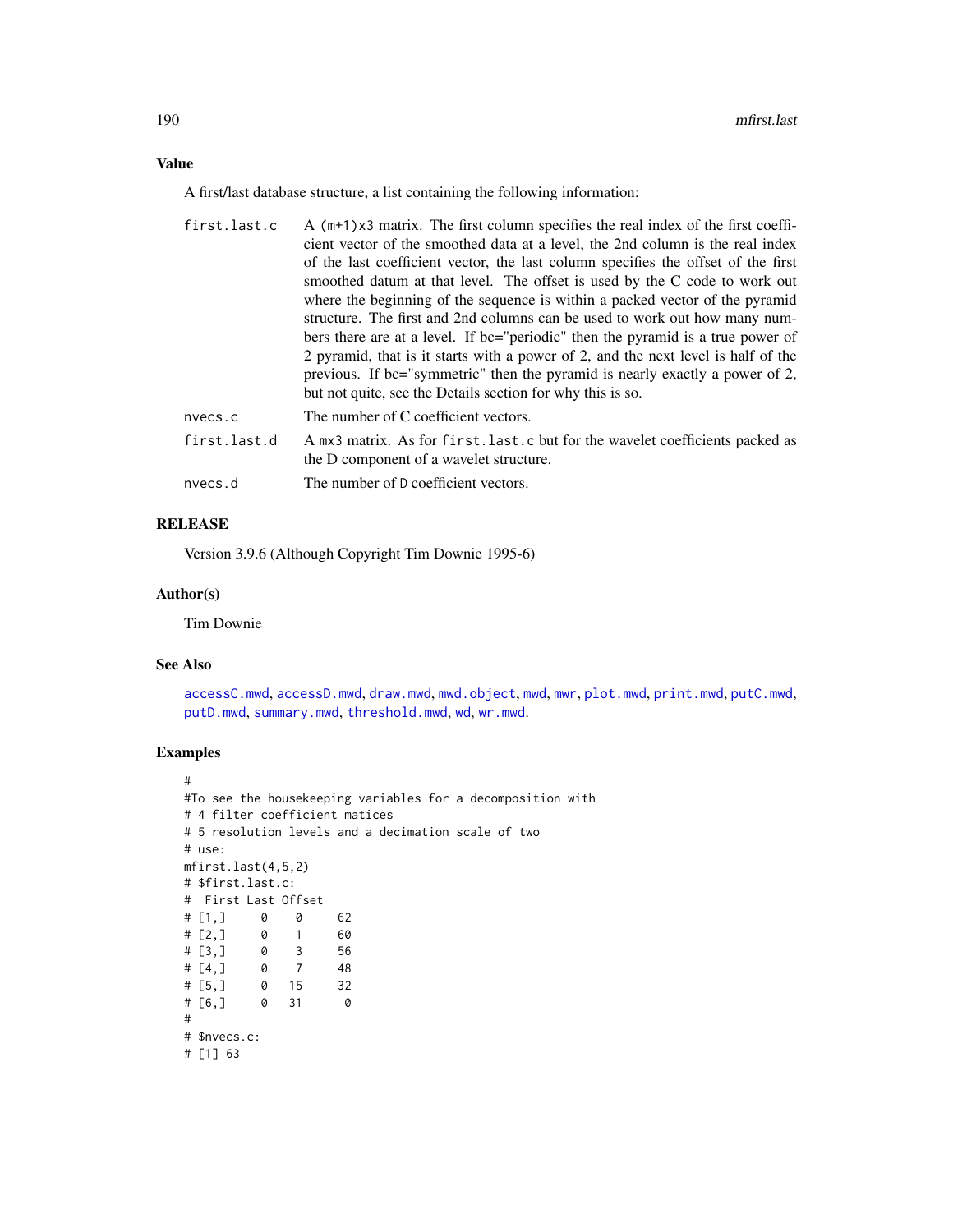## Value

A first/last database structure, a list containing the following information:

first.last.c
: A (m+1)x3 matrix. The first column specifies the real index of the first coefficient vector of the smoothed data at a level, the 2nd column is the real index of the last coefficient vector, the last column specifies the offset of the first smoothed datum at that level. The offset is used by the C code to work out where the beginning of the sequence is within a packed vector of the pyramid structure. The first and 2nd columns can be used to work out how many numbers there are at a level. If bc="periodic" then the pyramid is a true power of 2 pyramid, that is it starts with a power of 2, and the next level is half of the previous. If bc="symmetric" then the pyramid is nearly exactly a power of 2, but not quite, see the Details section for why this is so.

nvecs.c
: The number of C coefficient vectors.

first.last.d
: A mx3 matrix. As for first.last.c but for the wavelet coefficients packed as the D component of a wavelet structure.

nvecs.d
: The number of D coefficient vectors.

## RELEASE

Version 3.9.6 (Although Copyright Tim Downie 1995-6)

## Author(s)

Tim Downie

## See Also

accessC.mwd, accessD.mwd, draw.mwd, mwd.object, mwd, mwr, plot.mwd, print.mwd, putC.mwd, putD.mwd, summary.mwd, threshold.mwd, wd, wr.mwd.

## Examples

```
#
#To see the housekeeping variables for a decomposition with
# 4 filter coefficient matices
# 5 resolution levels and a decimation scale of two
# use:
mfirst.last(4,5,2)
# $first.last.c:
#  First Last Offset
# [1,]     0    0     62
# [2,]     0    1     60
# [3,]     0    3     56
# [4,]     0    7     48
# [5,]     0   15     32
# [6,]     0   31      0
#
# $nvecs.c:
# [1] 63
```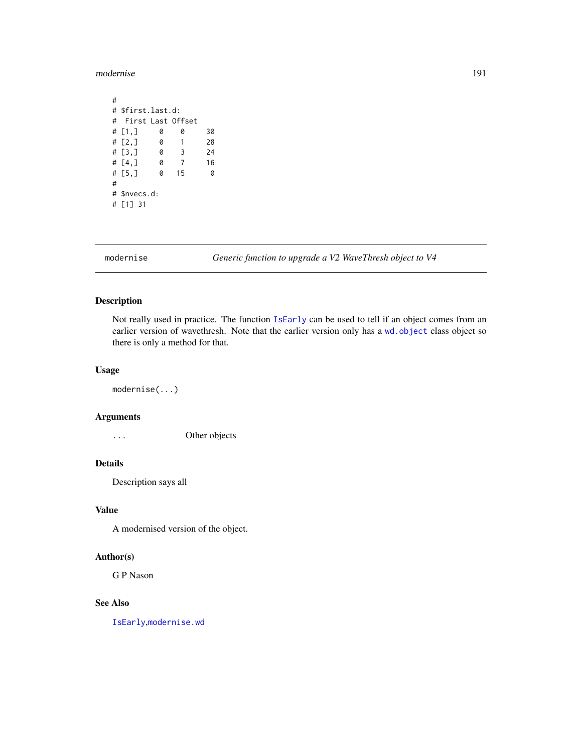```
#
# $first.last.d:
#  First Last Offset
# [1,]     0    0     30
# [2,]     0    1     28
# [3,]     0    3     24
# [4,]     0    7     16
# [5,]     0   15      0
#
# $nvecs.d:
# [1] 31
```

---

## modernise — *Generic function to upgrade a V2 WaveThresh object to V4*

### Description

Not really used in practice. The function `IsEarly` can be used to tell if an object comes from an earlier version of wavethresh. Note that the earlier version only has a `wd.object` class object so there is only a method for that.

### Usage

```
modernise(...)
```

### Arguments

| | |
|---|---|
| ... | Other objects |

### Details

Description says all

### Value

A modernised version of the object.

### Author(s)

G P Nason

### See Also

`IsEarly`,`modernise.wd`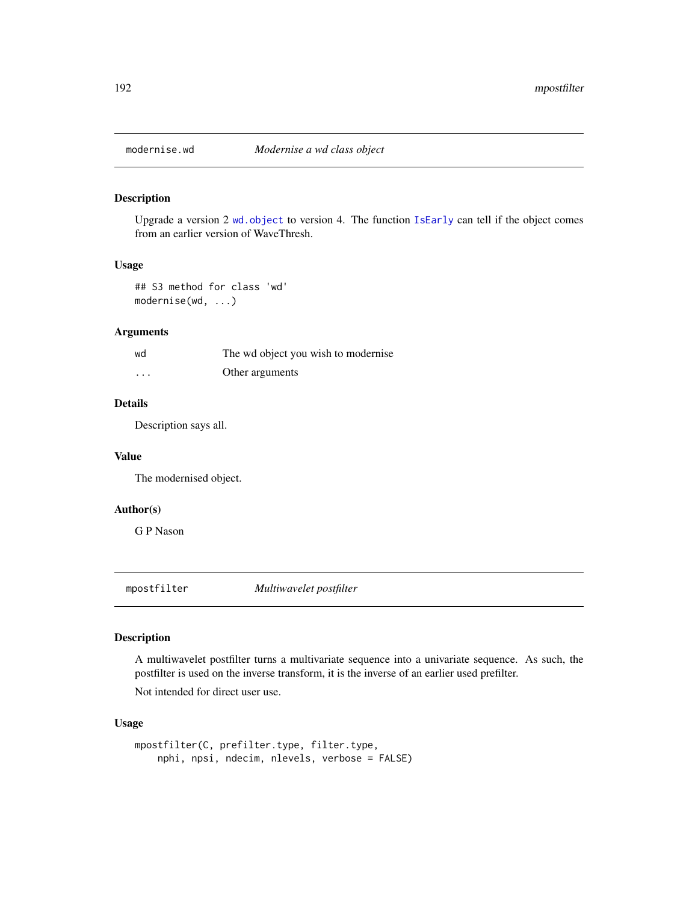## modernise.wd — *Modernise a wd class object*

### Description

Upgrade a version 2 wd.object to version 4. The function IsEarly can tell if the object comes from an earlier version of WaveThresh.

### Usage

```
## S3 method for class 'wd'
modernise(wd, ...)
```

### Arguments

| | |
|---|---|
| wd | The wd object you wish to modernise |
| ... | Other arguments |

### Details

Description says all.

### Value

The modernised object.

### Author(s)

G P Nason

## mpostfilter — *Multiwavelet postfilter*

### Description

A multiwavelet postfilter turns a multivariate sequence into a univariate sequence. As such, the postfilter is used on the inverse transform, it is the inverse of an earlier used prefilter.

Not intended for direct user use.

### Usage

```
mpostfilter(C, prefilter.type, filter.type,
    nphi, npsi, ndecim, nlevels, verbose = FALSE)
```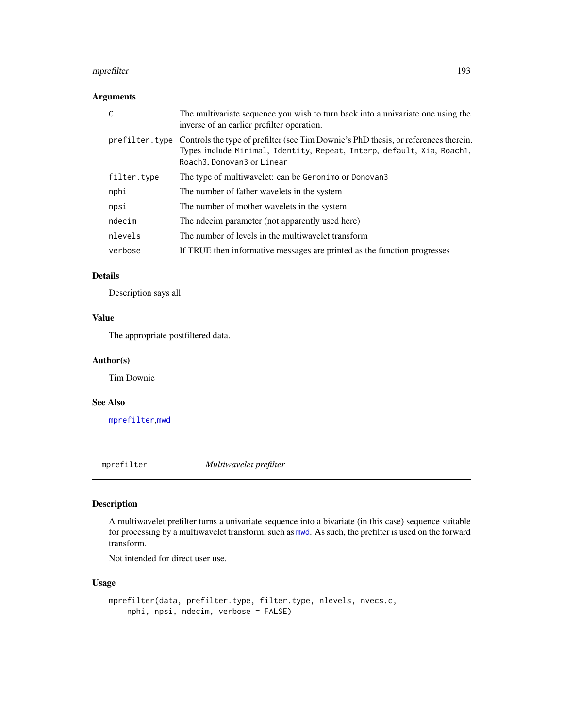## Arguments

| | |
|---|---|
| C | The multivariate sequence you wish to turn back into a univariate one using the inverse of an earlier prefilter operation. |
| prefilter.type | Controls the type of prefilter (see Tim Downie's PhD thesis, or references therein. Types include `Minimal`, `Identity`, `Repeat`, `Interp`, `default`, `Xia`, `Roach1`, `Roach3`, `Donovan3` or `Linear` |
| filter.type | The type of multiwavelet: can be `Geronimo` or `Donovan3` |
| nphi | The number of father wavelets in the system |
| npsi | The number of mother wavelets in the system |
| ndecim | The ndecim parameter (not apparently used here) |
| nlevels | The number of levels in the multiwavelet transform |
| verbose | If TRUE then informative messages are printed as the function progresses |

## Details

Description says all

## Value

The appropriate postfiltered data.

## Author(s)

Tim Downie

## See Also

mprefilter,mwd

---

# mprefilter — *Multiwavelet prefilter*

## Description

A multiwavelet prefilter turns a univariate sequence into a bivariate (in this case) sequence suitable for processing by a multiwavelet transform, such as `mwd`. As such, the prefilter is used on the forward transform.

Not intended for direct user use.

## Usage

```
mprefilter(data, prefilter.type, filter.type, nlevels, nvecs.c,
    nphi, npsi, ndecim, verbose = FALSE)
```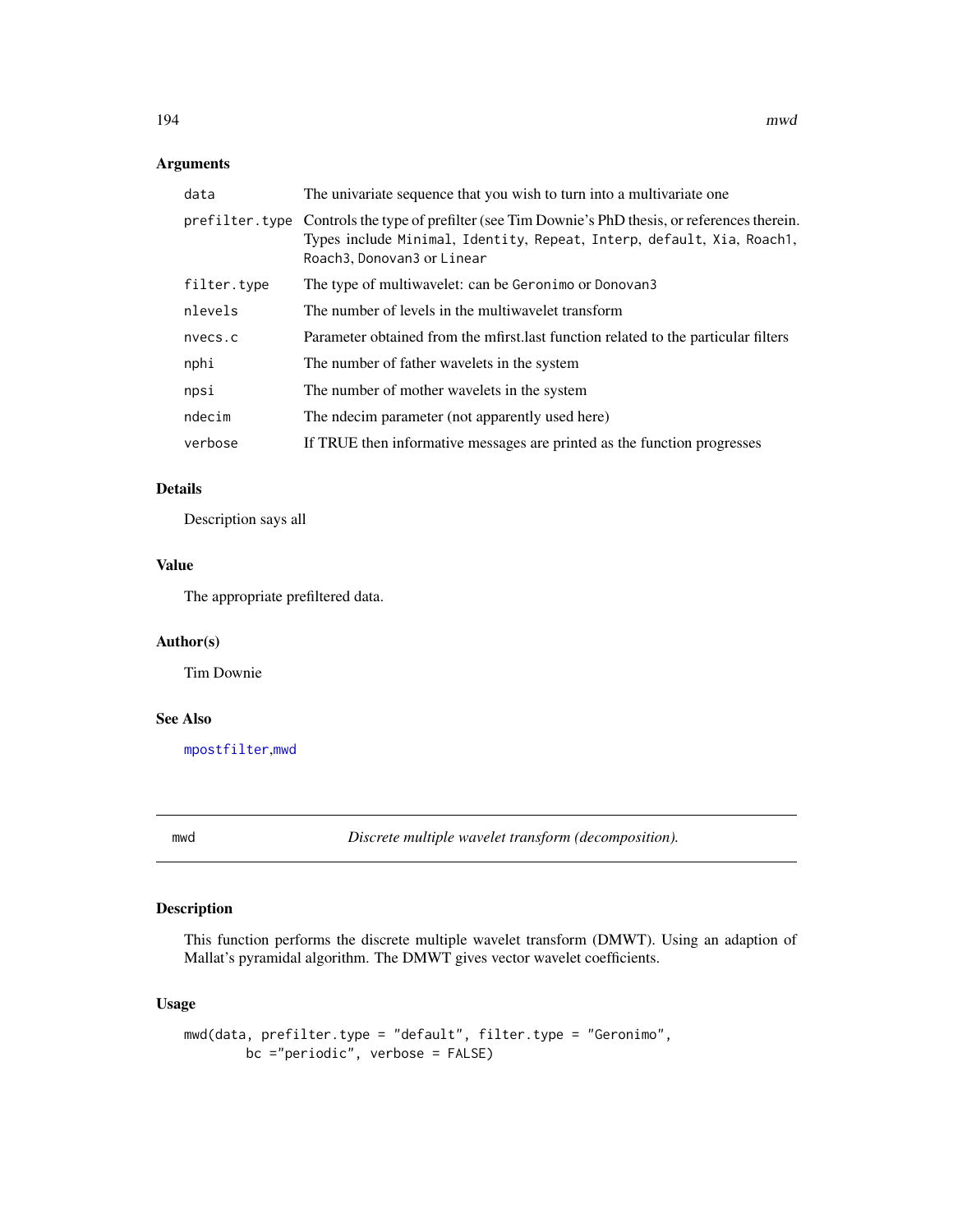### Arguments

| | |
|---|---|
| data | The univariate sequence that you wish to turn into a multivariate one |
| prefilter.type | Controls the type of prefilter (see Tim Downie's PhD thesis, or references therein. Types include Minimal, Identity, Repeat, Interp, default, Xia, Roach1, Roach3, Donovan3 or Linear |
| filter.type | The type of multiwavelet: can be Geronimo or Donovan3 |
| nlevels | The number of levels in the multiwavelet transform |
| nvecs.c | Parameter obtained from the mfirst.last function related to the particular filters |
| nphi | The number of father wavelets in the system |
| npsi | The number of mother wavelets in the system |
| ndecim | The ndecim parameter (not apparently used here) |
| verbose | If TRUE then informative messages are printed as the function progresses |

### Details

Description says all

### Value

The appropriate prefiltered data.

### Author(s)

Tim Downie

### See Also

mpostfilter, mwd

---

## mwd    *Discrete multiple wavelet transform (decomposition).*

---

### Description

This function performs the discrete multiple wavelet transform (DMWT). Using an adaption of Mallat's pyramidal algorithm. The DMWT gives vector wavelet coefficients.

### Usage

```
mwd(data, prefilter.type = "default", filter.type = "Geronimo",
        bc ="periodic", verbose = FALSE)
```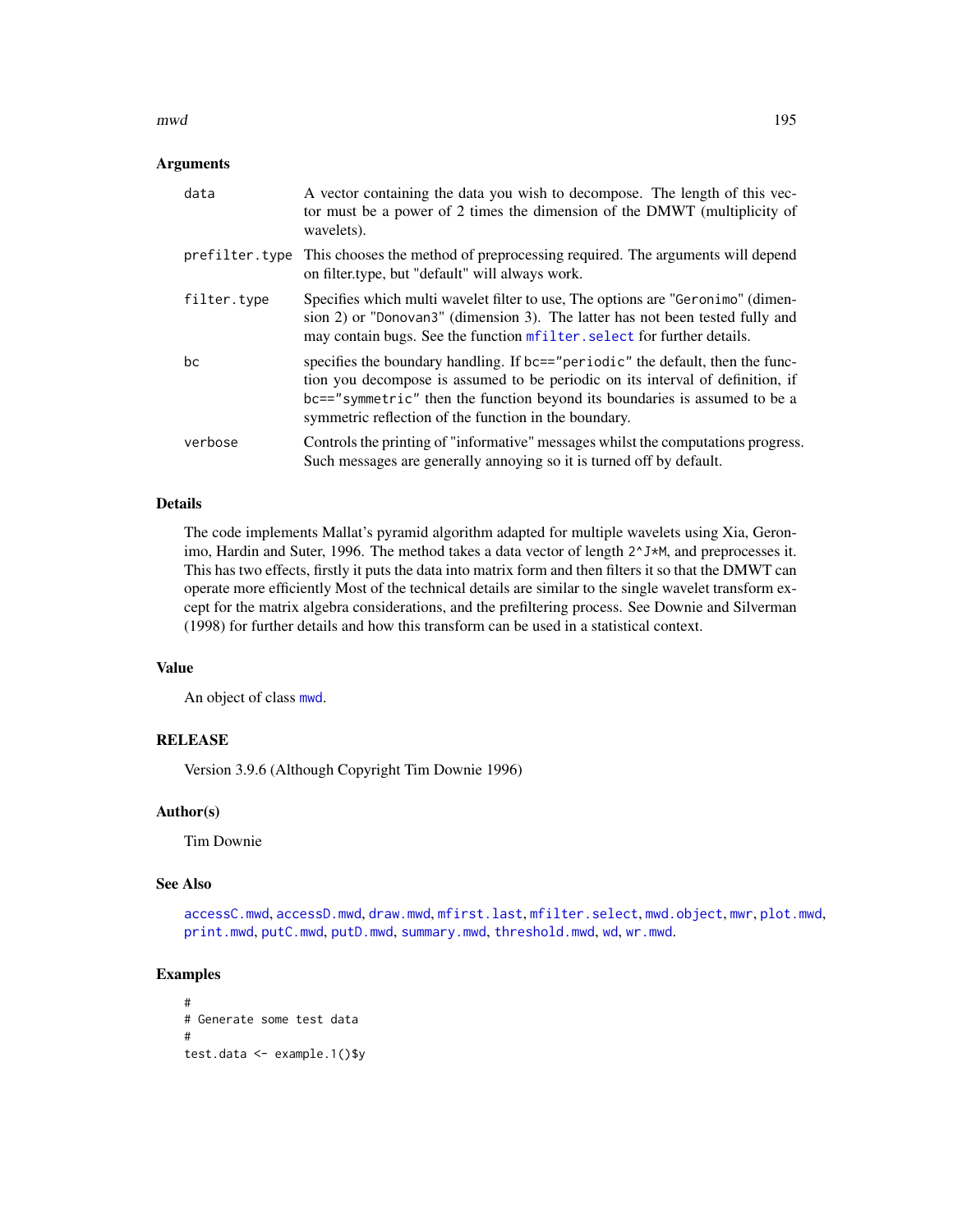## Arguments

| | |
|---|---|
| data | A vector containing the data you wish to decompose. The length of this vector must be a power of 2 times the dimension of the DMWT (multiplicity of wavelets). |
| prefilter.type | This chooses the method of preprocessing required. The arguments will depend on filter.type, but "default" will always work. |
| filter.type | Specifies which multi wavelet filter to use, The options are "Geronimo" (dimension 2) or "Donovan3" (dimension 3). The latter has not been tested fully and may contain bugs. See the function mfilter.select for further details. |
| bc | specifies the boundary handling. If bc=="periodic" the default, then the function you decompose is assumed to be periodic on its interval of definition, if bc=="symmetric" then the function beyond its boundaries is assumed to be a symmetric reflection of the function in the boundary. |
| verbose | Controls the printing of "informative" messages whilst the computations progress. Such messages are generally annoying so it is turned off by default. |

## Details

The code implements Mallat's pyramid algorithm adapted for multiple wavelets using Xia, Geronimo, Hardin and Suter, 1996. The method takes a data vector of length 2^J*M, and preprocesses it. This has two effects, firstly it puts the data into matrix form and then filters it so that the DMWT can operate more efficiently Most of the technical details are similar to the single wavelet transform except for the matrix algebra considerations, and the prefiltering process. See Downie and Silverman (1998) for further details and how this transform can be used in a statistical context.

## Value

An object of class mwd.

## RELEASE

Version 3.9.6 (Although Copyright Tim Downie 1996)

## Author(s)

Tim Downie

## See Also

accessC.mwd, accessD.mwd, draw.mwd, mfirst.last, mfilter.select, mwd.object, mwr, plot.mwd, print.mwd, putC.mwd, putD.mwd, summary.mwd, threshold.mwd, wd, wr.mwd.

## Examples

```
#
# Generate some test data
#
test.data <- example.1()$y
```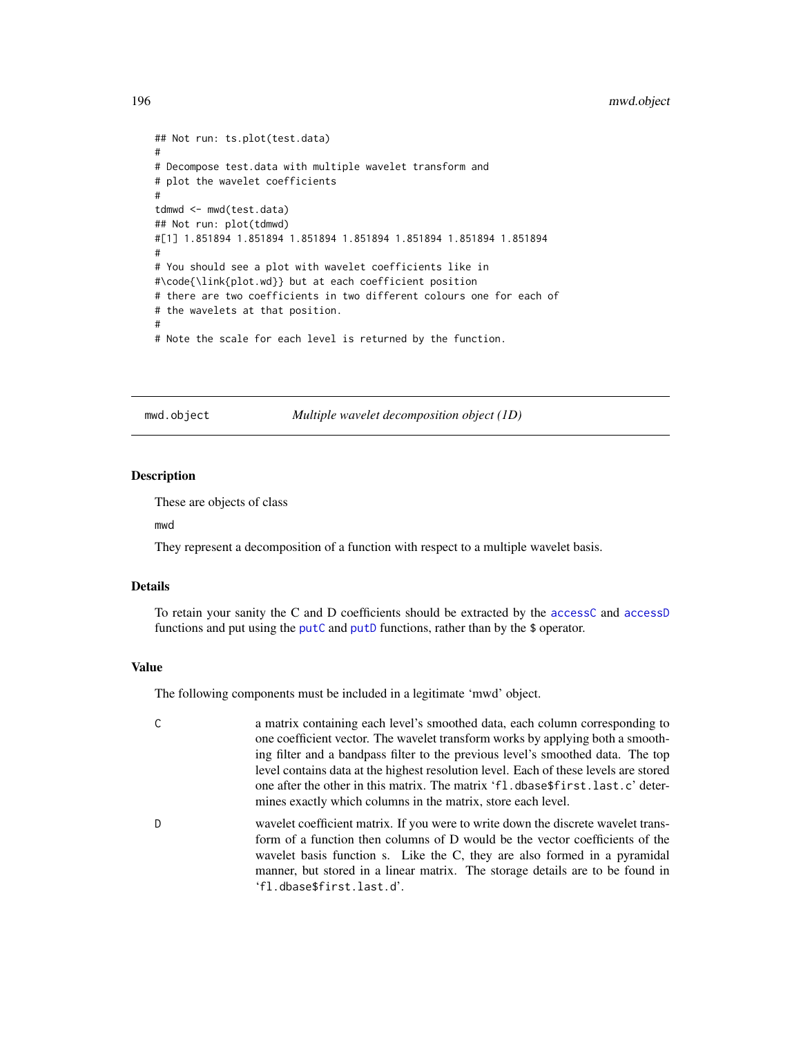```
## Not run: ts.plot(test.data)
#
# Decompose test.data with multiple wavelet transform and
# plot the wavelet coefficients
#
tdmwd <- mwd(test.data)
## Not run: plot(tdmwd)
#[1] 1.851894 1.851894 1.851894 1.851894 1.851894 1.851894 1.851894
#
# You should see a plot with wavelet coefficients like in
#\code{\link{plot.wd}} but at each coefficient position
# there are two coefficients in two different colours one for each of
# the wavelets at that position.
#
# Note the scale for each level is returned by the function.
```

---

`mwd.object` — *Multiple wavelet decomposition object (1D)*

---

## Description

These are objects of class

mwd

They represent a decomposition of a function with respect to a multiple wavelet basis.

## Details

To retain your sanity the C and D coefficients should be extracted by the accessC and accessD functions and put using the putC and putD functions, rather than by the $ operator.

## Value

The following components must be included in a legitimate 'mwd' object.

- **C** — a matrix containing each level's smoothed data, each column corresponding to one coefficient vector. The wavelet transform works by applying both a smoothing filter and a bandpass filter to the previous level's smoothed data. The top level contains data at the highest resolution level. Each of these levels are stored one after the other in this matrix. The matrix 'fl.dbase$first.last.c' determines exactly which columns in the matrix, store each level.
- **D** — wavelet coefficient matrix. If you were to write down the discrete wavelet transform of a function then columns of D would be the vector coefficients of the wavelet basis function s. Like the C, they are also formed in a pyramidal manner, but stored in a linear matrix. The storage details are to be found in 'fl.dbase$first.last.d'.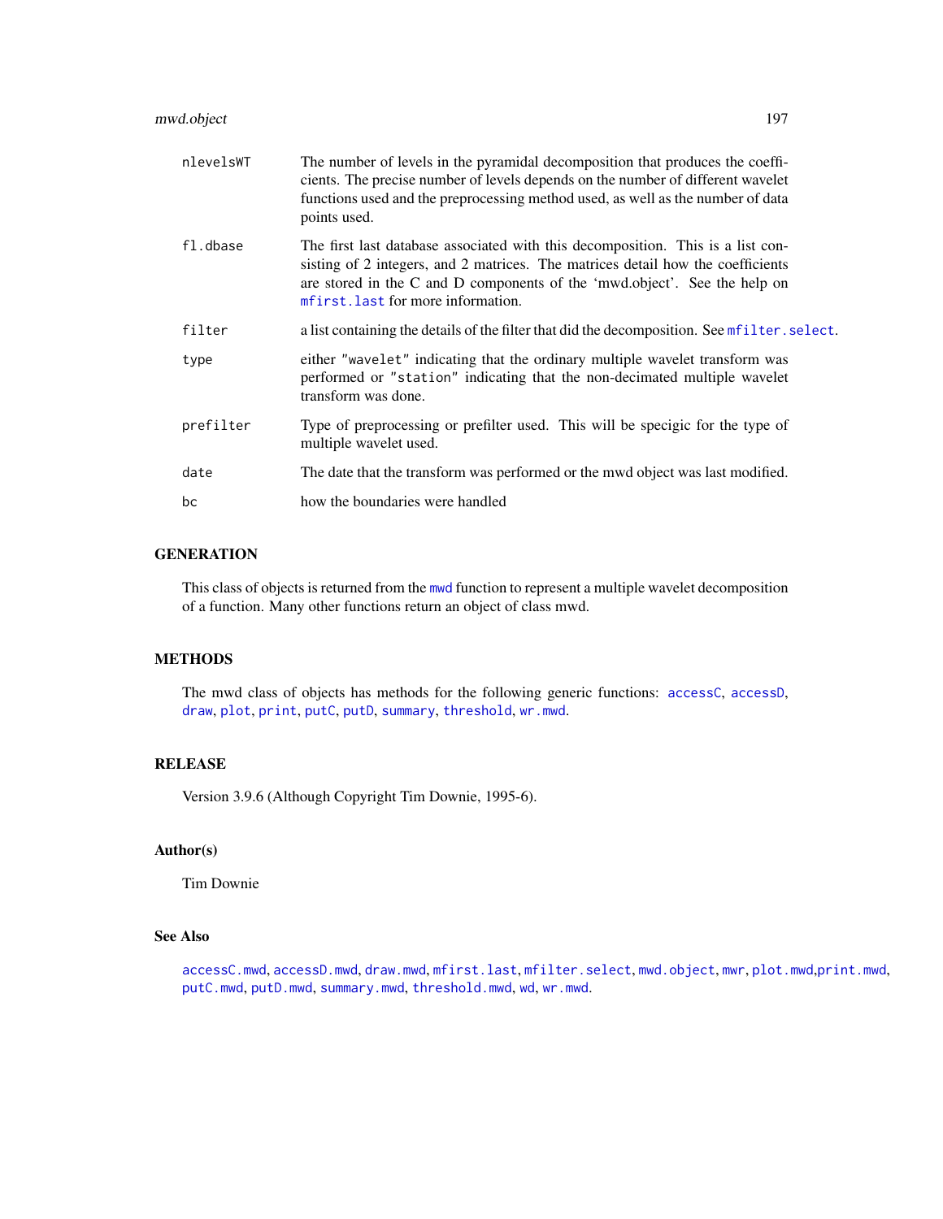| | |
|---|---|
| nlevelsWT | The number of levels in the pyramidal decomposition that produces the coefficients. The precise number of levels depends on the number of different wavelet functions used and the preprocessing method used, as well as the number of data points used. |
| fl.dbase | The first last database associated with this decomposition. This is a list consisting of 2 integers, and 2 matrices. The matrices detail how the coefficients are stored in the C and D components of the 'mwd.object'. See the help on `mfirst.last` for more information. |
| filter | a list containing the details of the filter that did the decomposition. See `mfilter.select`. |
| type | either "wavelet" indicating that the ordinary multiple wavelet transform was performed or "station" indicating that the non-decimated multiple wavelet transform was done. |
| prefilter | Type of preprocessing or prefilter used. This will be specigic for the type of multiple wavelet used. |
| date | The date that the transform was performed or the mwd object was last modified. |
| bc | how the boundaries were handled |

## GENERATION

This class of objects is returned from the `mwd` function to represent a multiple wavelet decomposition of a function. Many other functions return an object of class mwd.

## METHODS

The mwd class of objects has methods for the following generic functions: `accessC`, `accessD`, `draw`, `plot`, `print`, `putC`, `putD`, `summary`, `threshold`, `wr.mwd`.

## RELEASE

Version 3.9.6 (Although Copyright Tim Downie, 1995-6).

## Author(s)

Tim Downie

## See Also

`accessC.mwd`, `accessD.mwd`, `draw.mwd`, `mfirst.last`, `mfilter.select`, `mwd.object`, `mwr`, `plot.mwd`,`print.mwd`, `putC.mwd`, `putD.mwd`, `summary.mwd`, `threshold.mwd`, `wd`, `wr.mwd`.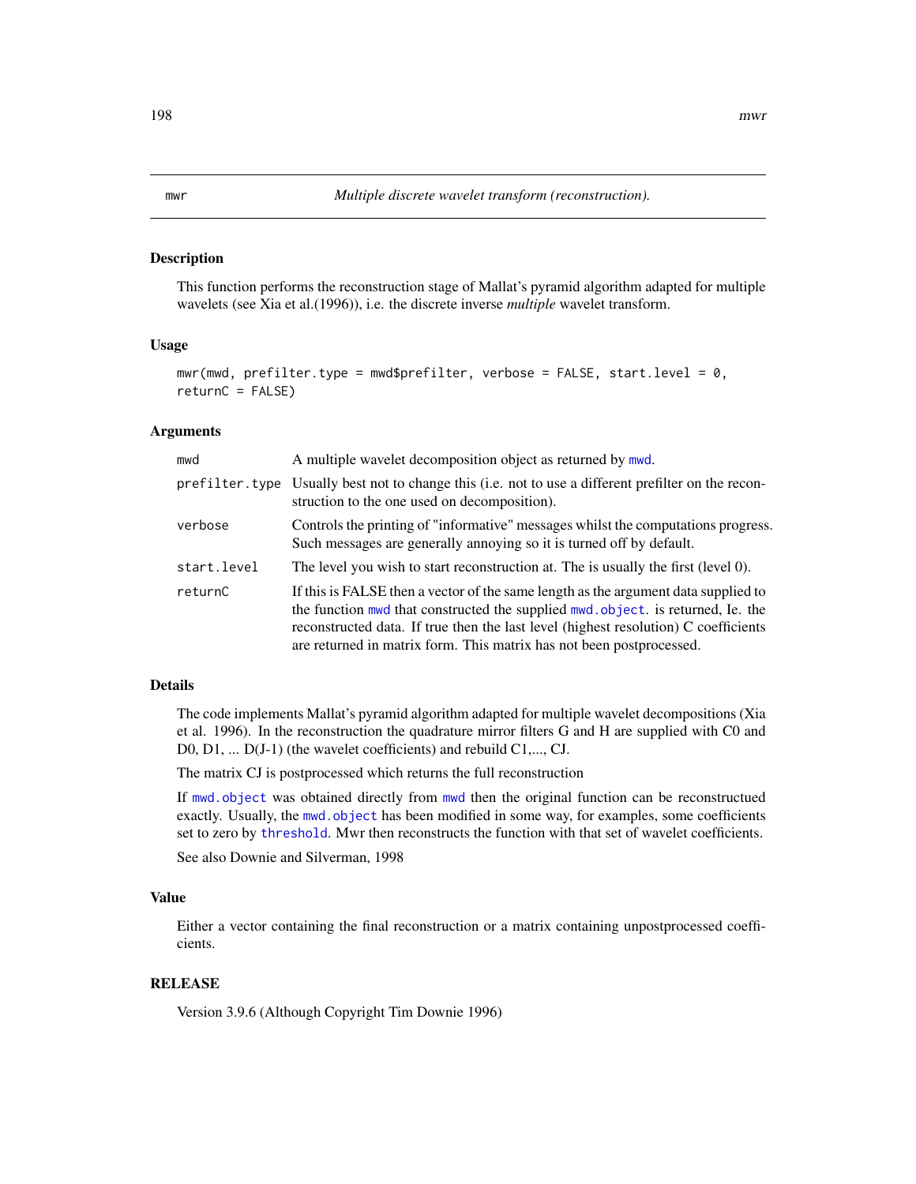mwr — *Multiple discrete wavelet transform (reconstruction).*

## Description

This function performs the reconstruction stage of Mallat's pyramid algorithm adapted for multiple wavelets (see Xia et al.(1996)), i.e. the discrete inverse *multiple* wavelet transform.

## Usage

```
mwr(mwd, prefilter.type = mwd$prefilter, verbose = FALSE, start.level = 0,
returnC = FALSE)
```

## Arguments

| | |
|---|---|
| mwd | A multiple wavelet decomposition object as returned by mwd. |
| prefilter.type | Usually best not to change this (i.e. not to use a different prefilter on the reconstruction to the one used on decomposition). |
| verbose | Controls the printing of "informative" messages whilst the computations progress. Such messages are generally annoying so it is turned off by default. |
| start.level | The level you wish to start reconstruction at. The is usually the first (level 0). |
| returnC | If this is FALSE then a vector of the same length as the argument data supplied to the function mwd that constructed the supplied mwd.object. is returned, Ie. the reconstructed data. If true then the last level (highest resolution) C coefficients are returned in matrix form. This matrix has not been postprocessed. |

## Details

The code implements Mallat's pyramid algorithm adapted for multiple wavelet decompositions (Xia et al. 1996). In the reconstruction the quadrature mirror filters G and H are supplied with C0 and D0, D1, ... D(J-1) (the wavelet coefficients) and rebuild C1,..., CJ.

The matrix CJ is postprocessed which returns the full reconstruction

If mwd.object was obtained directly from mwd then the original function can be reconstructued exactly. Usually, the mwd.object has been modified in some way, for examples, some coefficients set to zero by threshold. Mwr then reconstructs the function with that set of wavelet coefficients.

See also Downie and Silverman, 1998

## Value

Either a vector containing the final reconstruction or a matrix containing unpostprocessed coefficients.

## RELEASE

Version 3.9.6 (Although Copyright Tim Downie 1996)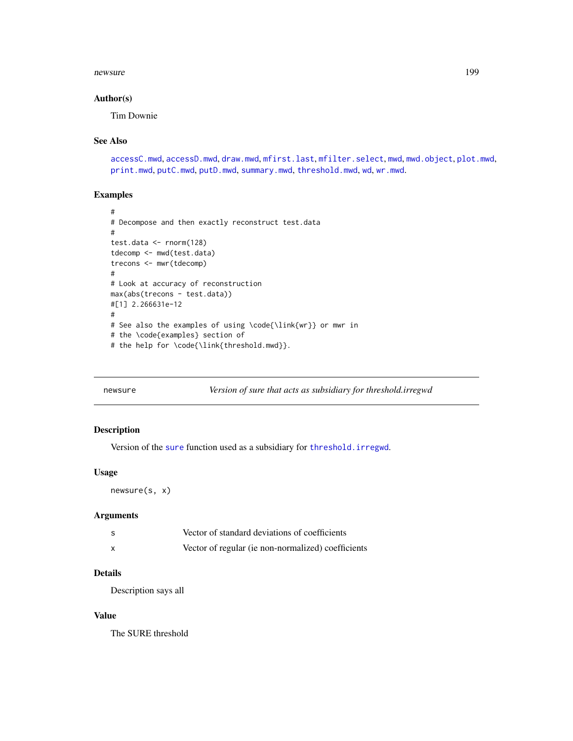## Author(s)

Tim Downie

## See Also

accessC.mwd, accessD.mwd, draw.mwd, mfirst.last, mfilter.select, mwd, mwd.object, plot.mwd, print.mwd, putC.mwd, putD.mwd, summary.mwd, threshold.mwd, wd, wr.mwd.

## Examples

```
#
# Decompose and then exactly reconstruct test.data
#
test.data <- rnorm(128)
tdecomp <- mwd(test.data)
trecons <- mwr(tdecomp)
#
# Look at accuracy of reconstruction
max(abs(trecons - test.data))
#[1] 2.266631e-12
#
# See also the examples of using \code{\link{wr}} or mwr in
# the \code{examples} section of
# the help for \code{\link{threshold.mwd}}.
```

---

# newsure — *Version of sure that acts as subsidiary for threshold.irregwd*

## Description

Version of the sure function used as a subsidiary for threshold.irregwd.

## Usage

```
newsure(s, x)
```

## Arguments

| | |
|---|---|
| s | Vector of standard deviations of coefficients |
| x | Vector of regular (ie non-normalized) coefficients |

## Details

Description says all

## Value

The SURE threshold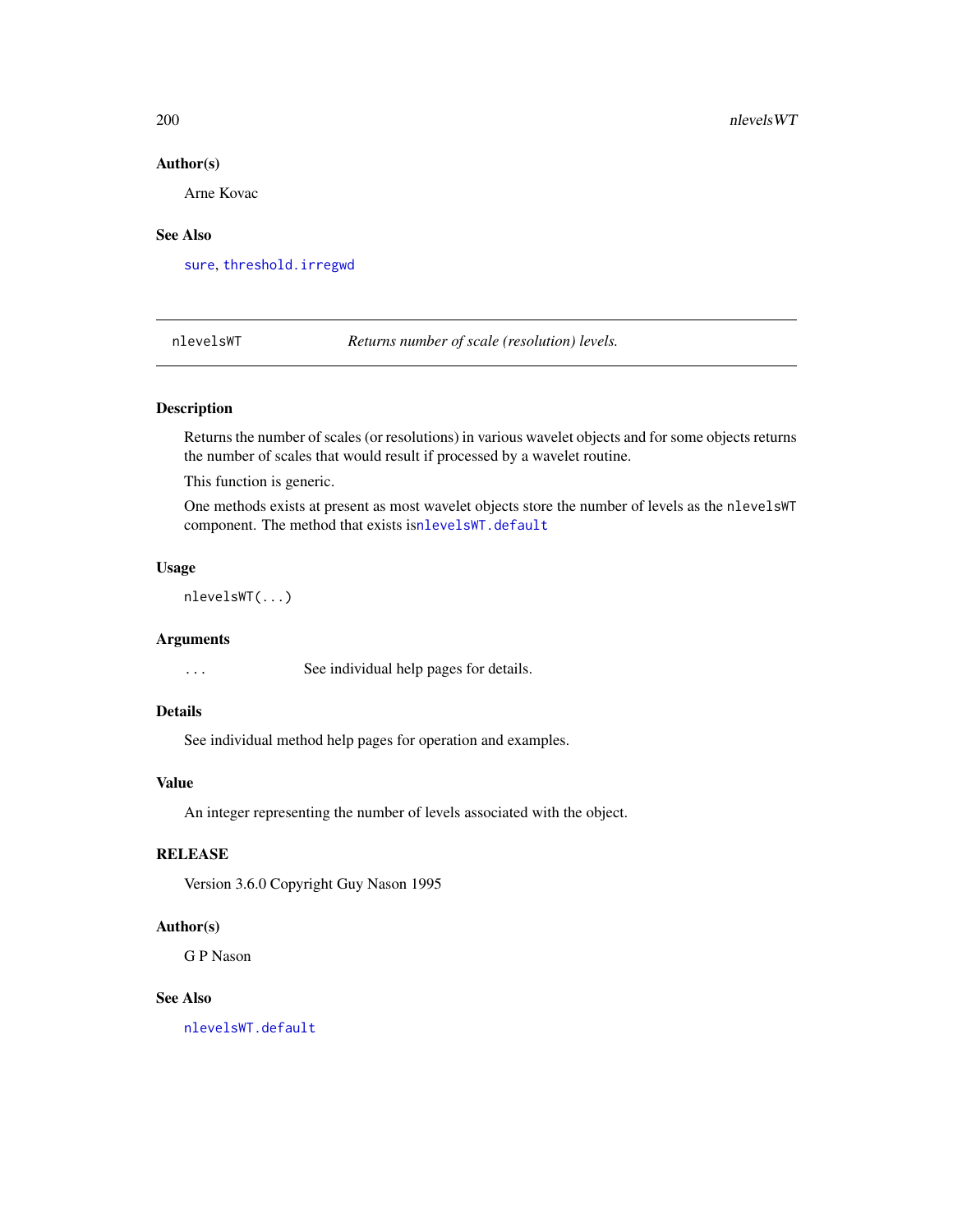### Author(s)

Arne Kovac

### See Also

sure, threshold.irregwd

---

## nlevelsWT — *Returns number of scale (resolution) levels.*

### Description

Returns the number of scales (or resolutions) in various wavelet objects and for some objects returns the number of scales that would result if processed by a wavelet routine.

This function is generic.

One methods exists at present as most wavelet objects store the number of levels as the `nlevelsWT` component. The method that exists is`nlevelsWT.default`

### Usage

```
nlevelsWT(...)
```

### Arguments

`...` See individual help pages for details.

### Details

See individual method help pages for operation and examples.

### Value

An integer representing the number of levels associated with the object.

### RELEASE

Version 3.6.0 Copyright Guy Nason 1995

### Author(s)

G P Nason

### See Also

nlevelsWT.default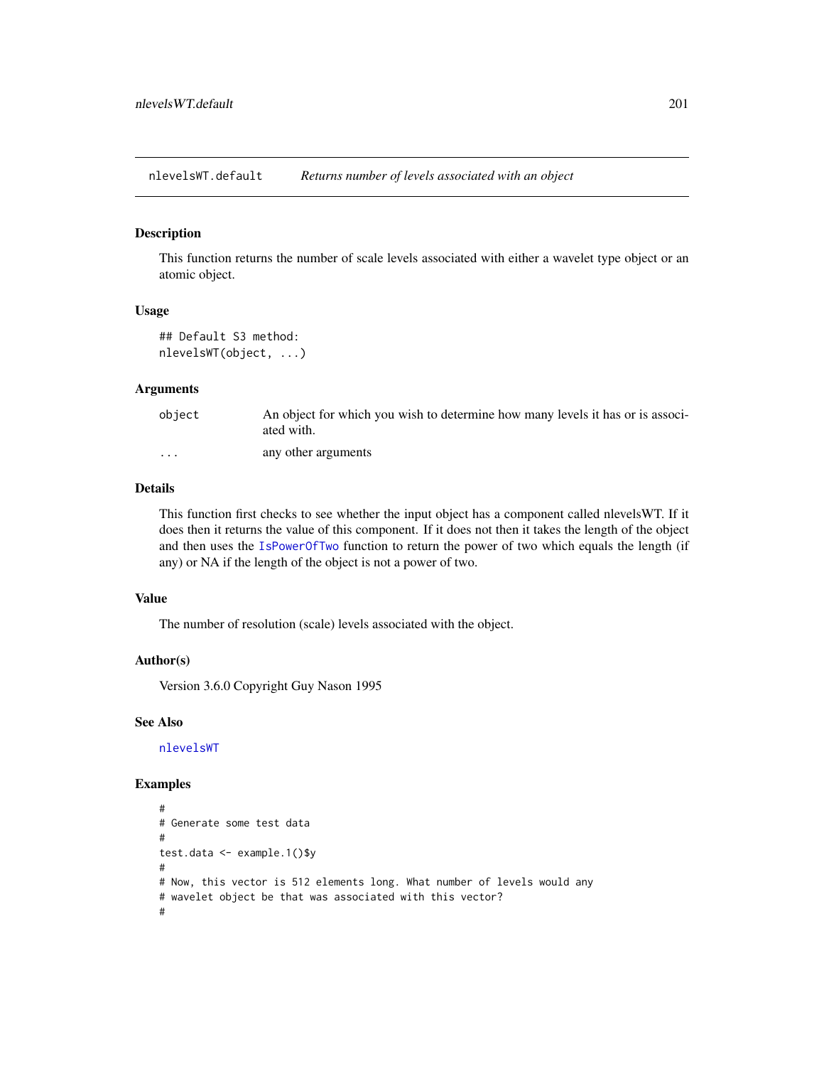nlevelsWT.default *Returns number of levels associated with an object*

### Description

This function returns the number of scale levels associated with either a wavelet type object or an atomic object.

### Usage

```
## Default S3 method:
nlevelsWT(object, ...)
```

### Arguments

| | |
|---|---|
| object | An object for which you wish to determine how many levels it has or is associated with. |
| ... | any other arguments |

### Details

This function first checks to see whether the input object has a component called nlevelsWT. If it does then it returns the value of this component. If it does not then it takes the length of the object and then uses the IsPowerOfTwo function to return the power of two which equals the length (if any) or NA if the length of the object is not a power of two.

### Value

The number of resolution (scale) levels associated with the object.

### Author(s)

Version 3.6.0 Copyright Guy Nason 1995

### See Also

nlevelsWT

### Examples

```
#
# Generate some test data
#
test.data <- example.1()$y
#
# Now, this vector is 512 elements long. What number of levels would any
# wavelet object be that was associated with this vector?
#
```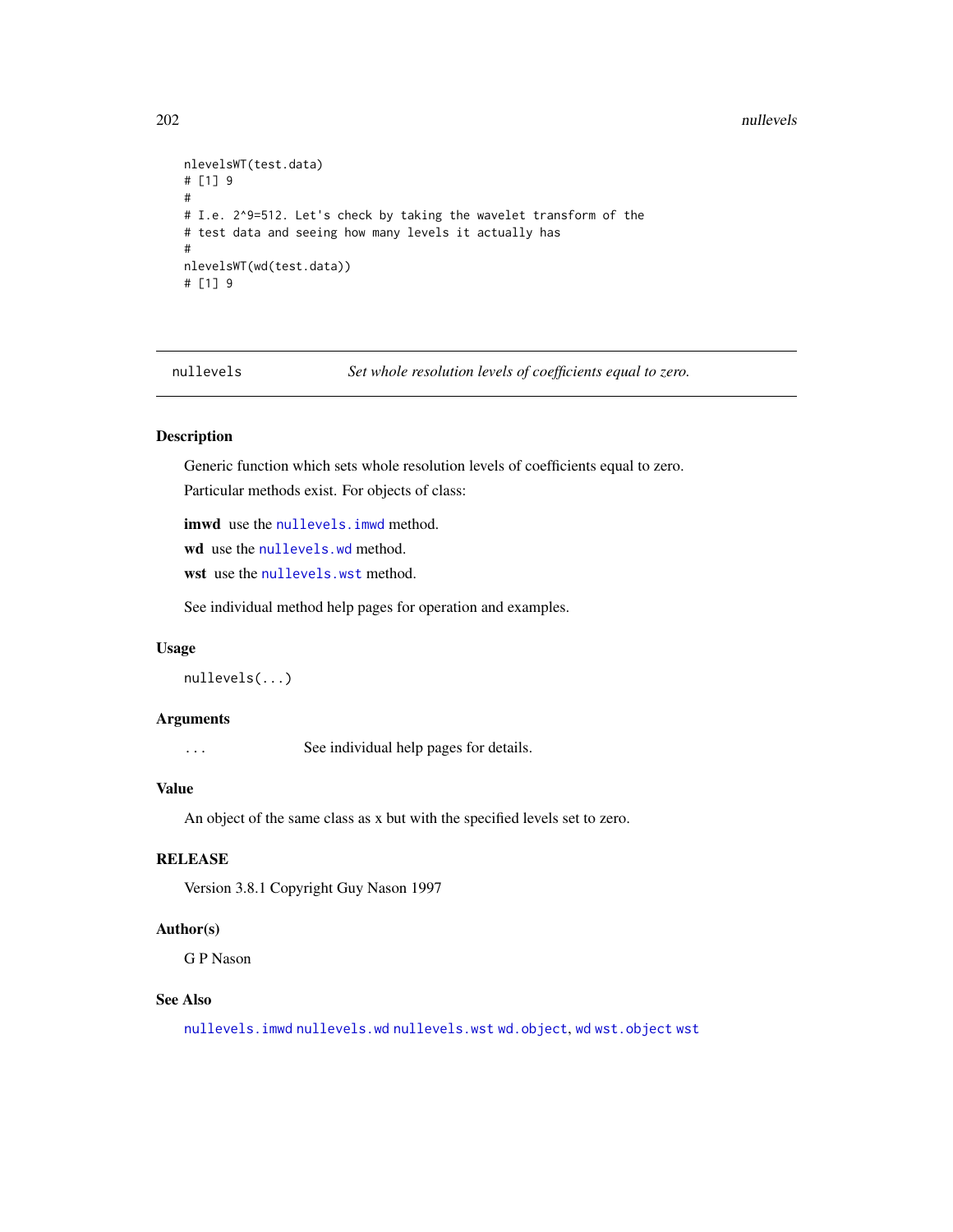```
nlevelsWT(test.data)
# [1] 9
#
# I.e. 2^9=512. Let's check by taking the wavelet transform of the
# test data and seeing how many levels it actually has
#
nlevelsWT(wd(test.data))
# [1] 9
```

---

## nullevels — *Set whole resolution levels of coefficients equal to zero.*

### Description

Generic function which sets whole resolution levels of coefficients equal to zero.

Particular methods exist. For objects of class:

**imwd** use the `nullevels.imwd` method.

**wd** use the `nullevels.wd` method.

**wst** use the `nullevels.wst` method.

See individual method help pages for operation and examples.

### Usage

```
nullevels(...)
```

### Arguments

`...` See individual help pages for details.

### Value

An object of the same class as x but with the specified levels set to zero.

### RELEASE

Version 3.8.1 Copyright Guy Nason 1997

### Author(s)

G P Nason

### See Also

`nullevels.imwd` `nullevels.wd` `nullevels.wst` `wd.object`, `wd` `wst.object` `wst`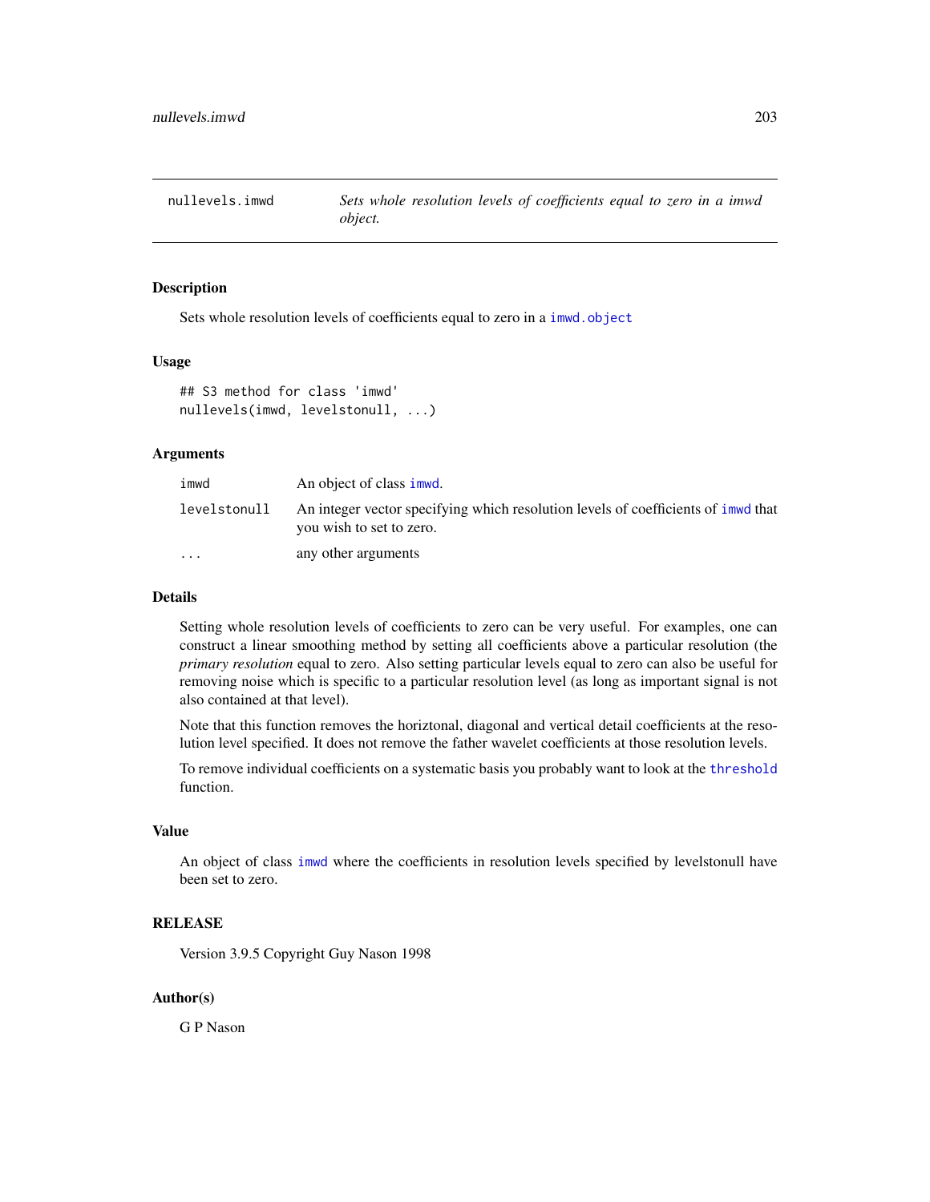nullevels.imwd *Sets whole resolution levels of coefficients equal to zero in a imwd object.*

## Description

Sets whole resolution levels of coefficients equal to zero in a imwd.object

## Usage

```
## S3 method for class 'imwd'
nullevels(imwd, levelstonull, ...)
```

## Arguments

| | |
|---|---|
| imwd | An object of class imwd. |
| levelstonull | An integer vector specifying which resolution levels of coefficients of imwd that you wish to set to zero. |
| ... | any other arguments |

## Details

Setting whole resolution levels of coefficients to zero can be very useful. For examples, one can construct a linear smoothing method by setting all coefficients above a particular resolution (the *primary resolution* equal to zero. Also setting particular levels equal to zero can also be useful for removing noise which is specific to a particular resolution level (as long as important signal is not also contained at that level).

Note that this function removes the horiztonal, diagonal and vertical detail coefficients at the resolution level specified. It does not remove the father wavelet coefficients at those resolution levels.

To remove individual coefficients on a systematic basis you probably want to look at the threshold function.

## Value

An object of class imwd where the coefficients in resolution levels specified by levelstonull have been set to zero.

## RELEASE

Version 3.9.5 Copyright Guy Nason 1998

## Author(s)

G P Nason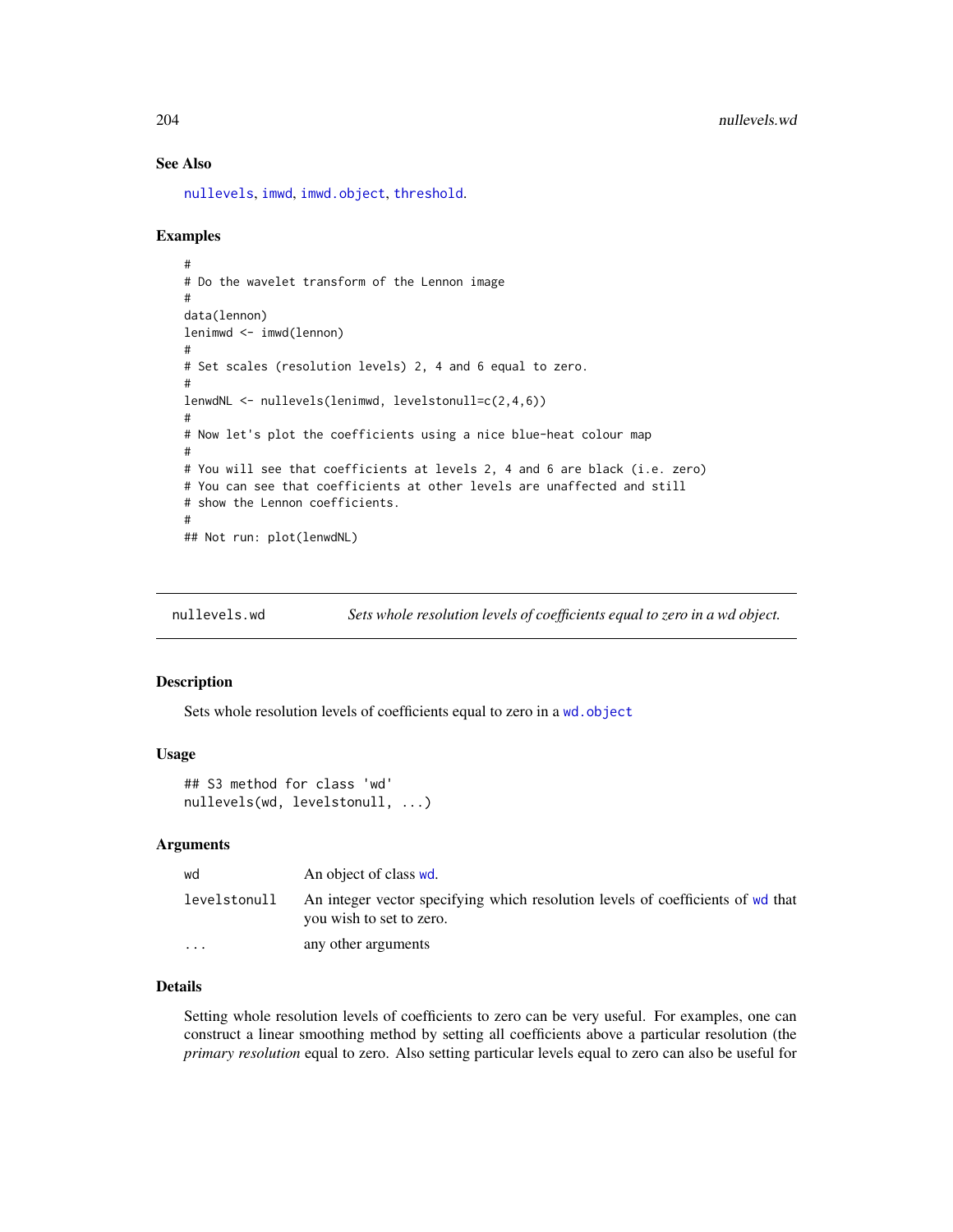## See Also

nullevels, imwd, imwd.object, threshold.

## Examples

```
#
# Do the wavelet transform of the Lennon image
#
data(lennon)
lenimwd <- imwd(lennon)
#
# Set scales (resolution levels) 2, 4 and 6 equal to zero.
#
lenwdNL <- nullevels(lenimwd, levelstonull=c(2,4,6))
#
# Now let's plot the coefficients using a nice blue-heat colour map
#
# You will see that coefficients at levels 2, 4 and 6 are black (i.e. zero)
# You can see that coefficients at other levels are unaffected and still
# show the Lennon coefficients.
#
## Not run: plot(lenwdNL)
```

---

`nullevels.wd` — *Sets whole resolution levels of coefficients equal to zero in a wd object.*

---

## Description

Sets whole resolution levels of coefficients equal to zero in a wd.object

## Usage

```
## S3 method for class 'wd'
nullevels(wd, levelstonull, ...)
```

## Arguments

| | |
|---|---|
| wd | An object of class wd. |
| levelstonull | An integer vector specifying which resolution levels of coefficients of wd that you wish to set to zero. |
| ... | any other arguments |

## Details

Setting whole resolution levels of coefficients to zero can be very useful. For examples, one can construct a linear smoothing method by setting all coefficients above a particular resolution (the *primary resolution* equal to zero. Also setting particular levels equal to zero can also be useful for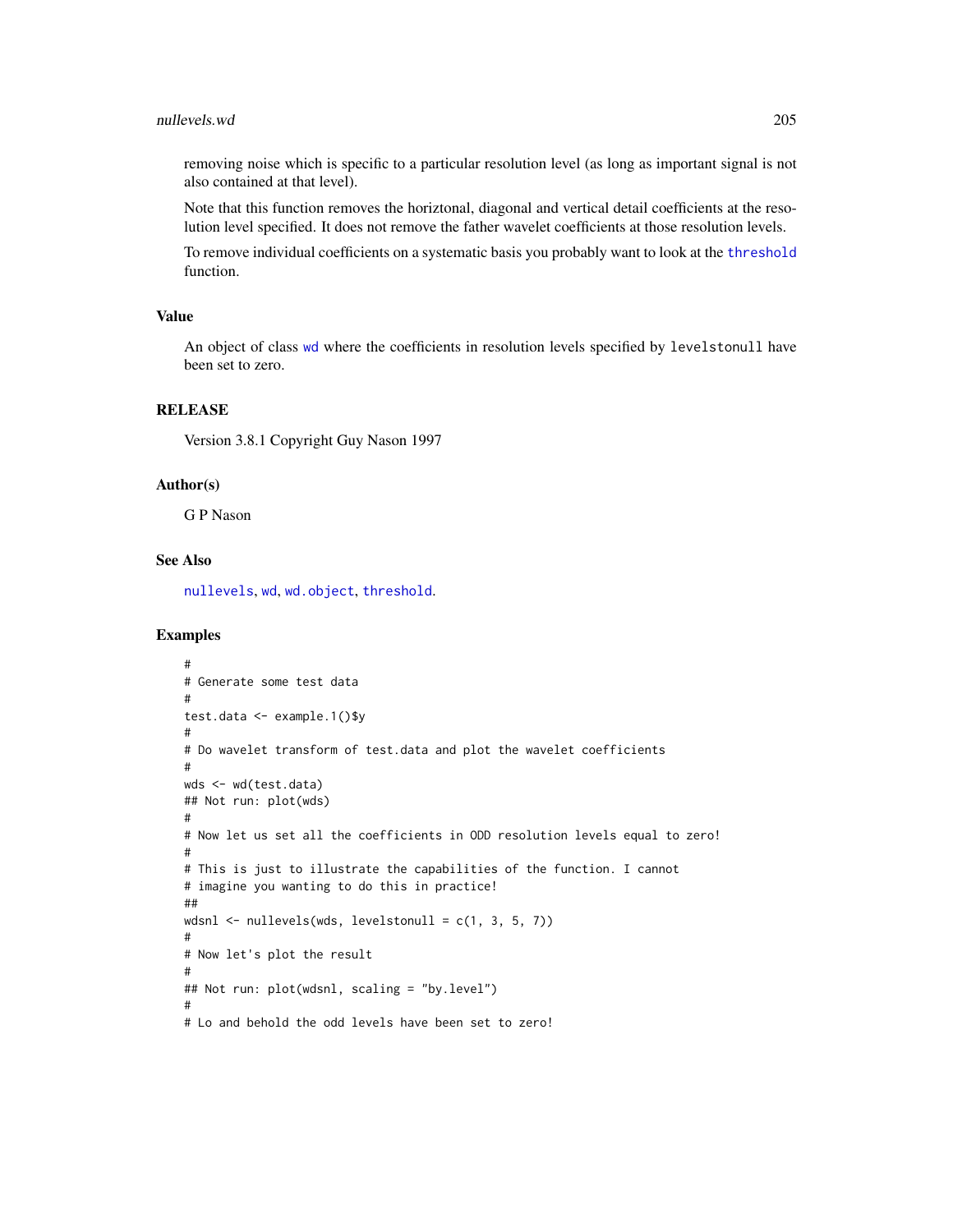removing noise which is specific to a particular resolution level (as long as important signal is not also contained at that level).

Note that this function removes the horiztonal, diagonal and vertical detail coefficients at the resolution level specified. It does not remove the father wavelet coefficients at those resolution levels.

To remove individual coefficients on a systematic basis you probably want to look at the threshold function.

## Value

An object of class wd where the coefficients in resolution levels specified by levelstonull have been set to zero.

## RELEASE

Version 3.8.1 Copyright Guy Nason 1997

## Author(s)

G P Nason

## See Also

nullevels, wd, wd.object, threshold.

## Examples

```
#
# Generate some test data
#
test.data <- example.1()$y
#
# Do wavelet transform of test.data and plot the wavelet coefficients
#
wds <- wd(test.data)
## Not run: plot(wds)
#
# Now let us set all the coefficients in ODD resolution levels equal to zero!
#
# This is just to illustrate the capabilities of the function. I cannot
# imagine you wanting to do this in practice!
##
wdsnl <- nullevels(wds, levelstonull = c(1, 3, 5, 7))
#
# Now let's plot the result
#
## Not run: plot(wdsnl, scaling = "by.level")
#
# Lo and behold the odd levels have been set to zero!
```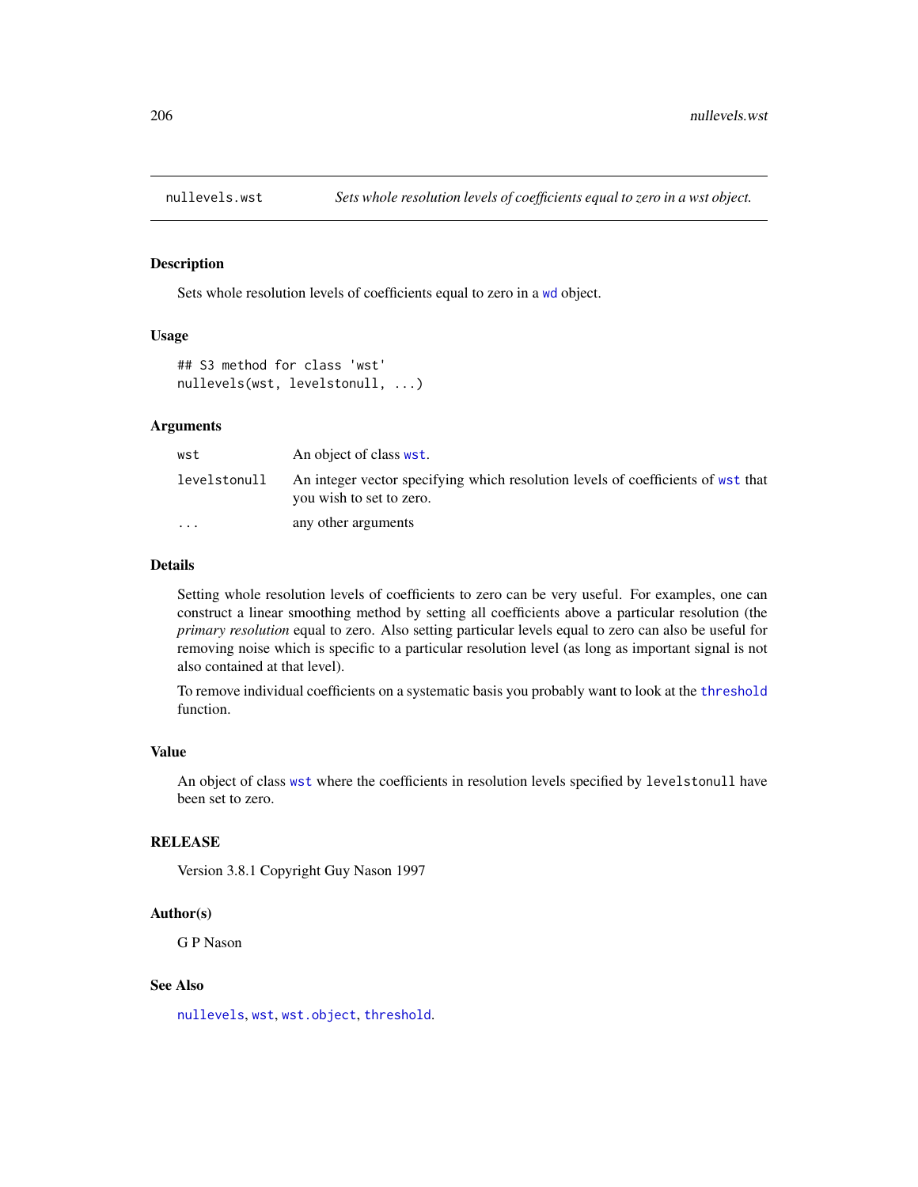nullevels.wst *Sets whole resolution levels of coefficients equal to zero in a wst object.*

### Description

Sets whole resolution levels of coefficients equal to zero in a wd object.

### Usage

```
## S3 method for class 'wst'
nullevels(wst, levelstonull, ...)
```

### Arguments

| | |
|---|---|
| wst | An object of class wst. |
| levelstonull | An integer vector specifying which resolution levels of coefficients of wst that you wish to set to zero. |
| ... | any other arguments |

### Details

Setting whole resolution levels of coefficients to zero can be very useful. For examples, one can construct a linear smoothing method by setting all coefficients above a particular resolution (the *primary resolution* equal to zero. Also setting particular levels equal to zero can also be useful for removing noise which is specific to a particular resolution level (as long as important signal is not also contained at that level).

To remove individual coefficients on a systematic basis you probably want to look at the threshold function.

### Value

An object of class wst where the coefficients in resolution levels specified by levelstonull have been set to zero.

### RELEASE

Version 3.8.1 Copyright Guy Nason 1997

### Author(s)

G P Nason

### See Also

nullevels, wst, wst.object, threshold.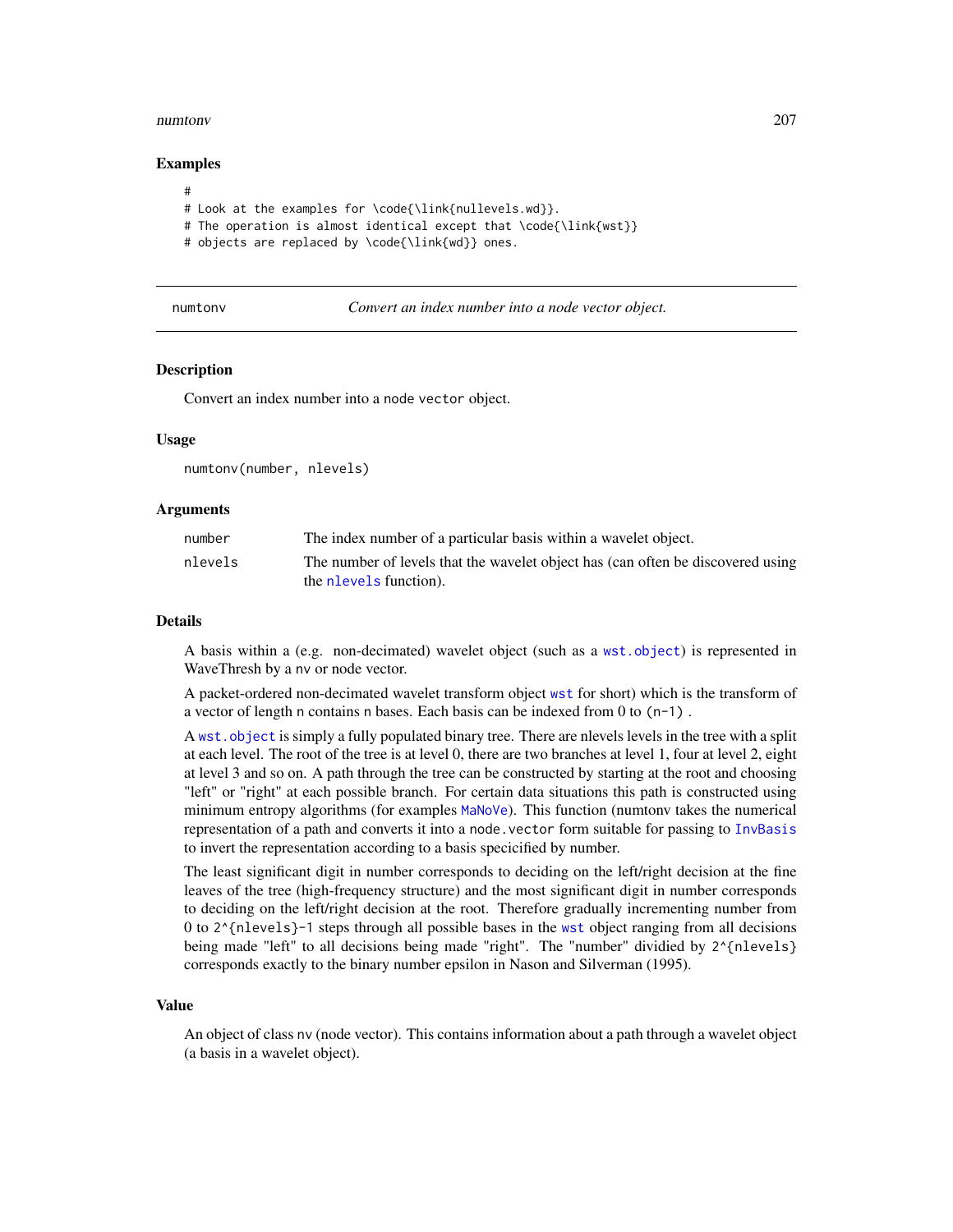### Examples

```
#
# Look at the examples for \code{\link{nullevels.wd}}.
# The operation is almost identical except that \code{\link{wst}}
# objects are replaced by \code{\link{wd}} ones.
```

---

## numtonv — *Convert an index number into a node vector object.*

### Description

Convert an index number into a node vector object.

### Usage

```
numtonv(number, nlevels)
```

### Arguments

| | |
|---|---|
| number | The index number of a particular basis within a wavelet object. |
| nlevels | The number of levels that the wavelet object has (can often be discovered using the nlevels function). |

### Details

A basis within a (e.g. non-decimated) wavelet object (such as a wst.object) is represented in WaveThresh by a nv or node vector.

A packet-ordered non-decimated wavelet transform object wst for short) which is the transform of a vector of length n contains n bases. Each basis can be indexed from 0 to (n-1) .

A wst.object is simply a fully populated binary tree. There are nlevels levels in the tree with a split at each level. The root of the tree is at level 0, there are two branches at level 1, four at level 2, eight at level 3 and so on. A path through the tree can be constructed by starting at the root and choosing "left" or "right" at each possible branch. For certain data situations this path is constructed using minimum entropy algorithms (for examples MaNoVe). This function (numtonv takes the numerical representation of a path and converts it into a node.vector form suitable for passing to InvBasis to invert the representation according to a basis specicified by number.

The least significant digit in number corresponds to deciding on the left/right decision at the fine leaves of the tree (high-frequency structure) and the most significant digit in number corresponds to deciding on the left/right decision at the root. Therefore gradually incrementing number from 0 to 2^{nlevels}-1 steps through all possible bases in the wst object ranging from all decisions being made "left" to all decisions being made "right". The "number" dividied by 2^{nlevels} corresponds exactly to the binary number epsilon in Nason and Silverman (1995).

### Value

An object of class nv (node vector). This contains information about a path through a wavelet object (a basis in a wavelet object).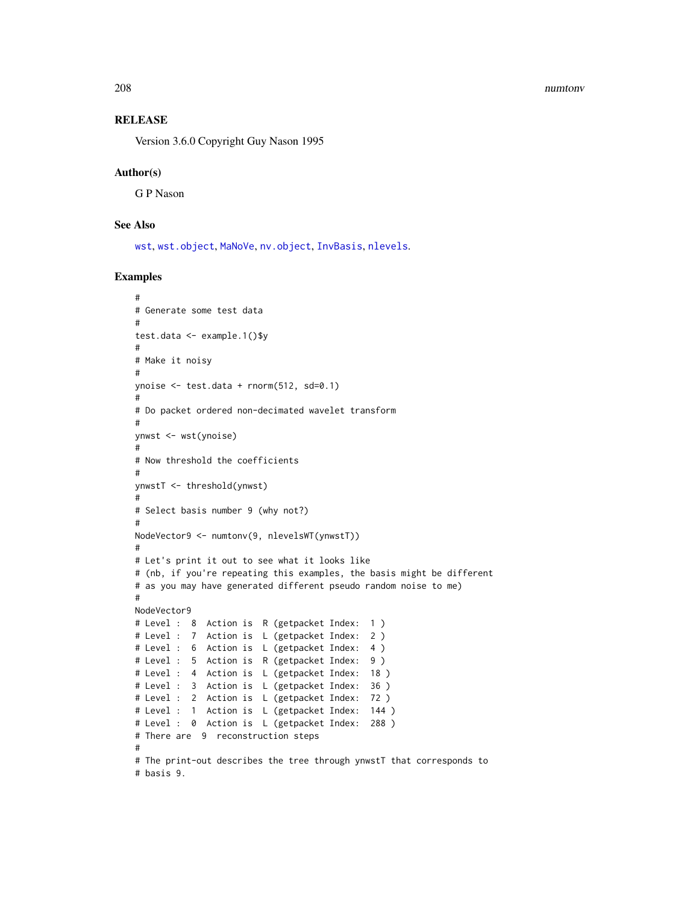## RELEASE

Version 3.6.0 Copyright Guy Nason 1995

## Author(s)

G P Nason

## See Also

wst, wst.object, MaNoVe, nv.object, InvBasis, nlevels.

## Examples

```
#
# Generate some test data
#
test.data <- example.1()$y
#
# Make it noisy
#
ynoise <- test.data + rnorm(512, sd=0.1)
#
# Do packet ordered non-decimated wavelet transform
#
ynwst <- wst(ynoise)
#
# Now threshold the coefficients
#
ynwstT <- threshold(ynwst)
#
# Select basis number 9 (why not?)
#
NodeVector9 <- numtonv(9, nlevelsWT(ynwstT))
#
# Let's print it out to see what it looks like
# (nb, if you're repeating this examples, the basis might be different
# as you may have generated different pseudo random noise to me)
#
NodeVector9
# Level :  8  Action is  R (getpacket Index:  1 )
# Level :  7  Action is  L (getpacket Index:  2 )
# Level :  6  Action is  L (getpacket Index:  4 )
# Level :  5  Action is  R (getpacket Index:  9 )
# Level :  4  Action is  L (getpacket Index:  18 )
# Level :  3  Action is  L (getpacket Index:  36 )
# Level :  2  Action is  L (getpacket Index:  72 )
# Level :  1  Action is  L (getpacket Index:  144 )
# Level :  0  Action is  L (getpacket Index:  288 )
# There are  9  reconstruction steps
#
# The print-out describes the tree through ynwstT that corresponds to
# basis 9.
```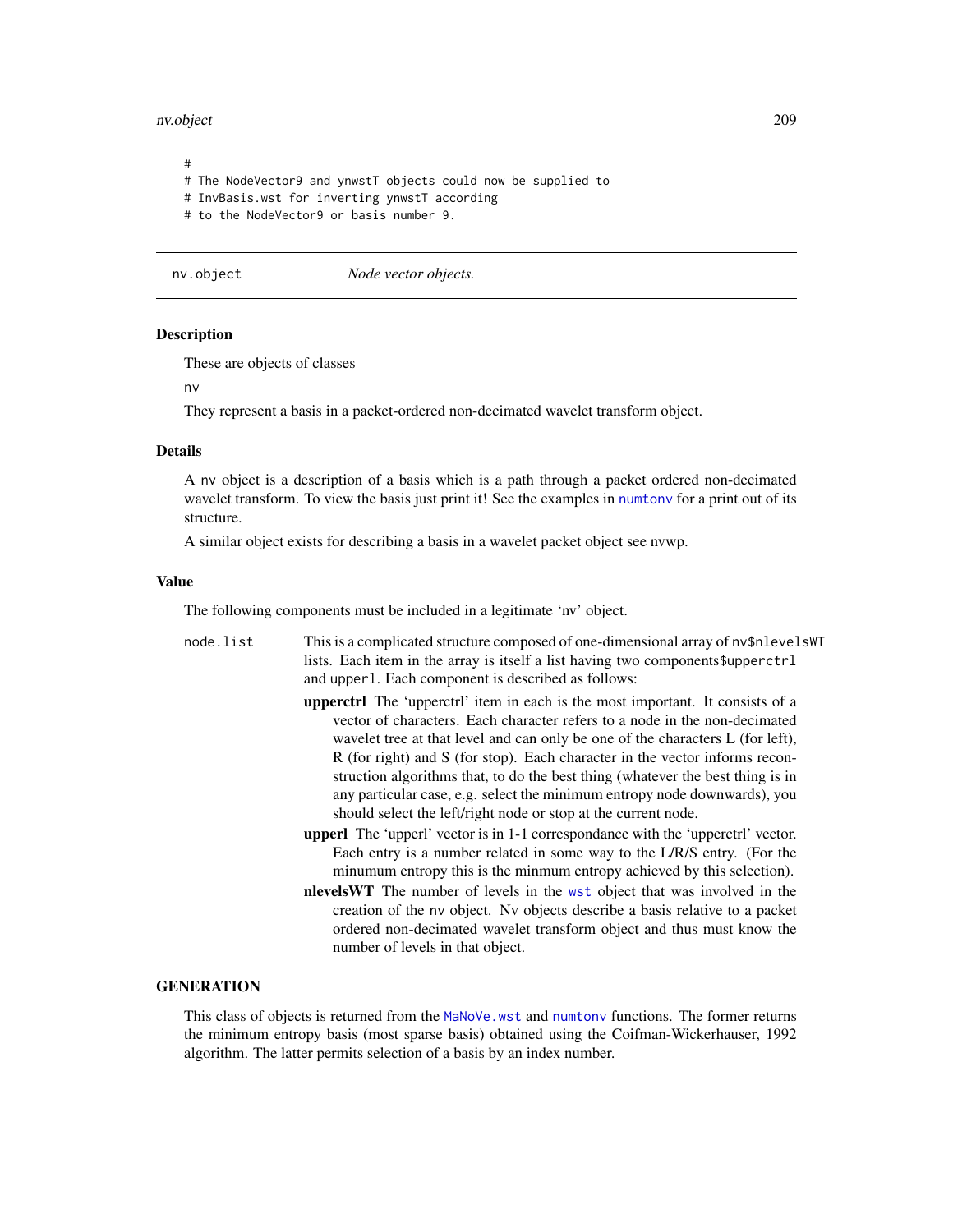```
#
# The NodeVector9 and ynwstT objects could now be supplied to
# InvBasis.wst for inverting ynwstT according
# to the NodeVector9 or basis number 9.
```

## nv.object *Node vector objects.*

### Description

These are objects of classes

nv

They represent a basis in a packet-ordered non-decimated wavelet transform object.

### Details

A nv object is a description of a basis which is a path through a packet ordered non-decimated wavelet transform. To view the basis just print it! See the examples in numtonv for a print out of its structure.

A similar object exists for describing a basis in a wavelet packet object see nvwp.

### Value

The following components must be included in a legitimate 'nv' object.

node.list This is a complicated structure composed of one-dimensional array of nv$nlevelsWT lists. Each item in the array is itself a list having two components$upperctrl and upperl. Each component is described as follows:

- **upperctrl** The 'upperctrl' item in each is the most important. It consists of a vector of characters. Each character refers to a node in the non-decimated wavelet tree at that level and can only be one of the characters L (for left), R (for right) and S (for stop). Each character in the vector informs reconstruction algorithms that, to do the best thing (whatever the best thing is in any particular case, e.g. select the minimum entropy node downwards), you should select the left/right node or stop at the current node.
- **upperl** The 'upperl' vector is in 1-1 correspondance with the 'upperctrl' vector. Each entry is a number related in some way to the L/R/S entry. (For the minumum entropy this is the minmum entropy achieved by this selection).
- **nlevelsWT** The number of levels in the wst object that was involved in the creation of the nv object. Nv objects describe a basis relative to a packet ordered non-decimated wavelet transform object and thus must know the number of levels in that object.

### GENERATION

This class of objects is returned from the MaNoVe.wst and numtonv functions. The former returns the minimum entropy basis (most sparse basis) obtained using the Coifman-Wickerhauser, 1992 algorithm. The latter permits selection of a basis by an index number.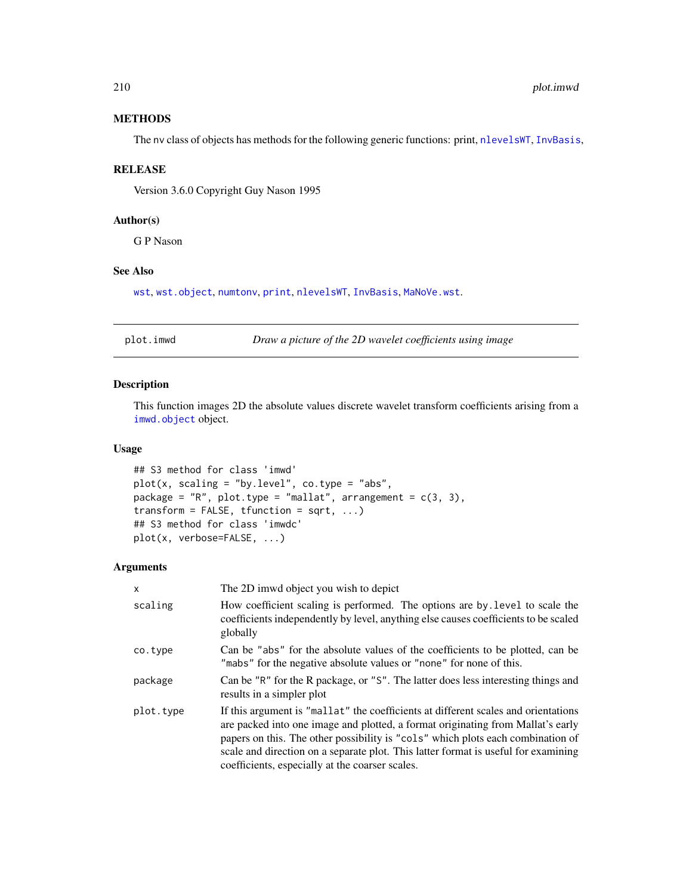## METHODS

The nv class of objects has methods for the following generic functions: print, nlevelsWT, InvBasis,

## RELEASE

Version 3.6.0 Copyright Guy Nason 1995

## Author(s)

G P Nason

## See Also

wst, wst.object, numtonv, print, nlevelsWT, InvBasis, MaNoVe.wst.

---

# plot.imwd — *Draw a picture of the 2D wavelet coefficients using image*

## Description

This function images 2D the absolute values discrete wavelet transform coefficients arising from a imwd.object object.

## Usage

```
## S3 method for class 'imwd'
plot(x, scaling = "by.level", co.type = "abs",
package = "R", plot.type = "mallat", arrangement = c(3, 3),
transform = FALSE, tfunction = sqrt, ...)
## S3 method for class 'imwdc'
plot(x, verbose=FALSE, ...)
```

## Arguments

| | |
|---|---|
| x | The 2D imwd object you wish to depict |
| scaling | How coefficient scaling is performed. The options are by.level to scale the coefficients independently by level, anything else causes coefficients to be scaled globally |
| co.type | Can be "abs" for the absolute values of the coefficients to be plotted, can be "mabs" for the negative absolute values or "none" for none of this. |
| package | Can be "R" for the R package, or "S". The latter does less interesting things and results in a simpler plot |
| plot.type | If this argument is "mallat" the coefficients at different scales and orientations are packed into one image and plotted, a format originating from Mallat's early papers on this. The other possibility is "cols" which plots each combination of scale and direction on a separate plot. This latter format is useful for examining coefficients, especially at the coarser scales. |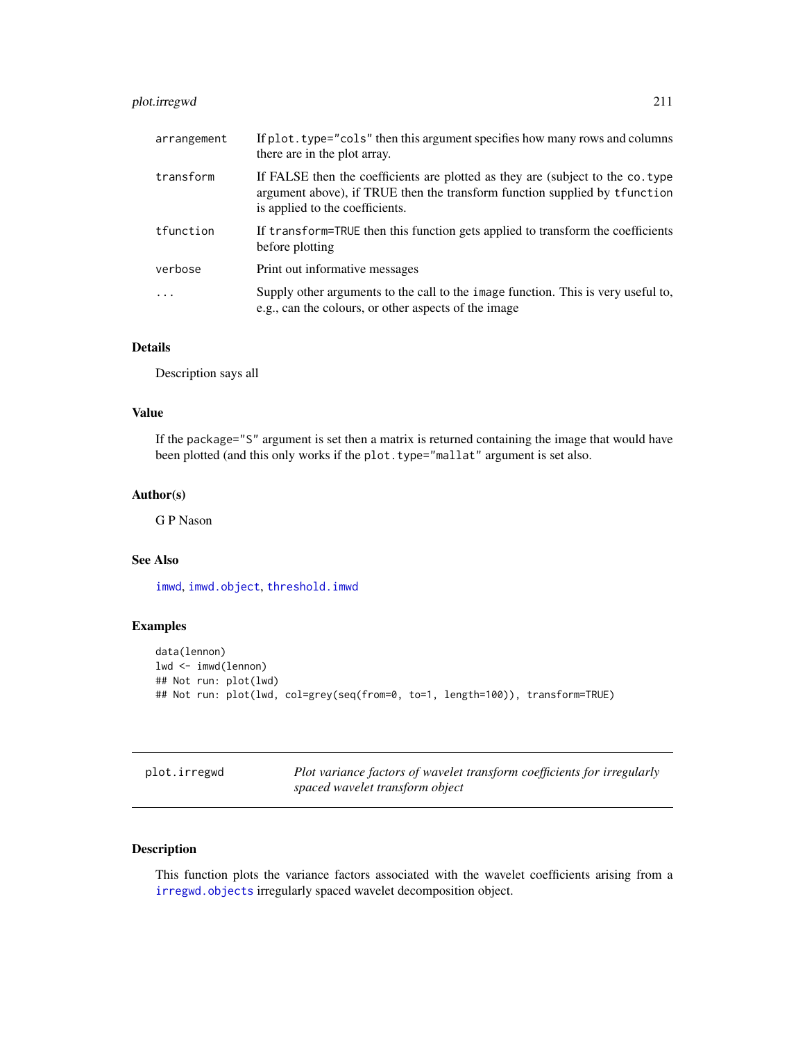| | |
|---|---|
| arrangement | If plot.type="cols" then this argument specifies how many rows and columns there are in the plot array. |
| transform | If FALSE then the coefficients are plotted as they are (subject to the co.type argument above), if TRUE then the transform function supplied by tfunction is applied to the coefficients. |
| tfunction | If transform=TRUE then this function gets applied to transform the coefficients before plotting |
| verbose | Print out informative messages |
| ... | Supply other arguments to the call to the image function. This is very useful to, e.g., can the colours, or other aspects of the image |

### Details

Description says all

### Value

If the package="S" argument is set then a matrix is returned containing the image that would have been plotted (and this only works if the plot.type="mallat" argument is set also.

### Author(s)

G P Nason

### See Also

imwd, imwd.object, threshold.imwd

### Examples

```
data(lennon)
lwd <- imwd(lennon)
## Not run: plot(lwd)
## Not run: plot(lwd, col=grey(seq(from=0, to=1, length=100)), transform=TRUE)
```

---

## plot.irregwd — *Plot variance factors of wavelet transform coefficients for irregularly spaced wavelet transform object*

---

### Description

This function plots the variance factors associated with the wavelet coefficients arising from a irregwd.objects irregularly spaced wavelet decomposition object.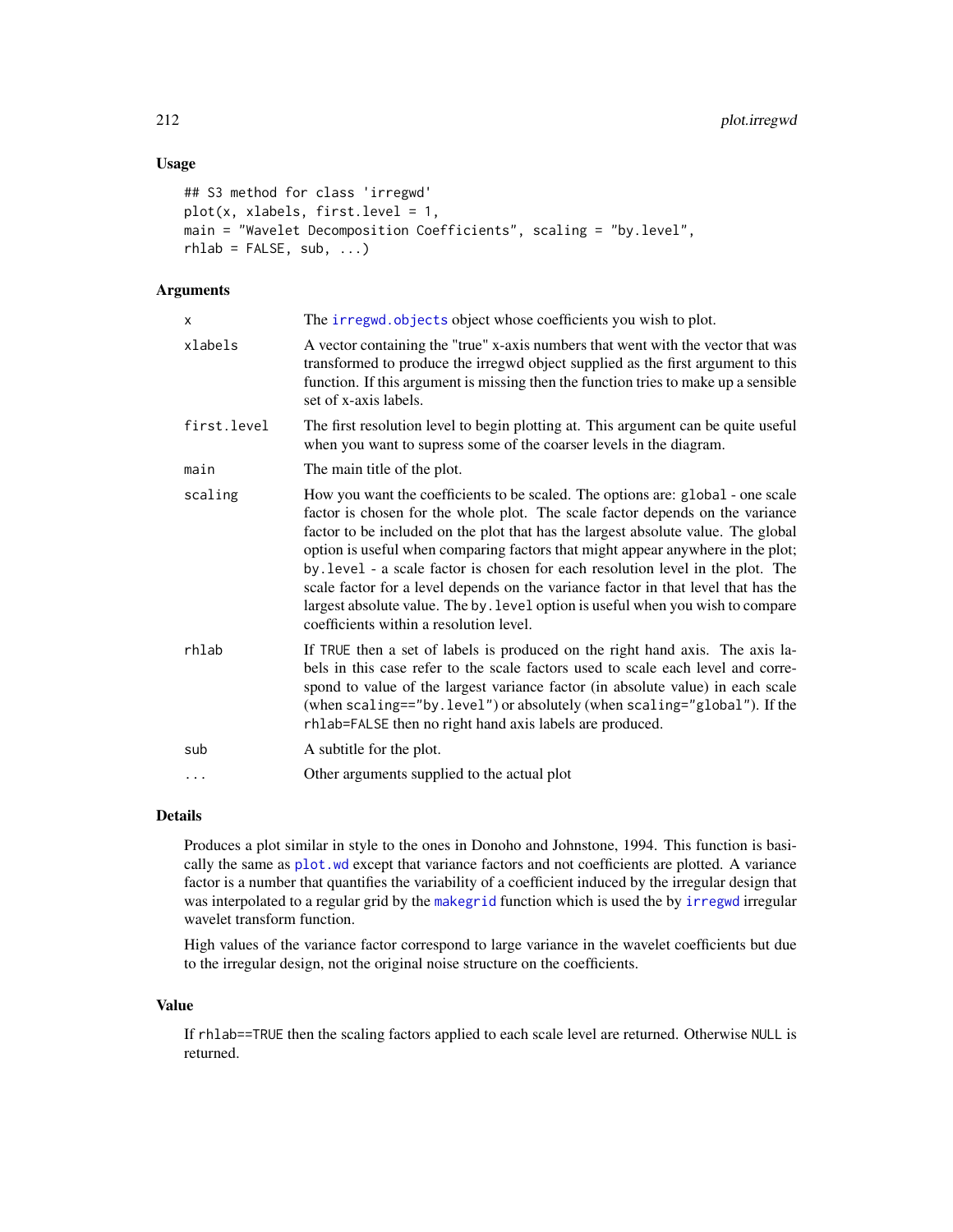## Usage

```
## S3 method for class 'irregwd'
plot(x, xlabels, first.level = 1,
main = "Wavelet Decomposition Coefficients", scaling = "by.level",
rhlab = FALSE, sub, ...)
```

## Arguments

| | |
|---|---|
| x | The irregwd.objects object whose coefficients you wish to plot. |
| xlabels | A vector containing the "true" x-axis numbers that went with the vector that was transformed to produce the irregwd object supplied as the first argument to this function. If this argument is missing then the function tries to make up a sensible set of x-axis labels. |
| first.level | The first resolution level to begin plotting at. This argument can be quite useful when you want to supress some of the coarser levels in the diagram. |
| main | The main title of the plot. |
| scaling | How you want the coefficients to be scaled. The options are: `global` - one scale factor is chosen for the whole plot. The scale factor depends on the variance factor to be included on the plot that has the largest absolute value. The global option is useful when comparing factors that might appear anywhere in the plot; `by.level` - a scale factor is chosen for each resolution level in the plot. The scale factor for a level depends on the variance factor in that level that has the largest absolute value. The `by.level` option is useful when you wish to compare coefficients within a resolution level. |
| rhlab | If `TRUE` then a set of labels is produced on the right hand axis. The axis labels in this case refer to the scale factors used to scale each level and correspond to value of the largest variance factor (in absolute value) in each scale (when `scaling=="by.level"`) or absolutely (when `scaling="global"`). If the `rhlab=FALSE` then no right hand axis labels are produced. |
| sub | A subtitle for the plot. |
| ... | Other arguments supplied to the actual plot |

## Details

Produces a plot similar in style to the ones in Donoho and Johnstone, 1994. This function is basically the same as plot.wd except that variance factors and not coefficients are plotted. A variance factor is a number that quantifies the variability of a coefficient induced by the irregular design that was interpolated to a regular grid by the makegrid function which is used the by irregwd irregular wavelet transform function.

High values of the variance factor correspond to large variance in the wavelet coefficients but due to the irregular design, not the original noise structure on the coefficients.

## Value

If `rhlab==TRUE` then the scaling factors applied to each scale level are returned. Otherwise `NULL` is returned.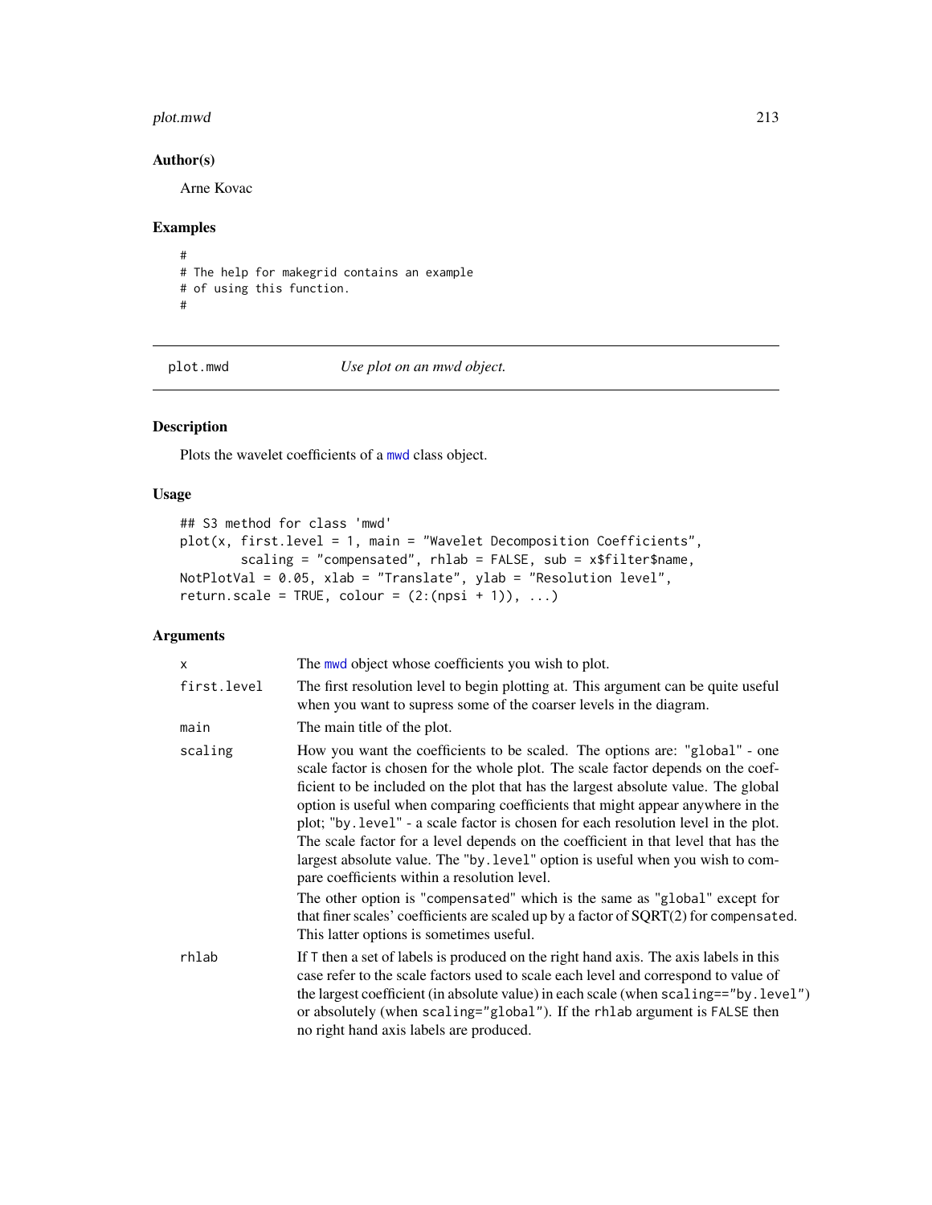## Author(s)

Arne Kovac

## Examples

```
#
# The help for makegrid contains an example
# of using this function.
#
```

---

plot.mwd *Use plot on an mwd object.*

---

## Description

Plots the wavelet coefficients of a mwd class object.

## Usage

```
## S3 method for class 'mwd'
plot(x, first.level = 1, main = "Wavelet Decomposition Coefficients",
        scaling = "compensated", rhlab = FALSE, sub = x$filter$name,
NotPlotVal = 0.05, xlab = "Translate", ylab = "Resolution level",
return.scale = TRUE, colour = (2:(npsi + 1)), ...)
```

## Arguments

| | |
|---|---|
| x | The mwd object whose coefficients you wish to plot. |
| first.level | The first resolution level to begin plotting at. This argument can be quite useful when you want to supress some of the coarser levels in the diagram. |
| main | The main title of the plot. |
| scaling | How you want the coefficients to be scaled. The options are: "global" - one scale factor is chosen for the whole plot. The scale factor depends on the coefficient to be included on the plot that has the largest absolute value. The global option is useful when comparing coefficients that might appear anywhere in the plot; "by.level" - a scale factor is chosen for each resolution level in the plot. The scale factor for a level depends on the coefficient in that level that has the largest absolute value. The "by.level" option is useful when you wish to compare coefficients within a resolution level.<br>The other option is "compensated" which is the same as "global" except for that finer scales' coefficients are scaled up by a factor of SQRT(2) for compensated. This latter options is sometimes useful. |
| rhlab | If T then a set of labels is produced on the right hand axis. The axis labels in this case refer to the scale factors used to scale each level and correspond to value of the largest coefficient (in absolute value) in each scale (when scaling=="by.level") or absolutely (when scaling="global"). If the rhlab argument is FALSE then no right hand axis labels are produced. |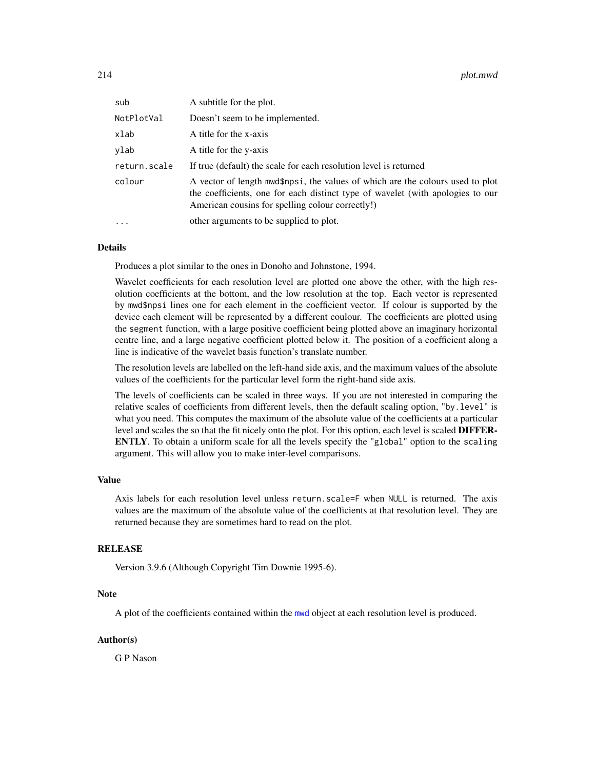| | |
|---|---|
| sub | A subtitle for the plot. |
| NotPlotVal | Doesn't seem to be implemented. |
| xlab | A title for the x-axis |
| ylab | A title for the y-axis |
| return.scale | If true (default) the scale for each resolution level is returned |
| colour | A vector of length mwd$npsi, the values of which are the colours used to plot the coefficients, one for each distinct type of wavelet (with apologies to our American cousins for spelling colour correctly!) |
| ... | other arguments to be supplied to plot. |

## Details

Produces a plot similar to the ones in Donoho and Johnstone, 1994.

Wavelet coefficients for each resolution level are plotted one above the other, with the high resolution coefficients at the bottom, and the low resolution at the top. Each vector is represented by mwd$npsi lines one for each element in the coefficient vector. If colour is supported by the device each element will be represented by a different coulour. The coefficients are plotted using the segment function, with a large positive coefficient being plotted above an imaginary horizontal centre line, and a large negative coefficient plotted below it. The position of a coefficient along a line is indicative of the wavelet basis function's translate number.

The resolution levels are labelled on the left-hand side axis, and the maximum values of the absolute values of the coefficients for the particular level form the right-hand side axis.

The levels of coefficients can be scaled in three ways. If you are not interested in comparing the relative scales of coefficients from different levels, then the default scaling option, "by.level" is what you need. This computes the maximum of the absolute value of the coefficients at a particular level and scales the so that the fit nicely onto the plot. For this option, each level is scaled **DIFFERENTLY**. To obtain a uniform scale for all the levels specify the "global" option to the scaling argument. This will allow you to make inter-level comparisons.

## Value

Axis labels for each resolution level unless return.scale=F when NULL is returned. The axis values are the maximum of the absolute value of the coefficients at that resolution level. They are returned because they are sometimes hard to read on the plot.

## RELEASE

Version 3.9.6 (Although Copyright Tim Downie 1995-6).

## Note

A plot of the coefficients contained within the mwd object at each resolution level is produced.

## Author(s)

G P Nason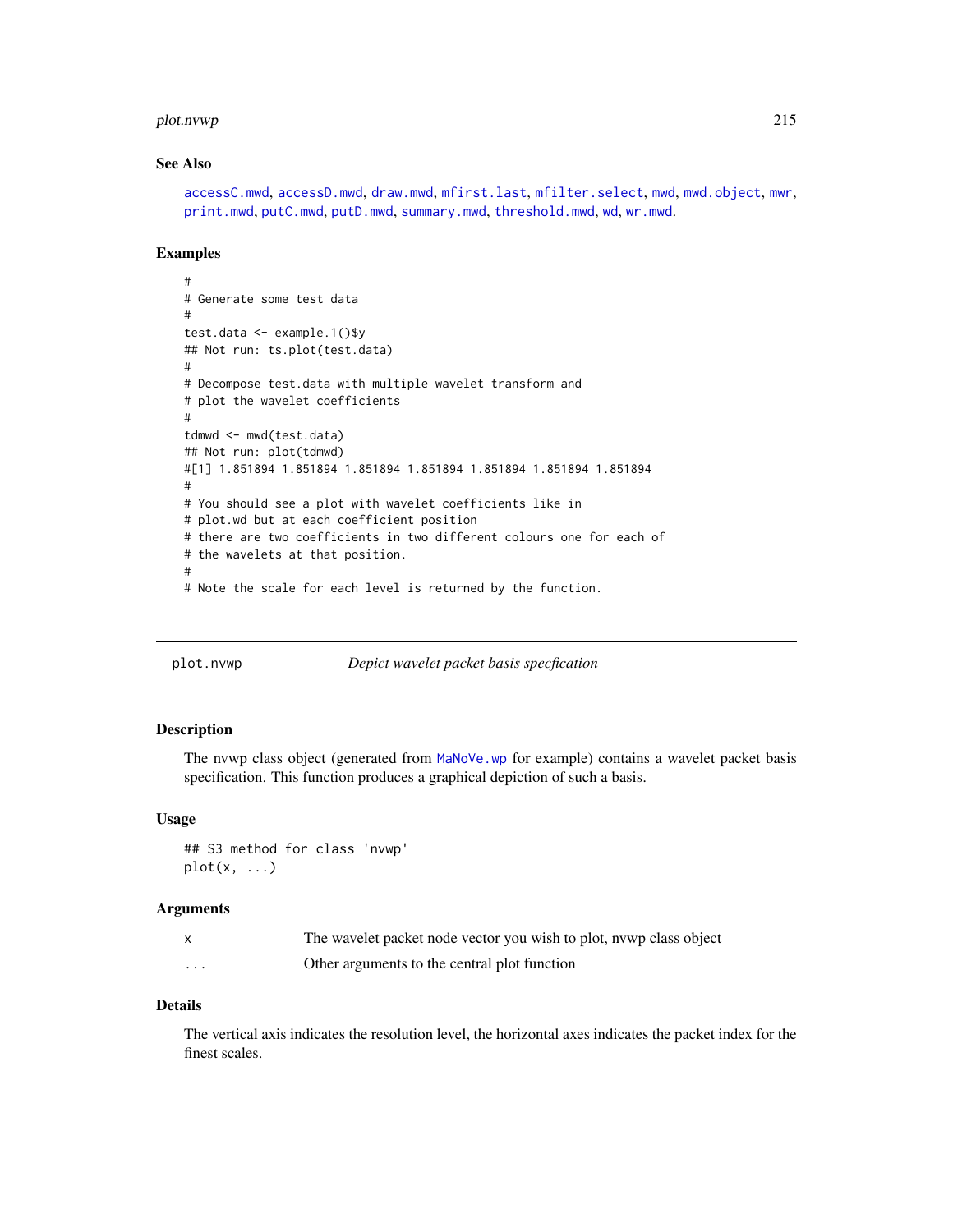### See Also

accessC.mwd, accessD.mwd, draw.mwd, mfirst.last, mfilter.select, mwd, mwd.object, mwr, print.mwd, putC.mwd, putD.mwd, summary.mwd, threshold.mwd, wd, wr.mwd.

### Examples

```
#
# Generate some test data
#
test.data <- example.1()$y
## Not run: ts.plot(test.data)
#
# Decompose test.data with multiple wavelet transform and
# plot the wavelet coefficients
#
tdmwd <- mwd(test.data)
## Not run: plot(tdmwd)
#[1] 1.851894 1.851894 1.851894 1.851894 1.851894 1.851894 1.851894
#
# You should see a plot with wavelet coefficients like in
# plot.wd but at each coefficient position
# there are two coefficients in two different colours one for each of
# the wavelets at that position.
#
# Note the scale for each level is returned by the function.
```

---

## plot.nvwp — *Depict wavelet packet basis specfication*

### Description

The nvwp class object (generated from MaNoVe.wp for example) contains a wavelet packet basis specification. This function produces a graphical depiction of such a basis.

### Usage

```
## S3 method for class 'nvwp'
plot(x, ...)
```

### Arguments

| | |
|---|---|
| x | The wavelet packet node vector you wish to plot, nvwp class object |
| ... | Other arguments to the central plot function |

### Details

The vertical axis indicates the resolution level, the horizontal axes indicates the packet index for the finest scales.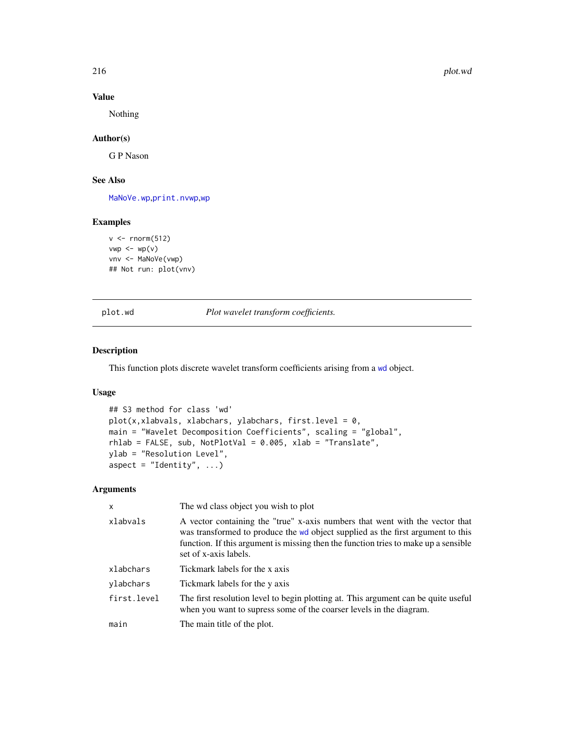## Value

Nothing

## Author(s)

G P Nason

## See Also

MaNoVe.wp,print.nvwp,wp

## Examples

```
v <- rnorm(512)
vwp <- wp(v)
vnv <- MaNoVe(vwp)
## Not run: plot(vnv)
```

---

# plot.wd &nbsp;&nbsp;&nbsp;&nbsp; *Plot wavelet transform coefficients.*

## Description

This function plots discrete wavelet transform coefficients arising from a wd object.

## Usage

```
## S3 method for class 'wd'
plot(x,xlabvals, xlabchars, ylabchars, first.level = 0,
main = "Wavelet Decomposition Coefficients", scaling = "global",
rhlab = FALSE, sub, NotPlotVal = 0.005, xlab = "Translate",
ylab = "Resolution Level",
aspect = "Identity", ...)
```

## Arguments

| | |
|---|---|
| x | The wd class object you wish to plot |
| xlabvals | A vector containing the "true" x-axis numbers that went with the vector that was transformed to produce the wd object supplied as the first argument to this function. If this argument is missing then the function tries to make up a sensible set of x-axis labels. |
| xlabchars | Tickmark labels for the x axis |
| ylabchars | Tickmark labels for the y axis |
| first.level | The first resolution level to begin plotting at. This argument can be quite useful when you want to supress some of the coarser levels in the diagram. |
| main | The main title of the plot. |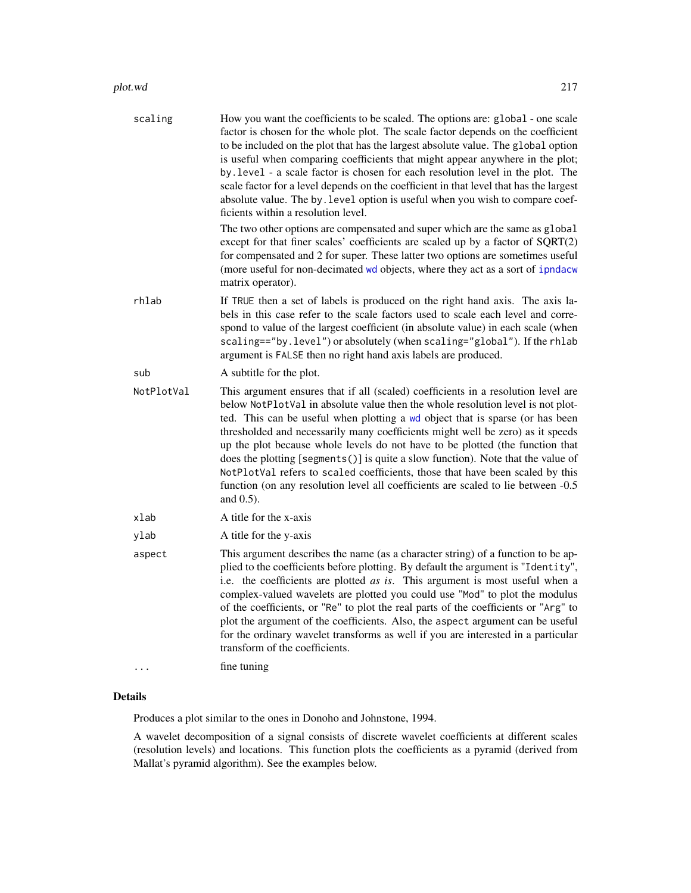| | |
|---|---|
| scaling | How you want the coefficients to be scaled. The options are: `global` - one scale factor is chosen for the whole plot. The scale factor depends on the coefficient to be included on the plot that has the largest absolute value. The `global` option is useful when comparing coefficients that might appear anywhere in the plot; `by.level` - a scale factor is chosen for each resolution level in the plot. The scale factor for a level depends on the coefficient in that level that has the largest absolute value. The `by.level` option is useful when you wish to compare coefficients within a resolution level.<br><br>The two other options are `compensated` and `super` which are the same as `global` except for that finer scales' coefficients are scaled up by a factor of SQRT(2) for compensated and 2 for super. These latter two options are sometimes useful (more useful for non-decimated `wd` objects, where they act as a sort of `ipndacw` matrix operator). |
| rhlab | If `TRUE` then a set of labels is produced on the right hand axis. The axis labels in this case refer to the scale factors used to scale each level and correspond to value of the largest coefficient (in absolute value) in each scale (when `scaling=="by.level"`) or absolutely (when `scaling="global"`). If the `rhlab` argument is `FALSE` then no right hand axis labels are produced. |
| sub | A subtitle for the plot. |
| NotPlotVal | This argument ensures that if all (scaled) coefficients in a resolution level are below `NotPlotVal` in absolute value then the whole resolution level is not plotted. This can be useful when plotting a `wd` object that is sparse (or has been thresholded and necessarily many coefficients might well be zero) as it speeds up the plot because whole levels do not have to be plotted (the function that does the plotting [`segments()`] is quite a slow function). Note that the value of `NotPlotVal` refers to `scaled` coefficients, those that have been scaled by this function (on any resolution level all coefficients are scaled to lie between -0.5 and 0.5). |
| xlab | A title for the x-axis |
| ylab | A title for the y-axis |
| aspect | This argument describes the name (as a character string) of a function to be applied to the coefficients before plotting. By default the argument is `"Identity"`, i.e. the coefficients are plotted *as is*. This argument is most useful when a complex-valued wavelets are plotted you could use `"Mod"` to plot the modulus of the coefficients, or `"Re"` to plot the real parts of the coefficients or `"Arg"` to plot the argument of the coefficients. Also, the `aspect` argument can be useful for the ordinary wavelet transforms as well if you are interested in a particular transform of the coefficients. |
| ... | fine tuning |

## Details

Produces a plot similar to the ones in Donoho and Johnstone, 1994.

A wavelet decomposition of a signal consists of discrete wavelet coefficients at different scales (resolution levels) and locations. This function plots the coefficients as a pyramid (derived from Mallat's pyramid algorithm). See the examples below.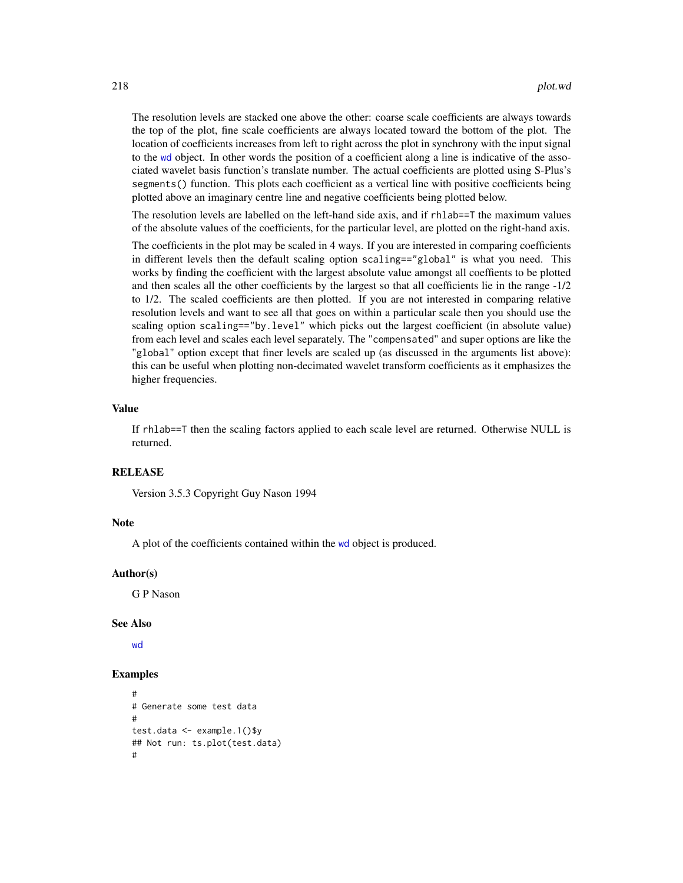The resolution levels are stacked one above the other: coarse scale coefficients are always towards the top of the plot, fine scale coefficients are always located toward the bottom of the plot. The location of coefficients increases from left to right across the plot in synchrony with the input signal to the wd object. In other words the position of a coefficient along a line is indicative of the associated wavelet basis function's translate number. The actual coefficients are plotted using S-Plus's `segments()` function. This plots each coefficient as a vertical line with positive coefficients being plotted above an imaginary centre line and negative coefficients being plotted below.

The resolution levels are labelled on the left-hand side axis, and if `rhlab==T` the maximum values of the absolute values of the coefficients, for the particular level, are plotted on the right-hand axis.

The coefficients in the plot may be scaled in 4 ways. If you are interested in comparing coefficients in different levels then the default scaling option `scaling=="global"` is what you need. This works by finding the coefficient with the largest absolute value amongst all coeffients to be plotted and then scales all the other coefficients by the largest so that all coefficients lie in the range -1/2 to 1/2. The scaled coefficients are then plotted. If you are not interested in comparing relative resolution levels and want to see all that goes on within a particular scale then you should use the scaling option `scaling=="by.level"` which picks out the largest coefficient (in absolute value) from each level and scales each level separately. The `"compensated"` and super options are like the `"global"` option except that finer levels are scaled up (as discussed in the arguments list above): this can be useful when plotting non-decimated wavelet transform coefficients as it emphasizes the higher frequencies.

## Value

If `rhlab==T` then the scaling factors applied to each scale level are returned. Otherwise NULL is returned.

## RELEASE

Version 3.5.3 Copyright Guy Nason 1994

## Note

A plot of the coefficients contained within the wd object is produced.

## Author(s)

G P Nason

## See Also

wd

## Examples

```
#
# Generate some test data
#
test.data <- example.1()$y
## Not run: ts.plot(test.data)
#
```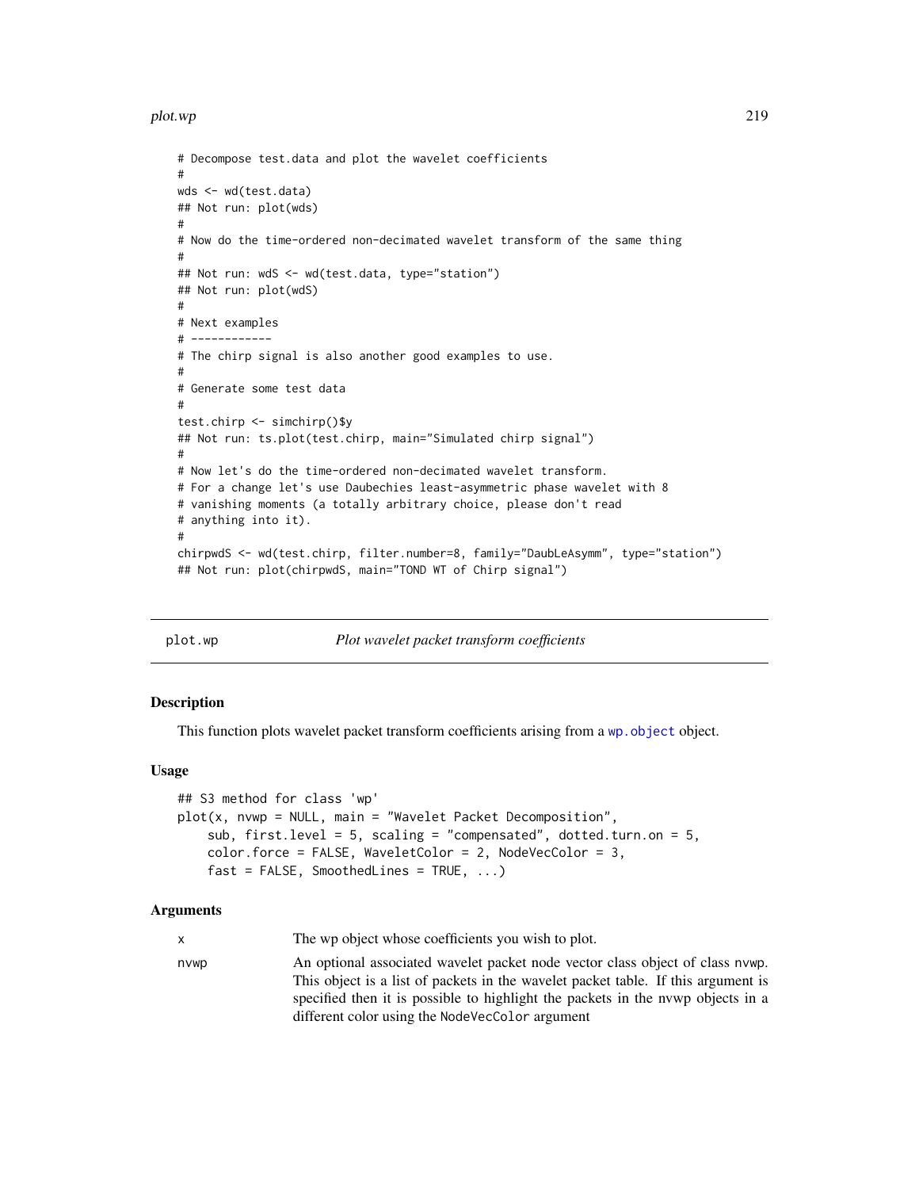```
# Decompose test.data and plot the wavelet coefficients
#
wds <- wd(test.data)
## Not run: plot(wds)
#
# Now do the time-ordered non-decimated wavelet transform of the same thing
#
## Not run: wdS <- wd(test.data, type="station")
## Not run: plot(wdS)
#
# Next examples
# ------------
# The chirp signal is also another good examples to use.
#
# Generate some test data
#
test.chirp <- simchirp()$y
## Not run: ts.plot(test.chirp, main="Simulated chirp signal")
#
# Now let's do the time-ordered non-decimated wavelet transform.
# For a change let's use Daubechies least-asymmetric phase wavelet with 8
# vanishing moments (a totally arbitrary choice, please don't read
# anything into it).
#
chirpwdS <- wd(test.chirp, filter.number=8, family="DaubLeAsymm", type="station")
## Not run: plot(chirpwdS, main="TOND WT of Chirp signal")
```

---

## plot.wp — *Plot wavelet packet transform coefficients*

### Description

This function plots wavelet packet transform coefficients arising from a `wp.object` object.

### Usage

```
## S3 method for class 'wp'
plot(x, nvwp = NULL, main = "Wavelet Packet Decomposition",
    sub, first.level = 5, scaling = "compensated", dotted.turn.on = 5,
    color.force = FALSE, WaveletColor = 2, NodeVecColor = 3,
    fast = FALSE, SmoothedLines = TRUE, ...)
```

### Arguments

| | |
|---|---|
| `x` | The wp object whose coefficients you wish to plot. |
| `nvwp` | An optional associated wavelet packet node vector class object of class `nvwp`. This object is a list of packets in the wavelet packet table. If this argument is specified then it is possible to highlight the packets in the nvwp objects in a different color using the `NodeVecColor` argument |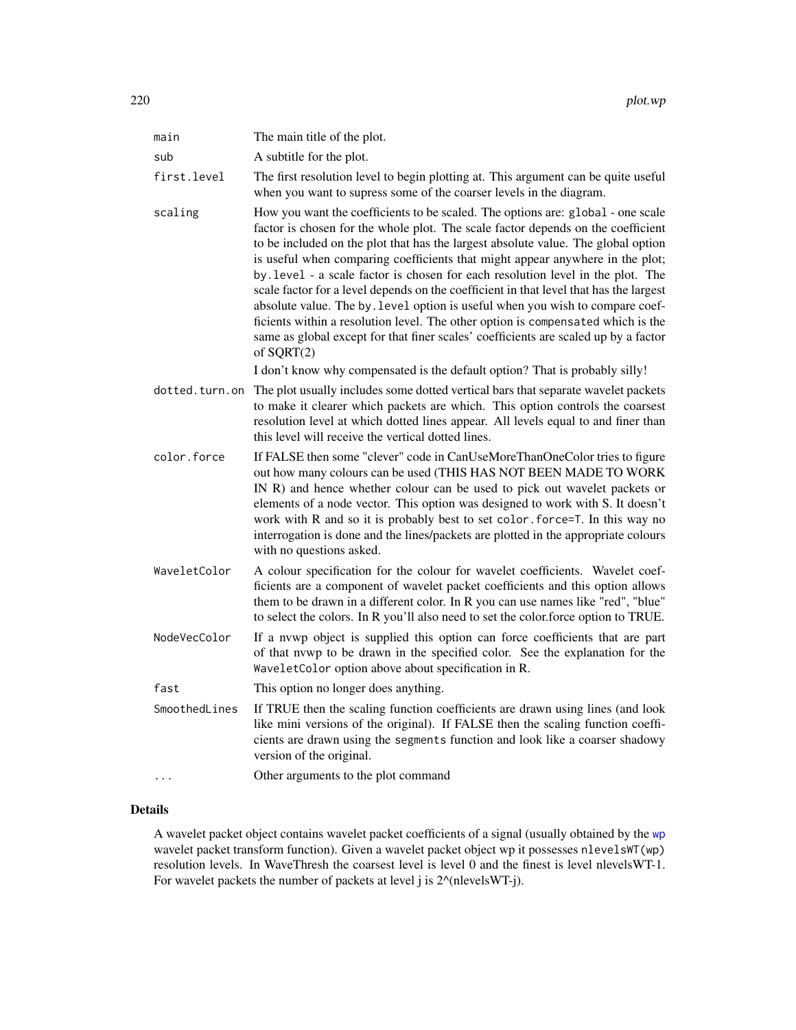| | |
|---|---|
| main | The main title of the plot. |
| sub | A subtitle for the plot. |
| first.level | The first resolution level to begin plotting at. This argument can be quite useful when you want to supress some of the coarser levels in the diagram. |
| scaling | How you want the coefficients to be scaled. The options are: global - one scale factor is chosen for the whole plot. The scale factor depends on the coefficient to be included on the plot that has the largest absolute value. The global option is useful when comparing coefficients that might appear anywhere in the plot; by.level - a scale factor is chosen for each resolution level in the plot. The scale factor for a level depends on the coefficient in that level that has the largest absolute value. The by.level option is useful when you wish to compare coefficients within a resolution level. The other option is compensated which is the same as global except for that finer scales' coefficients are scaled up by a factor of SQRT(2)<br>I don't know why compensated is the default option? That is probably silly! |
| dotted.turn.on | The plot usually includes some dotted vertical bars that separate wavelet packets to make it clearer which packets are which. This option controls the coarsest resolution level at which dotted lines appear. All levels equal to and finer than this level will receive the vertical dotted lines. |
| color.force | If FALSE then some "clever" code in CanUseMoreThanOneColor tries to figure out how many colours can be used (THIS HAS NOT BEEN MADE TO WORK IN R) and hence whether colour can be used to pick out wavelet packets or elements of a node vector. This option was designed to work with S. It doesn't work with R and so it is probably best to set color.force=T. In this way no interrogation is done and the lines/packets are plotted in the appropriate colours with no questions asked. |
| WaveletColor | A colour specification for the colour for wavelet coefficients. Wavelet coefficients are a component of wavelet packet coefficients and this option allows them to be drawn in a different color. In R you can use names like "red", "blue" to select the colors. In R you'll also need to set the color.force option to TRUE. |
| NodeVecColor | If a nvwp object is supplied this option can force coefficients that are part of that nvwp to be drawn in the specified color. See the explanation for the WaveletColor option above about specification in R. |
| fast | This option no longer does anything. |
| SmoothedLines | If TRUE then the scaling function coefficients are drawn using lines (and look like mini versions of the original). If FALSE then the scaling function coefficients are drawn using the segments function and look like a coarser shadowy version of the original. |
| ... | Other arguments to the plot command |

## Details

A wavelet packet object contains wavelet packet coefficients of a signal (usually obtained by the wp wavelet packet transform function). Given a wavelet packet object wp it possesses nlevelsWT(wp) resolution levels. In WaveThresh the coarsest level is level 0 and the finest is level nlevelsWT-1. For wavelet packets the number of packets at level j is 2^(nlevelsWT-j).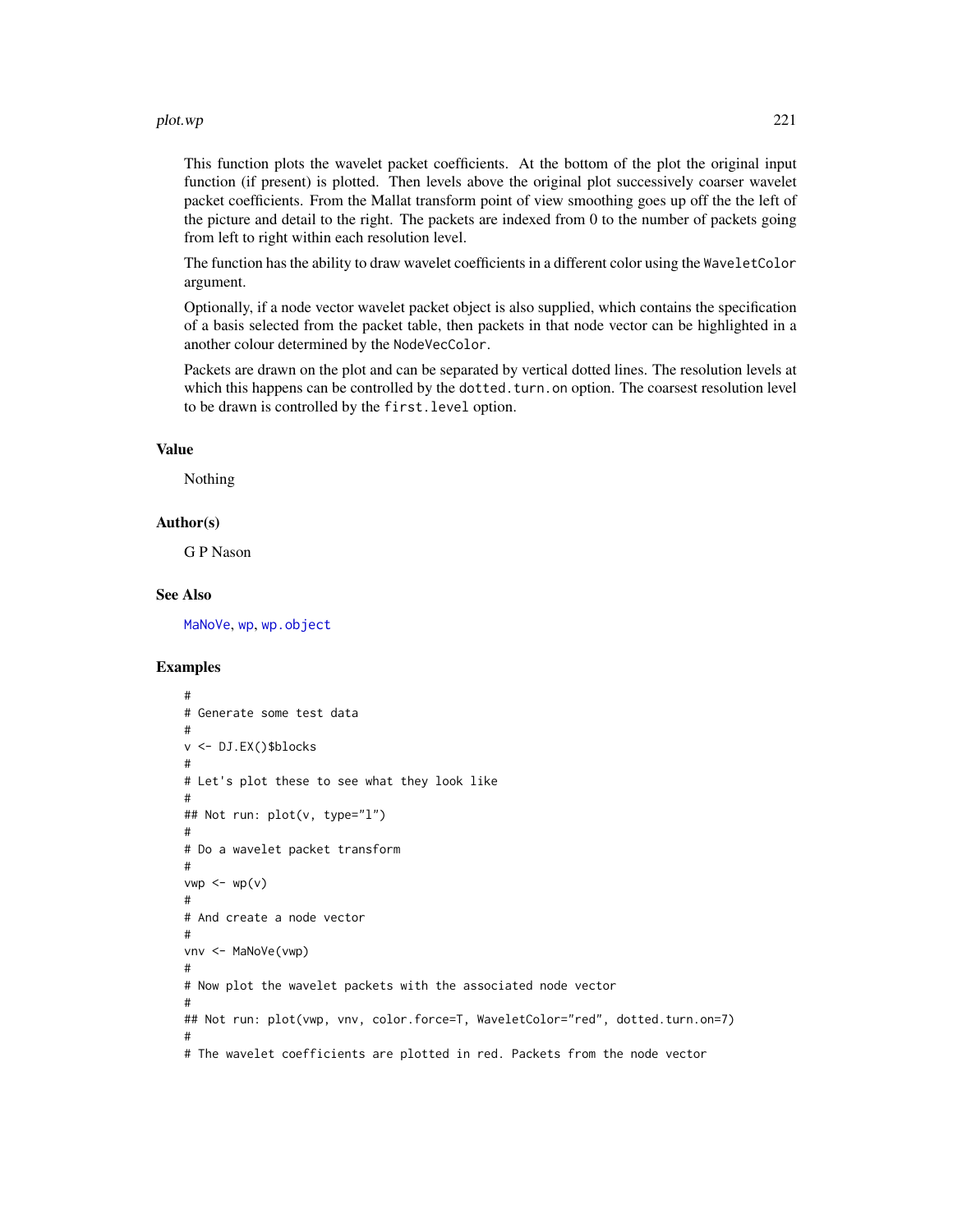This function plots the wavelet packet coefficients. At the bottom of the plot the original input function (if present) is plotted. Then levels above the original plot successively coarser wavelet packet coefficients. From the Mallat transform point of view smoothing goes up off the the left of the picture and detail to the right. The packets are indexed from 0 to the number of packets going from left to right within each resolution level.

The function has the ability to draw wavelet coefficients in a different color using the `WaveletColor` argument.

Optionally, if a node vector wavelet packet object is also supplied, which contains the specification of a basis selected from the packet table, then packets in that node vector can be highlighted in a another colour determined by the `NodeVecColor`.

Packets are drawn on the plot and can be separated by vertical dotted lines. The resolution levels at which this happens can be controlled by the `dotted.turn.on` option. The coarsest resolution level to be drawn is controlled by the `first.level` option.

## Value

Nothing

## Author(s)

G P Nason

## See Also

MaNoVe, wp, wp.object

## Examples

```
#
# Generate some test data
#
v <- DJ.EX()$blocks
#
# Let's plot these to see what they look like
#
## Not run: plot(v, type="l")
#
# Do a wavelet packet transform
#
vwp <- wp(v)
#
# And create a node vector
#
vnv <- MaNoVe(vwp)
#
# Now plot the wavelet packets with the associated node vector
#
## Not run: plot(vwp, vnv, color.force=T, WaveletColor="red", dotted.turn.on=7)
#
# The wavelet coefficients are plotted in red. Packets from the node vector
```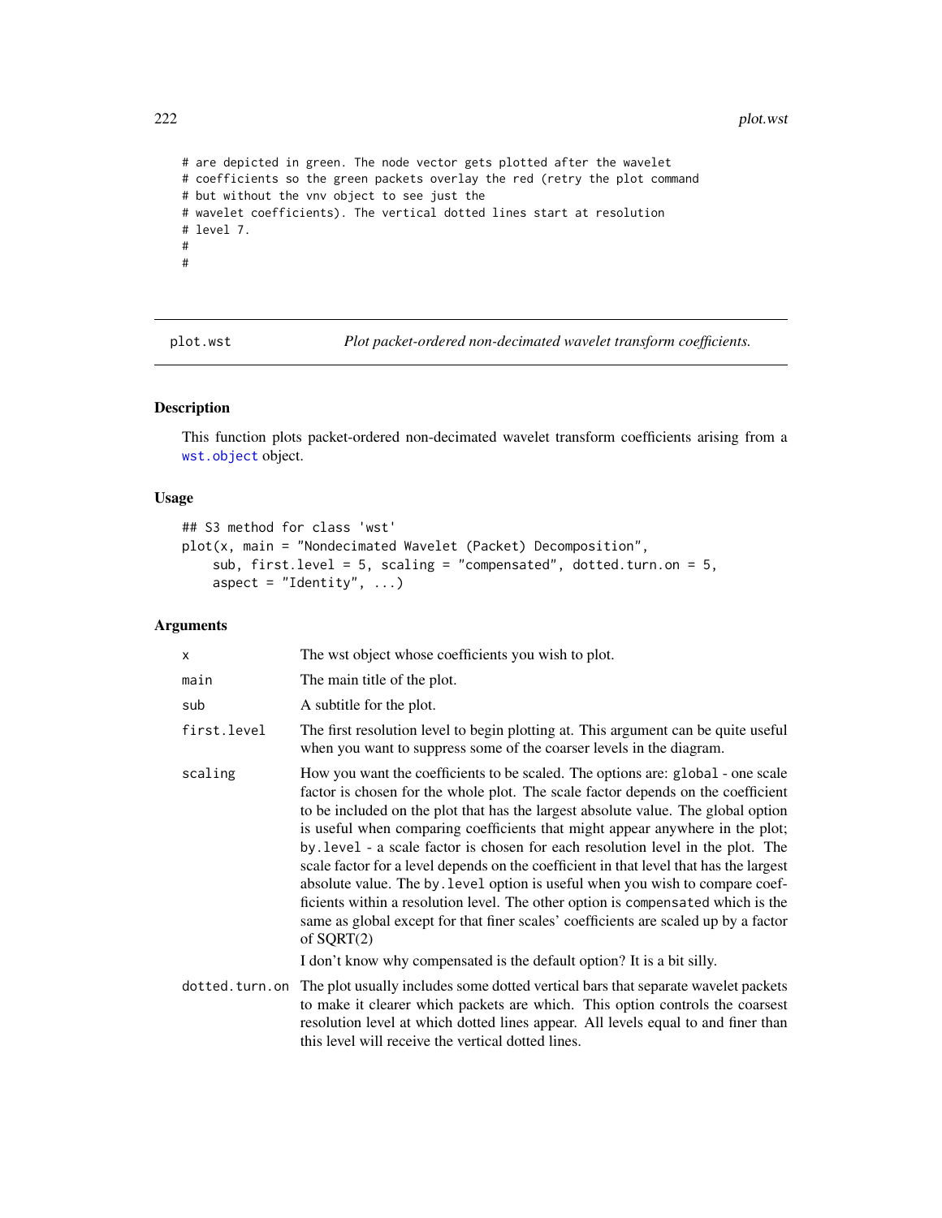```
# are depicted in green. The node vector gets plotted after the wavelet
# coefficients so the green packets overlay the red (retry the plot command
# but without the vnv object to see just the
# wavelet coefficients). The vertical dotted lines start at resolution
# level 7.
#
#
```

## plot.wst — *Plot packet-ordered non-decimated wavelet transform coefficients.*

### Description

This function plots packet-ordered non-decimated wavelet transform coefficients arising from a `wst.object` object.

### Usage

```
## S3 method for class 'wst'
plot(x, main = "Nondecimated Wavelet (Packet) Decomposition",
    sub, first.level = 5, scaling = "compensated", dotted.turn.on = 5,
    aspect = "Identity", ...)
```

### Arguments

| | |
|---|---|
| `x` | The wst object whose coefficients you wish to plot. |
| `main` | The main title of the plot. |
| `sub` | A subtitle for the plot. |
| `first.level` | The first resolution level to begin plotting at. This argument can be quite useful when you want to suppress some of the coarser levels in the diagram. |
| `scaling` | How you want the coefficients to be scaled. The options are: `global` - one scale factor is chosen for the whole plot. The scale factor depends on the coefficient to be included on the plot that has the largest absolute value. The global option is useful when comparing coefficients that might appear anywhere in the plot; `by.level` - a scale factor is chosen for each resolution level in the plot. The scale factor for a level depends on the coefficient in that level that has the largest absolute value. The `by.level` option is useful when you wish to compare coefficients within a resolution level. The other option is `compensated` which is the same as global except for that finer scales' coefficients are scaled up by a factor of SQRT(2)<br><br>I don't know why compensated is the default option? It is a bit silly. |
| `dotted.turn.on` | The plot usually includes some dotted vertical bars that separate wavelet packets to make it clearer which packets are which. This option controls the coarsest resolution level at which dotted lines appear. All levels equal to and finer than this level will receive the vertical dotted lines. |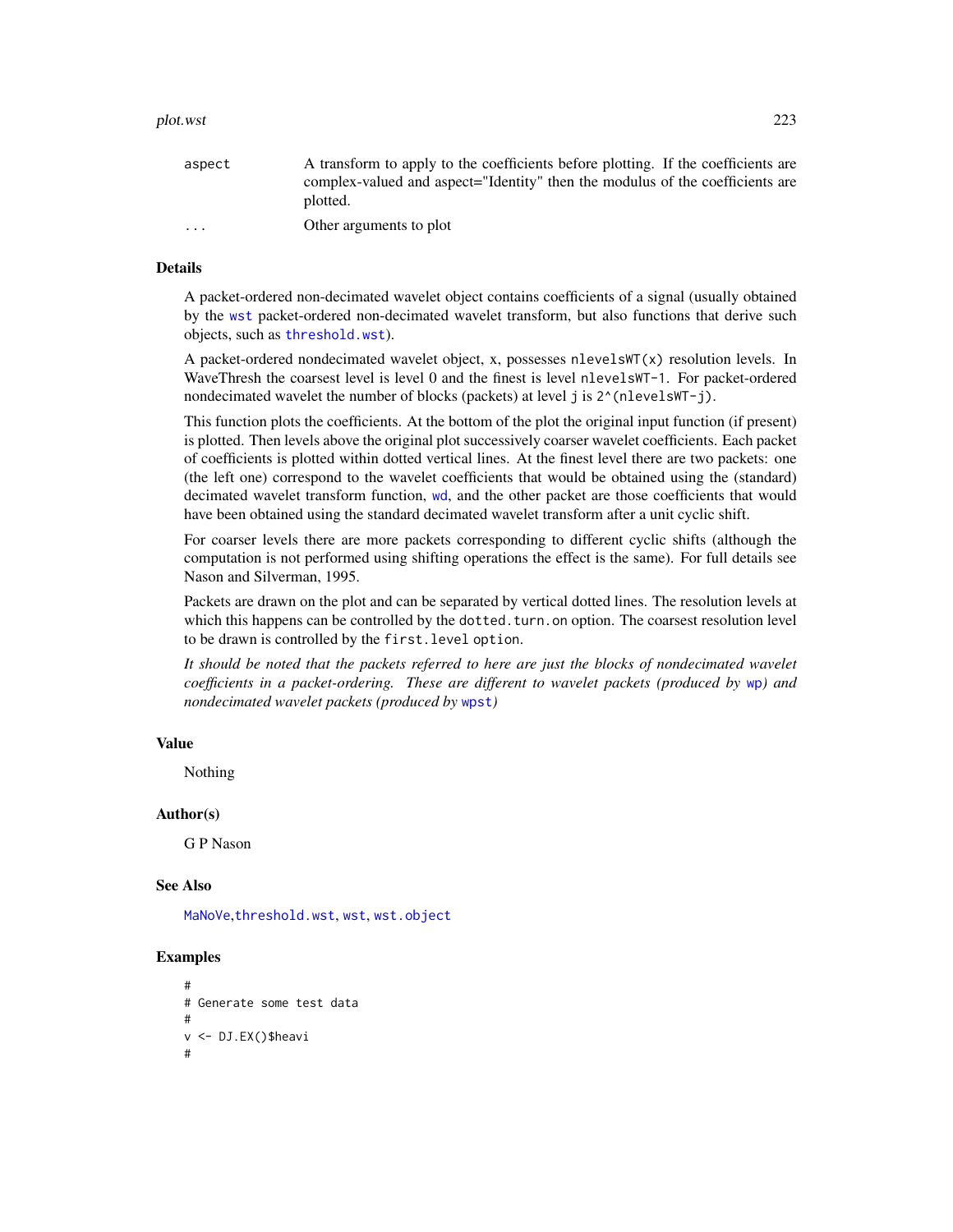| | |
|---|---|
| aspect | A transform to apply to the coefficients before plotting. If the coefficients are complex-valued and aspect="Identity" then the modulus of the coefficients are plotted. |
| ... | Other arguments to plot |

## Details

A packet-ordered non-decimated wavelet object contains coefficients of a signal (usually obtained by the wst packet-ordered non-decimated wavelet transform, but also functions that derive such objects, such as threshold.wst).

A packet-ordered nondecimated wavelet object, x, possesses nlevelsWT(x) resolution levels. In WaveThresh the coarsest level is level 0 and the finest is level nlevelsWT-1. For packet-ordered nondecimated wavelet the number of blocks (packets) at level j is 2^(nlevelsWT-j).

This function plots the coefficients. At the bottom of the plot the original input function (if present) is plotted. Then levels above the original plot successively coarser wavelet coefficients. Each packet of coefficients is plotted within dotted vertical lines. At the finest level there are two packets: one (the left one) correspond to the wavelet coefficients that would be obtained using the (standard) decimated wavelet transform function, wd, and the other packet are those coefficients that would have been obtained using the standard decimated wavelet transform after a unit cyclic shift.

For coarser levels there are more packets corresponding to different cyclic shifts (although the computation is not performed using shifting operations the effect is the same). For full details see Nason and Silverman, 1995.

Packets are drawn on the plot and can be separated by vertical dotted lines. The resolution levels at which this happens can be controlled by the dotted.turn.on option. The coarsest resolution level to be drawn is controlled by the first.level option.

*It should be noted that the packets referred to here are just the blocks of nondecimated wavelet coefficients in a packet-ordering. These are different to wavelet packets (produced by wp) and nondecimated wavelet packets (produced by wpst)*

## Value

Nothing

## Author(s)

G P Nason

## See Also

MaNoVe, threshold.wst, wst, wst.object

## Examples

```
#
# Generate some test data
#
v <- DJ.EX()$heavi
#
```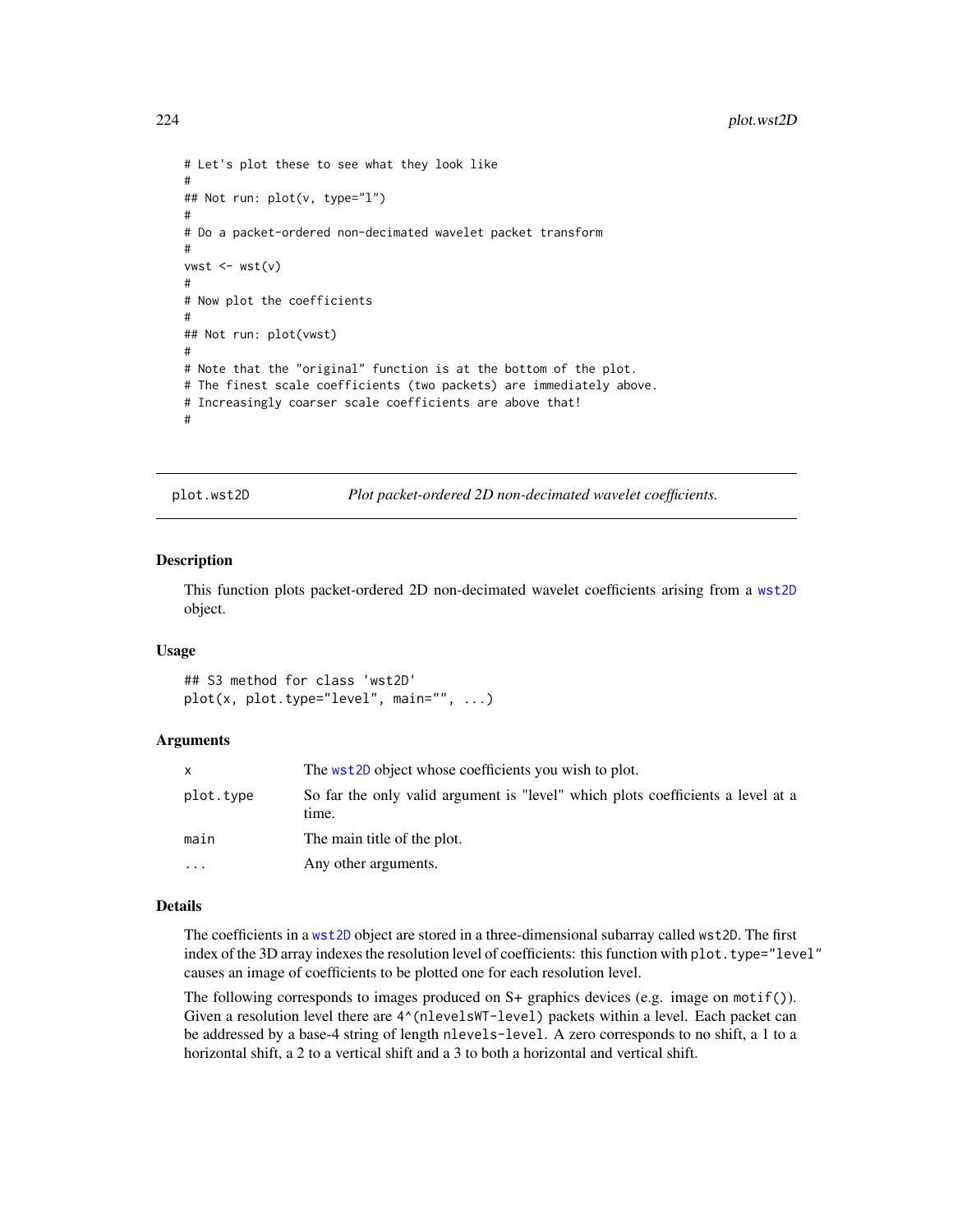```
# Let's plot these to see what they look like
#
## Not run: plot(v, type="l")
#
# Do a packet-ordered non-decimated wavelet packet transform
#
vwst <- wst(v)
#
# Now plot the coefficients
#
## Not run: plot(vwst)
#
# Note that the "original" function is at the bottom of the plot.
# The finest scale coefficients (two packets) are immediately above.
# Increasingly coarser scale coefficients are above that!
#
```

---

plot.wst2D *Plot packet-ordered 2D non-decimated wavelet coefficients.*

---

### Description

This function plots packet-ordered 2D non-decimated wavelet coefficients arising from a `wst2D` object.

### Usage

```
## S3 method for class 'wst2D'
plot(x, plot.type="level", main="", ...)
```

### Arguments

| | |
|---|---|
| `x` | The `wst2D` object whose coefficients you wish to plot. |
| `plot.type` | So far the only valid argument is "level" which plots coefficients a level at a time. |
| `main` | The main title of the plot. |
| `...` | Any other arguments. |

### Details

The coefficients in a `wst2D` object are stored in a three-dimensional subarray called `wst2D`. The first index of the 3D array indexes the resolution level of coefficients: this function with `plot.type="level"` causes an image of coefficients to be plotted one for each resolution level.

The following corresponds to images produced on S+ graphics devices (e.g. image on `motif()`). Given a resolution level there are `4^(nlevelsWT-level)` packets within a level. Each packet can be addressed by a base-4 string of length `nlevels-level`. A zero corresponds to no shift, a 1 to a horizontal shift, a 2 to a vertical shift and a 3 to both a horizontal and vertical shift.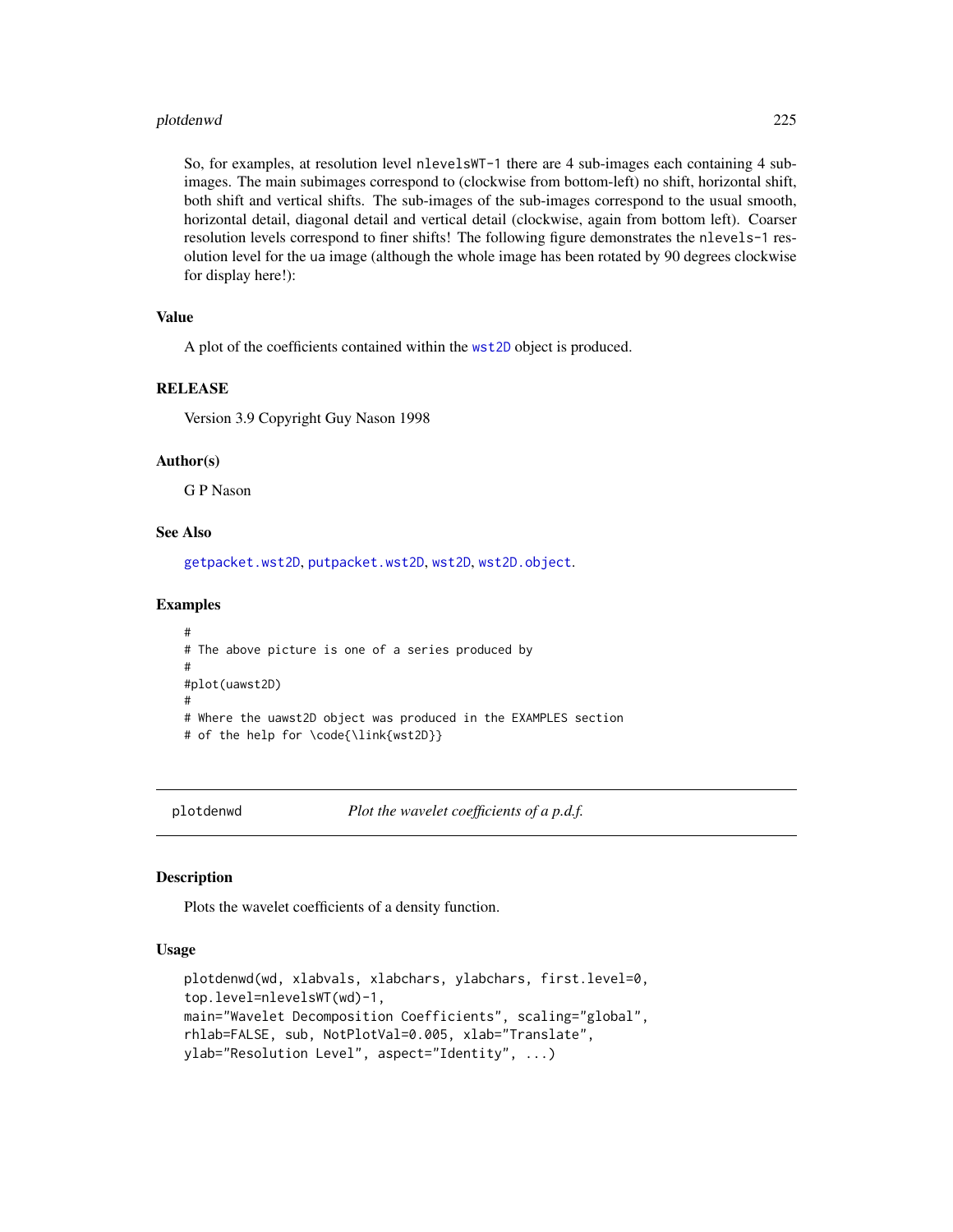So, for examples, at resolution level `nlevelsWT-1` there are 4 sub-images each containing 4 sub-images. The main subimages correspond to (clockwise from bottom-left) no shift, horizontal shift, both shift and vertical shifts. The sub-images of the sub-images correspond to the usual smooth, horizontal detail, diagonal detail and vertical detail (clockwise, again from bottom left). Coarser resolution levels correspond to finer shifts! The following figure demonstrates the `nlevels-1` resolution level for the `ua` image (although the whole image has been rotated by 90 degrees clockwise for display here!):

### Value

A plot of the coefficients contained within the `wst2D` object is produced.

### RELEASE

Version 3.9 Copyright Guy Nason 1998

### Author(s)

G P Nason

### See Also

`getpacket.wst2D`, `putpacket.wst2D`, `wst2D`, `wst2D.object`.

### Examples

```
#
# The above picture is one of a series produced by
#
#plot(uawst2D)
#
# Where the uawst2D object was produced in the EXAMPLES section
# of the help for \code{\link{wst2D}}
```

---

## plotdenwd — *Plot the wavelet coefficients of a p.d.f.*

### Description

Plots the wavelet coefficients of a density function.

### Usage

```
plotdenwd(wd, xlabvals, xlabchars, ylabchars, first.level=0,
top.level=nlevelsWT(wd)-1,
main="Wavelet Decomposition Coefficients", scaling="global",
rhlab=FALSE, sub, NotPlotVal=0.005, xlab="Translate",
ylab="Resolution Level", aspect="Identity", ...)
```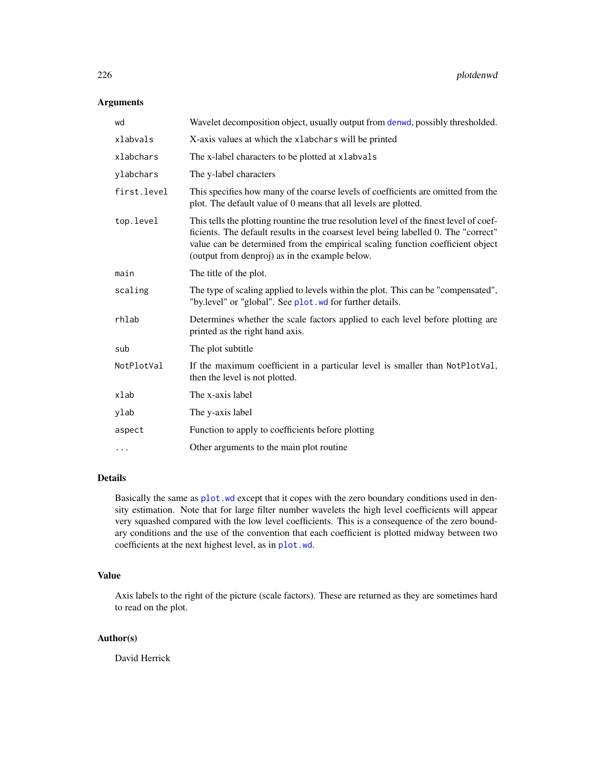### Arguments

| | |
|---|---|
| `wd` | Wavelet decomposition object, usually output from `denwd`, possibly thresholded. |
| `xlabvals` | X-axis values at which the `xlabchars` will be printed |
| `xlabchars` | The x-label characters to be plotted at `xlabvals` |
| `ylabchars` | The y-label characters |
| `first.level` | This specifies how many of the coarse levels of coefficients are omitted from the plot. The default value of 0 means that all levels are plotted. |
| `top.level` | This tells the plotting rountine the true resolution level of the finest level of coefficients. The default results in the coarsest level being labelled 0. The "correct" value can be determined from the empirical scaling function coefficient object (output from denproj) as in the example below. |
| `main` | The title of the plot. |
| `scaling` | The type of scaling applied to levels within the plot. This can be "compensated", "by.level" or "global". See `plot.wd` for further details. |
| `rhlab` | Determines whether the scale factors applied to each level before plotting are printed as the right hand axis. |
| `sub` | The plot subtitle |
| `NotPlotVal` | If the maximum coefficient in a particular level is smaller than `NotPlotVal`, then the level is not plotted. |
| `xlab` | The x-axis label |
| `ylab` | The y-axis label |
| `aspect` | Function to apply to coefficients before plotting |
| `...` | Other arguments to the main plot routine |

### Details

Basically the same as `plot.wd` except that it copes with the zero boundary conditions used in density estimation. Note that for large filter number wavelets the high level coefficients will appear very squashed compared with the low level coefficients. This is a consequence of the zero boundary conditions and the use of the convention that each coefficient is plotted midway between two coefficients at the next highest level, as in `plot.wd`.

### Value

Axis labels to the right of the picture (scale factors). These are returned as they are sometimes hard to read on the plot.

### Author(s)

David Herrick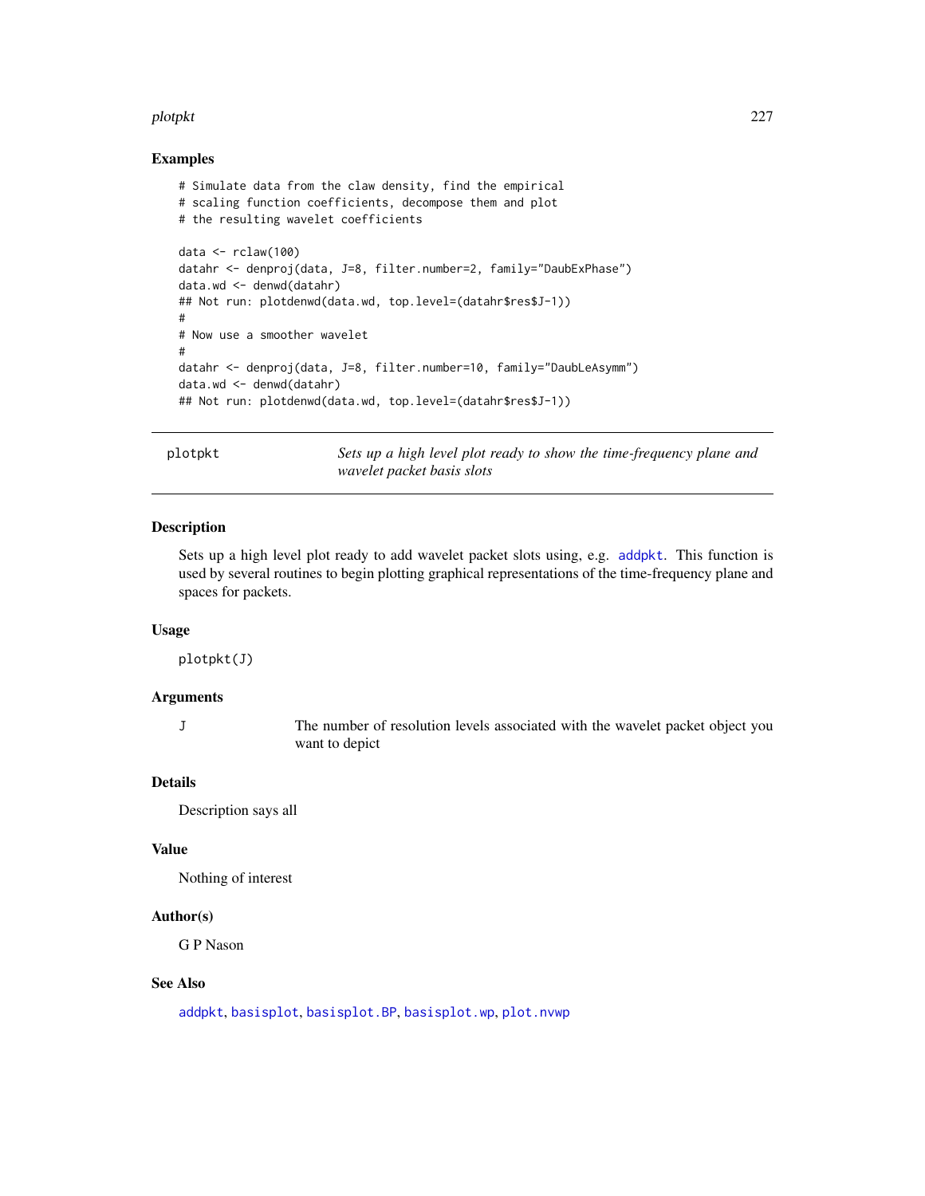## Examples

```
# Simulate data from the claw density, find the empirical
# scaling function coefficients, decompose them and plot
# the resulting wavelet coefficients

data <- rclaw(100)
datahr <- denproj(data, J=8, filter.number=2, family="DaubExPhase")
data.wd <- denwd(datahr)
## Not run: plotdenwd(data.wd, top.level=(datahr$res$J-1))
#
# Now use a smoother wavelet
#
datahr <- denproj(data, J=8, filter.number=10, family="DaubLeAsymm")
data.wd <- denwd(datahr)
## Not run: plotdenwd(data.wd, top.level=(datahr$res$J-1))
```

---

# plotpkt — *Sets up a high level plot ready to show the time-frequency plane and wavelet packet basis slots*

## Description

Sets up a high level plot ready to add wavelet packet slots using, e.g. addpkt. This function is used by several routines to begin plotting graphical representations of the time-frequency plane and spaces for packets.

## Usage

```
plotpkt(J)
```

## Arguments

| | |
|---|---|
| J | The number of resolution levels associated with the wavelet packet object you want to depict |

## Details

Description says all

## Value

Nothing of interest

## Author(s)

G P Nason

## See Also

addpkt, basisplot, basisplot.BP, basisplot.wp, plot.nvwp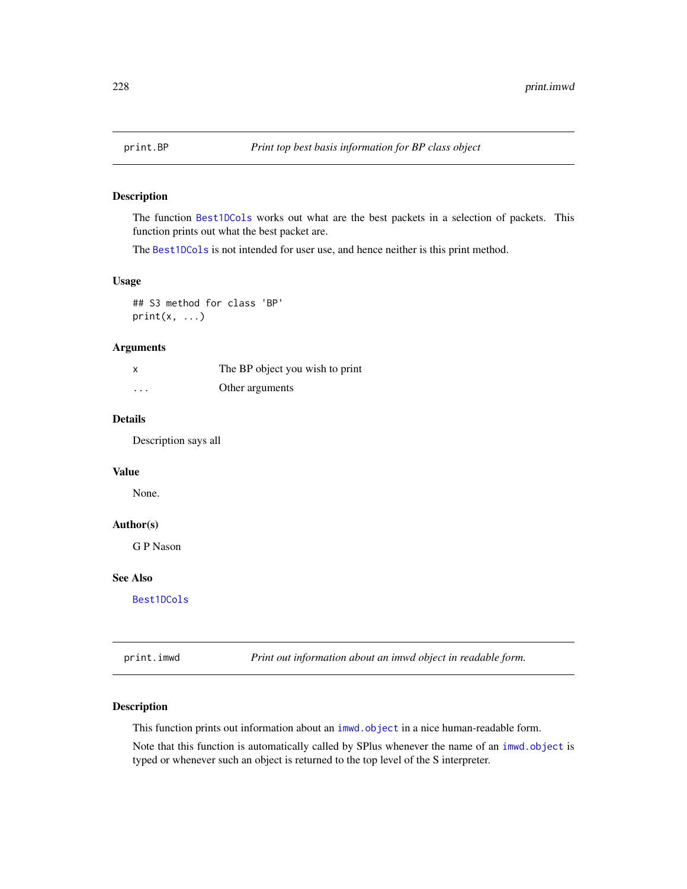## print.BP — *Print top best basis information for BP class object*

### Description

The function `Best1DCols` works out what are the best packets in a selection of packets. This function prints out what the best packet are.

The `Best1DCols` is not intended for user use, and hence neither is this print method.

### Usage

```
## S3 method for class 'BP'
print(x, ...)
```

### Arguments

| | |
|---|---|
| `x` | The BP object you wish to print |
| `...` | Other arguments |

### Details

Description says all

### Value

None.

### Author(s)

G P Nason

### See Also

`Best1DCols`

## print.imwd — *Print out information about an imwd object in readable form.*

### Description

This function prints out information about an `imwd.object` in a nice human-readable form.

Note that this function is automatically called by SPlus whenever the name of an `imwd.object` is typed or whenever such an object is returned to the top level of the S interpreter.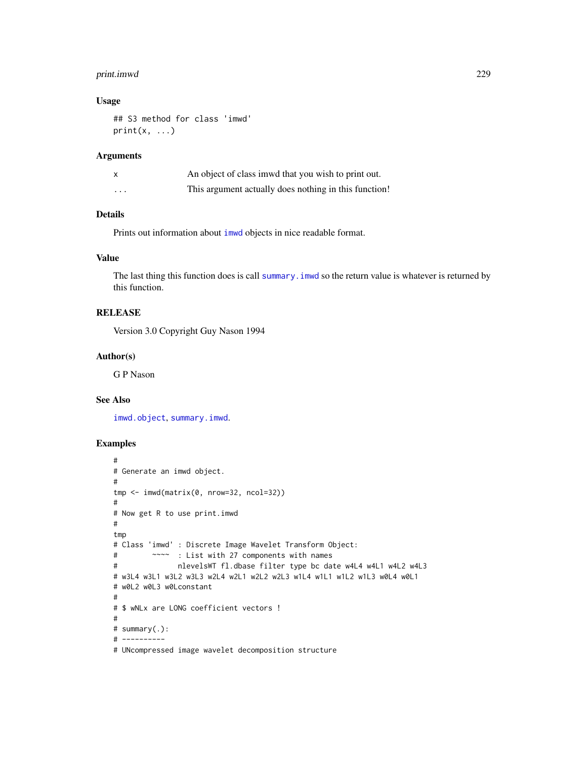## Usage

```
## S3 method for class 'imwd'
print(x, ...)
```

## Arguments

| | |
|---|---|
| x | An object of class imwd that you wish to print out. |
| ... | This argument actually does nothing in this function! |

## Details

Prints out information about imwd objects in nice readable format.

## Value

The last thing this function does is call summary.imwd so the return value is whatever is returned by this function.

## RELEASE

Version 3.0 Copyright Guy Nason 1994

## Author(s)

G P Nason

## See Also

imwd.object, summary.imwd.

## Examples

```
#
# Generate an imwd object.
#
tmp <- imwd(matrix(0, nrow=32, ncol=32))
#
# Now get R to use print.imwd
#
tmp
# Class 'imwd' : Discrete Image Wavelet Transform Object:
#        ~~~~  : List with 27 components with names
#              nlevelsWT fl.dbase filter type bc date w4L4 w4L1 w4L2 w4L3
# w3L4 w3L1 w3L2 w3L3 w2L4 w2L1 w2L2 w2L3 w1L4 w1L1 w1L2 w1L3 w0L4 w0L1
# w0L2 w0L3 w0Lconstant
#
# $ wNLx are LONG coefficient vectors !
#
# summary(.):
# ----------
# UNcompressed image wavelet decomposition structure
```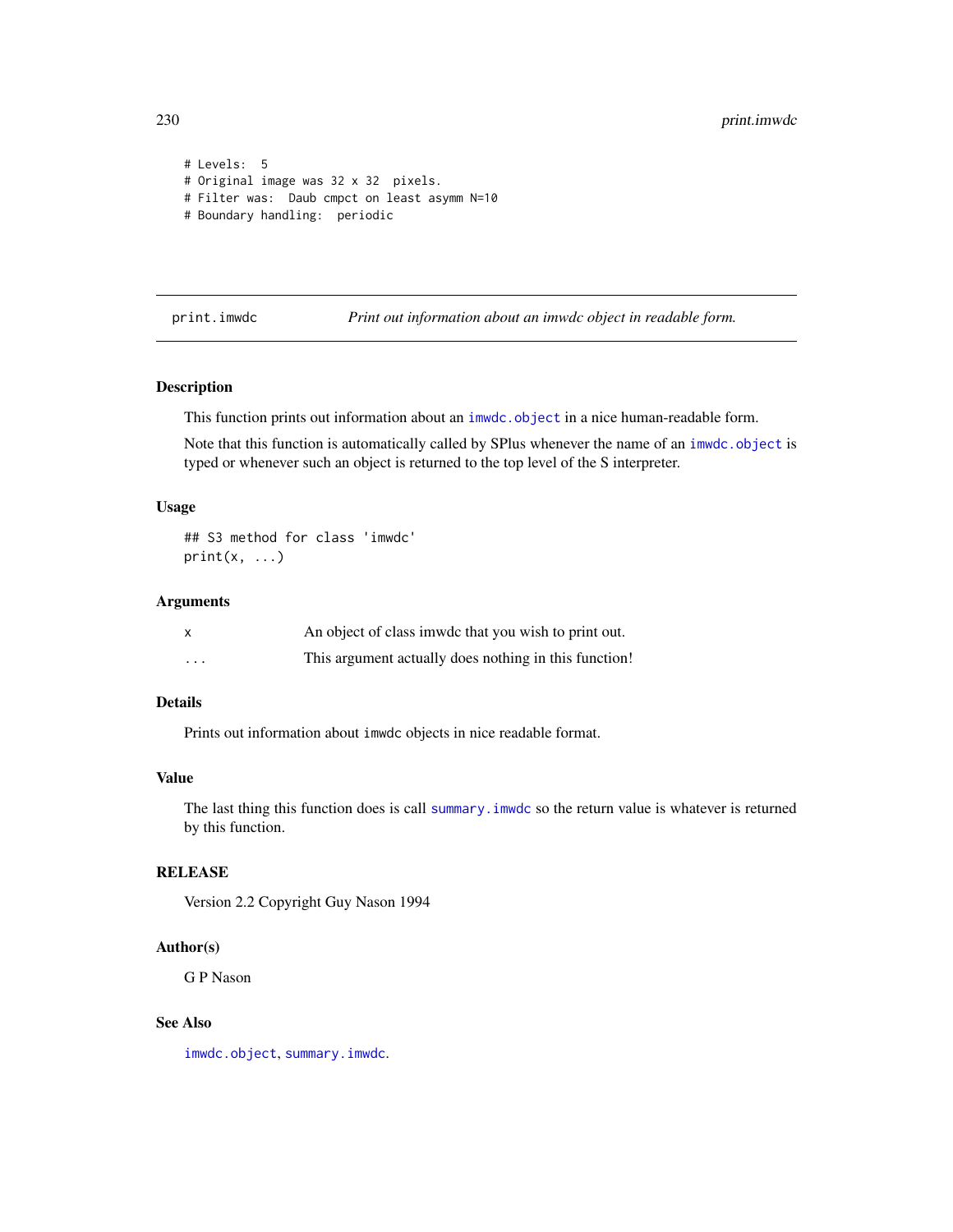```
# Levels:  5
# Original image was 32 x 32  pixels.
# Filter was:  Daub cmpct on least asymm N=10
# Boundary handling:  periodic
```

---

print.imwdc    *Print out information about an imwdc object in readable form.*

---

### Description

This function prints out information about an imwdc.object in a nice human-readable form.

Note that this function is automatically called by SPlus whenever the name of an imwdc.object is typed or whenever such an object is returned to the top level of the S interpreter.

### Usage

```
## S3 method for class 'imwdc'
print(x, ...)
```

### Arguments

| | |
|---|---|
| x | An object of class imwdc that you wish to print out. |
| ... | This argument actually does nothing in this function! |

### Details

Prints out information about imwdc objects in nice readable format.

### Value

The last thing this function does is call summary.imwdc so the return value is whatever is returned by this function.

### RELEASE

Version 2.2 Copyright Guy Nason 1994

### Author(s)

G P Nason

### See Also

imwdc.object, summary.imwdc.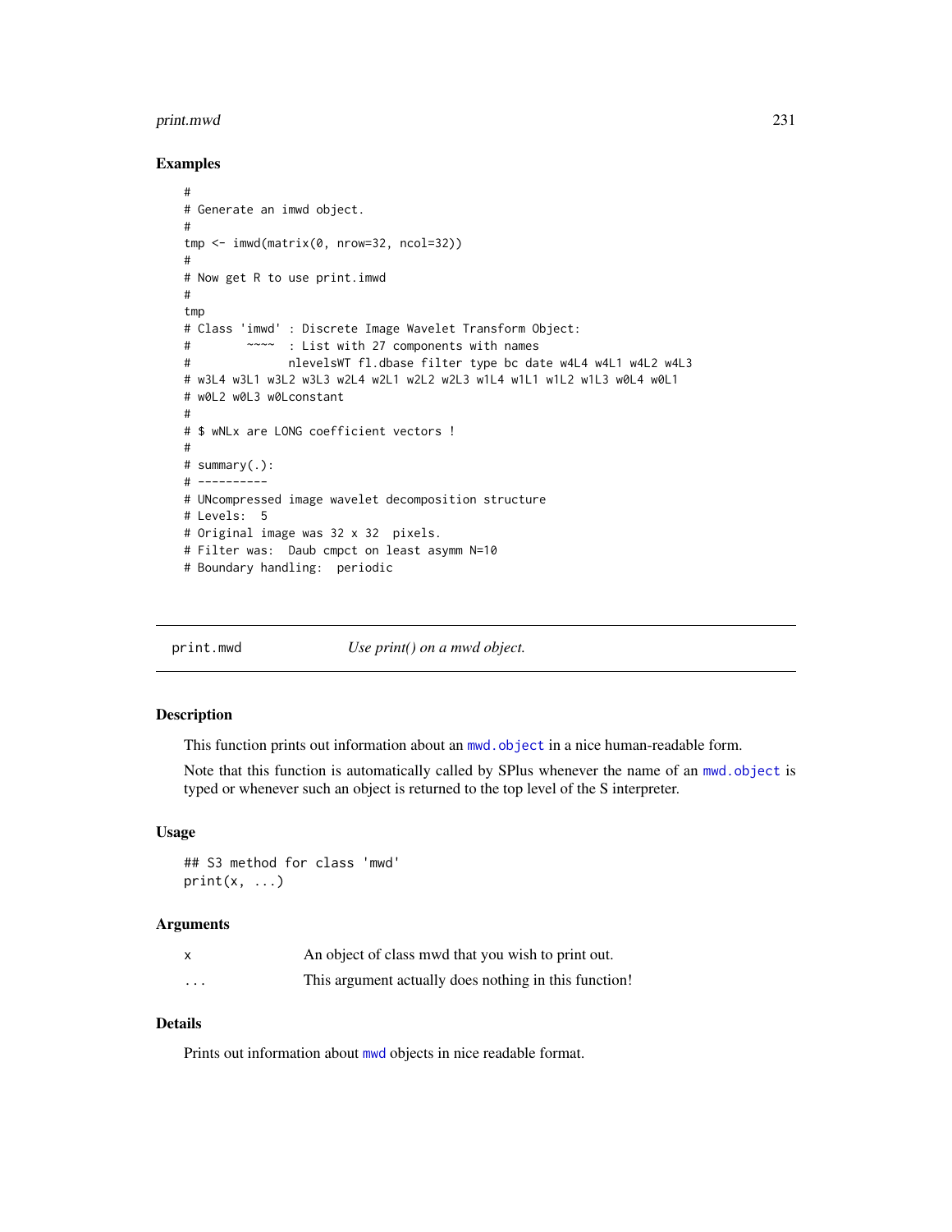## Examples

```
#
# Generate an imwd object.
#
tmp <- imwd(matrix(0, nrow=32, ncol=32))
#
# Now get R to use print.imwd
#
tmp
# Class 'imwd' : Discrete Image Wavelet Transform Object:
#        ~~~~  : List with 27 components with names
#              nlevelsWT fl.dbase filter type bc date w4L4 w4L1 w4L2 w4L3
# w3L4 w3L1 w3L2 w3L3 w2L4 w2L1 w2L2 w2L3 w1L4 w1L1 w1L2 w1L3 w0L4 w0L1
# w0L2 w0L3 w0Lconstant
#
# $ wNLx are LONG coefficient vectors !
#
# summary(.):
# ----------
# UNcompressed image wavelet decomposition structure
# Levels:  5
# Original image was 32 x 32  pixels.
# Filter was:  Daub cmpct on least asymm N=10
# Boundary handling:  periodic
```

---

print.mwd    *Use print() on a mwd object.*

---

## Description

This function prints out information about an `mwd.object` in a nice human-readable form.

Note that this function is automatically called by SPlus whenever the name of an `mwd.object` is typed or whenever such an object is returned to the top level of the S interpreter.

## Usage

```
## S3 method for class 'mwd'
print(x, ...)
```

## Arguments

| | |
|---|---|
| x | An object of class mwd that you wish to print out. |
| ... | This argument actually does nothing in this function! |

## Details

Prints out information about `mwd` objects in nice readable format.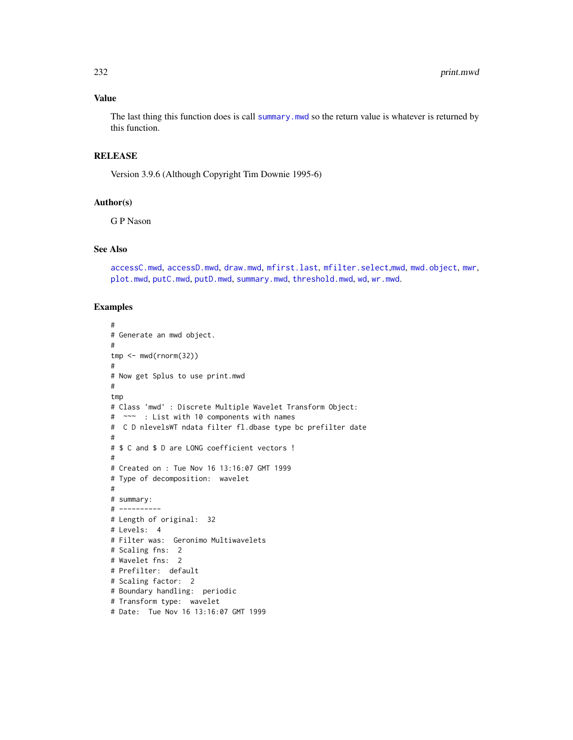## Value

The last thing this function does is call summary.mwd so the return value is whatever is returned by this function.

## RELEASE

Version 3.9.6 (Although Copyright Tim Downie 1995-6)

## Author(s)

G P Nason

## See Also

accessC.mwd, accessD.mwd, draw.mwd, mfirst.last, mfilter.select,mwd, mwd.object, mwr, plot.mwd, putC.mwd, putD.mwd, summary.mwd, threshold.mwd, wd, wr.mwd.

## Examples

```
#
# Generate an mwd object.
#
tmp <- mwd(rnorm(32))
#
# Now get Splus to use print.mwd
#
tmp
# Class 'mwd' : Discrete Multiple Wavelet Transform Object:
#  ~~~  : List with 10 components with names
#  C D nlevelsWT ndata filter fl.dbase type bc prefilter date
#
# $ C and $ D are LONG coefficient vectors !
#
# Created on : Tue Nov 16 13:16:07 GMT 1999
# Type of decomposition:  wavelet
#
# summary:
# ----------
# Length of original:  32
# Levels:  4
# Filter was:  Geronimo Multiwavelets
# Scaling fns:  2
# Wavelet fns:  2
# Prefilter:  default
# Scaling factor:  2
# Boundary handling:  periodic
# Transform type:  wavelet
# Date:  Tue Nov 16 13:16:07 GMT 1999
```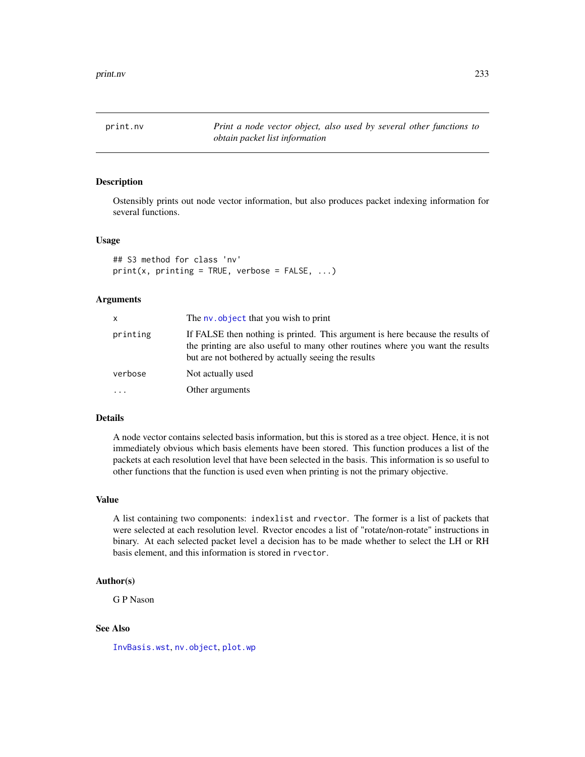# print.nv

*Print a node vector object, also used by several other functions to obtain packet list information*

## Description

Ostensibly prints out node vector information, but also produces packet indexing information for several functions.

## Usage

```
## S3 method for class 'nv'
print(x, printing = TRUE, verbose = FALSE, ...)
```

## Arguments

| | |
|---|---|
| x | The nv.object that you wish to print |
| printing | If FALSE then nothing is printed. This argument is here because the results of the printing are also useful to many other routines where you want the results but are not bothered by actually seeing the results |
| verbose | Not actually used |
| ... | Other arguments |

## Details

A node vector contains selected basis information, but this is stored as a tree object. Hence, it is not immediately obvious which basis elements have been stored. This function produces a list of the packets at each resolution level that have been selected in the basis. This information is so useful to other functions that the function is used even when printing is not the primary objective.

## Value

A list containing two components: indexlist and rvector. The former is a list of packets that were selected at each resolution level. Rvector encodes a list of "rotate/non-rotate" instructions in binary. At each selected packet level a decision has to be made whether to select the LH or RH basis element, and this information is stored in rvector.

## Author(s)

G P Nason

## See Also

InvBasis.wst, nv.object, plot.wp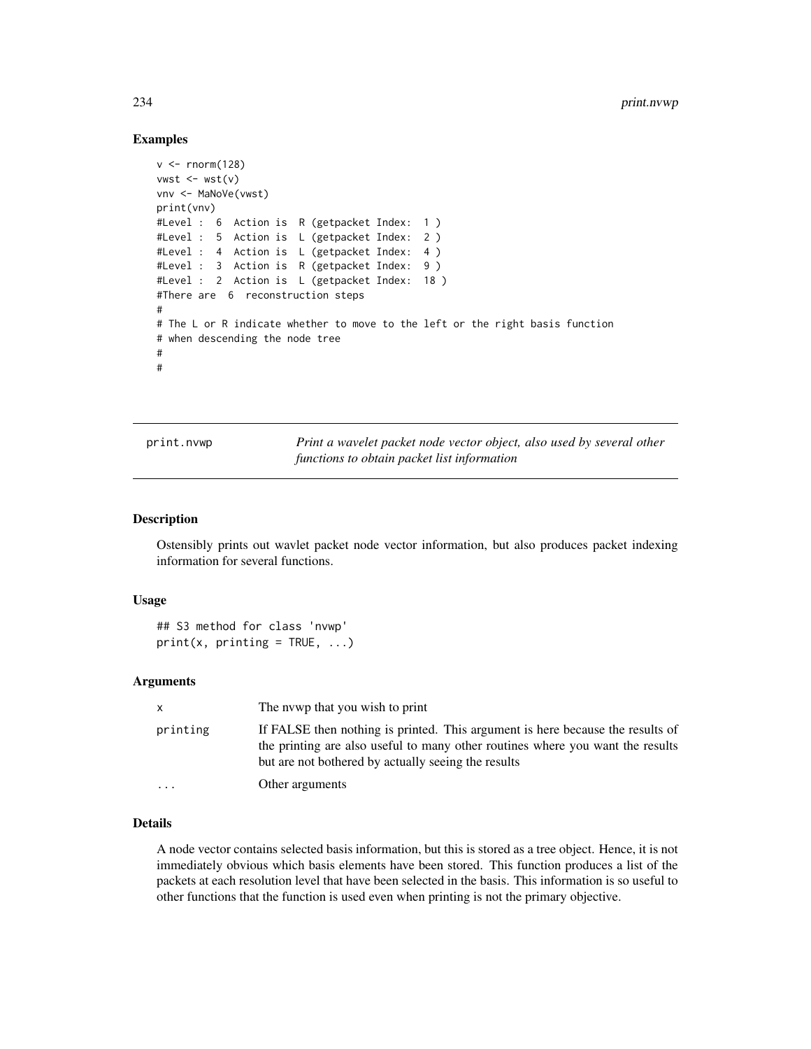## Examples

```
v <- rnorm(128)
vwst <- wst(v)
vnv <- MaNoVe(vwst)
print(vnv)
#Level :  6  Action is  R (getpacket Index:  1 )
#Level :  5  Action is  L (getpacket Index:  2 )
#Level :  4  Action is  L (getpacket Index:  4 )
#Level :  3  Action is  R (getpacket Index:  9 )
#Level :  2  Action is  L (getpacket Index:  18 )
#There are  6  reconstruction steps
#
# The L or R indicate whether to move to the left or the right basis function
# when descending the node tree
#
#
```

---

print.nvwp — *Print a wavelet packet node vector object, also used by several other functions to obtain packet list information*

---

## Description

Ostensibly prints out wavlet packet node vector information, but also produces packet indexing information for several functions.

## Usage

```
## S3 method for class 'nvwp'
print(x, printing = TRUE, ...)
```

## Arguments

| | |
|---|---|
| x | The nvwp that you wish to print |
| printing | If FALSE then nothing is printed. This argument is here because the results of the printing are also useful to many other routines where you want the results but are not bothered by actually seeing the results |
| ... | Other arguments |

## Details

A node vector contains selected basis information, but this is stored as a tree object. Hence, it is not immediately obvious which basis elements have been stored. This function produces a list of the packets at each resolution level that have been selected in the basis. This information is so useful to other functions that the function is used even when printing is not the primary objective.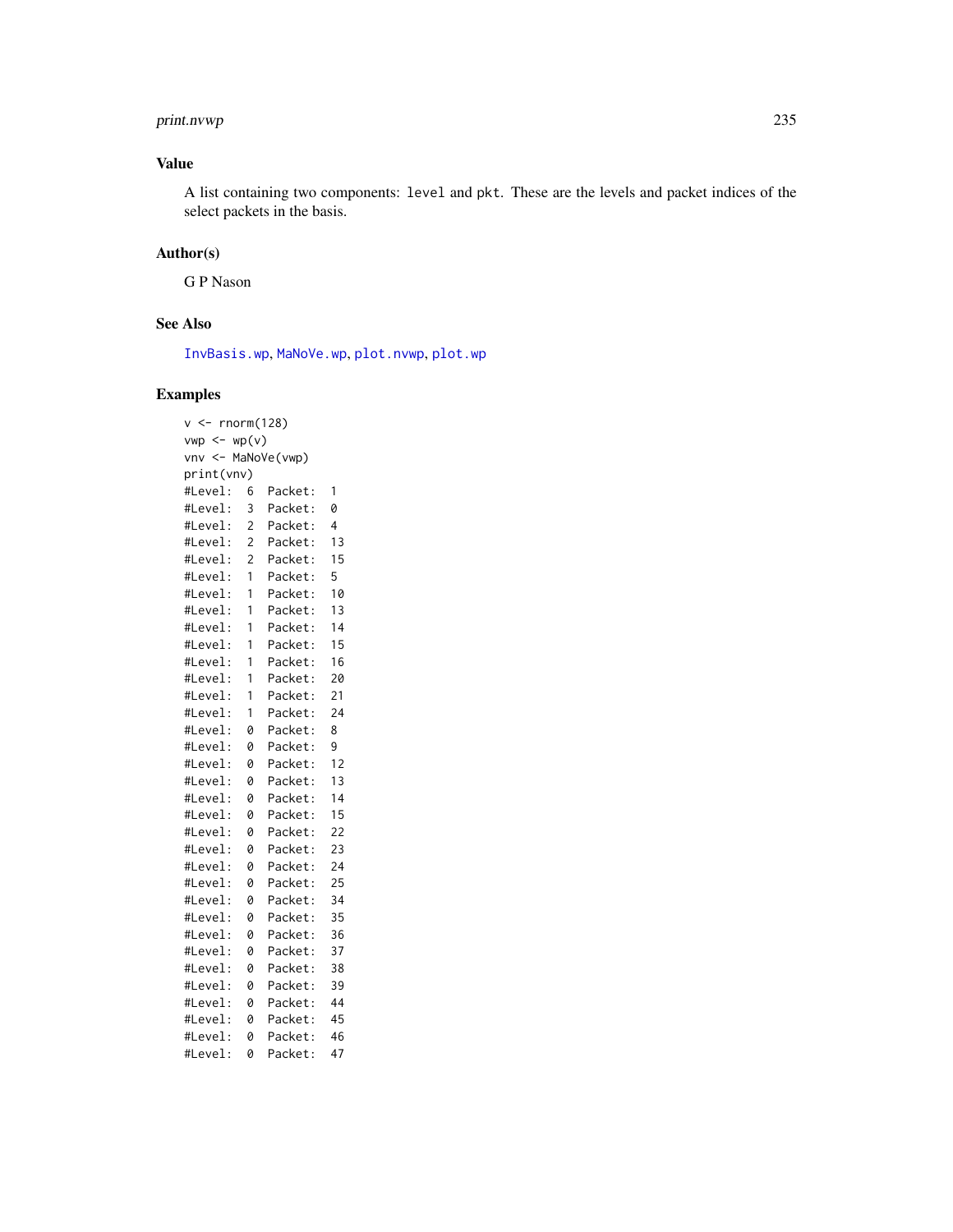## Value

A list containing two components: `level` and `pkt`. These are the levels and packet indices of the select packets in the basis.

## Author(s)

G P Nason

## See Also

InvBasis.wp, MaNoVe.wp, plot.nvwp, plot.wp

## Examples

```
v <- rnorm(128)
vwp <- wp(v)
vnv <- MaNoVe(vwp)
print(vnv)
#Level:  6  Packet:  1
#Level:  3  Packet:  0
#Level:  2  Packet:  4
#Level:  2  Packet:  13
#Level:  2  Packet:  15
#Level:  1  Packet:  5
#Level:  1  Packet:  10
#Level:  1  Packet:  13
#Level:  1  Packet:  14
#Level:  1  Packet:  15
#Level:  1  Packet:  16
#Level:  1  Packet:  20
#Level:  1  Packet:  21
#Level:  1  Packet:  24
#Level:  0  Packet:  8
#Level:  0  Packet:  9
#Level:  0  Packet:  12
#Level:  0  Packet:  13
#Level:  0  Packet:  14
#Level:  0  Packet:  15
#Level:  0  Packet:  22
#Level:  0  Packet:  23
#Level:  0  Packet:  24
#Level:  0  Packet:  25
#Level:  0  Packet:  34
#Level:  0  Packet:  35
#Level:  0  Packet:  36
#Level:  0  Packet:  37
#Level:  0  Packet:  38
#Level:  0  Packet:  39
#Level:  0  Packet:  44
#Level:  0  Packet:  45
#Level:  0  Packet:  46
#Level:  0  Packet:  47
```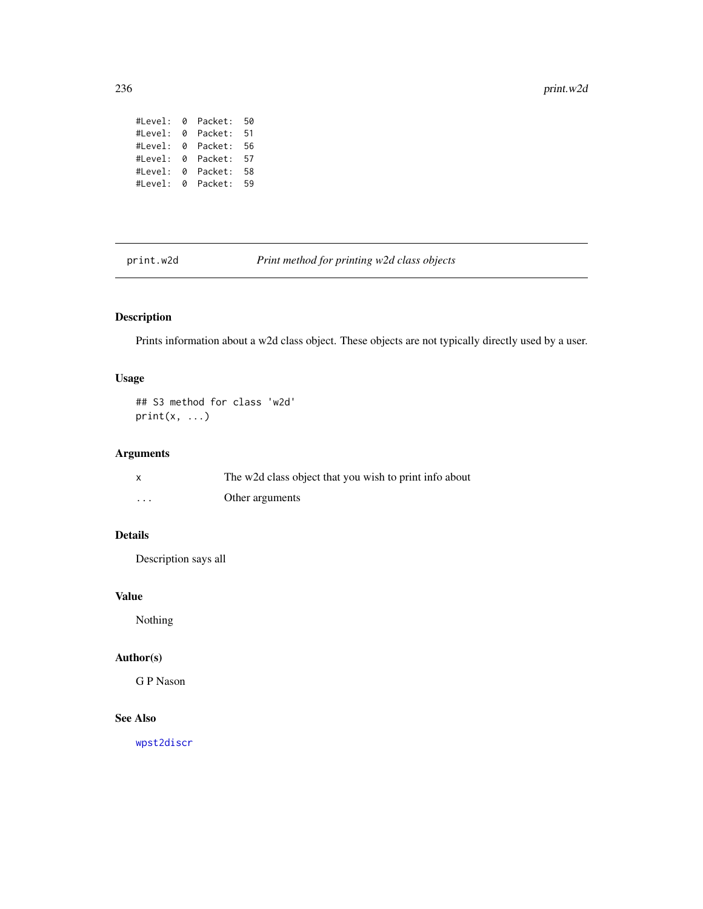```
#Level:  0  Packet:  50
#Level:  0  Packet:  51
#Level:  0  Packet:  56
#Level:  0  Packet:  57
#Level:  0  Packet:  58
#Level:  0  Packet:  59
```

---

`print.w2d` *Print method for printing w2d class objects*

---

## Description

Prints information about a w2d class object. These objects are not typically directly used by a user.

## Usage

```
## S3 method for class 'w2d'
print(x, ...)
```

## Arguments

| | |
|---|---|
| x | The w2d class object that you wish to print info about |
| ... | Other arguments |

## Details

Description says all

## Value

Nothing

## Author(s)

G P Nason

## See Also

wpst2discr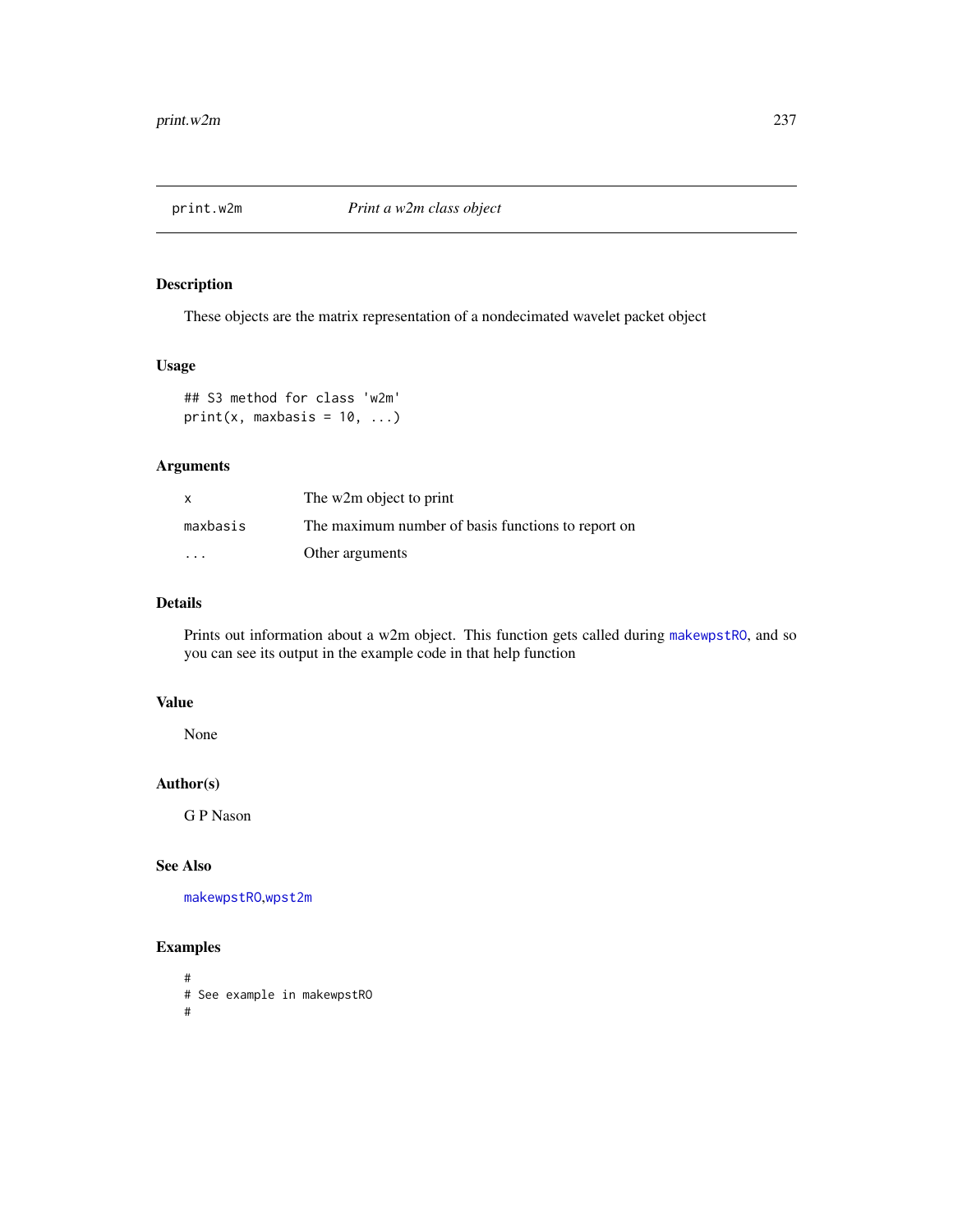| print.w2m | *Print a w2m class object* |
|---|---|

## Description

These objects are the matrix representation of a nondecimated wavelet packet object

## Usage

```
## S3 method for class 'w2m'
print(x, maxbasis = 10, ...)
```

## Arguments

| | |
|---|---|
| x | The w2m object to print |
| maxbasis | The maximum number of basis functions to report on |
| ... | Other arguments |

## Details

Prints out information about a w2m object. This function gets called during `makewpstRO`, and so you can see its output in the example code in that help function

## Value

None

## Author(s)

G P Nason

## See Also

`makewpstRO`,`wpst2m`

## Examples

```
#
# See example in makewpstRO
#
```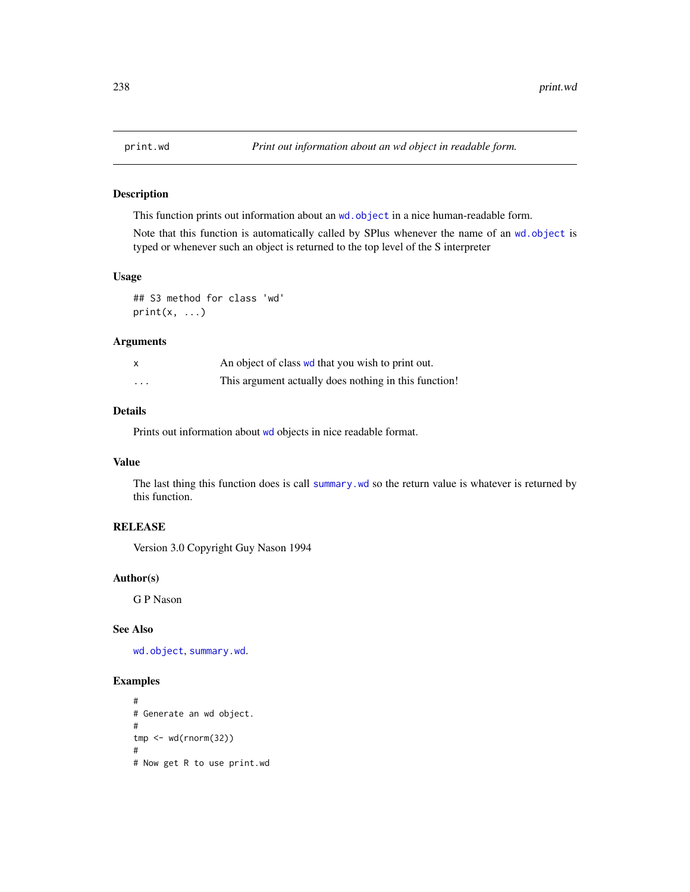print.wd — *Print out information about an wd object in readable form.*

## Description

This function prints out information about an wd.object in a nice human-readable form.

Note that this function is automatically called by SPlus whenever the name of an wd.object is typed or whenever such an object is returned to the top level of the S interpreter

## Usage

```
## S3 method for class 'wd'
print(x, ...)
```

## Arguments

| | |
|---|---|
| x | An object of class wd that you wish to print out. |
| ... | This argument actually does nothing in this function! |

## Details

Prints out information about wd objects in nice readable format.

## Value

The last thing this function does is call summary.wd so the return value is whatever is returned by this function.

## RELEASE

Version 3.0 Copyright Guy Nason 1994

## Author(s)

G P Nason

## See Also

wd.object, summary.wd.

## Examples

```
#
# Generate an wd object.
#
tmp <- wd(rnorm(32))
#
# Now get R to use print.wd
```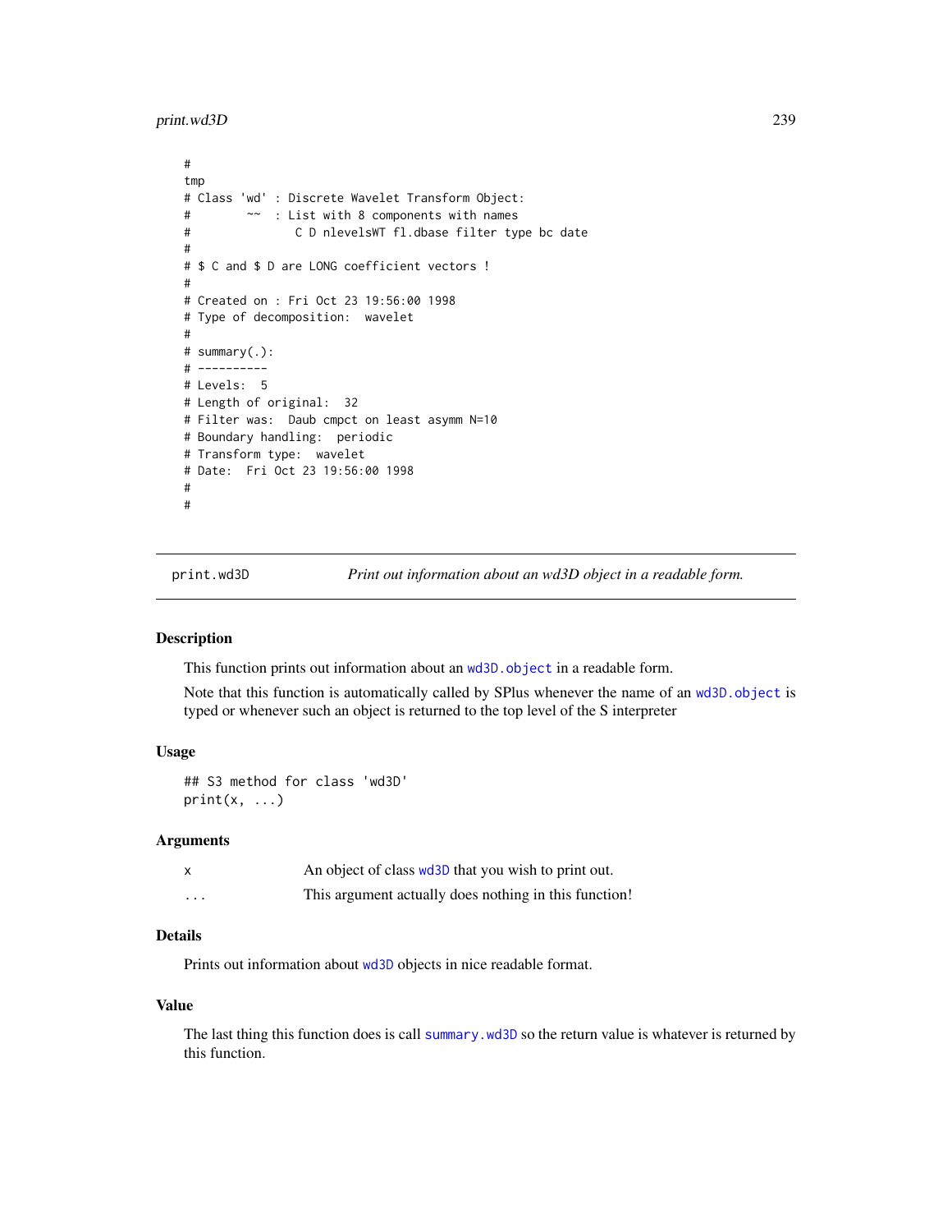```
#
tmp
# Class 'wd' : Discrete Wavelet Transform Object:
#        ~~  : List with 8 components with names
#               C D nlevelsWT fl.dbase filter type bc date
#
# $ C and $ D are LONG coefficient vectors !
#
# Created on : Fri Oct 23 19:56:00 1998
# Type of decomposition:  wavelet
#
# summary(.):
# ----------
# Levels:  5
# Length of original:  32
# Filter was:  Daub cmpct on least asymm N=10
# Boundary handling:  periodic
# Transform type:  wavelet
# Date:  Fri Oct 23 19:56:00 1998
#
#
```

---

## print.wd3D — *Print out information about an wd3D object in a readable form.*

---

### Description

This function prints out information about an `wd3D.object` in a readable form.

Note that this function is automatically called by SPlus whenever the name of an `wd3D.object` is typed or whenever such an object is returned to the top level of the S interpreter

### Usage

```
## S3 method for class 'wd3D'
print(x, ...)
```

### Arguments

| | |
|---|---|
| `x` | An object of class `wd3D` that you wish to print out. |
| `...` | This argument actually does nothing in this function! |

### Details

Prints out information about `wd3D` objects in nice readable format.

### Value

The last thing this function does is call `summary.wd3D` so the return value is whatever is returned by this function.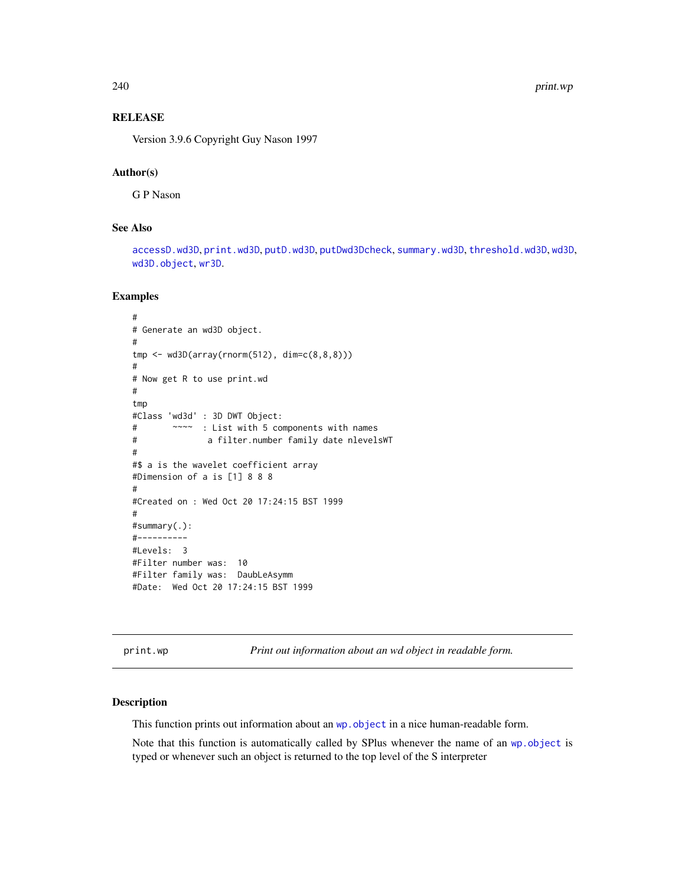## RELEASE

Version 3.9.6 Copyright Guy Nason 1997

## Author(s)

G P Nason

## See Also

accessD.wd3D, print.wd3D, putD.wd3D, putDwd3Dcheck, summary.wd3D, threshold.wd3D, wd3D, wd3D.object, wr3D.

## Examples

```
#
# Generate an wd3D object.
#
tmp <- wd3D(array(rnorm(512), dim=c(8,8,8)))
#
# Now get R to use print.wd
#
tmp
#Class 'wd3d' : 3D DWT Object:
#       ~~~~  : List with 5 components with names
#              a filter.number family date nlevelsWT
#
#$ a is the wavelet coefficient array
#Dimension of a is [1] 8 8 8
#
#Created on : Wed Oct 20 17:24:15 BST 1999
#
#summary(.):
#----------
#Levels:  3
#Filter number was:  10
#Filter family was:  DaubLeAsymm
#Date:  Wed Oct 20 17:24:15 BST 1999
```

---

print.wp *Print out information about an wd object in readable form.*

---

## Description

This function prints out information about an wp.object in a nice human-readable form.

Note that this function is automatically called by SPlus whenever the name of an wp.object is typed or whenever such an object is returned to the top level of the S interpreter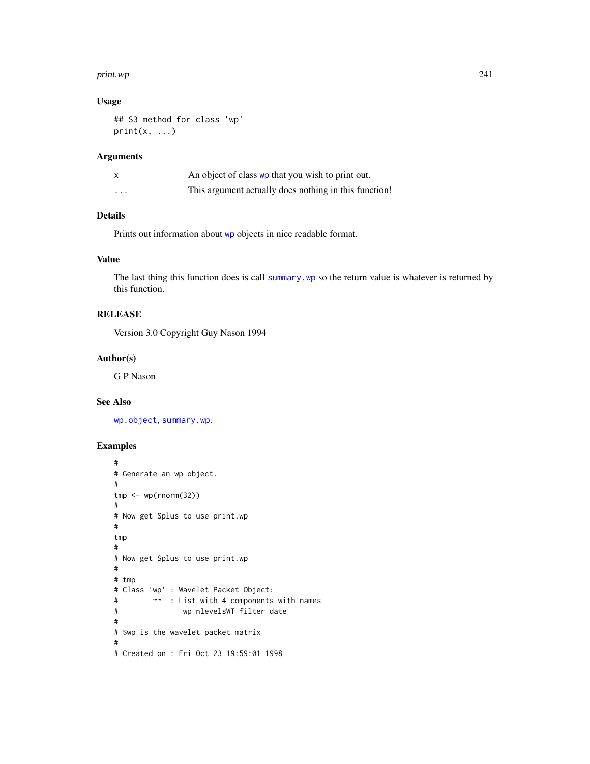## Usage

```
## S3 method for class 'wp'
print(x, ...)
```

## Arguments

| | |
|---|---|
| x | An object of class wp that you wish to print out. |
| ... | This argument actually does nothing in this function! |

## Details

Prints out information about wp objects in nice readable format.

## Value

The last thing this function does is call summary.wp so the return value is whatever is returned by this function.

## RELEASE

Version 3.0 Copyright Guy Nason 1994

## Author(s)

G P Nason

## See Also

wp.object, summary.wp.

## Examples

```
#
# Generate an wp object.
#
tmp <- wp(rnorm(32))
#
# Now get Splus to use print.wp
#
tmp
#
# Now get Splus to use print.wp
#
# tmp
# Class 'wp' : Wavelet Packet Object:
#        ~~  : List with 4 components with names
#               wp nlevelsWT filter date
#
# $wp is the wavelet packet matrix
#
# Created on : Fri Oct 23 19:59:01 1998
```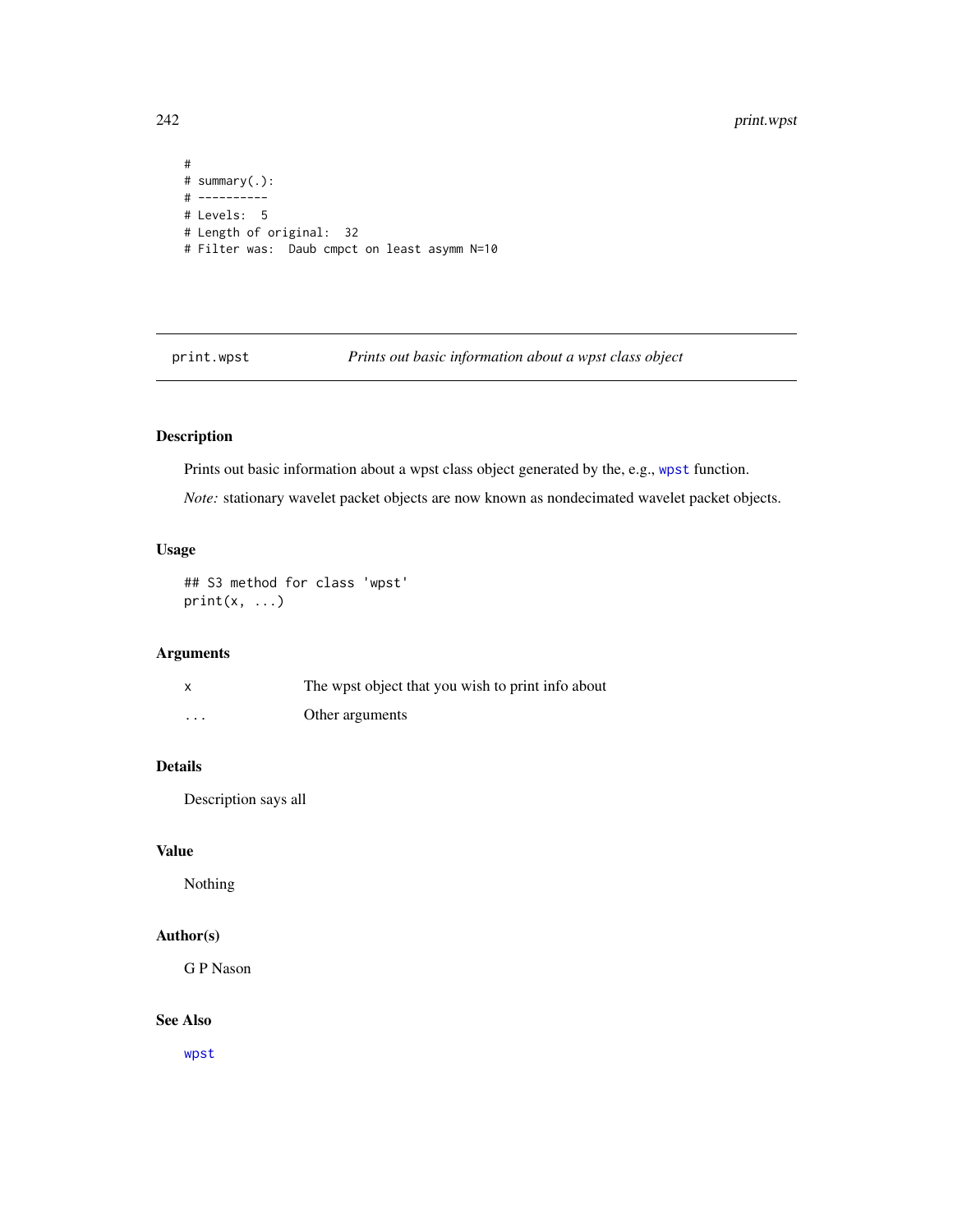```
#
# summary(.):
# ----------
# Levels:  5
# Length of original:  32
# Filter was:  Daub cmpct on least asymm N=10
```

## print.wpst *Prints out basic information about a wpst class object*

### Description

Prints out basic information about a wpst class object generated by the, e.g., wpst function.

*Note:* stationary wavelet packet objects are now known as nondecimated wavelet packet objects.

### Usage

```
## S3 method for class 'wpst'
print(x, ...)
```

### Arguments

| | |
|---|---|
| x | The wpst object that you wish to print info about |
| ... | Other arguments |

### Details

Description says all

### Value

Nothing

### Author(s)

G P Nason

### See Also

wpst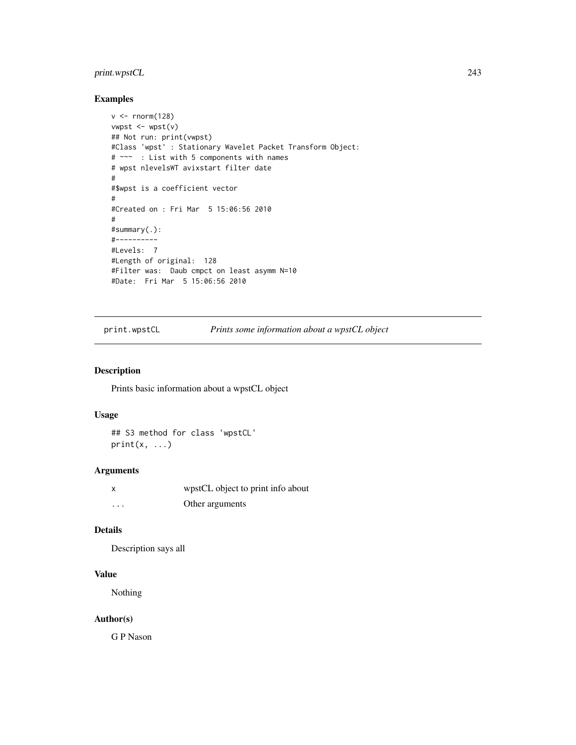## Examples

```
v <- rnorm(128)
vwpst <- wpst(v)
## Not run: print(vwpst)
#Class 'wpst' : Stationary Wavelet Packet Transform Object:
# ~~~  : List with 5 components with names
# wpst nlevelsWT avixstart filter date
#
#$wpst is a coefficient vector
#
#Created on : Fri Mar  5 15:06:56 2010
#
#summary(.):
#----------
#Levels:  7
#Length of original:  128
#Filter was:  Daub cmpct on least asymm N=10
#Date:  Fri Mar  5 15:06:56 2010
```

---

# print.wpstCL &nbsp;&nbsp;&nbsp; *Prints some information about a wpstCL object*

## Description

Prints basic information about a wpstCL object

## Usage

```
## S3 method for class 'wpstCL'
print(x, ...)
```

## Arguments

| | |
|---|---|
| x | wpstCL object to print info about |
| ... | Other arguments |

## Details

Description says all

## Value

Nothing

## Author(s)

G P Nason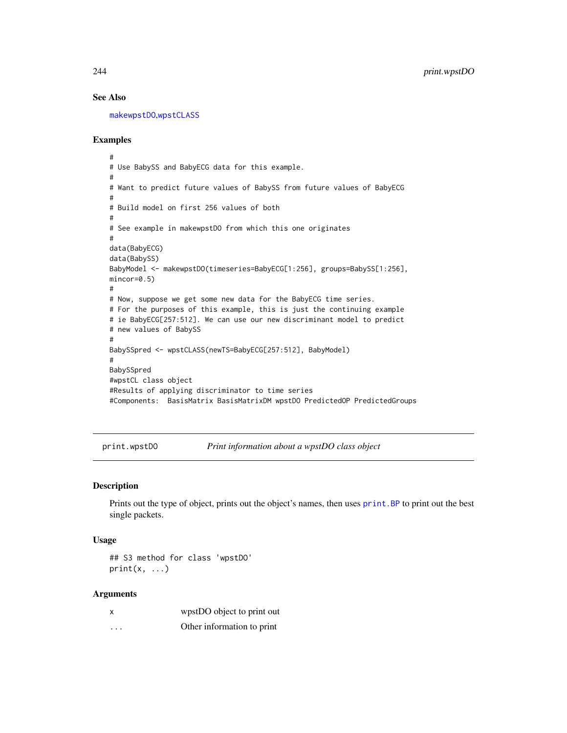### See Also

makewpstDO,wpstCLASS

### Examples

```
#
# Use BabySS and BabyECG data for this example.
#
# Want to predict future values of BabySS from future values of BabyECG
#
# Build model on first 256 values of both
#
# See example in makewpstDO from which this one originates
#
data(BabyECG)
data(BabySS)
BabyModel <- makewpstDO(timeseries=BabyECG[1:256], groups=BabySS[1:256],
mincor=0.5)
#
# Now, suppose we get some new data for the BabyECG time series.
# For the purposes of this example, this is just the continuing example
# ie BabyECG[257:512]. We can use our new discriminant model to predict
# new values of BabySS
#
BabySSpred <- wpstCLASS(newTS=BabyECG[257:512], BabyModel)
#
BabySSpred
#wpstCL class object
#Results of applying discriminator to time series
#Components:  BasisMatrix BasisMatrixDM wpstDO PredictedOP PredictedGroups
```

---

## print.wpstDO    *Print information about a wpstDO class object*

### Description

Prints out the type of object, prints out the object's names, then uses print.BP to print out the best single packets.

### Usage

```
## S3 method for class 'wpstDO'
print(x, ...)
```

### Arguments

| | |
|---|---|
| x | wpstDO object to print out |
| ... | Other information to print |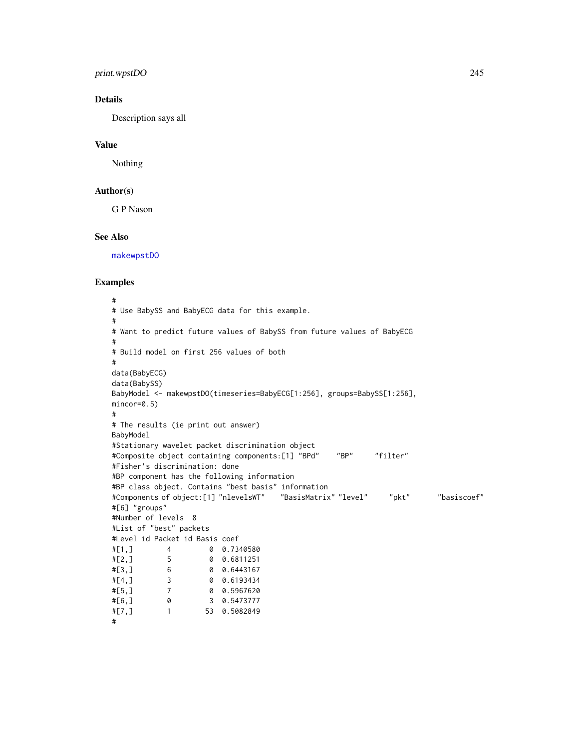## Details

Description says all

## Value

Nothing

## Author(s)

G P Nason

## See Also

makewpstDO

## Examples

```
#
# Use BabySS and BabyECG data for this example.
#
# Want to predict future values of BabySS from future values of BabyECG
#
# Build model on first 256 values of both
#
data(BabyECG)
data(BabySS)
BabyModel <- makewpstDO(timeseries=BabyECG[1:256], groups=BabySS[1:256],
mincor=0.5)
#
# The results (ie print out answer)
BabyModel
#Stationary wavelet packet discrimination object
#Composite object containing components:[1] "BPd"    "BP"     "filter"
#Fisher's discrimination: done
#BP component has the following information
#BP class object. Contains "best basis" information
#Components of object:[1] "nlevelsWT"   "BasisMatrix" "level"     "pkt"       "basiscoef"
#[6] "groups"
#Number of levels  8
#List of "best" packets
#Level id Packet id Basis coef
#[1,]        4         0  0.7340580
#[2,]        5         0  0.6811251
#[3,]        6         0  0.6443167
#[4,]        3         0  0.6193434
#[5,]        7         0  0.5967620
#[6,]        0         3  0.5473777
#[7,]        1        53  0.5082849
#
```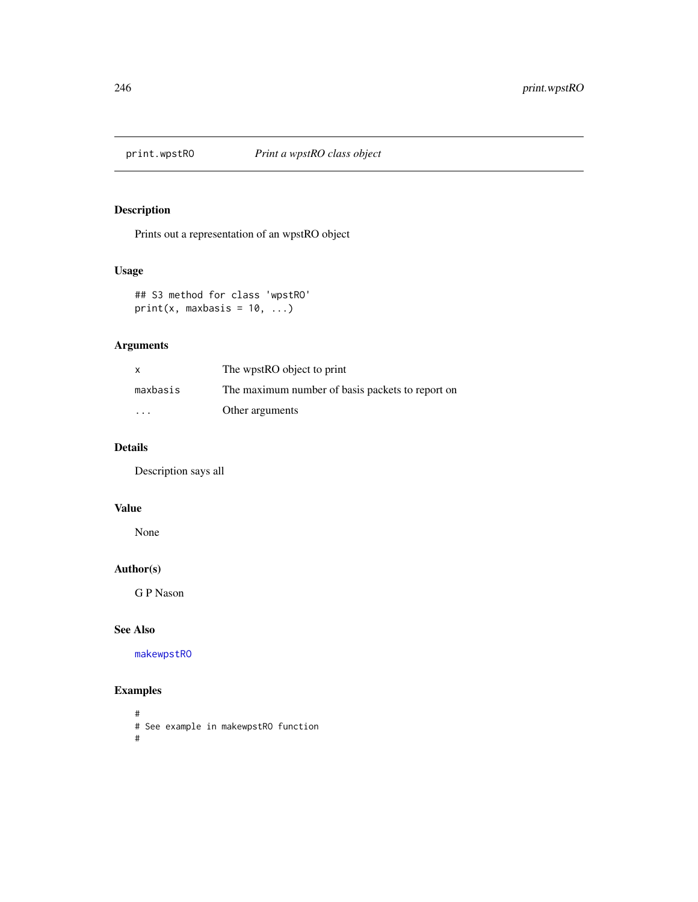print.wpstRO *Print a wpstRO class object*

## Description

Prints out a representation of an wpstRO object

## Usage

```
## S3 method for class 'wpstRO'
print(x, maxbasis = 10, ...)
```

## Arguments

| | |
|---|---|
| x | The wpstRO object to print |
| maxbasis | The maximum number of basis packets to report on |
| ... | Other arguments |

## Details

Description says all

## Value

None

## Author(s)

G P Nason

## See Also

makewpstRO

## Examples

```
#
# See example in makewpstRO function
#
```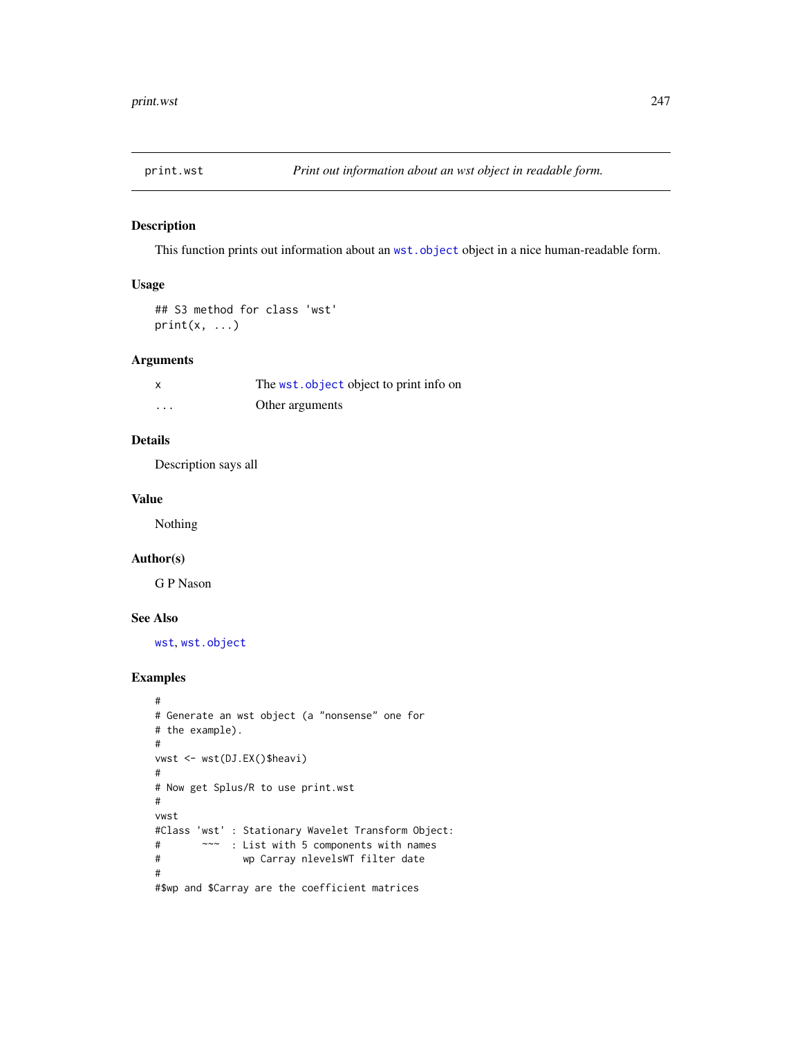# print.wst

*Print out information about an wst object in readable form.*

## Description

This function prints out information about an `wst.object` object in a nice human-readable form.

## Usage

```
## S3 method for class 'wst'
print(x, ...)
```

## Arguments

| | |
|---|---|
| x | The `wst.object` object to print info on |
| ... | Other arguments |

## Details

Description says all

## Value

Nothing

## Author(s)

G P Nason

## See Also

`wst`, `wst.object`

## Examples

```
#
# Generate an wst object (a "nonsense" one for
# the example).
#
vwst <- wst(DJ.EX()$heavi)
#
# Now get Splus/R to use print.wst
#
vwst
#Class 'wst' : Stationary Wavelet Transform Object:
#       ~~~  : List with 5 components with names
#              wp Carray nlevelsWT filter date
#
#$wp and $Carray are the coefficient matrices
```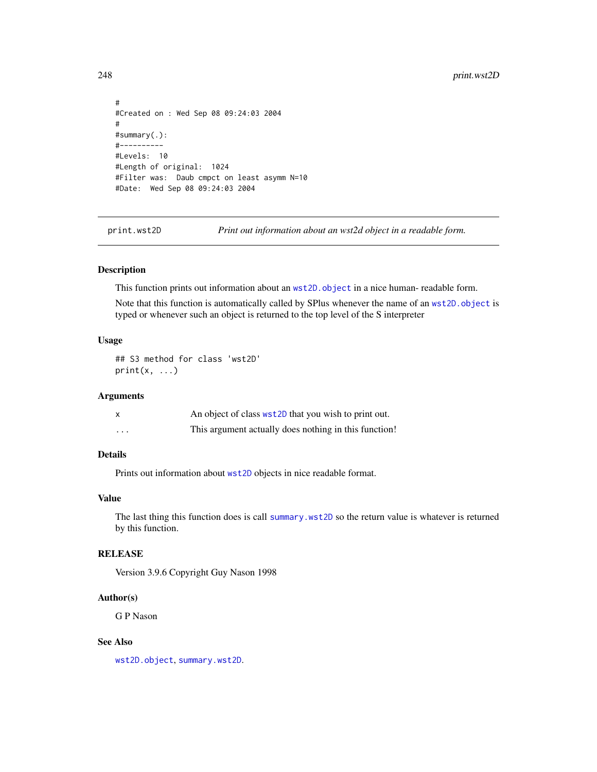```
#
#Created on : Wed Sep 08 09:24:03 2004
#
#summary(.):
#----------
#Levels:  10
#Length of original:  1024
#Filter was:  Daub cmpct on least asymm N=10
#Date:  Wed Sep 08 09:24:03 2004
```

---

print.wst2D *Print out information about an wst2d object in a readable form.*

---

## Description

This function prints out information about an `wst2D.object` in a nice human- readable form.

Note that this function is automatically called by SPlus whenever the name of an `wst2D.object` is typed or whenever such an object is returned to the top level of the S interpreter

## Usage

```
## S3 method for class 'wst2D'
print(x, ...)
```

## Arguments

| | |
|---|---|
| x | An object of class `wst2D` that you wish to print out. |
| ... | This argument actually does nothing in this function! |

## Details

Prints out information about `wst2D` objects in nice readable format.

## Value

The last thing this function does is call `summary.wst2D` so the return value is whatever is returned by this function.

## RELEASE

Version 3.9.6 Copyright Guy Nason 1998

## Author(s)

G P Nason

## See Also

`wst2D.object`, `summary.wst2D`.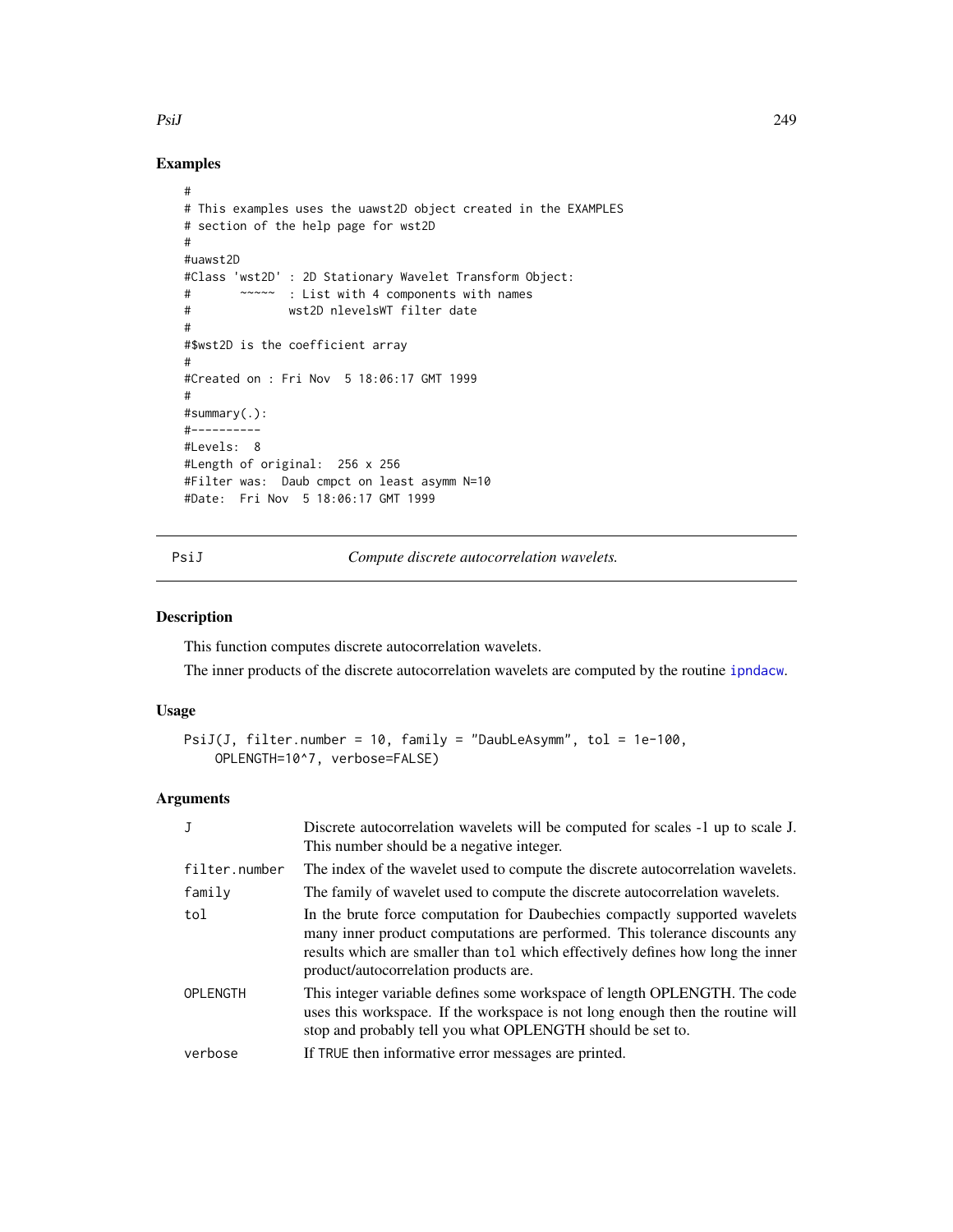## Examples

```
#
# This examples uses the uawst2D object created in the EXAMPLES
# section of the help page for wst2D
#
#uawst2D
#Class 'wst2D' : 2D Stationary Wavelet Transform Object:
#       ~~~~~  : List with 4 components with names
#              wst2D nlevelsWT filter date
#
#$wst2D is the coefficient array
#
#Created on : Fri Nov  5 18:06:17 GMT 1999
#
#summary(.):
#----------
#Levels:  8
#Length of original:  256 x 256
#Filter was:  Daub cmpct on least asymm N=10
#Date:  Fri Nov  5 18:06:17 GMT 1999
```

## PsiJ — *Compute discrete autocorrelation wavelets.*

### Description

This function computes discrete autocorrelation wavelets.

The inner products of the discrete autocorrelation wavelets are computed by the routine ipndacw.

### Usage

```
PsiJ(J, filter.number = 10, family = "DaubLeAsymm", tol = 1e-100,
    OPLENGTH=10^7, verbose=FALSE)
```

### Arguments

| | |
|---|---|
| J | Discrete autocorrelation wavelets will be computed for scales -1 up to scale J. This number should be a negative integer. |
| filter.number | The index of the wavelet used to compute the discrete autocorrelation wavelets. |
| family | The family of wavelet used to compute the discrete autocorrelation wavelets. |
| tol | In the brute force computation for Daubechies compactly supported wavelets many inner product computations are performed. This tolerance discounts any results which are smaller than tol which effectively defines how long the inner product/autocorrelation products are. |
| OPLENGTH | This integer variable defines some workspace of length OPLENGTH. The code uses this workspace. If the workspace is not long enough then the routine will stop and probably tell you what OPLENGTH should be set to. |
| verbose | If TRUE then informative error messages are printed. |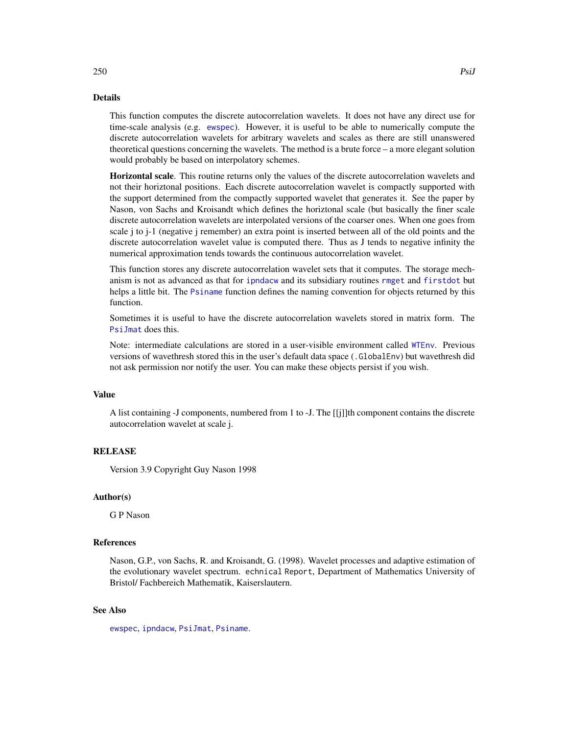## Details

This function computes the discrete autocorrelation wavelets. It does not have any direct use for time-scale analysis (e.g. ewspec). However, it is useful to be able to numerically compute the discrete autocorrelation wavelets for arbitrary wavelets and scales as there are still unanswered theoretical questions concerning the wavelets. The method is a brute force – a more elegant solution would probably be based on interpolatory schemes.

**Horizontal scale**. This routine returns only the values of the discrete autocorrelation wavelets and not their horiztonal positions. Each discrete autocorrelation wavelet is compactly supported with the support determined from the compactly supported wavelet that generates it. See the paper by Nason, von Sachs and Kroisandt which defines the horiztonal scale (but basically the finer scale discrete autocorrelation wavelets are interpolated versions of the coarser ones. When one goes from scale j to j-1 (negative j remember) an extra point is inserted between all of the old points and the discrete autocorrelation wavelet value is computed there. Thus as J tends to negative infinity the numerical approximation tends towards the continuous autocorrelation wavelet.

This function stores any discrete autocorrelation wavelet sets that it computes. The storage mechanism is not as advanced as that for ipndacw and its subsidiary routines rmget and firstdot but helps a little bit. The Psiname function defines the naming convention for objects returned by this function.

Sometimes it is useful to have the discrete autocorrelation wavelets stored in matrix form. The PsiJmat does this.

Note: intermediate calculations are stored in a user-visible environment called WTEnv. Previous versions of wavethresh stored this in the user's default data space (.GlobalEnv) but wavethresh did not ask permission nor notify the user. You can make these objects persist if you wish.

## Value

A list containing -J components, numbered from 1 to -J. The [[j]]th component contains the discrete autocorrelation wavelet at scale j.

## RELEASE

Version 3.9 Copyright Guy Nason 1998

## Author(s)

G P Nason

## References

Nason, G.P., von Sachs, R. and Kroisandt, G. (1998). Wavelet processes and adaptive estimation of the evolutionary wavelet spectrum. echnical Report, Department of Mathematics University of Bristol/ Fachbereich Mathematik, Kaiserslautern.

## See Also

ewspec, ipndacw, PsiJmat, Psiname.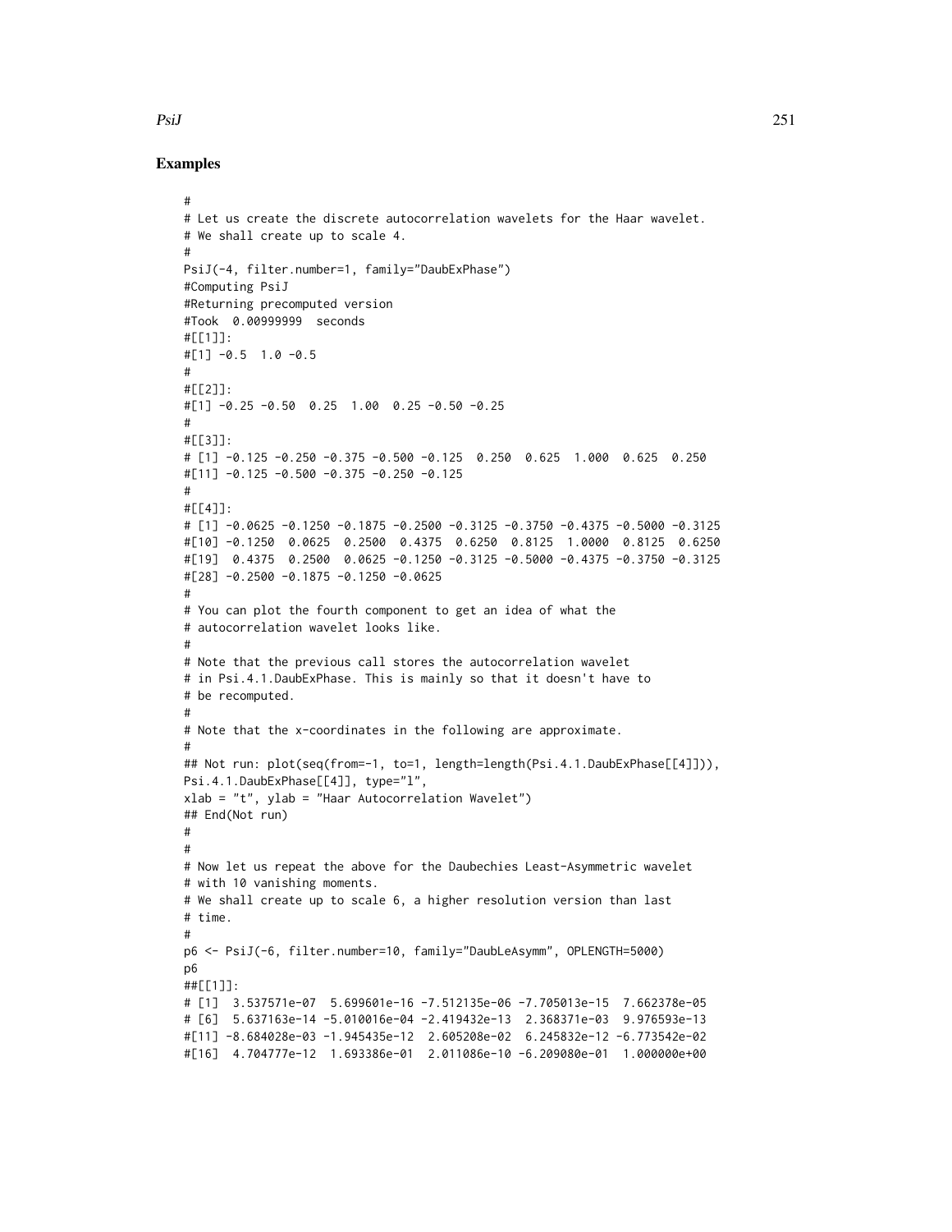## Examples

```
#
# Let us create the discrete autocorrelation wavelets for the Haar wavelet.
# We shall create up to scale 4.
#
PsiJ(-4, filter.number=1, family="DaubExPhase")
#Computing PsiJ
#Returning precomputed version
#Took  0.00999999  seconds
#[[1]]:
#[1] -0.5  1.0 -0.5
#
#[[2]]:
#[1] -0.25 -0.50  0.25  1.00  0.25 -0.50 -0.25
#
#[[3]]:
# [1] -0.125 -0.250 -0.375 -0.500 -0.125  0.250  0.625  1.000  0.625  0.250
#[11] -0.125 -0.500 -0.375 -0.250 -0.125
#
#[[4]]:
# [1] -0.0625 -0.1250 -0.1875 -0.2500 -0.3125 -0.3750 -0.4375 -0.5000 -0.3125
#[10] -0.1250  0.0625  0.2500  0.4375  0.6250  0.8125  1.0000  0.8125  0.6250
#[19]  0.4375  0.2500  0.0625 -0.1250 -0.3125 -0.5000 -0.4375 -0.3750 -0.3125
#[28] -0.2500 -0.1875 -0.1250 -0.0625
#
# You can plot the fourth component to get an idea of what the
# autocorrelation wavelet looks like.
#
# Note that the previous call stores the autocorrelation wavelet
# in Psi.4.1.DaubExPhase. This is mainly so that it doesn't have to
# be recomputed.
#
# Note that the x-coordinates in the following are approximate.
#
## Not run: plot(seq(from=-1, to=1, length=length(Psi.4.1.DaubExPhase[[4]])),
Psi.4.1.DaubExPhase[[4]], type="l",
xlab = "t", ylab = "Haar Autocorrelation Wavelet")
## End(Not run)
#
#
# Now let us repeat the above for the Daubechies Least-Asymmetric wavelet
# with 10 vanishing moments.
# We shall create up to scale 6, a higher resolution version than last
# time.
#
p6 <- PsiJ(-6, filter.number=10, family="DaubLeAsymm", OPLENGTH=5000)
p6
##[[1]]:
# [1]  3.537571e-07  5.699601e-16 -7.512135e-06 -7.705013e-15  7.662378e-05
# [6]  5.637163e-14 -5.010016e-04 -2.419432e-13  2.368371e-03  9.976593e-13
#[11] -8.684028e-03 -1.945435e-12  2.605208e-02  6.245832e-12 -6.773542e-02
#[16]  4.704777e-12  1.693386e-01  2.011086e-10 -6.209080e-01  1.000000e+00
```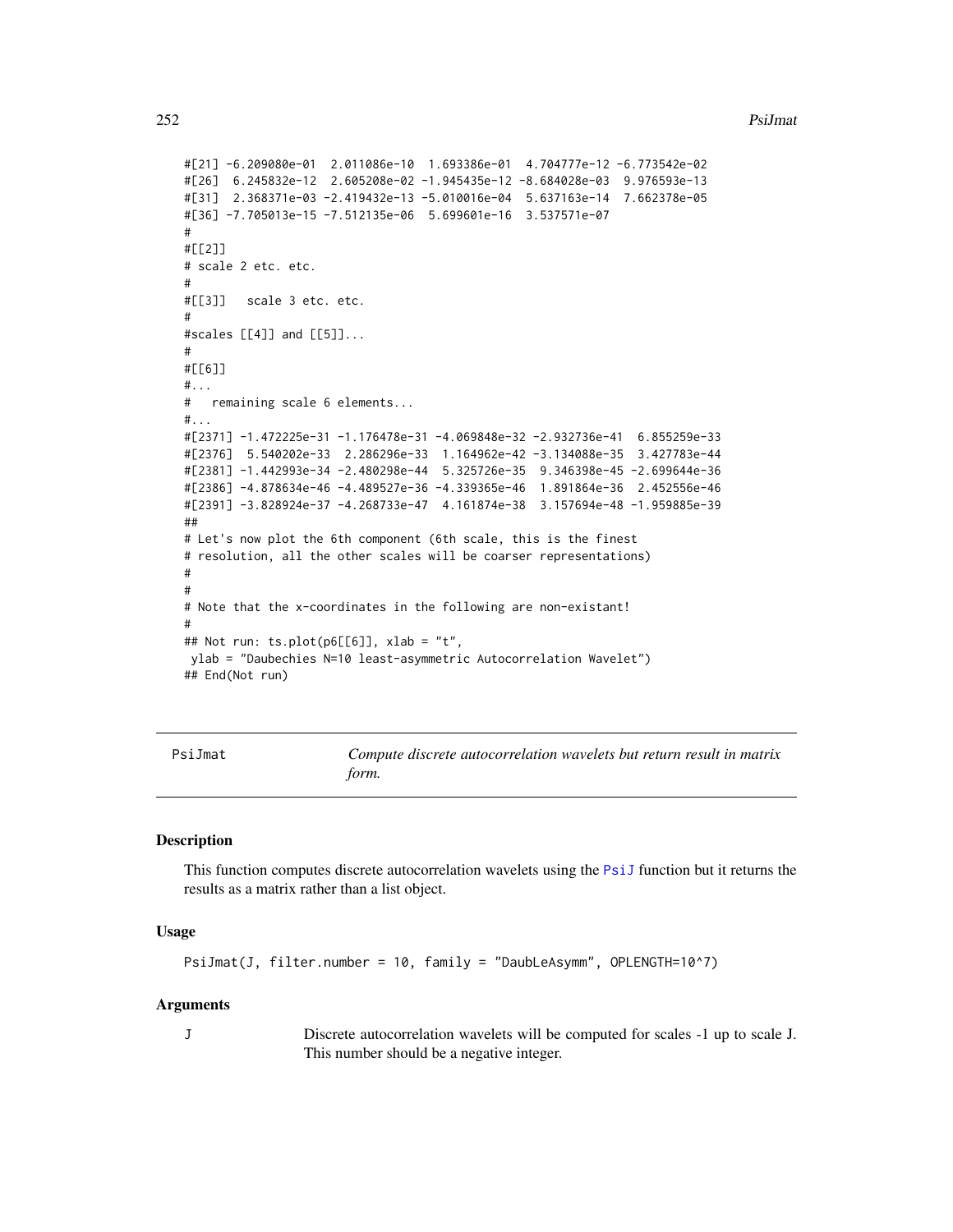```
#[21] -6.209080e-01  2.011086e-10  1.693386e-01  4.704777e-12 -6.773542e-02
#[26]  6.245832e-12  2.605208e-02 -1.945435e-12 -8.684028e-03  9.976593e-13
#[31]  2.368371e-03 -2.419432e-13 -5.010016e-04  5.637163e-14  7.662378e-05
#[36] -7.705013e-15 -7.512135e-06  5.699601e-16  3.537571e-07
#
#[[2]]
# scale 2 etc. etc.
#
#[[3]]   scale 3 etc. etc.
#
#scales [[4]] and [[5]]...
#
#[[6]]
#...
#   remaining scale 6 elements...
#...
#[2371] -1.472225e-31 -1.176478e-31 -4.069848e-32 -2.932736e-41  6.855259e-33
#[2376]  5.540202e-33  2.286296e-33  1.164962e-42 -3.134088e-35  3.427783e-44
#[2381] -1.442993e-34 -2.480298e-44  5.325726e-35  9.346398e-45 -2.699644e-36
#[2386] -4.878634e-46 -4.489527e-36 -4.339365e-46  1.891864e-36  2.452556e-46
#[2391] -3.828924e-37 -4.268733e-47  4.161874e-38  3.157694e-48 -1.959885e-39
##
# Let's now plot the 6th component (6th scale, this is the finest
# resolution, all the other scales will be coarser representations)
#
#
# Note that the x-coordinates in the following are non-existant!
#
## Not run: ts.plot(p6[[6]], xlab = "t",
 ylab = "Daubechies N=10 least-asymmetric Autocorrelation Wavelet")
## End(Not run)
```

---

PsiJmat — *Compute discrete autocorrelation wavelets but return result in matrix form.*

---

### Description

This function computes discrete autocorrelation wavelets using the PsiJ function but it returns the results as a matrix rather than a list object.

### Usage

```
PsiJmat(J, filter.number = 10, family = "DaubLeAsymm", OPLENGTH=10^7)
```

### Arguments

J — Discrete autocorrelation wavelets will be computed for scales -1 up to scale J. This number should be a negative integer.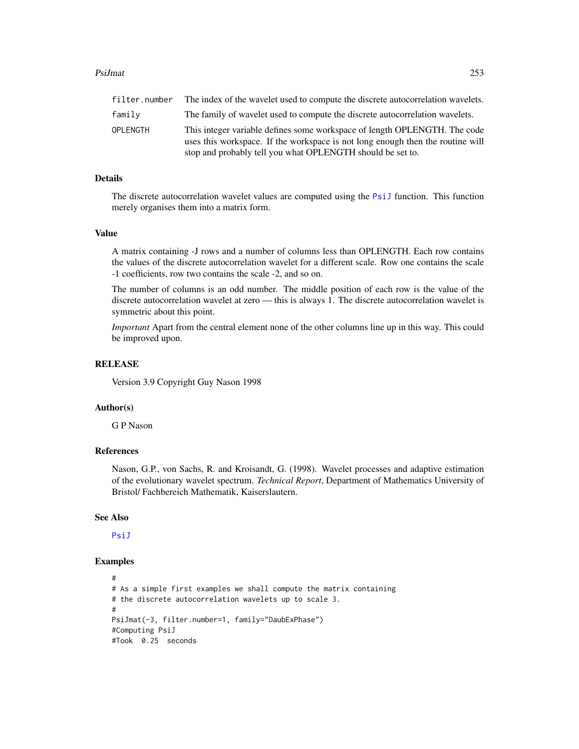| | |
|---|---|
| filter.number | The index of the wavelet used to compute the discrete autocorrelation wavelets. |
| family | The family of wavelet used to compute the discrete autocorrelation wavelets. |
| OPLENGTH | This integer variable defines some workspace of length OPLENGTH. The code uses this workspace. If the workspace is not long enough then the routine will stop and probably tell you what OPLENGTH should be set to. |

## Details

The discrete autocorrelation wavelet values are computed using the PsiJ function. This function merely organises them into a matrix form.

## Value

A matrix containing -J rows and a number of columns less than OPLENGTH. Each row contains the values of the discrete autocorrelation wavelet for a different scale. Row one contains the scale -1 coefficients, row two contains the scale -2, and so on.

The number of columns is an odd number. The middle position of each row is the value of the discrete autocorrelation wavelet at zero — this is always 1. The discrete autocorrelation wavelet is symmetric about this point.

*Important* Apart from the central element none of the other columns line up in this way. This could be improved upon.

## RELEASE

Version 3.9 Copyright Guy Nason 1998

## Author(s)

G P Nason

## References

Nason, G.P., von Sachs, R. and Kroisandt, G. (1998). Wavelet processes and adaptive estimation of the evolutionary wavelet spectrum. *Technical Report*, Department of Mathematics University of Bristol/ Fachbereich Mathematik, Kaiserslautern.

## See Also

PsiJ

## Examples

```
#
# As a simple first examples we shall compute the matrix containing
# the discrete autocorrelation wavelets up to scale 3.
#
PsiJmat(-3, filter.number=1, family="DaubExPhase")
#Computing PsiJ
#Took  0.25  seconds
```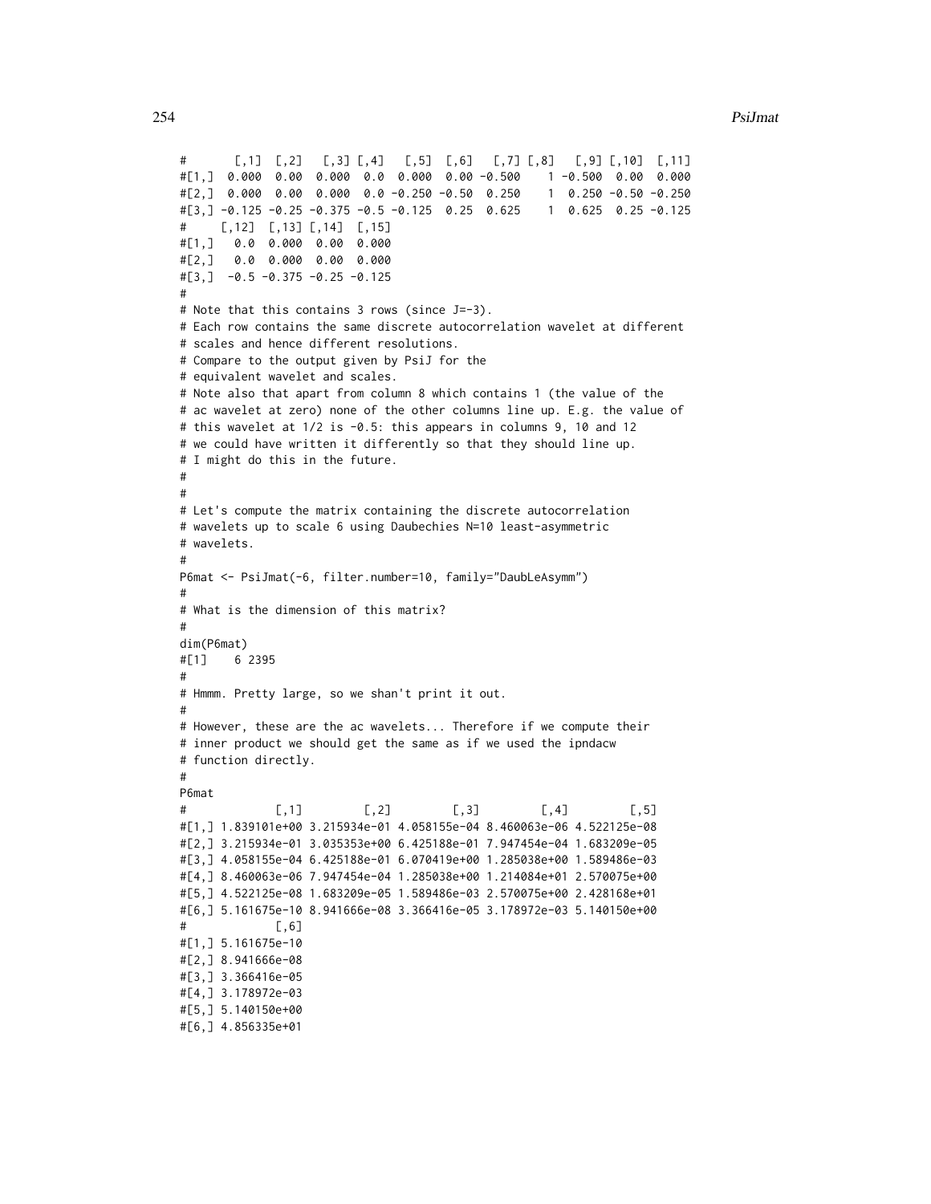```
#      [,1]  [,2]   [,3] [,4]   [,5]  [,6]   [,7] [,8]   [,9] [,10]  [,11]
#[1,]  0.000  0.00  0.000  0.0  0.000  0.00 -0.500    1 -0.500  0.00  0.000
#[2,]  0.000  0.00  0.000  0.0 -0.250 -0.50  0.250    1  0.250 -0.50 -0.250
#[3,] -0.125 -0.25 -0.375 -0.5 -0.125  0.25  0.625    1  0.625  0.25 -0.125
#     [,12]  [,13] [,14]  [,15]
#[1,]   0.0  0.000  0.00  0.000
#[2,]   0.0  0.000  0.00  0.000
#[3,]  -0.5 -0.375 -0.25 -0.125
#
# Note that this contains 3 rows (since J=-3).
# Each row contains the same discrete autocorrelation wavelet at different
# scales and hence different resolutions.
# Compare to the output given by PsiJ for the
# equivalent wavelet and scales.
# Note also that apart from column 8 which contains 1 (the value of the
# ac wavelet at zero) none of the other columns line up. E.g. the value of
# this wavelet at 1/2 is -0.5: this appears in columns 9, 10 and 12
# we could have written it differently so that they should line up.
# I might do this in the future.
#
#
# Let's compute the matrix containing the discrete autocorrelation
# wavelets up to scale 6 using Daubechies N=10 least-asymmetric
# wavelets.
#
P6mat <- PsiJmat(-6, filter.number=10, family="DaubLeAsymm")
#
# What is the dimension of this matrix?
#
dim(P6mat)
#[1]    6 2395
#
# Hmmm. Pretty large, so we shan't print it out.
#
# However, these are the ac wavelets... Therefore if we compute their
# inner product we should get the same as if we used the ipndacw
# function directly.
#
P6mat
#             [,1]         [,2]         [,3]         [,4]         [,5]
#[1,] 1.839101e+00 3.215934e-01 4.058155e-04 8.460063e-06 4.522125e-08
#[2,] 3.215934e-01 3.035353e+00 6.425188e-01 7.947454e-04 1.683209e-05
#[3,] 4.058155e-04 6.425188e-01 6.070419e+00 1.285038e+00 1.589486e-03
#[4,] 8.460063e-06 7.947454e-04 1.285038e+00 1.214084e+01 2.570075e+00
#[5,] 4.522125e-08 1.683209e-05 1.589486e-03 2.570075e+00 2.428168e+01
#[6,] 5.161675e-10 8.941666e-08 3.366416e-05 3.178972e-03 5.140150e+00
#             [,6]
#[1,] 5.161675e-10
#[2,] 8.941666e-08
#[3,] 3.366416e-05
#[4,] 3.178972e-03
#[5,] 5.140150e+00
#[6,] 4.856335e+01
```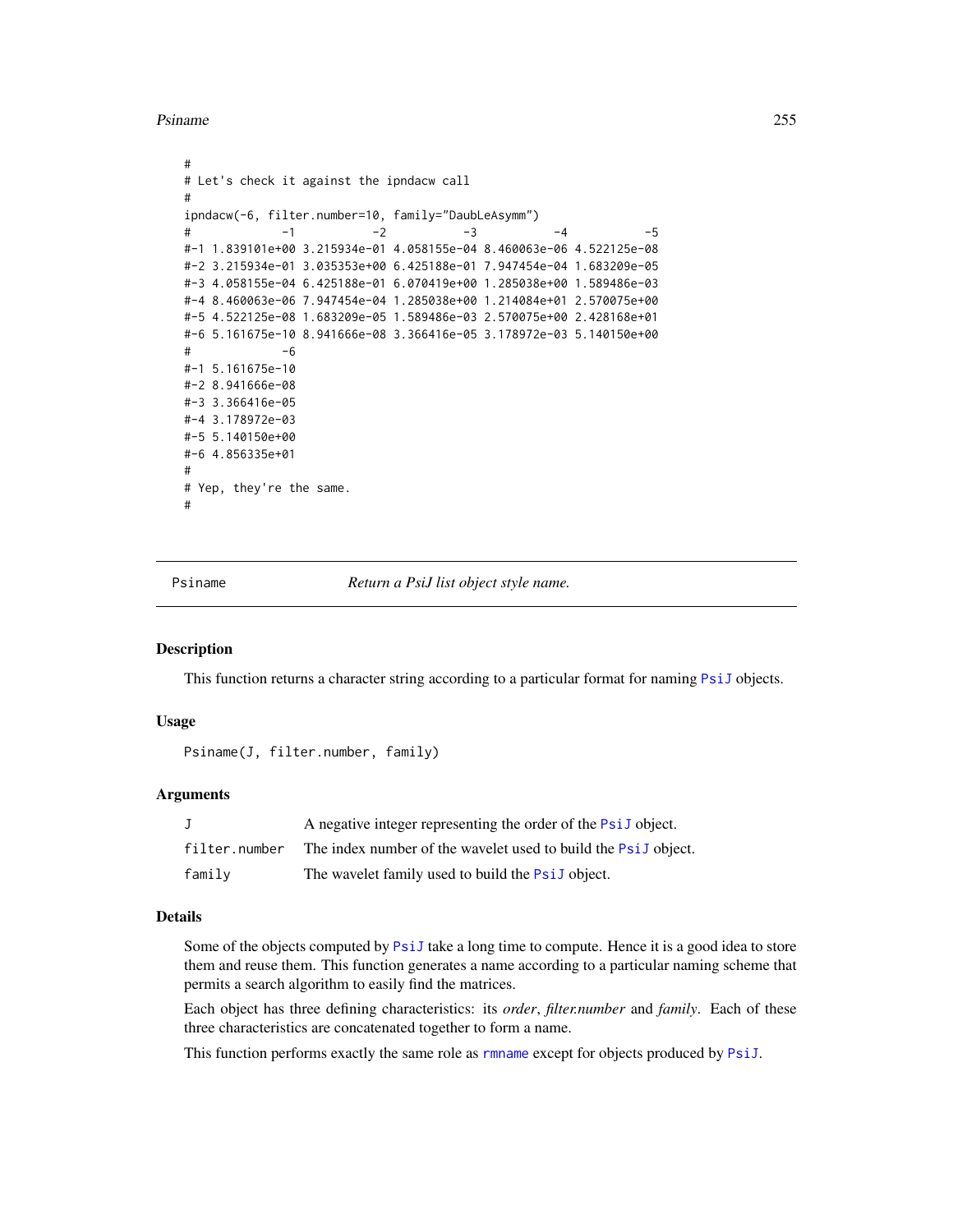```
#
# Let's check it against the ipndacw call
#
ipndacw(-6, filter.number=10, family="DaubLeAsymm")
#             -1           -2           -3           -4           -5
#-1 1.839101e+00 3.215934e-01 4.058155e-04 8.460063e-06 4.522125e-08
#-2 3.215934e-01 3.035353e+00 6.425188e-01 7.947454e-04 1.683209e-05
#-3 4.058155e-04 6.425188e-01 6.070419e+00 1.285038e+00 1.589486e-03
#-4 8.460063e-06 7.947454e-04 1.285038e+00 1.214084e+01 2.570075e+00
#-5 4.522125e-08 1.683209e-05 1.589486e-03 2.570075e+00 2.428168e+01
#-6 5.161675e-10 8.941666e-08 3.366416e-05 3.178972e-03 5.140150e+00
#             -6
#-1 5.161675e-10
#-2 8.941666e-08
#-3 3.366416e-05
#-4 3.178972e-03
#-5 5.140150e+00
#-6 4.856335e+01
#
# Yep, they're the same.
#
```

## Psiname — *Return a PsiJ list object style name.*

### Description

This function returns a character string according to a particular format for naming PsiJ objects.

### Usage

```
Psiname(J, filter.number, family)
```

### Arguments

| | |
|---|---|
| J | A negative integer representing the order of the PsiJ object. |
| filter.number | The index number of the wavelet used to build the PsiJ object. |
| family | The wavelet family used to build the PsiJ object. |

### Details

Some of the objects computed by PsiJ take a long time to compute. Hence it is a good idea to store them and reuse them. This function generates a name according to a particular naming scheme that permits a search algorithm to easily find the matrices.

Each object has three defining characteristics: its *order*, *filter.number* and *family*. Each of these three characteristics are concatenated together to form a name.

This function performs exactly the same role as rmname except for objects produced by PsiJ.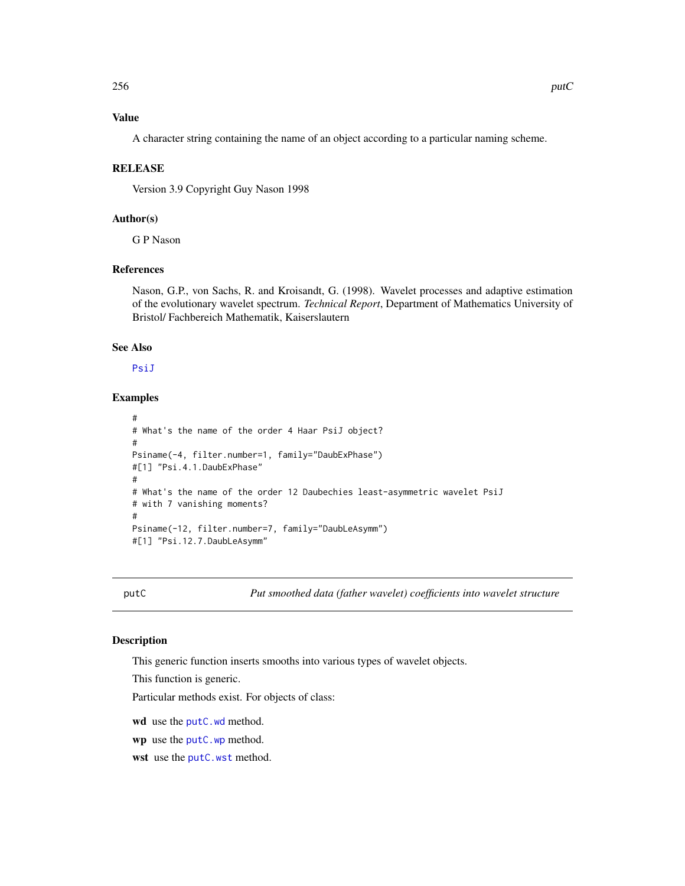### Value

A character string containing the name of an object according to a particular naming scheme.

### RELEASE

Version 3.9 Copyright Guy Nason 1998

### Author(s)

G P Nason

### References

Nason, G.P., von Sachs, R. and Kroisandt, G. (1998). Wavelet processes and adaptive estimation of the evolutionary wavelet spectrum. *Technical Report*, Department of Mathematics University of Bristol/ Fachbereich Mathematik, Kaiserslautern

### See Also

PsiJ

### Examples

```
#
# What's the name of the order 4 Haar PsiJ object?
#
Psiname(-4, filter.number=1, family="DaubExPhase")
#[1] "Psi.4.1.DaubExPhase"
#
# What's the name of the order 12 Daubechies least-asymmetric wavelet PsiJ
# with 7 vanishing moments?
#
Psiname(-12, filter.number=7, family="DaubLeAsymm")
#[1] "Psi.12.7.DaubLeAsymm"
```

---

## putC *Put smoothed data (father wavelet) coefficients into wavelet structure*

### Description

This generic function inserts smooths into various types of wavelet objects.

This function is generic.

Particular methods exist. For objects of class:

**wd** use the putC.wd method.

**wp** use the putC.wp method.

**wst** use the putC.wst method.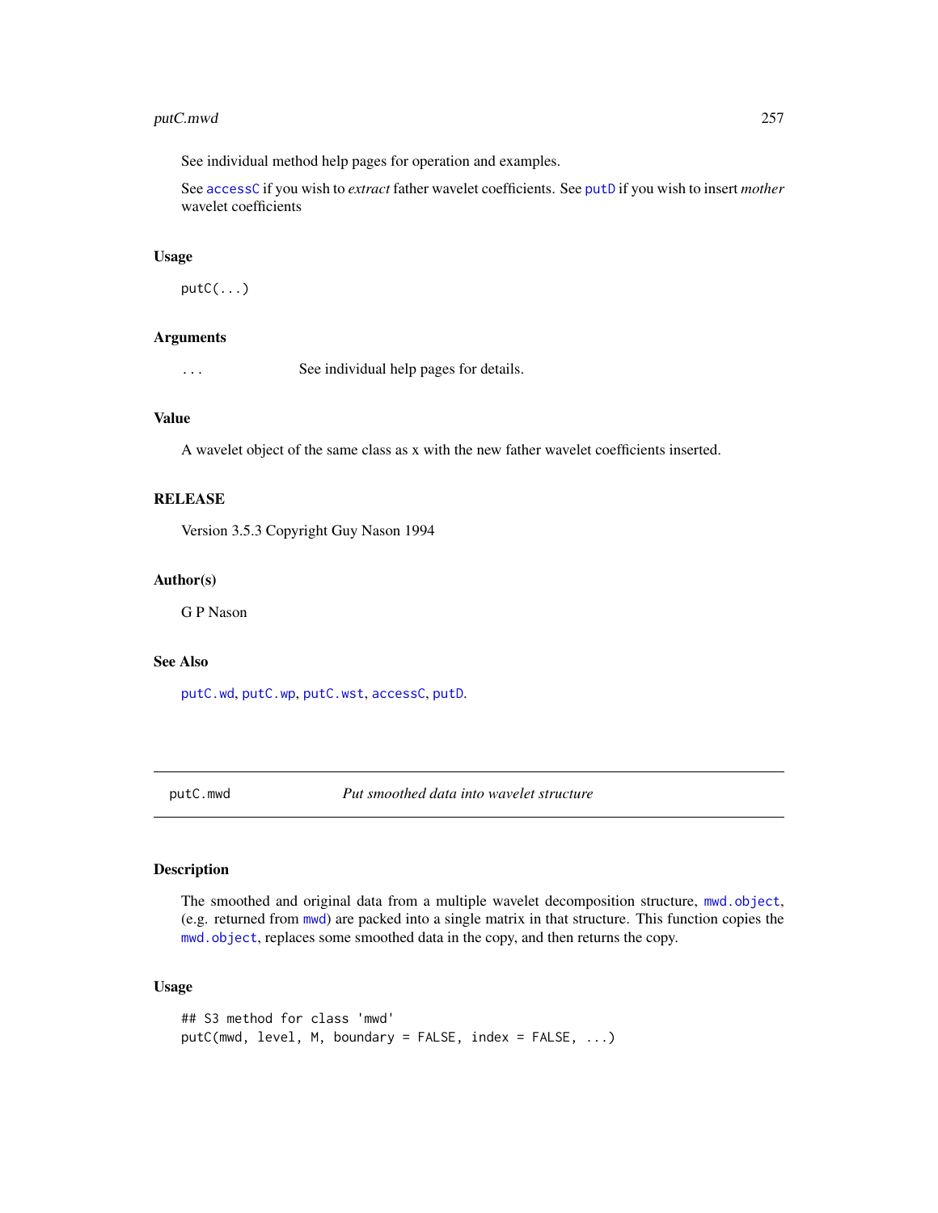See individual method help pages for operation and examples.

See accessC if you wish to *extract* father wavelet coefficients. See putD if you wish to insert *mother* wavelet coefficients

### Usage

```
putC(...)
```

### Arguments

... See individual help pages for details.

### Value

A wavelet object of the same class as x with the new father wavelet coefficients inserted.

### RELEASE

Version 3.5.3 Copyright Guy Nason 1994

### Author(s)

G P Nason

### See Also

putC.wd, putC.wp, putC.wst, accessC, putD.

---

## putC.mwd *Put smoothed data into wavelet structure*

---

### Description

The smoothed and original data from a multiple wavelet decomposition structure, mwd.object, (e.g. returned from mwd) are packed into a single matrix in that structure. This function copies the mwd.object, replaces some smoothed data in the copy, and then returns the copy.

### Usage

```
## S3 method for class 'mwd'
putC(mwd, level, M, boundary = FALSE, index = FALSE, ...)
```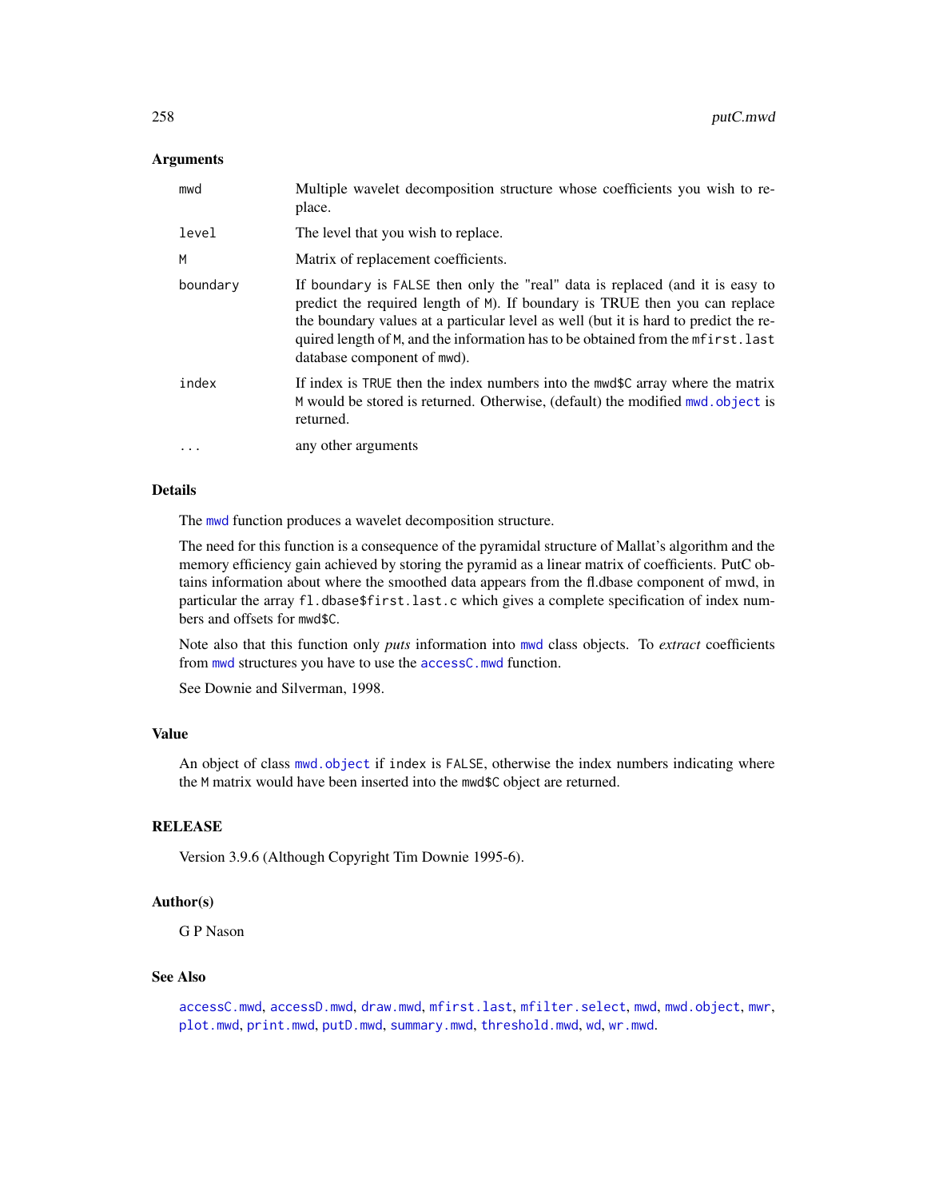## Arguments

| | |
|---|---|
| mwd | Multiple wavelet decomposition structure whose coefficients you wish to replace. |
| level | The level that you wish to replace. |
| M | Matrix of replacement coefficients. |
| boundary | If boundary is FALSE then only the "real" data is replaced (and it is easy to predict the required length of M). If boundary is TRUE then you can replace the boundary values at a particular level as well (but it is hard to predict the required length of M, and the information has to be obtained from the mfirst.last database component of mwd). |
| index | If index is TRUE then the index numbers into the mwd$C array where the matrix M would be stored is returned. Otherwise, (default) the modified mwd.object is returned. |
| ... | any other arguments |

## Details

The mwd function produces a wavelet decomposition structure.

The need for this function is a consequence of the pyramidal structure of Mallat's algorithm and the memory efficiency gain achieved by storing the pyramid as a linear matrix of coefficients. PutC obtains information about where the smoothed data appears from the fl.dbase component of mwd, in particular the array fl.dbase$first.last.c which gives a complete specification of index numbers and offsets for mwd$C.

Note also that this function only *puts* information into mwd class objects. To *extract* coefficients from mwd structures you have to use the accessC.mwd function.

See Downie and Silverman, 1998.

## Value

An object of class mwd.object if index is FALSE, otherwise the index numbers indicating where the M matrix would have been inserted into the mwd$C object are returned.

## RELEASE

Version 3.9.6 (Although Copyright Tim Downie 1995-6).

## Author(s)

G P Nason

## See Also

accessC.mwd, accessD.mwd, draw.mwd, mfirst.last, mfilter.select, mwd, mwd.object, mwr, plot.mwd, print.mwd, putD.mwd, summary.mwd, threshold.mwd, wd, wr.mwd.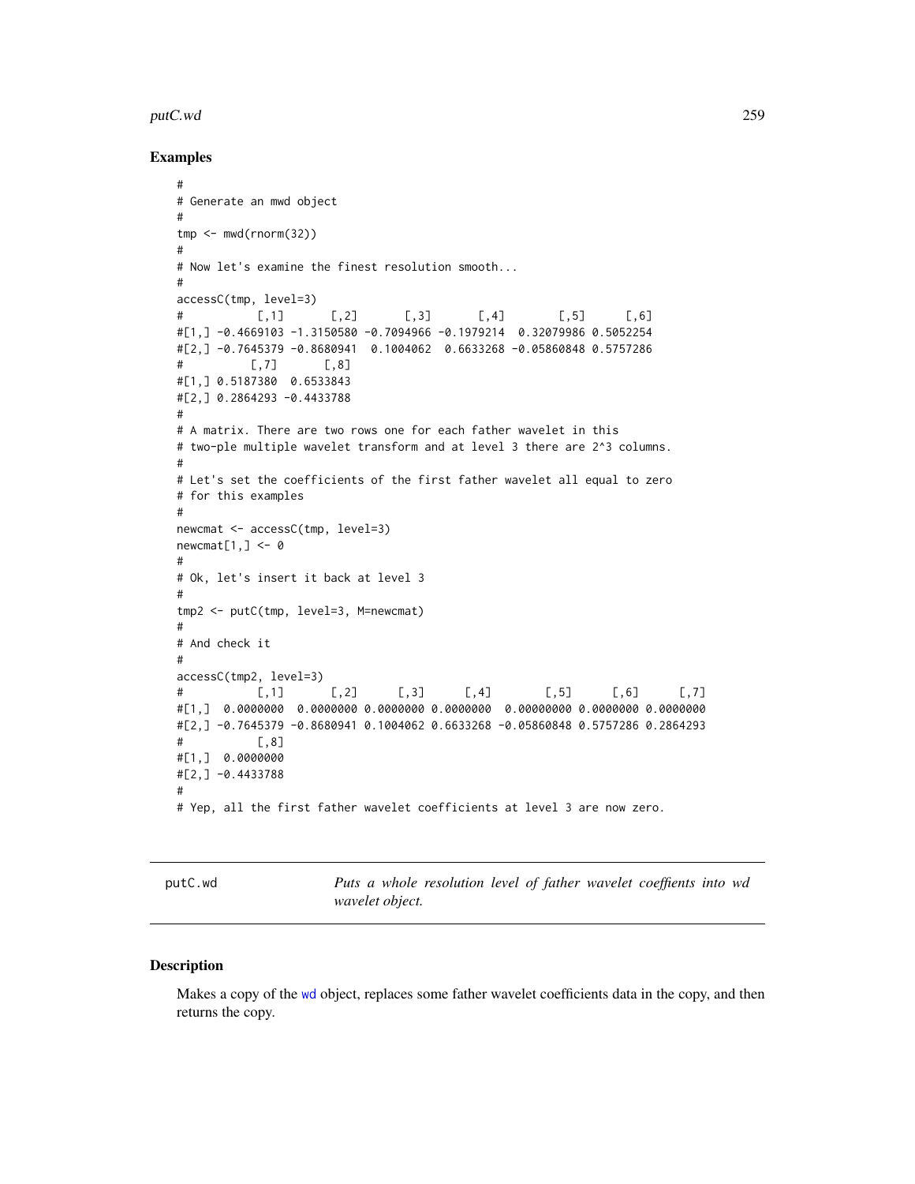## Examples

```
#
# Generate an mwd object
#
tmp <- mwd(rnorm(32))
#
# Now let's examine the finest resolution smooth...
#
accessC(tmp, level=3)
#           [,1]       [,2]       [,3]       [,4]        [,5]      [,6]
#[1,] -0.4669103 -1.3150580 -0.7094966 -0.1979214  0.32079986 0.5052254
#[2,] -0.7645379 -0.8680941  0.1004062  0.6633268 -0.05860848 0.5757286
#          [,7]       [,8]
#[1,] 0.5187380  0.6533843
#[2,] 0.2864293 -0.4433788
#
# A matrix. There are two rows one for each father wavelet in this
# two-ple multiple wavelet transform and at level 3 there are 2^3 columns.
#
# Let's set the coefficients of the first father wavelet all equal to zero
# for this examples
#
newcmat <- accessC(tmp, level=3)
newcmat[1,] <- 0
#
# Ok, let's insert it back at level 3
#
tmp2 <- putC(tmp, level=3, M=newcmat)
#
# And check it
#
accessC(tmp2, level=3)
#           [,1]       [,2]      [,3]      [,4]        [,5]      [,6]      [,7]
#[1,]  0.0000000  0.0000000 0.0000000 0.0000000  0.00000000 0.0000000 0.0000000
#[2,] -0.7645379 -0.8680941 0.1004062 0.6633268 -0.05860848 0.5757286 0.2864293
#           [,8]
#[1,]  0.0000000
#[2,] -0.4433788
#
# Yep, all the first father wavelet coefficients at level 3 are now zero.
```

---

putC.wd — *Puts a whole resolution level of father wavelet coeffients into wd wavelet object.*

---

### Description

Makes a copy of the wd object, replaces some father wavelet coefficients data in the copy, and then returns the copy.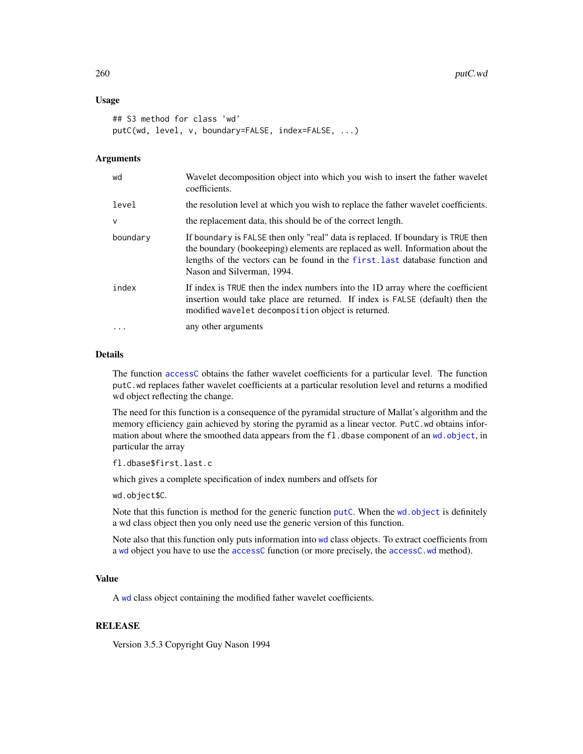## Usage

```
## S3 method for class 'wd'
putC(wd, level, v, boundary=FALSE, index=FALSE, ...)
```

## Arguments

| | |
|---|---|
| wd | Wavelet decomposition object into which you wish to insert the father wavelet coefficients. |
| level | the resolution level at which you wish to replace the father wavelet coefficients. |
| v | the replacement data, this should be of the correct length. |
| boundary | If boundary is FALSE then only "real" data is replaced. If boundary is TRUE then the boundary (bookeeping) elements are replaced as well. Information about the lengths of the vectors can be found in the first.last database function and Nason and Silverman, 1994. |
| index | If index is TRUE then the index numbers into the 1D array where the coefficient insertion would take place are returned. If index is FALSE (default) then the modified wavelet decomposition object is returned. |
| ... | any other arguments |

## Details

The function accessC obtains the father wavelet coefficients for a particular level. The function putC.wd replaces father wavelet coefficients at a particular resolution level and returns a modified wd object reflecting the change.

The need for this function is a consequence of the pyramidal structure of Mallat's algorithm and the memory efficiency gain achieved by storing the pyramid as a linear vector. PutC.wd obtains information about where the smoothed data appears from the fl.dbase component of an wd.object, in particular the array

fl.dbase$first.last.c

which gives a complete specification of index numbers and offsets for

wd.object$C.

Note that this function is method for the generic function putC. When the wd.object is definitely a wd class object then you only need use the generic version of this function.

Note also that this function only puts information into wd class objects. To extract coefficients from a wd object you have to use the accessC function (or more precisely, the accessC.wd method).

## Value

A wd class object containing the modified father wavelet coefficients.

## RELEASE

Version 3.5.3 Copyright Guy Nason 1994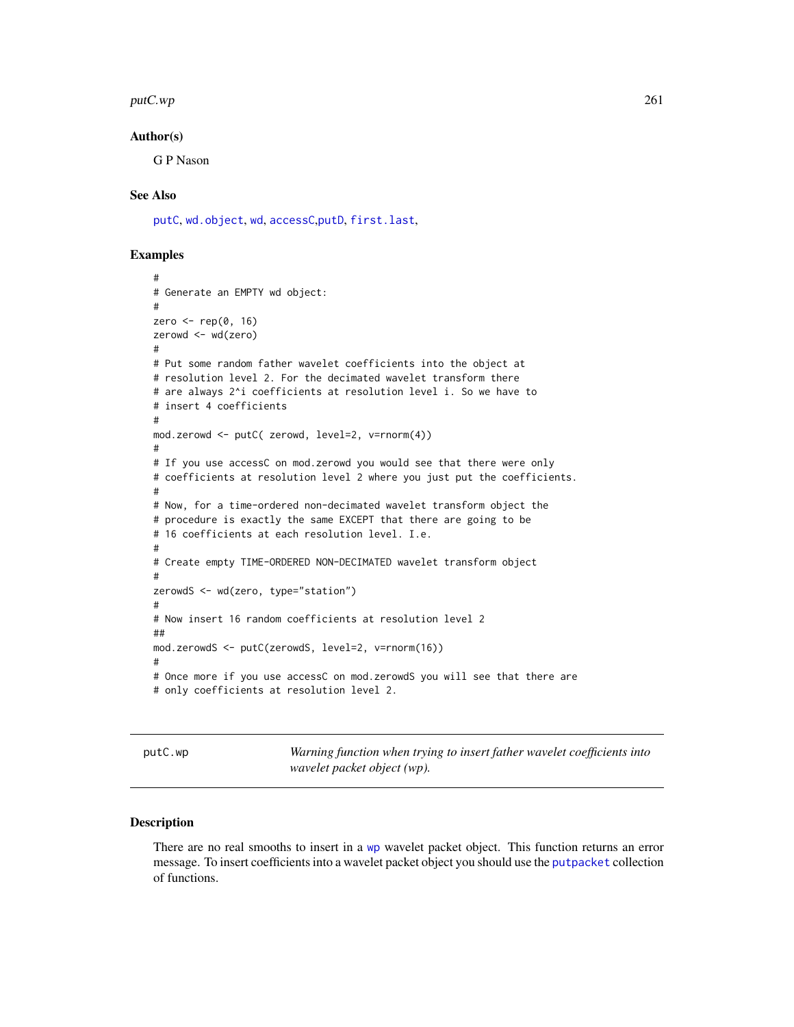## Author(s)

G P Nason

## See Also

putC, wd.object, wd, accessC,putD, first.last,

## Examples

```
#
# Generate an EMPTY wd object:
#
zero <- rep(0, 16)
zerowd <- wd(zero)
#
# Put some random father wavelet coefficients into the object at
# resolution level 2. For the decimated wavelet transform there
# are always 2^i coefficients at resolution level i. So we have to
# insert 4 coefficients
#
mod.zerowd <- putC( zerowd, level=2, v=rnorm(4))
#
# If you use accessC on mod.zerowd you would see that there were only
# coefficients at resolution level 2 where you just put the coefficients.
#
# Now, for a time-ordered non-decimated wavelet transform object the
# procedure is exactly the same EXCEPT that there are going to be
# 16 coefficients at each resolution level. I.e.
#
# Create empty TIME-ORDERED NON-DECIMATED wavelet transform object
#
zerowdS <- wd(zero, type="station")
#
# Now insert 16 random coefficients at resolution level 2
##
mod.zerowdS <- putC(zerowdS, level=2, v=rnorm(16))
#
# Once more if you use accessC on mod.zerowdS you will see that there are
# only coefficients at resolution level 2.
```

---

# putC.wp

*Warning function when trying to insert father wavelet coefficients into wavelet packet object (wp).*

## Description

There are no real smooths to insert in a wp wavelet packet object. This function returns an error message. To insert coefficients into a wavelet packet object you should use the putpacket collection of functions.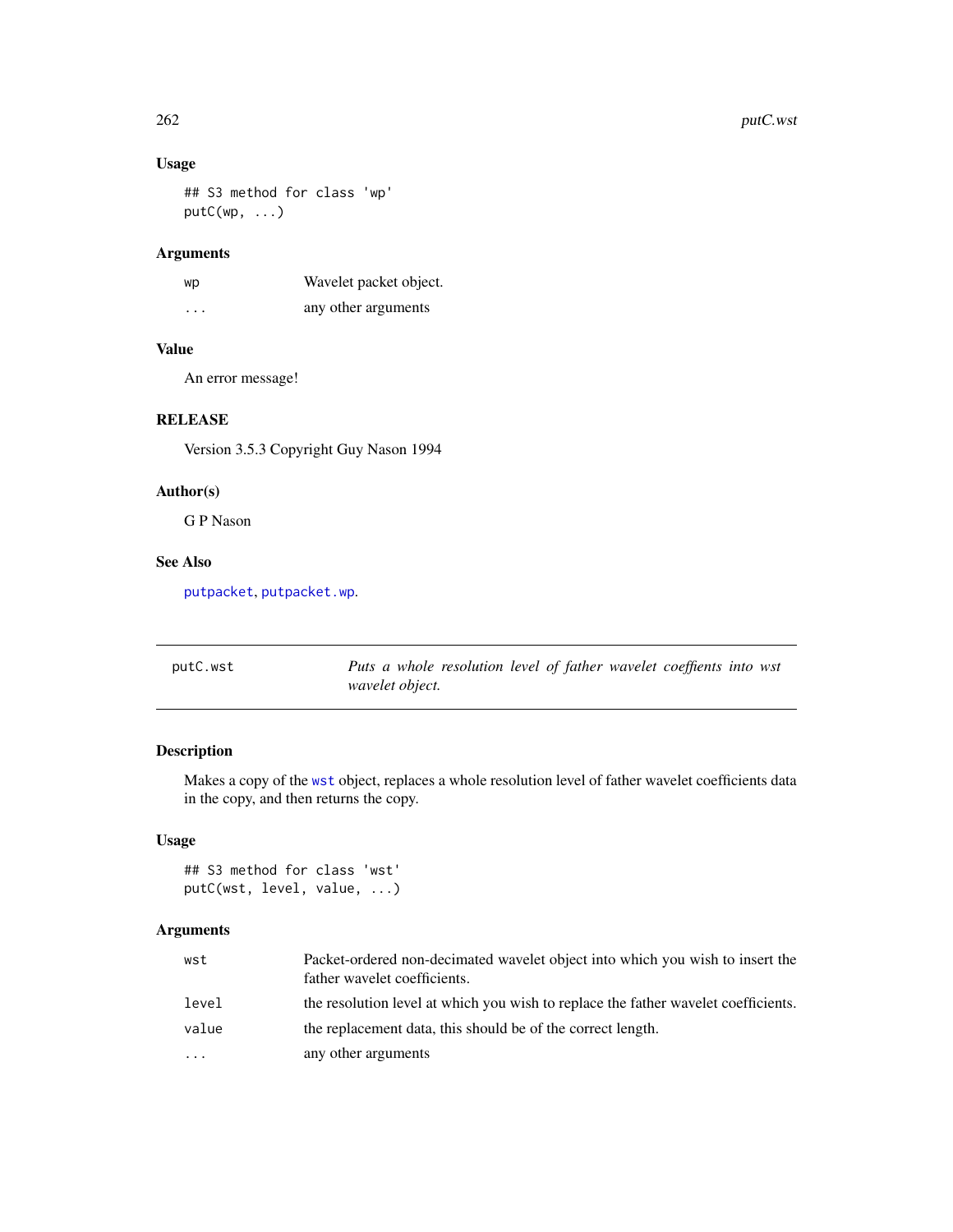### Usage

```
## S3 method for class 'wp'
putC(wp, ...)
```

### Arguments

| | |
|---|---|
| wp | Wavelet packet object. |
| ... | any other arguments |

### Value

An error message!

### RELEASE

Version 3.5.3 Copyright Guy Nason 1994

### Author(s)

G P Nason

### See Also

putpacket, putpacket.wp.

---

## putC.wst — *Puts a whole resolution level of father wavelet coeffients into wst wavelet object.*

---

### Description

Makes a copy of the wst object, replaces a whole resolution level of father wavelet coefficients data in the copy, and then returns the copy.

### Usage

```
## S3 method for class 'wst'
putC(wst, level, value, ...)
```

### Arguments

| | |
|---|---|
| wst | Packet-ordered non-decimated wavelet object into which you wish to insert the father wavelet coefficients. |
| level | the resolution level at which you wish to replace the father wavelet coefficients. |
| value | the replacement data, this should be of the correct length. |
| ... | any other arguments |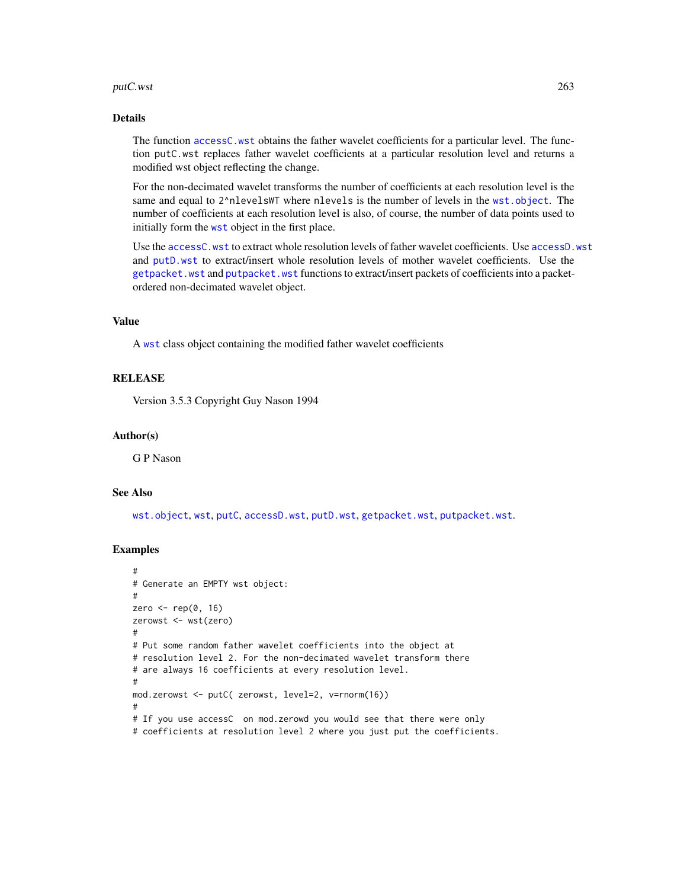## Details

The function `accessC.wst` obtains the father wavelet coefficients for a particular level. The function `putC.wst` replaces father wavelet coefficients at a particular resolution level and returns a modified wst object reflecting the change.

For the non-decimated wavelet transforms the number of coefficients at each resolution level is the same and equal to `2^nlevelsWT` where `nlevels` is the number of levels in the `wst.object`. The number of coefficients at each resolution level is also, of course, the number of data points used to initially form the `wst` object in the first place.

Use the `accessC.wst` to extract whole resolution levels of father wavelet coefficients. Use `accessD.wst` and `putD.wst` to extract/insert whole resolution levels of mother wavelet coefficients. Use the `getpacket.wst` and `putpacket.wst` functions to extract/insert packets of coefficients into a packet-ordered non-decimated wavelet object.

## Value

A `wst` class object containing the modified father wavelet coefficients

## RELEASE

Version 3.5.3 Copyright Guy Nason 1994

## Author(s)

G P Nason

## See Also

`wst.object`, `wst`, `putC`, `accessD.wst`, `putD.wst`, `getpacket.wst`, `putpacket.wst`.

## Examples

```
#
# Generate an EMPTY wst object:
#
zero <- rep(0, 16)
zerowst <- wst(zero)
#
# Put some random father wavelet coefficients into the object at
# resolution level 2. For the non-decimated wavelet transform there
# are always 16 coefficients at every resolution level.
#
mod.zerowst <- putC( zerowst, level=2, v=rnorm(16))
#
# If you use accessC  on mod.zerowd you would see that there were only
# coefficients at resolution level 2 where you just put the coefficients.
```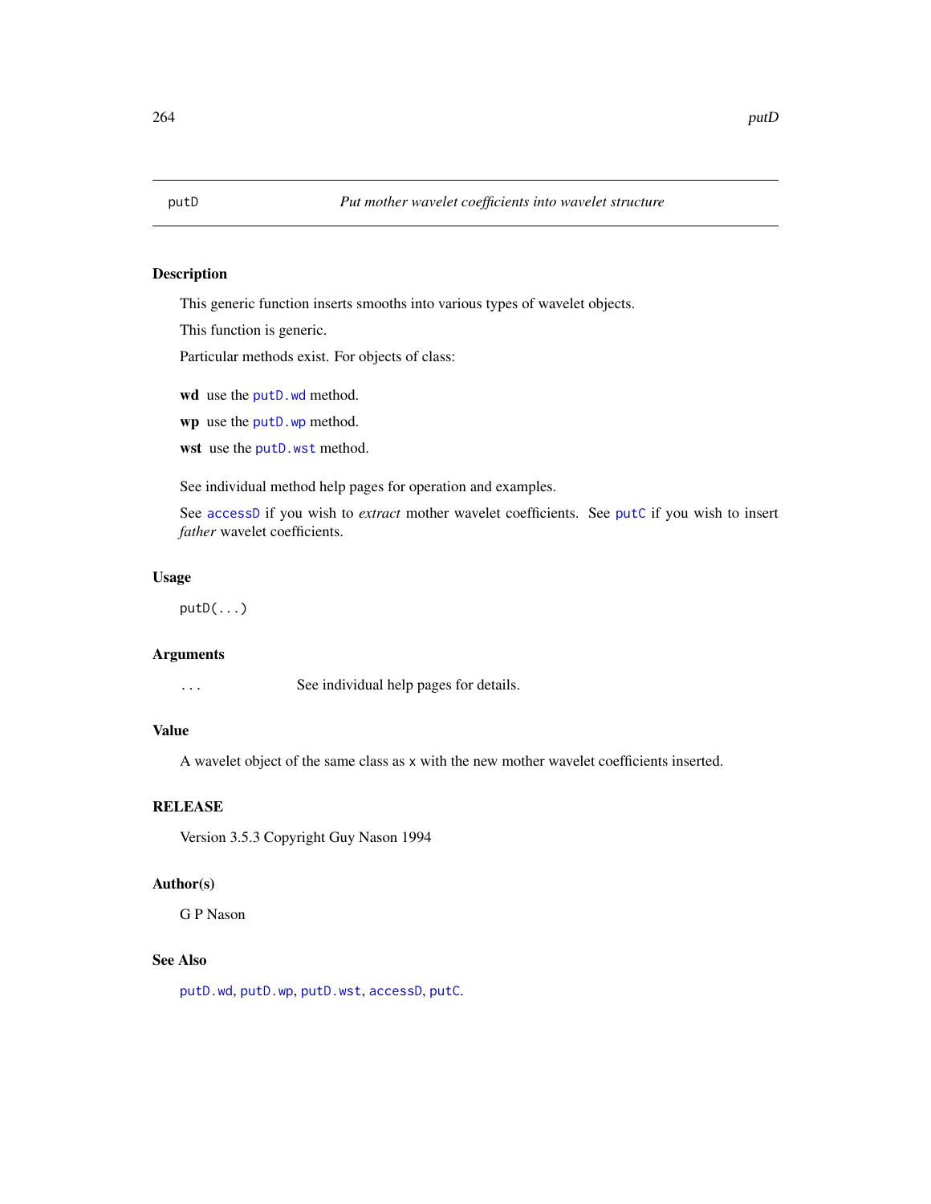# putD — *Put mother wavelet coefficients into wavelet structure*

## Description

This generic function inserts smooths into various types of wavelet objects.

This function is generic.

Particular methods exist. For objects of class:

**wd** use the `putD.wd` method.

**wp** use the `putD.wp` method.

**wst** use the `putD.wst` method.

See individual method help pages for operation and examples.

See `accessD` if you wish to *extract* mother wavelet coefficients. See `putC` if you wish to insert *father* wavelet coefficients.

## Usage

```
putD(...)
```

## Arguments

| | |
|---|---|
| `...` | See individual help pages for details. |

## Value

A wavelet object of the same class as `x` with the new mother wavelet coefficients inserted.

## RELEASE

Version 3.5.3 Copyright Guy Nason 1994

## Author(s)

G P Nason

## See Also

`putD.wd`, `putD.wp`, `putD.wst`, `accessD`, `putC`.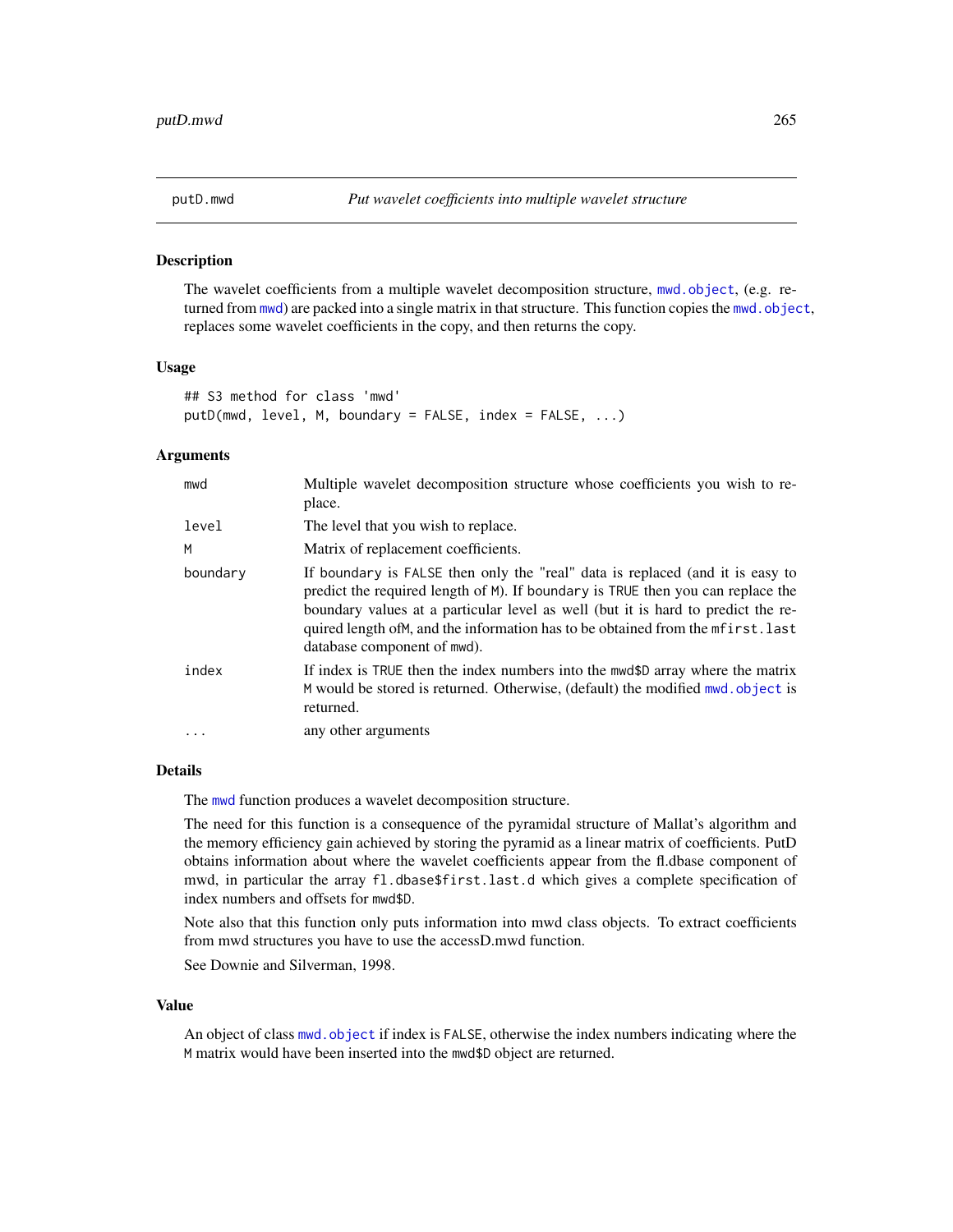## putD.mwd — *Put wavelet coefficients into multiple wavelet structure*

### Description

The wavelet coefficients from a multiple wavelet decomposition structure, `mwd.object`, (e.g. returned from `mwd`) are packed into a single matrix in that structure. This function copies the `mwd.object`, replaces some wavelet coefficients in the copy, and then returns the copy.

### Usage

```
## S3 method for class 'mwd'
putD(mwd, level, M, boundary = FALSE, index = FALSE, ...)
```

### Arguments

| | |
|---|---|
| `mwd` | Multiple wavelet decomposition structure whose coefficients you wish to replace. |
| `level` | The level that you wish to replace. |
| `M` | Matrix of replacement coefficients. |
| `boundary` | If boundary is `FALSE` then only the "real" data is replaced (and it is easy to predict the required length of `M`). If `boundary` is `TRUE` then you can replace the boundary values at a particular level as well (but it is hard to predict the required length of`M`, and the information has to be obtained from the `mfirst.last` database component of `mwd`). |
| `index` | If index is `TRUE` then the index numbers into the `mwd$D` array where the matrix `M` would be stored is returned. Otherwise, (default) the modified `mwd.object` is returned. |
| `...` | any other arguments |

### Details

The `mwd` function produces a wavelet decomposition structure.

The need for this function is a consequence of the pyramidal structure of Mallat's algorithm and the memory efficiency gain achieved by storing the pyramid as a linear matrix of coefficients. PutD obtains information about where the wavelet coefficients appear from the fl.dbase component of mwd, in particular the array `fl.dbase$first.last.d` which gives a complete specification of index numbers and offsets for `mwd$D`.

Note also that this function only puts information into mwd class objects. To extract coefficients from mwd structures you have to use the accessD.mwd function.

See Downie and Silverman, 1998.

### Value

An object of class `mwd.object` if index is `FALSE`, otherwise the index numbers indicating where the `M` matrix would have been inserted into the `mwd$D` object are returned.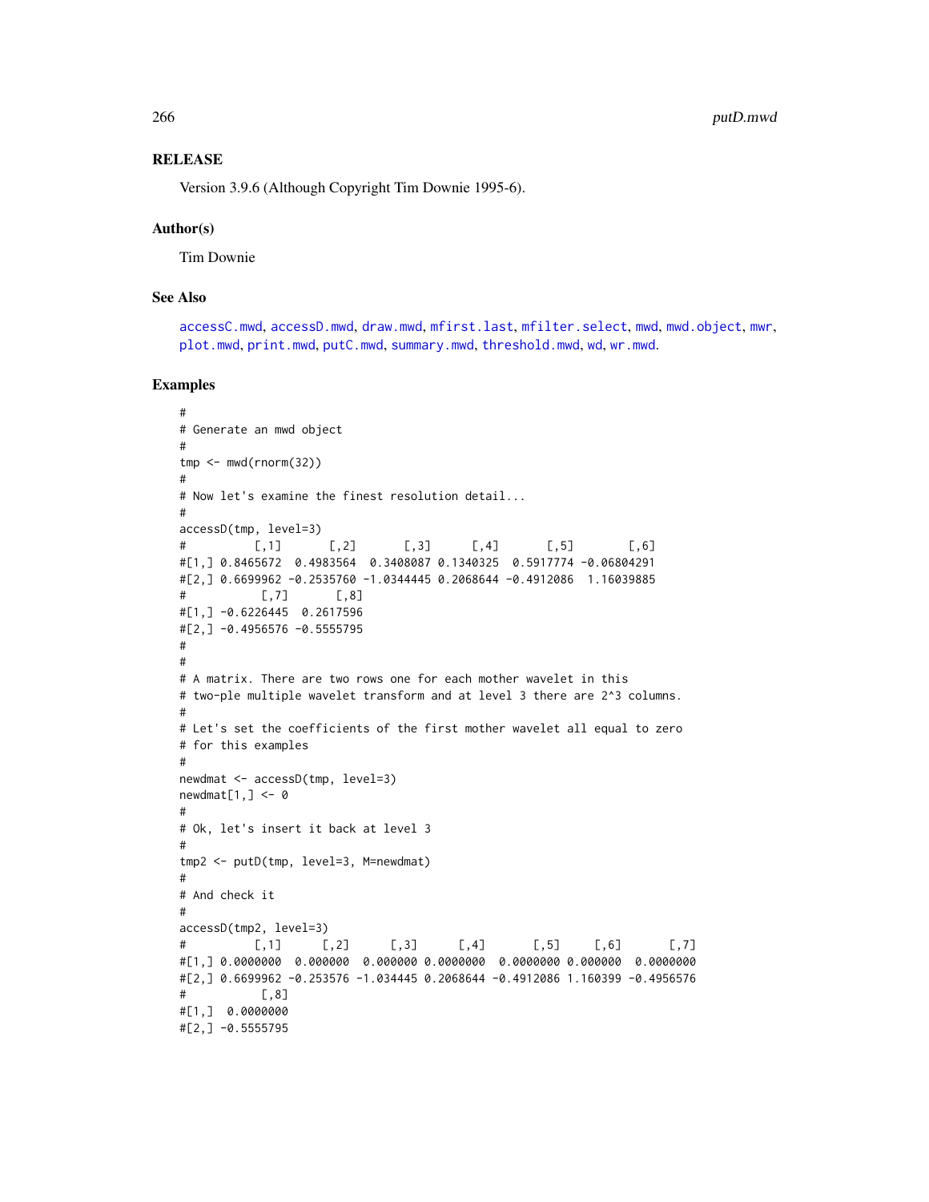## RELEASE

Version 3.9.6 (Although Copyright Tim Downie 1995-6).

## Author(s)

Tim Downie

## See Also

accessC.mwd, accessD.mwd, draw.mwd, mfirst.last, mfilter.select, mwd, mwd.object, mwr, plot.mwd, print.mwd, putC.mwd, summary.mwd, threshold.mwd, wd, wr.mwd.

## Examples

```
#
# Generate an mwd object
#
tmp <- mwd(rnorm(32))
#
# Now let's examine the finest resolution detail...
#
accessD(tmp, level=3)
#          [,1]       [,2]       [,3]      [,4]       [,5]        [,6]
#[1,] 0.8465672  0.4983564  0.3408087 0.1340325  0.5917774 -0.06804291
#[2,] 0.6699962 -0.2535760 -1.0344445 0.2068644 -0.4912086  1.16039885
#           [,7]       [,8]
#[1,] -0.6226445  0.2617596
#[2,] -0.4956576 -0.5555795
#
#
# A matrix. There are two rows one for each mother wavelet in this
# two-ple multiple wavelet transform and at level 3 there are 2^3 columns.
#
# Let's set the coefficients of the first mother wavelet all equal to zero
# for this examples
#
newdmat <- accessD(tmp, level=3)
newdmat[1,] <- 0
#
# Ok, let's insert it back at level 3
#
tmp2 <- putD(tmp, level=3, M=newdmat)
#
# And check it
#
accessD(tmp2, level=3)
#          [,1]      [,2]      [,3]      [,4]       [,5]     [,6]       [,7]
#[1,] 0.0000000  0.000000  0.000000 0.0000000  0.0000000 0.000000  0.0000000
#[2,] 0.6699962 -0.253576 -1.034445 0.2068644 -0.4912086 1.160399 -0.4956576
#           [,8]
#[1,]  0.0000000
#[2,] -0.5555795
```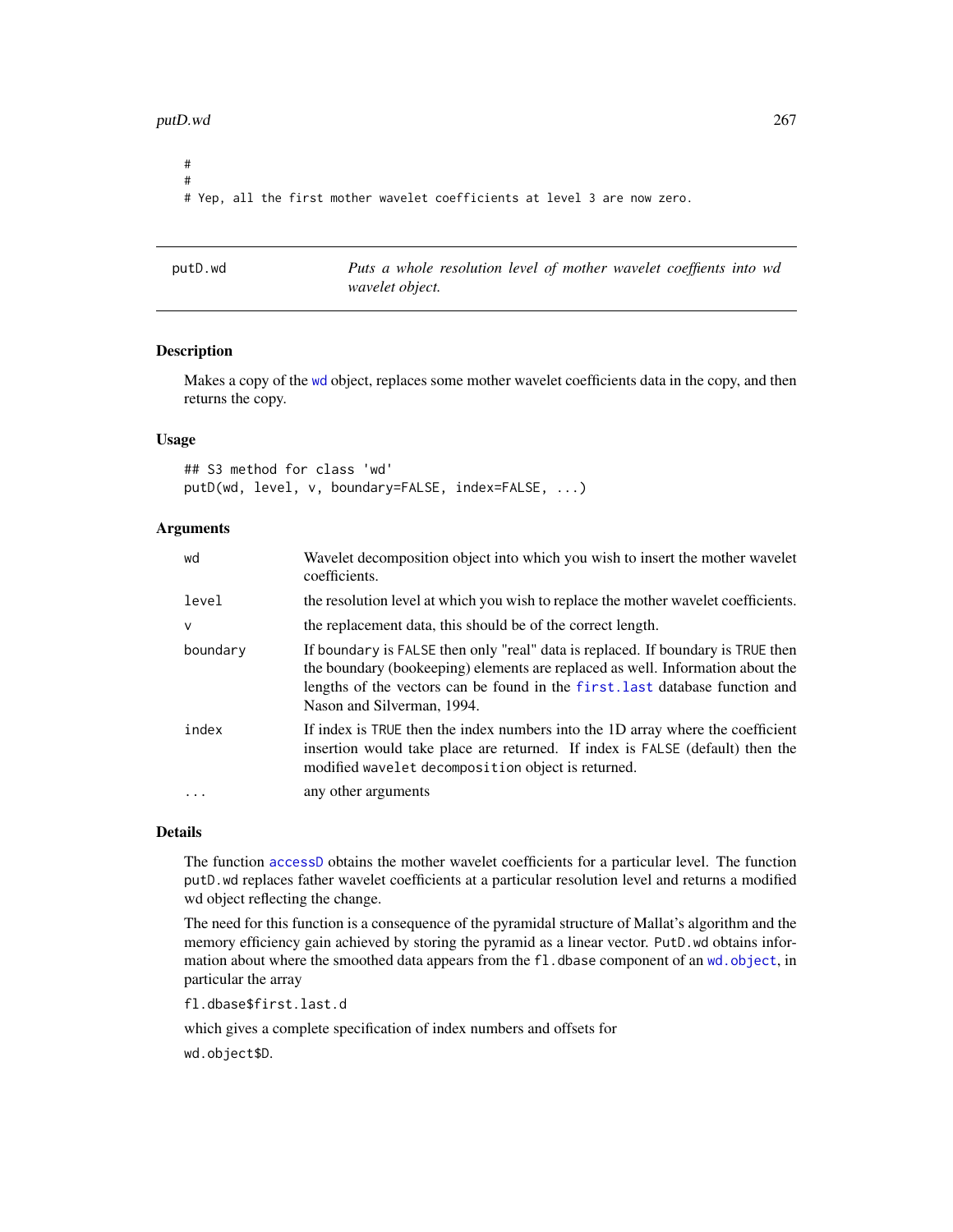```
#
#
# Yep, all the first mother wavelet coefficients at level 3 are now zero.
```

---

## putD.wd — *Puts a whole resolution level of mother wavelet coeffients into wd wavelet object.*

---

### Description

Makes a copy of the wd object, replaces some mother wavelet coefficients data in the copy, and then returns the copy.

### Usage

```
## S3 method for class 'wd'
putD(wd, level, v, boundary=FALSE, index=FALSE, ...)
```

### Arguments

| | |
|---|---|
| wd | Wavelet decomposition object into which you wish to insert the mother wavelet coefficients. |
| level | the resolution level at which you wish to replace the mother wavelet coefficients. |
| v | the replacement data, this should be of the correct length. |
| boundary | If boundary is FALSE then only "real" data is replaced. If boundary is TRUE then the boundary (bookeeping) elements are replaced as well. Information about the lengths of the vectors can be found in the first.last database function and Nason and Silverman, 1994. |
| index | If index is TRUE then the index numbers into the 1D array where the coefficient insertion would take place are returned. If index is FALSE (default) then the modified wavelet decomposition object is returned. |
| ... | any other arguments |

### Details

The function accessD obtains the mother wavelet coefficients for a particular level. The function putD.wd replaces father wavelet coefficients at a particular resolution level and returns a modified wd object reflecting the change.

The need for this function is a consequence of the pyramidal structure of Mallat's algorithm and the memory efficiency gain achieved by storing the pyramid as a linear vector. PutD.wd obtains information about where the smoothed data appears from the fl.dbase component of an wd.object, in particular the array

fl.dbase$first.last.d

which gives a complete specification of index numbers and offsets for

wd.object$D.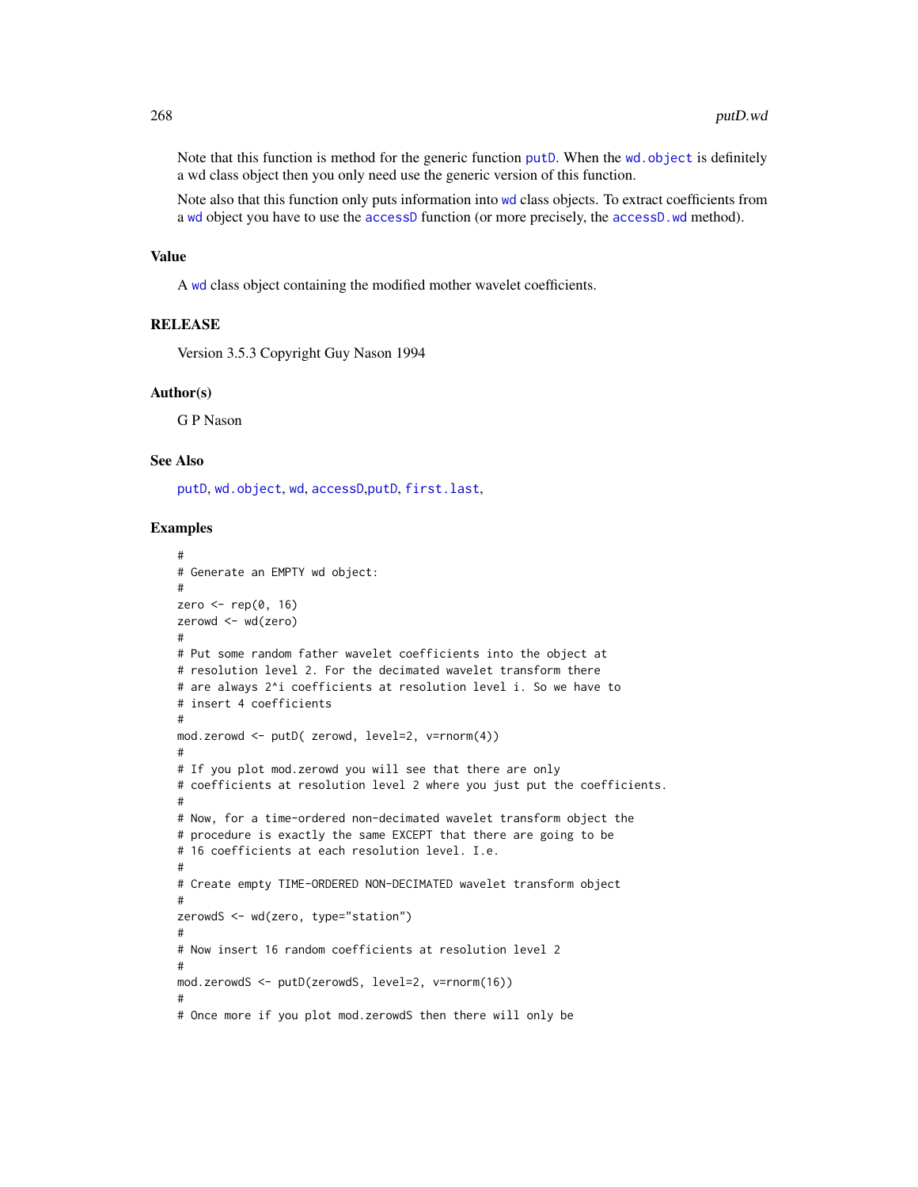Note that this function is method for the generic function putD. When the wd.object is definitely a wd class object then you only need use the generic version of this function.

Note also that this function only puts information into wd class objects. To extract coefficients from a wd object you have to use the accessD function (or more precisely, the accessD.wd method).

## Value

A wd class object containing the modified mother wavelet coefficients.

## RELEASE

Version 3.5.3 Copyright Guy Nason 1994

## Author(s)

G P Nason

## See Also

putD, wd.object, wd, accessD,putD, first.last,

## Examples

```
#
# Generate an EMPTY wd object:
#
zero <- rep(0, 16)
zerowd <- wd(zero)
#
# Put some random father wavelet coefficients into the object at
# resolution level 2. For the decimated wavelet transform there
# are always 2^i coefficients at resolution level i. So we have to
# insert 4 coefficients
#
mod.zerowd <- putD( zerowd, level=2, v=rnorm(4))
#
# If you plot mod.zerowd you will see that there are only
# coefficients at resolution level 2 where you just put the coefficients.
#
# Now, for a time-ordered non-decimated wavelet transform object the
# procedure is exactly the same EXCEPT that there are going to be
# 16 coefficients at each resolution level. I.e.
#
# Create empty TIME-ORDERED NON-DECIMATED wavelet transform object
#
zerowdS <- wd(zero, type="station")
#
# Now insert 16 random coefficients at resolution level 2
#
mod.zerowdS <- putD(zerowdS, level=2, v=rnorm(16))
#
# Once more if you plot mod.zerowdS then there will only be
```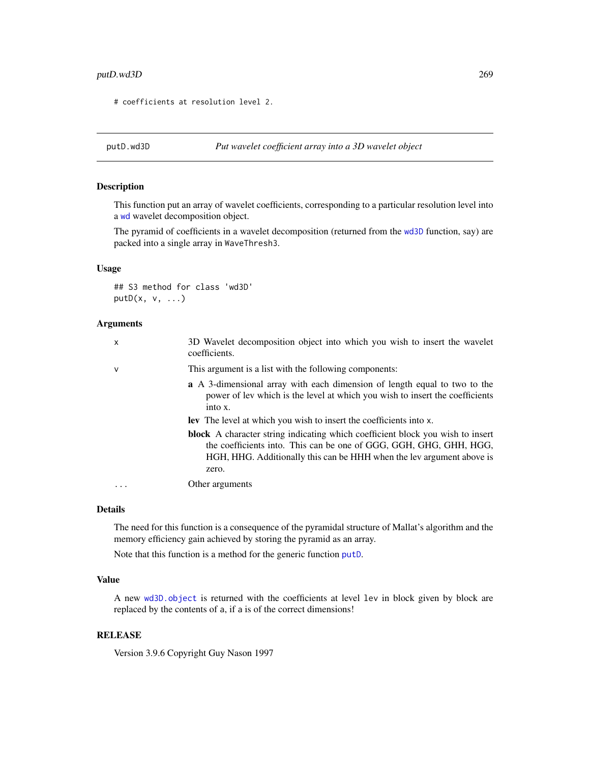```
# coefficients at resolution level 2.
```

## putD.wd3D — *Put wavelet coefficient array into a 3D wavelet object*

### Description

This function put an array of wavelet coefficients, corresponding to a particular resolution level into a `wd` wavelet decomposition object.

The pyramid of coefficients in a wavelet decomposition (returned from the `wd3D` function, say) are packed into a single array in WaveThresh3.

### Usage

```
## S3 method for class 'wd3D'
putD(x, v, ...)
```

### Arguments

- `x` — 3D Wavelet decomposition object into which you wish to insert the wavelet coefficients.
- `v` — This argument is a list with the following components:
  - **a** A 3-dimensional array with each dimension of length equal to two to the power of lev which is the level at which you wish to insert the coefficients into x.
  - **lev** The level at which you wish to insert the coefficients into `x`.
  - **block** A character string indicating which coefficient block you wish to insert the coefficients into. This can be one of GGG, GGH, GHG, GHH, HGG, HGH, HHG. Additionally this can be HHH when the lev argument above is zero.
- `...` — Other arguments

### Details

The need for this function is a consequence of the pyramidal structure of Mallat's algorithm and the memory efficiency gain achieved by storing the pyramid as an array.

Note that this function is a method for the generic function `putD`.

### Value

A new `wd3D.object` is returned with the coefficients at level `lev` in block given by block are replaced by the contents of `a`, if `a` is of the correct dimensions!

### RELEASE

Version 3.9.6 Copyright Guy Nason 1997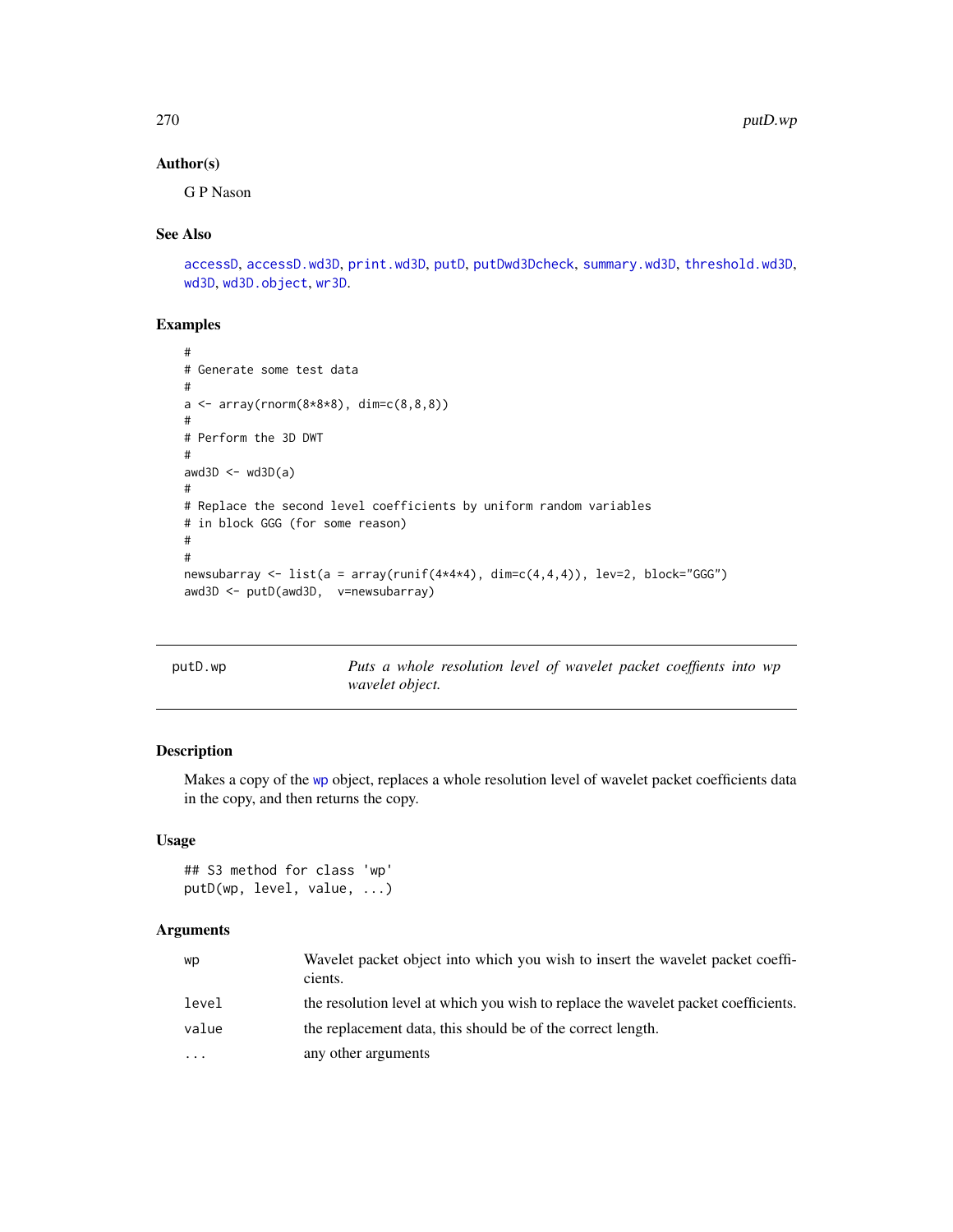## Author(s)

G P Nason

## See Also

accessD, accessD.wd3D, print.wd3D, putD, putDwd3Dcheck, summary.wd3D, threshold.wd3D, wd3D, wd3D.object, wr3D.

## Examples

```
#
# Generate some test data
#
a <- array(rnorm(8*8*8), dim=c(8,8,8))
#
# Perform the 3D DWT
#
awd3D <- wd3D(a)
#
# Replace the second level coefficients by uniform random variables
# in block GGG (for some reason)
#
#
newsubarray <- list(a = array(runif(4*4*4), dim=c(4,4,4)), lev=2, block="GGG")
awd3D <- putD(awd3D,  v=newsubarray)
```

---

# putD.wp — *Puts a whole resolution level of wavelet packet coeffients into wp wavelet object.*

## Description

Makes a copy of the wp object, replaces a whole resolution level of wavelet packet coefficients data in the copy, and then returns the copy.

## Usage

```
## S3 method for class 'wp'
putD(wp, level, value, ...)
```

## Arguments

| | |
|---|---|
| wp | Wavelet packet object into which you wish to insert the wavelet packet coefficients. |
| level | the resolution level at which you wish to replace the wavelet packet coefficients. |
| value | the replacement data, this should be of the correct length. |
| ... | any other arguments |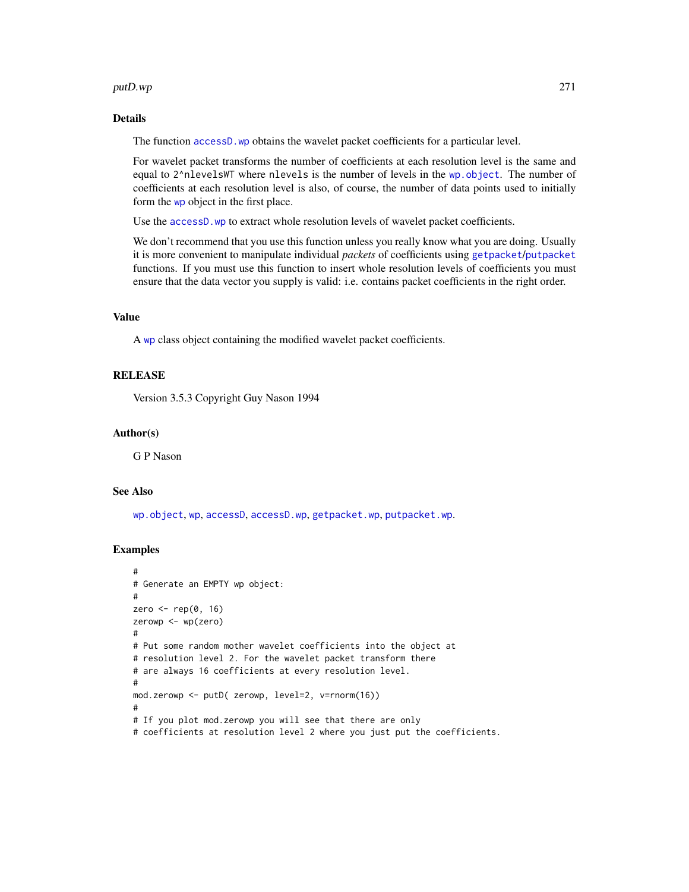## Details

The function accessD.wp obtains the wavelet packet coefficients for a particular level.

For wavelet packet transforms the number of coefficients at each resolution level is the same and equal to `2^nlevelsWT` where `nlevels` is the number of levels in the wp.object. The number of coefficients at each resolution level is also, of course, the number of data points used to initially form the wp object in the first place.

Use the accessD.wp to extract whole resolution levels of wavelet packet coefficients.

We don't recommend that you use this function unless you really know what you are doing. Usually it is more convenient to manipulate individual *packets* of coefficients using getpacket/putpacket functions. If you must use this function to insert whole resolution levels of coefficients you must ensure that the data vector you supply is valid: i.e. contains packet coefficients in the right order.

## Value

A wp class object containing the modified wavelet packet coefficients.

## RELEASE

Version 3.5.3 Copyright Guy Nason 1994

## Author(s)

G P Nason

## See Also

wp.object, wp, accessD, accessD.wp, getpacket.wp, putpacket.wp.

## Examples

```
#
# Generate an EMPTY wp object:
#
zero <- rep(0, 16)
zerowp <- wp(zero)
#
# Put some random mother wavelet coefficients into the object at
# resolution level 2. For the wavelet packet transform there
# are always 16 coefficients at every resolution level.
#
mod.zerowp <- putD( zerowp, level=2, v=rnorm(16))
#
# If you plot mod.zerowp you will see that there are only
# coefficients at resolution level 2 where you just put the coefficients.
```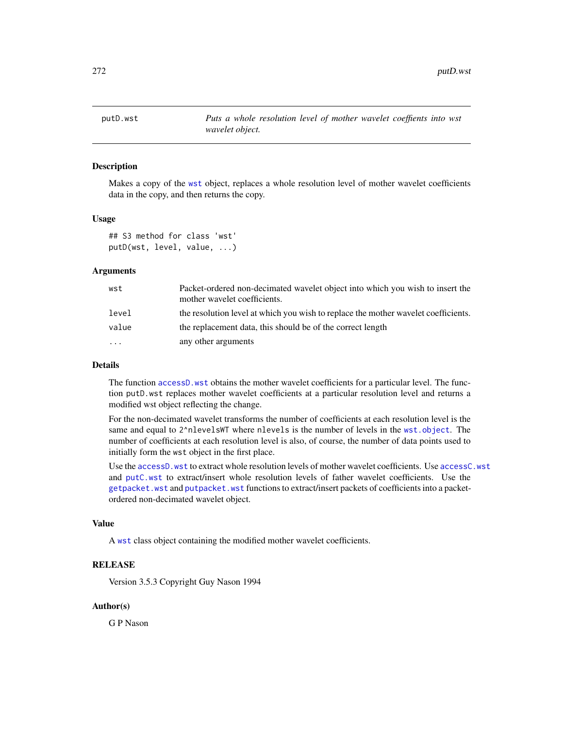# putD.wst

*Puts a whole resolution level of mother wavelet coeffients into wst wavelet object.*

## Description

Makes a copy of the wst object, replaces a whole resolution level of mother wavelet coefficients data in the copy, and then returns the copy.

## Usage

```
## S3 method for class 'wst'
putD(wst, level, value, ...)
```

## Arguments

| | |
|---|---|
| wst | Packet-ordered non-decimated wavelet object into which you wish to insert the mother wavelet coefficients. |
| level | the resolution level at which you wish to replace the mother wavelet coefficients. |
| value | the replacement data, this should be of the correct length |
| ... | any other arguments |

## Details

The function accessD.wst obtains the mother wavelet coefficients for a particular level. The function putD.wst replaces mother wavelet coefficients at a particular resolution level and returns a modified wst object reflecting the change.

For the non-decimated wavelet transforms the number of coefficients at each resolution level is the same and equal to `2^nlevelsWT` where `nlevels` is the number of levels in the wst.object. The number of coefficients at each resolution level is also, of course, the number of data points used to initially form the `wst` object in the first place.

Use the accessD.wst to extract whole resolution levels of mother wavelet coefficients. Use accessC.wst and putC.wst to extract/insert whole resolution levels of father wavelet coefficients. Use the getpacket.wst and putpacket.wst functions to extract/insert packets of coefficients into a packet-ordered non-decimated wavelet object.

## Value

A wst class object containing the modified mother wavelet coefficients.

## RELEASE

Version 3.5.3 Copyright Guy Nason 1994

## Author(s)

G P Nason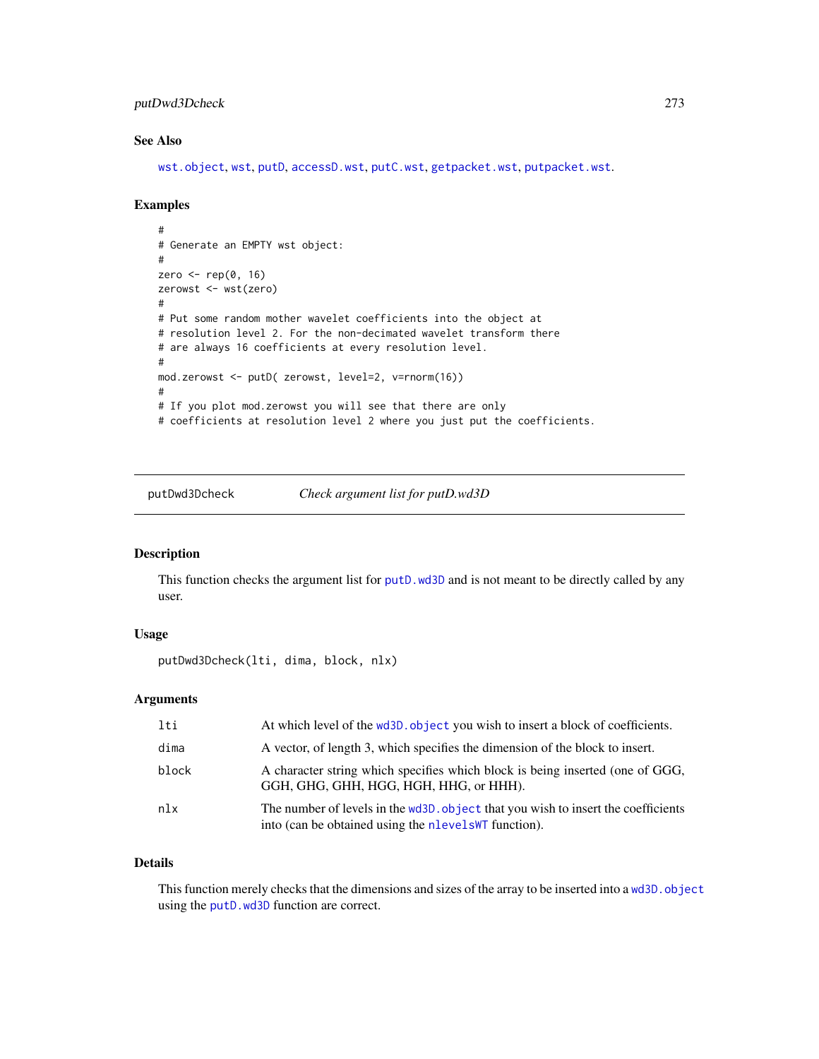### See Also

wst.object, wst, putD, accessD.wst, putC.wst, getpacket.wst, putpacket.wst.

### Examples

```
#
# Generate an EMPTY wst object:
#
zero <- rep(0, 16)
zerowst <- wst(zero)
#
# Put some random mother wavelet coefficients into the object at
# resolution level 2. For the non-decimated wavelet transform there
# are always 16 coefficients at every resolution level.
#
mod.zerowst <- putD( zerowst, level=2, v=rnorm(16))
#
# If you plot mod.zerowst you will see that there are only
# coefficients at resolution level 2 where you just put the coefficients.
```

---

## putDwd3Dcheck — *Check argument list for putD.wd3D*

---

### Description

This function checks the argument list for putD.wd3D and is not meant to be directly called by any user.

### Usage

```
putDwd3Dcheck(lti, dima, block, nlx)
```

### Arguments

| | |
|---|---|
| lti | At which level of the wd3D.object you wish to insert a block of coefficients. |
| dima | A vector, of length 3, which specifies the dimension of the block to insert. |
| block | A character string which specifies which block is being inserted (one of GGG, GGH, GHG, GHH, HGG, HGH, HHG, or HHH). |
| nlx | The number of levels in the wd3D.object that you wish to insert the coefficients into (can be obtained using the nlevelsWT function). |

### Details

This function merely checks that the dimensions and sizes of the array to be inserted into a wd3D.object using the putD.wd3D function are correct.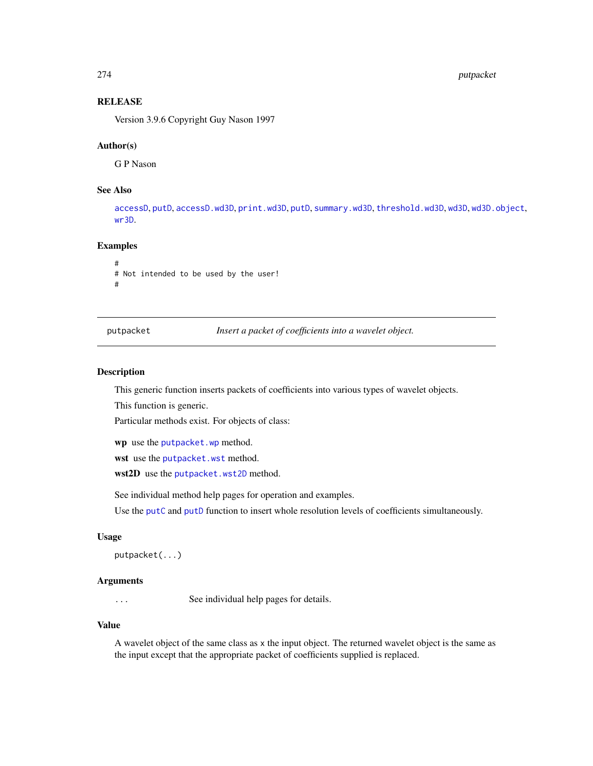## RELEASE

Version 3.9.6 Copyright Guy Nason 1997

## Author(s)

G P Nason

## See Also

accessD, putD, accessD.wd3D, print.wd3D, putD, summary.wd3D, threshold.wd3D, wd3D, wd3D.object, wr3D.

## Examples

```
#
# Not intended to be used by the user!
#
```

---

# putpacket — *Insert a packet of coefficients into a wavelet object.*

---

## Description

This generic function inserts packets of coefficients into various types of wavelet objects.

This function is generic.

Particular methods exist. For objects of class:

**wp** use the putpacket.wp method.

**wst** use the putpacket.wst method.

**wst2D** use the putpacket.wst2D method.

See individual method help pages for operation and examples.

Use the putC and putD function to insert whole resolution levels of coefficients simultaneously.

## Usage

```
putpacket(...)
```

## Arguments

| | |
|---|---|
| ... | See individual help pages for details. |

## Value

A wavelet object of the same class as x the input object. The returned wavelet object is the same as the input except that the appropriate packet of coefficients supplied is replaced.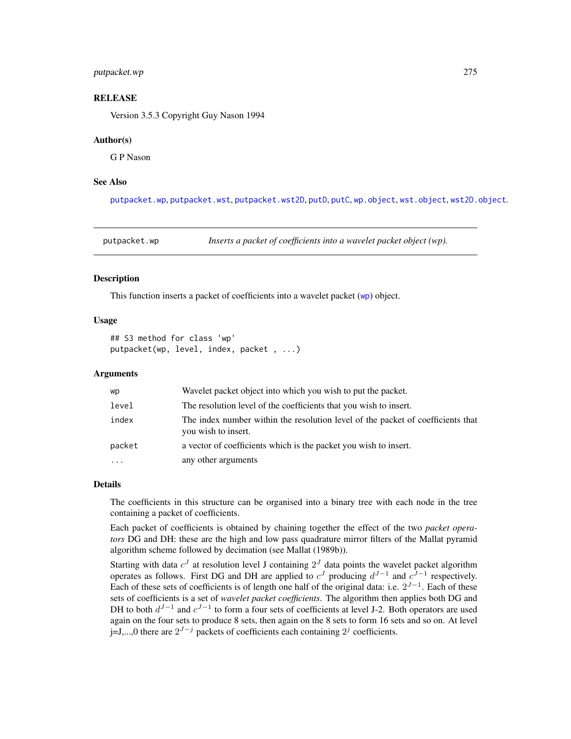## RELEASE

Version 3.5.3 Copyright Guy Nason 1994

## Author(s)

G P Nason

## See Also

putpacket.wp, putpacket.wst, putpacket.wst2D, putD, putC, wp.object, wst.object, wst2D.object.

---

# putpacket.wp *Inserts a packet of coefficients into a wavelet packet object (wp).*

## Description

This function inserts a packet of coefficients into a wavelet packet (wp) object.

## Usage

```
## S3 method for class 'wp'
putpacket(wp, level, index, packet , ...)
```

## Arguments

| | |
|---|---|
| wp | Wavelet packet object into which you wish to put the packet. |
| level | The resolution level of the coefficients that you wish to insert. |
| index | The index number within the resolution level of the packet of coefficients that you wish to insert. |
| packet | a vector of coefficients which is the packet you wish to insert. |
| ... | any other arguments |

## Details

The coefficients in this structure can be organised into a binary tree with each node in the tree containing a packet of coefficients.

Each packet of coefficients is obtained by chaining together the effect of the two *packet operators* DG and DH: these are the high and low pass quadrature mirror filters of the Mallat pyramid algorithm scheme followed by decimation (see Mallat (1989b)).

Starting with data $c^J$ at resolution level J containing $2^J$ data points the wavelet packet algorithm operates as follows. First DG and DH are applied to $c^J$ producing $d^{J-1}$ and $c^{J-1}$ respectively. Each of these sets of coefficients is of length one half of the original data: i.e. $2^{J-1}$. Each of these sets of coefficients is a set of *wavelet packet coefficients*. The algorithm then applies both DG and DH to both $d^{J-1}$ and $c^{J-1}$ to form a four sets of coefficients at level J-2. Both operators are used again on the four sets to produce 8 sets, then again on the 8 sets to form 16 sets and so on. At level j=J,...,0 there are $2^{J-j}$ packets of coefficients each containing $2^j$ coefficients.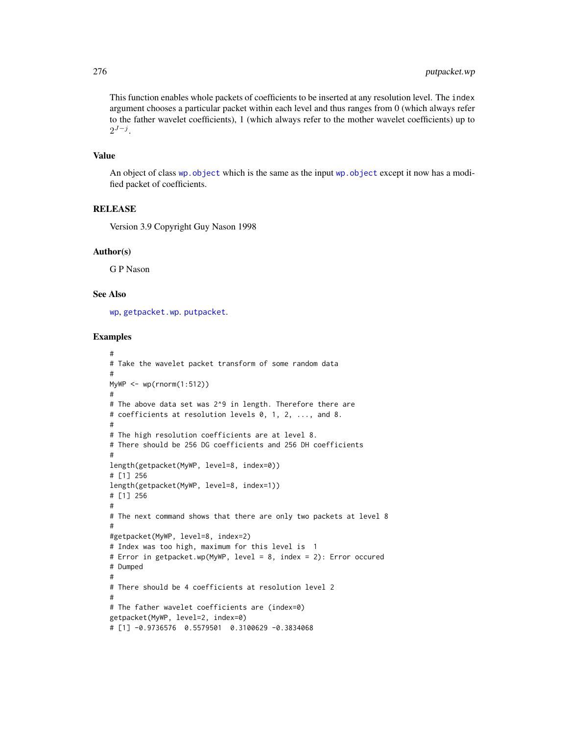This function enables whole packets of coefficients to be inserted at any resolution level. The index argument chooses a particular packet within each level and thus ranges from 0 (which always refer to the father wavelet coefficients), 1 (which always refer to the mother wavelet coefficients) up to $2^{J-j}$.

## Value

An object of class wp.object which is the same as the input wp.object except it now has a modified packet of coefficients.

## RELEASE

Version 3.9 Copyright Guy Nason 1998

## Author(s)

G P Nason

## See Also

wp, getpacket.wp. putpacket.

## Examples

```
#
# Take the wavelet packet transform of some random data
#
MyWP <- wp(rnorm(1:512))
#
# The above data set was 2^9 in length. Therefore there are
# coefficients at resolution levels 0, 1, 2, ..., and 8.
#
# The high resolution coefficients are at level 8.
# There should be 256 DG coefficients and 256 DH coefficients
#
length(getpacket(MyWP, level=8, index=0))
# [1] 256
length(getpacket(MyWP, level=8, index=1))
# [1] 256
#
# The next command shows that there are only two packets at level 8
#
#getpacket(MyWP, level=8, index=2)
# Index was too high, maximum for this level is  1
# Error in getpacket.wp(MyWP, level = 8, index = 2): Error occured
# Dumped
#
# There should be 4 coefficients at resolution level 2
#
# The father wavelet coefficients are (index=0)
getpacket(MyWP, level=2, index=0)
# [1] -0.9736576  0.5579501  0.3100629 -0.3834068
```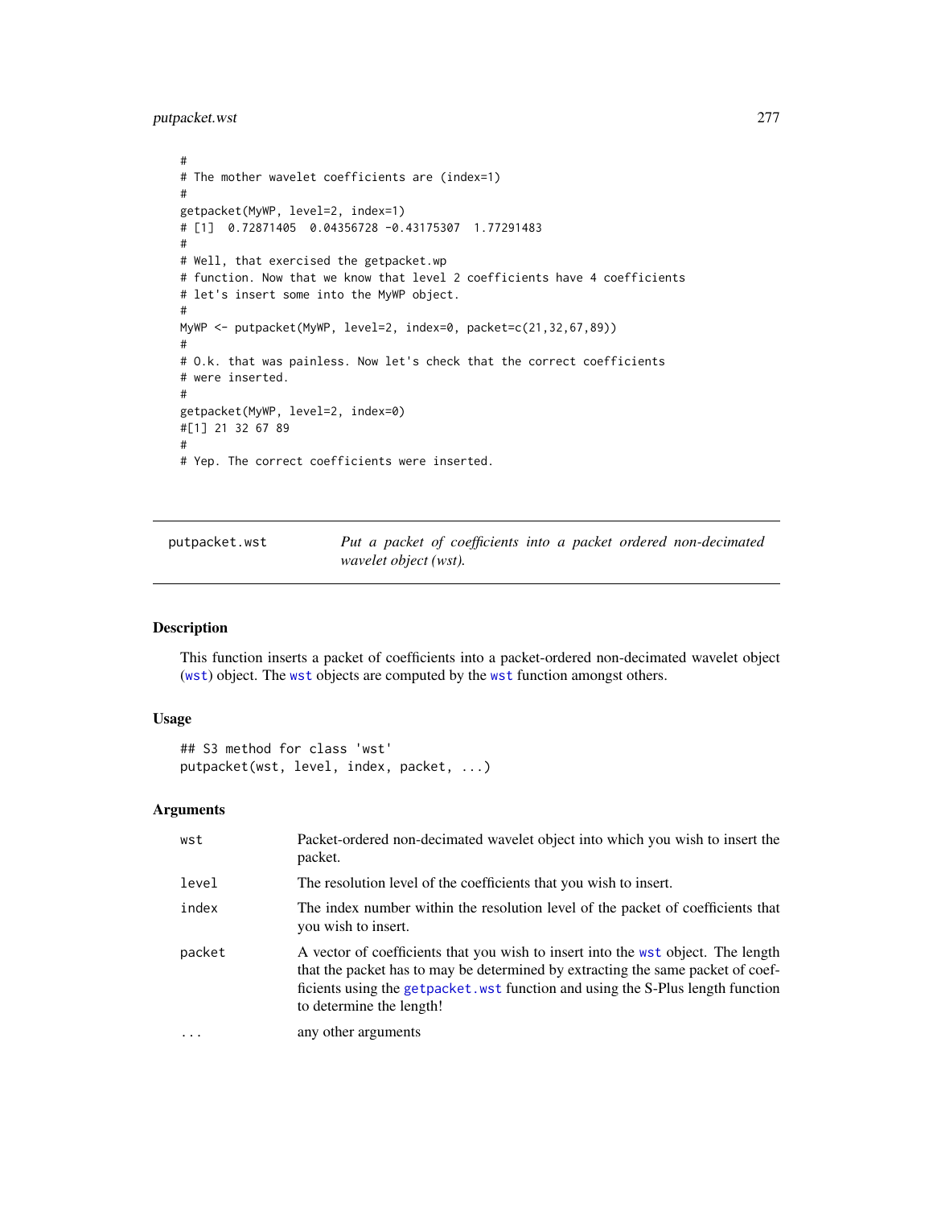```
#
# The mother wavelet coefficients are (index=1)
#
getpacket(MyWP, level=2, index=1)
# [1]  0.72871405  0.04356728 -0.43175307  1.77291483
#
# Well, that exercised the getpacket.wp
# function. Now that we know that level 2 coefficients have 4 coefficients
# let's insert some into the MyWP object.
#
MyWP <- putpacket(MyWP, level=2, index=0, packet=c(21,32,67,89))
#
# O.k. that was painless. Now let's check that the correct coefficients
# were inserted.
#
getpacket(MyWP, level=2, index=0)
#[1] 21 32 67 89
#
# Yep. The correct coefficients were inserted.
```

---

## putpacket.wst — *Put a packet of coefficients into a packet ordered non-decimated wavelet object (wst).*

### Description

This function inserts a packet of coefficients into a packet-ordered non-decimated wavelet object (`wst`) object. The `wst` objects are computed by the `wst` function amongst others.

### Usage

```
## S3 method for class 'wst'
putpacket(wst, level, index, packet, ...)
```

### Arguments

| | |
|---|---|
| `wst` | Packet-ordered non-decimated wavelet object into which you wish to insert the packet. |
| `level` | The resolution level of the coefficients that you wish to insert. |
| `index` | The index number within the resolution level of the packet of coefficients that you wish to insert. |
| `packet` | A vector of coefficients that you wish to insert into the `wst` object. The length that the packet has to may be determined by extracting the same packet of coefficients using the `getpacket.wst` function and using the S-Plus length function to determine the length! |
| `...` | any other arguments |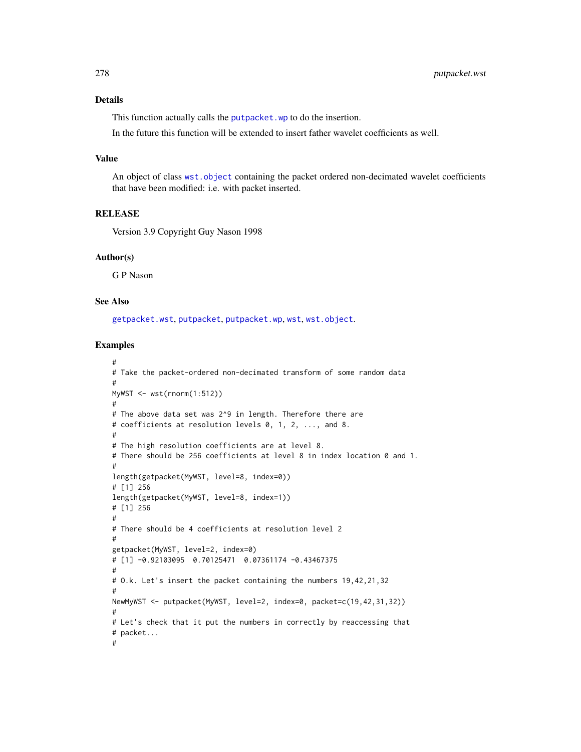## Details

This function actually calls the putpacket.wp to do the insertion.

In the future this function will be extended to insert father wavelet coefficients as well.

## Value

An object of class wst.object containing the packet ordered non-decimated wavelet coefficients that have been modified: i.e. with packet inserted.

## RELEASE

Version 3.9 Copyright Guy Nason 1998

## Author(s)

G P Nason

## See Also

getpacket.wst, putpacket, putpacket.wp, wst, wst.object.

## Examples

```
#
# Take the packet-ordered non-decimated transform of some random data
#
MyWST <- wst(rnorm(1:512))
#
# The above data set was 2^9 in length. Therefore there are
# coefficients at resolution levels 0, 1, 2, ..., and 8.
#
# The high resolution coefficients are at level 8.
# There should be 256 coefficients at level 8 in index location 0 and 1.
#
length(getpacket(MyWST, level=8, index=0))
# [1] 256
length(getpacket(MyWST, level=8, index=1))
# [1] 256
#
# There should be 4 coefficients at resolution level 2
#
getpacket(MyWST, level=2, index=0)
# [1] -0.92103095  0.70125471  0.07361174 -0.43467375
#
# O.k. Let's insert the packet containing the numbers 19,42,21,32
#
NewMyWST <- putpacket(MyWST, level=2, index=0, packet=c(19,42,31,32))
#
# Let's check that it put the numbers in correctly by reaccessing that
# packet...
#
```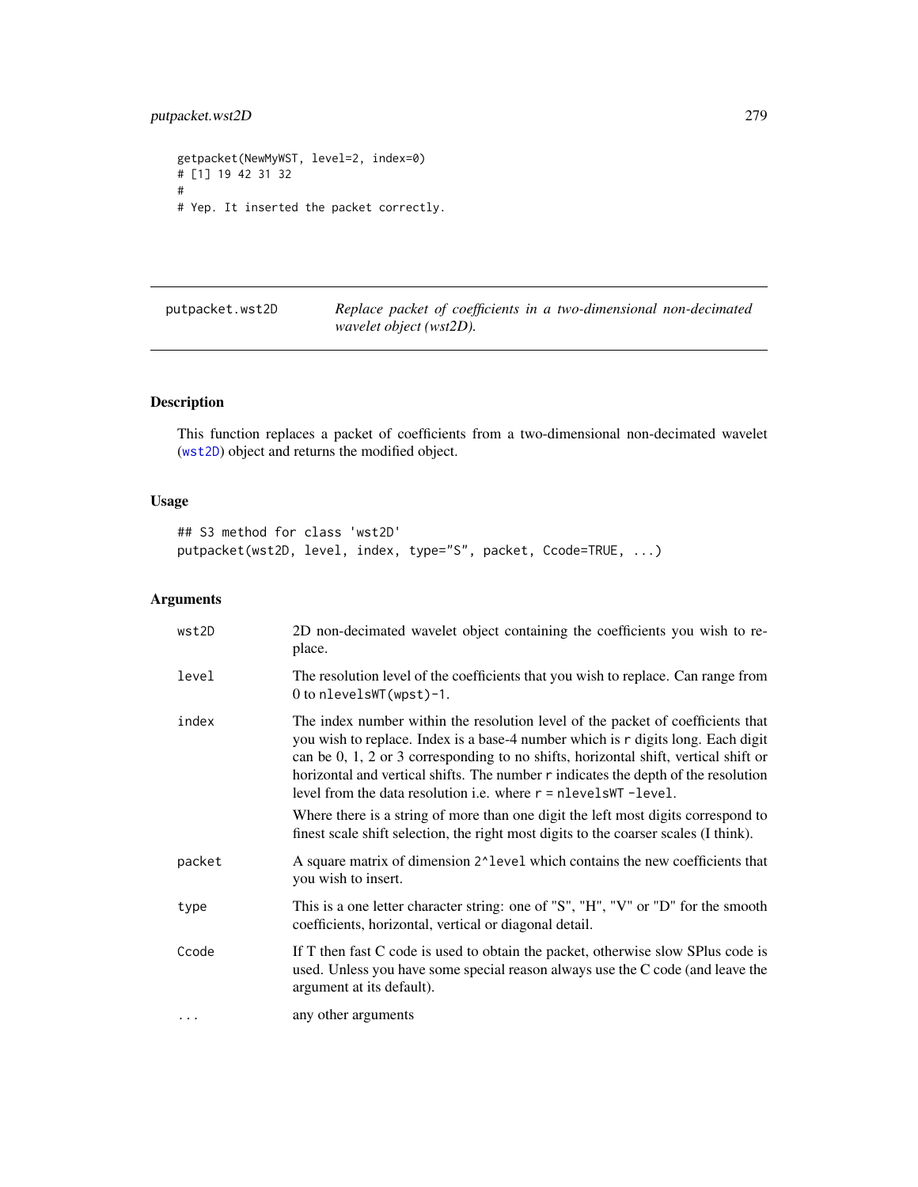```
getpacket(NewMyWST, level=2, index=0)
# [1] 19 42 31 32
#
# Yep. It inserted the packet correctly.
```

---

## putpacket.wst2D

*Replace packet of coefficients in a two-dimensional non-decimated wavelet object (wst2D).*

---

### Description

This function replaces a packet of coefficients from a two-dimensional non-decimated wavelet (wst2D) object and returns the modified object.

### Usage

```
## S3 method for class 'wst2D'
putpacket(wst2D, level, index, type="S", packet, Ccode=TRUE, ...)
```

### Arguments

| | |
|---|---|
| wst2D | 2D non-decimated wavelet object containing the coefficients you wish to replace. |
| level | The resolution level of the coefficients that you wish to replace. Can range from 0 to nlevelsWT(wpst)-1. |
| index | The index number within the resolution level of the packet of coefficients that you wish to replace. Index is a base-4 number which is r digits long. Each digit can be 0, 1, 2 or 3 corresponding to no shifts, horizontal shift, vertical shift or horizontal and vertical shifts. The number r indicates the depth of the resolution level from the data resolution i.e. where r = nlevelsWT -level. <br><br> Where there is a string of more than one digit the left most digits correspond to finest scale shift selection, the right most digits to the coarser scales (I think). |
| packet | A square matrix of dimension 2^level which contains the new coefficients that you wish to insert. |
| type | This is a one letter character string: one of "S", "H", "V" or "D" for the smooth coefficients, horizontal, vertical or diagonal detail. |
| Ccode | If T then fast C code is used to obtain the packet, otherwise slow SPlus code is used. Unless you have some special reason always use the C code (and leave the argument at its default). |
| ... | any other arguments |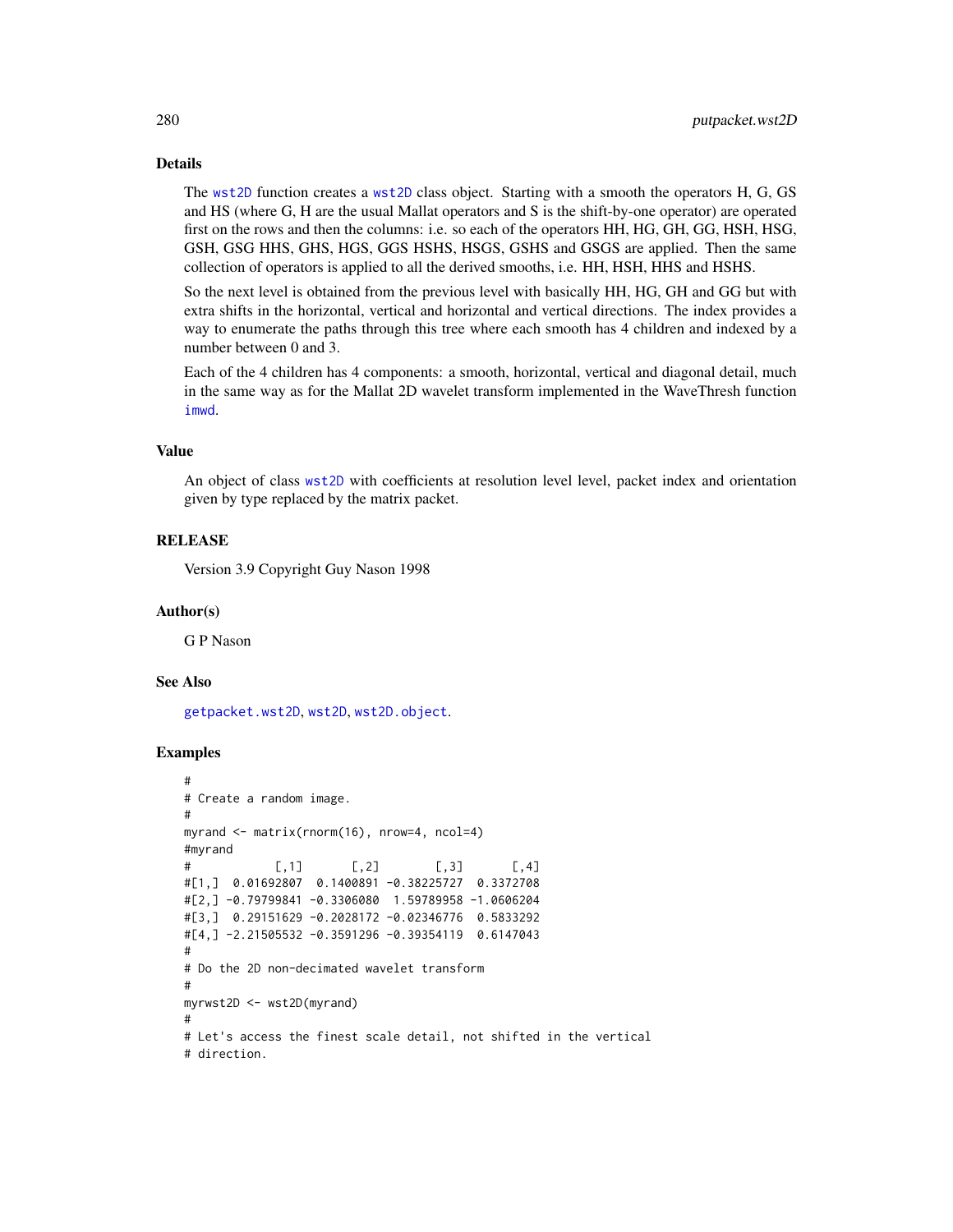## Details

The wst2D function creates a wst2D class object. Starting with a smooth the operators H, G, GS and HS (where G, H are the usual Mallat operators and S is the shift-by-one operator) are operated first on the rows and then the columns: i.e. so each of the operators HH, HG, GH, GG, HSH, HSG, GSH, GSG HHS, GHS, HGS, GGS HSHS, HSGS, GSHS and GSGS are applied. Then the same collection of operators is applied to all the derived smooths, i.e. HH, HSH, HHS and HSHS.

So the next level is obtained from the previous level with basically HH, HG, GH and GG but with extra shifts in the horizontal, vertical and horizontal and vertical directions. The index provides a way to enumerate the paths through this tree where each smooth has 4 children and indexed by a number between 0 and 3.

Each of the 4 children has 4 components: a smooth, horizontal, vertical and diagonal detail, much in the same way as for the Mallat 2D wavelet transform implemented in the WaveThresh function imwd.

## Value

An object of class wst2D with coefficients at resolution level level, packet index and orientation given by type replaced by the matrix packet.

## RELEASE

Version 3.9 Copyright Guy Nason 1998

## Author(s)

G P Nason

## See Also

getpacket.wst2D, wst2D, wst2D.object.

## Examples

```
#
# Create a random image.
#
myrand <- matrix(rnorm(16), nrow=4, ncol=4)
#myrand
#            [,1]       [,2]        [,3]       [,4]
#[1,]  0.01692807  0.1400891 -0.38225727  0.3372708
#[2,] -0.79799841 -0.3306080  1.59789958 -1.0606204
#[3,]  0.29151629 -0.2028172 -0.02346776  0.5833292
#[4,] -2.21505532 -0.3591296 -0.39354119  0.6147043
#
# Do the 2D non-decimated wavelet transform
#
myrwst2D <- wst2D(myrand)
#
# Let's access the finest scale detail, not shifted in the vertical
# direction.
```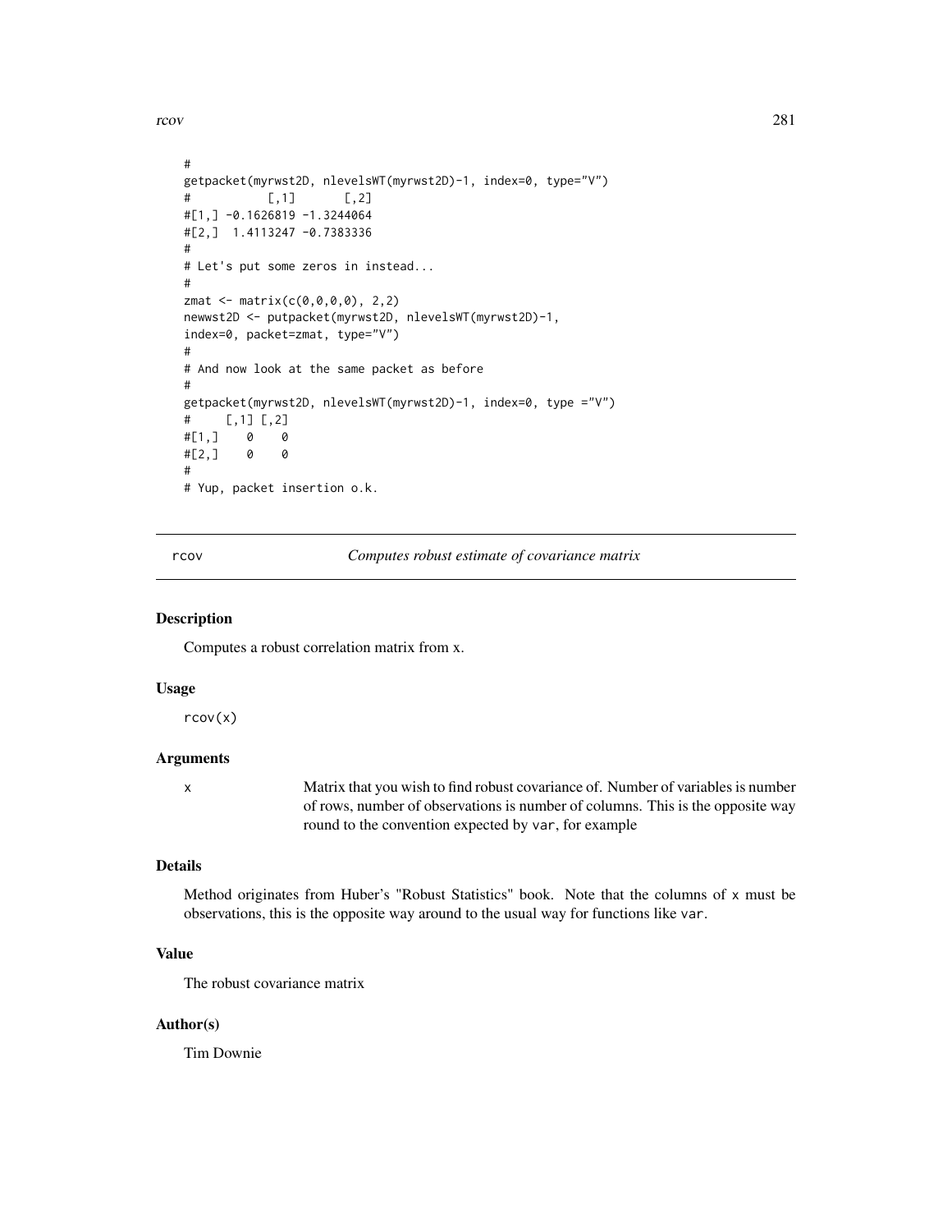```
#
getpacket(myrwst2D, nlevelsWT(myrwst2D)-1, index=0, type="V")
#           [,1]       [,2]
#[1,] -0.1626819 -1.3244064
#[2,]  1.4113247 -0.7383336
#
# Let's put some zeros in instead...
#
zmat <- matrix(c(0,0,0,0), 2,2)
newwst2D <- putpacket(myrwst2D, nlevelsWT(myrwst2D)-1,
index=0, packet=zmat, type="V")
#
# And now look at the same packet as before
#
getpacket(myrwst2D, nlevelsWT(myrwst2D)-1, index=0, type ="V")
#     [,1] [,2]
#[1,]    0    0
#[2,]    0    0
#
# Yup, packet insertion o.k.
```

---

## rcov *Computes robust estimate of covariance matrix*

---

### Description

Computes a robust correlation matrix from x.

### Usage

```
rcov(x)
```

### Arguments

| | |
|---|---|
| x | Matrix that you wish to find robust covariance of. Number of variables is number of rows, number of observations is number of columns. This is the opposite way round to the convention expected by `var`, for example |

### Details

Method originates from Huber's "Robust Statistics" book. Note that the columns of `x` must be observations, this is the opposite way around to the usual way for functions like `var`.

### Value

The robust covariance matrix

### Author(s)

Tim Downie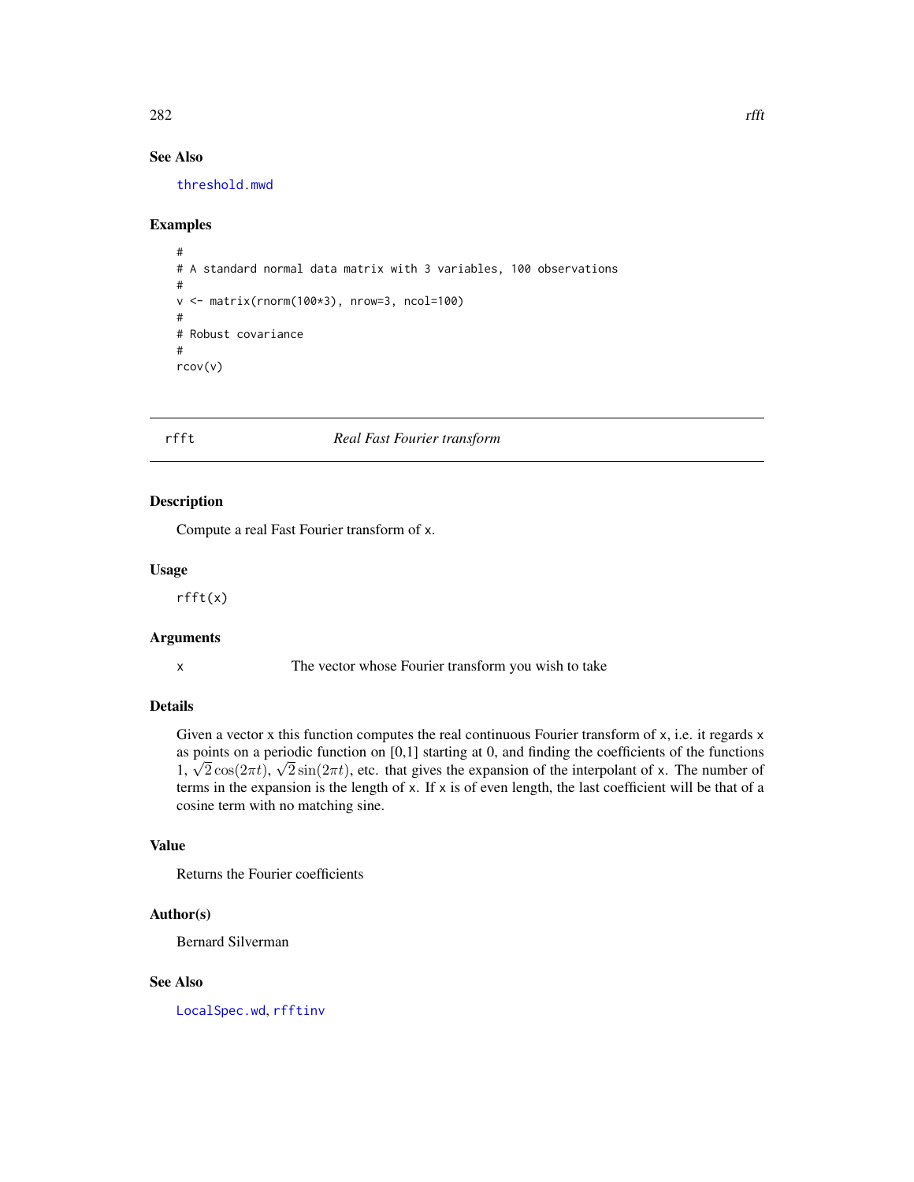## See Also

threshold.mwd

## Examples

```
#
# A standard normal data matrix with 3 variables, 100 observations
#
v <- matrix(rnorm(100*3), nrow=3, ncol=100)
#
# Robust covariance
#
rcov(v)
```

---

# rfft *Real Fast Fourier transform*

## Description

Compute a real Fast Fourier transform of x.

## Usage

```
rfft(x)
```

## Arguments

| | |
|---|---|
| x | The vector whose Fourier transform you wish to take |

## Details

Given a vector x this function computes the real continuous Fourier transform of x, i.e. it regards x as points on a periodic function on [0,1] starting at 0, and finding the coefficients of the functions 1, $\sqrt{2}\cos(2\pi t)$, $\sqrt{2}\sin(2\pi t)$, etc. that gives the expansion of the interpolant of x. The number of terms in the expansion is the length of x. If x is of even length, the last coefficient will be that of a cosine term with no matching sine.

## Value

Returns the Fourier coefficients

## Author(s)

Bernard Silverman

## See Also

LocalSpec.wd, rfftinv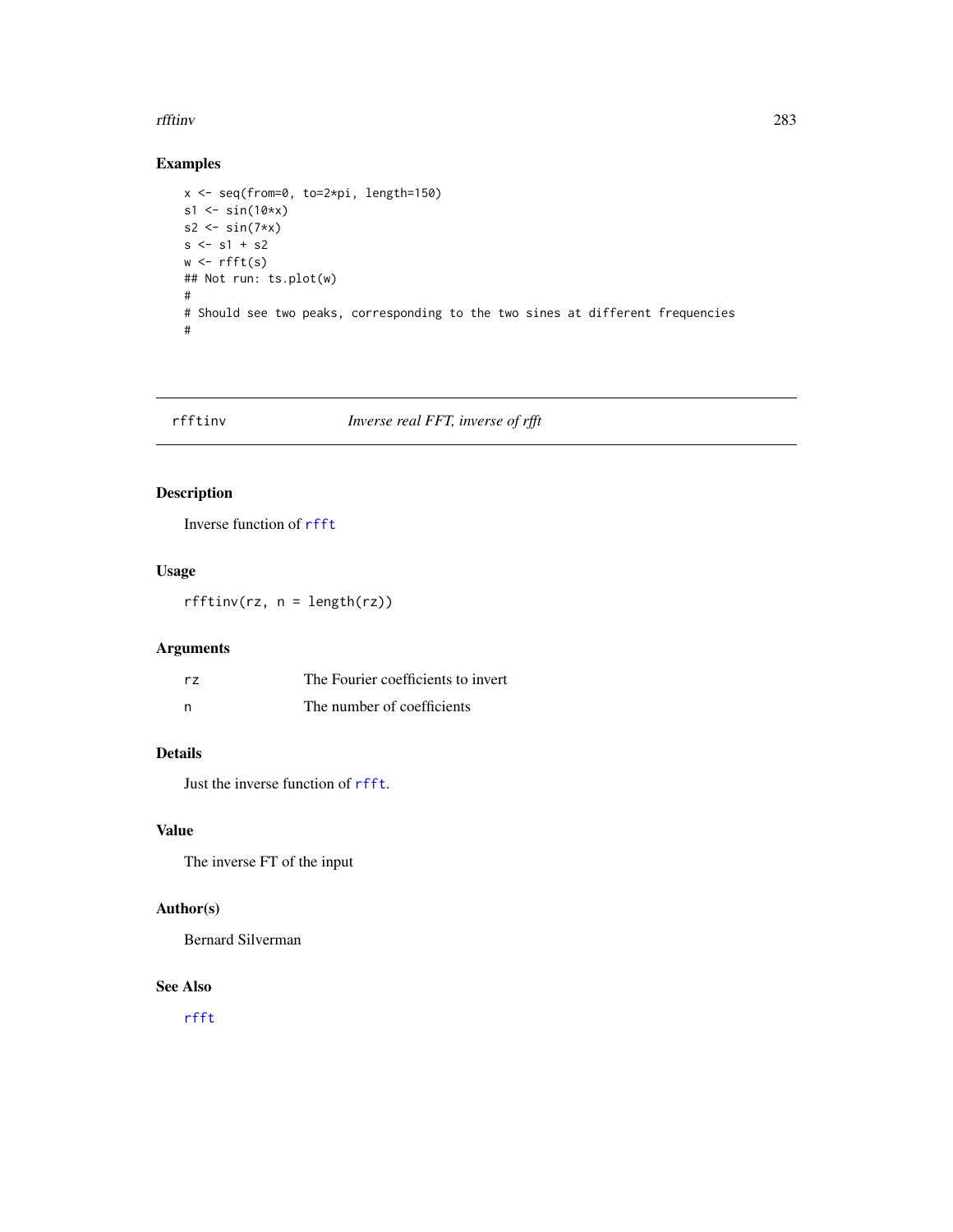## Examples

```
x <- seq(from=0, to=2*pi, length=150)
s1 <- sin(10*x)
s2 <- sin(7*x)
s <- s1 + s2
w <- rfft(s)
## Not run: ts.plot(w)
#
# Should see two peaks, corresponding to the two sines at different frequencies
#
```

---

# rfftinv *Inverse real FFT, inverse of rfft*

---

## Description

Inverse function of rfft

## Usage

```
rfftinv(rz, n = length(rz))
```

## Arguments

| | |
|---|---|
| rz | The Fourier coefficients to invert |
| n | The number of coefficients |

## Details

Just the inverse function of rfft.

## Value

The inverse FT of the input

## Author(s)

Bernard Silverman

## See Also

rfft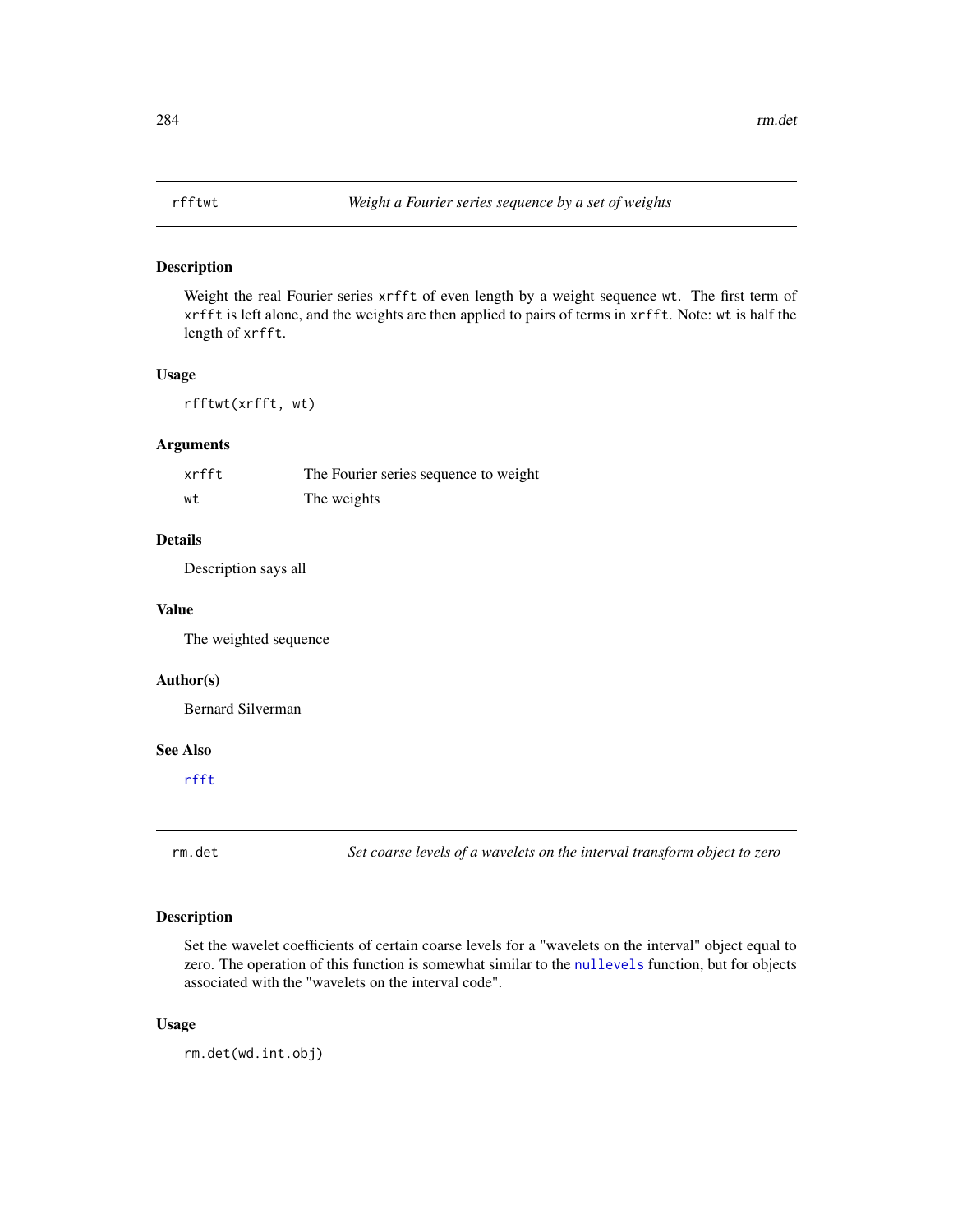## rfftwt *Weight a Fourier series sequence by a set of weights*

### Description

Weight the real Fourier series `xrfft` of even length by a weight sequence `wt`. The first term of `xrfft` is left alone, and the weights are then applied to pairs of terms in `xrfft`. Note: `wt` is half the length of `xrfft`.

### Usage

```
rfftwt(xrfft, wt)
```

### Arguments

| | |
|---|---|
| `xrfft` | The Fourier series sequence to weight |
| `wt` | The weights |

### Details

Description says all

### Value

The weighted sequence

### Author(s)

Bernard Silverman

### See Also

`rfft`

## rm.det *Set coarse levels of a wavelets on the interval transform object to zero*

### Description

Set the wavelet coefficients of certain coarse levels for a "wavelets on the interval" object equal to zero. The operation of this function is somewhat similar to the `nullevels` function, but for objects associated with the "wavelets on the interval code".

### Usage

```
rm.det(wd.int.obj)
```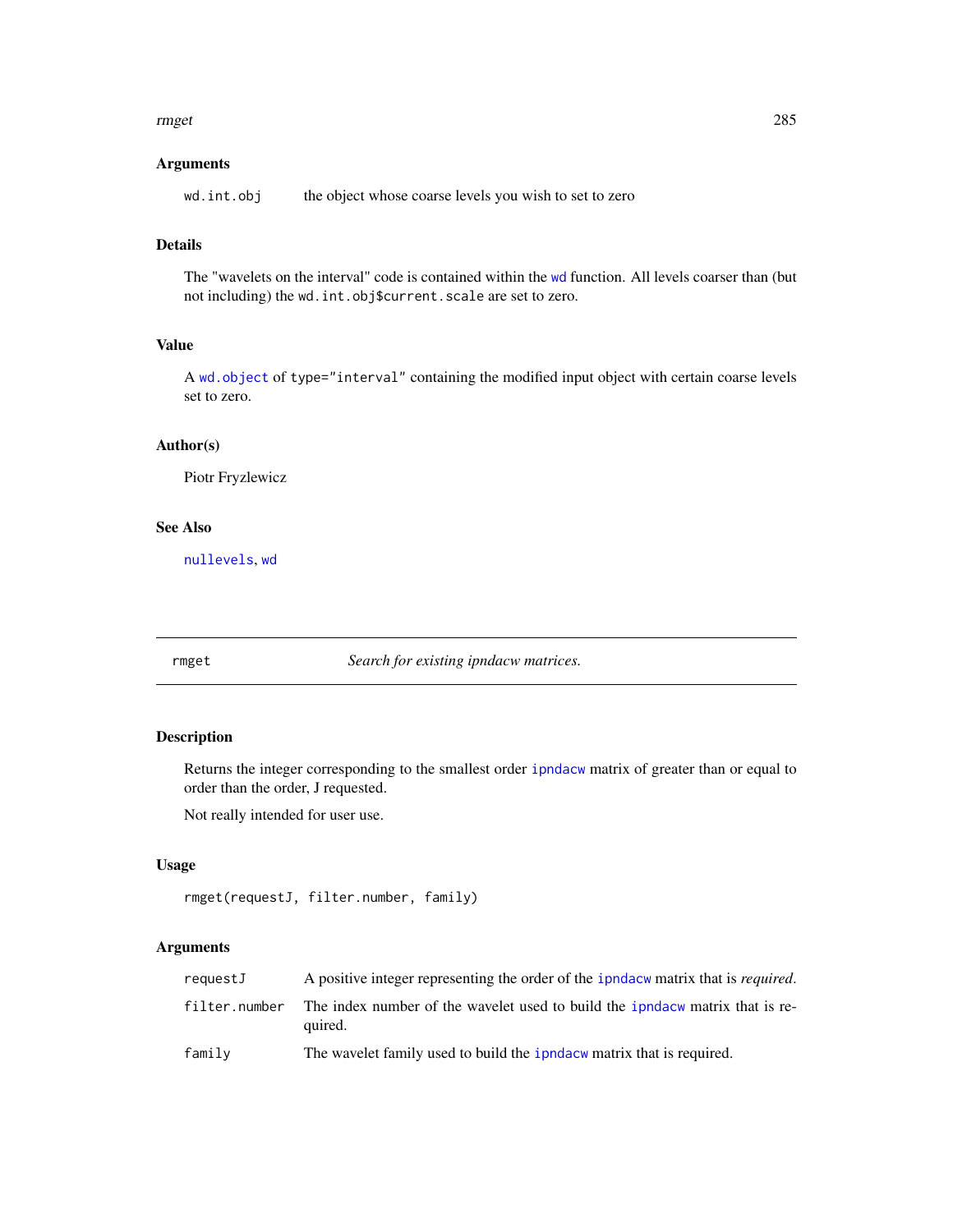## Arguments

`wd.int.obj` the object whose coarse levels you wish to set to zero

## Details

The "wavelets on the interval" code is contained within the `wd` function. All levels coarser than (but not including) the `wd.int.obj$current.scale` are set to zero.

## Value

A `wd.object` of `type="interval"` containing the modified input object with certain coarse levels set to zero.

## Author(s)

Piotr Fryzlewicz

## See Also

`nullevels`, `wd`

---

# rmget — *Search for existing ipndacw matrices.*

## Description

Returns the integer corresponding to the smallest order `ipndacw` matrix of greater than or equal to order than the order, J requested.

Not really intended for user use.

## Usage

```
rmget(requestJ, filter.number, family)
```

## Arguments

| | |
|---|---|
| `requestJ` | A positive integer representing the order of the `ipndacw` matrix that is *required*. |
| `filter.number` | The index number of the wavelet used to build the `ipndacw` matrix that is required. |
| `family` | The wavelet family used to build the `ipndacw` matrix that is required. |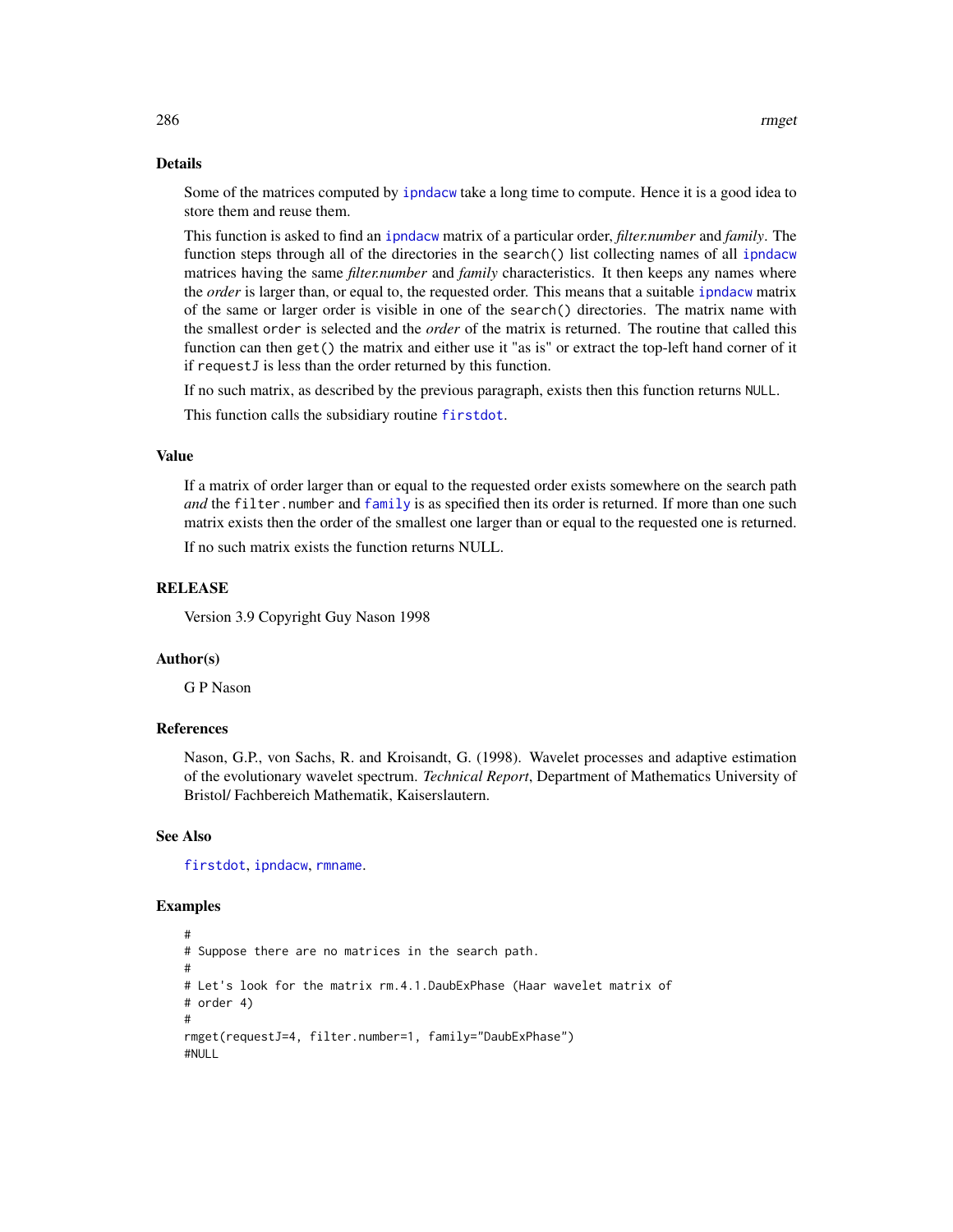## Details

Some of the matrices computed by ipndacw take a long time to compute. Hence it is a good idea to store them and reuse them.

This function is asked to find an ipndacw matrix of a particular order, *filter.number* and *family*. The function steps through all of the directories in the search() list collecting names of all ipndacw matrices having the same *filter.number* and *family* characteristics. It then keeps any names where the *order* is larger than, or equal to, the requested order. This means that a suitable ipndacw matrix of the same or larger order is visible in one of the search() directories. The matrix name with the smallest order is selected and the *order* of the matrix is returned. The routine that called this function can then get() the matrix and either use it "as is" or extract the top-left hand corner of it if requestJ is less than the order returned by this function.

If no such matrix, as described by the previous paragraph, exists then this function returns NULL.

This function calls the subsidiary routine firstdot.

## Value

If a matrix of order larger than or equal to the requested order exists somewhere on the search path *and* the filter.number and family is as specified then its order is returned. If more than one such matrix exists then the order of the smallest one larger than or equal to the requested one is returned.

If no such matrix exists the function returns NULL.

## RELEASE

Version 3.9 Copyright Guy Nason 1998

## Author(s)

G P Nason

## References

Nason, G.P., von Sachs, R. and Kroisandt, G. (1998). Wavelet processes and adaptive estimation of the evolutionary wavelet spectrum. *Technical Report*, Department of Mathematics University of Bristol/ Fachbereich Mathematik, Kaiserslautern.

## See Also

firstdot, ipndacw, rmname.

## Examples

```
#
# Suppose there are no matrices in the search path.
#
# Let's look for the matrix rm.4.1.DaubExPhase (Haar wavelet matrix of
# order 4)
#
rmget(requestJ=4, filter.number=1, family="DaubExPhase")
#NULL
```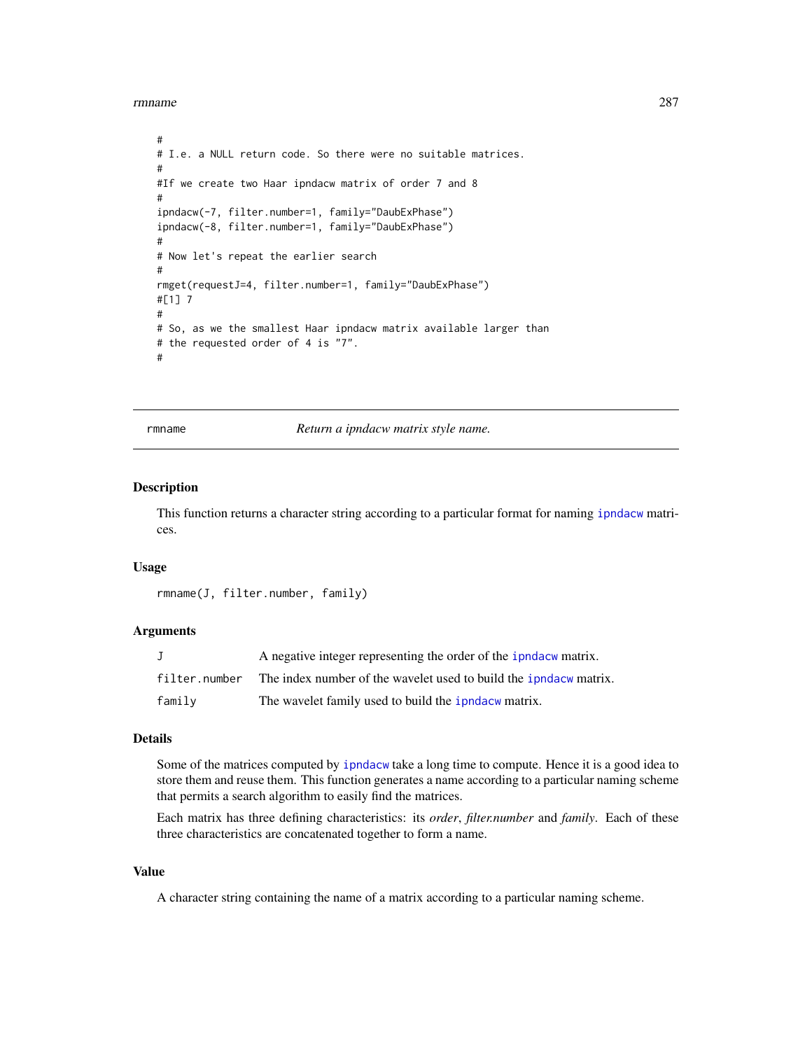```
#
# I.e. a NULL return code. So there were no suitable matrices.
#
#If we create two Haar ipndacw matrix of order 7 and 8
#
ipndacw(-7, filter.number=1, family="DaubExPhase")
ipndacw(-8, filter.number=1, family="DaubExPhase")
#
# Now let's repeat the earlier search
#
rmget(requestJ=4, filter.number=1, family="DaubExPhase")
#[1] 7
#
# So, as we the smallest Haar ipndacw matrix available larger than
# the requested order of 4 is "7".
#
```

---

rmname *Return a ipndacw matrix style name.*

---

### Description

This function returns a character string according to a particular format for naming ipndacw matrices.

### Usage

```
rmname(J, filter.number, family)
```

### Arguments

| | |
|---|---|
| J | A negative integer representing the order of the ipndacw matrix. |
| filter.number | The index number of the wavelet used to build the ipndacw matrix. |
| family | The wavelet family used to build the ipndacw matrix. |

### Details

Some of the matrices computed by ipndacw take a long time to compute. Hence it is a good idea to store them and reuse them. This function generates a name according to a particular naming scheme that permits a search algorithm to easily find the matrices.

Each matrix has three defining characteristics: its *order*, *filter.number* and *family*. Each of these three characteristics are concatenated together to form a name.

### Value

A character string containing the name of a matrix according to a particular naming scheme.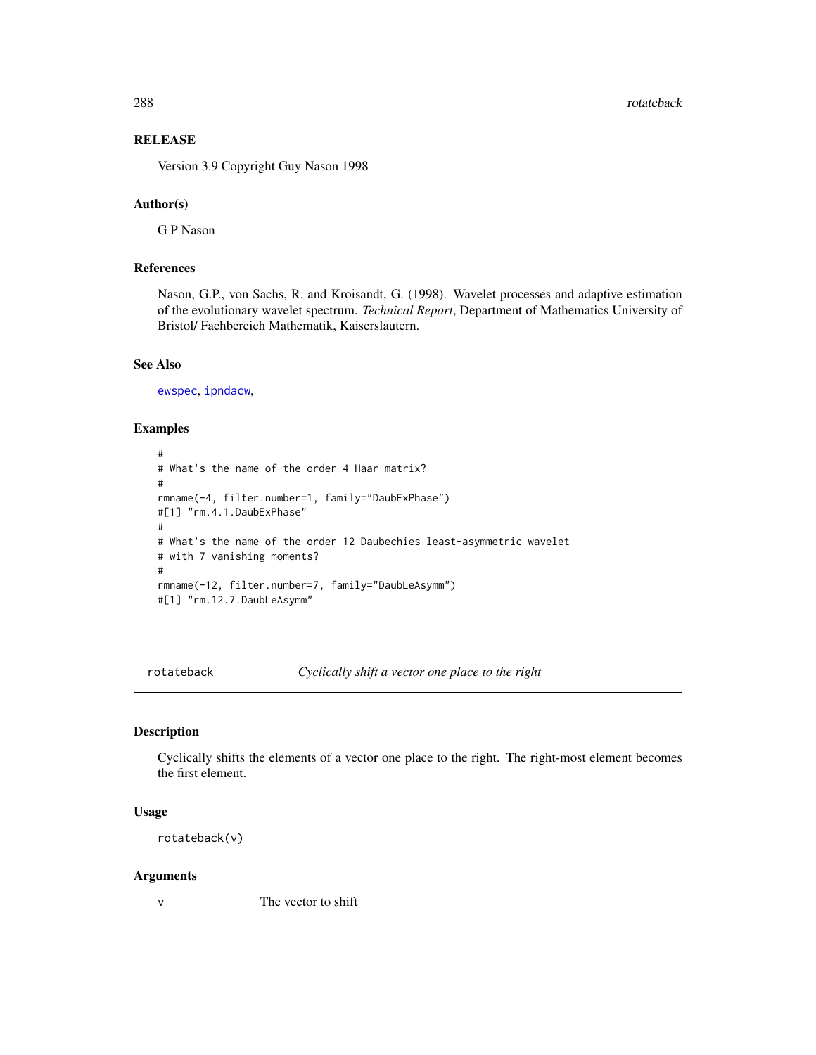### RELEASE

Version 3.9 Copyright Guy Nason 1998

### Author(s)

G P Nason

### References

Nason, G.P., von Sachs, R. and Kroisandt, G. (1998). Wavelet processes and adaptive estimation of the evolutionary wavelet spectrum. *Technical Report*, Department of Mathematics University of Bristol/ Fachbereich Mathematik, Kaiserslautern.

### See Also

ewspec, ipndacw,

### Examples

```
#
# What's the name of the order 4 Haar matrix?
#
rmname(-4, filter.number=1, family="DaubExPhase")
#[1] "rm.4.1.DaubExPhase"
#
# What's the name of the order 12 Daubechies least-asymmetric wavelet
# with 7 vanishing moments?
#
rmname(-12, filter.number=7, family="DaubLeAsymm")
#[1] "rm.12.7.DaubLeAsymm"
```

---

## rotateback — *Cyclically shift a vector one place to the right*

---

### Description

Cyclically shifts the elements of a vector one place to the right. The right-most element becomes the first element.

### Usage

```
rotateback(v)
```

### Arguments

| | |
|---|---|
| v | The vector to shift |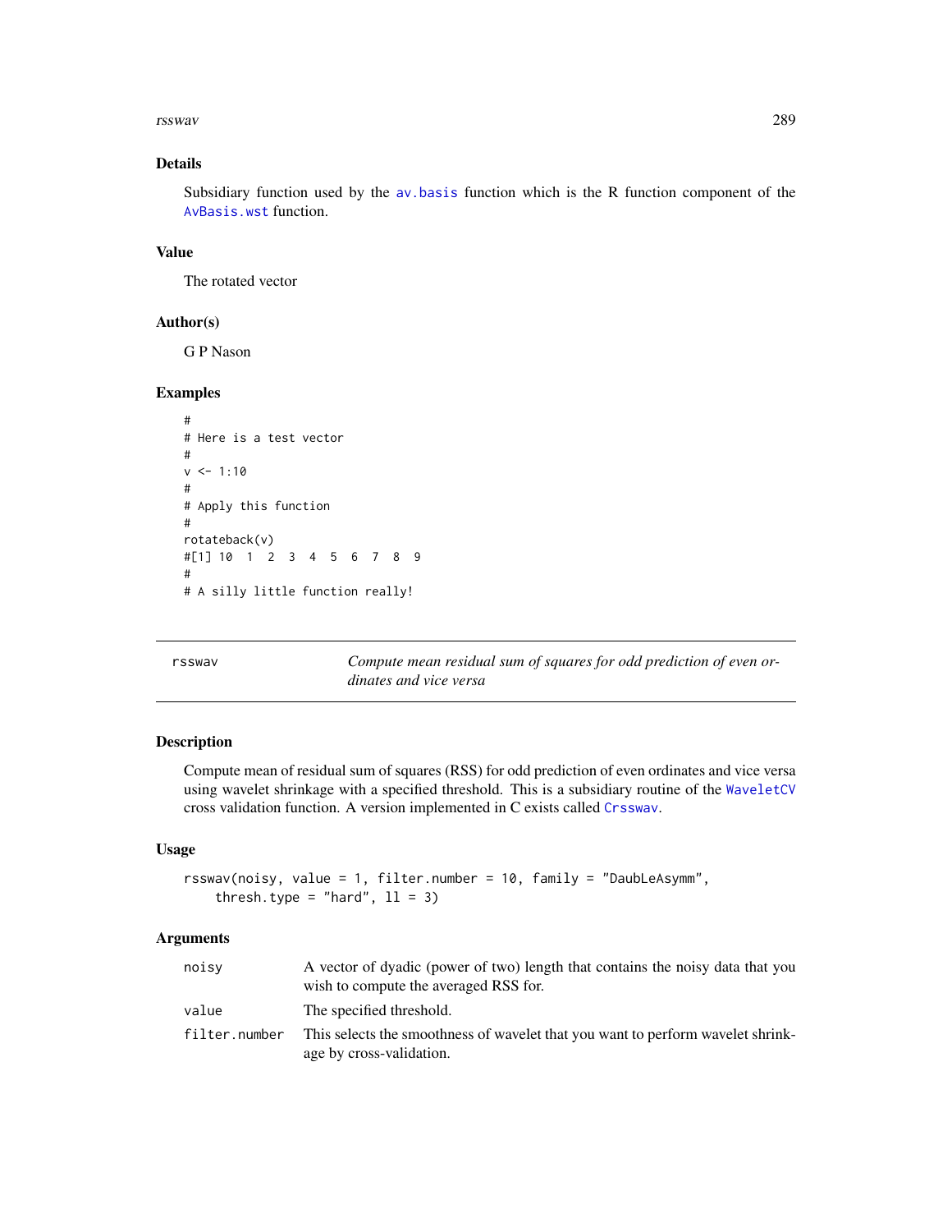## Details

Subsidiary function used by the av.basis function which is the R function component of the AvBasis.wst function.

## Value

The rotated vector

## Author(s)

G P Nason

## Examples

```
#
# Here is a test vector
#
v <- 1:10
#
# Apply this function
#
rotateback(v)
#[1] 10  1  2  3  4  5  6  7  8  9
#
# A silly little function really!
```

---

# rsswav — *Compute mean residual sum of squares for odd prediction of even ordinates and vice versa*

---

## Description

Compute mean of residual sum of squares (RSS) for odd prediction of even ordinates and vice versa using wavelet shrinkage with a specified threshold. This is a subsidiary routine of the WaveletCV cross validation function. A version implemented in C exists called Crsswav.

## Usage

```
rsswav(noisy, value = 1, filter.number = 10, family = "DaubLeAsymm",
    thresh.type = "hard", ll = 3)
```

## Arguments

| | |
|---|---|
| noisy | A vector of dyadic (power of two) length that contains the noisy data that you wish to compute the averaged RSS for. |
| value | The specified threshold. |
| filter.number | This selects the smoothness of wavelet that you want to perform wavelet shrinkage by cross-validation. |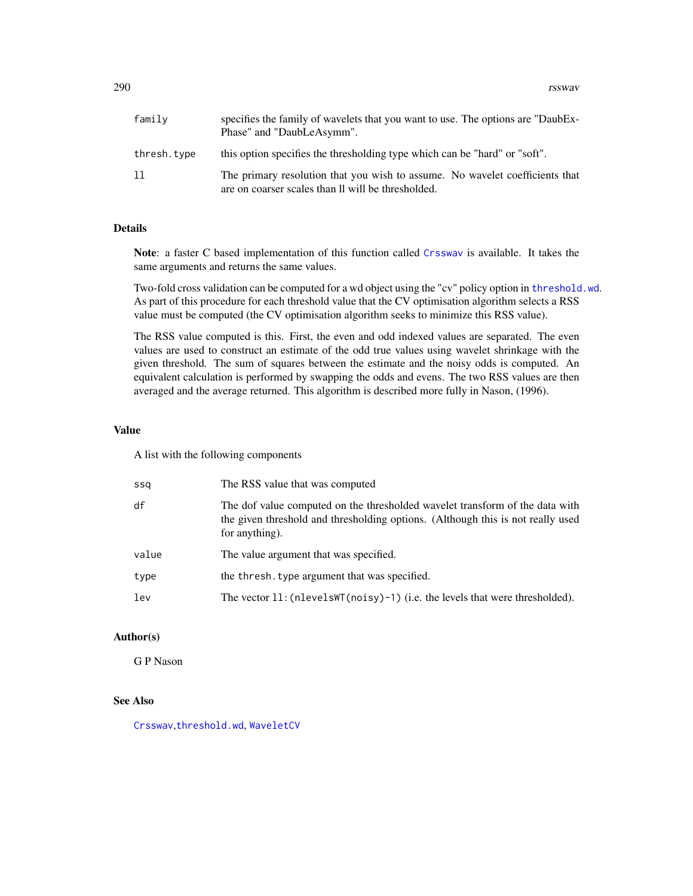| | |
|---|---|
| family | specifies the family of wavelets that you want to use. The options are "DaubExPhase" and "DaubLeAsymm". |
| thresh.type | this option specifies the thresholding type which can be "hard" or "soft". |
| ll | The primary resolution that you wish to assume. No wavelet coefficients that are on coarser scales than ll will be thresholded. |

## Details

**Note**: a faster C based implementation of this function called `Crsswav` is available. It takes the same arguments and returns the same values.

Two-fold cross validation can be computed for a wd object using the "cv" policy option in `threshold.wd`. As part of this procedure for each threshold value that the CV optimisation algorithm selects a RSS value must be computed (the CV optimisation algorithm seeks to minimize this RSS value).

The RSS value computed is this. First, the even and odd indexed values are separated. The even values are used to construct an estimate of the odd true values using wavelet shrinkage with the given threshold. The sum of squares between the estimate and the noisy odds is computed. An equivalent calculation is performed by swapping the odds and evens. The two RSS values are then averaged and the average returned. This algorithm is described more fully in Nason, (1996).

## Value

A list with the following components

| | |
|---|---|
| ssq | The RSS value that was computed |
| df | The dof value computed on the thresholded wavelet transform of the data with the given threshold and thresholding options. (Although this is not really used for anything). |
| value | The value argument that was specified. |
| type | the `thresh.type` argument that was specified. |
| lev | The vector `ll:(nlevelsWT(noisy)-1)` (i.e. the levels that were thresholded). |

## Author(s)

G P Nason

## See Also

`Crsswav`, `threshold.wd`, `WaveletCV`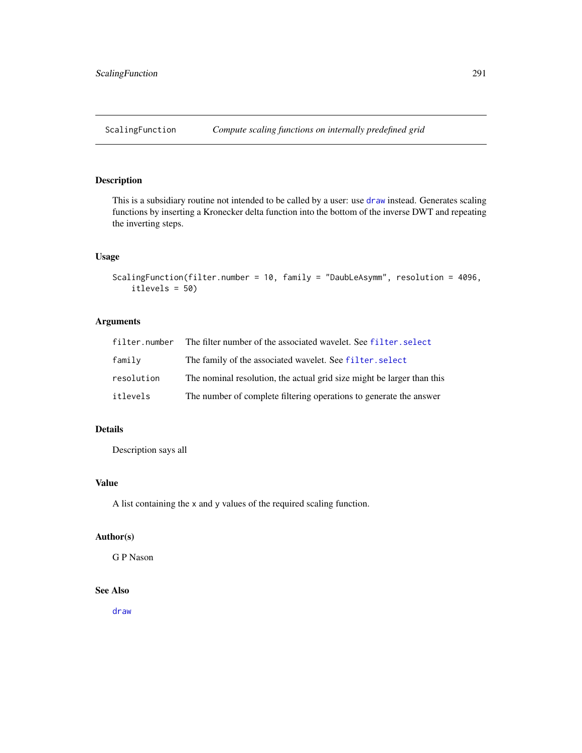# ScalingFunction *Compute scaling functions on internally predefined grid*

## Description

This is a subsidiary routine not intended to be called by a user: use `draw` instead. Generates scaling functions by inserting a Kronecker delta function into the bottom of the inverse DWT and repeating the inverting steps.

## Usage

```
ScalingFunction(filter.number = 10, family = "DaubLeAsymm", resolution = 4096,
    itlevels = 50)
```

## Arguments

| | |
|---|---|
| `filter.number` | The filter number of the associated wavelet. See `filter.select` |
| `family` | The family of the associated wavelet. See `filter.select` |
| `resolution` | The nominal resolution, the actual grid size might be larger than this |
| `itlevels` | The number of complete filtering operations to generate the answer |

## Details

Description says all

## Value

A list containing the `x` and `y` values of the required scaling function.

## Author(s)

G P Nason

## See Also

`draw`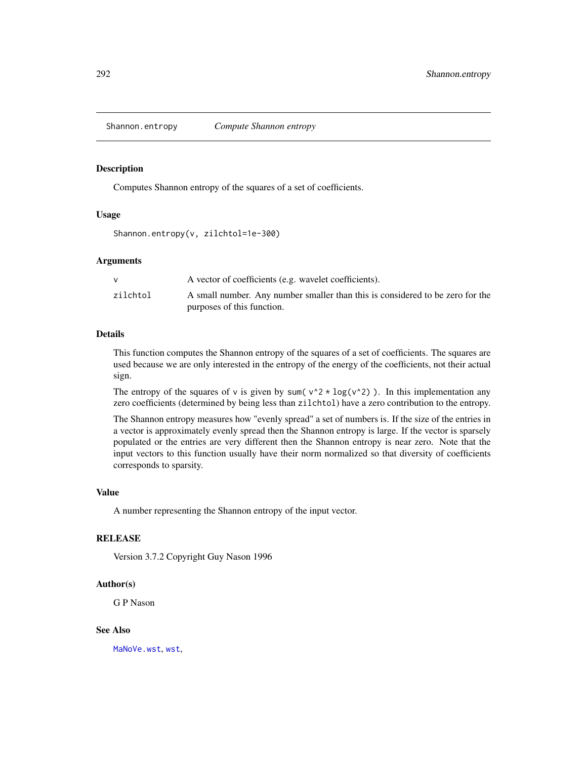## Shannon.entropy *Compute Shannon entropy*

### Description

Computes Shannon entropy of the squares of a set of coefficients.

### Usage

```
Shannon.entropy(v, zilchtol=1e-300)
```

### Arguments

| | |
|---|---|
| v | A vector of coefficients (e.g. wavelet coefficients). |
| zilchtol | A small number. Any number smaller than this is considered to be zero for the purposes of this function. |

### Details

This function computes the Shannon entropy of the squares of a set of coefficients. The squares are used because we are only interested in the entropy of the energy of the coefficients, not their actual sign.

The entropy of the squares of `v` is given by `sum( v^2 * log(v^2) )`. In this implementation any zero coefficients (determined by being less than `zilchtol`) have a zero contribution to the entropy.

The Shannon entropy measures how "evenly spread" a set of numbers is. If the size of the entries in a vector is approximately evenly spread then the Shannon entropy is large. If the vector is sparsely populated or the entries are very different then the Shannon entropy is near zero. Note that the input vectors to this function usually have their norm normalized so that diversity of coefficients corresponds to sparsity.

### Value

A number representing the Shannon entropy of the input vector.

### RELEASE

Version 3.7.2 Copyright Guy Nason 1996

### Author(s)

G P Nason

### See Also

`MaNoVe.wst`, `wst`,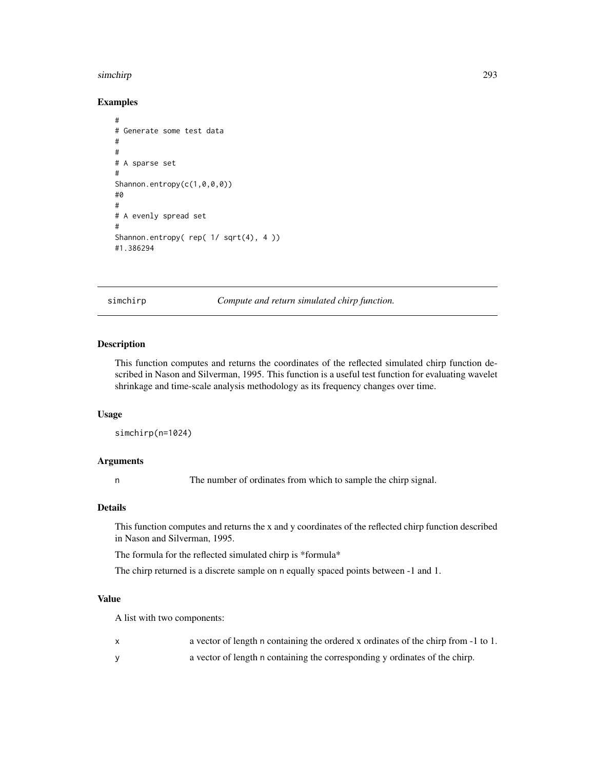## Examples

```
#
# Generate some test data
#
#
# A sparse set
#
Shannon.entropy(c(1,0,0,0))
#0
#
# A evenly spread set
#
Shannon.entropy( rep( 1/ sqrt(4), 4 ))
#1.386294
```

---

## simchirp &nbsp;&nbsp;&nbsp;&nbsp; *Compute and return simulated chirp function.*

---

### Description

This function computes and returns the coordinates of the reflected simulated chirp function described in Nason and Silverman, 1995. This function is a useful test function for evaluating wavelet shrinkage and time-scale analysis methodology as its frequency changes over time.

### Usage

```
simchirp(n=1024)
```

### Arguments

| | |
|---|---|
| `n` | The number of ordinates from which to sample the chirp signal. |

### Details

This function computes and returns the x and y coordinates of the reflected chirp function described in Nason and Silverman, 1995.

The formula for the reflected simulated chirp is *formula*

The chirp returned is a discrete sample on `n` equally spaced points between -1 and 1.

### Value

A list with two components:

| | |
|---|---|
| `x` | a vector of length `n` containing the ordered x ordinates of the chirp from -1 to 1. |
| `y` | a vector of length `n` containing the corresponding y ordinates of the chirp. |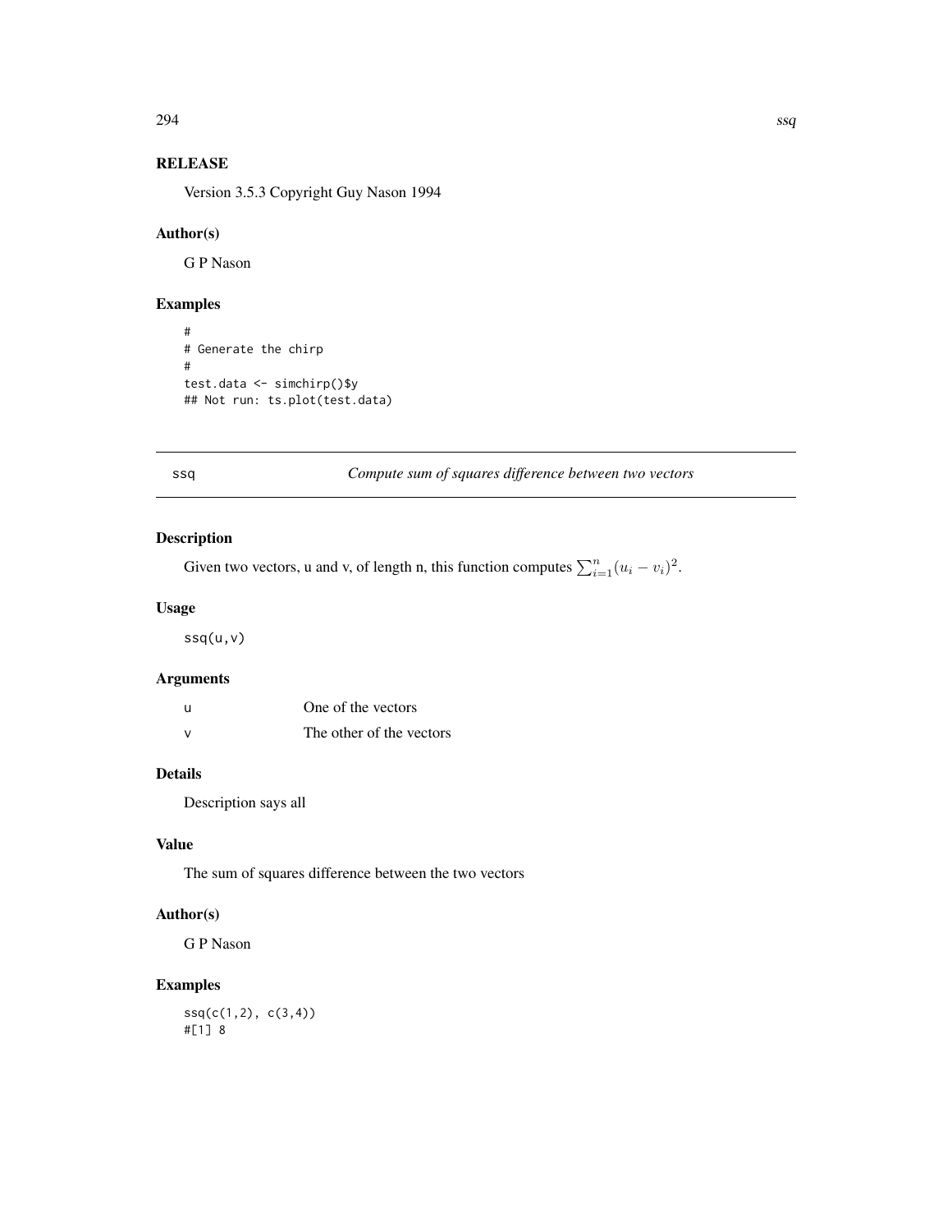## RELEASE

Version 3.5.3 Copyright Guy Nason 1994

## Author(s)

G P Nason

## Examples

```
#
# Generate the chirp
#
test.data <- simchirp()$y
## Not run: ts.plot(test.data)
```

---

# ssq — *Compute sum of squares difference between two vectors*

---

## Description

Given two vectors, u and v, of length n, this function computes $\sum_{i=1}^{n}(u_i - v_i)^2$.

## Usage

```
ssq(u,v)
```

## Arguments

| | |
|---|---|
| u | One of the vectors |
| v | The other of the vectors |

## Details

Description says all

## Value

The sum of squares difference between the two vectors

## Author(s)

G P Nason

## Examples

```
ssq(c(1,2), c(3,4))
#[1] 8
```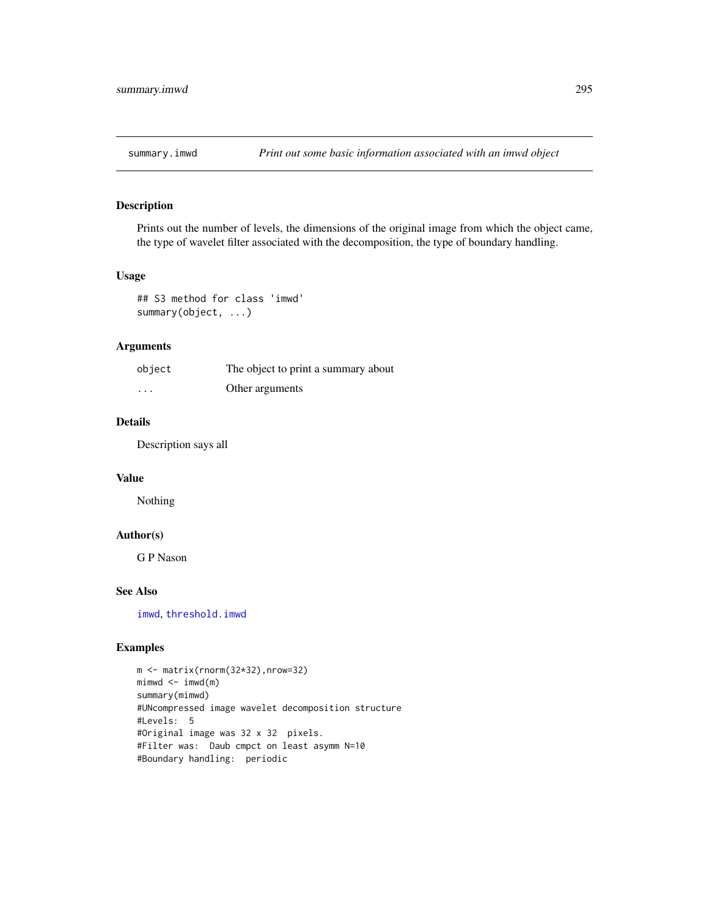## summary.imwd — *Print out some basic information associated with an imwd object*

### Description

Prints out the number of levels, the dimensions of the original image from which the object came, the type of wavelet filter associated with the decomposition, the type of boundary handling.

### Usage

```
## S3 method for class 'imwd'
summary(object, ...)
```

### Arguments

| | |
|---|---|
| object | The object to print a summary about |
| ... | Other arguments |

### Details

Description says all

### Value

Nothing

### Author(s)

G P Nason

### See Also

imwd, threshold.imwd

### Examples

```
m <- matrix(rnorm(32*32),nrow=32)
mimwd <- imwd(m)
summary(mimwd)
#UNcompressed image wavelet decomposition structure
#Levels:  5
#Original image was 32 x 32  pixels.
#Filter was:  Daub cmpct on least asymm N=10
#Boundary handling:  periodic
```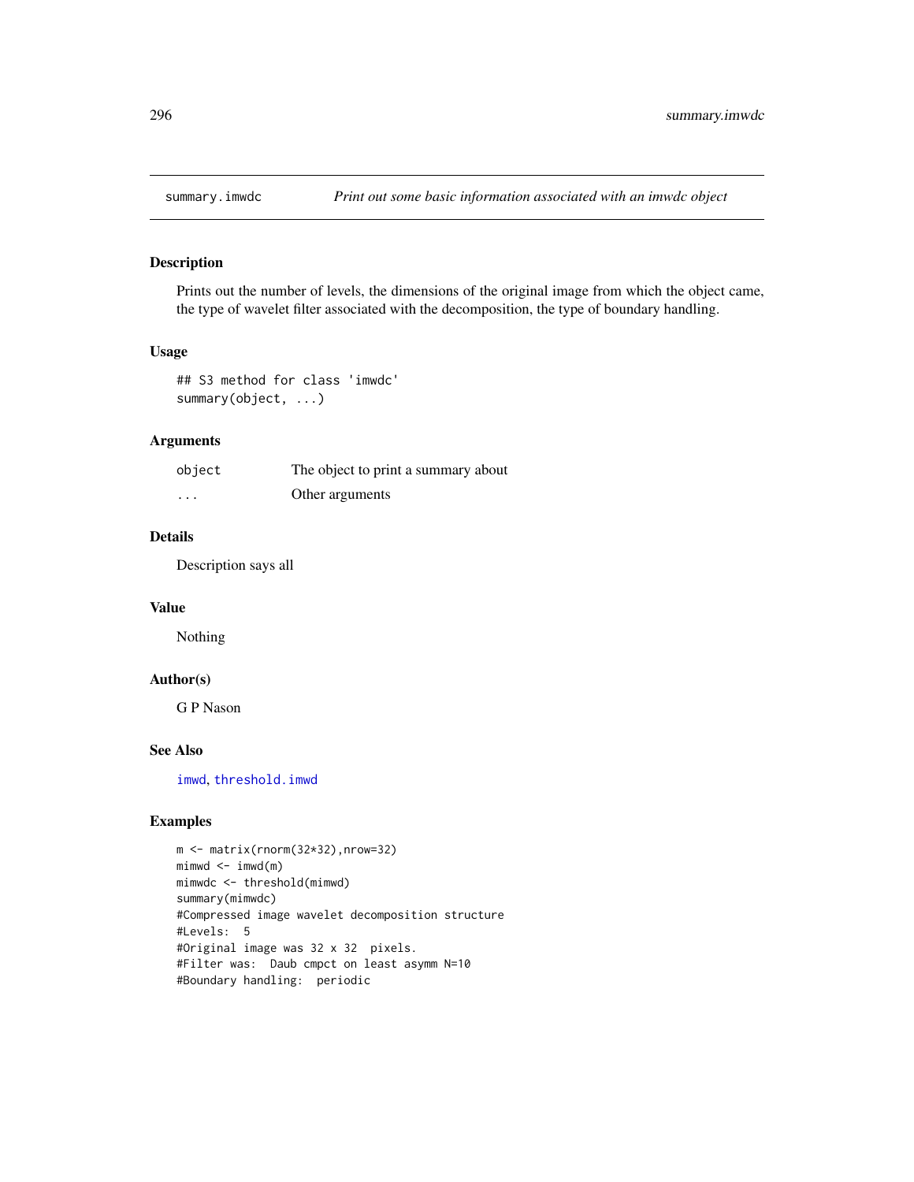# summary.imwdc — *Print out some basic information associated with an imwdc object*

## Description

Prints out the number of levels, the dimensions of the original image from which the object came, the type of wavelet filter associated with the decomposition, the type of boundary handling.

## Usage

```
## S3 method for class 'imwdc'
summary(object, ...)
```

## Arguments

| | |
|---|---|
| object | The object to print a summary about |
| ... | Other arguments |

## Details

Description says all

## Value

Nothing

## Author(s)

G P Nason

## See Also

imwd, threshold.imwd

## Examples

```
m <- matrix(rnorm(32*32),nrow=32)
mimwd <- imwd(m)
mimwdc <- threshold(mimwd)
summary(mimwdc)
#Compressed image wavelet decomposition structure
#Levels:  5
#Original image was 32 x 32  pixels.
#Filter was:  Daub cmpct on least asymm N=10
#Boundary handling:  periodic
```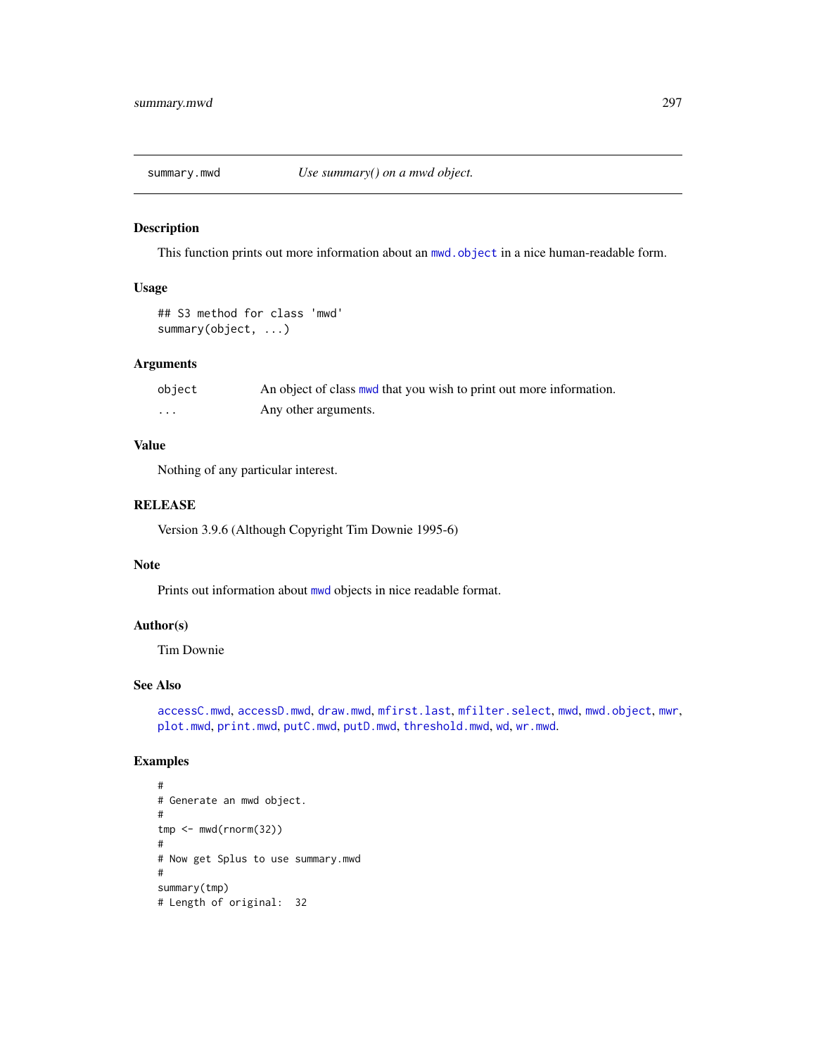# summary.mwd *Use summary() on a mwd object.*

## Description

This function prints out more information about an mwd.object in a nice human-readable form.

## Usage

```
## S3 method for class 'mwd'
summary(object, ...)
```

## Arguments

| | |
|---|---|
| object | An object of class mwd that you wish to print out more information. |
| ... | Any other arguments. |

## Value

Nothing of any particular interest.

## RELEASE

Version 3.9.6 (Although Copyright Tim Downie 1995-6)

## Note

Prints out information about mwd objects in nice readable format.

## Author(s)

Tim Downie

## See Also

accessC.mwd, accessD.mwd, draw.mwd, mfirst.last, mfilter.select, mwd, mwd.object, mwr, plot.mwd, print.mwd, putC.mwd, putD.mwd, threshold.mwd, wd, wr.mwd.

## Examples

```
#
# Generate an mwd object.
#
tmp <- mwd(rnorm(32))
#
# Now get Splus to use summary.mwd
#
summary(tmp)
# Length of original:  32
```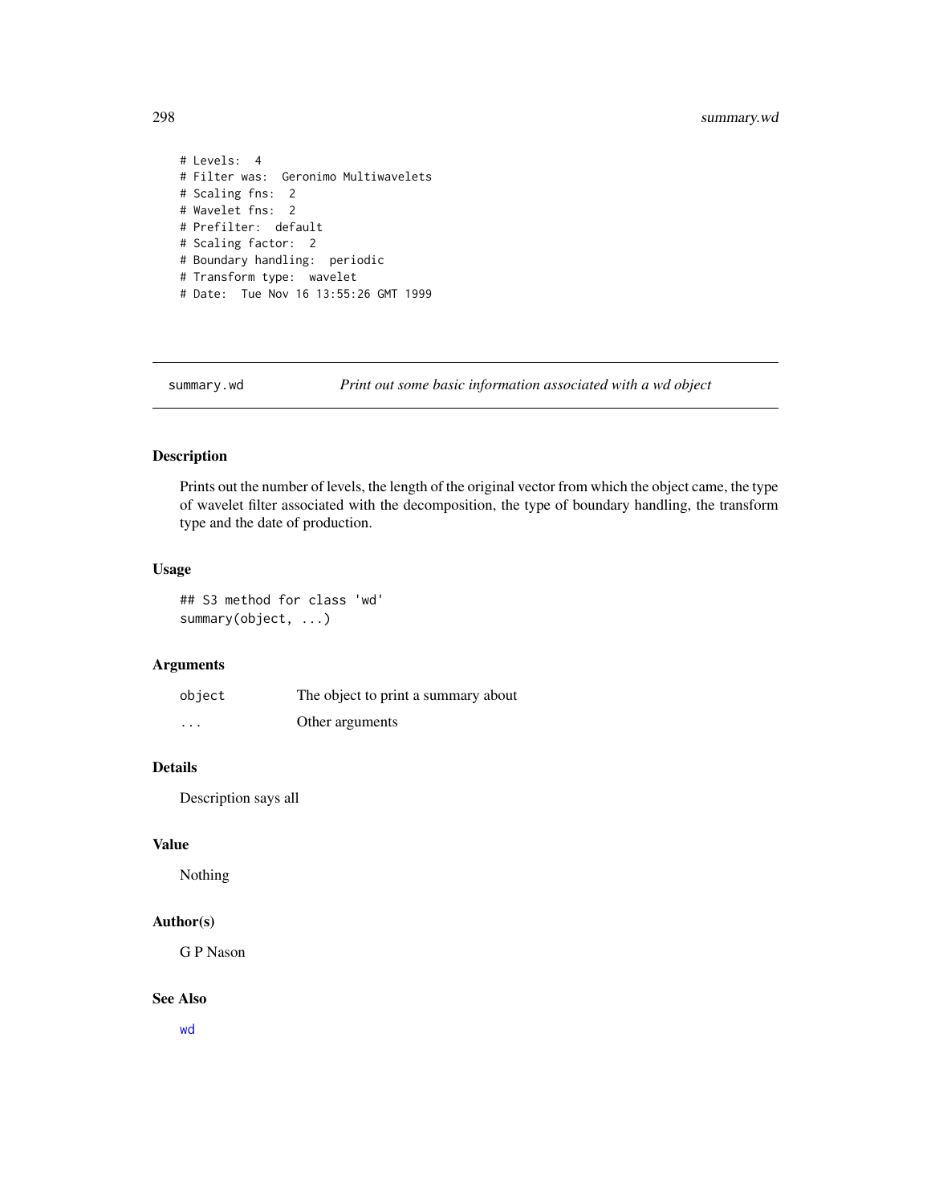```
# Levels:  4
# Filter was:  Geronimo Multiwavelets
# Scaling fns:  2
# Wavelet fns:  2
# Prefilter:  default
# Scaling factor:  2
# Boundary handling:  periodic
# Transform type:  wavelet
# Date:  Tue Nov 16 13:55:26 GMT 1999
```

---

## summary.wd — *Print out some basic information associated with a wd object*

### Description

Prints out the number of levels, the length of the original vector from which the object came, the type of wavelet filter associated with the decomposition, the type of boundary handling, the transform type and the date of production.

### Usage

```
## S3 method for class 'wd'
summary(object, ...)
```

### Arguments

| | |
|---|---|
| object | The object to print a summary about |
| ... | Other arguments |

### Details

Description says all

### Value

Nothing

### Author(s)

G P Nason

### See Also

wd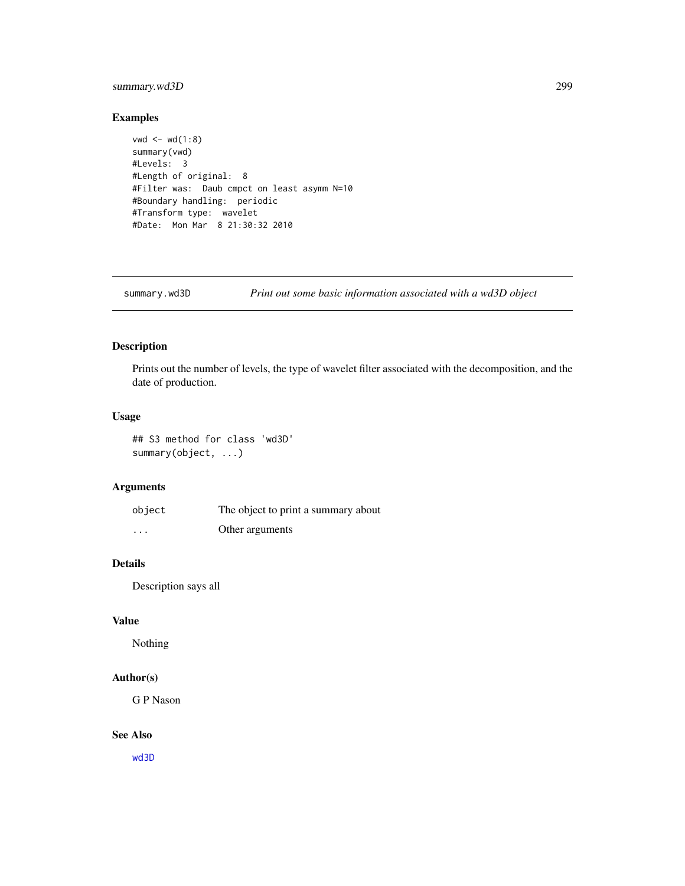## Examples

```
vwd <- wd(1:8)
summary(vwd)
#Levels:  3
#Length of original:  8
#Filter was:  Daub cmpct on least asymm N=10
#Boundary handling:  periodic
#Transform type:  wavelet
#Date:  Mon Mar  8 21:30:32 2010
```

---

# summary.wd3D    *Print out some basic information associated with a wd3D object*

---

## Description

Prints out the number of levels, the type of wavelet filter associated with the decomposition, and the date of production.

## Usage

```
## S3 method for class 'wd3D'
summary(object, ...)
```

## Arguments

| | |
|---|---|
| `object` | The object to print a summary about |
| `...` | Other arguments |

## Details

Description says all

## Value

Nothing

## Author(s)

G P Nason

## See Also

wd3D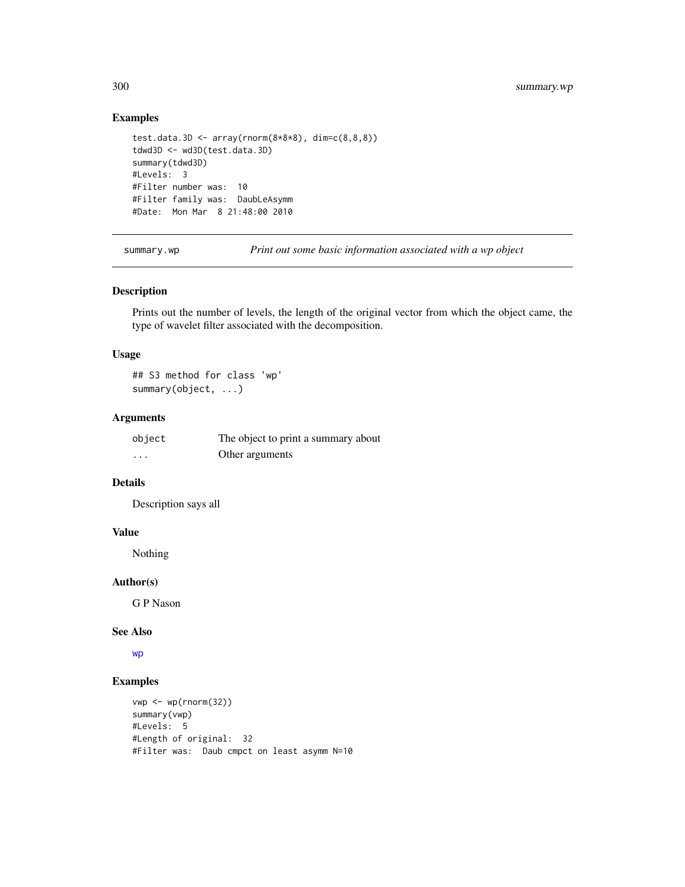## Examples

```
test.data.3D <- array(rnorm(8*8*8), dim=c(8,8,8))
tdwd3D <- wd3D(test.data.3D)
summary(tdwd3D)
#Levels:  3
#Filter number was:  10
#Filter family was:  DaubLeAsymm
#Date:  Mon Mar  8 21:48:00 2010
```

---

summary.wp — *Print out some basic information associated with a wp object*

---

## Description

Prints out the number of levels, the length of the original vector from which the object came, the type of wavelet filter associated with the decomposition.

## Usage

```
## S3 method for class 'wp'
summary(object, ...)
```

## Arguments

| | |
|---|---|
| object | The object to print a summary about |
| ... | Other arguments |

## Details

Description says all

## Value

Nothing

## Author(s)

G P Nason

## See Also

wp

## Examples

```
vwp <- wp(rnorm(32))
summary(vwp)
#Levels:  5
#Length of original:  32
#Filter was:  Daub cmpct on least asymm N=10
```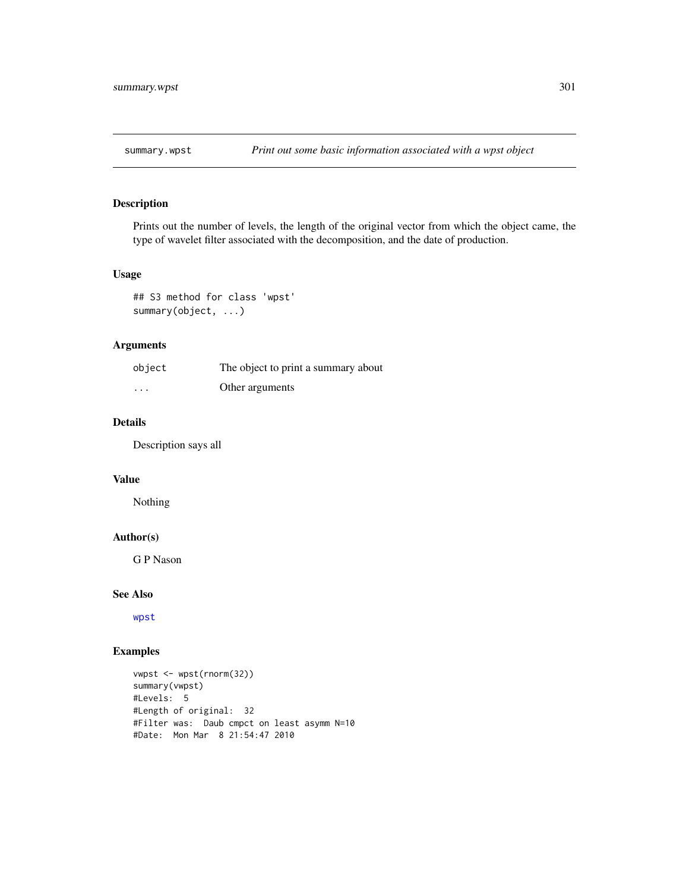## summary.wpst *Print out some basic information associated with a wpst object*

### Description

Prints out the number of levels, the length of the original vector from which the object came, the type of wavelet filter associated with the decomposition, and the date of production.

### Usage

```
## S3 method for class 'wpst'
summary(object, ...)
```

### Arguments

| | |
|---|---|
| object | The object to print a summary about |
| ... | Other arguments |

### Details

Description says all

### Value

Nothing

### Author(s)

G P Nason

### See Also

wpst

### Examples

```
vwpst <- wpst(rnorm(32))
summary(vwpst)
#Levels:  5
#Length of original:  32
#Filter was:  Daub cmpct on least asymm N=10
#Date:  Mon Mar  8 21:54:47 2010
```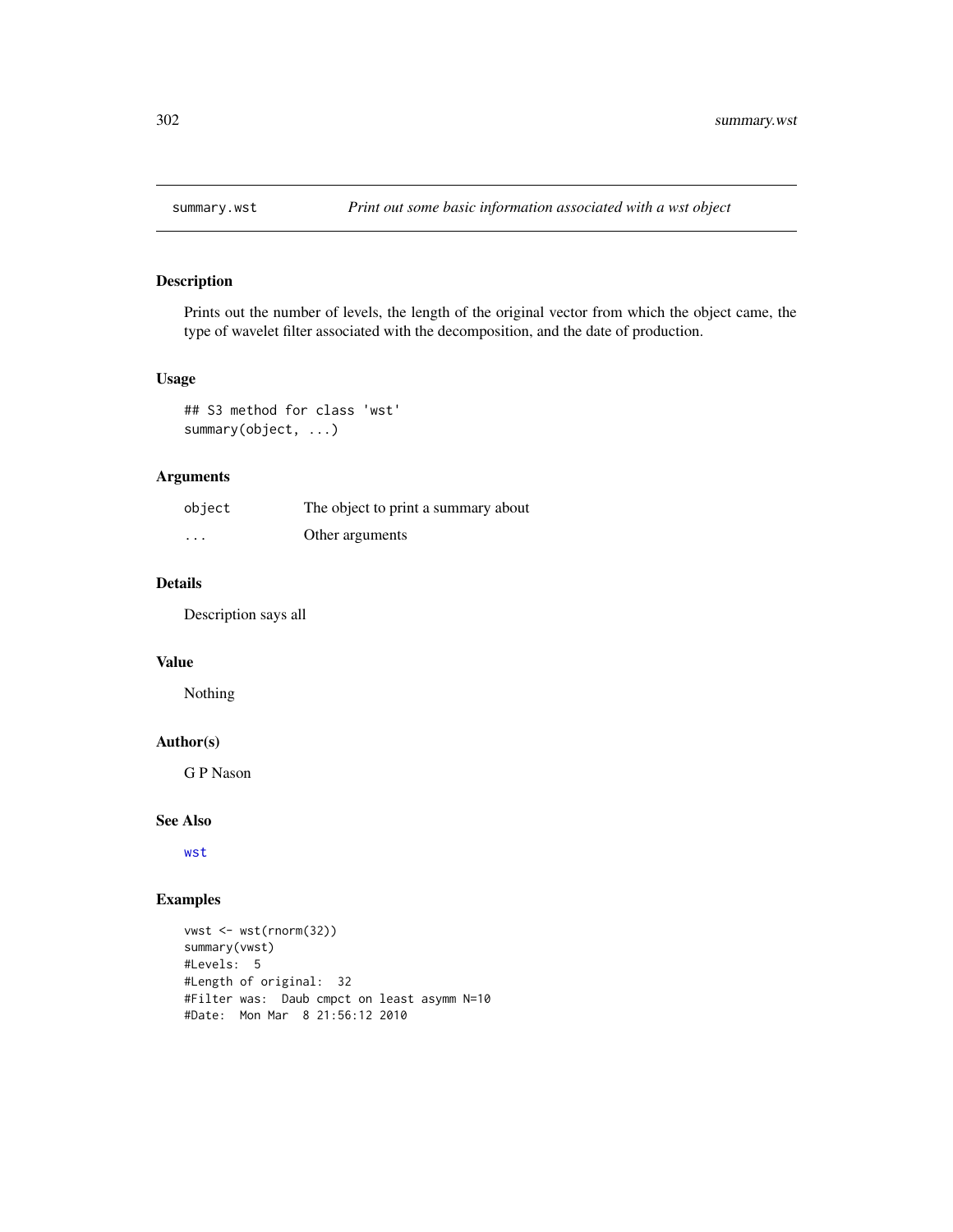# summary.wst — *Print out some basic information associated with a wst object*

## Description

Prints out the number of levels, the length of the original vector from which the object came, the type of wavelet filter associated with the decomposition, and the date of production.

## Usage

```
## S3 method for class 'wst'
summary(object, ...)
```

## Arguments

| | |
|---|---|
| object | The object to print a summary about |
| ... | Other arguments |

## Details

Description says all

## Value

Nothing

## Author(s)

G P Nason

## See Also

wst

## Examples

```
vwst <- wst(rnorm(32))
summary(vwst)
#Levels:  5
#Length of original:  32
#Filter was:  Daub cmpct on least asymm N=10
#Date:  Mon Mar  8 21:56:12 2010
```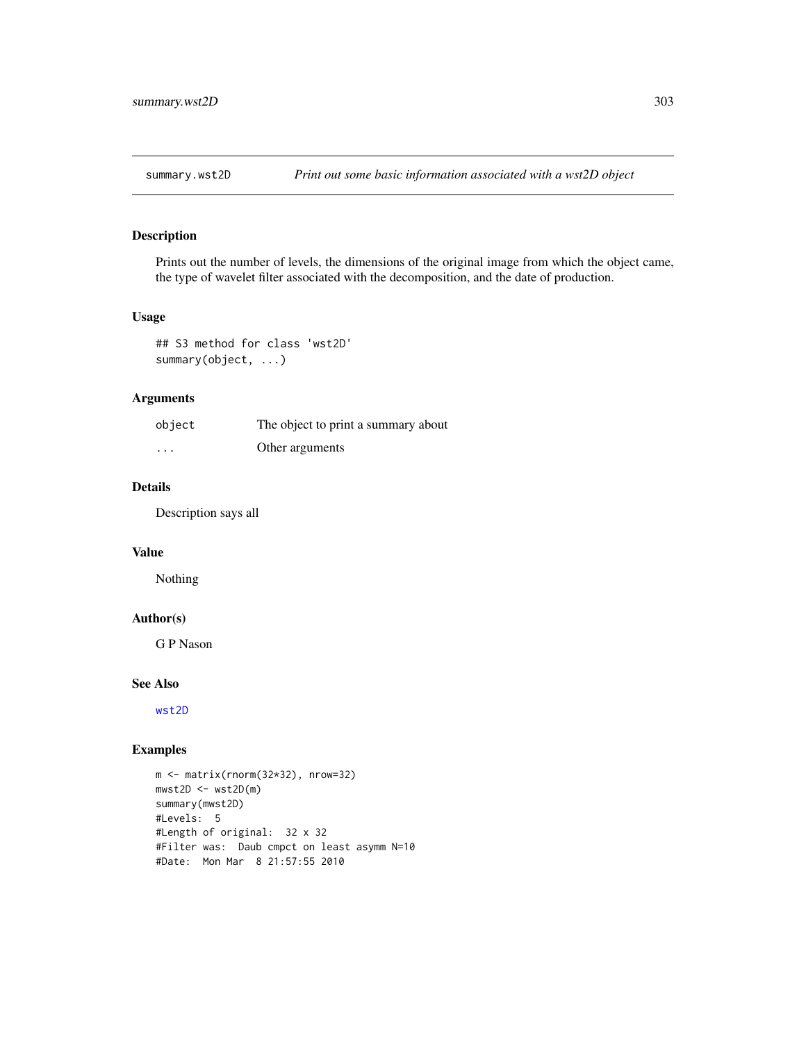## summary.wst2D *Print out some basic information associated with a wst2D object*

### Description

Prints out the number of levels, the dimensions of the original image from which the object came, the type of wavelet filter associated with the decomposition, and the date of production.

### Usage

```
## S3 method for class 'wst2D'
summary(object, ...)
```

### Arguments

| | |
|---|---|
| object | The object to print a summary about |
| ... | Other arguments |

### Details

Description says all

### Value

Nothing

### Author(s)

G P Nason

### See Also

wst2D

### Examples

```
m <- matrix(rnorm(32*32), nrow=32)
mwst2D <- wst2D(m)
summary(mwst2D)
#Levels:  5
#Length of original:  32 x 32
#Filter was:  Daub cmpct on least asymm N=10
#Date:  Mon Mar  8 21:57:55 2010
```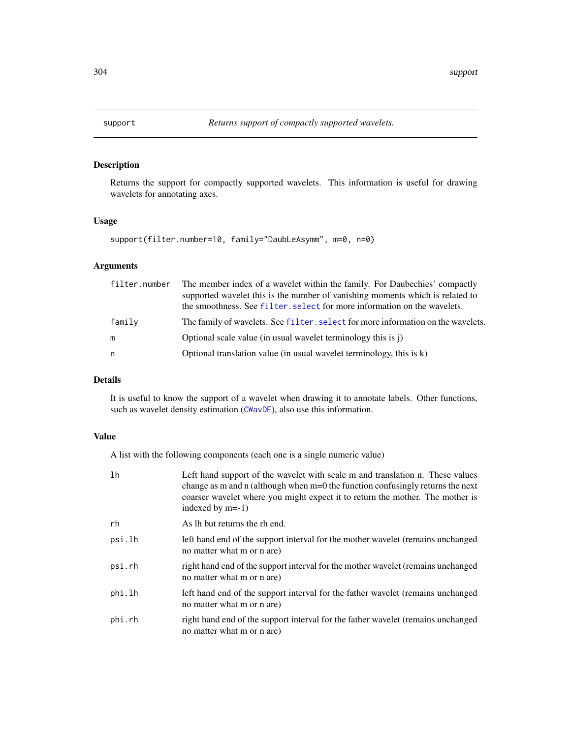# support — *Returns support of compactly supported wavelets.*

## Description

Returns the support for compactly supported wavelets. This information is useful for drawing wavelets for annotating axes.

## Usage

```
support(filter.number=10, family="DaubLeAsymm", m=0, n=0)
```

## Arguments

| | |
|---|---|
| filter.number | The member index of a wavelet within the family. For Daubechies' compactly supported wavelet this is the number of vanishing moments which is related to the smoothness. See filter.select for more information on the wavelets. |
| family | The family of wavelets. See filter.select for more information on the wavelets. |
| m | Optional scale value (in usual wavelet terminology this is j) |
| n | Optional translation value (in usual wavelet terminology, this is k) |

## Details

It is useful to know the support of a wavelet when drawing it to annotate labels. Other functions, such as wavelet density estimation (CWavDE), also use this information.

## Value

A list with the following components (each one is a single numeric value)

| | |
|---|---|
| lh | Left hand support of the wavelet with scale m and translation n. These values change as m and n (although when m=0 the function confusingly returns the next coarser wavelet where you might expect it to return the mother. The mother is indexed by m=-1) |
| rh | As lh but returns the rh end. |
| psi.lh | left hand end of the support interval for the mother wavelet (remains unchanged no matter what m or n are) |
| psi.rh | right hand end of the support interval for the mother wavelet (remains unchanged no matter what m or n are) |
| phi.lh | left hand end of the support interval for the father wavelet (remains unchanged no matter what m or n are) |
| phi.rh | right hand end of the support interval for the father wavelet (remains unchanged no matter what m or n are) |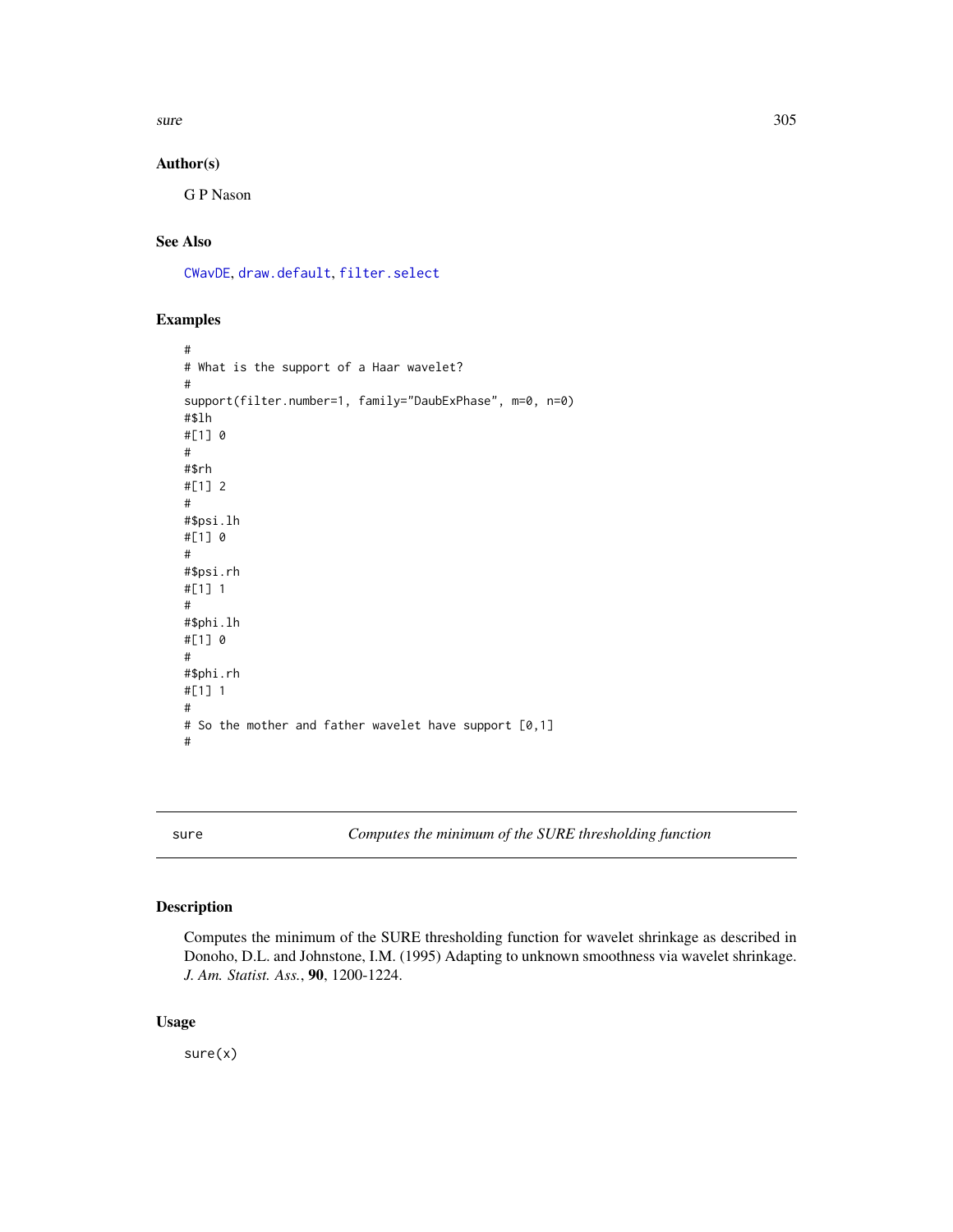## Author(s)

G P Nason

## See Also

CWavDE, draw.default, filter.select

## Examples

```
#
# What is the support of a Haar wavelet?
#
support(filter.number=1, family="DaubExPhase", m=0, n=0)
#$lh
#[1] 0
#
#$rh
#[1] 2
#
#$psi.lh
#[1] 0
#
#$psi.rh
#[1] 1
#
#$phi.lh
#[1] 0
#
#$phi.rh
#[1] 1
#
# So the mother and father wavelet have support [0,1]
#
```

---

# sure — *Computes the minimum of the SURE thresholding function*

## Description

Computes the minimum of the SURE thresholding function for wavelet shrinkage as described in Donoho, D.L. and Johnstone, I.M. (1995) Adapting to unknown smoothness via wavelet shrinkage. *J. Am. Statist. Ass.*, **90**, 1200-1224.

## Usage

```
sure(x)
```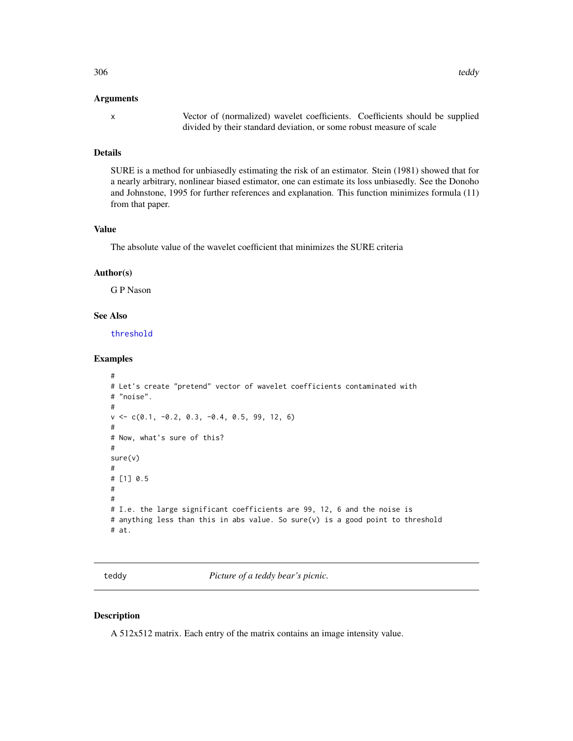### Arguments

| | |
|---|---|
| x | Vector of (normalized) wavelet coefficients. Coefficients should be supplied divided by their standard deviation, or some robust measure of scale |

### Details

SURE is a method for unbiasedly estimating the risk of an estimator. Stein (1981) showed that for a nearly arbitrary, nonlinear biased estimator, one can estimate its loss unbiasedly. See the Donoho and Johnstone, 1995 for further references and explanation. This function minimizes formula (11) from that paper.

### Value

The absolute value of the wavelet coefficient that minimizes the SURE criteria

### Author(s)

G P Nason

### See Also

threshold

### Examples

```
#
# Let's create "pretend" vector of wavelet coefficients contaminated with
# "noise".
#
v <- c(0.1, -0.2, 0.3, -0.4, 0.5, 99, 12, 6)
#
# Now, what's sure of this?
#
sure(v)
#
# [1] 0.5
#
#
# I.e. the large significant coefficients are 99, 12, 6 and the noise is
# anything less than this in abs value. So sure(v) is a good point to threshold
# at.
```

---

## teddy    *Picture of a teddy bear's picnic.*

---

### Description

A 512x512 matrix. Each entry of the matrix contains an image intensity value.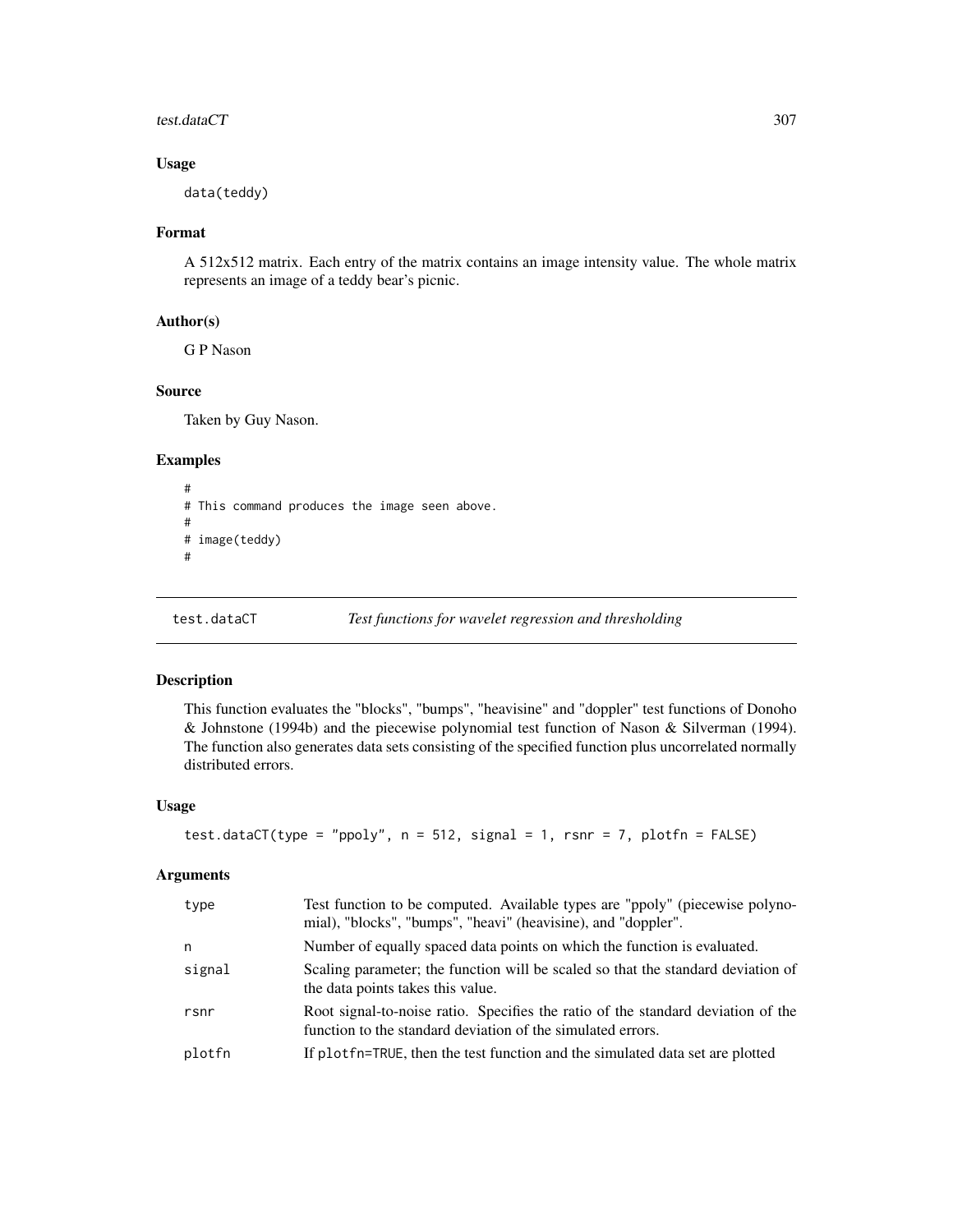### Usage

```
data(teddy)
```

### Format

A 512x512 matrix. Each entry of the matrix contains an image intensity value. The whole matrix represents an image of a teddy bear's picnic.

### Author(s)

G P Nason

### Source

Taken by Guy Nason.

### Examples

```
#
# This command produces the image seen above.
#
# image(teddy)
#
```

---

## test.dataCT — *Test functions for wavelet regression and thresholding*

---

### Description

This function evaluates the "blocks", "bumps", "heavisine" and "doppler" test functions of Donoho & Johnstone (1994b) and the piecewise polynomial test function of Nason & Silverman (1994). The function also generates data sets consisting of the specified function plus uncorrelated normally distributed errors.

### Usage

```
test.dataCT(type = "ppoly", n = 512, signal = 1, rsnr = 7, plotfn = FALSE)
```

### Arguments

| | |
|---|---|
| `type` | Test function to be computed. Available types are "ppoly" (piecewise polynomial), "blocks", "bumps", "heavi" (heavisine), and "doppler". |
| `n` | Number of equally spaced data points on which the function is evaluated. |
| `signal` | Scaling parameter; the function will be scaled so that the standard deviation of the data points takes this value. |
| `rsnr` | Root signal-to-noise ratio. Specifies the ratio of the standard deviation of the function to the standard deviation of the simulated errors. |
| `plotfn` | If `plotfn=TRUE`, then the test function and the simulated data set are plotted |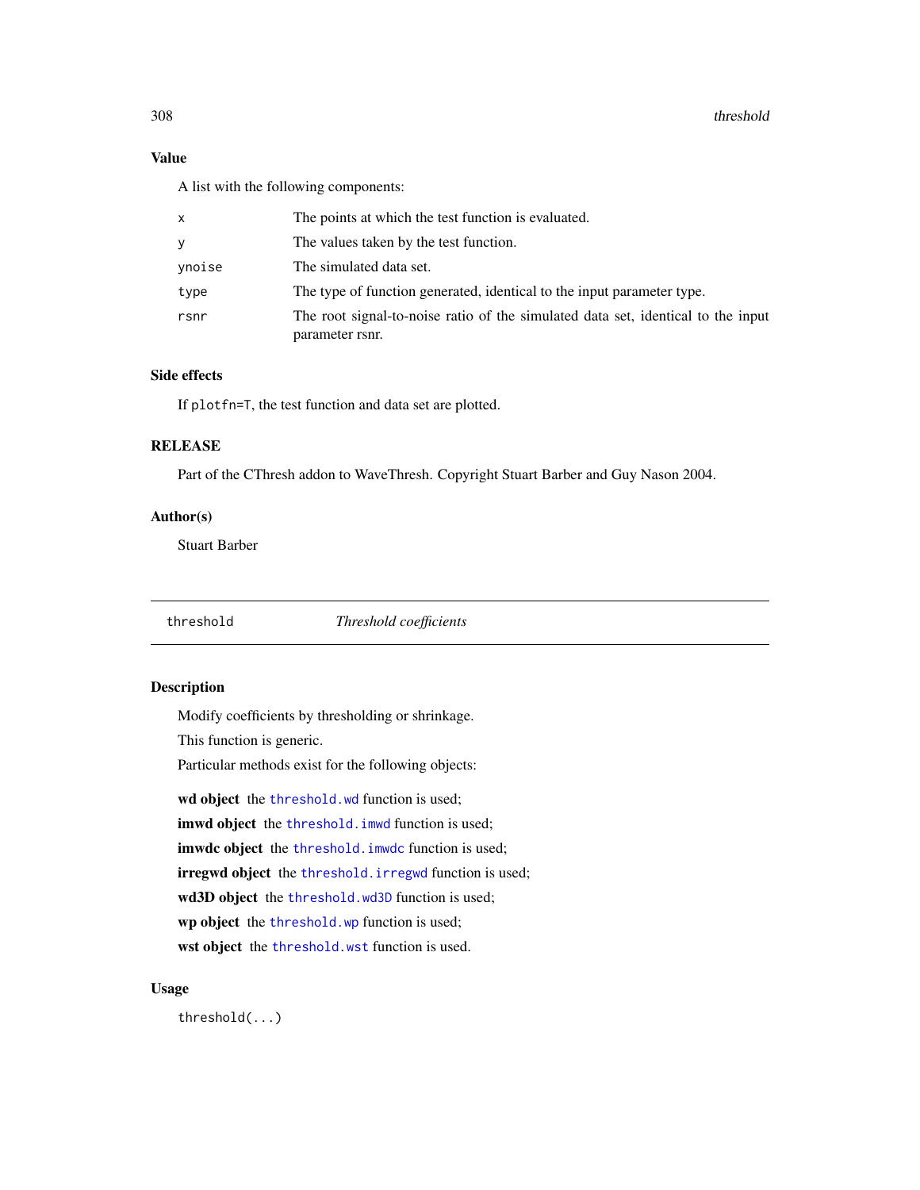## Value

A list with the following components:

| | |
|---|---|
| `x` | The points at which the test function is evaluated. |
| `y` | The values taken by the test function. |
| `ynoise` | The simulated data set. |
| `type` | The type of function generated, identical to the input parameter type. |
| `rsnr` | The root signal-to-noise ratio of the simulated data set, identical to the input parameter rsnr. |

## Side effects

If `plotfn=T`, the test function and data set are plotted.

## RELEASE

Part of the CThresh addon to WaveThresh. Copyright Stuart Barber and Guy Nason 2004.

## Author(s)

Stuart Barber

---

# threshold *Threshold coefficients*

## Description

Modify coefficients by thresholding or shrinkage.

This function is generic.

Particular methods exist for the following objects:

**wd object** the `threshold.wd` function is used;

**imwd object** the `threshold.imwd` function is used;

**imwdc object** the `threshold.imwdc` function is used;

**irregwd object** the `threshold.irregwd` function is used;

**wd3D object** the `threshold.wd3D` function is used;

**wp object** the `threshold.wp` function is used;

**wst object** the `threshold.wst` function is used.

## Usage

```
threshold(...)
```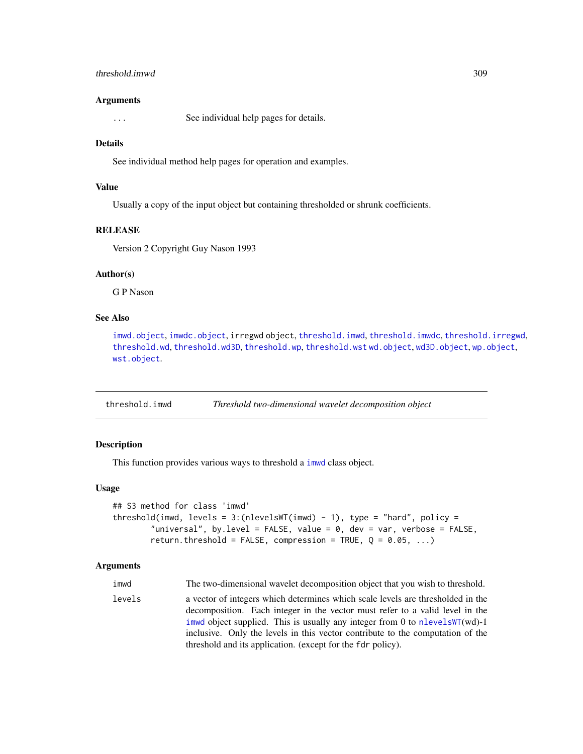### Arguments

| | |
|---|---|
| ... | See individual help pages for details. |

### Details

See individual method help pages for operation and examples.

### Value

Usually a copy of the input object but containing thresholded or shrunk coefficients.

### RELEASE

Version 2 Copyright Guy Nason 1993

### Author(s)

G P Nason

### See Also

imwd.object, imwdc.object, irregwd object, threshold.imwd, threshold.imwdc, threshold.irregwd, threshold.wd, threshold.wd3D, threshold.wp, threshold.wst wd.object, wd3D.object, wp.object, wst.object.

---

## threshold.imwd *Threshold two-dimensional wavelet decomposition object*

---

### Description

This function provides various ways to threshold a imwd class object.

### Usage

```
## S3 method for class 'imwd'
threshold(imwd, levels = 3:(nlevelsWT(imwd) - 1), type = "hard", policy =
        "universal", by.level = FALSE, value = 0, dev = var, verbose = FALSE,
        return.threshold = FALSE, compression = TRUE, Q = 0.05, ...)
```

### Arguments

| | |
|---|---|
| imwd | The two-dimensional wavelet decomposition object that you wish to threshold. |
| levels | a vector of integers which determines which scale levels are thresholded in the decomposition. Each integer in the vector must refer to a valid level in the imwd object supplied. This is usually any integer from 0 to nlevelsWT(wd)-1 inclusive. Only the levels in this vector contribute to the computation of the threshold and its application. (except for the fdr policy). |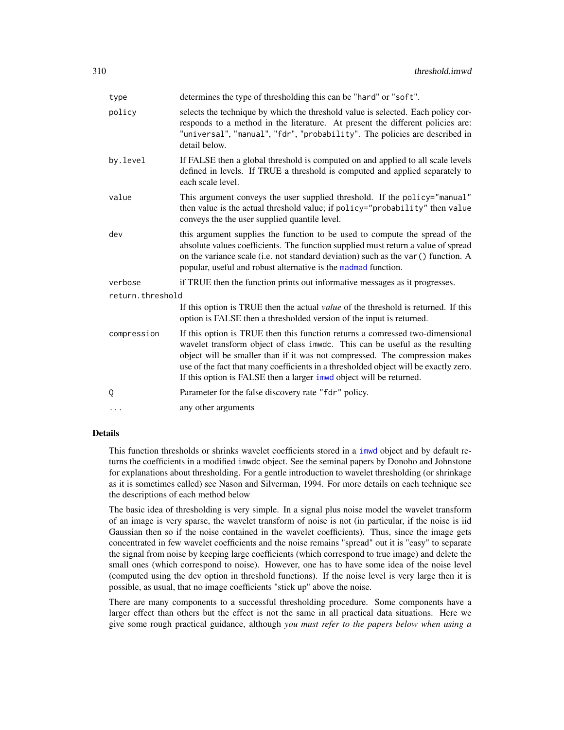| | |
|---|---|
| `type` | determines the type of thresholding this can be "`hard`" or "`soft`". |
| `policy` | selects the technique by which the threshold value is selected. Each policy corresponds to a method in the literature. At present the different policies are: "`universal`", "`manual`", "`fdr`", "`probability`". The policies are described in detail below. |
| `by.level` | If FALSE then a global threshold is computed on and applied to all scale levels defined in levels. If TRUE a threshold is computed and applied separately to each scale level. |
| `value` | This argument conveys the user supplied threshold. If the `policy="manual"` then value is the actual threshold value; if `policy="probability"` then `value` conveys the the user supplied quantile level. |
| `dev` | this argument supplies the function to be used to compute the spread of the absolute values coefficients. The function supplied must return a value of spread on the variance scale (i.e. not standard deviation) such as the `var()` function. A popular, useful and robust alternative is the `madmad` function. |
| `verbose` | if TRUE then the function prints out informative messages as it progresses. |
| `return.threshold` | If this option is TRUE then the actual *value* of the threshold is returned. If this option is FALSE then a thresholded version of the input is returned. |
| `compression` | If this option is TRUE then this function returns a comressed two-dimensional wavelet transform object of class `imwdc`. This can be useful as the resulting object will be smaller than if it was not compressed. The compression makes use of the fact that many coefficients in a thresholded object will be exactly zero. If this option is FALSE then a larger `imwd` object will be returned. |
| `Q` | Parameter for the false discovery rate "`fdr`" policy. |
| `...` | any other arguments |

## Details

This function thresholds or shrinks wavelet coefficients stored in a `imwd` object and by default returns the coefficients in a modified `imwdc` object. See the seminal papers by Donoho and Johnstone for explanations about thresholding. For a gentle introduction to wavelet thresholding (or shrinkage as it is sometimes called) see Nason and Silverman, 1994. For more details on each technique see the descriptions of each method below

The basic idea of thresholding is very simple. In a signal plus noise model the wavelet transform of an image is very sparse, the wavelet transform of noise is not (in particular, if the noise is iid Gaussian then so if the noise contained in the wavelet coefficients). Thus, since the image gets concentrated in few wavelet coefficients and the noise remains "spread" out it is "easy" to separate the signal from noise by keeping large coefficients (which correspond to true image) and delete the small ones (which correspond to noise). However, one has to have some idea of the noise level (computed using the dev option in threshold functions). If the noise level is very large then it is possible, as usual, that no image coefficients "stick up" above the noise.

There are many components to a successful thresholding procedure. Some components have a larger effect than others but the effect is not the same in all practical data situations. Here we give some rough practical guidance, although *you must refer to the papers below when using a*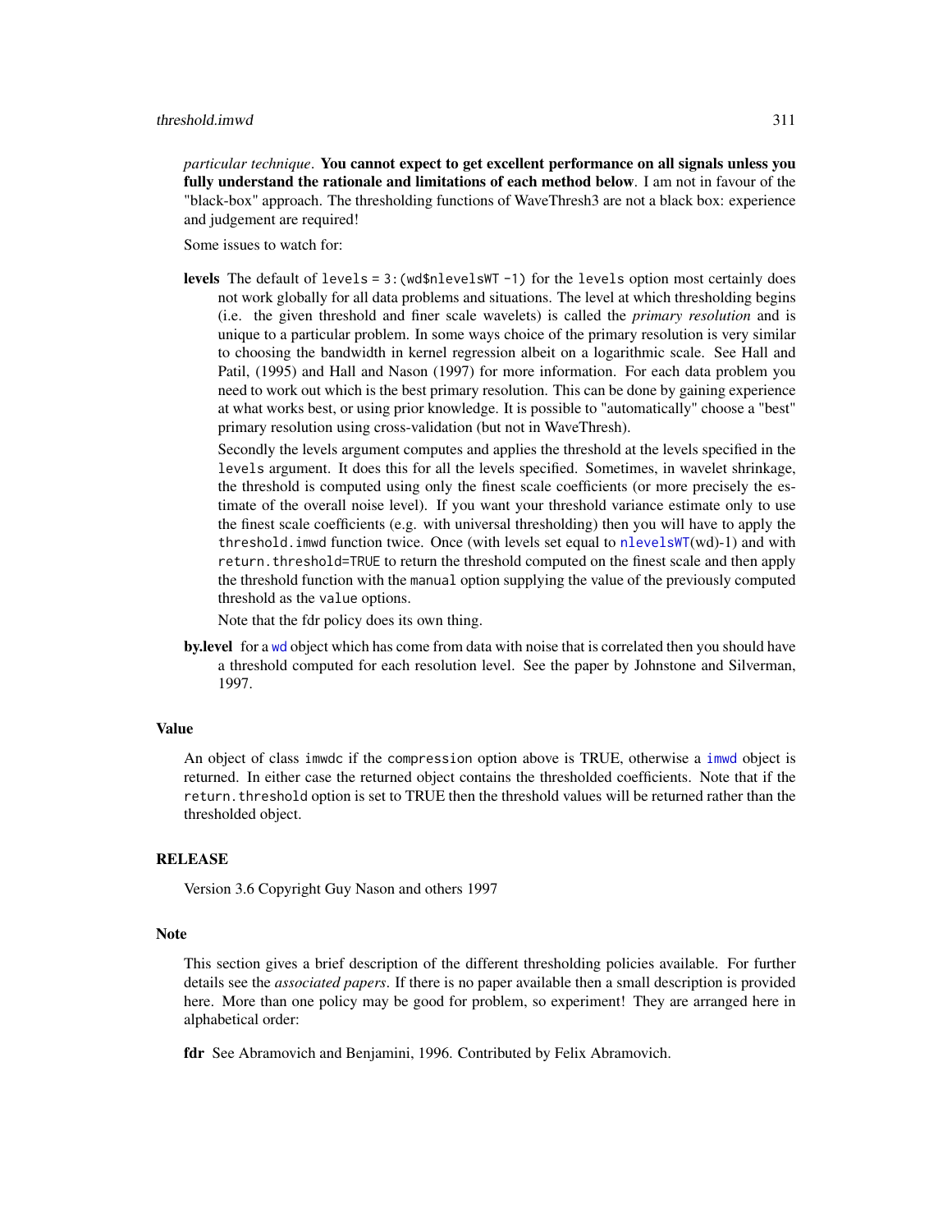*particular technique*. **You cannot expect to get excellent performance on all signals unless you fully understand the rationale and limitations of each method below**. I am not in favour of the "black-box" approach. The thresholding functions of WaveThresh3 are not a black box: experience and judgement are required!

Some issues to watch for:

**levels** The default of `levels = 3:(wd$nlevelsWT -1)` for the `levels` option most certainly does not work globally for all data problems and situations. The level at which thresholding begins (i.e. the given threshold and finer scale wavelets) is called the *primary resolution* and is unique to a particular problem. In some ways choice of the primary resolution is very similar to choosing the bandwidth in kernel regression albeit on a logarithmic scale. See Hall and Patil, (1995) and Hall and Nason (1997) for more information. For each data problem you need to work out which is the best primary resolution. This can be done by gaining experience at what works best, or using prior knowledge. It is possible to "automatically" choose a "best" primary resolution using cross-validation (but not in WaveThresh).

Secondly the levels argument computes and applies the threshold at the levels specified in the `levels` argument. It does this for all the levels specified. Sometimes, in wavelet shrinkage, the threshold is computed using only the finest scale coefficients (or more precisely the estimate of the overall noise level). If you want your threshold variance estimate only to use the finest scale coefficients (e.g. with universal thresholding) then you will have to apply the `threshold.imwd` function twice. Once (with levels set equal to `nlevelsWT(wd)-1`) and with `return.threshold=TRUE` to return the threshold computed on the finest scale and then apply the threshold function with the `manual` option supplying the value of the previously computed threshold as the `value` options.

Note that the fdr policy does its own thing.

**by.level** for a `wd` object which has come from data with noise that is correlated then you should have a threshold computed for each resolution level. See the paper by Johnstone and Silverman, 1997.

## Value

An object of class `imwdc` if the `compression` option above is TRUE, otherwise a `imwd` object is returned. In either case the returned object contains the thresholded coefficients. Note that if the `return.threshold` option is set to TRUE then the threshold values will be returned rather than the thresholded object.

## RELEASE

Version 3.6 Copyright Guy Nason and others 1997

## Note

This section gives a brief description of the different thresholding policies available. For further details see the *associated papers*. If there is no paper available then a small description is provided here. More than one policy may be good for problem, so experiment! They are arranged here in alphabetical order:

**fdr** See Abramovich and Benjamini, 1996. Contributed by Felix Abramovich.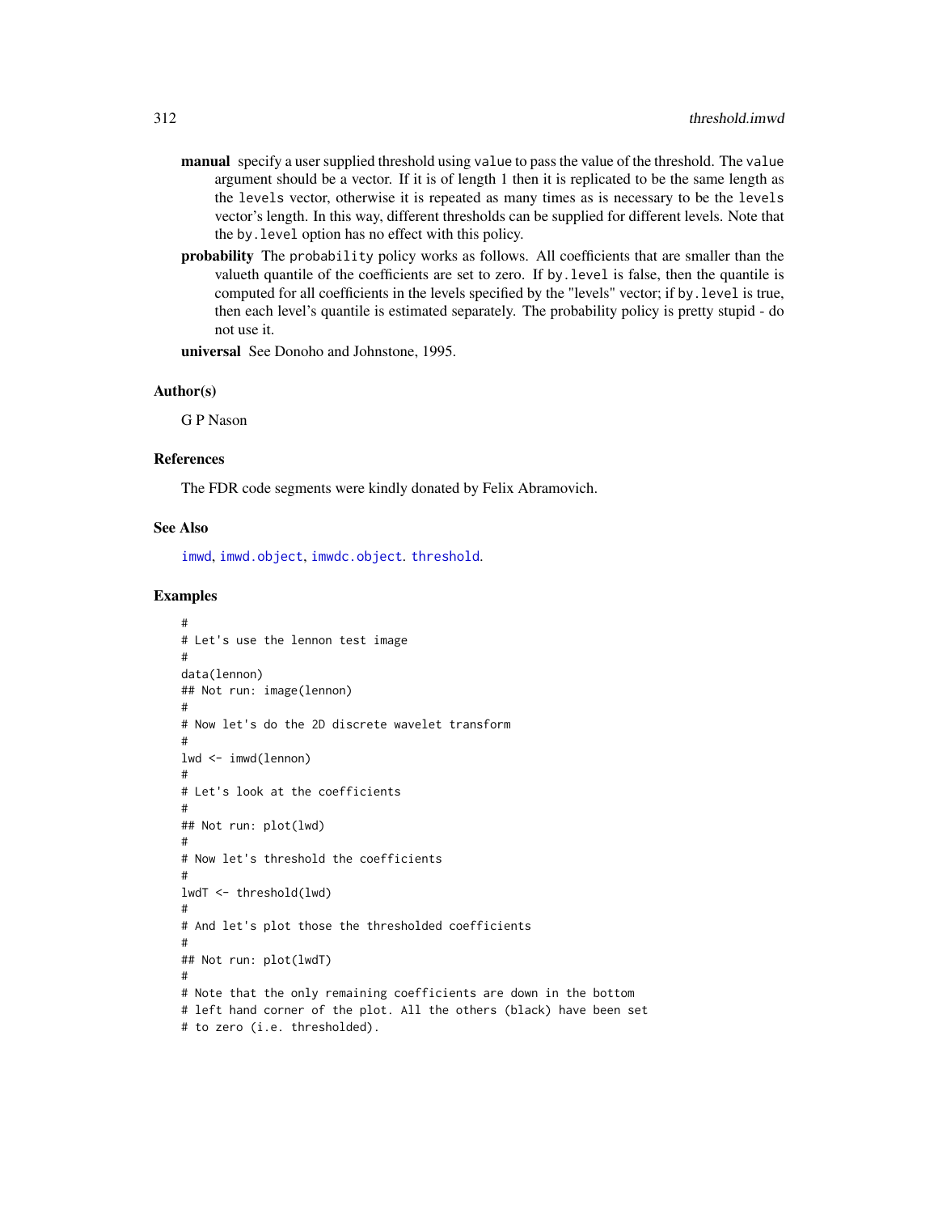**manual** specify a user supplied threshold using `value` to pass the value of the threshold. The `value` argument should be a vector. If it is of length 1 then it is replicated to be the same length as the `levels` vector, otherwise it is repeated as many times as is necessary to be the `levels` vector's length. In this way, different thresholds can be supplied for different levels. Note that the `by.level` option has no effect with this policy.

**probability** The `probability` policy works as follows. All coefficients that are smaller than the valueth quantile of the coefficients are set to zero. If `by.level` is false, then the quantile is computed for all coefficients in the levels specified by the "levels" vector; if `by.level` is true, then each level's quantile is estimated separately. The probability policy is pretty stupid - do not use it.

**universal** See Donoho and Johnstone, 1995.

### Author(s)

G P Nason

### References

The FDR code segments were kindly donated by Felix Abramovich.

### See Also

`imwd`, `imwd.object`, `imwdc.object`. `threshold`.

### Examples

```
#
# Let's use the lennon test image
#
data(lennon)
## Not run: image(lennon)
#
# Now let's do the 2D discrete wavelet transform
#
lwd <- imwd(lennon)
#
# Let's look at the coefficients
#
## Not run: plot(lwd)
#
# Now let's threshold the coefficients
#
lwdT <- threshold(lwd)
#
# And let's plot those the thresholded coefficients
#
## Not run: plot(lwdT)
#
# Note that the only remaining coefficients are down in the bottom
# left hand corner of the plot. All the others (black) have been set
# to zero (i.e. thresholded).
```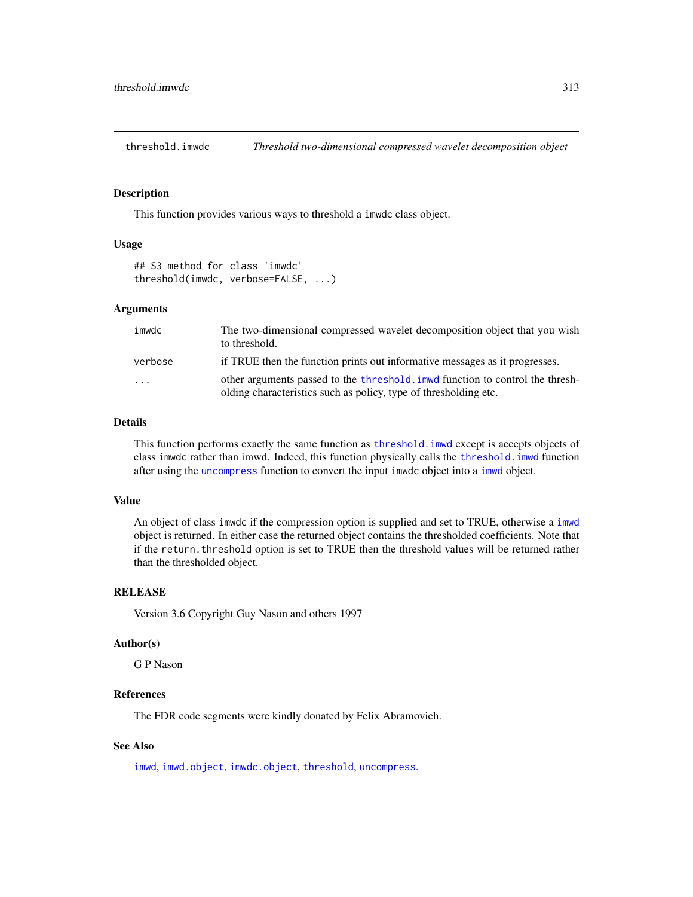# threshold.imwdc — *Threshold two-dimensional compressed wavelet decomposition object*

## Description

This function provides various ways to threshold a imwdc class object.

## Usage

```
## S3 method for class 'imwdc'
threshold(imwdc, verbose=FALSE, ...)
```

## Arguments

| | |
|---|---|
| imwdc | The two-dimensional compressed wavelet decomposition object that you wish to threshold. |
| verbose | if TRUE then the function prints out informative messages as it progresses. |
| ... | other arguments passed to the threshold.imwd function to control the thresholding characteristics such as policy, type of thresholding etc. |

## Details

This function performs exactly the same function as threshold.imwd except is accepts objects of class imwdc rather than imwd. Indeed, this function physically calls the threshold.imwd function after using the uncompress function to convert the input imwdc object into a imwd object.

## Value

An object of class imwdc if the compression option is supplied and set to TRUE, otherwise a imwd object is returned. In either case the returned object contains the thresholded coefficients. Note that if the return.threshold option is set to TRUE then the threshold values will be returned rather than the thresholded object.

## RELEASE

Version 3.6 Copyright Guy Nason and others 1997

## Author(s)

G P Nason

## References

The FDR code segments were kindly donated by Felix Abramovich.

## See Also

imwd, imwd.object, imwdc.object, threshold, uncompress.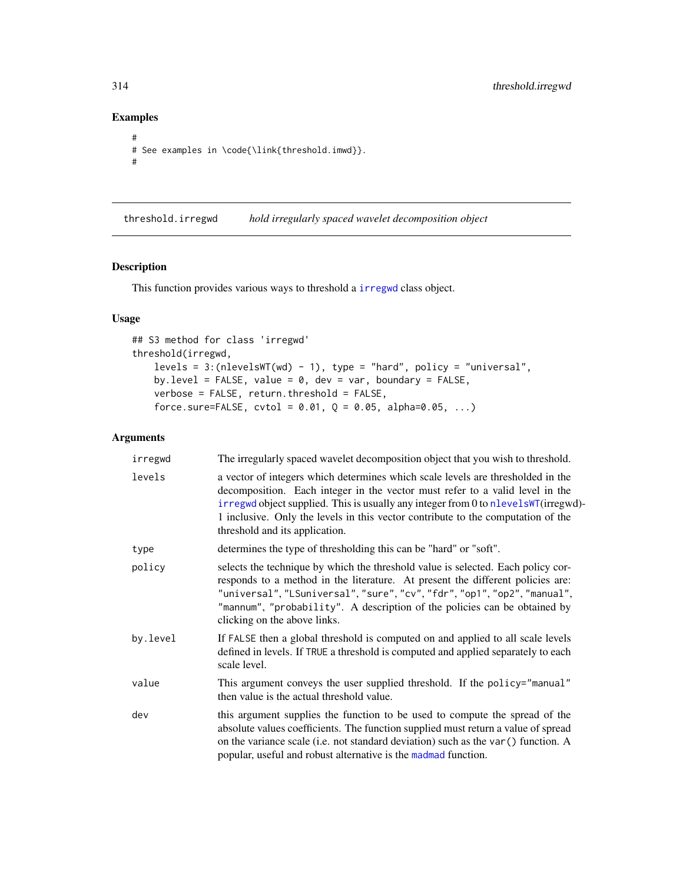## Examples

```
#
# See examples in \code{\link{threshold.imwd}}.
#
```

---

threshold.irregwd *hold irregularly spaced wavelet decomposition object*

---

## Description

This function provides various ways to threshold a irregwd class object.

## Usage

```
## S3 method for class 'irregwd'
threshold(irregwd,
    levels = 3:(nlevelsWT(wd) - 1), type = "hard", policy = "universal",
    by.level = FALSE, value = 0, dev = var, boundary = FALSE,
    verbose = FALSE, return.threshold = FALSE,
    force.sure=FALSE, cvtol = 0.01, Q = 0.05, alpha=0.05, ...)
```

## Arguments

| | |
|---|---|
| irregwd | The irregularly spaced wavelet decomposition object that you wish to threshold. |
| levels | a vector of integers which determines which scale levels are thresholded in the decomposition. Each integer in the vector must refer to a valid level in the irregwd object supplied. This is usually any integer from 0 to nlevelsWT(irregwd)-1 inclusive. Only the levels in this vector contribute to the computation of the threshold and its application. |
| type | determines the type of thresholding this can be "hard" or "soft". |
| policy | selects the technique by which the threshold value is selected. Each policy corresponds to a method in the literature. At present the different policies are: "universal", "LSuniversal", "sure", "cv", "fdr", "op1", "op2", "manual", "mannum", "probability". A description of the policies can be obtained by clicking on the above links. |
| by.level | If FALSE then a global threshold is computed on and applied to all scale levels defined in levels. If TRUE a threshold is computed and applied separately to each scale level. |
| value | This argument conveys the user supplied threshold. If the policy="manual" then value is the actual threshold value. |
| dev | this argument supplies the function to be used to compute the spread of the absolute values coefficients. The function supplied must return a value of spread on the variance scale (i.e. not standard deviation) such as the var() function. A popular, useful and robust alternative is the madmad function. |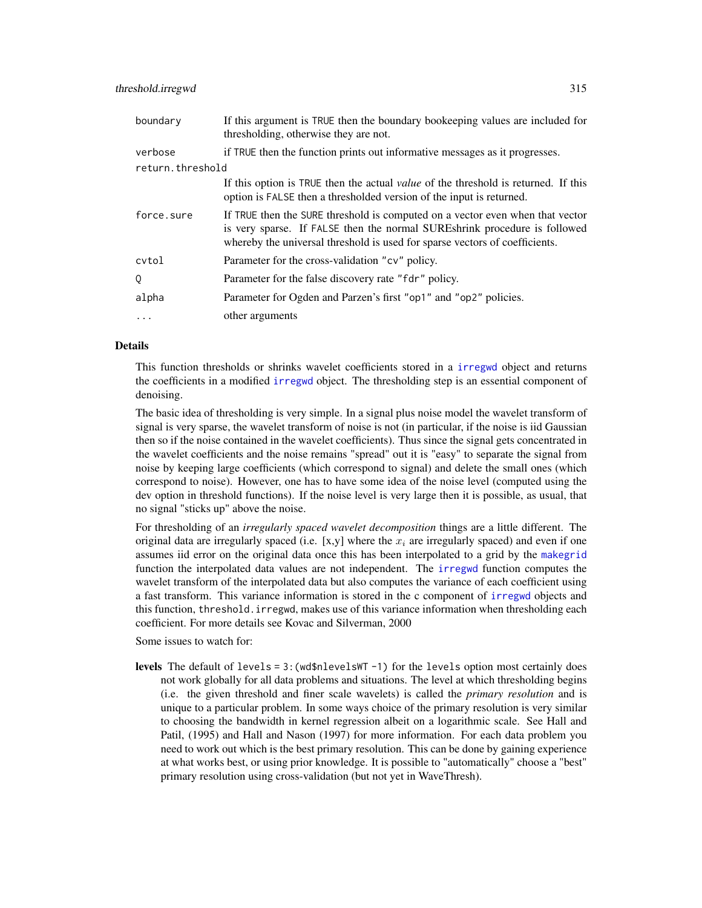| | |
|---|---|
| boundary | If this argument is TRUE then the boundary bookeeping values are included for thresholding, otherwise they are not. |
| verbose | if TRUE then the function prints out informative messages as it progresses. |
| return.threshold | If this option is TRUE then the actual *value* of the threshold is returned. If this option is FALSE then a thresholded version of the input is returned. |
| force.sure | If TRUE then the SURE threshold is computed on a vector even when that vector is very sparse. If FALSE then the normal SUREshrink procedure is followed whereby the universal threshold is used for sparse vectors of coefficients. |
| cvtol | Parameter for the cross-validation "cv" policy. |
| Q | Parameter for the false discovery rate "fdr" policy. |
| alpha | Parameter for Ogden and Parzen's first "op1" and "op2" policies. |
| ... | other arguments |

## Details

This function thresholds or shrinks wavelet coefficients stored in a irregwd object and returns the coefficients in a modified irregwd object. The thresholding step is an essential component of denoising.

The basic idea of thresholding is very simple. In a signal plus noise model the wavelet transform of signal is very sparse, the wavelet transform of noise is not (in particular, if the noise is iid Gaussian then so if the noise contained in the wavelet coefficients). Thus since the signal gets concentrated in the wavelet coefficients and the noise remains "spread" out it is "easy" to separate the signal from noise by keeping large coefficients (which correspond to signal) and delete the small ones (which correspond to noise). However, one has to have some idea of the noise level (computed using the dev option in threshold functions). If the noise level is very large then it is possible, as usual, that no signal "sticks up" above the noise.

For thresholding of an *irregularly spaced wavelet decomposition* things are a little different. The original data are irregularly spaced (i.e. [x,y] where the $x_i$ are irregularly spaced) and even if one assumes iid error on the original data once this has been interpolated to a grid by the makegrid function the interpolated data values are not independent. The irregwd function computes the wavelet transform of the interpolated data but also computes the variance of each coefficient using a fast transform. This variance information is stored in the c component of irregwd objects and this function, threshold.irregwd, makes use of this variance information when thresholding each coefficient. For more details see Kovac and Silverman, 2000

Some issues to watch for:

**levels** The default of `levels = 3:(wd$nlevelsWT -1)` for the levels option most certainly does not work globally for all data problems and situations. The level at which thresholding begins (i.e. the given threshold and finer scale wavelets) is called the *primary resolution* and is unique to a particular problem. In some ways choice of the primary resolution is very similar to choosing the bandwidth in kernel regression albeit on a logarithmic scale. See Hall and Patil, (1995) and Hall and Nason (1997) for more information. For each data problem you need to work out which is the best primary resolution. This can be done by gaining experience at what works best, or using prior knowledge. It is possible to "automatically" choose a "best" primary resolution using cross-validation (but not yet in WaveThresh).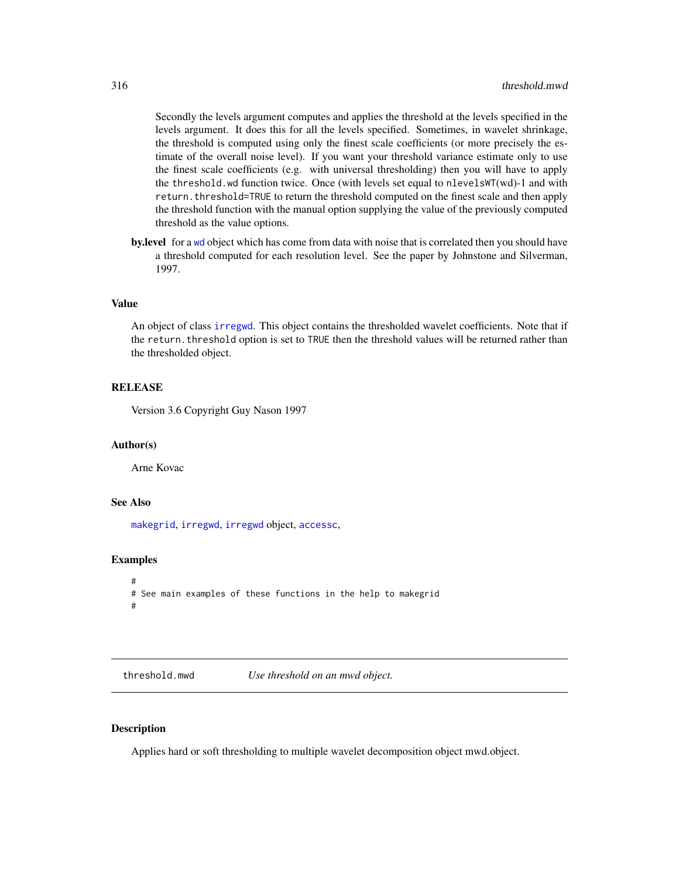Secondly the levels argument computes and applies the threshold at the levels specified in the levels argument. It does this for all the levels specified. Sometimes, in wavelet shrinkage, the threshold is computed using only the finest scale coefficients (or more precisely the estimate of the overall noise level). If you want your threshold variance estimate only to use the finest scale coefficients (e.g. with universal thresholding) then you will have to apply the `threshold.wd` function twice. Once (with levels set equal to `nlevelsWT(wd)-1` and with `return.threshold=TRUE` to return the threshold computed on the finest scale and then apply the threshold function with the manual option supplying the value of the previously computed threshold as the value options.

**by.level** for a `wd` object which has come from data with noise that is correlated then you should have a threshold computed for each resolution level. See the paper by Johnstone and Silverman, 1997.

### Value

An object of class `irregwd`. This object contains the thresholded wavelet coefficients. Note that if the `return.threshold` option is set to `TRUE` then the threshold values will be returned rather than the thresholded object.

### RELEASE

Version 3.6 Copyright Guy Nason 1997

### Author(s)

Arne Kovac

### See Also

`makegrid`, `irregwd`, `irregwd` object, `accessc`,

### Examples

```
#
# See main examples of these functions in the help to makegrid
#
```

---

## threshold.mwd *Use threshold on an mwd object.*

---

### Description

Applies hard or soft thresholding to multiple wavelet decomposition object mwd.object.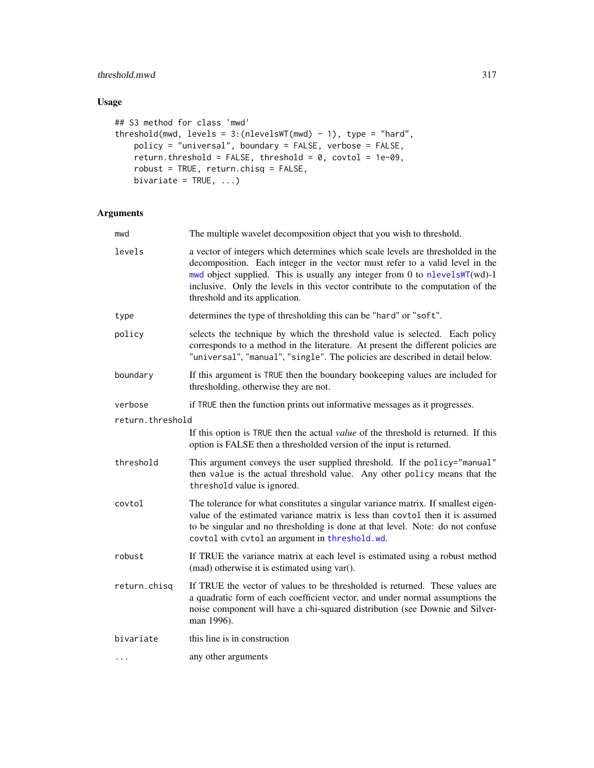## Usage

```
## S3 method for class 'mwd'
threshold(mwd, levels = 3:(nlevelsWT(mwd) - 1), type = "hard",
    policy = "universal", boundary = FALSE, verbose = FALSE,
    return.threshold = FALSE, threshold = 0, covtol = 1e-09,
    robust = TRUE, return.chisq = FALSE,
    bivariate = TRUE, ...)
```

## Arguments

| | |
|---|---|
| `mwd` | The multiple wavelet decomposition object that you wish to threshold. |
| `levels` | a vector of integers which determines which scale levels are thresholded in the decomposition. Each integer in the vector must refer to a valid level in the `mwd` object supplied. This is usually any integer from 0 to `nlevelsWT`(wd)-1 inclusive. Only the levels in this vector contribute to the computation of the threshold and its application. |
| `type` | determines the type of thresholding this can be "`hard`" or "`soft`". |
| `policy` | selects the technique by which the threshold value is selected. Each policy corresponds to a method in the literature. At present the different policies are "`universal`", "`manual`", "`single`". The policies are described in detail below. |
| `boundary` | If this argument is `TRUE` then the boundary bookeeping values are included for thresholding, otherwise they are not. |
| `verbose` | if `TRUE` then the function prints out informative messages as it progresses. |
| `return.threshold` | If this option is `TRUE` then the actual *value* of the threshold is returned. If this option is FALSE then a thresholded version of the input is returned. |
| `threshold` | This argument conveys the user supplied threshold. If the `policy="manual"` then `value` is the actual threshold value. Any other `policy` means that the `threshold` value is ignored. |
| `covtol` | The tolerance for what constitutes a singular variance matrix. If smallest eigenvalue of the estimated variance matrix is less than `covtol` then it is assumed to be singular and no thresholding is done at that level. Note: do not confuse `covtol` with `cvtol` an argument in `threshold.wd`. |
| `robust` | If TRUE the variance matrix at each level is estimated using a robust method (mad) otherwise it is estimated using var(). |
| `return.chisq` | If TRUE the vector of values to be thresholded is returned. These values are a quadratic form of each coefficient vector, and under normal assumptions the noise component will have a chi-squared distribution (see Downie and Silverman 1996). |
| `bivariate` | this line is in construction |
| `...` | any other arguments |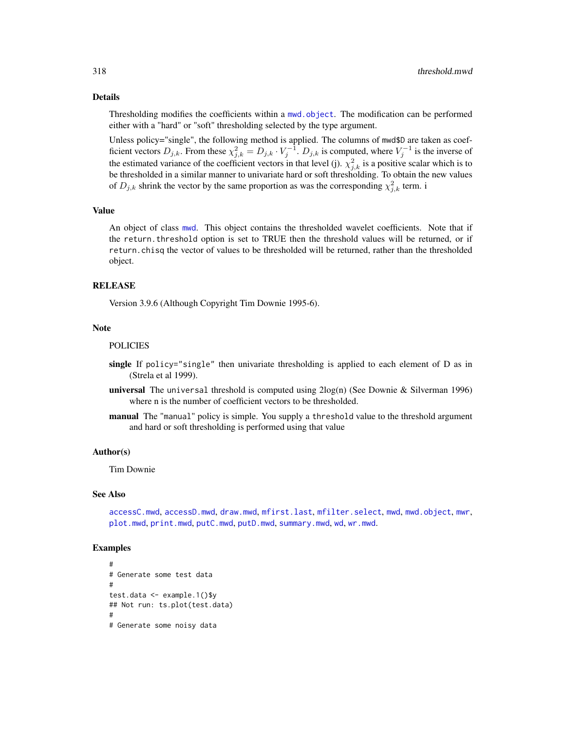## Details

Thresholding modifies the coefficients within a `mwd.object`. The modification can be performed either with a "hard" or "soft" thresholding selected by the type argument.

Unless policy="single", the following method is applied. The columns of `mwd$D` are taken as coefficient vectors $D_{j,k}$. From these $\chi^2_{j,k} = D_{j,k} \cdot V_j^{-1} \cdot D_{j,k}$ is computed, where $V_j^{-1}$ is the inverse of the estimated variance of the coefficient vectors in that level (j). $\chi^2_{j,k}$ is a positive scalar which is to be thresholded in a similar manner to univariate hard or soft thresholding. To obtain the new values of $D_{j,k}$ shrink the vector by the same proportion as was the corresponding $\chi^2_{j,k}$ term. i

## Value

An object of class `mwd`. This object contains the thresholded wavelet coefficients. Note that if the `return.threshold` option is set to TRUE then the threshold values will be returned, or if `return.chisq` the vector of values to be thresholded will be returned, rather than the thresholded object.

## RELEASE

Version 3.9.6 (Although Copyright Tim Downie 1995-6).

## Note

POLICIES

**single** If `policy="single"` then univariate thresholding is applied to each element of D as in (Strela et al 1999).

**universal** The `universal` threshold is computed using 2log(n) (See Downie & Silverman 1996) where n is the number of coefficient vectors to be thresholded.

**manual** The "`manual`" policy is simple. You supply a `threshold` value to the threshold argument and hard or soft thresholding is performed using that value

## Author(s)

Tim Downie

## See Also

`accessC.mwd`, `accessD.mwd`, `draw.mwd`, `mfirst.last`, `mfilter.select`, `mwd`, `mwd.object`, `mwr`, `plot.mwd`, `print.mwd`, `putC.mwd`, `putD.mwd`, `summary.mwd`, `wd`, `wr.mwd`.

## Examples

```
#
# Generate some test data
#
test.data <- example.1()$y
## Not run: ts.plot(test.data)
#
# Generate some noisy data
```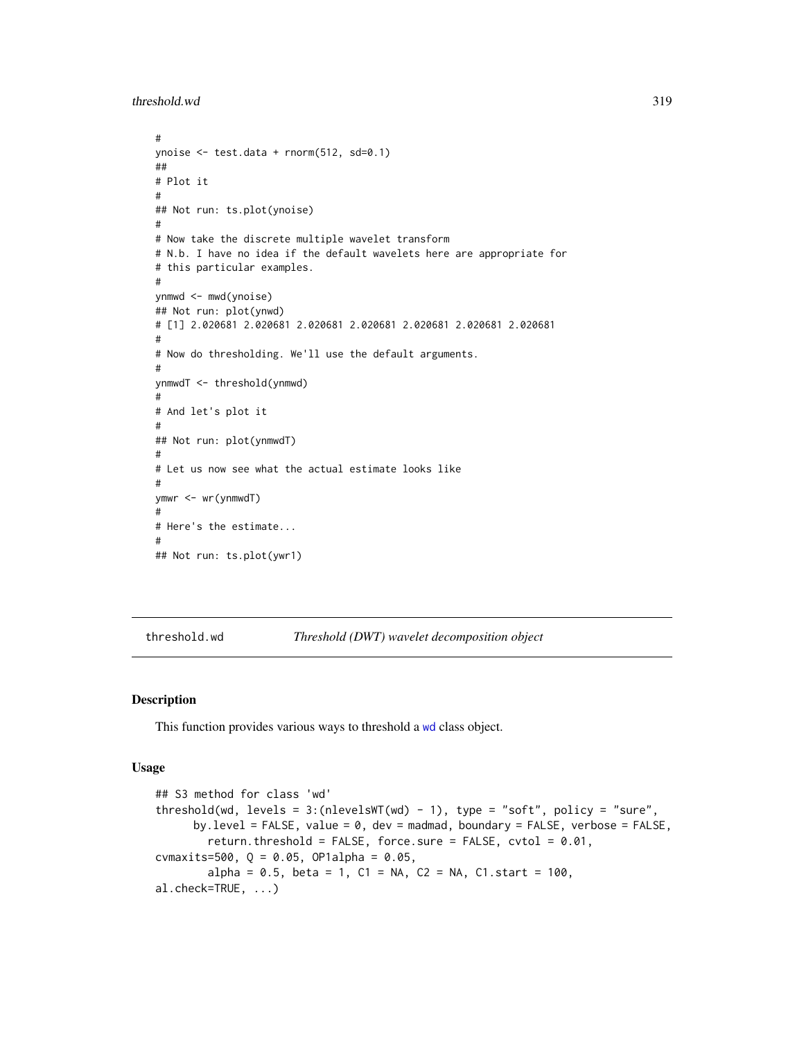```
#
ynoise <- test.data + rnorm(512, sd=0.1)
##
# Plot it
#
## Not run: ts.plot(ynoise)
#
# Now take the discrete multiple wavelet transform
# N.b. I have no idea if the default wavelets here are appropriate for
# this particular examples.
#
ynmwd <- mwd(ynoise)
## Not run: plot(ynwd)
# [1] 2.020681 2.020681 2.020681 2.020681 2.020681 2.020681 2.020681
#
# Now do thresholding. We'll use the default arguments.
#
ynmwdT <- threshold(ynmwd)
#
# And let's plot it
#
## Not run: plot(ynmwdT)
#
# Let us now see what the actual estimate looks like
#
ymwr <- wr(ynmwdT)
#
# Here's the estimate...
#
## Not run: ts.plot(ywr1)
```

---

threshold.wd *Threshold (DWT) wavelet decomposition object*

---

## Description

This function provides various ways to threshold a wd class object.

## Usage

```
## S3 method for class 'wd'
threshold(wd, levels = 3:(nlevelsWT(wd) - 1), type = "soft", policy = "sure",
      by.level = FALSE, value = 0, dev = madmad, boundary = FALSE, verbose = FALSE,
        return.threshold = FALSE, force.sure = FALSE, cvtol = 0.01,
cvmaxits=500, Q = 0.05, OP1alpha = 0.05,
        alpha = 0.5, beta = 1, C1 = NA, C2 = NA, C1.start = 100,
al.check=TRUE, ...)
```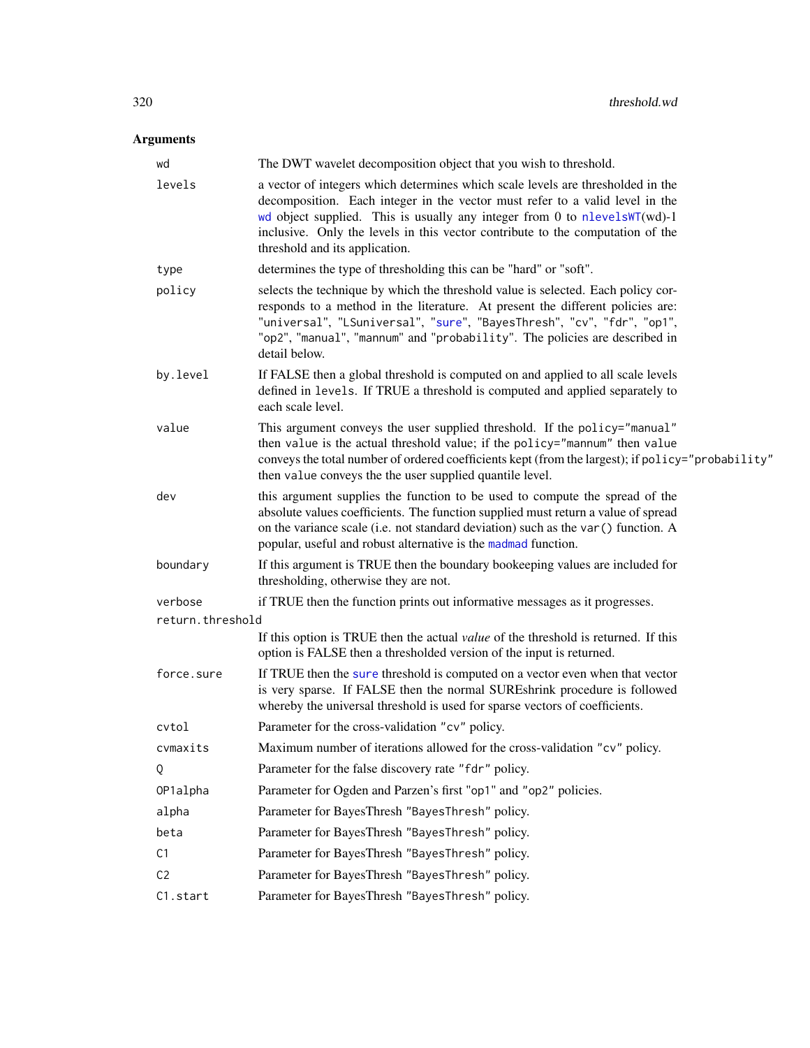## Arguments

| Argument | Description |
|---|---|
| `wd` | The DWT wavelet decomposition object that you wish to threshold. |
| `levels` | a vector of integers which determines which scale levels are thresholded in the decomposition. Each integer in the vector must refer to a valid level in the `wd` object supplied. This is usually any integer from 0 to `nlevelsWT`(wd)-1 inclusive. Only the levels in this vector contribute to the computation of the threshold and its application. |
| `type` | determines the type of thresholding this can be "hard" or "soft". |
| `policy` | selects the technique by which the threshold value is selected. Each policy corresponds to a method in the literature. At present the different policies are: `"universal"`, `"LSuniversal"`, `"sure"`, `"BayesThresh"`, `"cv"`, `"fdr"`, `"op1"`, `"op2"`, `"manual"`, `"mannum"` and `"probability"`. The policies are described in detail below. |
| `by.level` | If FALSE then a global threshold is computed on and applied to all scale levels defined in `levels`. If TRUE a threshold is computed and applied separately to each scale level. |
| `value` | This argument conveys the user supplied threshold. If the `policy="manual"` then `value` is the actual threshold value; if the `policy="mannum"` then `value` conveys the total number of ordered coefficients kept (from the largest); if `policy="probability"` then `value` conveys the the user supplied quantile level. |
| `dev` | this argument supplies the function to be used to compute the spread of the absolute values coefficients. The function supplied must return a value of spread on the variance scale (i.e. not standard deviation) such as the `var()` function. A popular, useful and robust alternative is the `madmad` function. |
| `boundary` | If this argument is TRUE then the boundary bookeeping values are included for thresholding, otherwise they are not. |
| `verbose` | if TRUE then the function prints out informative messages as it progresses. |
| `return.threshold` | If this option is TRUE then the actual *value* of the threshold is returned. If this option is FALSE then a thresholded version of the input is returned. |
| `force.sure` | If TRUE then the `sure` threshold is computed on a vector even when that vector is very sparse. If FALSE then the normal SUREshrink procedure is followed whereby the universal threshold is used for sparse vectors of coefficients. |
| `cvtol` | Parameter for the cross-validation `"cv"` policy. |
| `cvmaxits` | Maximum number of iterations allowed for the cross-validation `"cv"` policy. |
| `Q` | Parameter for the false discovery rate `"fdr"` policy. |
| `OP1alpha` | Parameter for Ogden and Parzen's first `"op1"` and `"op2"` policies. |
| `alpha` | Parameter for BayesThresh `"BayesThresh"` policy. |
| `beta` | Parameter for BayesThresh `"BayesThresh"` policy. |
| `C1` | Parameter for BayesThresh `"BayesThresh"` policy. |
| `C2` | Parameter for BayesThresh `"BayesThresh"` policy. |
| `C1.start` | Parameter for BayesThresh `"BayesThresh"` policy. |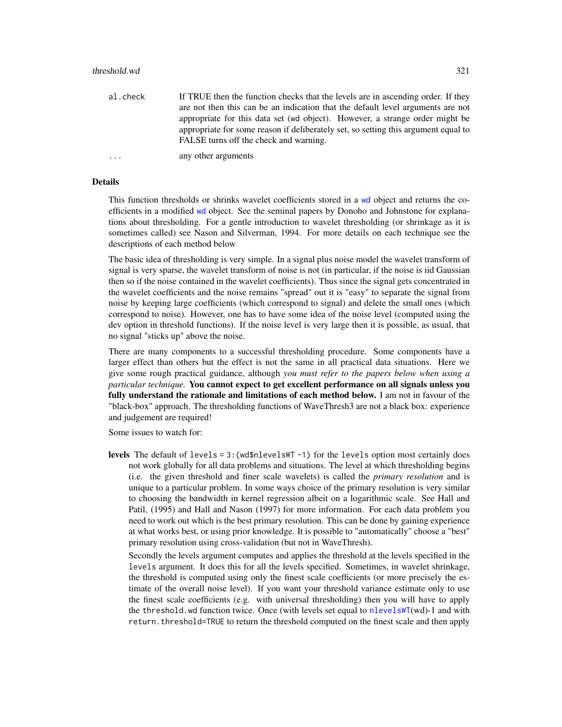al.check If TRUE then the function checks that the levels are in ascending order. If they are not then this can be an indication that the default level arguments are not appropriate for this data set (wd object). However, a strange order might be appropriate for some reason if deliberately set, so setting this argument equal to FALSE turns off the check and warning.

... any other arguments

## Details

This function thresholds or shrinks wavelet coefficients stored in a wd object and returns the coefficients in a modified wd object. See the seminal papers by Donoho and Johnstone for explanations about thresholding. For a gentle introduction to wavelet thresholding (or shrinkage as it is sometimes called) see Nason and Silverman, 1994. For more details on each technique see the descriptions of each method below

The basic idea of thresholding is very simple. In a signal plus noise model the wavelet transform of signal is very sparse, the wavelet transform of noise is not (in particular, if the noise is iid Gaussian then so if the noise contained in the wavelet coefficients). Thus since the signal gets concentrated in the wavelet coefficients and the noise remains "spread" out it is "easy" to separate the signal from noise by keeping large coefficients (which correspond to signal) and delete the small ones (which correspond to noise). However, one has to have some idea of the noise level (computed using the dev option in threshold functions). If the noise level is very large then it is possible, as usual, that no signal "sticks up" above the noise.

There are many components to a successful thresholding procedure. Some components have a larger effect than others but the effect is not the same in all practical data situations. Here we give some rough practical guidance, although *you must refer to the papers below when using a particular technique.* **You cannot expect to get excellent performance on all signals unless you fully understand the rationale and limitations of each method below.** I am not in favour of the "black-box" approach. The thresholding functions of WaveThresh3 are not a black box: experience and judgement are required!

Some issues to watch for:

**levels** The default of levels = 3:(wd$nlevelsWT -1) for the levels option most certainly does not work globally for all data problems and situations. The level at which thresholding begins (i.e. the given threshold and finer scale wavelets) is called the *primary resolution* and is unique to a particular problem. In some ways choice of the primary resolution is very similar to choosing the bandwidth in kernel regression albeit on a logarithmic scale. See Hall and Patil, (1995) and Hall and Nason (1997) for more information. For each data problem you need to work out which is the best primary resolution. This can be done by gaining experience at what works best, or using prior knowledge. It is possible to "automatically" choose a "best" primary resolution using cross-validation (but not in WaveThresh).

Secondly the levels argument computes and applies the threshold at the levels specified in the levels argument. It does this for all the levels specified. Sometimes, in wavelet shrinkage, the threshold is computed using only the finest scale coefficients (or more precisely the estimate of the overall noise level). If you want your threshold variance estimate only to use the finest scale coefficients (e.g. with universal thresholding) then you will have to apply the threshold.wd function twice. Once (with levels set equal to nlevelsWT(wd)-1 and with return.threshold=TRUE to return the threshold computed on the finest scale and then apply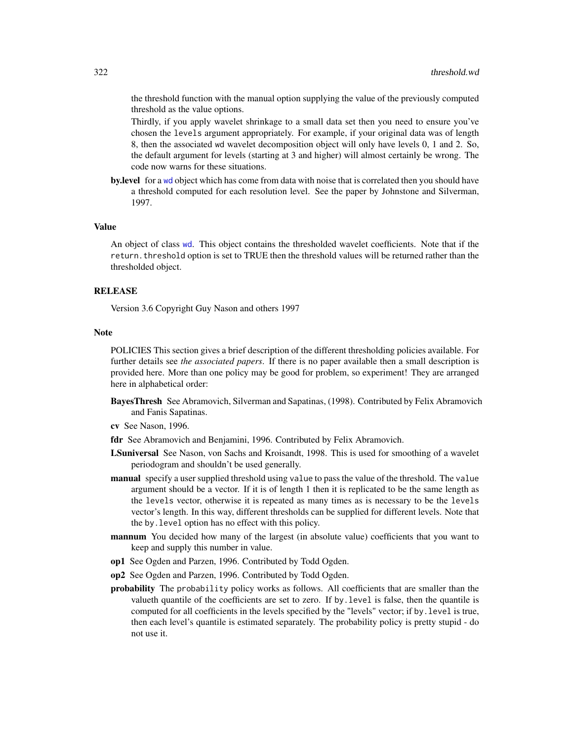the threshold function with the manual option supplying the value of the previously computed threshold as the value options.

Thirdly, if you apply wavelet shrinkage to a small data set then you need to ensure you've chosen the `levels` argument appropriately. For example, if your original data was of length 8, then the associated wd wavelet decomposition object will only have levels 0, 1 and 2. So, the default argument for levels (starting at 3 and higher) will almost certainly be wrong. The code now warns for these situations.

**by.level** for a wd object which has come from data with noise that is correlated then you should have a threshold computed for each resolution level. See the paper by Johnstone and Silverman, 1997.

## Value

An object of class wd. This object contains the thresholded wavelet coefficients. Note that if the `return.threshold` option is set to TRUE then the threshold values will be returned rather than the thresholded object.

## RELEASE

Version 3.6 Copyright Guy Nason and others 1997

## Note

POLICIES This section gives a brief description of the different thresholding policies available. For further details see *the associated papers*. If there is no paper available then a small description is provided here. More than one policy may be good for problem, so experiment! They are arranged here in alphabetical order:

**BayesThresh** See Abramovich, Silverman and Sapatinas, (1998). Contributed by Felix Abramovich and Fanis Sapatinas.

**cv** See Nason, 1996.

**fdr** See Abramovich and Benjamini, 1996. Contributed by Felix Abramovich.

**LSuniversal** See Nason, von Sachs and Kroisandt, 1998. This is used for smoothing of a wavelet periodogram and shouldn't be used generally.

**manual** specify a user supplied threshold using `value` to pass the value of the threshold. The `value` argument should be a vector. If it is of length 1 then it is replicated to be the same length as the `levels` vector, otherwise it is repeated as many times as is necessary to be the `levels` vector's length. In this way, different thresholds can be supplied for different levels. Note that the `by.level` option has no effect with this policy.

**mannum** You decided how many of the largest (in absolute value) coefficients that you want to keep and supply this number in value.

**op1** See Ogden and Parzen, 1996. Contributed by Todd Ogden.

**op2** See Ogden and Parzen, 1996. Contributed by Todd Ogden.

**probability** The `probability` policy works as follows. All coefficients that are smaller than the valueth quantile of the coefficients are set to zero. If `by.level` is false, then the quantile is computed for all coefficients in the levels specified by the "levels" vector; if `by.level` is true, then each level's quantile is estimated separately. The probability policy is pretty stupid - do not use it.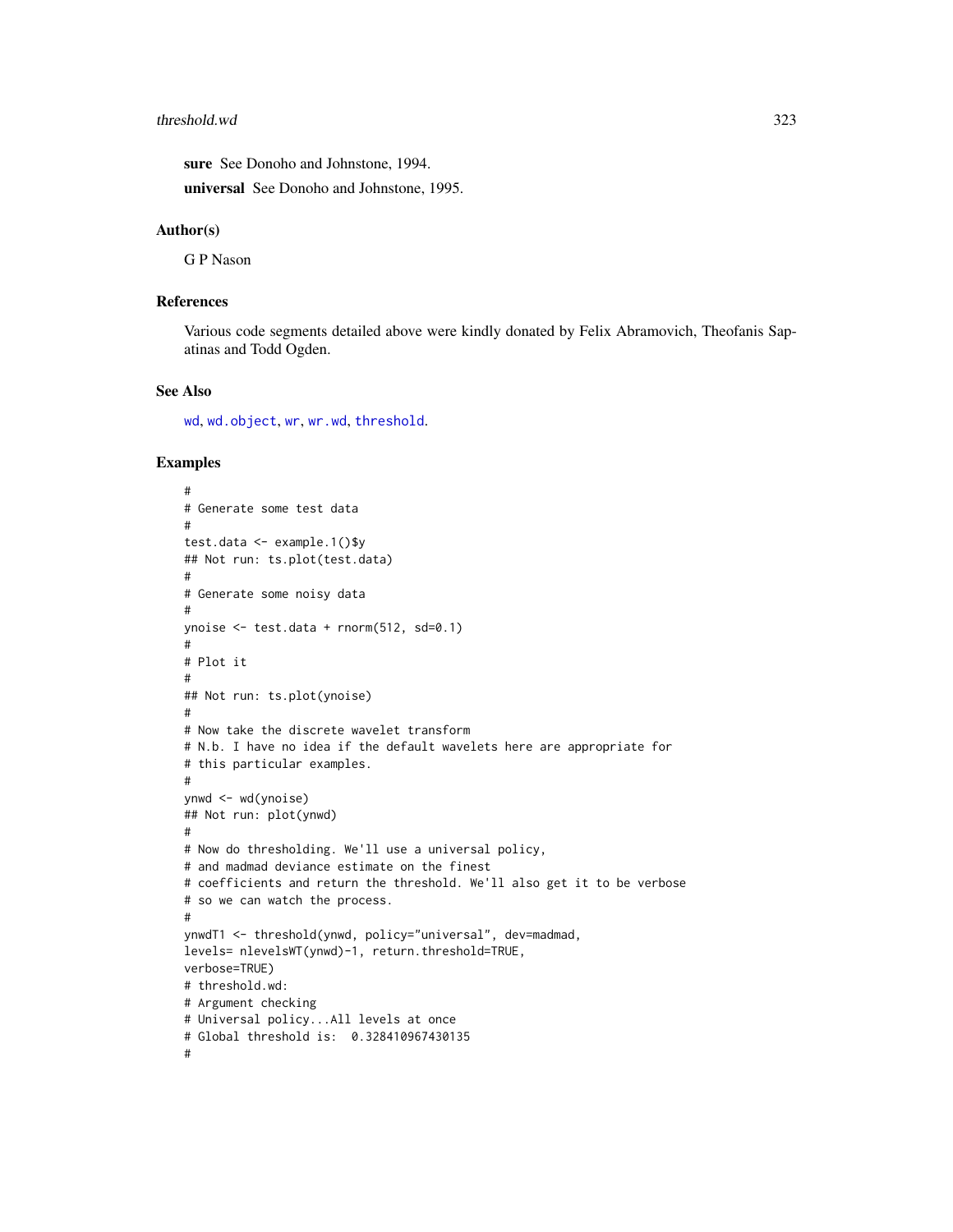**sure** See Donoho and Johnstone, 1994.

**universal** See Donoho and Johnstone, 1995.

### Author(s)

G P Nason

### References

Various code segments detailed above were kindly donated by Felix Abramovich, Theofanis Sapatinas and Todd Ogden.

### See Also

wd, wd.object, wr, wr.wd, threshold.

### Examples

```
#
# Generate some test data
#
test.data <- example.1()$y
## Not run: ts.plot(test.data)
#
# Generate some noisy data
#
ynoise <- test.data + rnorm(512, sd=0.1)
#
# Plot it
#
## Not run: ts.plot(ynoise)
#
# Now take the discrete wavelet transform
# N.b. I have no idea if the default wavelets here are appropriate for
# this particular examples.
#
ynwd <- wd(ynoise)
## Not run: plot(ynwd)
#
# Now do thresholding. We'll use a universal policy,
# and madmad deviance estimate on the finest
# coefficients and return the threshold. We'll also get it to be verbose
# so we can watch the process.
#
ynwdT1 <- threshold(ynwd, policy="universal", dev=madmad,
levels= nlevelsWT(ynwd)-1, return.threshold=TRUE,
verbose=TRUE)
# threshold.wd:
# Argument checking
# Universal policy...All levels at once
# Global threshold is:  0.328410967430135
#
```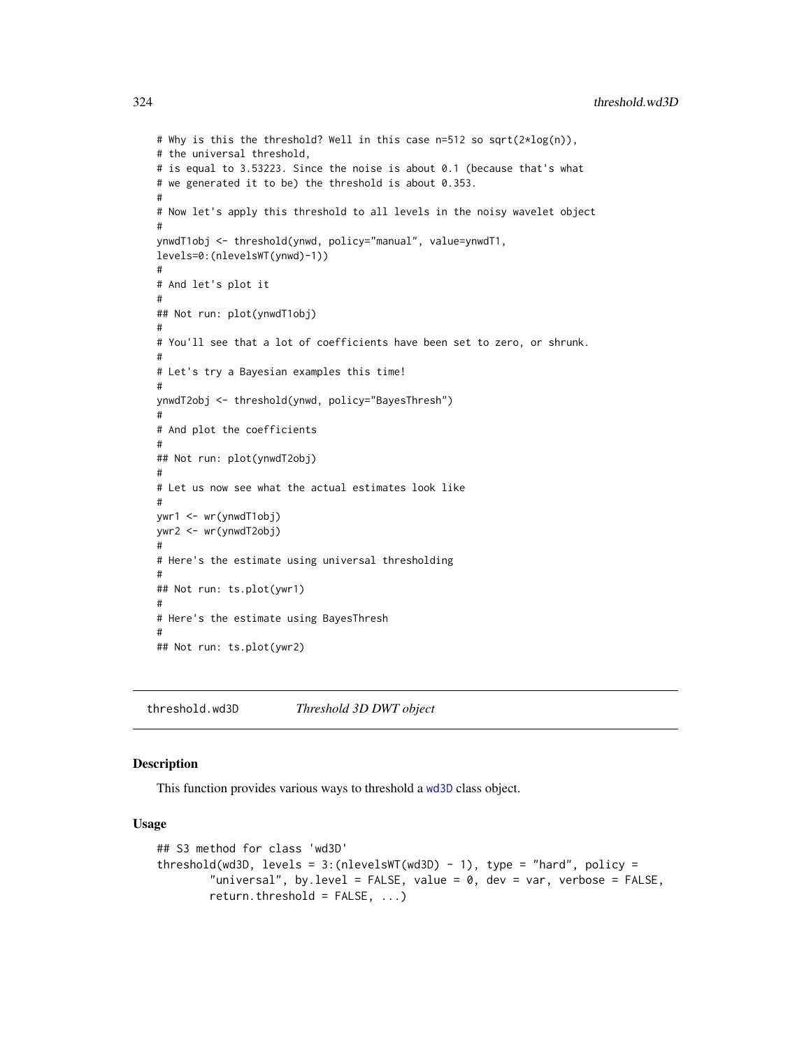```
# Why is this the threshold? Well in this case n=512 so sqrt(2*log(n)),
# the universal threshold,
# is equal to 3.53223. Since the noise is about 0.1 (because that's what
# we generated it to be) the threshold is about 0.353.
#
# Now let's apply this threshold to all levels in the noisy wavelet object
#
ynwdT1obj <- threshold(ynwd, policy="manual", value=ynwdT1,
levels=0:(nlevelsWT(ynwd)-1))
#
# And let's plot it
#
## Not run: plot(ynwdT1obj)
#
# You'll see that a lot of coefficients have been set to zero, or shrunk.
#
# Let's try a Bayesian examples this time!
#
ynwdT2obj <- threshold(ynwd, policy="BayesThresh")
#
# And plot the coefficients
#
## Not run: plot(ynwdT2obj)
#
# Let us now see what the actual estimates look like
#
ywr1 <- wr(ynwdT1obj)
ywr2 <- wr(ynwdT2obj)
#
# Here's the estimate using universal thresholding
#
## Not run: ts.plot(ywr1)
#
# Here's the estimate using BayesThresh
#
## Not run: ts.plot(ywr2)
```

## threshold.wd3D *Threshold 3D DWT object*

### Description

This function provides various ways to threshold a wd3D class object.

### Usage

```
## S3 method for class 'wd3D'
threshold(wd3D, levels = 3:(nlevelsWT(wd3D) - 1), type = "hard", policy =
        "universal", by.level = FALSE, value = 0, dev = var, verbose = FALSE,
        return.threshold = FALSE, ...)
```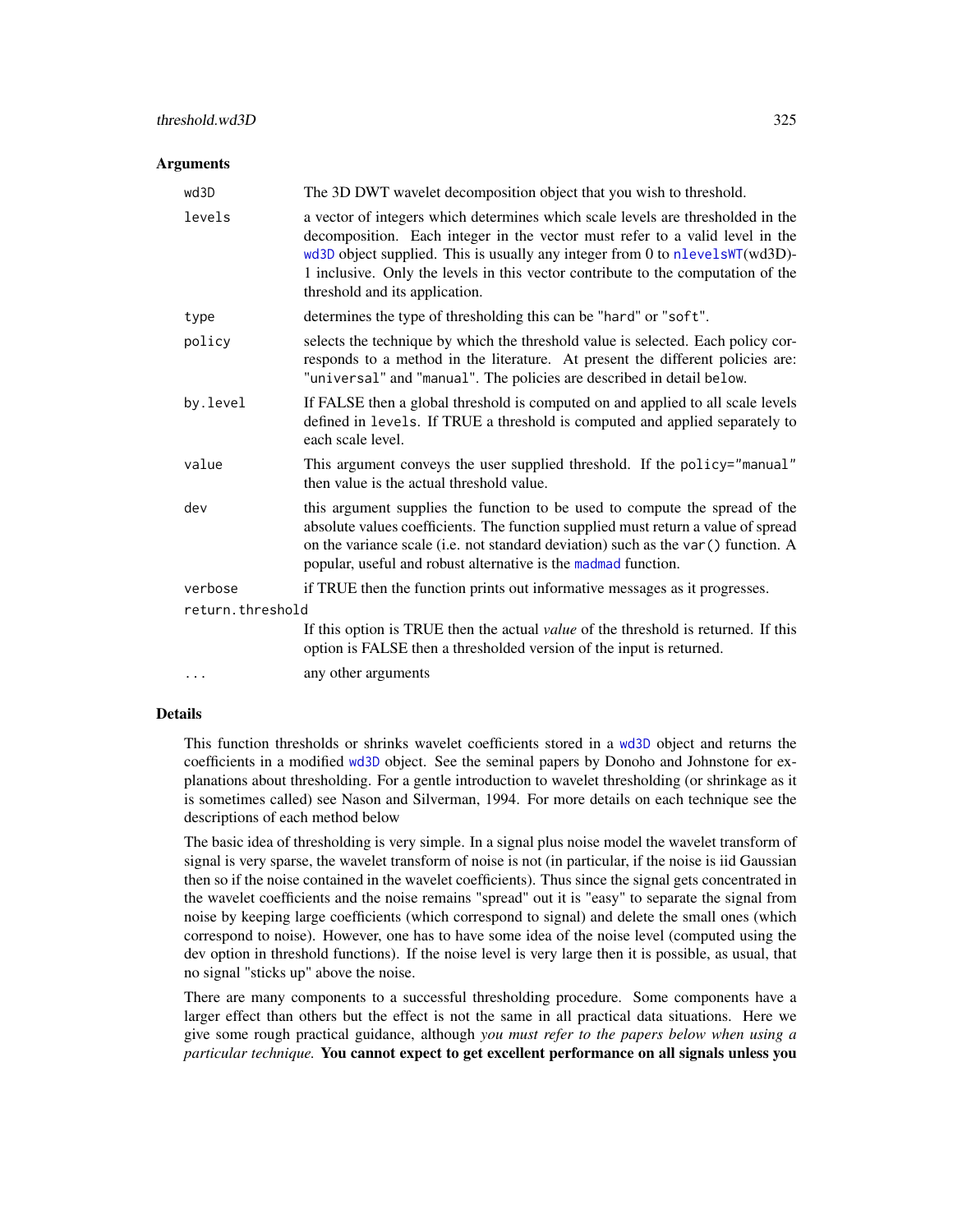### Arguments

| | |
|---|---|
| `wd3D` | The 3D DWT wavelet decomposition object that you wish to threshold. |
| `levels` | a vector of integers which determines which scale levels are thresholded in the decomposition. Each integer in the vector must refer to a valid level in the `wd3D` object supplied. This is usually any integer from 0 to `nlevelsWT`(wd3D)-1 inclusive. Only the levels in this vector contribute to the computation of the threshold and its application. |
| `type` | determines the type of thresholding this can be "hard" or "soft". |
| `policy` | selects the technique by which the threshold value is selected. Each policy corresponds to a method in the literature. At present the different policies are: "universal" and "manual". The policies are described in detail below. |
| `by.level` | If FALSE then a global threshold is computed on and applied to all scale levels defined in `levels`. If TRUE a threshold is computed and applied separately to each scale level. |
| `value` | This argument conveys the user supplied threshold. If the `policy="manual"` then value is the actual threshold value. |
| `dev` | this argument supplies the function to be used to compute the spread of the absolute values coefficients. The function supplied must return a value of spread on the variance scale (i.e. not standard deviation) such as the `var()` function. A popular, useful and robust alternative is the `madmad` function. |
| `verbose` | if TRUE then the function prints out informative messages as it progresses. |
| `return.threshold` | If this option is TRUE then the actual *value* of the threshold is returned. If this option is FALSE then a thresholded version of the input is returned. |
| `...` | any other arguments |

### Details

This function thresholds or shrinks wavelet coefficients stored in a `wd3D` object and returns the coefficients in a modified `wd3D` object. See the seminal papers by Donoho and Johnstone for explanations about thresholding. For a gentle introduction to wavelet thresholding (or shrinkage as it is sometimes called) see Nason and Silverman, 1994. For more details on each technique see the descriptions of each method below

The basic idea of thresholding is very simple. In a signal plus noise model the wavelet transform of signal is very sparse, the wavelet transform of noise is not (in particular, if the noise is iid Gaussian then so if the noise contained in the wavelet coefficients). Thus since the signal gets concentrated in the wavelet coefficients and the noise remains "spread" out it is "easy" to separate the signal from noise by keeping large coefficients (which correspond to signal) and delete the small ones (which correspond to noise). However, one has to have some idea of the noise level (computed using the dev option in threshold functions). If the noise level is very large then it is possible, as usual, that no signal "sticks up" above the noise.

There are many components to a successful thresholding procedure. Some components have a larger effect than others but the effect is not the same in all practical data situations. Here we give some rough practical guidance, although *you must refer to the papers below when using a particular technique.* **You cannot expect to get excellent performance on all signals unless you**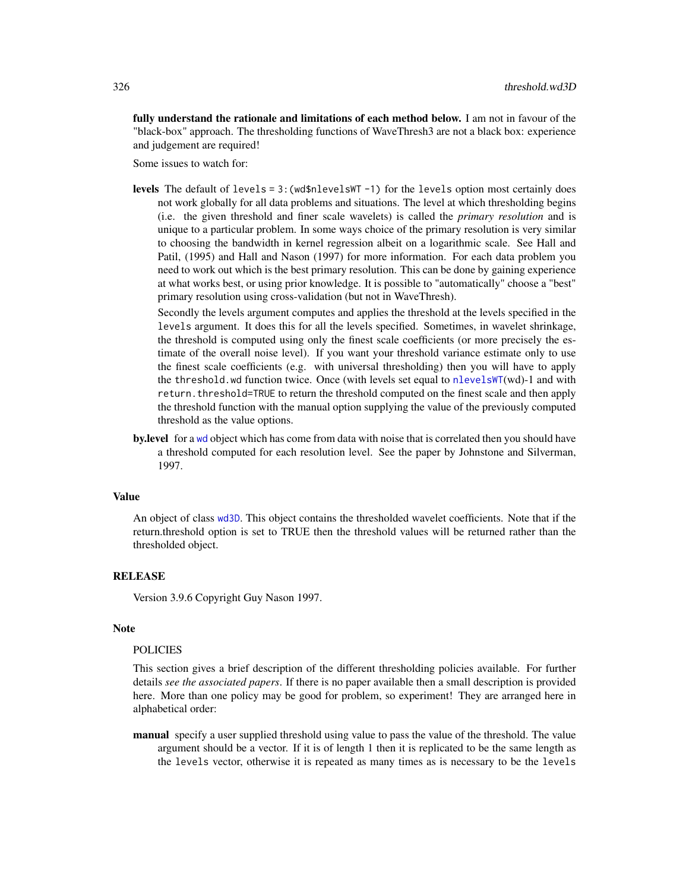**fully understand the rationale and limitations of each method below.** I am not in favour of the "black-box" approach. The thresholding functions of WaveThresh3 are not a black box: experience and judgement are required!

Some issues to watch for:

**levels** The default of `levels = 3:(wd$nlevelsWT -1)` for the `levels` option most certainly does not work globally for all data problems and situations. The level at which thresholding begins (i.e. the given threshold and finer scale wavelets) is called the *primary resolution* and is unique to a particular problem. In some ways choice of the primary resolution is very similar to choosing the bandwidth in kernel regression albeit on a logarithmic scale. See Hall and Patil, (1995) and Hall and Nason (1997) for more information. For each data problem you need to work out which is the best primary resolution. This can be done by gaining experience at what works best, or using prior knowledge. It is possible to "automatically" choose a "best" primary resolution using cross-validation (but not in WaveThresh).

Secondly the levels argument computes and applies the threshold at the levels specified in the `levels` argument. It does this for all the levels specified. Sometimes, in wavelet shrinkage, the threshold is computed using only the finest scale coefficients (or more precisely the estimate of the overall noise level). If you want your threshold variance estimate only to use the finest scale coefficients (e.g. with universal thresholding) then you will have to apply the `threshold.wd` function twice. Once (with levels set equal to `nlevelsWT`(wd)-1 and with `return.threshold=TRUE` to return the threshold computed on the finest scale and then apply the threshold function with the manual option supplying the value of the previously computed threshold as the value options.

**by.level** for a `wd` object which has come from data with noise that is correlated then you should have a threshold computed for each resolution level. See the paper by Johnstone and Silverman, 1997.

## Value

An object of class `wd3D`. This object contains the thresholded wavelet coefficients. Note that if the return.threshold option is set to TRUE then the threshold values will be returned rather than the thresholded object.

## RELEASE

Version 3.9.6 Copyright Guy Nason 1997.

## Note

POLICIES

This section gives a brief description of the different thresholding policies available. For further details *see the associated papers*. If there is no paper available then a small description is provided here. More than one policy may be good for problem, so experiment! They are arranged here in alphabetical order:

**manual** specify a user supplied threshold using value to pass the value of the threshold. The value argument should be a vector. If it is of length 1 then it is replicated to be the same length as the `levels` vector, otherwise it is repeated as many times as is necessary to be the `levels`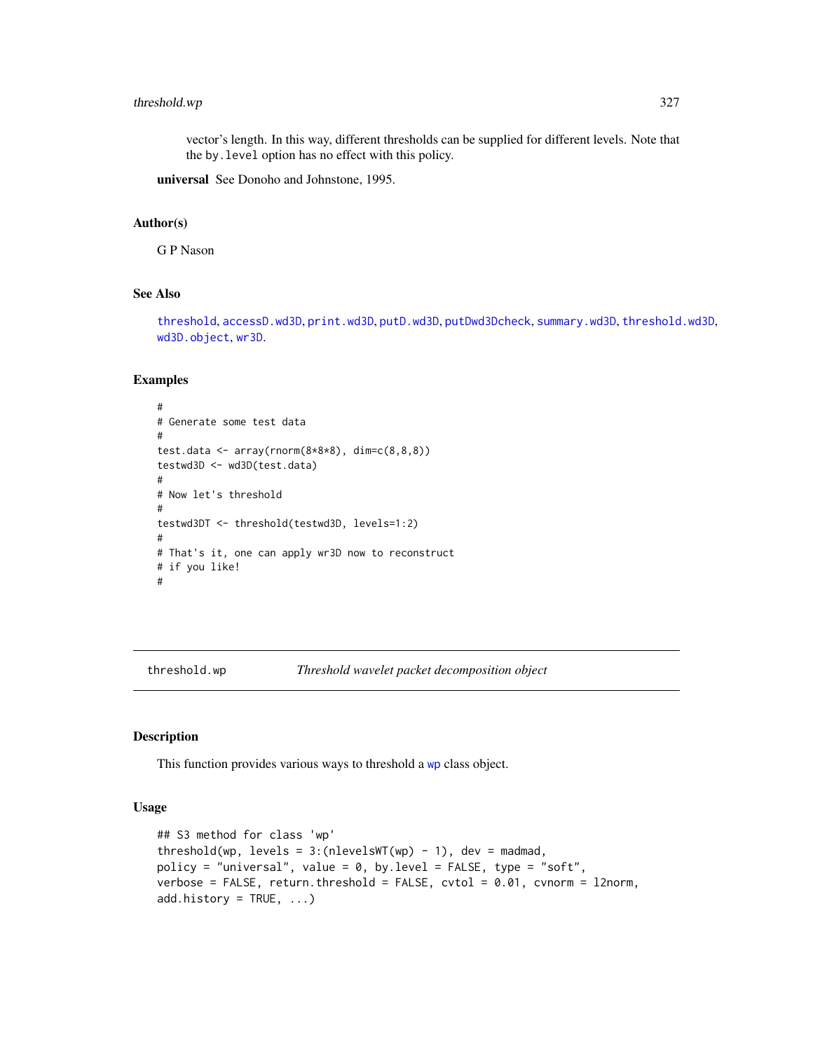vector's length. In this way, different thresholds can be supplied for different levels. Note that the by.level option has no effect with this policy.

**universal** See Donoho and Johnstone, 1995.

### Author(s)

G P Nason

### See Also

threshold, accessD.wd3D, print.wd3D, putD.wd3D, putDwd3Dcheck, summary.wd3D, threshold.wd3D, wd3D.object, wr3D.

### Examples

```
#
# Generate some test data
#
test.data <- array(rnorm(8*8*8), dim=c(8,8,8))
testwd3D <- wd3D(test.data)
#
# Now let's threshold
#
testwd3DT <- threshold(testwd3D, levels=1:2)
#
# That's it, one can apply wr3D now to reconstruct
# if you like!
#
```

---

## threshold.wp *Threshold wavelet packet decomposition object*

### Description

This function provides various ways to threshold a wp class object.

### Usage

```
## S3 method for class 'wp'
threshold(wp, levels = 3:(nlevelsWT(wp) - 1), dev = madmad,
policy = "universal", value = 0, by.level = FALSE, type = "soft",
verbose = FALSE, return.threshold = FALSE, cvtol = 0.01, cvnorm = l2norm,
add.history = TRUE, ...)
```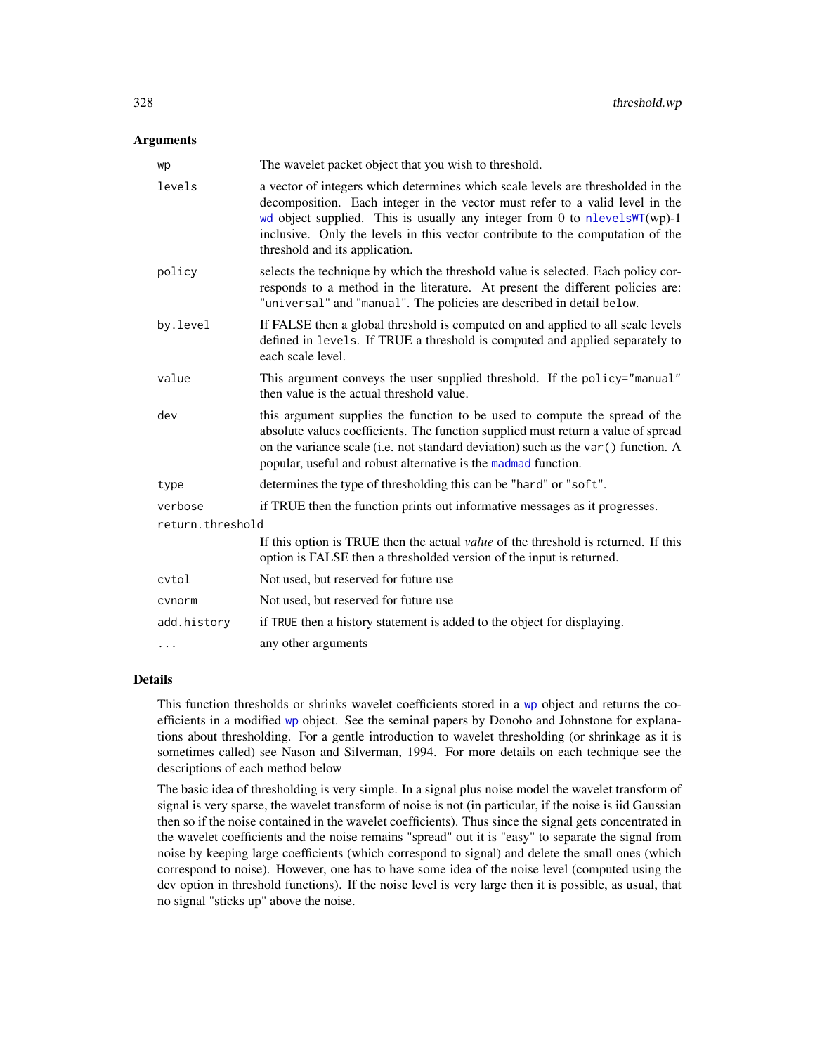## Arguments

| | |
|---|---|
| `wp` | The wavelet packet object that you wish to threshold. |
| `levels` | a vector of integers which determines which scale levels are thresholded in the decomposition. Each integer in the vector must refer to a valid level in the `wd` object supplied. This is usually any integer from 0 to `nlevelsWT`(wp)-1 inclusive. Only the levels in this vector contribute to the computation of the threshold and its application. |
| `policy` | selects the technique by which the threshold value is selected. Each policy corresponds to a method in the literature. At present the different policies are: `"universal"` and `"manual"`. The policies are described in detail below. |
| `by.level` | If FALSE then a global threshold is computed on and applied to all scale levels defined in `levels`. If TRUE a threshold is computed and applied separately to each scale level. |
| `value` | This argument conveys the user supplied threshold. If the `policy="manual"` then value is the actual threshold value. |
| `dev` | this argument supplies the function to be used to compute the spread of the absolute values coefficients. The function supplied must return a value of spread on the variance scale (i.e. not standard deviation) such as the `var()` function. A popular, useful and robust alternative is the `madmad` function. |
| `type` | determines the type of thresholding this can be `"hard"` or `"soft"`. |
| `verbose` | if TRUE then the function prints out informative messages as it progresses. |
| `return.threshold` | If this option is TRUE then the actual *value* of the threshold is returned. If this option is FALSE then a thresholded version of the input is returned. |
| `cvtol` | Not used, but reserved for future use |
| `cvnorm` | Not used, but reserved for future use |
| `add.history` | if `TRUE` then a history statement is added to the object for displaying. |
| `...` | any other arguments |

## Details

This function thresholds or shrinks wavelet coefficients stored in a `wp` object and returns the coefficients in a modified `wp` object. See the seminal papers by Donoho and Johnstone for explanations about thresholding. For a gentle introduction to wavelet thresholding (or shrinkage as it is sometimes called) see Nason and Silverman, 1994. For more details on each technique see the descriptions of each method below

The basic idea of thresholding is very simple. In a signal plus noise model the wavelet transform of signal is very sparse, the wavelet transform of noise is not (in particular, if the noise is iid Gaussian then so if the noise contained in the wavelet coefficients). Thus since the signal gets concentrated in the wavelet coefficients and the noise remains "spread" out it is "easy" to separate the signal from noise by keeping large coefficients (which correspond to signal) and delete the small ones (which correspond to noise). However, one has to have some idea of the noise level (computed using the dev option in threshold functions). If the noise level is very large then it is possible, as usual, that no signal "sticks up" above the noise.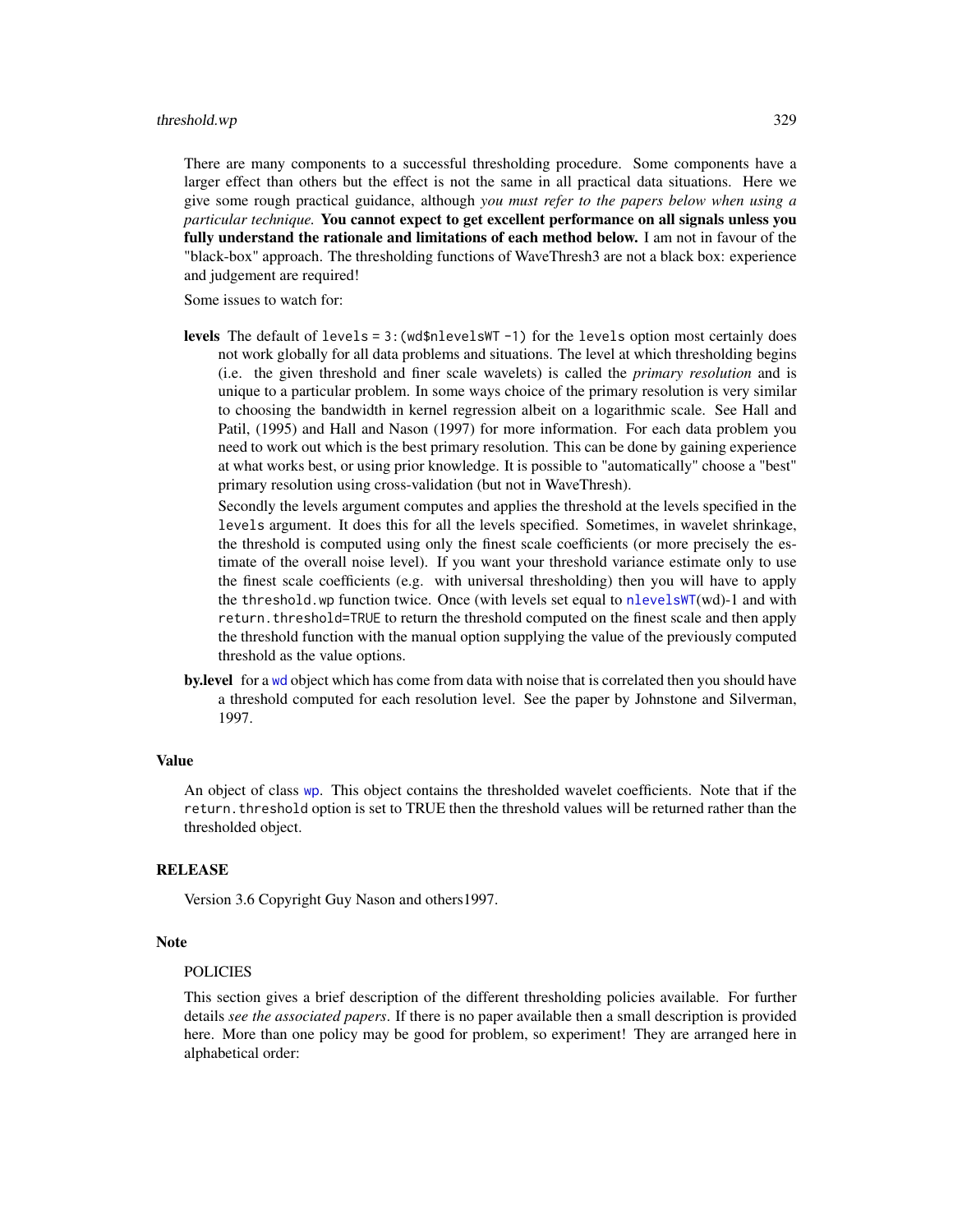There are many components to a successful thresholding procedure. Some components have a larger effect than others but the effect is not the same in all practical data situations. Here we give some rough practical guidance, although *you must refer to the papers below when using a particular technique.* **You cannot expect to get excellent performance on all signals unless you fully understand the rationale and limitations of each method below.** I am not in favour of the "black-box" approach. The thresholding functions of WaveThresh3 are not a black box: experience and judgement are required!

Some issues to watch for:

**levels** The default of `levels = 3:(wd$nlevelsWT -1)` for the `levels` option most certainly does not work globally for all data problems and situations. The level at which thresholding begins (i.e. the given threshold and finer scale wavelets) is called the *primary resolution* and is unique to a particular problem. In some ways choice of the primary resolution is very similar to choosing the bandwidth in kernel regression albeit on a logarithmic scale. See Hall and Patil, (1995) and Hall and Nason (1997) for more information. For each data problem you need to work out which is the best primary resolution. This can be done by gaining experience at what works best, or using prior knowledge. It is possible to "automatically" choose a "best" primary resolution using cross-validation (but not in WaveThresh).

Secondly the levels argument computes and applies the threshold at the levels specified in the `levels` argument. It does this for all the levels specified. Sometimes, in wavelet shrinkage, the threshold is computed using only the finest scale coefficients (or more precisely the estimate of the overall noise level). If you want your threshold variance estimate only to use the finest scale coefficients (e.g. with universal thresholding) then you will have to apply the `threshold.wp` function twice. Once (with levels set equal to `nlevelsWT`(wd)-1 and with `return.threshold=TRUE` to return the threshold computed on the finest scale and then apply the threshold function with the manual option supplying the value of the previously computed threshold as the value options.

**by.level** for a `wd` object which has come from data with noise that is correlated then you should have a threshold computed for each resolution level. See the paper by Johnstone and Silverman, 1997.

## Value

An object of class `wp`. This object contains the thresholded wavelet coefficients. Note that if the `return.threshold` option is set to TRUE then the threshold values will be returned rather than the thresholded object.

## RELEASE

Version 3.6 Copyright Guy Nason and others1997.

## Note

POLICIES

This section gives a brief description of the different thresholding policies available. For further details *see the associated papers*. If there is no paper available then a small description is provided here. More than one policy may be good for problem, so experiment! They are arranged here in alphabetical order: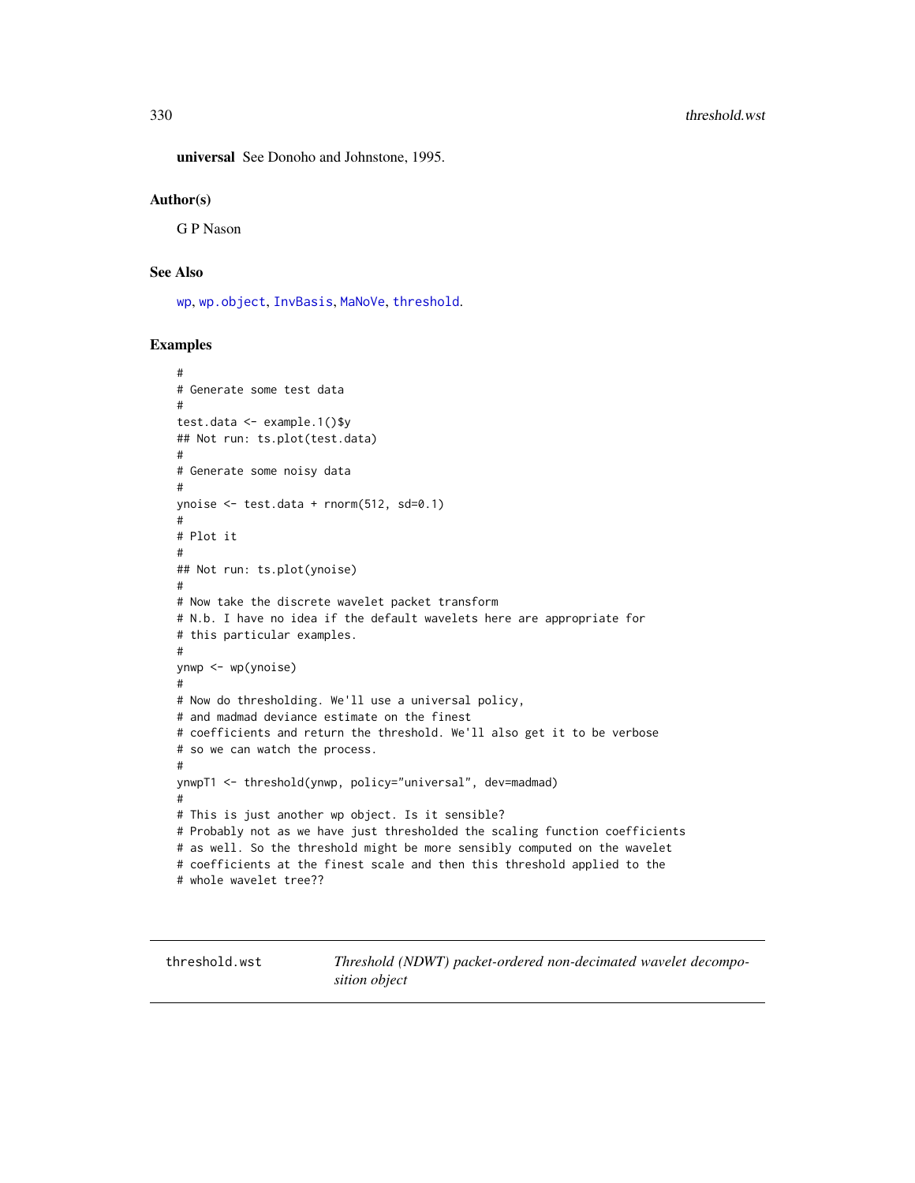**universal** See Donoho and Johnstone, 1995.

## Author(s)

G P Nason

## See Also

wp, wp.object, InvBasis, MaNoVe, threshold.

## Examples

```
#
# Generate some test data
#
test.data <- example.1()$y
## Not run: ts.plot(test.data)
#
# Generate some noisy data
#
ynoise <- test.data + rnorm(512, sd=0.1)
#
# Plot it
#
## Not run: ts.plot(ynoise)
#
# Now take the discrete wavelet packet transform
# N.b. I have no idea if the default wavelets here are appropriate for
# this particular examples.
#
ynwp <- wp(ynoise)
#
# Now do thresholding. We'll use a universal policy,
# and madmad deviance estimate on the finest
# coefficients and return the threshold. We'll also get it to be verbose
# so we can watch the process.
#
ynwpT1 <- threshold(ynwp, policy="universal", dev=madmad)
#
# This is just another wp object. Is it sensible?
# Probably not as we have just thresholded the scaling function coefficients
# as well. So the threshold might be more sensibly computed on the wavelet
# coefficients at the finest scale and then this threshold applied to the
# whole wavelet tree??
```

---

# threshold.wst — *Threshold (NDWT) packet-ordered non-decimated wavelet decomposition object*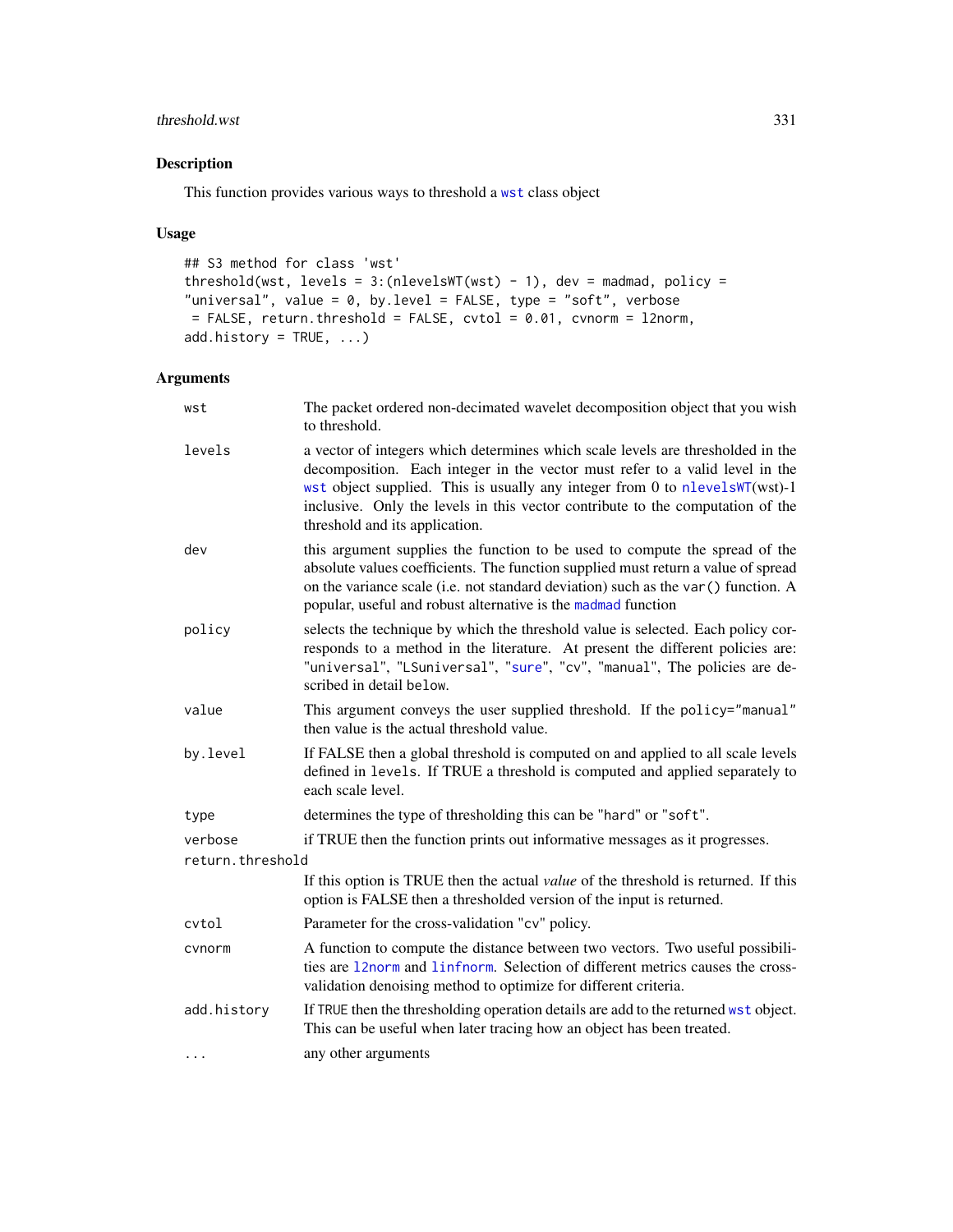## Description

This function provides various ways to threshold a wst class object

## Usage

```
## S3 method for class 'wst'
threshold(wst, levels = 3:(nlevelsWT(wst) - 1), dev = madmad, policy =
"universal", value = 0, by.level = FALSE, type = "soft", verbose
 = FALSE, return.threshold = FALSE, cvtol = 0.01, cvnorm = l2norm,
add.history = TRUE, ...)
```

## Arguments

| | |
|---|---|
| wst | The packet ordered non-decimated wavelet decomposition object that you wish to threshold. |
| levels | a vector of integers which determines which scale levels are thresholded in the decomposition. Each integer in the vector must refer to a valid level in the wst object supplied. This is usually any integer from 0 to nlevelsWT(wst)-1 inclusive. Only the levels in this vector contribute to the computation of the threshold and its application. |
| dev | this argument supplies the function to be used to compute the spread of the absolute values coefficients. The function supplied must return a value of spread on the variance scale (i.e. not standard deviation) such as the var() function. A popular, useful and robust alternative is the madmad function |
| policy | selects the technique by which the threshold value is selected. Each policy corresponds to a method in the literature. At present the different policies are: "universal", "LSuniversal", "sure", "cv", "manual", The policies are described in detail below. |
| value | This argument conveys the user supplied threshold. If the policy="manual" then value is the actual threshold value. |
| by.level | If FALSE then a global threshold is computed on and applied to all scale levels defined in levels. If TRUE a threshold is computed and applied separately to each scale level. |
| type | determines the type of thresholding this can be "hard" or "soft". |
| verbose | if TRUE then the function prints out informative messages as it progresses. |
| return.threshold | If this option is TRUE then the actual *value* of the threshold is returned. If this option is FALSE then a thresholded version of the input is returned. |
| cvtol | Parameter for the cross-validation "cv" policy. |
| cvnorm | A function to compute the distance between two vectors. Two useful possibilities are l2norm and linfnorm. Selection of different metrics causes the cross-validation denoising method to optimize for different criteria. |
| add.history | If TRUE then the thresholding operation details are add to the returned wst object. This can be useful when later tracing how an object has been treated. |
| ... | any other arguments |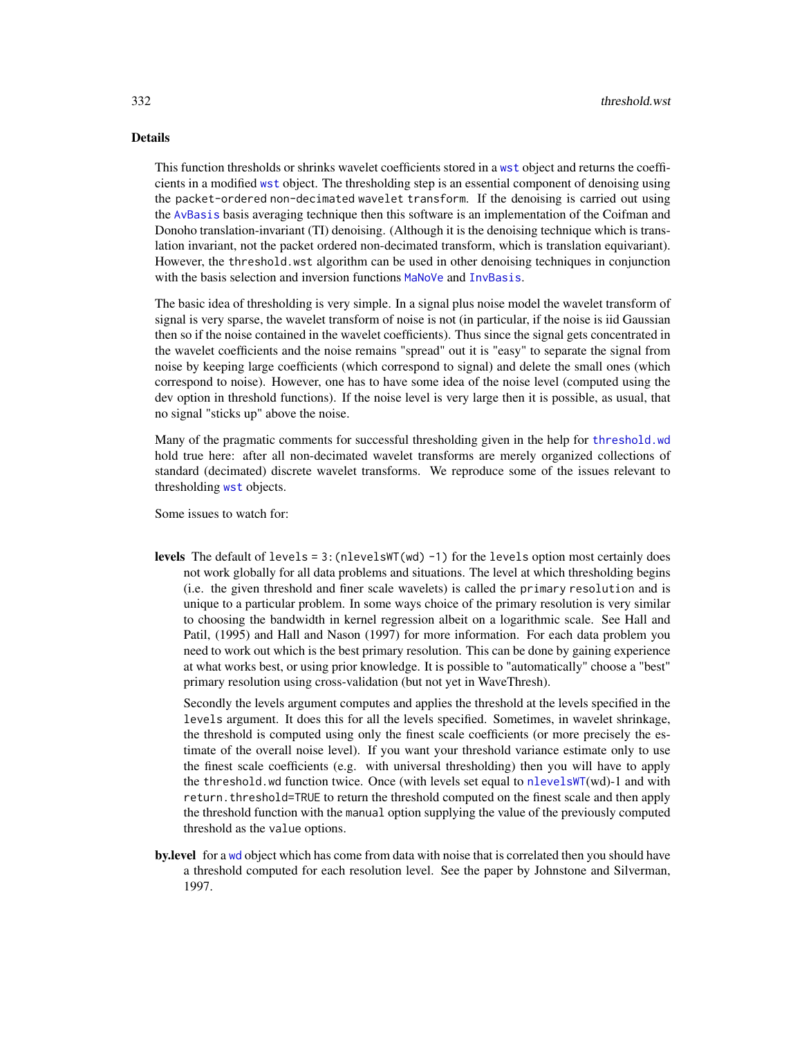## Details

This function thresholds or shrinks wavelet coefficients stored in a `wst` object and returns the coefficients in a modified `wst` object. The thresholding step is an essential component of denoising using the `packet-ordered non-decimated wavelet transform`. If the denoising is carried out using the `AvBasis` basis averaging technique then this software is an implementation of the Coifman and Donoho translation-invariant (TI) denoising. (Although it is the denoising technique which is translation invariant, not the packet ordered non-decimated transform, which is translation equivariant). However, the `threshold.wst` algorithm can be used in other denoising techniques in conjunction with the basis selection and inversion functions `MaNoVe` and `InvBasis`.

The basic idea of thresholding is very simple. In a signal plus noise model the wavelet transform of signal is very sparse, the wavelet transform of noise is not (in particular, if the noise is iid Gaussian then so if the noise contained in the wavelet coefficients). Thus since the signal gets concentrated in the wavelet coefficients and the noise remains "spread" out it is "easy" to separate the signal from noise by keeping large coefficients (which correspond to signal) and delete the small ones (which correspond to noise). However, one has to have some idea of the noise level (computed using the dev option in threshold functions). If the noise level is very large then it is possible, as usual, that no signal "sticks up" above the noise.

Many of the pragmatic comments for successful thresholding given in the help for `threshold.wd` hold true here: after all non-decimated wavelet transforms are merely organized collections of standard (decimated) discrete wavelet transforms. We reproduce some of the issues relevant to thresholding `wst` objects.

Some issues to watch for:

**levels** The default of `levels = 3:(nlevelsWT(wd) -1)` for the `levels` option most certainly does not work globally for all data problems and situations. The level at which thresholding begins (i.e. the given threshold and finer scale wavelets) is called the `primary resolution` and is unique to a particular problem. In some ways choice of the primary resolution is very similar to choosing the bandwidth in kernel regression albeit on a logarithmic scale. See Hall and Patil, (1995) and Hall and Nason (1997) for more information. For each data problem you need to work out which is the best primary resolution. This can be done by gaining experience at what works best, or using prior knowledge. It is possible to "automatically" choose a "best" primary resolution using cross-validation (but not yet in WaveThresh).

Secondly the levels argument computes and applies the threshold at the levels specified in the `levels` argument. It does this for all the levels specified. Sometimes, in wavelet shrinkage, the threshold is computed using only the finest scale coefficients (or more precisely the estimate of the overall noise level). If you want your threshold variance estimate only to use the finest scale coefficients (e.g. with universal thresholding) then you will have to apply the `threshold.wd` function twice. Once (with levels set equal to `nlevelsWT`(wd)-1 and with `return.threshold=TRUE` to return the threshold computed on the finest scale and then apply the threshold function with the `manual` option supplying the value of the previously computed threshold as the `value` options.

**by.level** for a `wd` object which has come from data with noise that is correlated then you should have a threshold computed for each resolution level. See the paper by Johnstone and Silverman, 1997.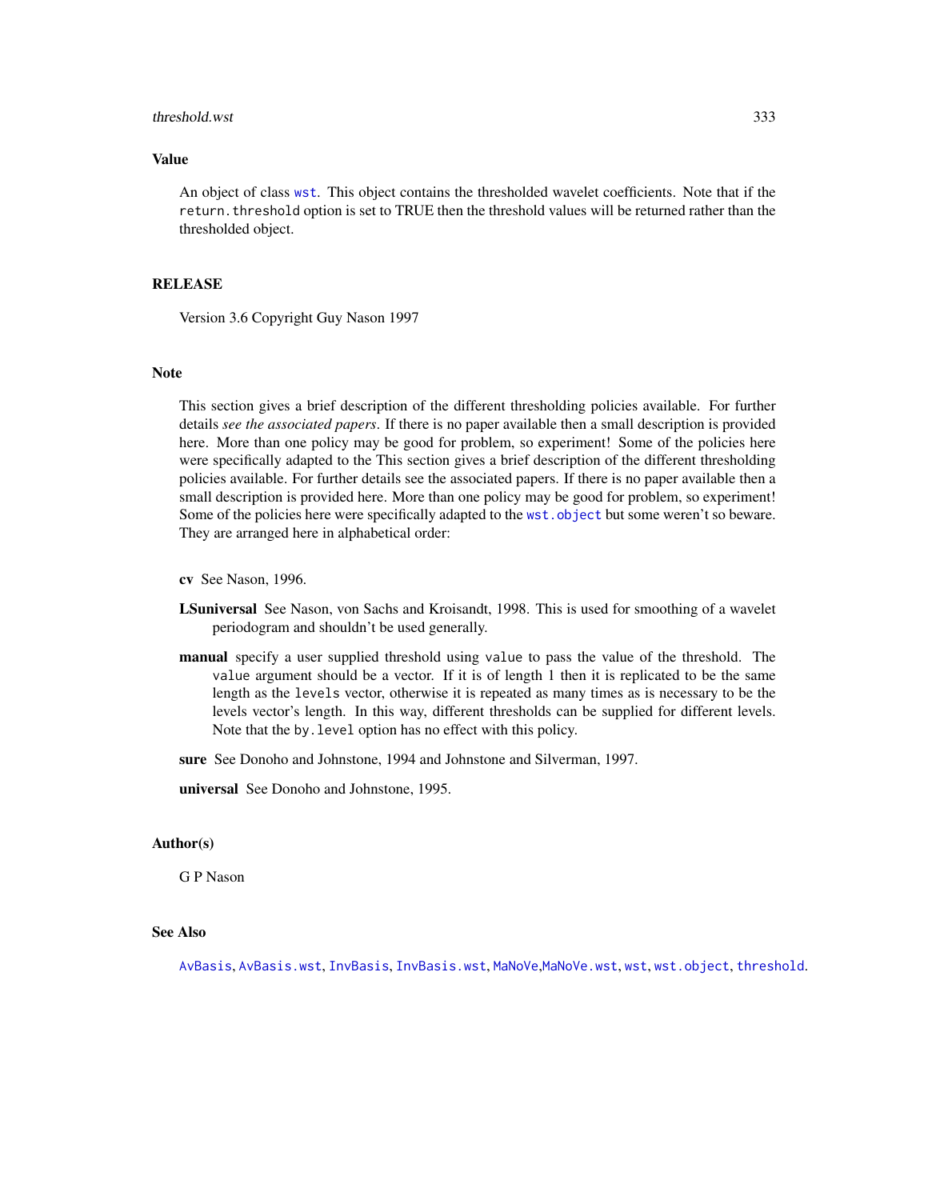## Value

An object of class `wst`. This object contains the thresholded wavelet coefficients. Note that if the `return.threshold` option is set to TRUE then the threshold values will be returned rather than the thresholded object.

## RELEASE

Version 3.6 Copyright Guy Nason 1997

## Note

This section gives a brief description of the different thresholding policies available. For further details *see the associated papers*. If there is no paper available then a small description is provided here. More than one policy may be good for problem, so experiment! Some of the policies here were specifically adapted to the This section gives a brief description of the different thresholding policies available. For further details see the associated papers. If there is no paper available then a small description is provided here. More than one policy may be good for problem, so experiment! Some of the policies here were specifically adapted to the `wst.object` but some weren't so beware. They are arranged here in alphabetical order:

**cv** See Nason, 1996.

**LSuniversal** See Nason, von Sachs and Kroisandt, 1998. This is used for smoothing of a wavelet periodogram and shouldn't be used generally.

**manual** specify a user supplied threshold using `value` to pass the value of the threshold. The `value` argument should be a vector. If it is of length 1 then it is replicated to be the same length as the `levels` vector, otherwise it is repeated as many times as is necessary to be the levels vector's length. In this way, different thresholds can be supplied for different levels. Note that the `by.level` option has no effect with this policy.

**sure** See Donoho and Johnstone, 1994 and Johnstone and Silverman, 1997.

**universal** See Donoho and Johnstone, 1995.

## Author(s)

G P Nason

## See Also

`AvBasis`, `AvBasis.wst`, `InvBasis`, `InvBasis.wst`, `MaNoVe`, `MaNoVe.wst`, `wst`, `wst.object`, `threshold`.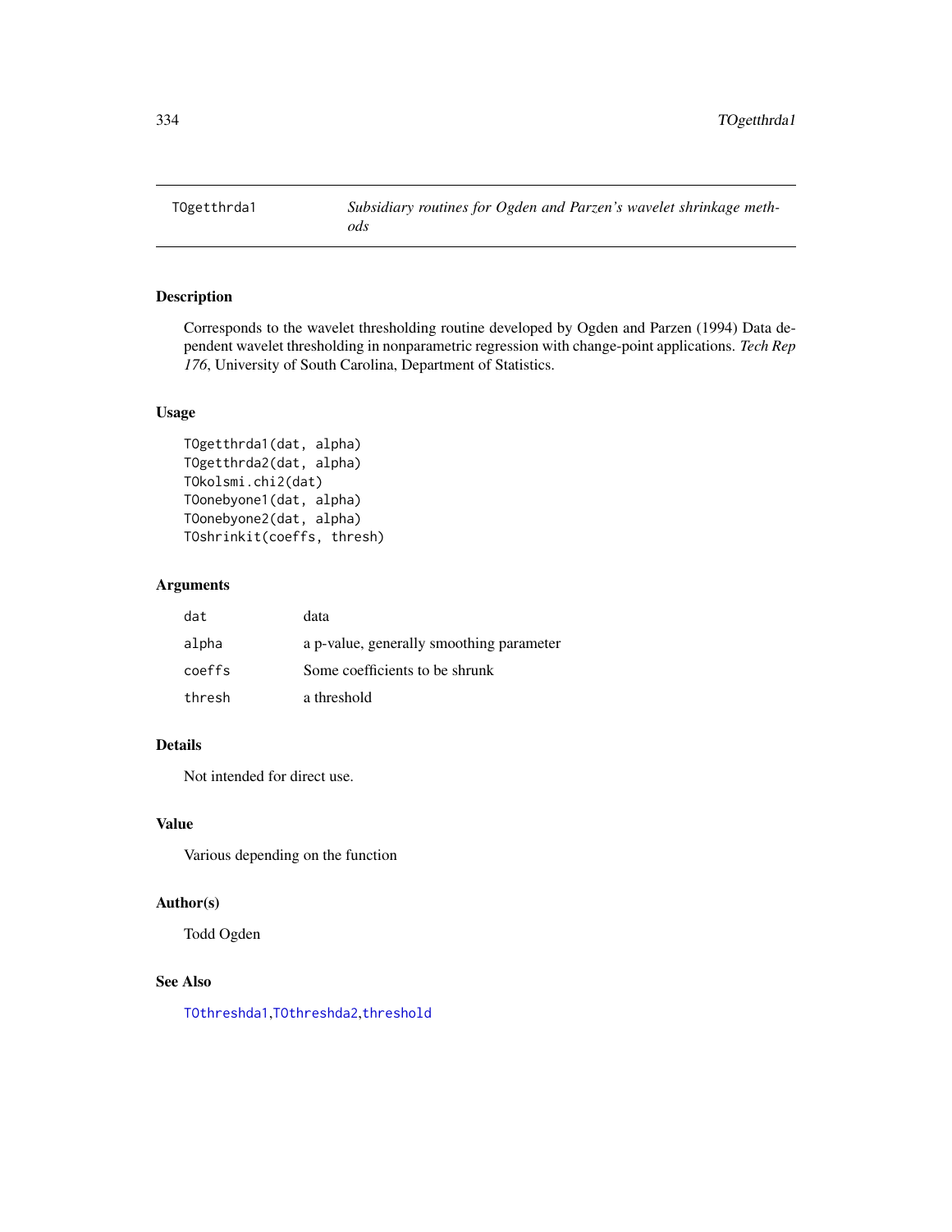# TOgetthrda1 — *Subsidiary routines for Ogden and Parzen's wavelet shrinkage methods*

## Description

Corresponds to the wavelet thresholding routine developed by Ogden and Parzen (1994) Data dependent wavelet thresholding in nonparametric regression with change-point applications. *Tech Rep 176*, University of South Carolina, Department of Statistics.

## Usage

```
TOgetthrda1(dat, alpha)
TOgetthrda2(dat, alpha)
TOkolsmi.chi2(dat)
TOonebyone1(dat, alpha)
TOonebyone2(dat, alpha)
TOshrinkit(coeffs, thresh)
```

## Arguments

| | |
|---|---|
| `dat` | data |
| `alpha` | a p-value, generally smoothing parameter |
| `coeffs` | Some coefficients to be shrunk |
| `thresh` | a threshold |

## Details

Not intended for direct use.

## Value

Various depending on the function

## Author(s)

Todd Ogden

## See Also

`TOthreshda1`, `TOthreshda2`, `threshold`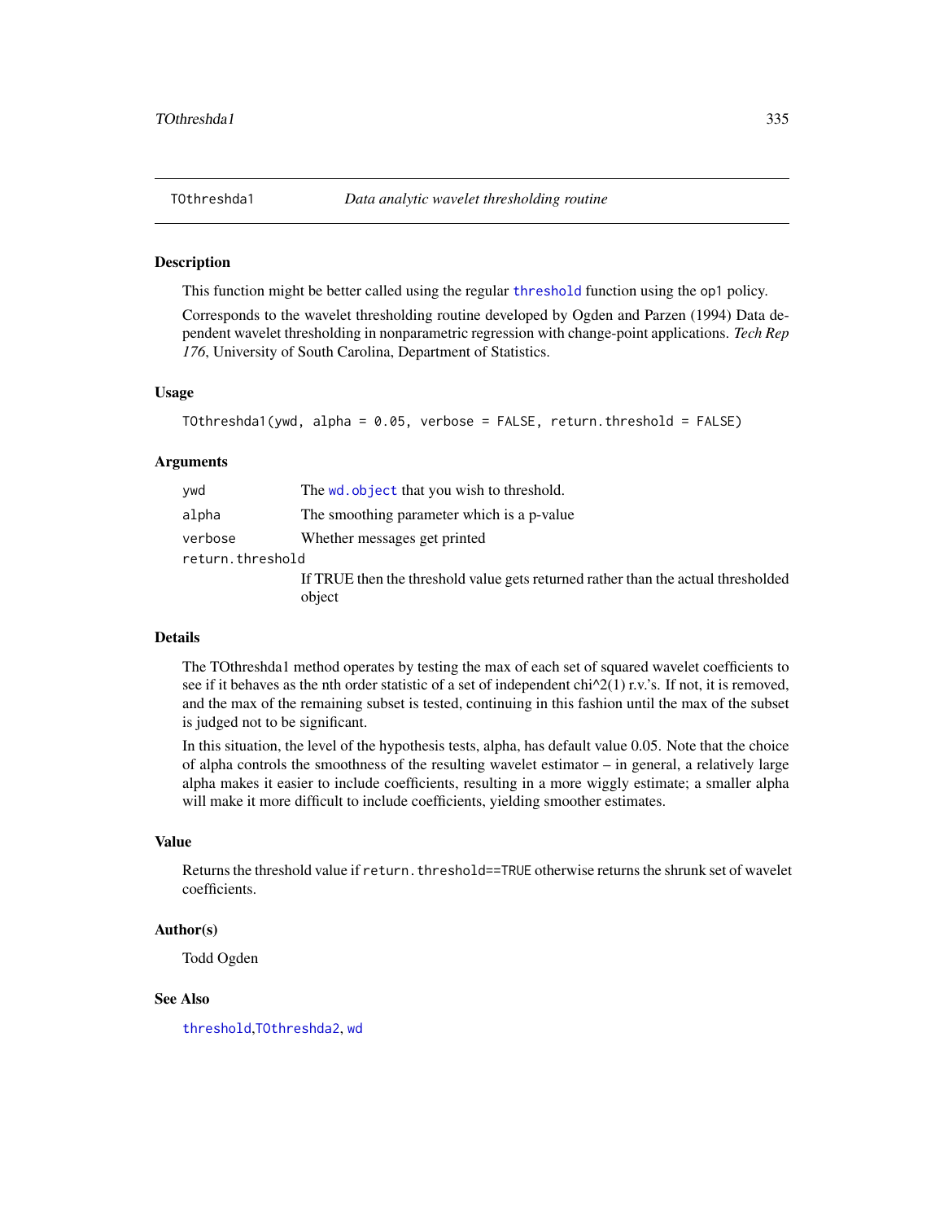## TOthreshda1 — *Data analytic wavelet thresholding routine*

### Description

This function might be better called using the regular `threshold` function using the `op1` policy.

Corresponds to the wavelet thresholding routine developed by Ogden and Parzen (1994) Data dependent wavelet thresholding in nonparametric regression with change-point applications. *Tech Rep 176*, University of South Carolina, Department of Statistics.

### Usage

```
TOthreshda1(ywd, alpha = 0.05, verbose = FALSE, return.threshold = FALSE)
```

### Arguments

| | |
|---|---|
| `ywd` | The `wd.object` that you wish to threshold. |
| `alpha` | The smoothing parameter which is a p-value |
| `verbose` | Whether messages get printed |
| `return.threshold` | If TRUE then the threshold value gets returned rather than the actual thresholded object |

### Details

The TOthreshda1 method operates by testing the max of each set of squared wavelet coefficients to see if it behaves as the nth order statistic of a set of independent chi^2(1) r.v.'s. If not, it is removed, and the max of the remaining subset is tested, continuing in this fashion until the max of the subset is judged not to be significant.

In this situation, the level of the hypothesis tests, alpha, has default value 0.05. Note that the choice of alpha controls the smoothness of the resulting wavelet estimator – in general, a relatively large alpha makes it easier to include coefficients, resulting in a more wiggly estimate; a smaller alpha will make it more difficult to include coefficients, yielding smoother estimates.

### Value

Returns the threshold value if `return.threshold==TRUE` otherwise returns the shrunk set of wavelet coefficients.

### Author(s)

Todd Ogden

### See Also

`threshold`, `TOthreshda2`, `wd`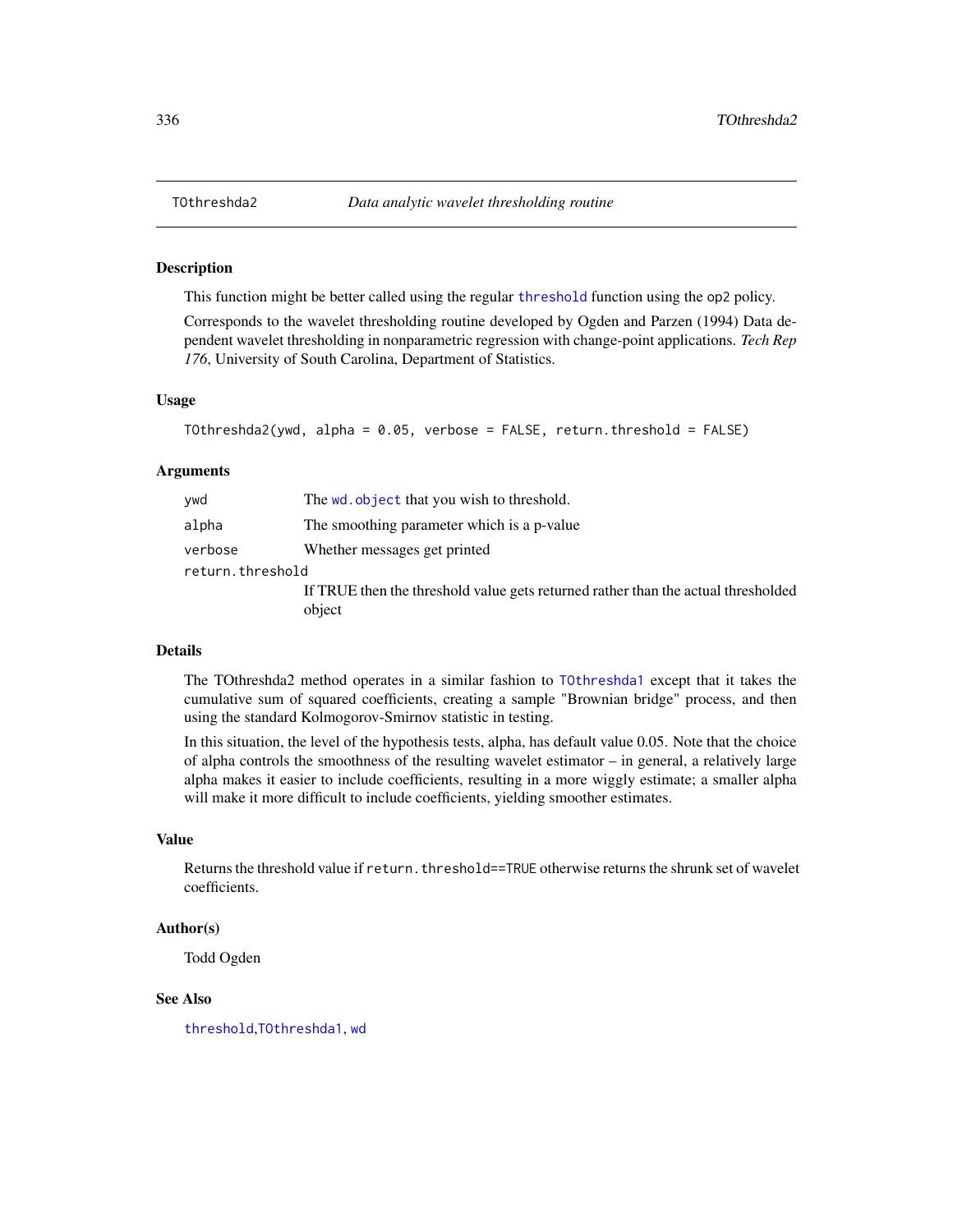## TOthreshda2 — *Data analytic wavelet thresholding routine*

### Description

This function might be better called using the regular `threshold` function using the `op2` policy.

Corresponds to the wavelet thresholding routine developed by Ogden and Parzen (1994) Data dependent wavelet thresholding in nonparametric regression with change-point applications. *Tech Rep 176*, University of South Carolina, Department of Statistics.

### Usage

```
TOthreshda2(ywd, alpha = 0.05, verbose = FALSE, return.threshold = FALSE)
```

### Arguments

| | |
|---|---|
| `ywd` | The `wd.object` that you wish to threshold. |
| `alpha` | The smoothing parameter which is a p-value |
| `verbose` | Whether messages get printed |
| `return.threshold` | If TRUE then the threshold value gets returned rather than the actual thresholded object |

### Details

The TOthreshda2 method operates in a similar fashion to `TOthreshda1` except that it takes the cumulative sum of squared coefficients, creating a sample "Brownian bridge" process, and then using the standard Kolmogorov-Smirnov statistic in testing.

In this situation, the level of the hypothesis tests, alpha, has default value 0.05. Note that the choice of alpha controls the smoothness of the resulting wavelet estimator – in general, a relatively large alpha makes it easier to include coefficients, resulting in a more wiggly estimate; a smaller alpha will make it more difficult to include coefficients, yielding smoother estimates.

### Value

Returns the threshold value if `return.threshold==TRUE` otherwise returns the shrunk set of wavelet coefficients.

### Author(s)

Todd Ogden

### See Also

`threshold`, `TOthreshda1`, `wd`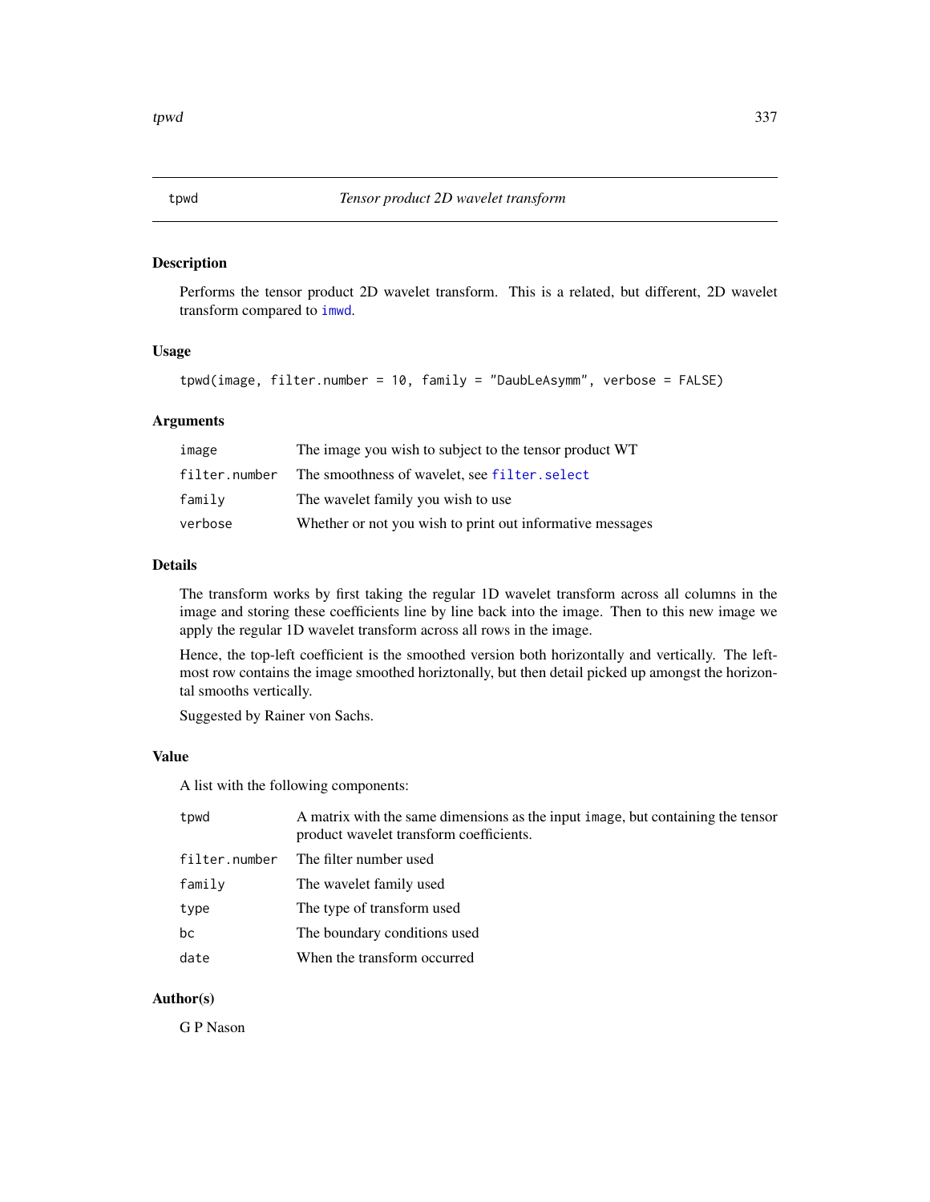# tpwd — *Tensor product 2D wavelet transform*

## Description

Performs the tensor product 2D wavelet transform. This is a related, but different, 2D wavelet transform compared to imwd.

## Usage

```
tpwd(image, filter.number = 10, family = "DaubLeAsymm", verbose = FALSE)
```

## Arguments

| | |
|---|---|
| image | The image you wish to subject to the tensor product WT |
| filter.number | The smoothness of wavelet, see filter.select |
| family | The wavelet family you wish to use |
| verbose | Whether or not you wish to print out informative messages |

## Details

The transform works by first taking the regular 1D wavelet transform across all columns in the image and storing these coefficients line by line back into the image. Then to this new image we apply the regular 1D wavelet transform across all rows in the image.

Hence, the top-left coefficient is the smoothed version both horizontally and vertically. The left-most row contains the image smoothed horiztonally, but then detail picked up amongst the horizontal smooths vertically.

Suggested by Rainer von Sachs.

## Value

A list with the following components:

| | |
|---|---|
| tpwd | A matrix with the same dimensions as the input image, but containing the tensor product wavelet transform coefficients. |
| filter.number | The filter number used |
| family | The wavelet family used |
| type | The type of transform used |
| bc | The boundary conditions used |
| date | When the transform occurred |

## Author(s)

G P Nason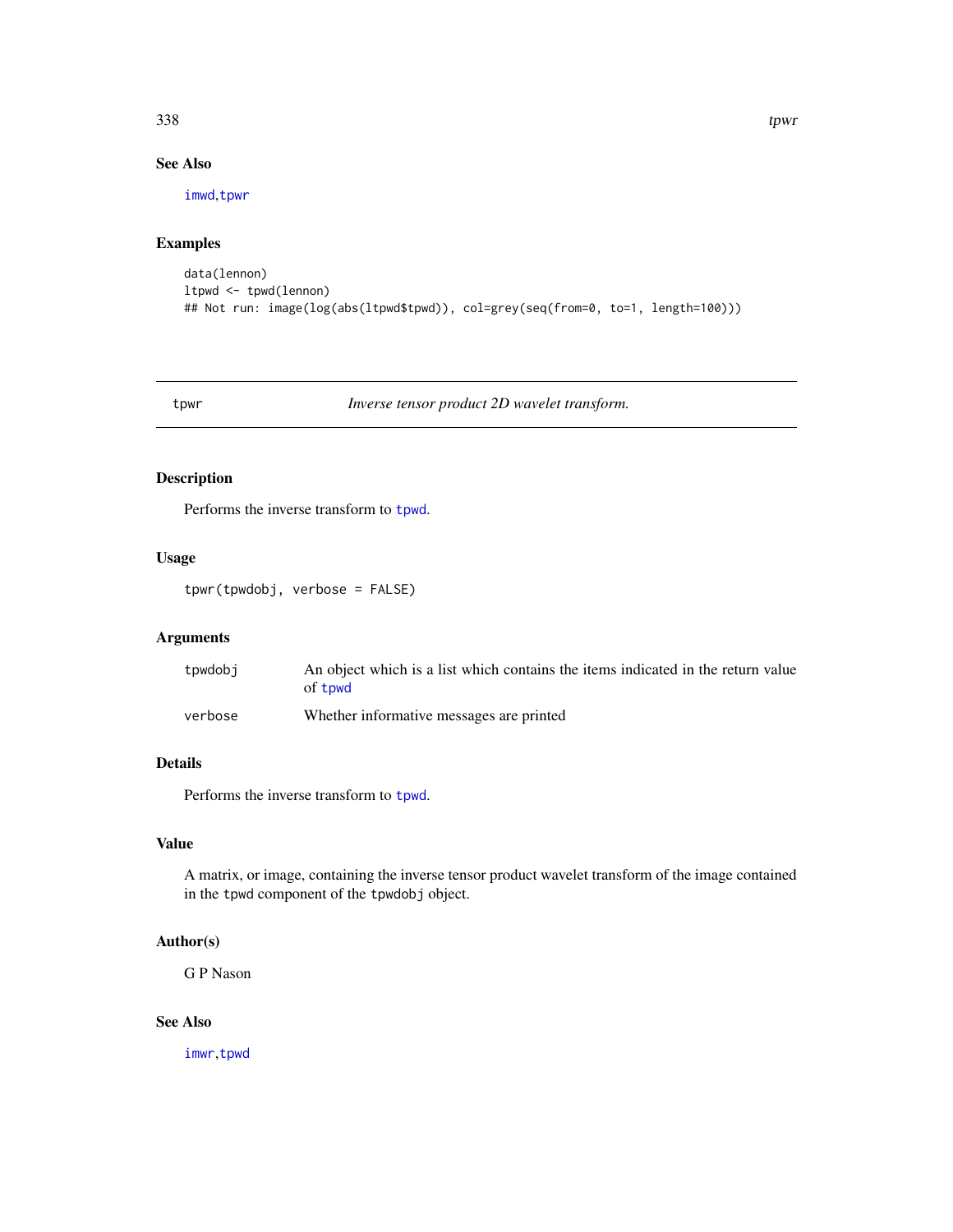### See Also

imwd, tpwr

### Examples

```
data(lennon)
ltpwd <- tpwd(lennon)
## Not run: image(log(abs(ltpwd$tpwd)), col=grey(seq(from=0, to=1, length=100)))
```

---

## tpwr — *Inverse tensor product 2D wavelet transform.*

---

### Description

Performs the inverse transform to tpwd.

### Usage

```
tpwr(tpwdobj, verbose = FALSE)
```

### Arguments

| | |
|---|---|
| tpwdobj | An object which is a list which contains the items indicated in the return value of tpwd |
| verbose | Whether informative messages are printed |

### Details

Performs the inverse transform to tpwd.

### Value

A matrix, or image, containing the inverse tensor product wavelet transform of the image contained in the tpwd component of the tpwdobj object.

### Author(s)

G P Nason

### See Also

imwr, tpwd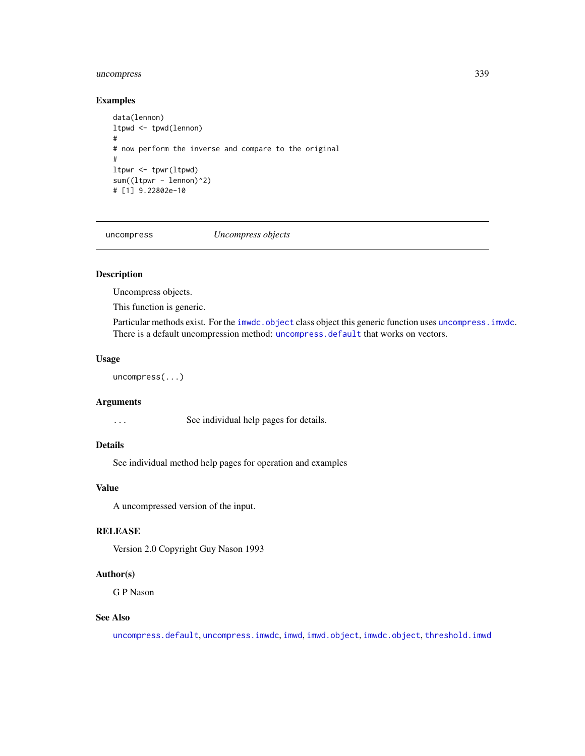## Examples

```
data(lennon)
ltpwd <- tpwd(lennon)
#
# now perform the inverse and compare to the original
#
ltpwr <- tpwr(ltpwd)
sum((ltpwr - lennon)^2)
# [1] 9.22802e-10
```

---

# uncompress *Uncompress objects*

---

## Description

Uncompress objects.

This function is generic.

Particular methods exist. For the `imwdc.object` class object this generic function uses `uncompress.imwdc`. There is a default uncompression method: `uncompress.default` that works on vectors.

## Usage

```
uncompress(...)
```

## Arguments

| | |
|---|---|
| `...` | See individual help pages for details. |

## Details

See individual method help pages for operation and examples

## Value

A uncompressed version of the input.

## RELEASE

Version 2.0 Copyright Guy Nason 1993

## Author(s)

G P Nason

## See Also

`uncompress.default`, `uncompress.imwdc`, `imwd`, `imwd.object`, `imwdc.object`, `threshold.imwd`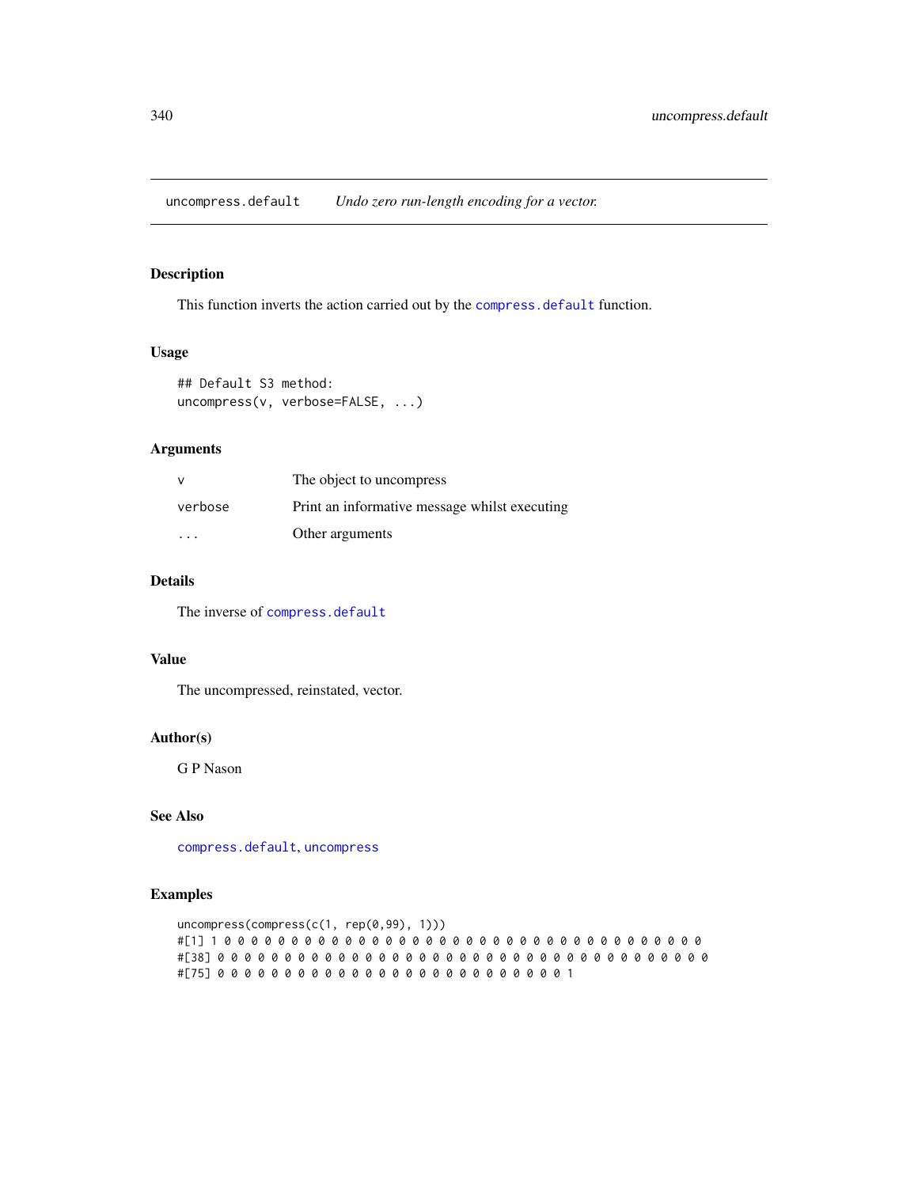## uncompress.default    *Undo zero run-length encoding for a vector.*

### Description

This function inverts the action carried out by the compress.default function.

### Usage

```
## Default S3 method:
uncompress(v, verbose=FALSE, ...)
```

### Arguments

| | |
|---|---|
| v | The object to uncompress |
| verbose | Print an informative message whilst executing |
| ... | Other arguments |

### Details

The inverse of compress.default

### Value

The uncompressed, reinstated, vector.

### Author(s)

G P Nason

### See Also

compress.default, uncompress

### Examples

```
uncompress(compress(c(1, rep(0,99), 1)))
#[1] 1 0 0 0 0 0 0 0 0 0 0 0 0 0 0 0 0 0 0 0 0 0 0 0 0 0 0 0 0 0 0 0 0 0 0 0 0
#[38] 0 0 0 0 0 0 0 0 0 0 0 0 0 0 0 0 0 0 0 0 0 0 0 0 0 0 0 0 0 0 0 0 0 0 0 0 0
#[75] 0 0 0 0 0 0 0 0 0 0 0 0 0 0 0 0 0 0 0 0 0 0 0 0 0 0 1
```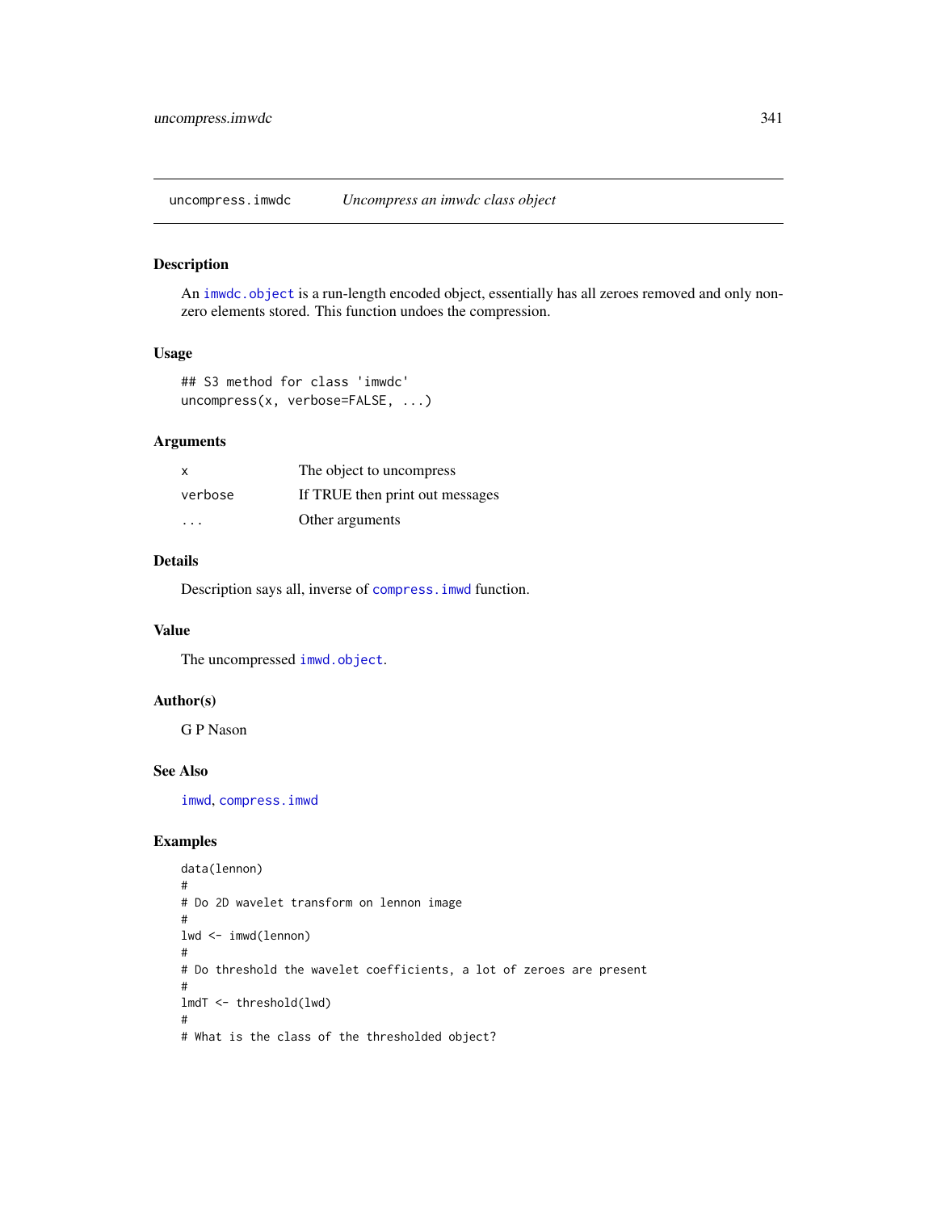uncompress.imwdc *Uncompress an imwdc class object*

## Description

An imwdc.object is a run-length encoded object, essentially has all zeroes removed and only non-zero elements stored. This function undoes the compression.

## Usage

```
## S3 method for class 'imwdc'
uncompress(x, verbose=FALSE, ...)
```

## Arguments

| | |
|---|---|
| x | The object to uncompress |
| verbose | If TRUE then print out messages |
| ... | Other arguments |

## Details

Description says all, inverse of compress.imwd function.

## Value

The uncompressed imwd.object.

## Author(s)

G P Nason

## See Also

imwd, compress.imwd

## Examples

```
data(lennon)
#
# Do 2D wavelet transform on lennon image
#
lwd <- imwd(lennon)
#
# Do threshold the wavelet coefficients, a lot of zeroes are present
#
lmdT <- threshold(lwd)
#
# What is the class of the thresholded object?
```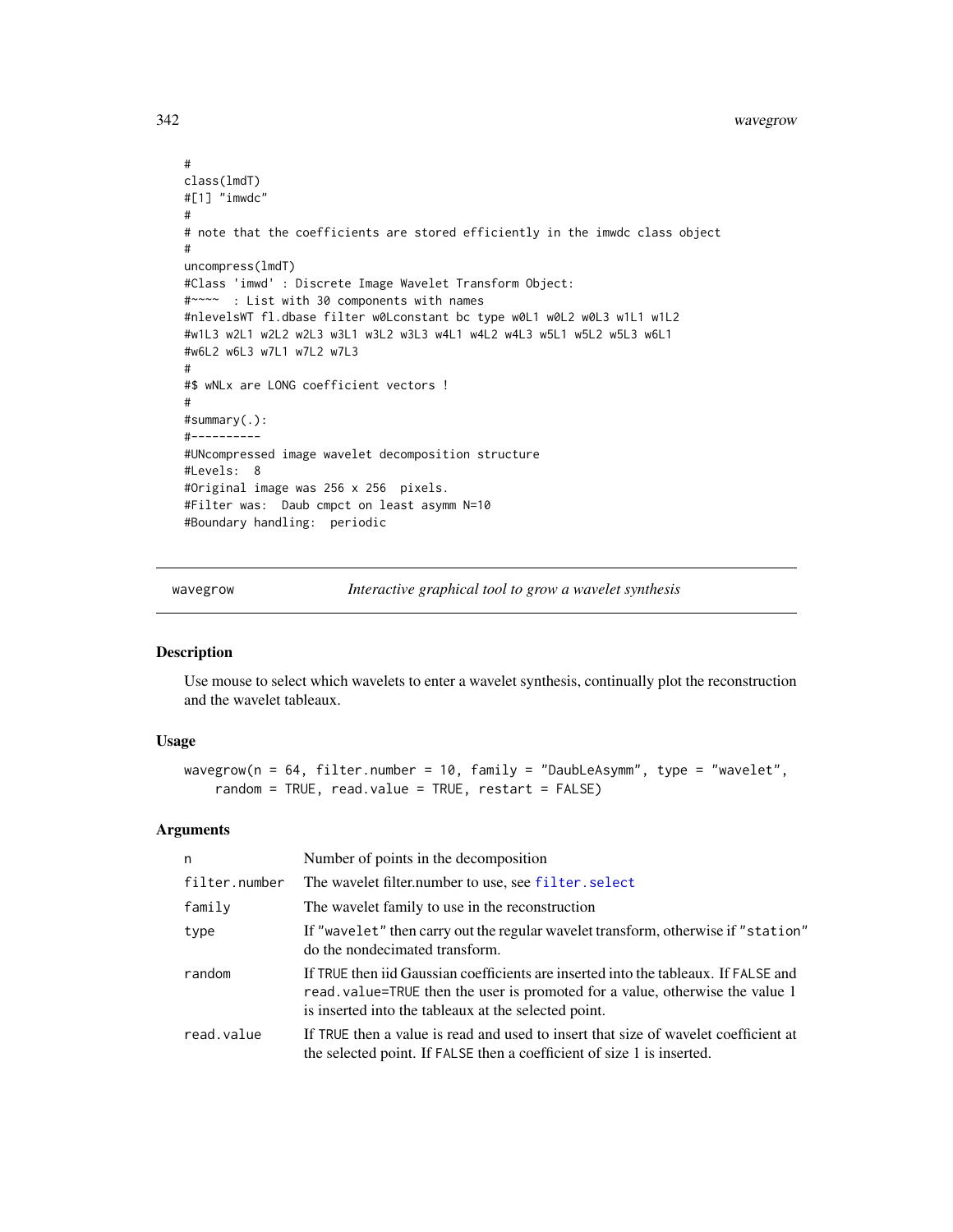```
#
class(lmdT)
#[1] "imwdc"
#
# note that the coefficients are stored efficiently in the imwdc class object
#
uncompress(lmdT)
#Class 'imwd' : Discrete Image Wavelet Transform Object:
#~~~~  : List with 30 components with names
#nlevelsWT fl.dbase filter w0Lconstant bc type w0L1 w0L2 w0L3 w1L1 w1L2
#w1L3 w2L1 w2L2 w2L3 w3L1 w3L2 w3L3 w4L1 w4L2 w4L3 w5L1 w5L2 w5L3 w6L1
#w6L2 w6L3 w7L1 w7L2 w7L3
#
#$ wNLx are LONG coefficient vectors !
#
#summary(.):
#----------
#UNcompressed image wavelet decomposition structure
#Levels:  8
#Original image was 256 x 256  pixels.
#Filter was:  Daub cmpct on least asymm N=10
#Boundary handling:  periodic
```

---

## wavegrow — *Interactive graphical tool to grow a wavelet synthesis*

### Description

Use mouse to select which wavelets to enter a wavelet synthesis, continually plot the reconstruction and the wavelet tableaux.

### Usage

```
wavegrow(n = 64, filter.number = 10, family = "DaubLeAsymm", type = "wavelet",
    random = TRUE, read.value = TRUE, restart = FALSE)
```

### Arguments

| | |
|---|---|
| n | Number of points in the decomposition |
| filter.number | The wavelet filter.number to use, see filter.select |
| family | The wavelet family to use in the reconstruction |
| type | If "wavelet" then carry out the regular wavelet transform, otherwise if "station" do the nondecimated transform. |
| random | If TRUE then iid Gaussian coefficients are inserted into the tableaux. If FALSE and read.value=TRUE then the user is promoted for a value, otherwise the value 1 is inserted into the tableaux at the selected point. |
| read.value | If TRUE then a value is read and used to insert that size of wavelet coefficient at the selected point. If FALSE then a coefficient of size 1 is inserted. |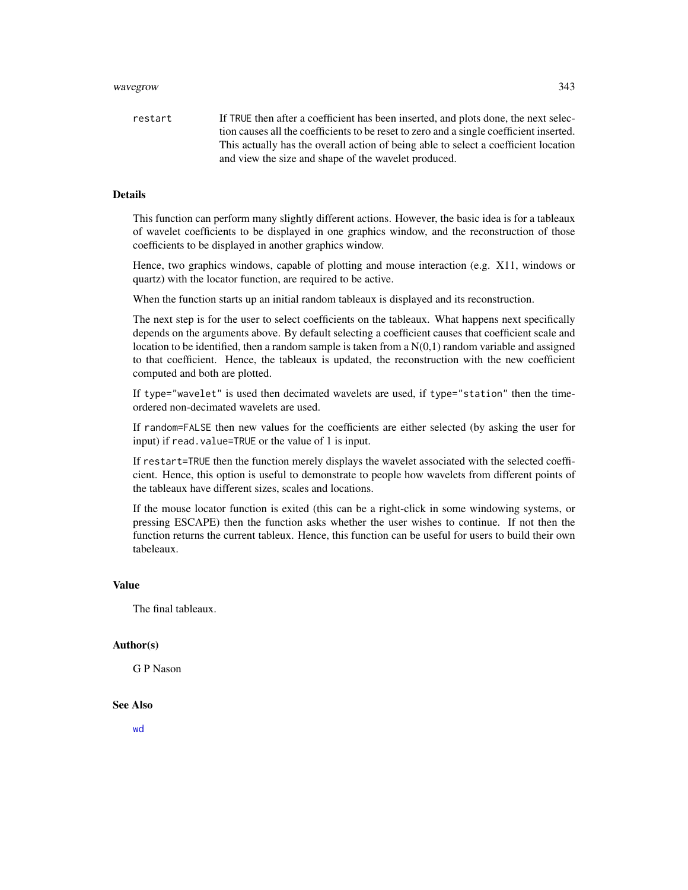restart	If TRUE then after a coefficient has been inserted, and plots done, the next selection causes all the coefficients to be reset to zero and a single coefficient inserted. This actually has the overall action of being able to select a coefficient location and view the size and shape of the wavelet produced.

## Details

This function can perform many slightly different actions. However, the basic idea is for a tableaux of wavelet coefficients to be displayed in one graphics window, and the reconstruction of those coefficients to be displayed in another graphics window.

Hence, two graphics windows, capable of plotting and mouse interaction (e.g. X11, windows or quartz) with the locator function, are required to be active.

When the function starts up an initial random tableaux is displayed and its reconstruction.

The next step is for the user to select coefficients on the tableaux. What happens next specifically depends on the arguments above. By default selecting a coefficient causes that coefficient scale and location to be identified, then a random sample is taken from a N(0,1) random variable and assigned to that coefficient. Hence, the tableaux is updated, the reconstruction with the new coefficient computed and both are plotted.

If `type="wavelet"` is used then decimated wavelets are used, if `type="station"` then the time-ordered non-decimated wavelets are used.

If `random=FALSE` then new values for the coefficients are either selected (by asking the user for input) if `read.value=TRUE` or the value of 1 is input.

If `restart=TRUE` then the function merely displays the wavelet associated with the selected coefficient. Hence, this option is useful to demonstrate to people how wavelets from different points of the tableaux have different sizes, scales and locations.

If the mouse locator function is exited (this can be a right-click in some windowing systems, or pressing ESCAPE) then the function asks whether the user wishes to continue. If not then the function returns the current tableux. Hence, this function can be useful for users to build their own tabeleaux.

## Value

The final tableaux.

## Author(s)

G P Nason

## See Also

wd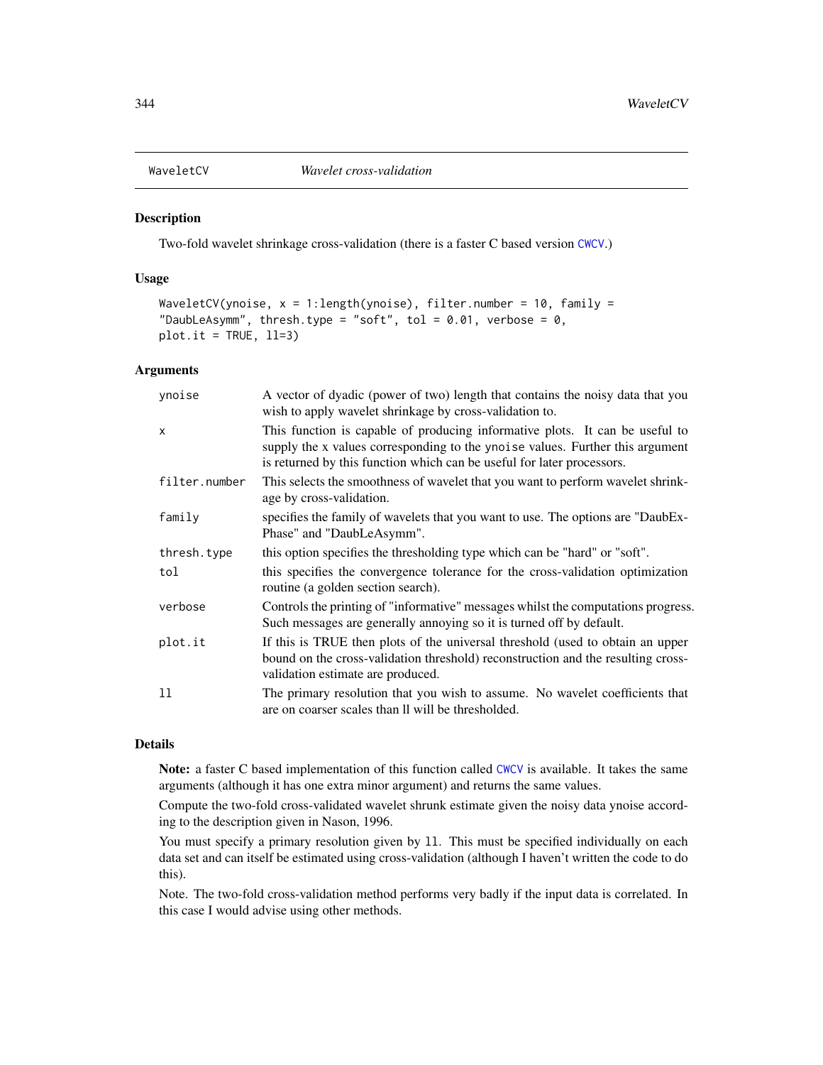# WaveletCV *Wavelet cross-validation*

## Description

Two-fold wavelet shrinkage cross-validation (there is a faster C based version CWCV.)

## Usage

```
WaveletCV(ynoise, x = 1:length(ynoise), filter.number = 10, family =
"DaubLeAsymm", thresh.type = "soft", tol = 0.01, verbose = 0,
plot.it = TRUE, ll=3)
```

## Arguments

| | |
|---|---|
| ynoise | A vector of dyadic (power of two) length that contains the noisy data that you wish to apply wavelet shrinkage by cross-validation to. |
| x | This function is capable of producing informative plots. It can be useful to supply the x values corresponding to the ynoise values. Further this argument is returned by this function which can be useful for later processors. |
| filter.number | This selects the smoothness of wavelet that you want to perform wavelet shrinkage by cross-validation. |
| family | specifies the family of wavelets that you want to use. The options are "DaubExPhase" and "DaubLeAsymm". |
| thresh.type | this option specifies the thresholding type which can be "hard" or "soft". |
| tol | this specifies the convergence tolerance for the cross-validation optimization routine (a golden section search). |
| verbose | Controls the printing of "informative" messages whilst the computations progress. Such messages are generally annoying so it is turned off by default. |
| plot.it | If this is TRUE then plots of the universal threshold (used to obtain an upper bound on the cross-validation threshold) reconstruction and the resulting cross-validation estimate are produced. |
| ll | The primary resolution that you wish to assume. No wavelet coefficients that are on coarser scales than ll will be thresholded. |

## Details

**Note:** a faster C based implementation of this function called CWCV is available. It takes the same arguments (although it has one extra minor argument) and returns the same values.

Compute the two-fold cross-validated wavelet shrunk estimate given the noisy data ynoise according to the description given in Nason, 1996.

You must specify a primary resolution given by ll. This must be specified individually on each data set and can itself be estimated using cross-validation (although I haven't written the code to do this).

Note. The two-fold cross-validation method performs very badly if the input data is correlated. In this case I would advise using other methods.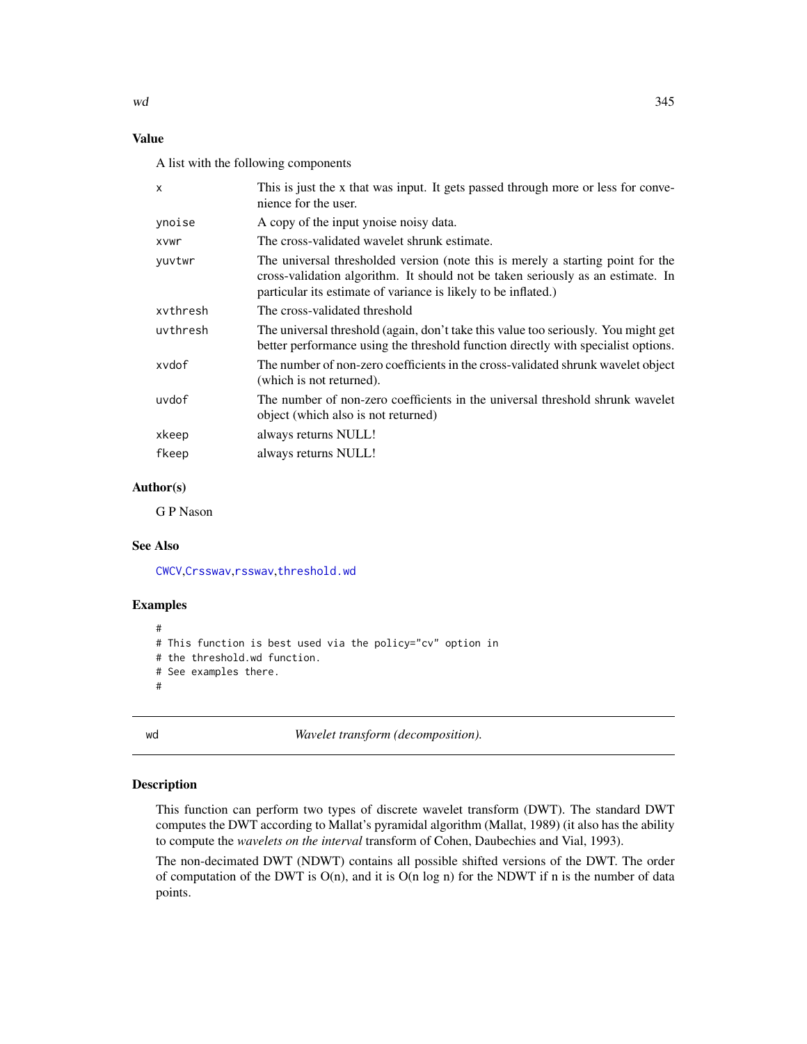## Value

A list with the following components

| | |
|---|---|
| x | This is just the x that was input. It gets passed through more or less for convenience for the user. |
| ynoise | A copy of the input ynoise noisy data. |
| xvwr | The cross-validated wavelet shrunk estimate. |
| yuvtwr | The universal thresholded version (note this is merely a starting point for the cross-validation algorithm. It should not be taken seriously as an estimate. In particular its estimate of variance is likely to be inflated.) |
| xvthresh | The cross-validated threshold |
| uvthresh | The universal threshold (again, don't take this value too seriously. You might get better performance using the threshold function directly with specialist options. |
| xvdof | The number of non-zero coefficients in the cross-validated shrunk wavelet object (which is not returned). |
| uvdof | The number of non-zero coefficients in the universal threshold shrunk wavelet object (which also is not returned) |
| xkeep | always returns NULL! |
| fkeep | always returns NULL! |

## Author(s)

G P Nason

## See Also

CWCV, Crsswav, rsswav, threshold.wd

## Examples

```
#
# This function is best used via the policy="cv" option in
# the threshold.wd function.
# See examples there.
#
```

---

# wd *Wavelet transform (decomposition).*

## Description

This function can perform two types of discrete wavelet transform (DWT). The standard DWT computes the DWT according to Mallat's pyramidal algorithm (Mallat, 1989) (it also has the ability to compute the *wavelets on the interval* transform of Cohen, Daubechies and Vial, 1993).

The non-decimated DWT (NDWT) contains all possible shifted versions of the DWT. The order of computation of the DWT is O(n), and it is O(n log n) for the NDWT if n is the number of data points.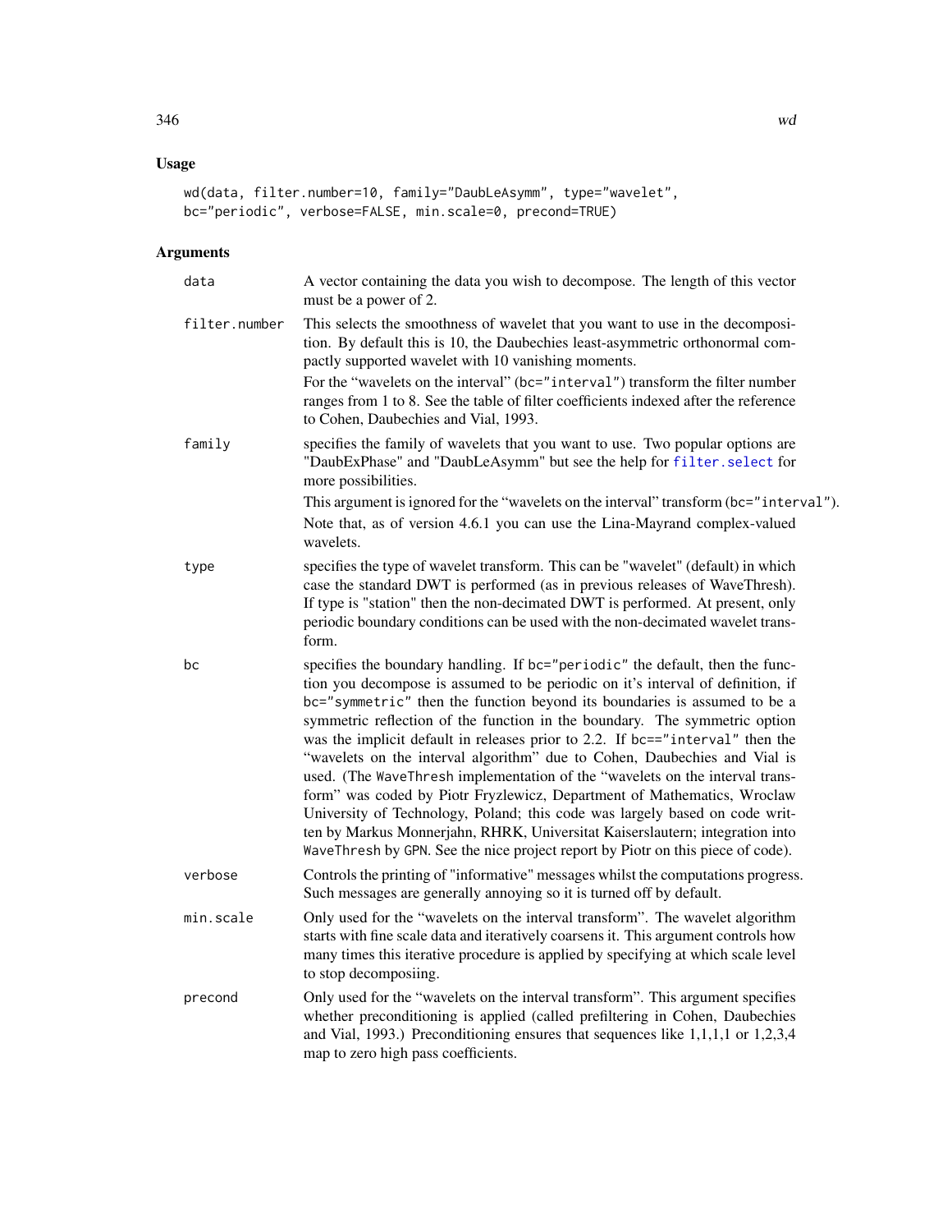## Usage

```
wd(data, filter.number=10, family="DaubLeAsymm", type="wavelet",
bc="periodic", verbose=FALSE, min.scale=0, precond=TRUE)
```

## Arguments

| | |
|---|---|
| `data` | A vector containing the data you wish to decompose. The length of this vector must be a power of 2. |
| `filter.number` | This selects the smoothness of wavelet that you want to use in the decomposition. By default this is 10, the Daubechies least-asymmetric orthonormal compactly supported wavelet with 10 vanishing moments.<br><br>For the "wavelets on the interval" (`bc="interval"`) transform the filter number ranges from 1 to 8. See the table of filter coefficients indexed after the reference to Cohen, Daubechies and Vial, 1993. |
| `family` | specifies the family of wavelets that you want to use. Two popular options are "DaubExPhase" and "DaubLeAsymm" but see the help for `filter.select` for more possibilities.<br><br>This argument is ignored for the "wavelets on the interval" transform (`bc="interval"`).<br><br>Note that, as of version 4.6.1 you can use the Lina-Mayrand complex-valued wavelets. |
| `type` | specifies the type of wavelet transform. This can be "wavelet" (default) in which case the standard DWT is performed (as in previous releases of WaveThresh). If type is "station" then the non-decimated DWT is performed. At present, only periodic boundary conditions can be used with the non-decimated wavelet transform. |
| `bc` | specifies the boundary handling. If `bc="periodic"` the default, then the function you decompose is assumed to be periodic on it's interval of definition, if `bc="symmetric"` then the function beyond its boundaries is assumed to be a symmetric reflection of the function in the boundary. The symmetric option was the implicit default in releases prior to 2.2. If `bc=="interval"` then the "wavelets on the interval algorithm" due to Cohen, Daubechies and Vial is used. (The `WaveThresh` implementation of the "wavelets on the interval transform" was coded by Piotr Fryzlewicz, Department of Mathematics, Wroclaw University of Technology, Poland; this code was largely based on code written by Markus Monnerjahn, RHRK, Universitat Kaiserslautern; integration into `WaveThresh` by `GPN`. See the nice project report by Piotr on this piece of code). |
| `verbose` | Controls the printing of "informative" messages whilst the computations progress. Such messages are generally annoying so it is turned off by default. |
| `min.scale` | Only used for the "wavelets on the interval transform". The wavelet algorithm starts with fine scale data and iteratively coarsens it. This argument controls how many times this iterative procedure is applied by specifying at which scale level to stop decomposiing. |
| `precond` | Only used for the "wavelets on the interval transform". This argument specifies whether preconditioning is applied (called prefiltering in Cohen, Daubechies and Vial, 1993.) Preconditioning ensures that sequences like 1,1,1,1 or 1,2,3,4 map to zero high pass coefficients. |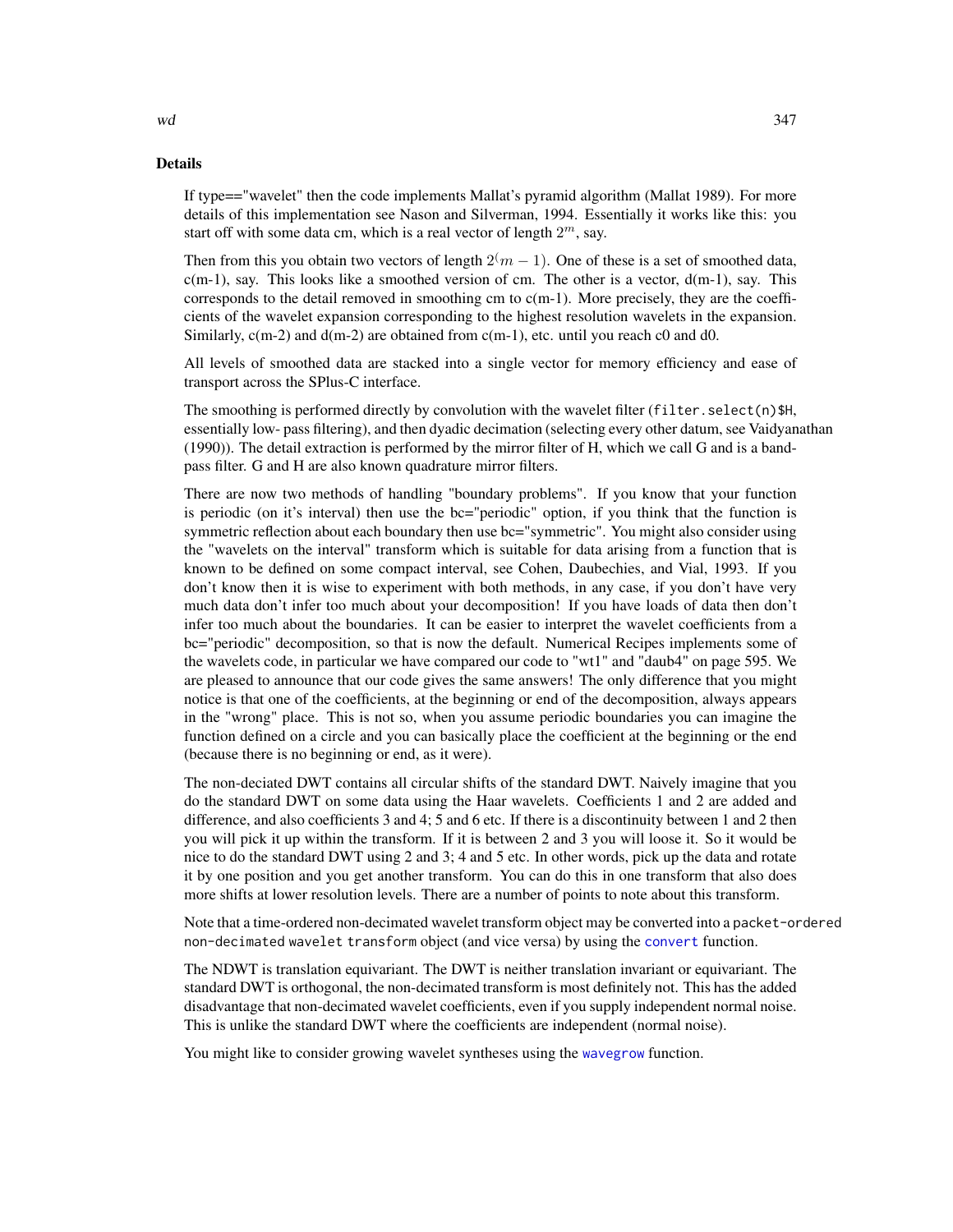## Details

If type=="wavelet" then the code implements Mallat's pyramid algorithm (Mallat 1989). For more details of this implementation see Nason and Silverman, 1994. Essentially it works like this: you start off with some data cm, which is a real vector of length $2^m$, say.

Then from this you obtain two vectors of length $2^(m-1)$. One of these is a set of smoothed data, c(m-1), say. This looks like a smoothed version of cm. The other is a vector, d(m-1), say. This corresponds to the detail removed in smoothing cm to c(m-1). More precisely, they are the coefficients of the wavelet expansion corresponding to the highest resolution wavelets in the expansion. Similarly, c(m-2) and d(m-2) are obtained from c(m-1), etc. until you reach c0 and d0.

All levels of smoothed data are stacked into a single vector for memory efficiency and ease of transport across the SPlus-C interface.

The smoothing is performed directly by convolution with the wavelet filter (`filter.select(n)$H`, essentially low- pass filtering), and then dyadic decimation (selecting every other datum, see Vaidyanathan (1990)). The detail extraction is performed by the mirror filter of H, which we call G and is a bandpass filter. G and H are also known quadrature mirror filters.

There are now two methods of handling "boundary problems". If you know that your function is periodic (on it's interval) then use the bc="periodic" option, if you think that the function is symmetric reflection about each boundary then use bc="symmetric". You might also consider using the "wavelets on the interval" transform which is suitable for data arising from a function that is known to be defined on some compact interval, see Cohen, Daubechies, and Vial, 1993. If you don't know then it is wise to experiment with both methods, in any case, if you don't have very much data don't infer too much about your decomposition! If you have loads of data then don't infer too much about the boundaries. It can be easier to interpret the wavelet coefficients from a bc="periodic" decomposition, so that is now the default. Numerical Recipes implements some of the wavelets code, in particular we have compared our code to "wt1" and "daub4" on page 595. We are pleased to announce that our code gives the same answers! The only difference that you might notice is that one of the coefficients, at the beginning or end of the decomposition, always appears in the "wrong" place. This is not so, when you assume periodic boundaries you can imagine the function defined on a circle and you can basically place the coefficient at the beginning or the end (because there is no beginning or end, as it were).

The non-deciated DWT contains all circular shifts of the standard DWT. Naively imagine that you do the standard DWT on some data using the Haar wavelets. Coefficients 1 and 2 are added and difference, and also coefficients 3 and 4; 5 and 6 etc. If there is a discontinuity between 1 and 2 then you will pick it up within the transform. If it is between 2 and 3 you will loose it. So it would be nice to do the standard DWT using 2 and 3; 4 and 5 etc. In other words, pick up the data and rotate it by one position and you get another transform. You can do this in one transform that also does more shifts at lower resolution levels. There are a number of points to note about this transform.

Note that a time-ordered non-decimated wavelet transform object may be converted into a `packet-ordered non-decimated wavelet transform` object (and vice versa) by using the `convert` function.

The NDWT is translation equivariant. The DWT is neither translation invariant or equivariant. The standard DWT is orthogonal, the non-decimated transform is most definitely not. This has the added disadvantage that non-decimated wavelet coefficients, even if you supply independent normal noise. This is unlike the standard DWT where the coefficients are independent (normal noise).

You might like to consider growing wavelet syntheses using the `wavegrow` function.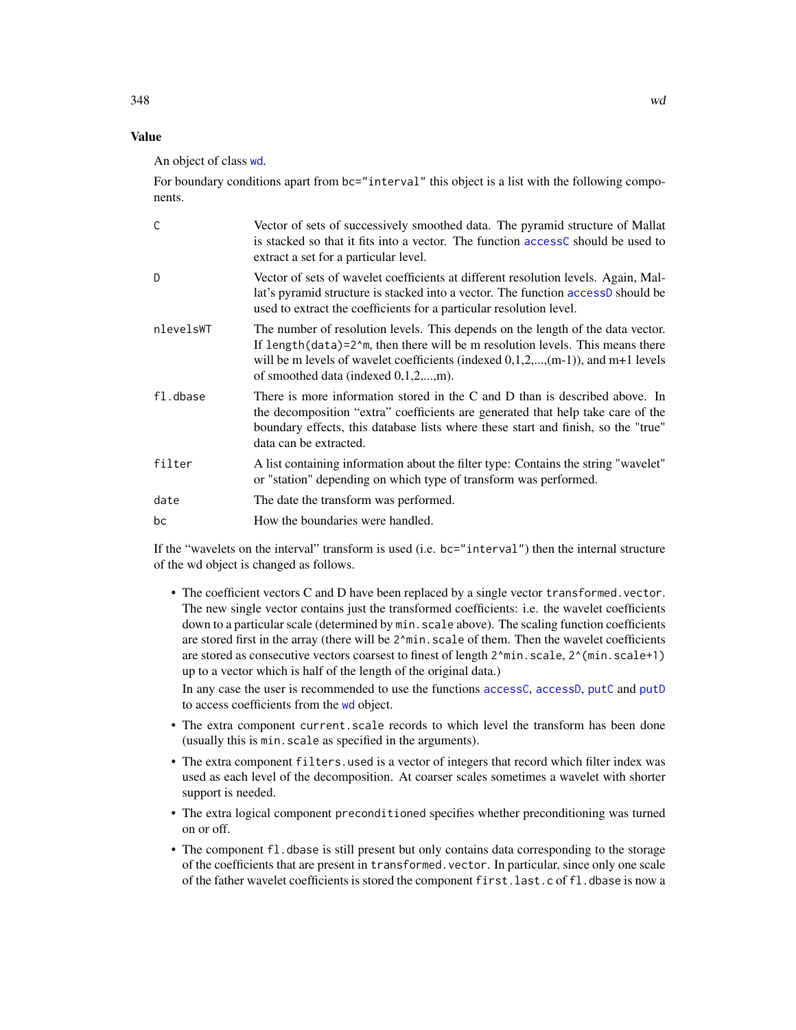## Value

An object of class `wd`.

For boundary conditions apart from `bc="interval"` this object is a list with the following components.

| | |
|---|---|
| `C` | Vector of sets of successively smoothed data. The pyramid structure of Mallat is stacked so that it fits into a vector. The function `accessC` should be used to extract a set for a particular level. |
| `D` | Vector of sets of wavelet coefficients at different resolution levels. Again, Mallat's pyramid structure is stacked into a vector. The function `accessD` should be used to extract the coefficients for a particular resolution level. |
| `nlevelsWT` | The number of resolution levels. This depends on the length of the data vector. If `length(data)=2^m`, then there will be m resolution levels. This means there will be m levels of wavelet coefficients (indexed 0,1,2,...,(m-1)), and m+1 levels of smoothed data (indexed 0,1,2,...,m). |
| `fl.dbase` | There is more information stored in the C and D than is described above. In the decomposition "extra" coefficients are generated that help take care of the boundary effects, this database lists where these start and finish, so the "true" data can be extracted. |
| `filter` | A list containing information about the filter type: Contains the string "wavelet" or "station" depending on which type of transform was performed. |
| `date` | The date the transform was performed. |
| `bc` | How the boundaries were handled. |

If the "wavelets on the interval" transform is used (i.e. `bc="interval"`) then the internal structure of the wd object is changed as follows.

- The coefficient vectors C and D have been replaced by a single vector `transformed.vector`. The new single vector contains just the transformed coefficients: i.e. the wavelet coefficients down to a particular scale (determined by `min.scale` above). The scaling function coefficients are stored first in the array (there will be `2^min.scale` of them. Then the wavelet coefficients are stored as consecutive vectors coarsest to finest of length `2^min.scale`, `2^(min.scale+1)` up to a vector which is half of the length of the original data.)

  In any case the user is recommended to use the functions `accessC`, `accessD`, `putC` and `putD` to access coefficients from the `wd` object.
- The extra component `current.scale` records to which level the transform has been done (usually this is `min.scale` as specified in the arguments).
- The extra component `filters.used` is a vector of integers that record which filter index was used as each level of the decomposition. At coarser scales sometimes a wavelet with shorter support is needed.
- The extra logical component `preconditioned` specifies whether preconditioning was turned on or off.
- The component `fl.dbase` is still present but only contains data corresponding to the storage of the coefficients that are present in `transformed.vector`. In particular, since only one scale of the father wavelet coefficients is stored the component `first.last.c` of `fl.dbase` is now a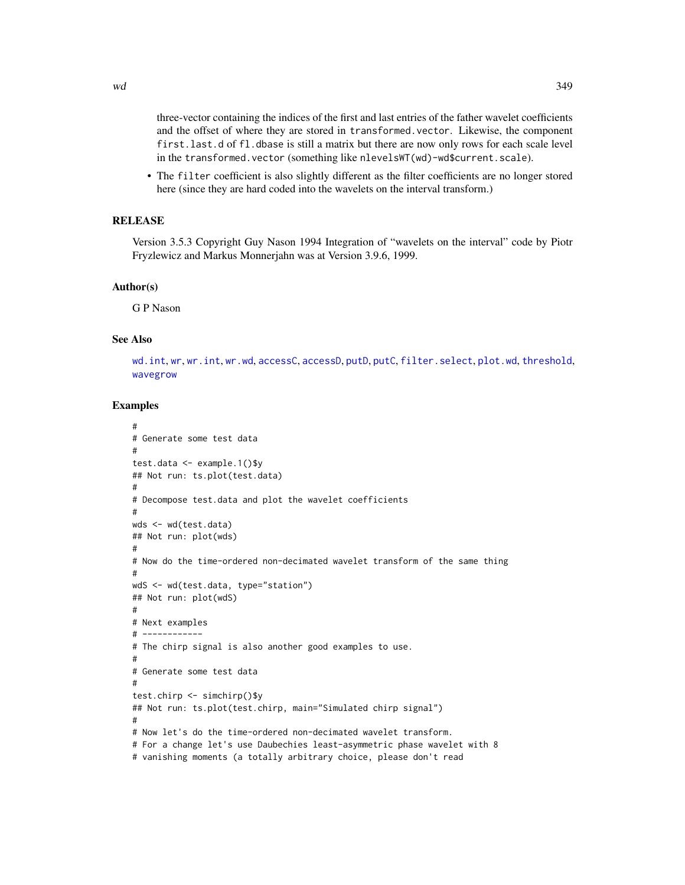three-vector containing the indices of the first and last entries of the father wavelet coefficients and the offset of where they are stored in `transformed.vector`. Likewise, the component `first.last.d` of `fl.dbase` is still a matrix but there are now only rows for each scale level in the `transformed.vector` (something like `nlevelsWT(wd)-wd$current.scale`).

- The `filter` coefficient is also slightly different as the filter coefficients are no longer stored here (since they are hard coded into the wavelets on the interval transform.)

## RELEASE

Version 3.5.3 Copyright Guy Nason 1994 Integration of "wavelets on the interval" code by Piotr Fryzlewicz and Markus Monnerjahn was at Version 3.9.6, 1999.

## Author(s)

G P Nason

## See Also

wd.int, wr, wr.int, wr.wd, accessC, accessD, putD, putC, filter.select, plot.wd, threshold, wavegrow

## Examples

```
#
# Generate some test data
#
test.data <- example.1()$y
## Not run: ts.plot(test.data)
#
# Decompose test.data and plot the wavelet coefficients
#
wds <- wd(test.data)
## Not run: plot(wds)
#
# Now do the time-ordered non-decimated wavelet transform of the same thing
#
wdS <- wd(test.data, type="station")
## Not run: plot(wdS)
#
# Next examples
# ------------
# The chirp signal is also another good examples to use.
#
# Generate some test data
#
test.chirp <- simchirp()$y
## Not run: ts.plot(test.chirp, main="Simulated chirp signal")
#
# Now let's do the time-ordered non-decimated wavelet transform.
# For a change let's use Daubechies least-asymmetric phase wavelet with 8
# vanishing moments (a totally arbitrary choice, please don't read
```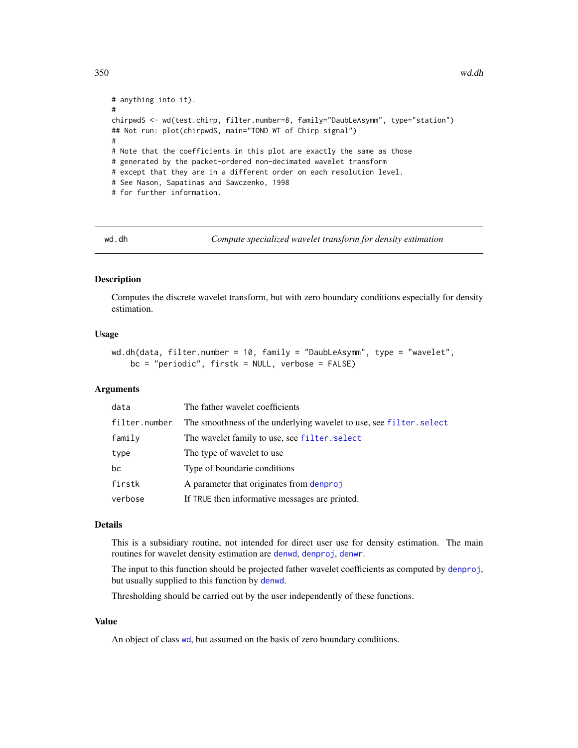```
# anything into it).
#
chirpwdS <- wd(test.chirp, filter.number=8, family="DaubLeAsymm", type="station")
## Not run: plot(chirpwdS, main="TOND WT of Chirp signal")
#
# Note that the coefficients in this plot are exactly the same as those
# generated by the packet-ordered non-decimated wavelet transform
# except that they are in a different order on each resolution level.
# See Nason, Sapatinas and Sawczenko, 1998
# for further information.
```

## wd.dh — *Compute specialized wavelet transform for density estimation*

### Description

Computes the discrete wavelet transform, but with zero boundary conditions especially for density estimation.

### Usage

```
wd.dh(data, filter.number = 10, family = "DaubLeAsymm", type = "wavelet",
    bc = "periodic", firstk = NULL, verbose = FALSE)
```

### Arguments

| | |
|---|---|
| data | The father wavelet coefficients |
| filter.number | The smoothness of the underlying wavelet to use, see filter.select |
| family | The wavelet family to use, see filter.select |
| type | The type of wavelet to use |
| bc | Type of boundarie conditions |
| firstk | A parameter that originates from denproj |
| verbose | If TRUE then informative messages are printed. |

### Details

This is a subsidiary routine, not intended for direct user use for density estimation. The main routines for wavelet density estimation are denwd, denproj, denwr.

The input to this function should be projected father wavelet coefficients as computed by denproj, but usually supplied to this function by denwd.

Thresholding should be carried out by the user independently of these functions.

### Value

An object of class wd, but assumed on the basis of zero boundary conditions.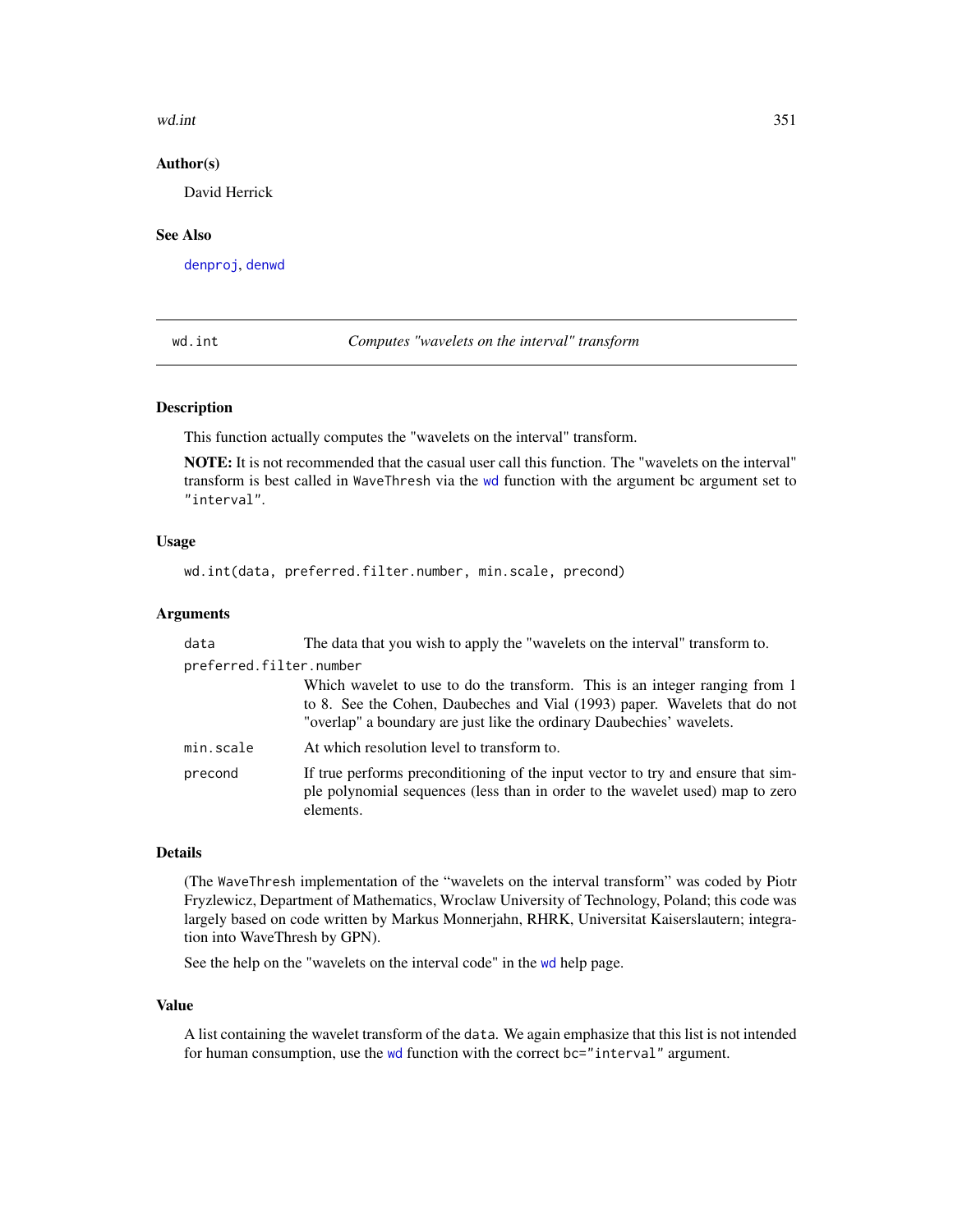### Author(s)

David Herrick

### See Also

denproj, denwd

---

## wd.int — *Computes "wavelets on the interval" transform*

### Description

This function actually computes the "wavelets on the interval" transform.

**NOTE:** It is not recommended that the casual user call this function. The "wavelets on the interval" transform is best called in WaveThresh via the wd function with the argument bc argument set to "interval".

### Usage

```
wd.int(data, preferred.filter.number, min.scale, precond)
```

### Arguments

- `data` — The data that you wish to apply the "wavelets on the interval" transform to.
- `preferred.filter.number` — Which wavelet to use to do the transform. This is an integer ranging from 1 to 8. See the Cohen, Daubeches and Vial (1993) paper. Wavelets that do not "overlap" a boundary are just like the ordinary Daubechies' wavelets.
- `min.scale` — At which resolution level to transform to.
- `precond` — If true performs preconditioning of the input vector to try and ensure that simple polynomial sequences (less than in order to the wavelet used) map to zero elements.

### Details

(The WaveThresh implementation of the "wavelets on the interval transform" was coded by Piotr Fryzlewicz, Department of Mathematics, Wroclaw University of Technology, Poland; this code was largely based on code written by Markus Monnerjahn, RHRK, Universitat Kaiserslautern; integration into WaveThresh by GPN).

See the help on the "wavelets on the interval code" in the wd help page.

### Value

A list containing the wavelet transform of the data. We again emphasize that this list is not intended for human consumption, use the wd function with the correct bc="interval" argument.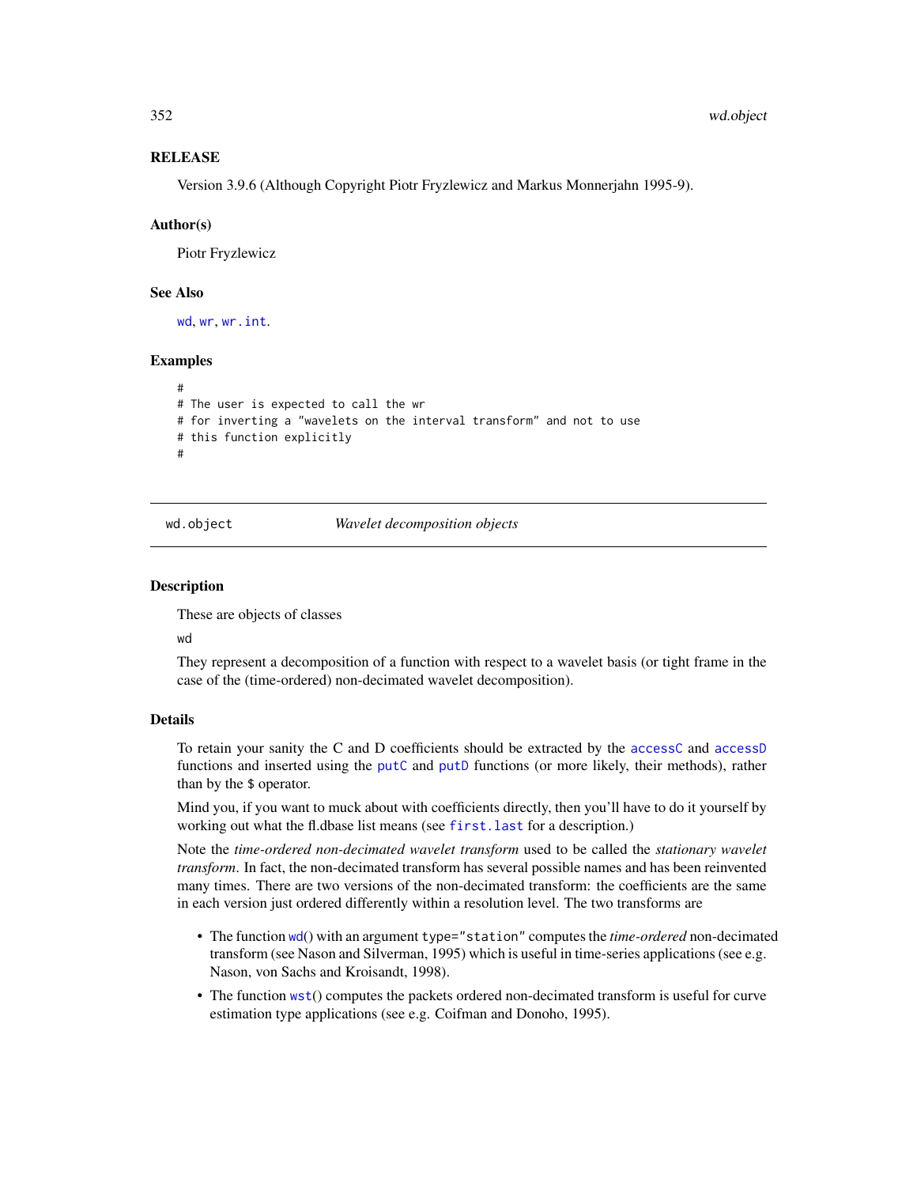### RELEASE

Version 3.9.6 (Although Copyright Piotr Fryzlewicz and Markus Monnerjahn 1995-9).

### Author(s)

Piotr Fryzlewicz

### See Also

wd, wr, wr.int.

### Examples

```
#
# The user is expected to call the wr
# for inverting a "wavelets on the interval transform" and not to use
# this function explicitly
#
```

---

## wd.object — *Wavelet decomposition objects*

---

### Description

These are objects of classes

wd

They represent a decomposition of a function with respect to a wavelet basis (or tight frame in the case of the (time-ordered) non-decimated wavelet decomposition).

### Details

To retain your sanity the C and D coefficients should be extracted by the accessC and accessD functions and inserted using the putC and putD functions (or more likely, their methods), rather than by the $ operator.

Mind you, if you want to muck about with coefficients directly, then you'll have to do it yourself by working out what the fl.dbase list means (see first.last for a description.)

Note the *time-ordered non-decimated wavelet transform* used to be called the *stationary wavelet transform*. In fact, the non-decimated transform has several possible names and has been reinvented many times. There are two versions of the non-decimated transform: the coefficients are the same in each version just ordered differently within a resolution level. The two transforms are

- The function wd() with an argument `type="station"` computes the *time-ordered* non-decimated transform (see Nason and Silverman, 1995) which is useful in time-series applications (see e.g. Nason, von Sachs and Kroisandt, 1998).
- The function wst() computes the packets ordered non-decimated transform is useful for curve estimation type applications (see e.g. Coifman and Donoho, 1995).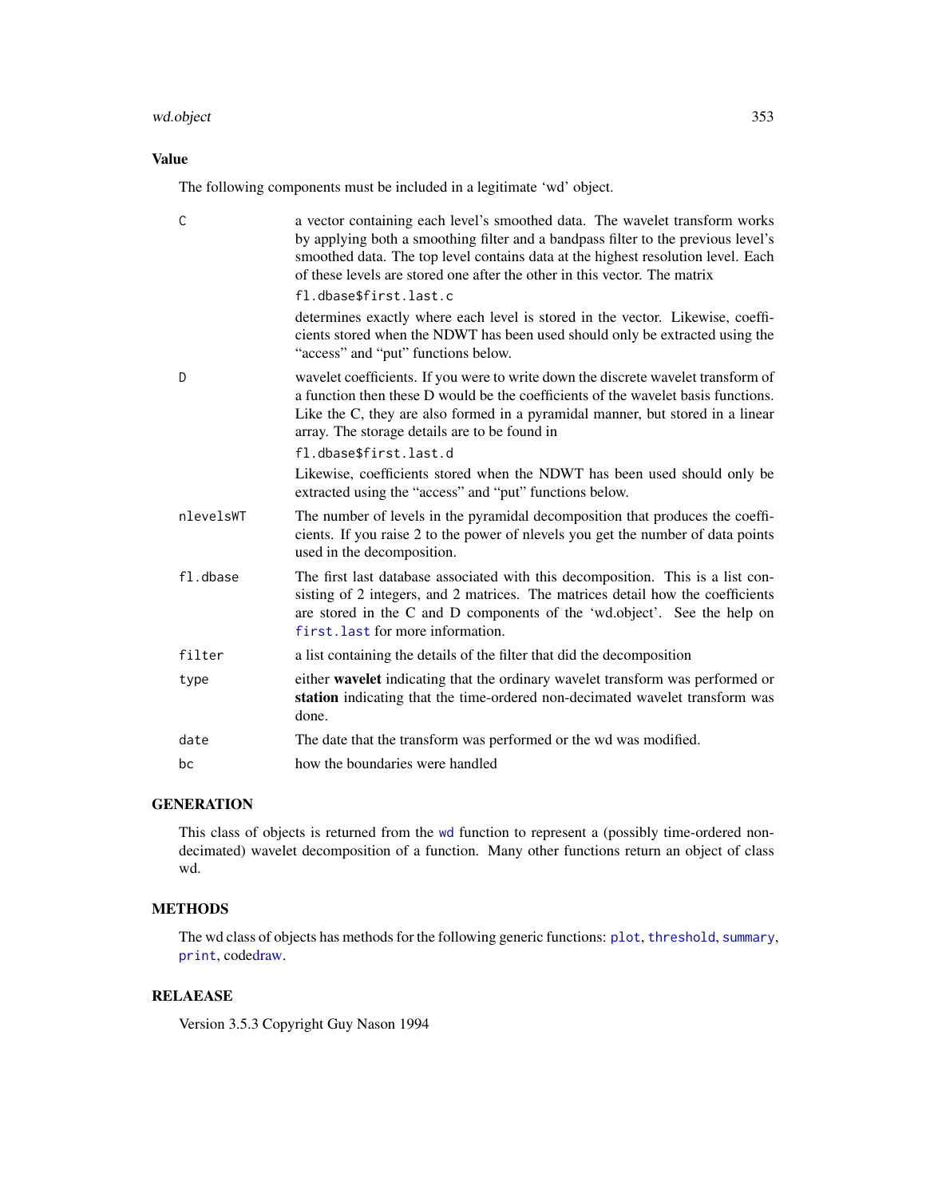## Value

The following components must be included in a legitimate 'wd' object.

`C`
: a vector containing each level's smoothed data. The wavelet transform works by applying both a smoothing filter and a bandpass filter to the previous level's smoothed data. The top level contains data at the highest resolution level. Each of these levels are stored one after the other in this vector. The matrix

  `fl.dbase$first.last.c`

  determines exactly where each level is stored in the vector. Likewise, coefficients stored when the NDWT has been used should only be extracted using the "access" and "put" functions below.

`D`
: wavelet coefficients. If you were to write down the discrete wavelet transform of a function then these D would be the coefficients of the wavelet basis functions. Like the C, they are also formed in a pyramidal manner, but stored in a linear array. The storage details are to be found in

  `fl.dbase$first.last.d`

  Likewise, coefficients stored when the NDWT has been used should only be extracted using the "access" and "put" functions below.

`nlevelsWT`
: The number of levels in the pyramidal decomposition that produces the coefficients. If you raise 2 to the power of nlevels you get the number of data points used in the decomposition.

`fl.dbase`
: The first last database associated with this decomposition. This is a list consisting of 2 integers, and 2 matrices. The matrices detail how the coefficients are stored in the C and D components of the 'wd.object'. See the help on `first.last` for more information.

`filter`
: a list containing the details of the filter that did the decomposition

`type`
: either **wavelet** indicating that the ordinary wavelet transform was performed or **station** indicating that the time-ordered non-decimated wavelet transform was done.

`date`
: The date that the transform was performed or the wd was modified.

`bc`
: how the boundaries were handled

## GENERATION

This class of objects is returned from the `wd` function to represent a (possibly time-ordered non-decimated) wavelet decomposition of a function. Many other functions return an object of class wd.

## METHODS

The wd class of objects has methods for the following generic functions: `plot`, `threshold`, `summary`, `print`, code`draw`.

## RELEASE

Version 3.5.3 Copyright Guy Nason 1994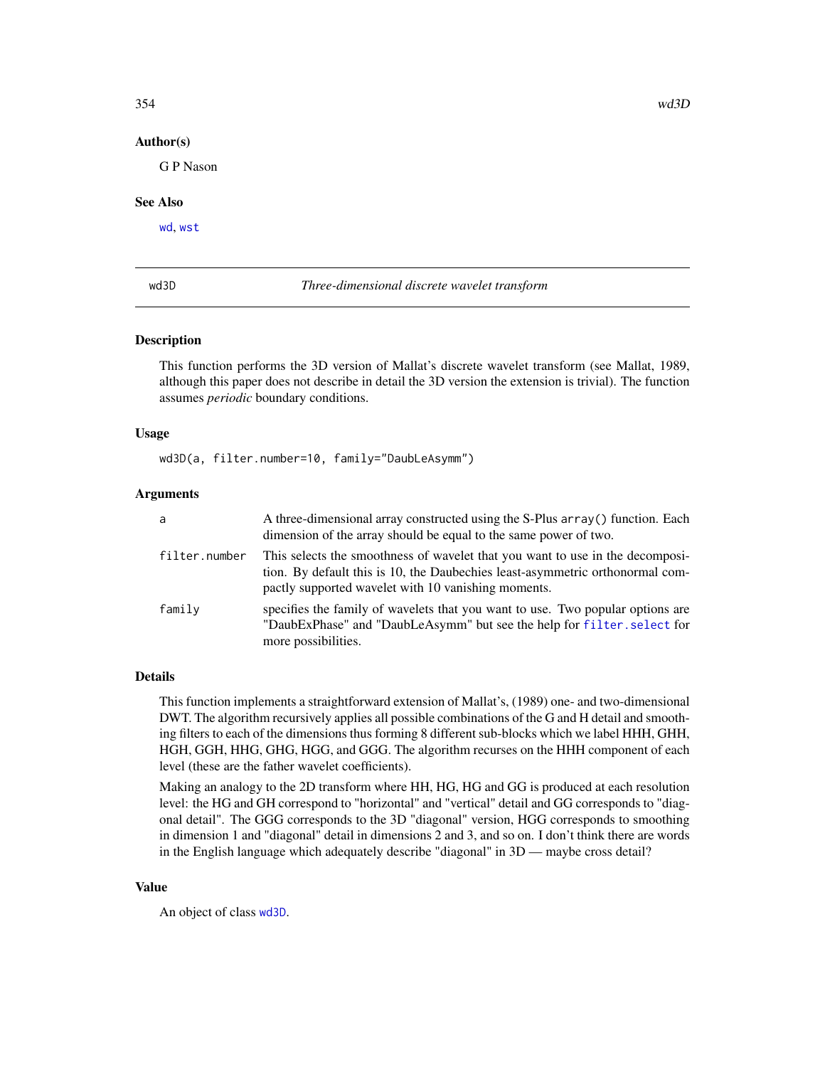## Author(s)

G P Nason

## See Also

wd, wst

---

wd3D *Three-dimensional discrete wavelet transform*

---

## Description

This function performs the 3D version of Mallat's discrete wavelet transform (see Mallat, 1989, although this paper does not describe in detail the 3D version the extension is trivial). The function assumes *periodic* boundary conditions.

## Usage

```
wd3D(a, filter.number=10, family="DaubLeAsymm")
```

## Arguments

| | |
|---|---|
| a | A three-dimensional array constructed using the S-Plus `array()` function. Each dimension of the array should be equal to the same power of two. |
| filter.number | This selects the smoothness of wavelet that you want to use in the decomposition. By default this is 10, the Daubechies least-asymmetric orthonormal compactly supported wavelet with 10 vanishing moments. |
| family | specifies the family of wavelets that you want to use. Two popular options are "DaubExPhase" and "DaubLeAsymm" but see the help for `filter.select` for more possibilities. |

## Details

This function implements a straightforward extension of Mallat's, (1989) one- and two-dimensional DWT. The algorithm recursively applies all possible combinations of the G and H detail and smoothing filters to each of the dimensions thus forming 8 different sub-blocks which we label HHH, GHH, HGH, GGH, HHG, GHG, HGG, and GGG. The algorithm recurses on the HHH component of each level (these are the father wavelet coefficients).

Making an analogy to the 2D transform where HH, HG, HG and GG is produced at each resolution level: the HG and GH correspond to "horizontal" and "vertical" detail and GG corresponds to "diagonal detail". The GGG corresponds to the 3D "diagonal" version, HGG corresponds to smoothing in dimension 1 and "diagonal" detail in dimensions 2 and 3, and so on. I don't think there are words in the English language which adequately describe "diagonal" in 3D — maybe cross detail?

## Value

An object of class wd3D.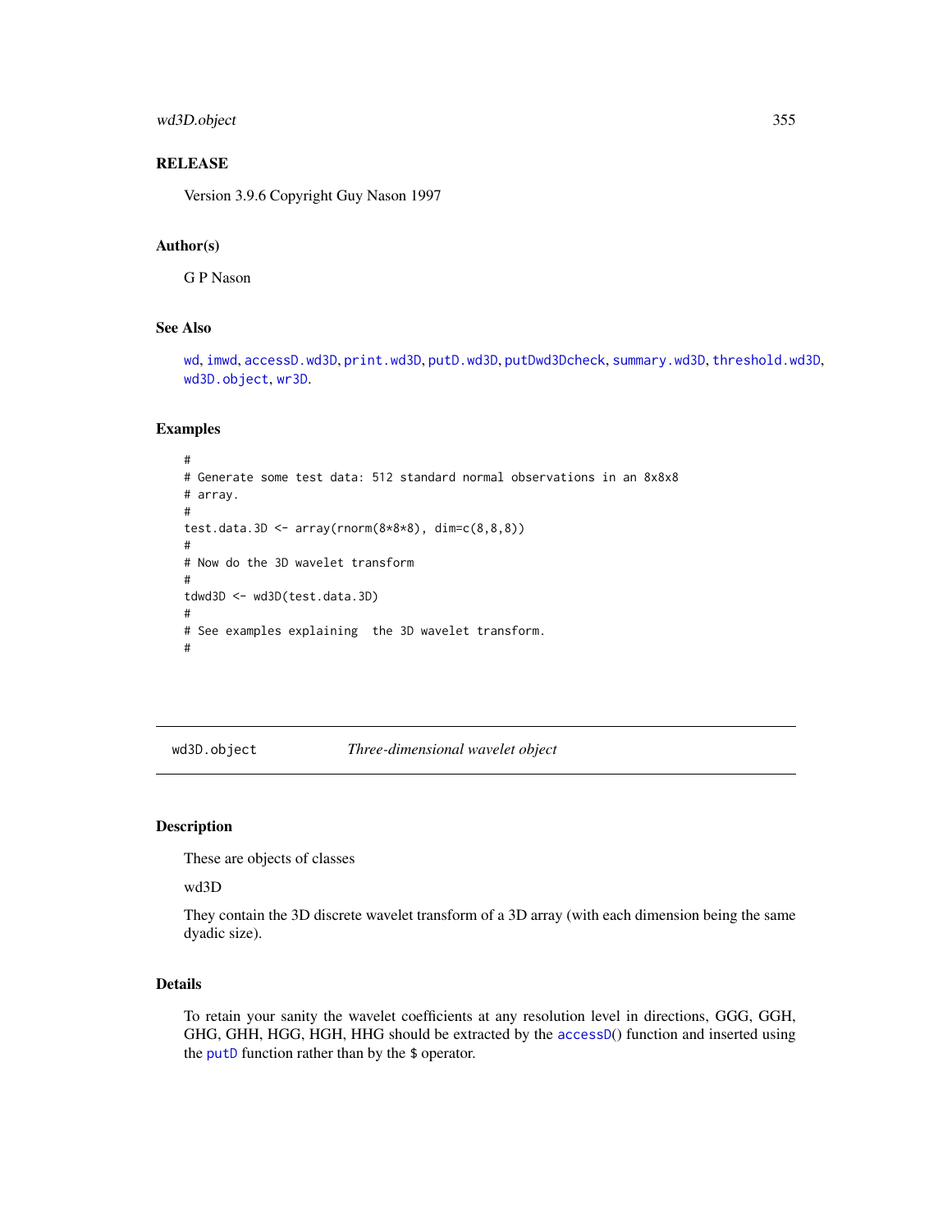## RELEASE

Version 3.9.6 Copyright Guy Nason 1997

## Author(s)

G P Nason

## See Also

wd, imwd, accessD.wd3D, print.wd3D, putD.wd3D, putDwd3Dcheck, summary.wd3D, threshold.wd3D, wd3D.object, wr3D.

## Examples

```
#
# Generate some test data: 512 standard normal observations in an 8x8x8
# array.
#
test.data.3D <- array(rnorm(8*8*8), dim=c(8,8,8))
#
# Now do the 3D wavelet transform
#
tdwd3D <- wd3D(test.data.3D)
#
# See examples explaining  the 3D wavelet transform.
#
```

---

# wd3D.object — *Three-dimensional wavelet object*

## Description

These are objects of classes

wd3D

They contain the 3D discrete wavelet transform of a 3D array (with each dimension being the same dyadic size).

## Details

To retain your sanity the wavelet coefficients at any resolution level in directions, GGG, GGH, GHG, GHH, HGG, HGH, HHG should be extracted by the accessD() function and inserted using the putD function rather than by the $ operator.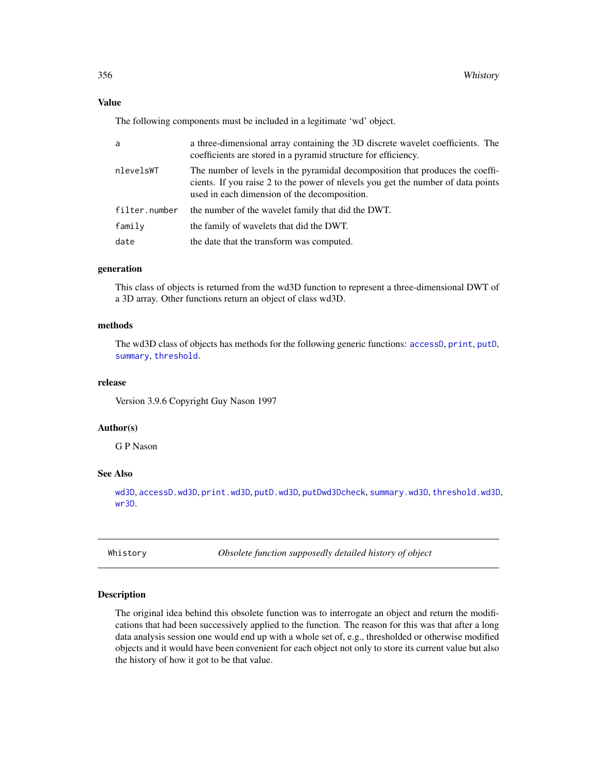## Value

The following components must be included in a legitimate 'wd' object.

| | |
|---|---|
| `a` | a three-dimensional array containing the 3D discrete wavelet coefficients. The coefficients are stored in a pyramid structure for efficiency. |
| `nlevelsWT` | The number of levels in the pyramidal decomposition that produces the coefficients. If you raise 2 to the power of nlevels you get the number of data points used in each dimension of the decomposition. |
| `filter.number` | the number of the wavelet family that did the DWT. |
| `family` | the family of wavelets that did the DWT. |
| `date` | the date that the transform was computed. |

## generation

This class of objects is returned from the wd3D function to represent a three-dimensional DWT of a 3D array. Other functions return an object of class wd3D.

## methods

The wd3D class of objects has methods for the following generic functions: `accessD`, `print`, `putD`, `summary`, `threshold`.

## release

Version 3.9.6 Copyright Guy Nason 1997

## Author(s)

G P Nason

## See Also

`wd3D`, `accessD.wd3D`, `print.wd3D`, `putD.wd3D`, `putDwd3Dcheck`, `summary.wd3D`, `threshold.wd3D`, `wr3D`.

---

# Whistory — *Obsolete function supposedly detailed history of object*

## Description

The original idea behind this obsolete function was to interrogate an object and return the modifications that had been successively applied to the function. The reason for this was that after a long data analysis session one would end up with a whole set of, e.g., thresholded or otherwise modified objects and it would have been convenient for each object not only to store its current value but also the history of how it got to be that value.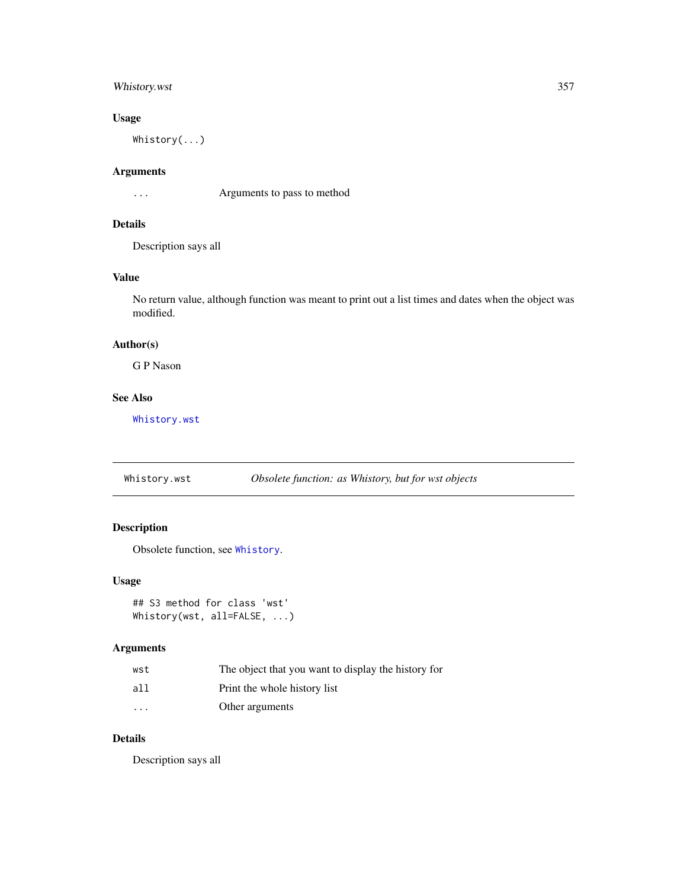### Usage

```
Whistory(...)
```

### Arguments

| | |
|---|---|
| ... | Arguments to pass to method |

### Details

Description says all

### Value

No return value, although function was meant to print out a list times and dates when the object was modified.

### Author(s)

G P Nason

### See Also

Whistory.wst

---

## Whistory.wst — *Obsolete function: as Whistory, but for wst objects*

---

### Description

Obsolete function, see Whistory.

### Usage

```
## S3 method for class 'wst'
Whistory(wst, all=FALSE, ...)
```

### Arguments

| | |
|---|---|
| wst | The object that you want to display the history for |
| all | Print the whole history list |
| ... | Other arguments |

### Details

Description says all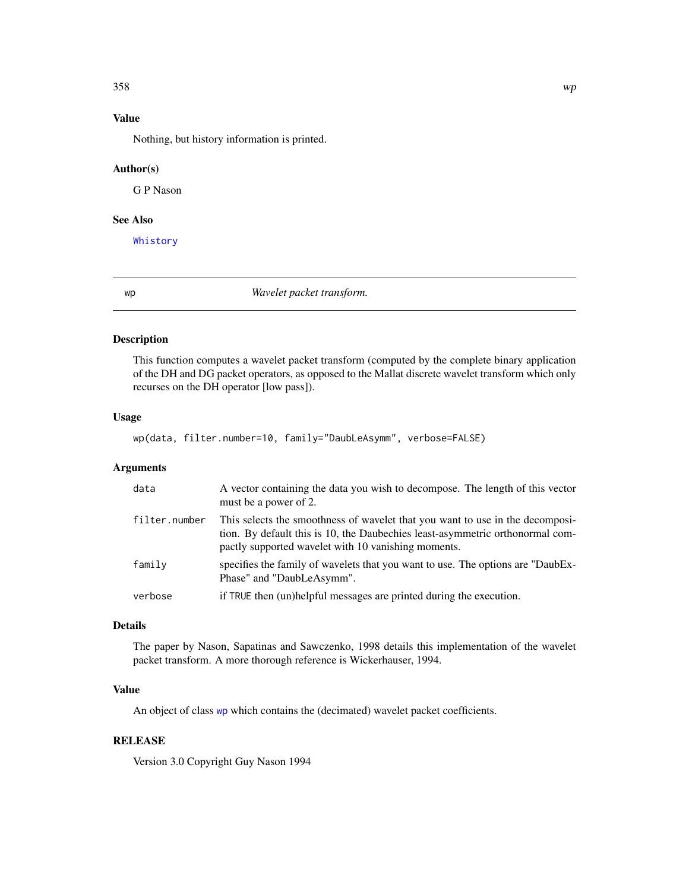## Value

Nothing, but history information is printed.

## Author(s)

G P Nason

## See Also

Whistory

---

# wp — *Wavelet packet transform.*

---

## Description

This function computes a wavelet packet transform (computed by the complete binary application of the DH and DG packet operators, as opposed to the Mallat discrete wavelet transform which only recurses on the DH operator [low pass]).

## Usage

```
wp(data, filter.number=10, family="DaubLeAsymm", verbose=FALSE)
```

## Arguments

| | |
|---|---|
| data | A vector containing the data you wish to decompose. The length of this vector must be a power of 2. |
| filter.number | This selects the smoothness of wavelet that you want to use in the decomposition. By default this is 10, the Daubechies least-asymmetric orthonormal compactly supported wavelet with 10 vanishing moments. |
| family | specifies the family of wavelets that you want to use. The options are "DaubExPhase" and "DaubLeAsymm". |
| verbose | if TRUE then (un)helpful messages are printed during the execution. |

## Details

The paper by Nason, Sapatinas and Sawczenko, 1998 details this implementation of the wavelet packet transform. A more thorough reference is Wickerhauser, 1994.

## Value

An object of class wp which contains the (decimated) wavelet packet coefficients.

## RELEASE

Version 3.0 Copyright Guy Nason 1994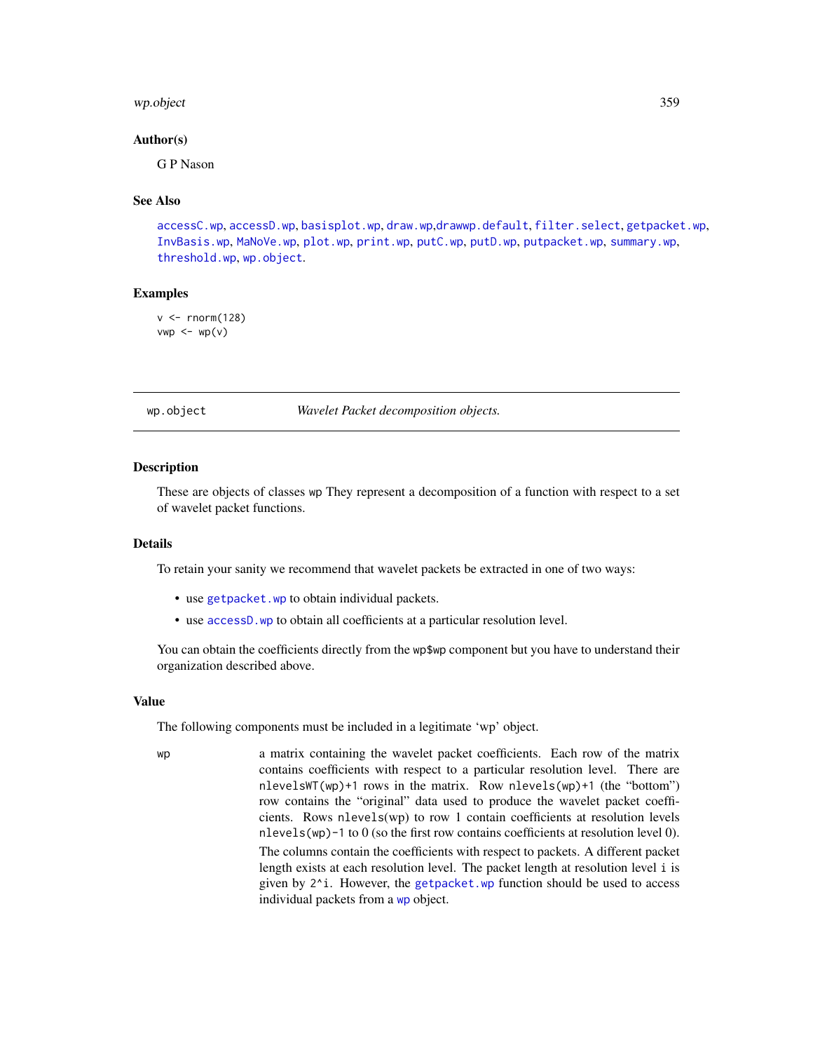### Author(s)

G P Nason

### See Also

accessC.wp, accessD.wp, basisplot.wp, draw.wp,drawwp.default, filter.select, getpacket.wp, InvBasis.wp, MaNoVe.wp, plot.wp, print.wp, putC.wp, putD.wp, putpacket.wp, summary.wp, threshold.wp, wp.object.

### Examples

```
v <- rnorm(128)
vwp <- wp(v)
```

---

## wp.object — *Wavelet Packet decomposition objects.*

### Description

These are objects of classes wp They represent a decomposition of a function with respect to a set of wavelet packet functions.

### Details

To retain your sanity we recommend that wavelet packets be extracted in one of two ways:

- use getpacket.wp to obtain individual packets.
- use accessD.wp to obtain all coefficients at a particular resolution level.

You can obtain the coefficients directly from the wp$wp component but you have to understand their organization described above.

### Value

The following components must be included in a legitimate 'wp' object.

wp
: a matrix containing the wavelet packet coefficients. Each row of the matrix contains coefficients with respect to a particular resolution level. There are nlevelsWT(wp)+1 rows in the matrix. Row nlevels(wp)+1 (the "bottom") row contains the "original" data used to produce the wavelet packet coefficients. Rows nlevels(wp) to row 1 contain coefficients at resolution levels nlevels(wp)-1 to 0 (so the first row contains coefficients at resolution level 0).

  The columns contain the coefficients with respect to packets. A different packet length exists at each resolution level. The packet length at resolution level i is given by 2^i. However, the getpacket.wp function should be used to access individual packets from a wp object.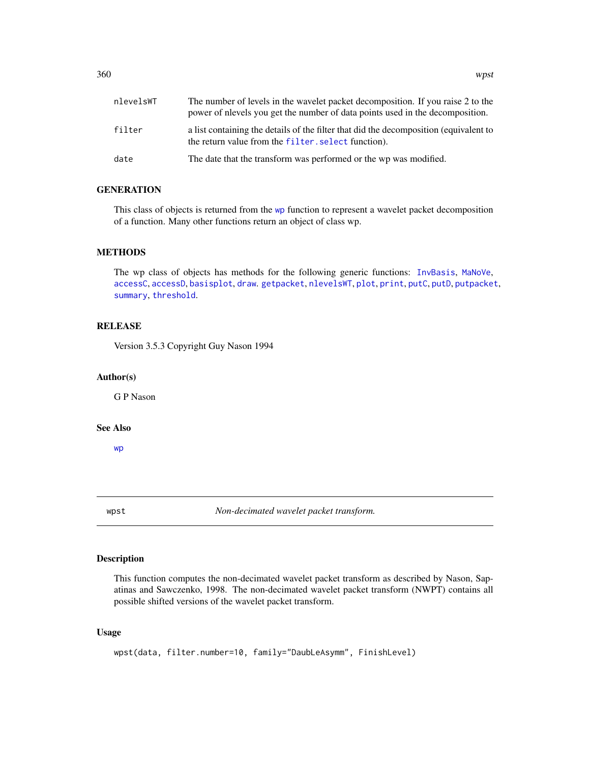| | |
|---|---|
| nlevelsWT | The number of levels in the wavelet packet decomposition. If you raise 2 to the power of nlevels you get the number of data points used in the decomposition. |
| filter | a list containing the details of the filter that did the decomposition (equivalent to the return value from the filter.select function). |
| date | The date that the transform was performed or the wp was modified. |

### GENERATION

This class of objects is returned from the wp function to represent a wavelet packet decomposition of a function. Many other functions return an object of class wp.

### METHODS

The wp class of objects has methods for the following generic functions: InvBasis, MaNoVe, accessC, accessD, basisplot, draw. getpacket, nlevelsWT, plot, print, putC, putD, putpacket, summary, threshold.

### RELEASE

Version 3.5.3 Copyright Guy Nason 1994

### Author(s)

G P Nason

### See Also

wp

---

## wpst — *Non-decimated wavelet packet transform.*

---

### Description

This function computes the non-decimated wavelet packet transform as described by Nason, Sapatinas and Sawczenko, 1998. The non-decimated wavelet packet transform (NWPT) contains all possible shifted versions of the wavelet packet transform.

### Usage

```
wpst(data, filter.number=10, family="DaubLeAsymm", FinishLevel)
```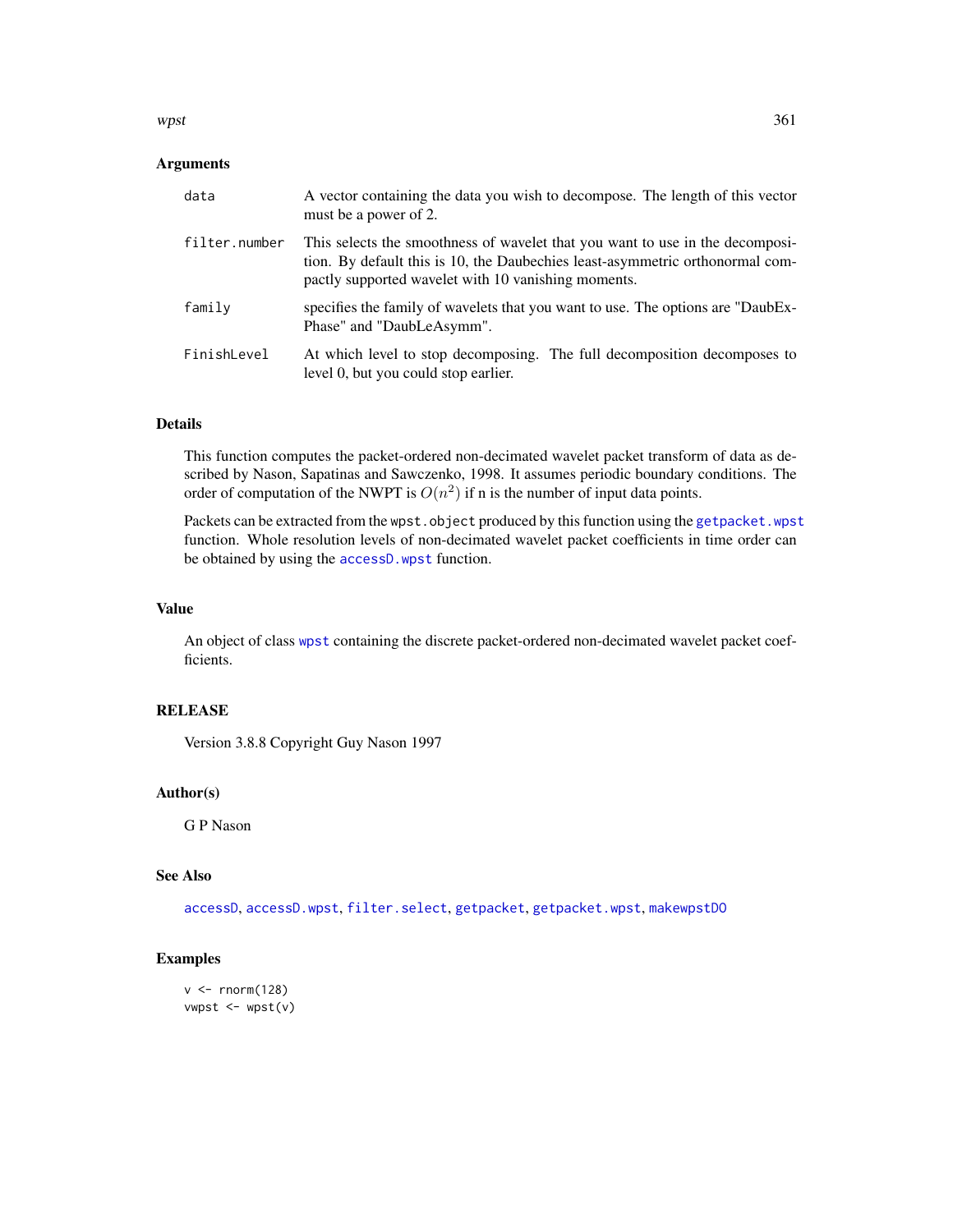## Arguments

| | |
|---|---|
| `data` | A vector containing the data you wish to decompose. The length of this vector must be a power of 2. |
| `filter.number` | This selects the smoothness of wavelet that you want to use in the decomposition. By default this is 10, the Daubechies least-asymmetric orthonormal compactly supported wavelet with 10 vanishing moments. |
| `family` | specifies the family of wavelets that you want to use. The options are "DaubExPhase" and "DaubLeAsymm". |
| `FinishLevel` | At which level to stop decomposing. The full decomposition decomposes to level 0, but you could stop earlier. |

## Details

This function computes the packet-ordered non-decimated wavelet packet transform of data as described by Nason, Sapatinas and Sawczenko, 1998. It assumes periodic boundary conditions. The order of computation of the NWPT is $O(n^2)$ if n is the number of input data points.

Packets can be extracted from the `wpst.object` produced by this function using the `getpacket.wpst` function. Whole resolution levels of non-decimated wavelet packet coefficients in time order can be obtained by using the `accessD.wpst` function.

## Value

An object of class `wpst` containing the discrete packet-ordered non-decimated wavelet packet coefficients.

## RELEASE

Version 3.8.8 Copyright Guy Nason 1997

## Author(s)

G P Nason

## See Also

`accessD`, `accessD.wpst`, `filter.select`, `getpacket`, `getpacket.wpst`, `makewpstDO`

## Examples

```
v <- rnorm(128)
vwpst <- wpst(v)
```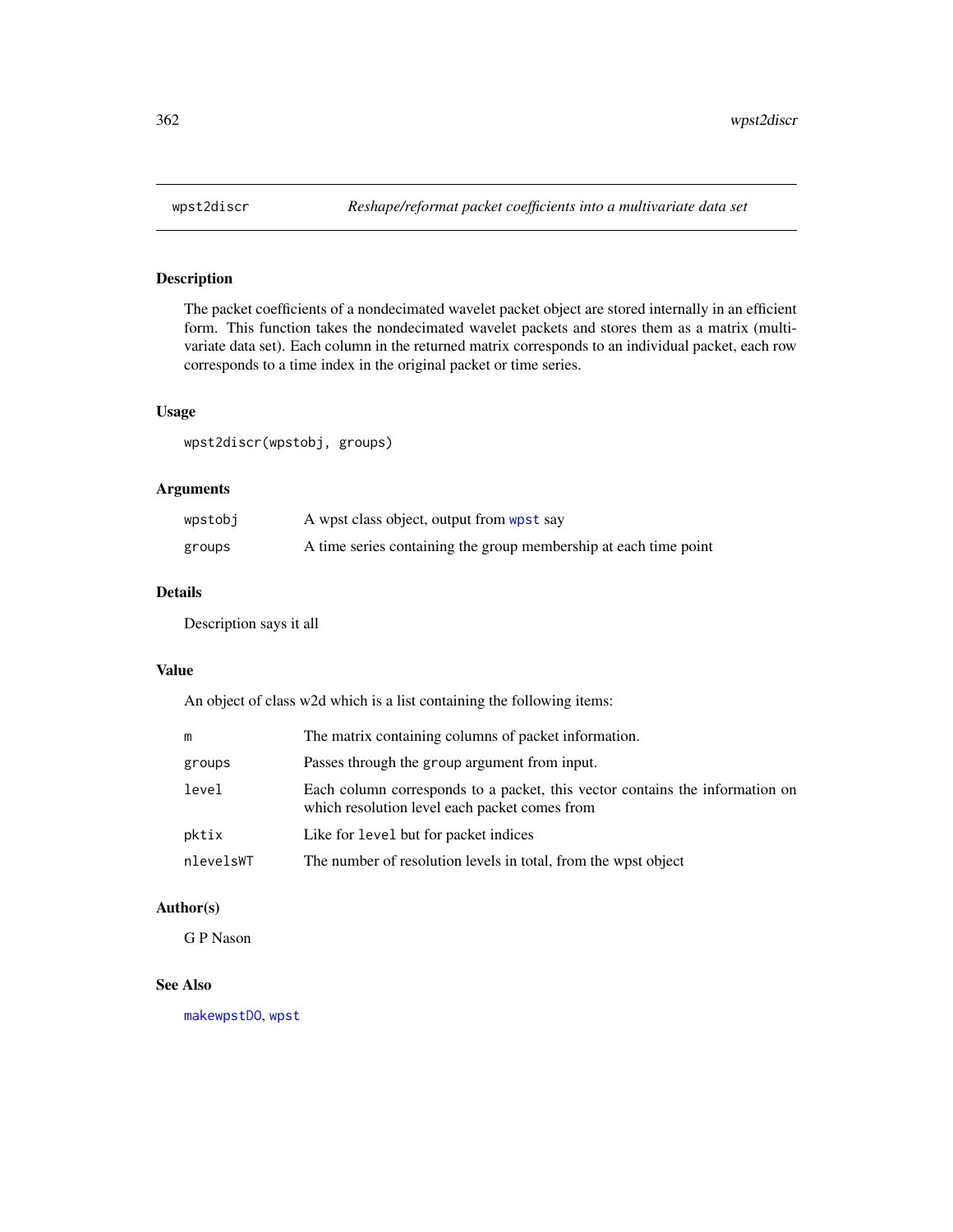# wpst2discr — *Reshape/reformat packet coefficients into a multivariate data set*

## Description

The packet coefficients of a nondecimated wavelet packet object are stored internally in an efficient form. This function takes the nondecimated wavelet packets and stores them as a matrix (multivariate data set). Each column in the returned matrix corresponds to an individual packet, each row corresponds to a time index in the original packet or time series.

## Usage

```
wpst2discr(wpstobj, groups)
```

## Arguments

| | |
|---|---|
| `wpstobj` | A wpst class object, output from `wpst` say |
| `groups` | A time series containing the group membership at each time point |

## Details

Description says it all

## Value

An object of class w2d which is a list containing the following items:

| | |
|---|---|
| `m` | The matrix containing columns of packet information. |
| `groups` | Passes through the `group` argument from input. |
| `level` | Each column corresponds to a packet, this vector contains the information on which resolution level each packet comes from |
| `pktix` | Like for `level` but for packet indices |
| `nlevelsWT` | The number of resolution levels in total, from the wpst object |

## Author(s)

G P Nason

## See Also

`makewpstDO`, `wpst`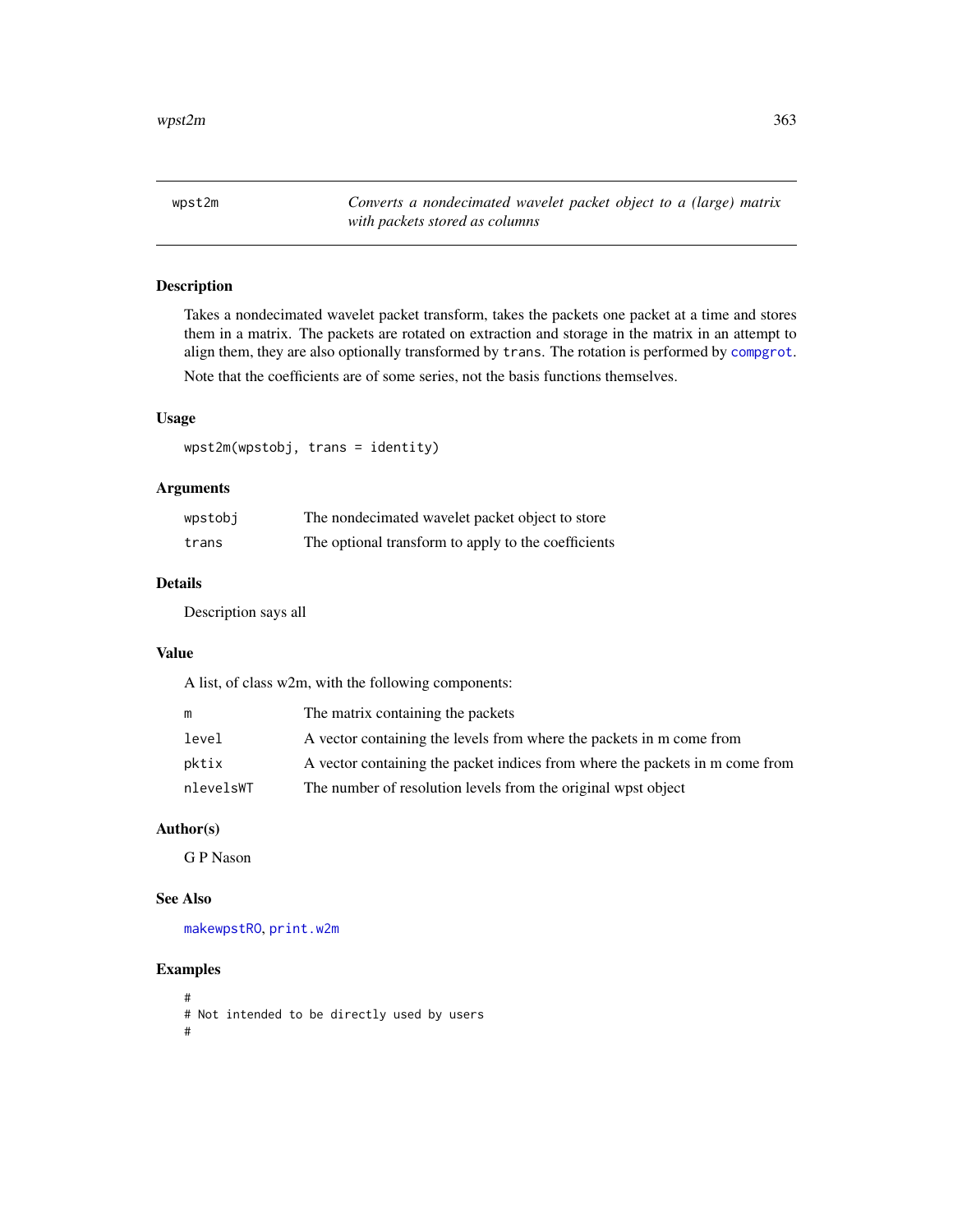# wpst2m

*Converts a nondecimated wavelet packet object to a (large) matrix with packets stored as columns*

## Description

Takes a nondecimated wavelet packet transform, takes the packets one packet at a time and stores them in a matrix. The packets are rotated on extraction and storage in the matrix in an attempt to align them, they are also optionally transformed by `trans`. The rotation is performed by `compgrot`.

Note that the coefficients are of some series, not the basis functions themselves.

## Usage

```
wpst2m(wpstobj, trans = identity)
```

## Arguments

| | |
|---|---|
| `wpstobj` | The nondecimated wavelet packet object to store |
| `trans` | The optional transform to apply to the coefficients |

## Details

Description says all

## Value

A list, of class w2m, with the following components:

| | |
|---|---|
| `m` | The matrix containing the packets |
| `level` | A vector containing the levels from where the packets in m come from |
| `pktix` | A vector containing the packet indices from where the packets in m come from |
| `nlevelsWT` | The number of resolution levels from the original wpst object |

## Author(s)

G P Nason

## See Also

`makewpstRO`, `print.w2m`

## Examples

```
#
# Not intended to be directly used by users
#
```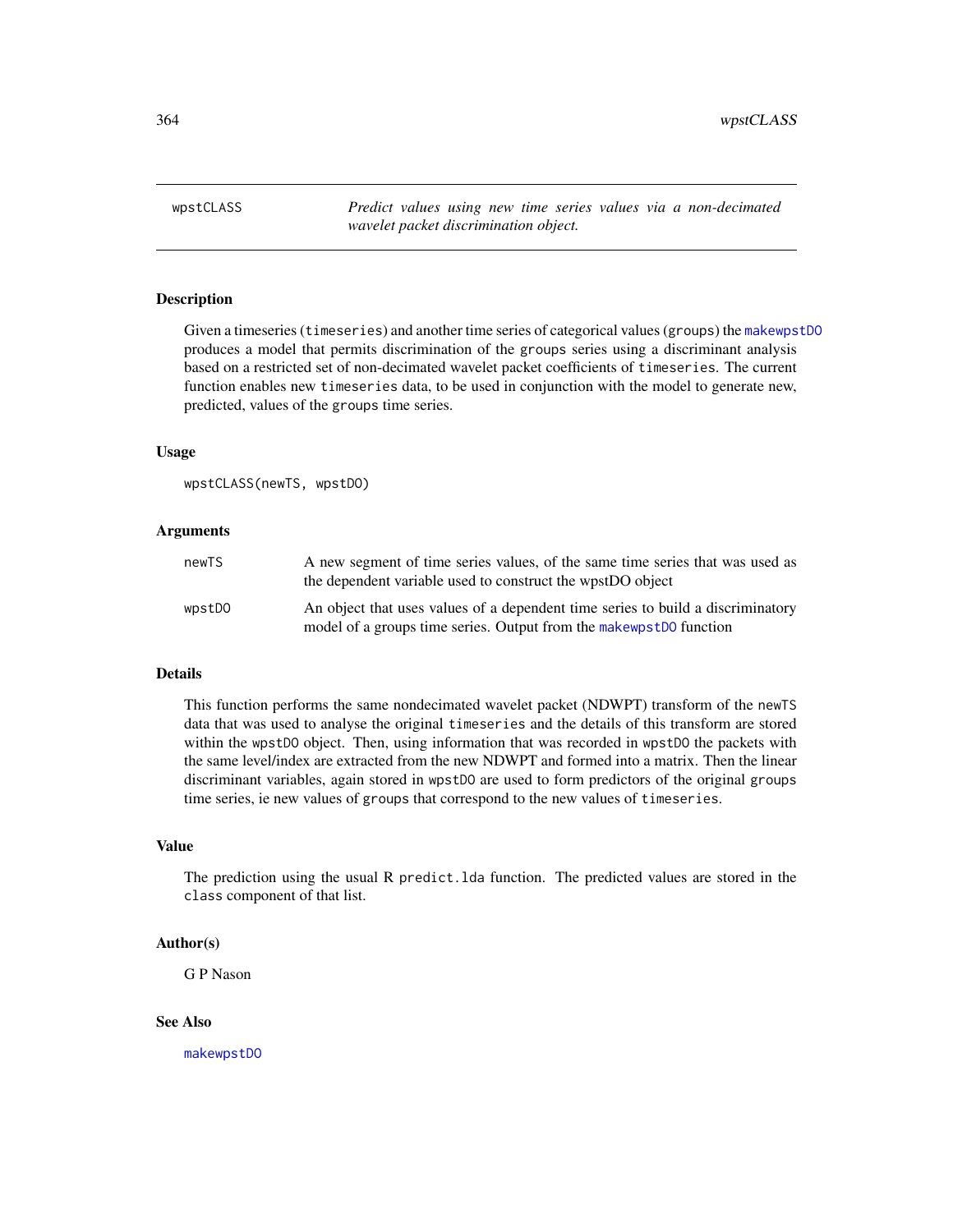# wpstCLASS

*Predict values using new time series values via a non-decimated wavelet packet discrimination object.*

## Description

Given a timeseries (`timeseries`) and another time series of categorical values (`groups`) the `makewpstDO` produces a model that permits discrimination of the `groups` series using a discriminant analysis based on a restricted set of non-decimated wavelet packet coefficients of `timeseries`. The current function enables new `timeseries` data, to be used in conjunction with the model to generate new, predicted, values of the `groups` time series.

## Usage

```
wpstCLASS(newTS, wpstDO)
```

## Arguments

| | |
|---|---|
| `newTS` | A new segment of time series values, of the same time series that was used as the dependent variable used to construct the wpstDO object |
| `wpstDO` | An object that uses values of a dependent time series to build a discriminatory model of a groups time series. Output from the `makewpstDO` function |

## Details

This function performs the same nondecimated wavelet packet (NDWPT) transform of the `newTS` data that was used to analyse the original `timeseries` and the details of this transform are stored within the `wpstDO` object. Then, using information that was recorded in `wpstDO` the packets with the same level/index are extracted from the new NDWPT and formed into a matrix. Then the linear discriminant variables, again stored in `wpstDO` are used to form predictors of the original `groups` time series, ie new values of `groups` that correspond to the new values of `timeseries`.

## Value

The prediction using the usual R `predict.lda` function. The predicted values are stored in the `class` component of that list.

## Author(s)

G P Nason

## See Also

`makewpstDO`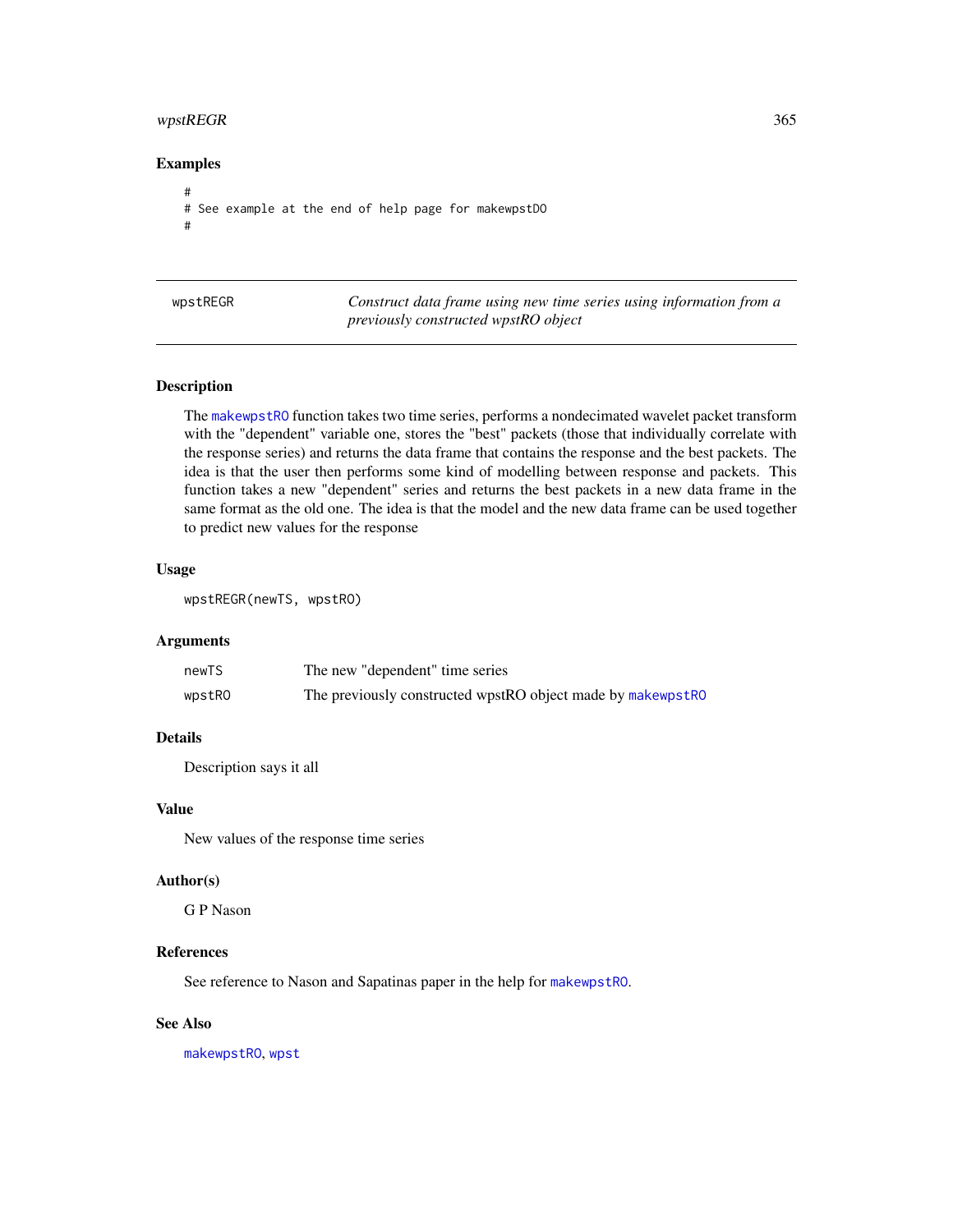## Examples

```
#
# See example at the end of help page for makewpstDO
#
```

---

## wpstREGR — *Construct data frame using new time series using information from a previously constructed wpstRO object*

---

### Description

The makewpstRO function takes two time series, performs a nondecimated wavelet packet transform with the "dependent" variable one, stores the "best" packets (those that individually correlate with the response series) and returns the data frame that contains the response and the best packets. The idea is that the user then performs some kind of modelling between response and packets. This function takes a new "dependent" series and returns the best packets in a new data frame in the same format as the old one. The idea is that the model and the new data frame can be used together to predict new values for the response

### Usage

```
wpstREGR(newTS, wpstRO)
```

### Arguments

| | |
|---|---|
| newTS | The new "dependent" time series |
| wpstRO | The previously constructed wpstRO object made by makewpstRO |

### Details

Description says it all

### Value

New values of the response time series

### Author(s)

G P Nason

### References

See reference to Nason and Sapatinas paper in the help for makewpstRO.

### See Also

makewpstRO, wpst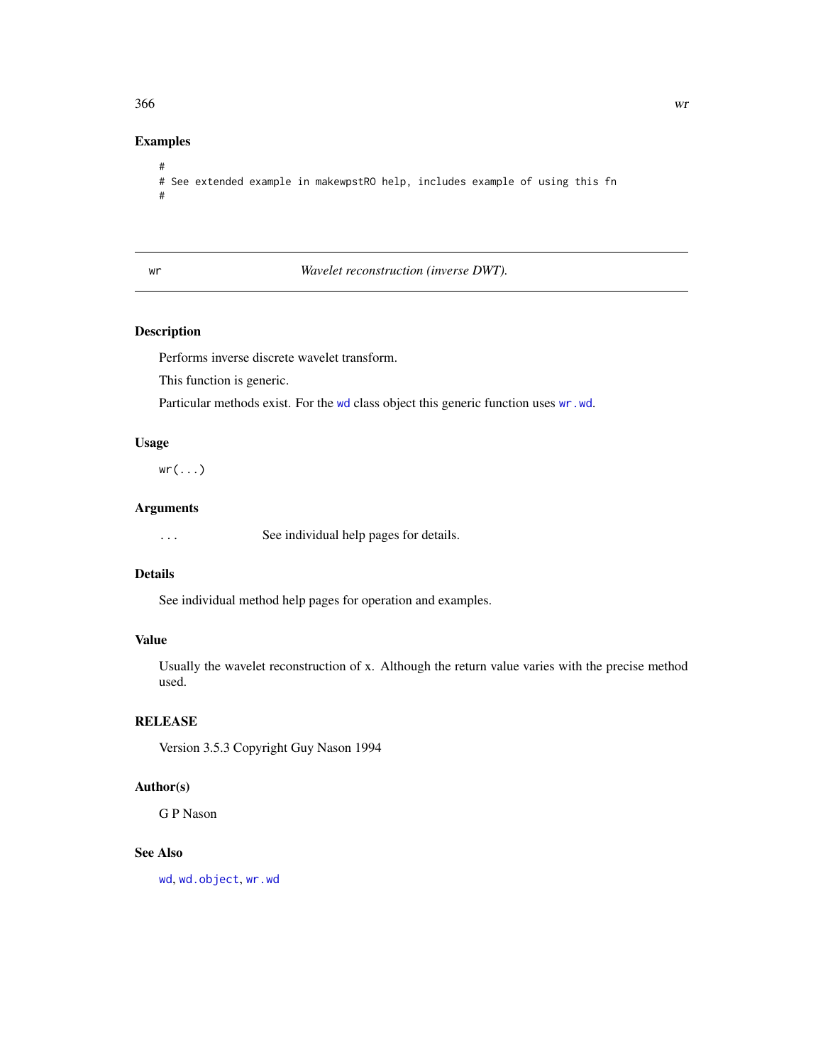## Examples

```
#
# See extended example in makewpstRO help, includes example of using this fn
#
```

---

wr *Wavelet reconstruction (inverse DWT).*

---

## Description

Performs inverse discrete wavelet transform.

This function is generic.

Particular methods exist. For the `wd` class object this generic function uses `wr.wd`.

## Usage

```
wr(...)
```

## Arguments

... See individual help pages for details.

## Details

See individual method help pages for operation and examples.

## Value

Usually the wavelet reconstruction of x. Although the return value varies with the precise method used.

## RELEASE

Version 3.5.3 Copyright Guy Nason 1994

## Author(s)

G P Nason

## See Also

`wd`, `wd.object`, `wr.wd`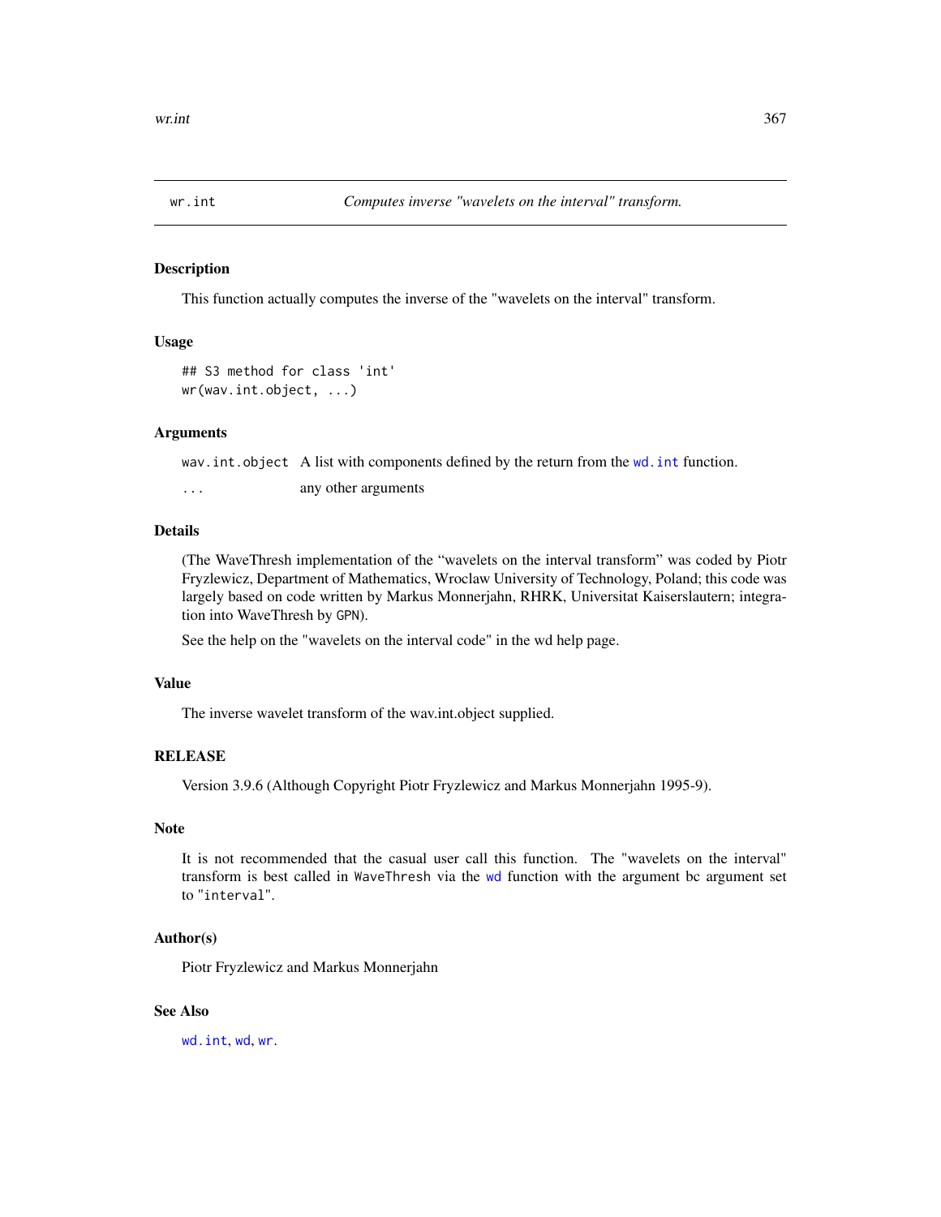## wr.int — *Computes inverse "wavelets on the interval" transform.*

### Description

This function actually computes the inverse of the "wavelets on the interval" transform.

### Usage

```
## S3 method for class 'int'
wr(wav.int.object, ...)
```

### Arguments

| | |
|---|---|
| `wav.int.object` | A list with components defined by the return from the `wd.int` function. |
| `...` | any other arguments |

### Details

(The WaveThresh implementation of the "wavelets on the interval transform" was coded by Piotr Fryzlewicz, Department of Mathematics, Wroclaw University of Technology, Poland; this code was largely based on code written by Markus Monnerjahn, RHRK, Universitat Kaiserslautern; integration into WaveThresh by `GPN`).

See the help on the "wavelets on the interval code" in the wd help page.

### Value

The inverse wavelet transform of the wav.int.object supplied.

### RELEASE

Version 3.9.6 (Although Copyright Piotr Fryzlewicz and Markus Monnerjahn 1995-9).

### Note

It is not recommended that the casual user call this function. The "wavelets on the interval" transform is best called in `WaveThresh` via the `wd` function with the argument bc argument set to `"interval"`.

### Author(s)

Piotr Fryzlewicz and Markus Monnerjahn

### See Also

`wd.int`, `wd`, `wr`.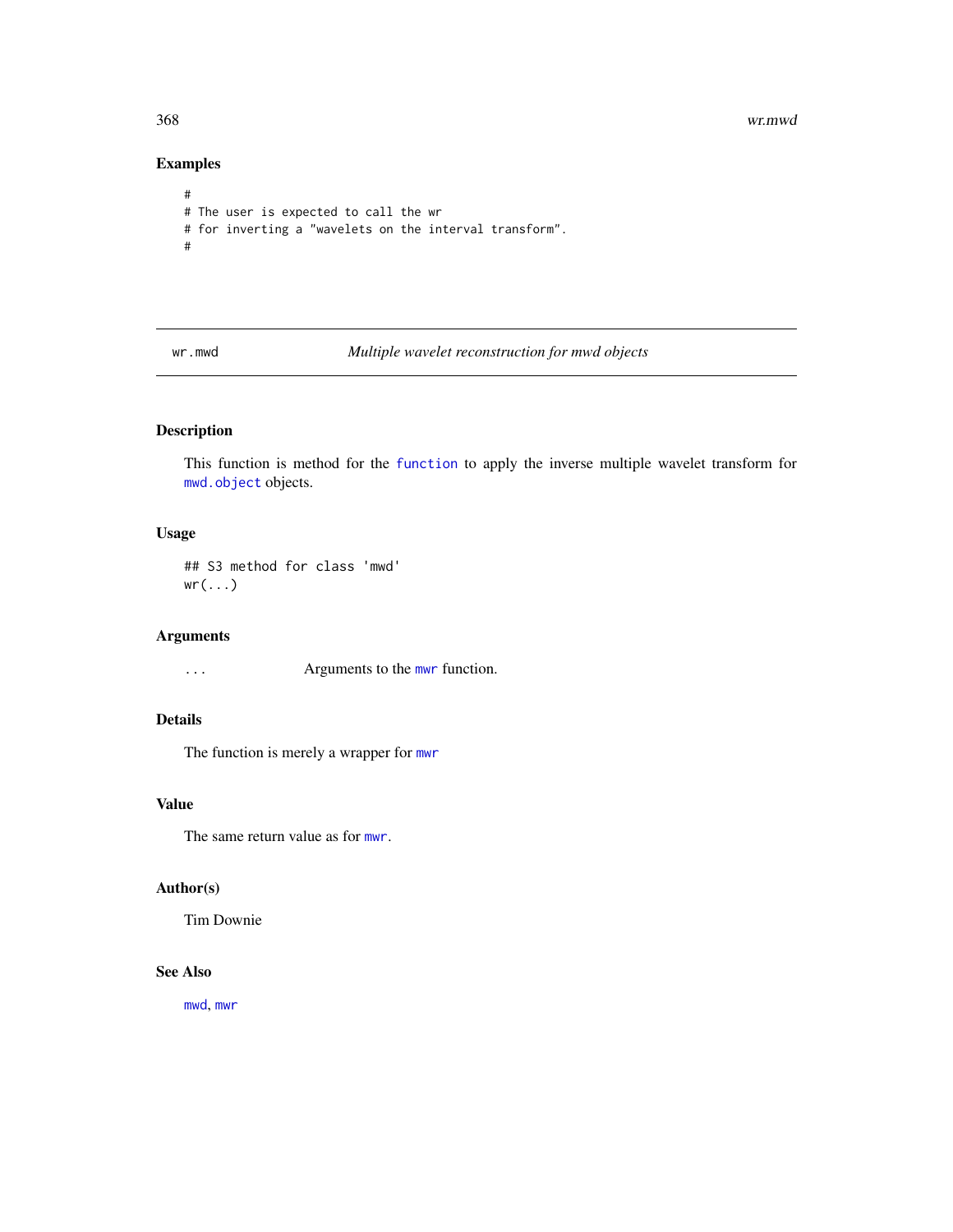## Examples

```
#
# The user is expected to call the wr
# for inverting a "wavelets on the interval transform".
#
```

---

# wr.mwd — *Multiple wavelet reconstruction for mwd objects*

## Description

This function is method for the `function` to apply the inverse multiple wavelet transform for `mwd.object` objects.

## Usage

```
## S3 method for class 'mwd'
wr(...)
```

## Arguments

`...` Arguments to the `mwr` function.

## Details

The function is merely a wrapper for `mwr`

## Value

The same return value as for `mwr`.

## Author(s)

Tim Downie

## See Also

`mwd`, `mwr`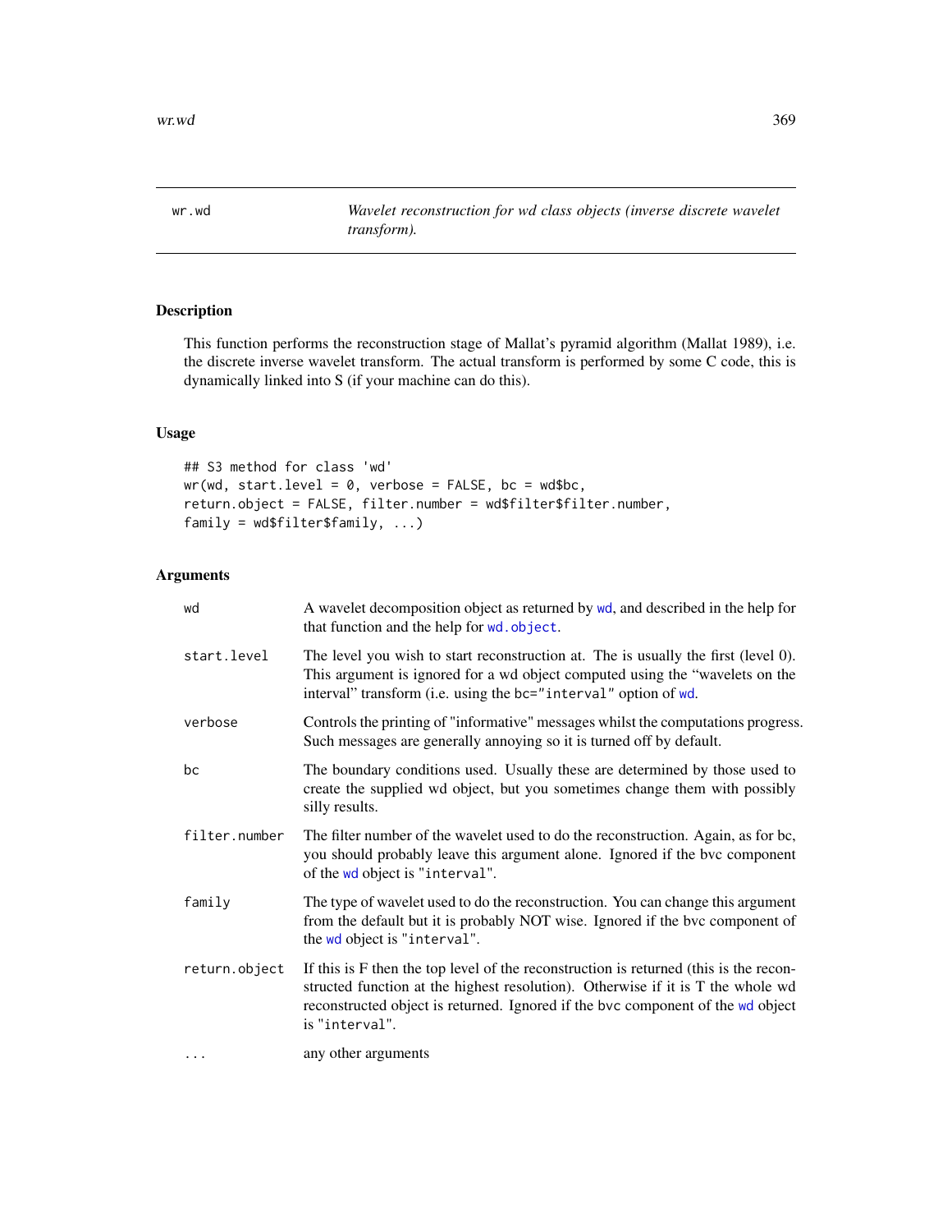wr.wd *Wavelet reconstruction for wd class objects (inverse discrete wavelet transform).*

## Description

This function performs the reconstruction stage of Mallat's pyramid algorithm (Mallat 1989), i.e. the discrete inverse wavelet transform. The actual transform is performed by some C code, this is dynamically linked into S (if your machine can do this).

## Usage

```
## S3 method for class 'wd'
wr(wd, start.level = 0, verbose = FALSE, bc = wd$bc,
return.object = FALSE, filter.number = wd$filter$filter.number,
family = wd$filter$family, ...)
```

## Arguments

| | |
|---|---|
| wd | A wavelet decomposition object as returned by wd, and described in the help for that function and the help for wd.object. |
| start.level | The level you wish to start reconstruction at. The is usually the first (level 0). This argument is ignored for a wd object computed using the "wavelets on the interval" transform (i.e. using the bc="interval" option of wd. |
| verbose | Controls the printing of "informative" messages whilst the computations progress. Such messages are generally annoying so it is turned off by default. |
| bc | The boundary conditions used. Usually these are determined by those used to create the supplied wd object, but you sometimes change them with possibly silly results. |
| filter.number | The filter number of the wavelet used to do the reconstruction. Again, as for bc, you should probably leave this argument alone. Ignored if the bvc component of the wd object is "interval". |
| family | The type of wavelet used to do the reconstruction. You can change this argument from the default but it is probably NOT wise. Ignored if the bvc component of the wd object is "interval". |
| return.object | If this is F then the top level of the reconstruction is returned (this is the reconstructed function at the highest resolution). Otherwise if it is T the whole wd reconstructed object is returned. Ignored if the bvc component of the wd object is "interval". |
| ... | any other arguments |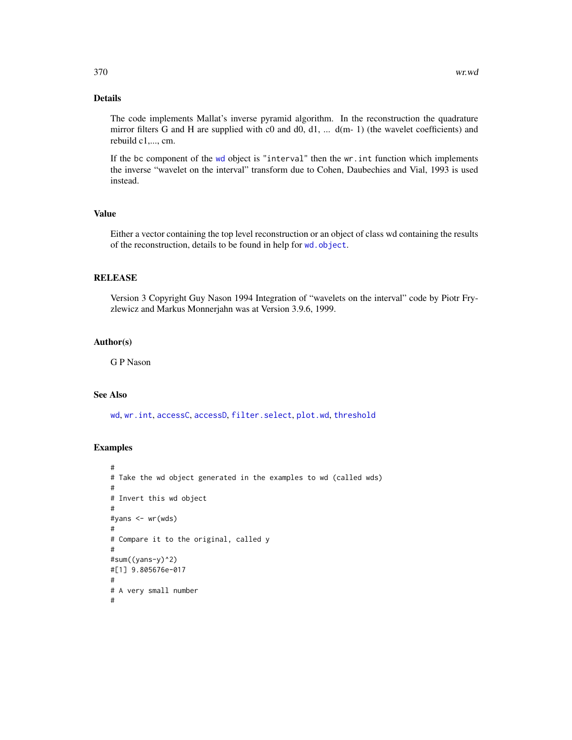## Details

The code implements Mallat's inverse pyramid algorithm. In the reconstruction the quadrature mirror filters G and H are supplied with c0 and d0, d1, ... d(m- 1) (the wavelet coefficients) and rebuild c1,..., cm.

If the `bc` component of the `wd` object is `"interval"` then the `wr.int` function which implements the inverse "wavelet on the interval" transform due to Cohen, Daubechies and Vial, 1993 is used instead.

## Value

Either a vector containing the top level reconstruction or an object of class wd containing the results of the reconstruction, details to be found in help for `wd.object`.

## RELEASE

Version 3 Copyright Guy Nason 1994 Integration of "wavelets on the interval" code by Piotr Fryzlewicz and Markus Monnerjahn was at Version 3.9.6, 1999.

## Author(s)

G P Nason

## See Also

`wd`, `wr.int`, `accessC`, `accessD`, `filter.select`, `plot.wd`, `threshold`

## Examples

```
#
# Take the wd object generated in the examples to wd (called wds)
#
# Invert this wd object
#
#yans <- wr(wds)
#
# Compare it to the original, called y
#
#sum((yans-y)^2)
#[1] 9.805676e-017
#
# A very small number
#
```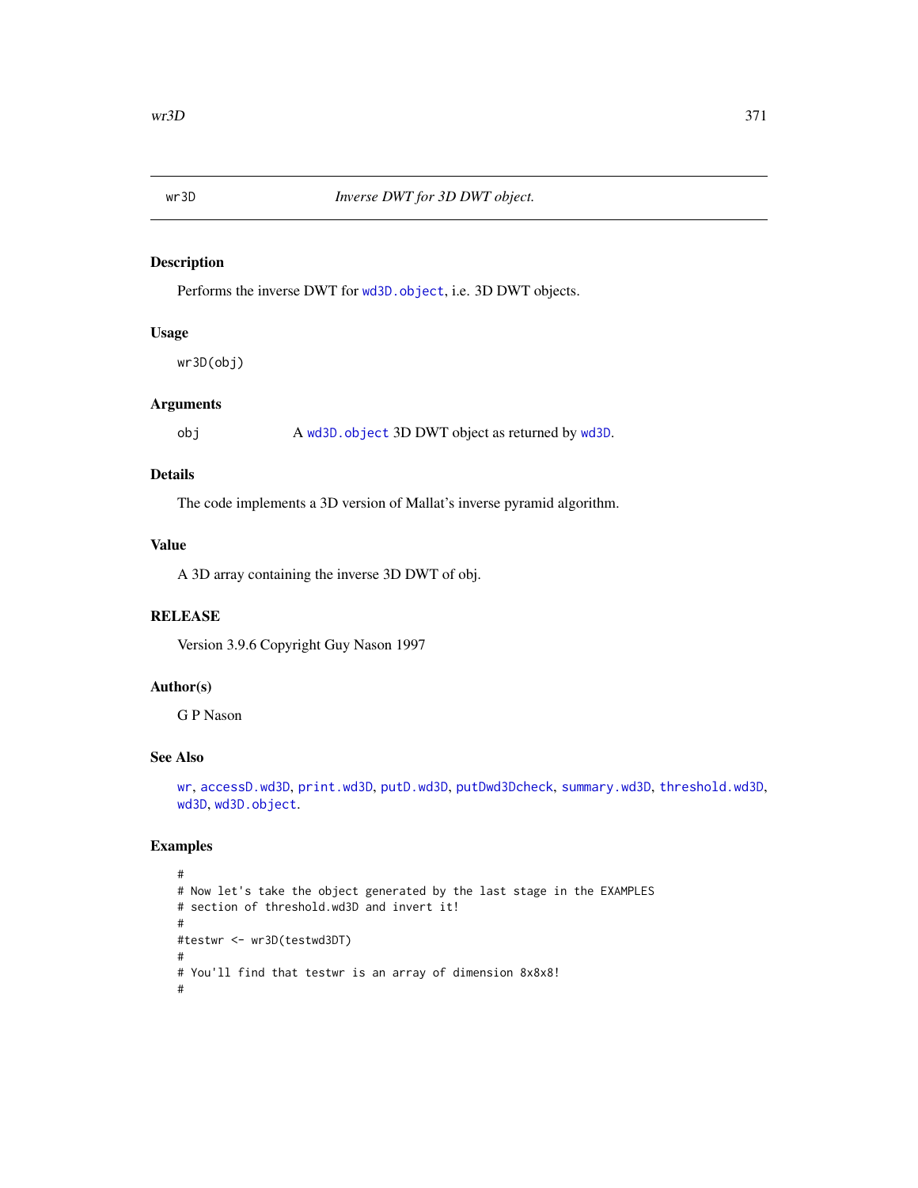## wr3D — *Inverse DWT for 3D DWT object.*

### Description

Performs the inverse DWT for wd3D.object, i.e. 3D DWT objects.

### Usage

```
wr3D(obj)
```

### Arguments

| | |
|---|---|
| obj | A wd3D.object 3D DWT object as returned by wd3D. |

### Details

The code implements a 3D version of Mallat's inverse pyramid algorithm.

### Value

A 3D array containing the inverse 3D DWT of obj.

### RELEASE

Version 3.9.6 Copyright Guy Nason 1997

### Author(s)

G P Nason

### See Also

wr, accessD.wd3D, print.wd3D, putD.wd3D, putDwd3Dcheck, summary.wd3D, threshold.wd3D, wd3D, wd3D.object.

### Examples

```
#
# Now let's take the object generated by the last stage in the EXAMPLES
# section of threshold.wd3D and invert it!
#
#testwr <- wr3D(testwd3DT)
#
# You'll find that testwr is an array of dimension 8x8x8!
#
```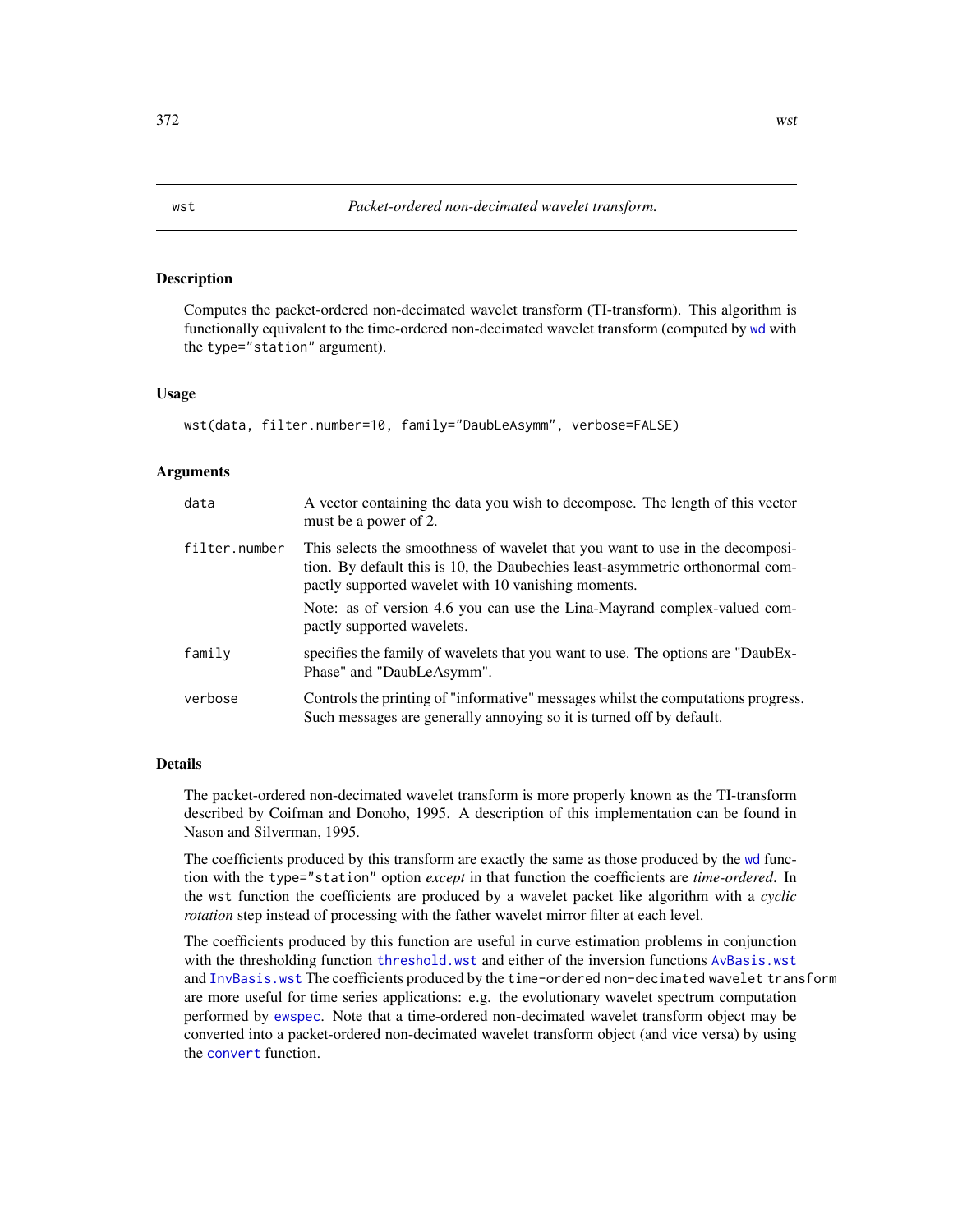wst *Packet-ordered non-decimated wavelet transform.*

## Description

Computes the packet-ordered non-decimated wavelet transform (TI-transform). This algorithm is functionally equivalent to the time-ordered non-decimated wavelet transform (computed by `wd` with the `type="station"` argument).

## Usage

```
wst(data, filter.number=10, family="DaubLeAsymm", verbose=FALSE)
```

## Arguments

| | |
|---|---|
| `data` | A vector containing the data you wish to decompose. The length of this vector must be a power of 2. |
| `filter.number` | This selects the smoothness of wavelet that you want to use in the decomposition. By default this is 10, the Daubechies least-asymmetric orthonormal compactly supported wavelet with 10 vanishing moments.<br><br>Note: as of version 4.6 you can use the Lina-Mayrand complex-valued compactly supported wavelets. |
| `family` | specifies the family of wavelets that you want to use. The options are "DaubExPhase" and "DaubLeAsymm". |
| `verbose` | Controls the printing of "informative" messages whilst the computations progress. Such messages are generally annoying so it is turned off by default. |

## Details

The packet-ordered non-decimated wavelet transform is more properly known as the TI-transform described by Coifman and Donoho, 1995. A description of this implementation can be found in Nason and Silverman, 1995.

The coefficients produced by this transform are exactly the same as those produced by the `wd` function with the `type="station"` option *except* in that function the coefficients are *time-ordered*. In the `wst` function the coefficients are produced by a wavelet packet like algorithm with a *cyclic rotation* step instead of processing with the father wavelet mirror filter at each level.

The coefficients produced by this function are useful in curve estimation problems in conjunction with the thresholding function `threshold.wst` and either of the inversion functions `AvBasis.wst` and `InvBasis.wst` The coefficients produced by the `time-ordered non-decimated wavelet transform` are more useful for time series applications: e.g. the evolutionary wavelet spectrum computation performed by `ewspec`. Note that a time-ordered non-decimated wavelet transform object may be converted into a packet-ordered non-decimated wavelet transform object (and vice versa) by using the `convert` function.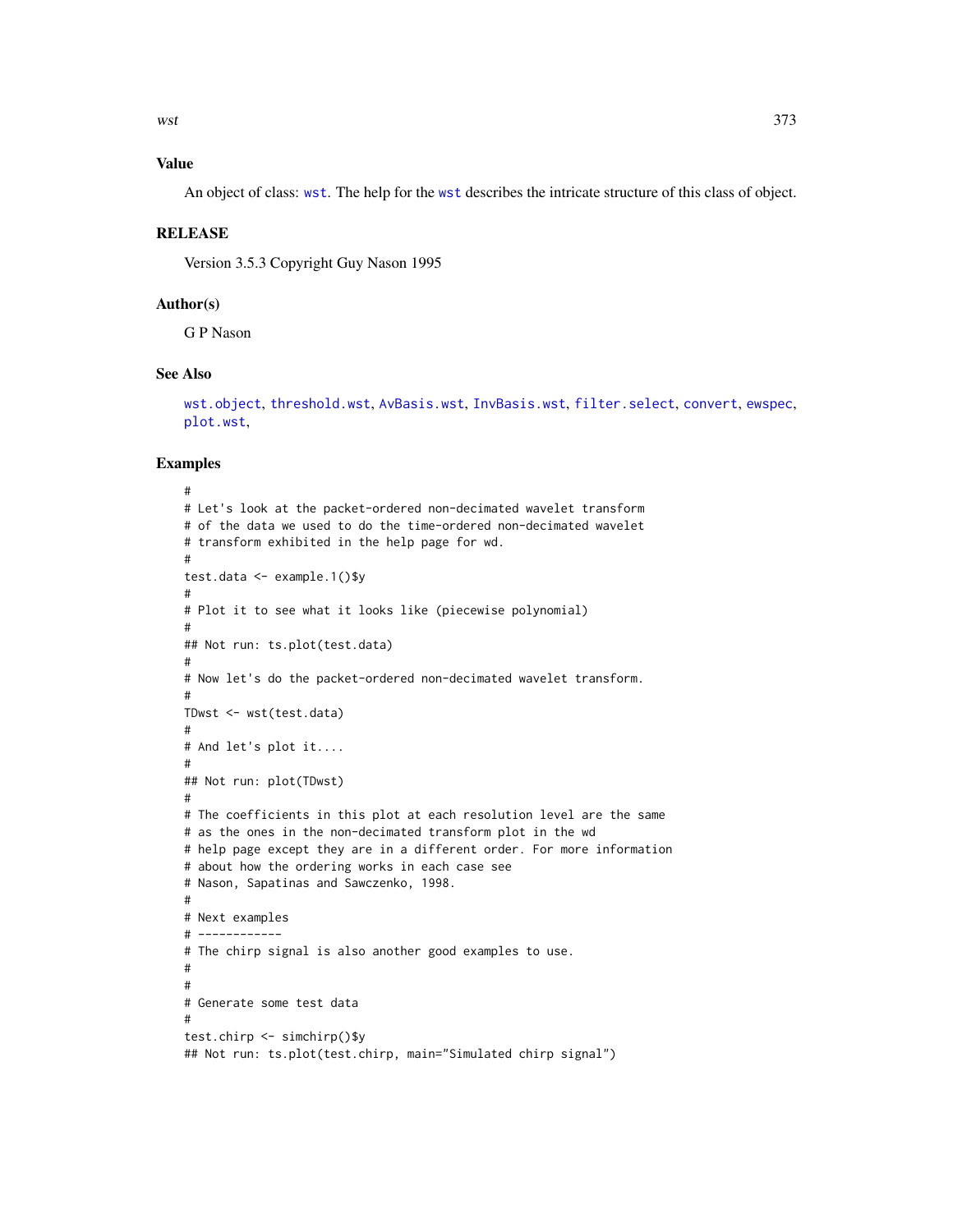## Value

An object of class: `wst`. The help for the `wst` describes the intricate structure of this class of object.

## RELEASE

Version 3.5.3 Copyright Guy Nason 1995

## Author(s)

G P Nason

## See Also

`wst.object`, `threshold.wst`, `AvBasis.wst`, `InvBasis.wst`, `filter.select`, `convert`, `ewspec`, `plot.wst`,

## Examples

```
#
# Let's look at the packet-ordered non-decimated wavelet transform
# of the data we used to do the time-ordered non-decimated wavelet
# transform exhibited in the help page for wd.
#
test.data <- example.1()$y
#
# Plot it to see what it looks like (piecewise polynomial)
#
## Not run: ts.plot(test.data)
#
# Now let's do the packet-ordered non-decimated wavelet transform.
#
TDwst <- wst(test.data)
#
# And let's plot it....
#
## Not run: plot(TDwst)
#
# The coefficients in this plot at each resolution level are the same
# as the ones in the non-decimated transform plot in the wd
# help page except they are in a different order. For more information
# about how the ordering works in each case see
# Nason, Sapatinas and Sawczenko, 1998.
#
# Next examples
# ------------
# The chirp signal is also another good examples to use.
#
#
# Generate some test data
#
test.chirp <- simchirp()$y
## Not run: ts.plot(test.chirp, main="Simulated chirp signal")
```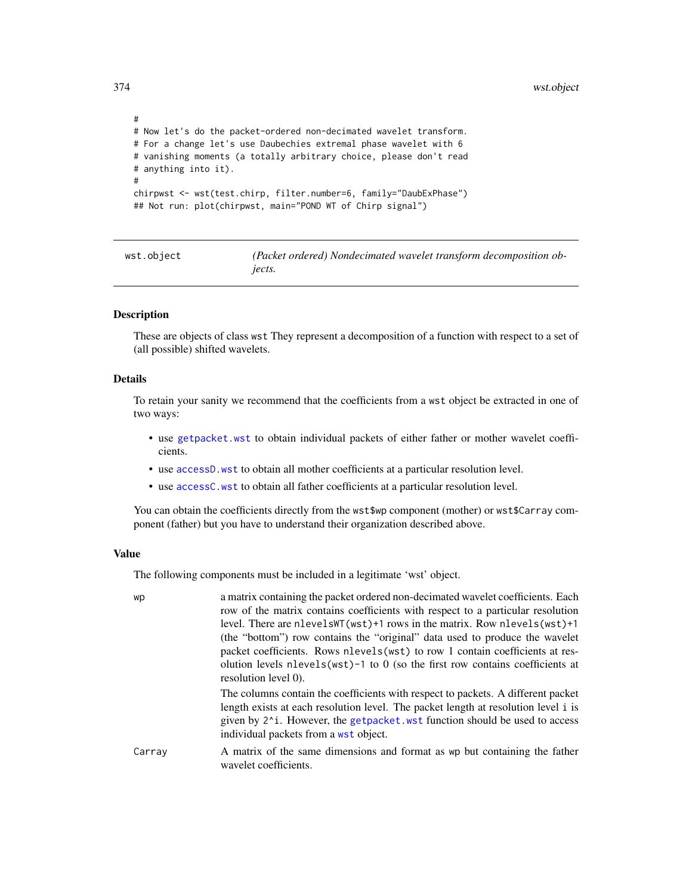```
#
# Now let's do the packet-ordered non-decimated wavelet transform.
# For a change let's use Daubechies extremal phase wavelet with 6
# vanishing moments (a totally arbitrary choice, please don't read
# anything into it).
#
chirpwst <- wst(test.chirp, filter.number=6, family="DaubExPhase")
## Not run: plot(chirpwst, main="POND WT of Chirp signal")
```

---

## wst.object — *(Packet ordered) Nondecimated wavelet transform decomposition objects.*

### Description

These are objects of class `wst` They represent a decomposition of a function with respect to a set of (all possible) shifted wavelets.

### Details

To retain your sanity we recommend that the coefficients from a `wst` object be extracted in one of two ways:

- use `getpacket.wst` to obtain individual packets of either father or mother wavelet coefficients.
- use `accessD.wst` to obtain all mother coefficients at a particular resolution level.
- use `accessC.wst` to obtain all father coefficients at a particular resolution level.

You can obtain the coefficients directly from the `wst$wp` component (mother) or `wst$Carray` component (father) but you have to understand their organization described above.

### Value

The following components must be included in a legitimate 'wst' object.

`wp` a matrix containing the packet ordered non-decimated wavelet coefficients. Each row of the matrix contains coefficients with respect to a particular resolution level. There are `nlevelsWT(wst)+1` rows in the matrix. Row `nlevels(wst)+1` (the "bottom") row contains the "original" data used to produce the wavelet packet coefficients. Rows `nlevels(wst)` to row 1 contain coefficients at resolution levels `nlevels(wst)-1` to 0 (so the first row contains coefficients at resolution level 0).

The columns contain the coefficients with respect to packets. A different packet length exists at each resolution level. The packet length at resolution level `i` is given by `2^i`. However, the `getpacket.wst` function should be used to access individual packets from a `wst` object.

`Carray` A matrix of the same dimensions and format as `wp` but containing the father wavelet coefficients.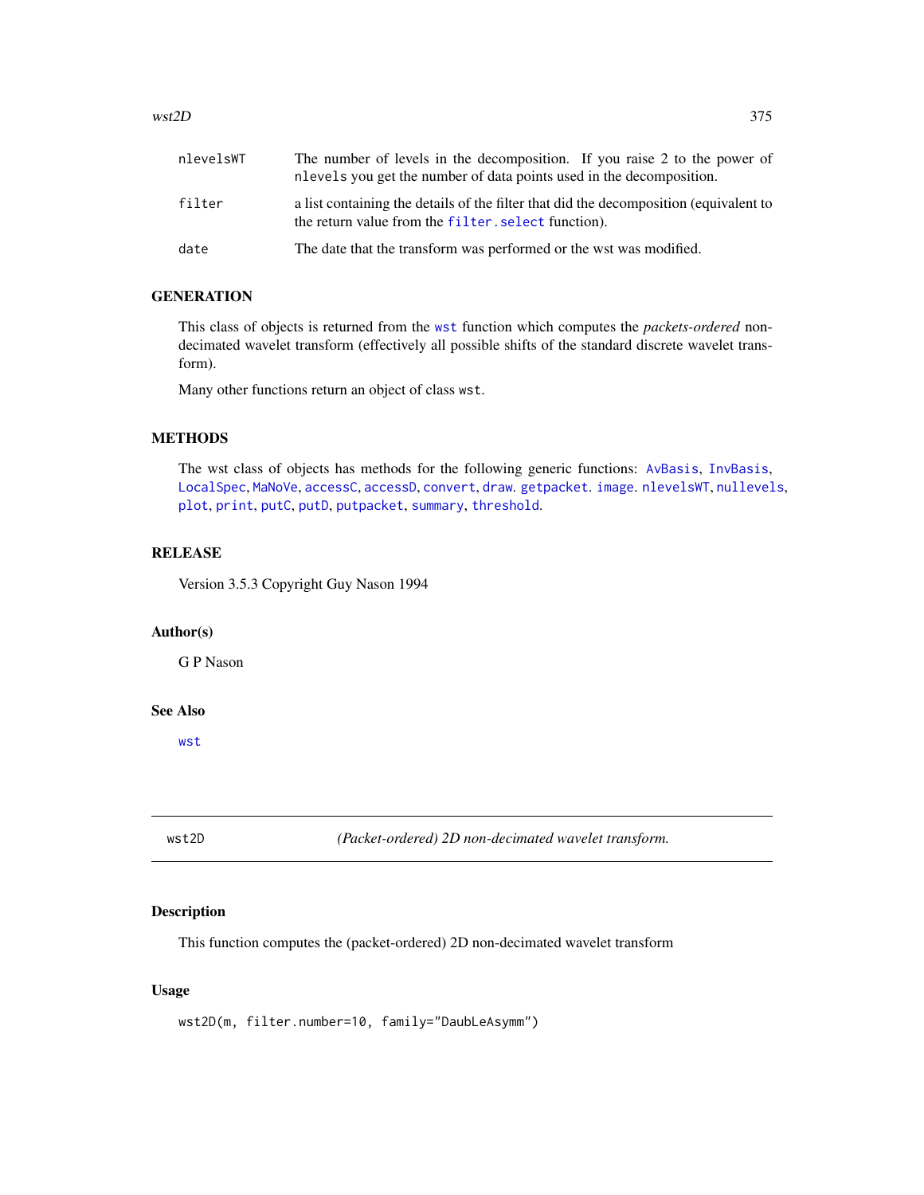| | |
|---|---|
| nlevelsWT | The number of levels in the decomposition. If you raise 2 to the power of nlevels you get the number of data points used in the decomposition. |
| filter | a list containing the details of the filter that did the decomposition (equivalent to the return value from the filter.select function). |
| date | The date that the transform was performed or the wst was modified. |

### GENERATION

This class of objects is returned from the wst function which computes the *packets-ordered* non-decimated wavelet transform (effectively all possible shifts of the standard discrete wavelet transform).

Many other functions return an object of class wst.

### METHODS

The wst class of objects has methods for the following generic functions: AvBasis, InvBasis, LocalSpec, MaNoVe, accessC, accessD, convert, draw. getpacket. image. nlevelsWT, nullevels, plot, print, putC, putD, putpacket, summary, threshold.

### RELEASE

Version 3.5.3 Copyright Guy Nason 1994

### Author(s)

G P Nason

### See Also

wst

---

## wst2D *(Packet-ordered) 2D non-decimated wavelet transform.*

### Description

This function computes the (packet-ordered) 2D non-decimated wavelet transform

### Usage

```
wst2D(m, filter.number=10, family="DaubLeAsymm")
```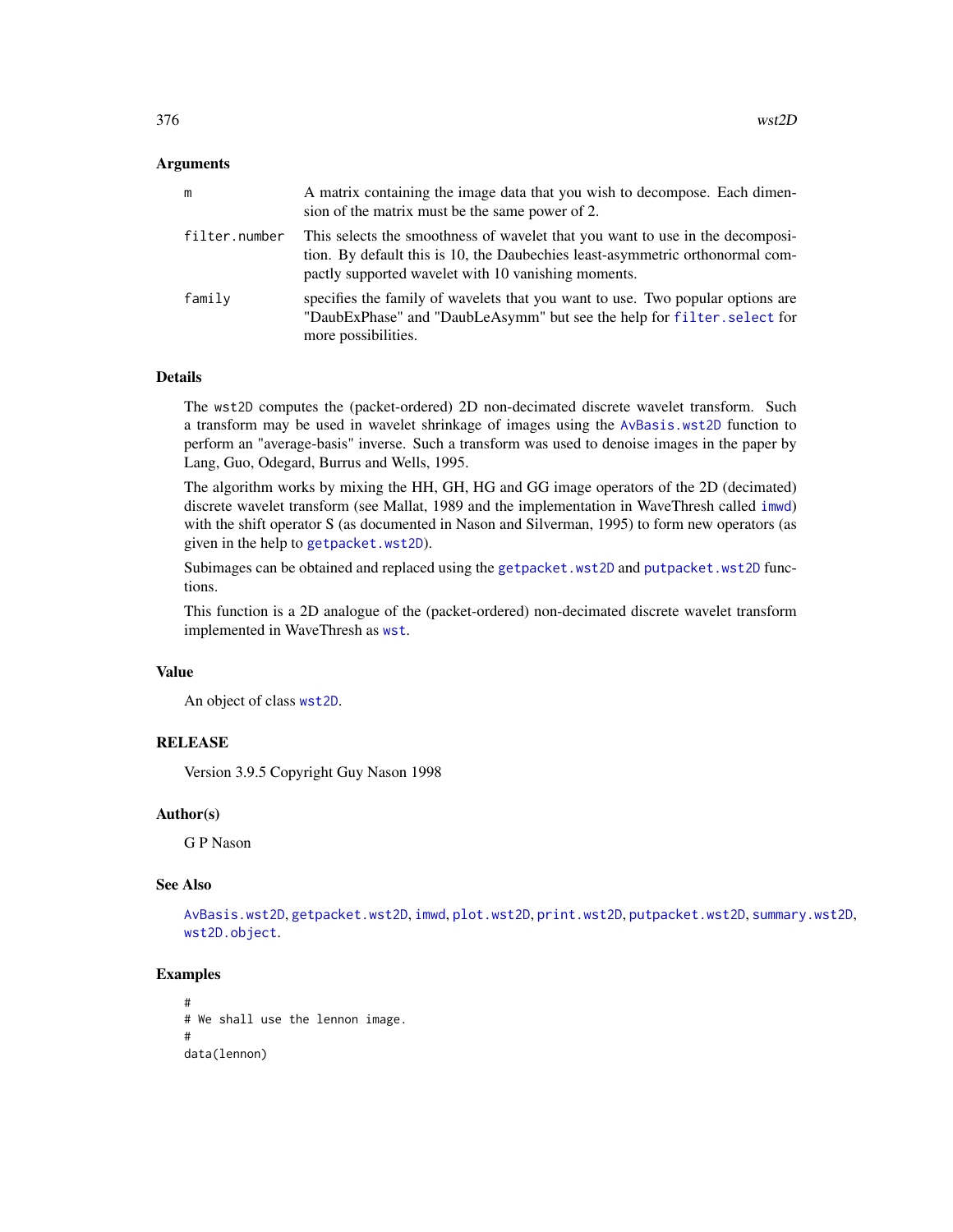### Arguments

| | |
|---|---|
| `m` | A matrix containing the image data that you wish to decompose. Each dimension of the matrix must be the same power of 2. |
| `filter.number` | This selects the smoothness of wavelet that you want to use in the decomposition. By default this is 10, the Daubechies least-asymmetric orthonormal compactly supported wavelet with 10 vanishing moments. |
| `family` | specifies the family of wavelets that you want to use. Two popular options are "DaubExPhase" and "DaubLeAsymm" but see the help for `filter.select` for more possibilities. |

### Details

The `wst2D` computes the (packet-ordered) 2D non-decimated discrete wavelet transform. Such a transform may be used in wavelet shrinkage of images using the `AvBasis.wst2D` function to perform an "average-basis" inverse. Such a transform was used to denoise images in the paper by Lang, Guo, Odegard, Burrus and Wells, 1995.

The algorithm works by mixing the HH, GH, HG and GG image operators of the 2D (decimated) discrete wavelet transform (see Mallat, 1989 and the implementation in WaveThresh called `imwd`) with the shift operator S (as documented in Nason and Silverman, 1995) to form new operators (as given in the help to `getpacket.wst2D`).

Subimages can be obtained and replaced using the `getpacket.wst2D` and `putpacket.wst2D` functions.

This function is a 2D analogue of the (packet-ordered) non-decimated discrete wavelet transform implemented in WaveThresh as `wst`.

### Value

An object of class `wst2D`.

### RELEASE

Version 3.9.5 Copyright Guy Nason 1998

### Author(s)

G P Nason

### See Also

`AvBasis.wst2D`, `getpacket.wst2D`, `imwd`, `plot.wst2D`, `print.wst2D`, `putpacket.wst2D`, `summary.wst2D`, `wst2D.object`.

### Examples

```
#
# We shall use the lennon image.
#
data(lennon)
```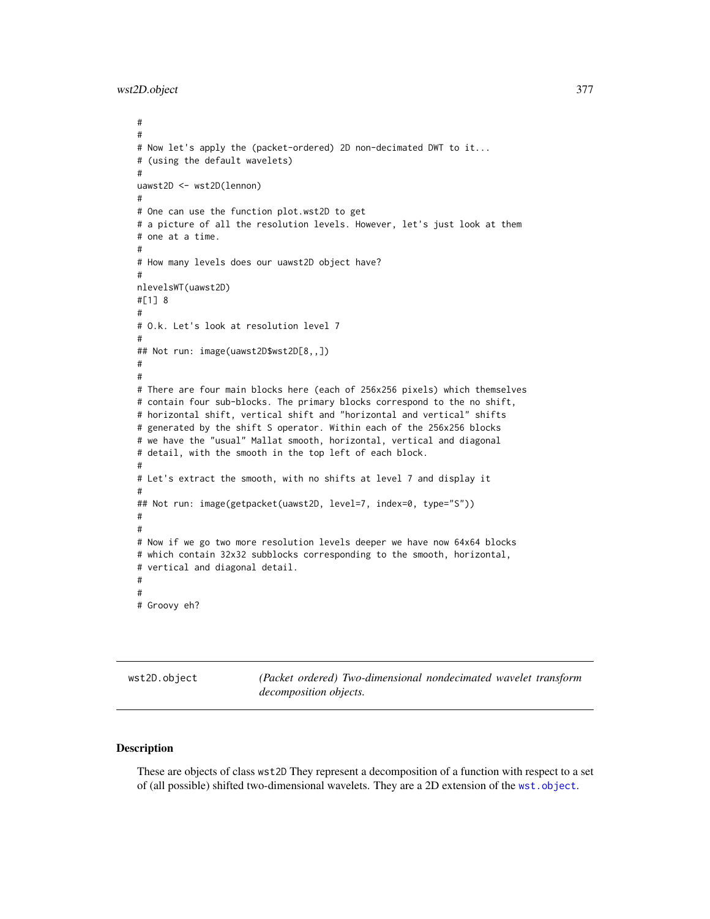```
#
#
# Now let's apply the (packet-ordered) 2D non-decimated DWT to it...
# (using the default wavelets)
#
uawst2D <- wst2D(lennon)
#
# One can use the function plot.wst2D to get
# a picture of all the resolution levels. However, let's just look at them
# one at a time.
#
# How many levels does our uawst2D object have?
#
nlevelsWT(uawst2D)
#[1] 8
#
# O.k. Let's look at resolution level 7
#
## Not run: image(uawst2D$wst2D[8,,])
#
#
# There are four main blocks here (each of 256x256 pixels) which themselves
# contain four sub-blocks. The primary blocks correspond to the no shift,
# horizontal shift, vertical shift and "horizontal and vertical" shifts
# generated by the shift S operator. Within each of the 256x256 blocks
# we have the "usual" Mallat smooth, horizontal, vertical and diagonal
# detail, with the smooth in the top left of each block.
#
# Let's extract the smooth, with no shifts at level 7 and display it
#
## Not run: image(getpacket(uawst2D, level=7, index=0, type="S"))
#
#
# Now if we go two more resolution levels deeper we have now 64x64 blocks
# which contain 32x32 subblocks corresponding to the smooth, horizontal,
# vertical and diagonal detail.
#
#
# Groovy eh?
```

---

wst2D.object — *(Packet ordered) Two-dimensional nondecimated wavelet transform decomposition objects.*

---

## Description

These are objects of class wst2D They represent a decomposition of a function with respect to a set of (all possible) shifted two-dimensional wavelets. They are a 2D extension of the wst.object.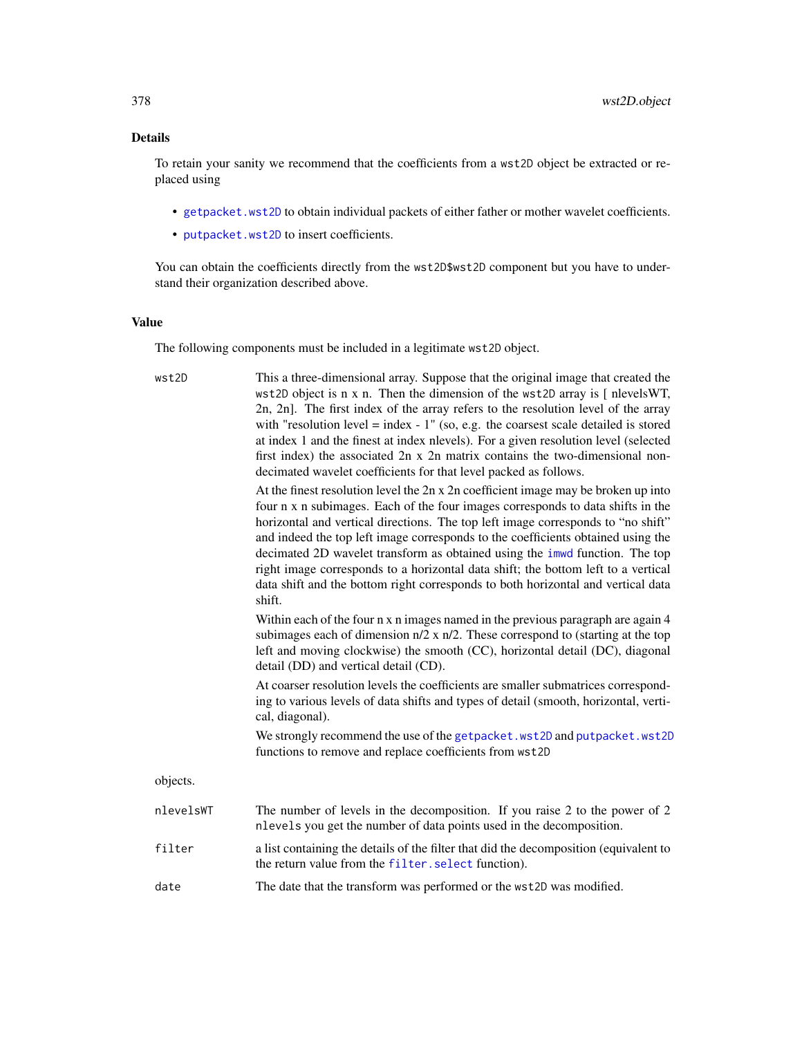## Details

To retain your sanity we recommend that the coefficients from a `wst2D` object be extracted or replaced using

- `getpacket.wst2D` to obtain individual packets of either father or mother wavelet coefficients.
- `putpacket.wst2D` to insert coefficients.

You can obtain the coefficients directly from the `wst2D$wst2D` component but you have to understand their organization described above.

## Value

The following components must be included in a legitimate `wst2D` object.

`wst2D`
: This a three-dimensional array. Suppose that the original image that created the `wst2D` object is n x n. Then the dimension of the `wst2D` array is [ nlevelsWT, 2n, 2n]. The first index of the array refers to the resolution level of the array with "resolution level = index - 1" (so, e.g. the coarsest scale detailed is stored at index 1 and the finest at index nlevels). For a given resolution level (selected first index) the associated 2n x 2n matrix contains the two-dimensional non-decimated wavelet coefficients for that level packed as follows.

  At the finest resolution level the 2n x 2n coefficient image may be broken up into four n x n subimages. Each of the four images corresponds to data shifts in the horizontal and vertical directions. The top left image corresponds to "no shift" and indeed the top left image corresponds to the coefficients obtained using the decimated 2D wavelet transform as obtained using the `imwd` function. The top right image corresponds to a horizontal data shift; the bottom left to a vertical data shift and the bottom right corresponds to both horizontal and vertical data shift.

  Within each of the four n x n images named in the previous paragraph are again 4 subimages each of dimension n/2 x n/2. These correspond to (starting at the top left and moving clockwise) the smooth (CC), horizontal detail (DC), diagonal detail (DD) and vertical detail (CD).

  At coarser resolution levels the coefficients are smaller submatrices corresponding to various levels of data shifts and types of detail (smooth, horizontal, vertical, diagonal).

  We strongly recommend the use of the `getpacket.wst2D` and `putpacket.wst2D` functions to remove and replace coefficients from `wst2D`

objects.

`nlevelsWT`
: The number of levels in the decomposition. If you raise 2 to the power of 2 `nlevels` you get the number of data points used in the decomposition.

`filter`
: a list containing the details of the filter that did the decomposition (equivalent to the return value from the `filter.select` function).

`date`
: The date that the transform was performed or the `wst2D` was modified.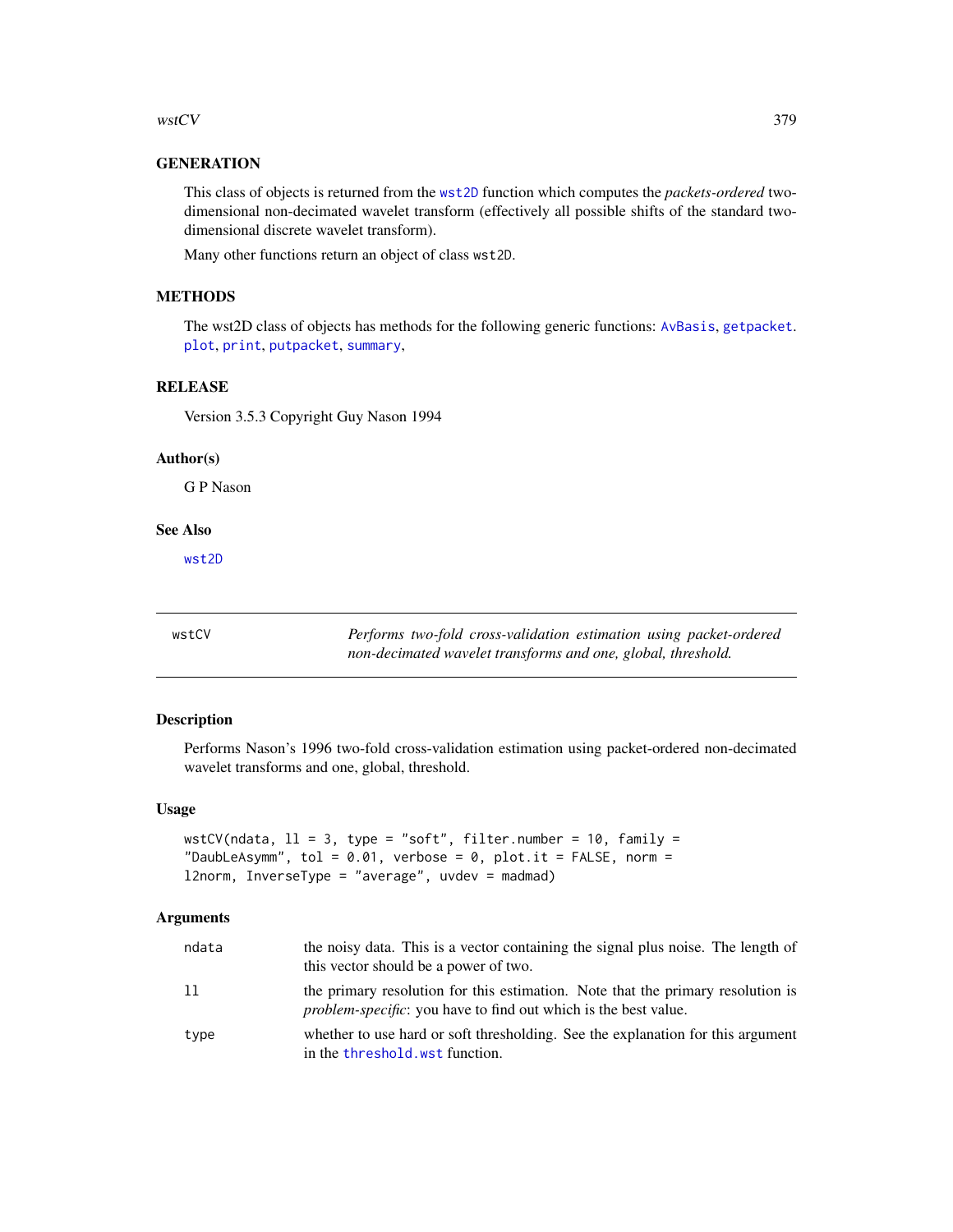### GENERATION

This class of objects is returned from the wst2D function which computes the *packets-ordered* two-dimensional non-decimated wavelet transform (effectively all possible shifts of the standard two-dimensional discrete wavelet transform).

Many other functions return an object of class wst2D.

### METHODS

The wst2D class of objects has methods for the following generic functions: AvBasis, getpacket. plot, print, putpacket, summary,

### RELEASE

Version 3.5.3 Copyright Guy Nason 1994

### Author(s)

G P Nason

### See Also

wst2D

---

## wstCV — *Performs two-fold cross-validation estimation using packet-ordered non-decimated wavelet transforms and one, global, threshold.*

---

### Description

Performs Nason's 1996 two-fold cross-validation estimation using packet-ordered non-decimated wavelet transforms and one, global, threshold.

### Usage

```
wstCV(ndata, ll = 3, type = "soft", filter.number = 10, family =
"DaubLeAsymm", tol = 0.01, verbose = 0, plot.it = FALSE, norm =
l2norm, InverseType = "average", uvdev = madmad)
```

### Arguments

| | |
|---|---|
| ndata | the noisy data. This is a vector containing the signal plus noise. The length of this vector should be a power of two. |
| ll | the primary resolution for this estimation. Note that the primary resolution is *problem-specific*: you have to find out which is the best value. |
| type | whether to use hard or soft thresholding. See the explanation for this argument in the threshold.wst function. |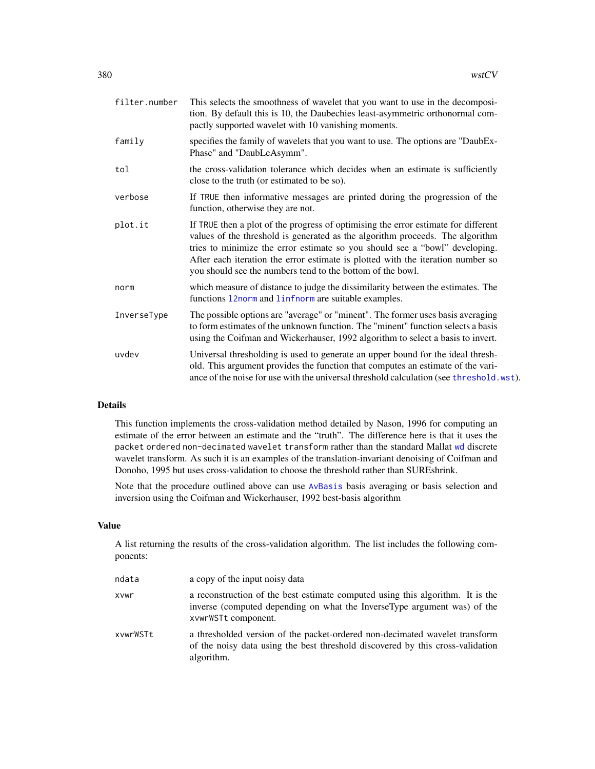filter.number
: This selects the smoothness of wavelet that you want to use in the decomposition. By default this is 10, the Daubechies least-asymmetric orthonormal compactly supported wavelet with 10 vanishing moments.

family
: specifies the family of wavelets that you want to use. The options are "DaubExPhase" and "DaubLeAsymm".

tol
: the cross-validation tolerance which decides when an estimate is sufficiently close to the truth (or estimated to be so).

verbose
: If `TRUE` then informative messages are printed during the progression of the function, otherwise they are not.

plot.it
: If `TRUE` then a plot of the progress of optimising the error estimate for different values of the threshold is generated as the algorithm proceeds. The algorithm tries to minimize the error estimate so you should see a "bowl" developing. After each iteration the error estimate is plotted with the iteration number so you should see the numbers tend to the bottom of the bowl.

norm
: which measure of distance to judge the dissimilarity between the estimates. The functions `l2norm` and `linfnorm` are suitable examples.

InverseType
: The possible options are "average" or "minent". The former uses basis averaging to form estimates of the unknown function. The "minent" function selects a basis using the Coifman and Wickerhauser, 1992 algorithm to select a basis to invert.

uvdev
: Universal thresholding is used to generate an upper bound for the ideal threshold. This argument provides the function that computes an estimate of the variance of the noise for use with the universal threshold calculation (see `threshold.wst`).

## Details

This function implements the cross-validation method detailed by Nason, 1996 for computing an estimate of the error between an estimate and the "truth". The difference here is that it uses the `packet ordered non-decimated wavelet transform` rather than the standard Mallat `wd` discrete wavelet transform. As such it is an examples of the translation-invariant denoising of Coifman and Donoho, 1995 but uses cross-validation to choose the threshold rather than SUREshrink.

Note that the procedure outlined above can use `AvBasis` basis averaging or basis selection and inversion using the Coifman and Wickerhauser, 1992 best-basis algorithm

## Value

A list returning the results of the cross-validation algorithm. The list includes the following components:

ndata
: a copy of the input noisy data

xvwr
: a reconstruction of the best estimate computed using this algorithm. It is the inverse (computed depending on what the InverseType argument was) of the `xvwrWSTt` component.

xvwrWSTt
: a thresholded version of the packet-ordered non-decimated wavelet transform of the noisy data using the best threshold discovered by this cross-validation algorithm.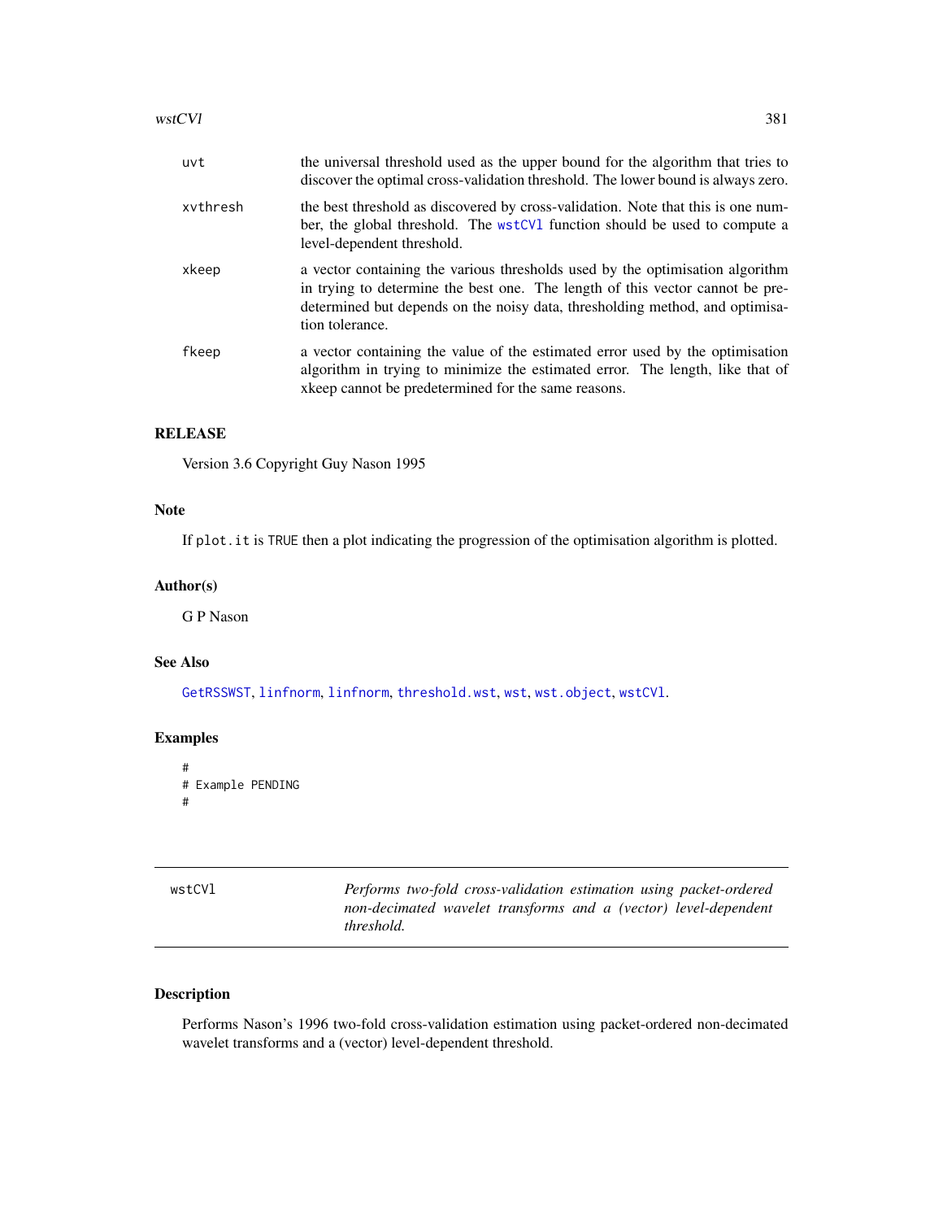| | |
|---|---|
| uvt | the universal threshold used as the upper bound for the algorithm that tries to discover the optimal cross-validation threshold. The lower bound is always zero. |
| xvthresh | the best threshold as discovered by cross-validation. Note that this is one number, the global threshold. The wstCVl function should be used to compute a level-dependent threshold. |
| xkeep | a vector containing the various thresholds used by the optimisation algorithm in trying to determine the best one. The length of this vector cannot be predetermined but depends on the noisy data, thresholding method, and optimisation tolerance. |
| fkeep | a vector containing the value of the estimated error used by the optimisation algorithm in trying to minimize the estimated error. The length, like that of xkeep cannot be predetermined for the same reasons. |

### RELEASE

Version 3.6 Copyright Guy Nason 1995

### Note

If `plot.it` is `TRUE` then a plot indicating the progression of the optimisation algorithm is plotted.

### Author(s)

G P Nason

### See Also

GetRSSWST, linfnorm, linfnorm, threshold.wst, wst, wst.object, wstCVl.

### Examples

```
#
# Example PENDING
#
```

---

## wstCVl — *Performs two-fold cross-validation estimation using packet-ordered non-decimated wavelet transforms and a (vector) level-dependent threshold.*

---

### Description

Performs Nason's 1996 two-fold cross-validation estimation using packet-ordered non-decimated wavelet transforms and a (vector) level-dependent threshold.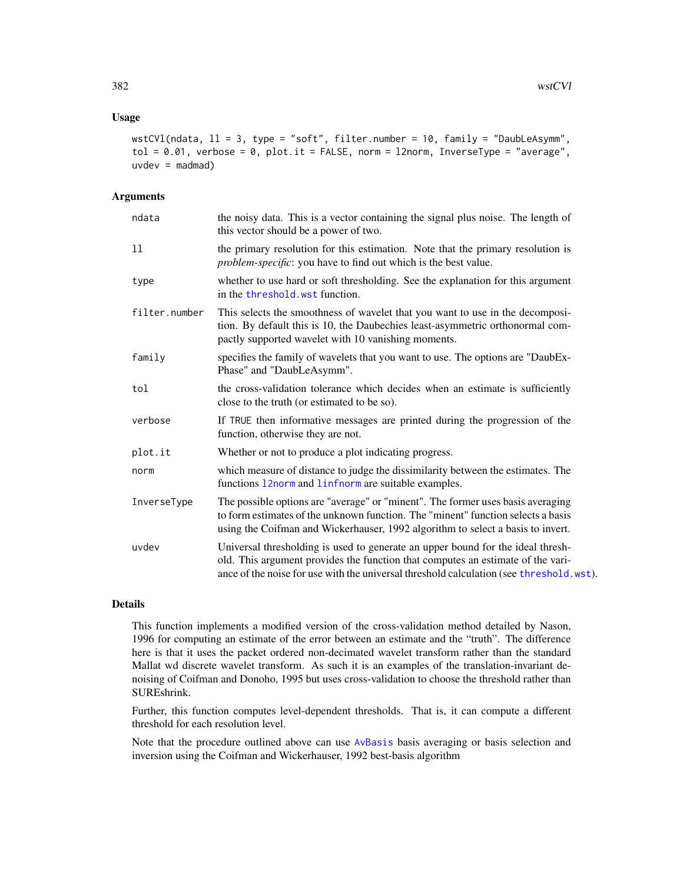## Usage

```
wstCVl(ndata, ll = 3, type = "soft", filter.number = 10, family = "DaubLeAsymm",
tol = 0.01, verbose = 0, plot.it = FALSE, norm = l2norm, InverseType = "average",
uvdev = madmad)
```

## Arguments

| | |
|---|---|
| ndata | the noisy data. This is a vector containing the signal plus noise. The length of this vector should be a power of two. |
| ll | the primary resolution for this estimation. Note that the primary resolution is *problem-specific*: you have to find out which is the best value. |
| type | whether to use hard or soft thresholding. See the explanation for this argument in the threshold.wst function. |
| filter.number | This selects the smoothness of wavelet that you want to use in the decomposition. By default this is 10, the Daubechies least-asymmetric orthonormal compactly supported wavelet with 10 vanishing moments. |
| family | specifies the family of wavelets that you want to use. The options are "DaubExPhase" and "DaubLeAsymm". |
| tol | the cross-validation tolerance which decides when an estimate is sufficiently close to the truth (or estimated to be so). |
| verbose | If TRUE then informative messages are printed during the progression of the function, otherwise they are not. |
| plot.it | Whether or not to produce a plot indicating progress. |
| norm | which measure of distance to judge the dissimilarity between the estimates. The functions l2norm and linfnorm are suitable examples. |
| InverseType | The possible options are "average" or "minent". The former uses basis averaging to form estimates of the unknown function. The "minent" function selects a basis using the Coifman and Wickerhauser, 1992 algorithm to select a basis to invert. |
| uvdev | Universal thresholding is used to generate an upper bound for the ideal threshold. This argument provides the function that computes an estimate of the variance of the noise for use with the universal threshold calculation (see threshold.wst). |

## Details

This function implements a modified version of the cross-validation method detailed by Nason, 1996 for computing an estimate of the error between an estimate and the "truth". The difference here is that it uses the packet ordered non-decimated wavelet transform rather than the standard Mallat wd discrete wavelet transform. As such it is an examples of the translation-invariant denoising of Coifman and Donoho, 1995 but uses cross-validation to choose the threshold rather than SUREshrink.

Further, this function computes level-dependent thresholds. That is, it can compute a different threshold for each resolution level.

Note that the procedure outlined above can use AvBasis basis averaging or basis selection and inversion using the Coifman and Wickerhauser, 1992 best-basis algorithm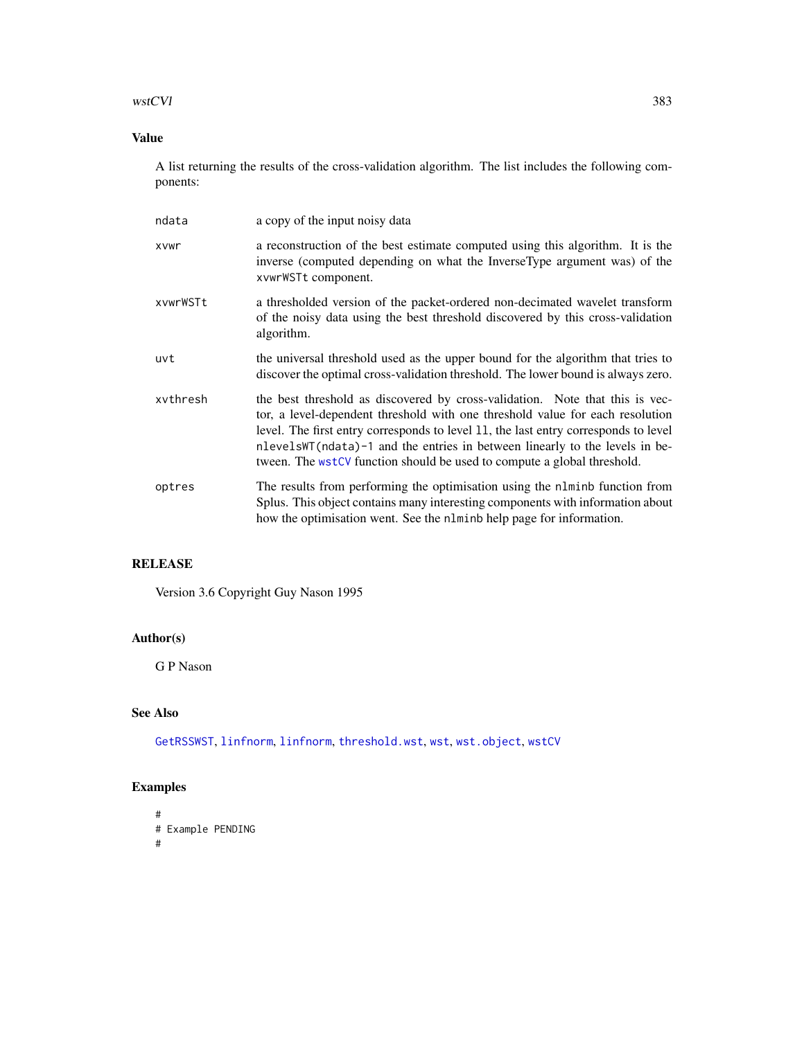## Value

A list returning the results of the cross-validation algorithm. The list includes the following components:

- `ndata` — a copy of the input noisy data
- `xvwr` — a reconstruction of the best estimate computed using this algorithm. It is the inverse (computed depending on what the InverseType argument was) of the `xvwrWSTt` component.
- `xvwrWSTt` — a thresholded version of the packet-ordered non-decimated wavelet transform of the noisy data using the best threshold discovered by this cross-validation algorithm.
- `uvt` — the universal threshold used as the upper bound for the algorithm that tries to discover the optimal cross-validation threshold. The lower bound is always zero.
- `xvthresh` — the best threshold as discovered by cross-validation. Note that this is vector, a level-dependent threshold with one threshold value for each resolution level. The first entry corresponds to level `ll`, the last entry corresponds to level `nlevelsWT(ndata)-1` and the entries in between linearly to the levels in between. The `wstCV` function should be used to compute a global threshold.
- `optres` — The results from performing the optimisation using the `nlminb` function from Splus. This object contains many interesting components with information about how the optimisation went. See the `nlminb` help page for information.

## RELEASE

Version 3.6 Copyright Guy Nason 1995

## Author(s)

G P Nason

## See Also

`GetRSSWST`, `linfnorm`, `linfnorm`, `threshold.wst`, `wst`, `wst.object`, `wstCV`

## Examples

```
#
# Example PENDING
#
```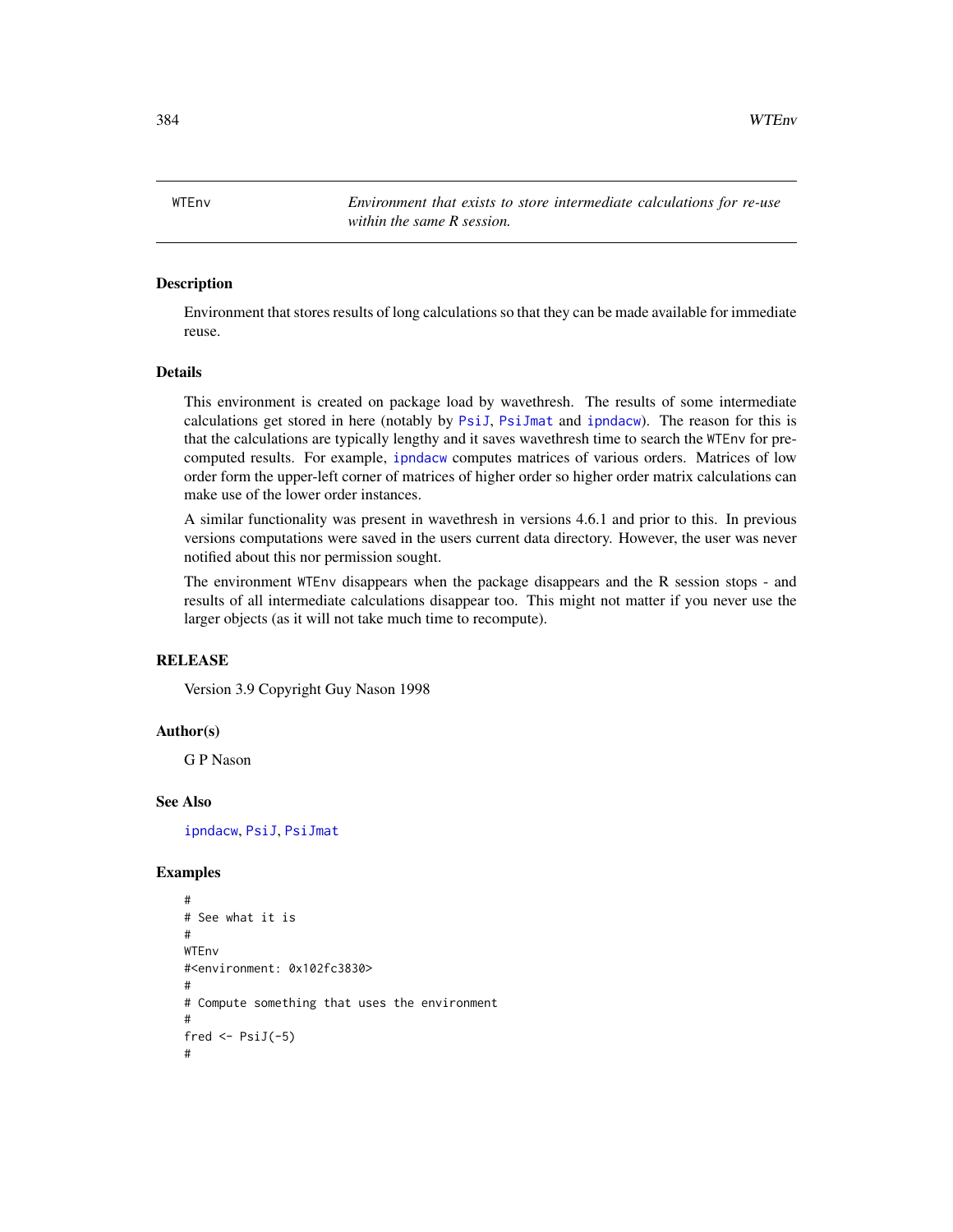WTEnv *Environment that exists to store intermediate calculations for re-use within the same R session.*

## Description

Environment that stores results of long calculations so that they can be made available for immediate reuse.

## Details

This environment is created on package load by wavethresh. The results of some intermediate calculations get stored in here (notably by PsiJ, PsiJmat and ipndacw). The reason for this is that the calculations are typically lengthy and it saves wavethresh time to search the WTEnv for pre-computed results. For example, ipndacw computes matrices of various orders. Matrices of low order form the upper-left corner of matrices of higher order so higher order matrix calculations can make use of the lower order instances.

A similar functionality was present in wavethresh in versions 4.6.1 and prior to this. In previous versions computations were saved in the users current data directory. However, the user was never notified about this nor permission sought.

The environment WTEnv disappears when the package disappears and the R session stops - and results of all intermediate calculations disappear too. This might not matter if you never use the larger objects (as it will not take much time to recompute).

## RELEASE

Version 3.9 Copyright Guy Nason 1998

## Author(s)

G P Nason

## See Also

ipndacw, PsiJ, PsiJmat

## Examples

```
#
# See what it is
#
WTEnv
#<environment: 0x102fc3830>
#
# Compute something that uses the environment
#
fred <- PsiJ(-5)
#
```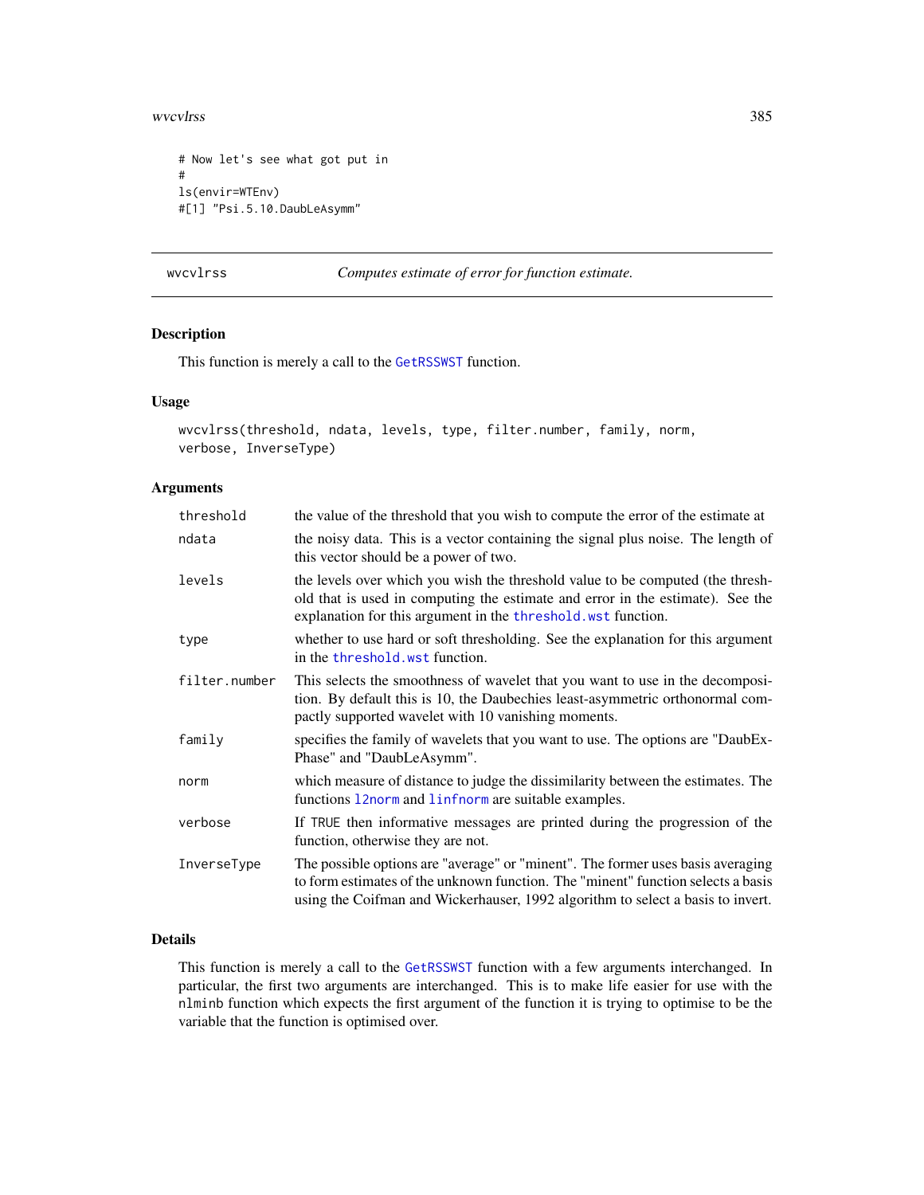```
# Now let's see what got put in
#
ls(envir=WTEnv)
#[1] "Psi.5.10.DaubLeAsymm"
```

## wvcvlrss — *Computes estimate of error for function estimate.*

### Description

This function is merely a call to the GetRSSWST function.

### Usage

```
wvcvlrss(threshold, ndata, levels, type, filter.number, family, norm,
verbose, InverseType)
```

### Arguments

| | |
|---|---|
| threshold | the value of the threshold that you wish to compute the error of the estimate at |
| ndata | the noisy data. This is a vector containing the signal plus noise. The length of this vector should be a power of two. |
| levels | the levels over which you wish the threshold value to be computed (the threshold that is used in computing the estimate and error in the estimate). See the explanation for this argument in the threshold.wst function. |
| type | whether to use hard or soft thresholding. See the explanation for this argument in the threshold.wst function. |
| filter.number | This selects the smoothness of wavelet that you want to use in the decomposition. By default this is 10, the Daubechies least-asymmetric orthonormal compactly supported wavelet with 10 vanishing moments. |
| family | specifies the family of wavelets that you want to use. The options are "DaubExPhase" and "DaubLeAsymm". |
| norm | which measure of distance to judge the dissimilarity between the estimates. The functions l2norm and linfnorm are suitable examples. |
| verbose | If TRUE then informative messages are printed during the progression of the function, otherwise they are not. |
| InverseType | The possible options are "average" or "minent". The former uses basis averaging to form estimates of the unknown function. The "minent" function selects a basis using the Coifman and Wickerhauser, 1992 algorithm to select a basis to invert. |

### Details

This function is merely a call to the GetRSSWST function with a few arguments interchanged. In particular, the first two arguments are interchanged. This is to make life easier for use with the nlminb function which expects the first argument of the function it is trying to optimise to be the variable that the function is optimised over.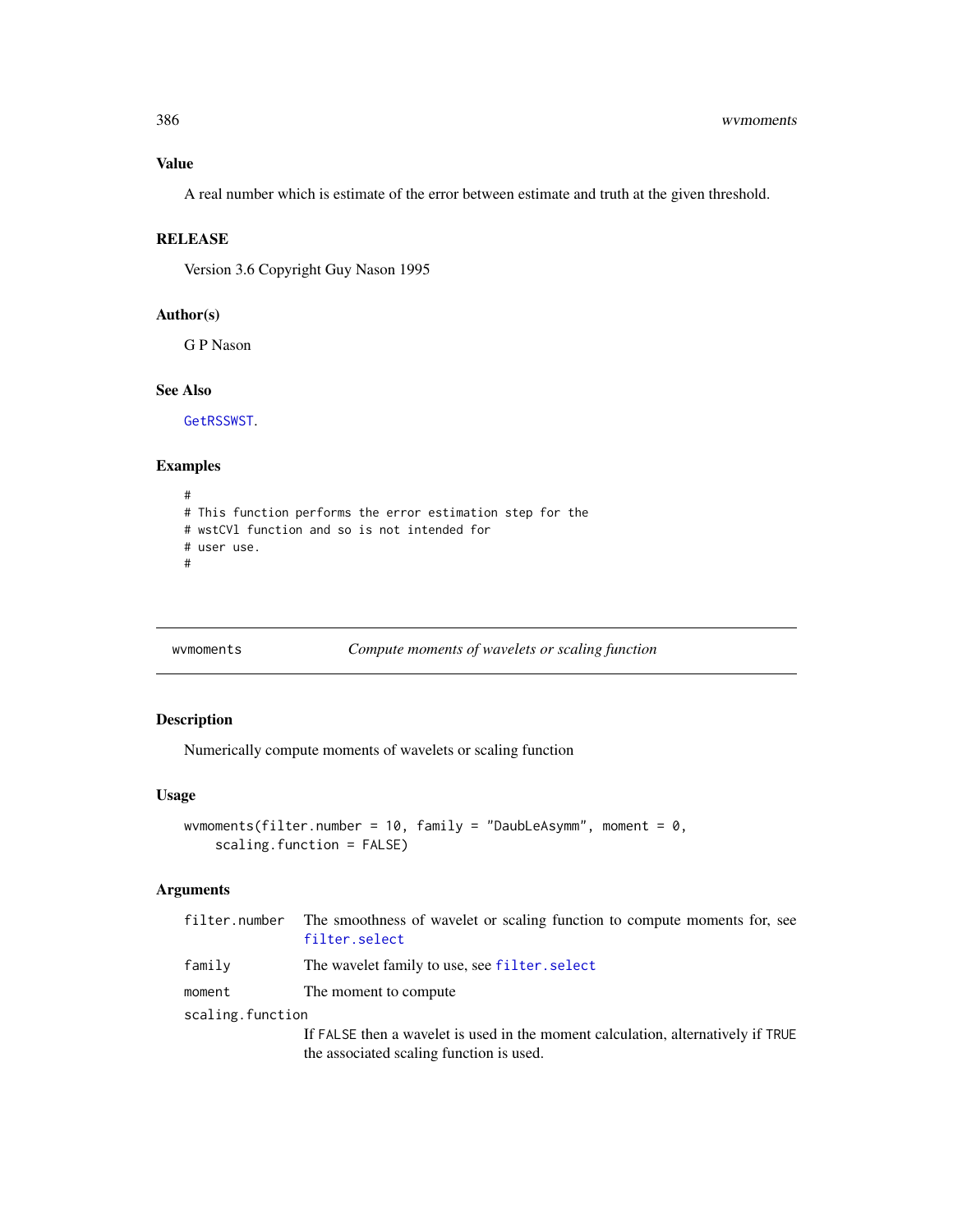## Value

A real number which is estimate of the error between estimate and truth at the given threshold.

## RELEASE

Version 3.6 Copyright Guy Nason 1995

## Author(s)

G P Nason

## See Also

GetRSSWST.

## Examples

```
#
# This function performs the error estimation step for the
# wstCVl function and so is not intended for
# user use.
#
```

---

wvmoments *Compute moments of wavelets or scaling function*

---

## Description

Numerically compute moments of wavelets or scaling function

## Usage

```
wvmoments(filter.number = 10, family = "DaubLeAsymm", moment = 0,
    scaling.function = FALSE)
```

## Arguments

| | |
|---|---|
| filter.number | The smoothness of wavelet or scaling function to compute moments for, see filter.select |
| family | The wavelet family to use, see filter.select |
| moment | The moment to compute |
| scaling.function | If FALSE then a wavelet is used in the moment calculation, alternatively if TRUE the associated scaling function is used. |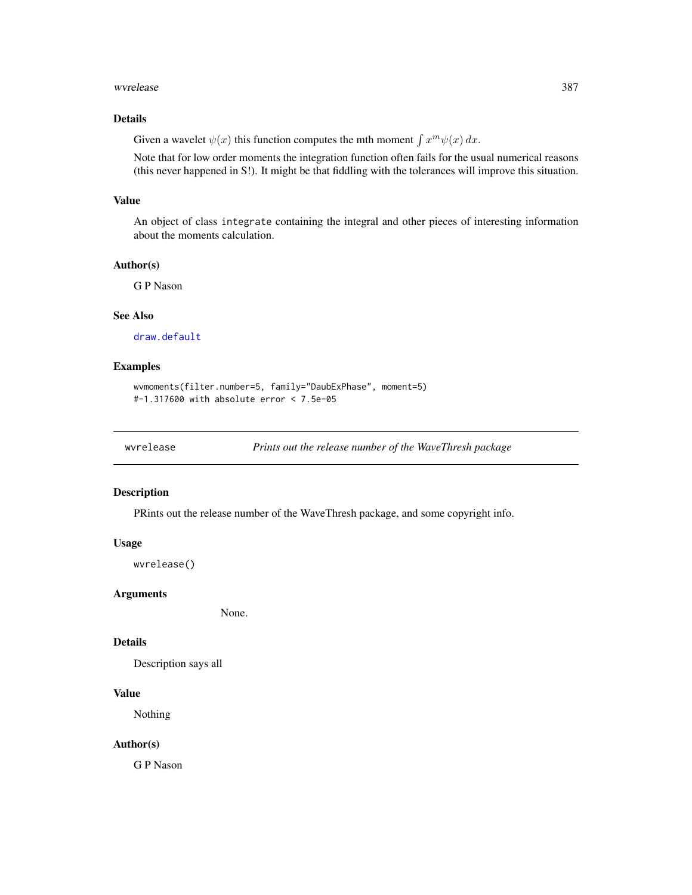### Details

Given a wavelet $\psi(x)$ this function computes the mth moment $\int x^m \psi(x)\, dx$.

Note that for low order moments the integration function often fails for the usual numerical reasons (this never happened in S!). It might be that fiddling with the tolerances will improve this situation.

### Value

An object of class `integrate` containing the integral and other pieces of interesting information about the moments calculation.

### Author(s)

G P Nason

### See Also

`draw.default`

### Examples

```
wvmoments(filter.number=5, family="DaubExPhase", moment=5)
#-1.317600 with absolute error < 7.5e-05
```

---

## wvrelease — *Prints out the release number of the WaveThresh package*

### Description

PRints out the release number of the WaveThresh package, and some copyright info.

### Usage

```
wvrelease()
```

### Arguments

None.

### Details

Description says all

### Value

Nothing

### Author(s)

G P Nason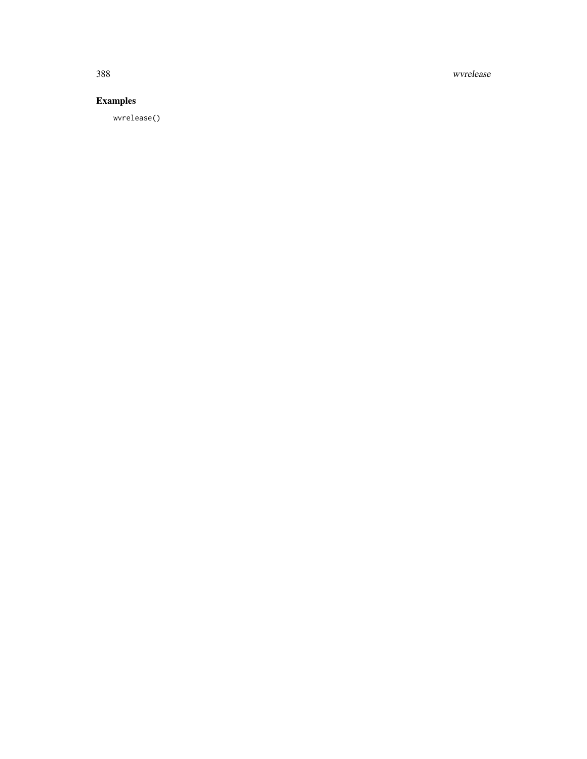## Examples

```
wvrelease()
```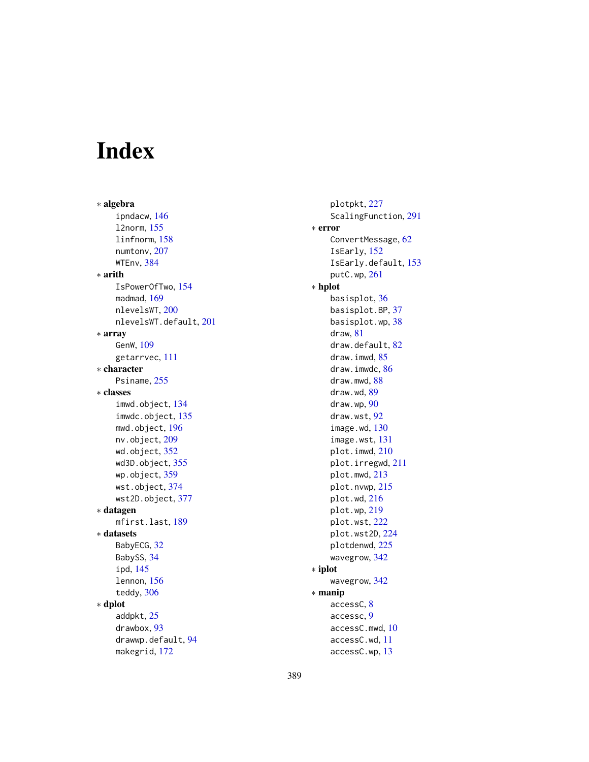# Index

∗ **algebra**
    ipndacw, 146
    l2norm, 155
    linfnorm, 158
    numtonv, 207
    WTEnv, 384

∗ **arith**
    IsPowerOfTwo, 154
    madmad, 169
    nlevelsWT, 200
    nlevelsWT.default, 201

∗ **array**
    GenW, 109
    getarrvec, 111

∗ **character**
    Psiname, 255

∗ **classes**
    imwd.object, 134
    imwdc.object, 135
    mwd.object, 196
    nv.object, 209
    wd.object, 352
    wd3D.object, 355
    wp.object, 359
    wst.object, 374
    wst2D.object, 377

∗ **datagen**
    mfirst.last, 189

∗ **datasets**
    BabyECG, 32
    BabySS, 34
    ipd, 145
    lennon, 156
    teddy, 306

∗ **dplot**
    addpkt, 25
    drawbox, 93
    drawwp.default, 94
    makegrid, 172
    plotpkt, 227
    ScalingFunction, 291

∗ **error**
    ConvertMessage, 62
    IsEarly, 152
    IsEarly.default, 153
    putC.wp, 261

∗ **hplot**
    basisplot, 36
    basisplot.BP, 37
    basisplot.wp, 38
    draw, 81
    draw.default, 82
    draw.imwd, 85
    draw.imwdc, 86
    draw.mwd, 88
    draw.wd, 89
    draw.wp, 90
    draw.wst, 92
    image.wd, 130
    image.wst, 131
    plot.imwd, 210
    plot.irregwd, 211
    plot.mwd, 213
    plot.nvwp, 215
    plot.wd, 216
    plot.wp, 219
    plot.wst, 222
    plot.wst2D, 224
    plotdenwd, 225
    wavegrow, 342

∗ **iplot**
    wavegrow, 342

∗ **manip**
    accessC, 8
    accessc, 9
    accessC.mwd, 10
    accessC.wd, 11
    accessC.wp, 13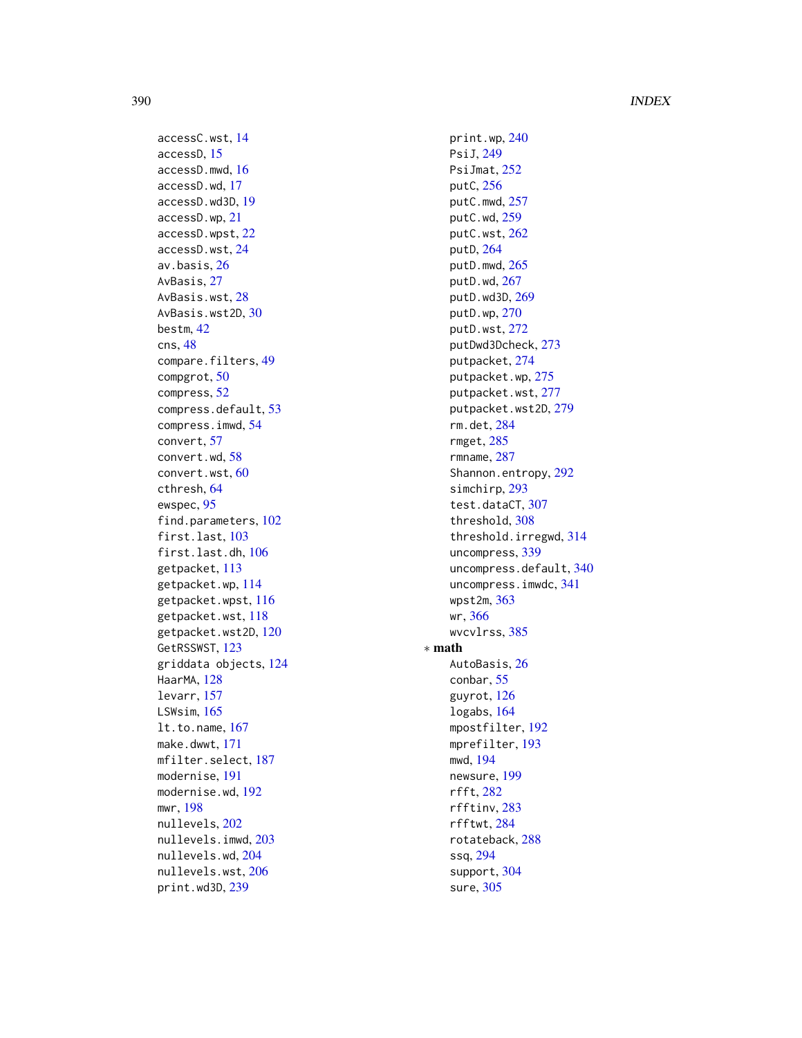accessC.wst, 14
accessD, 15
accessD.mwd, 16
accessD.wd, 17
accessD.wd3D, 19
accessD.wp, 21
accessD.wpst, 22
accessD.wst, 24
av.basis, 26
AvBasis, 27
AvBasis.wst, 28
AvBasis.wst2D, 30
bestm, 42
cns, 48
compare.filters, 49
compgrot, 50
compress, 52
compress.default, 53
compress.imwd, 54
convert, 57
convert.wd, 58
convert.wst, 60
cthresh, 64
ewspec, 95
find.parameters, 102
first.last, 103
first.last.dh, 106
getpacket, 113
getpacket.wp, 114
getpacket.wpst, 116
getpacket.wst, 118
getpacket.wst2D, 120
GetRSSWST, 123
griddata objects, 124
HaarMA, 128
levarr, 157
LSWsim, 165
lt.to.name, 167
make.dwwt, 171
mfilter.select, 187
modernise, 191
modernise.wd, 192
mwr, 198
nullevels, 202
nullevels.imwd, 203
nullevels.wd, 204
nullevels.wst, 206
print.wd3D, 239
print.wp, 240
PsiJ, 249
PsiJmat, 252
putC, 256
putC.mwd, 257
putC.wd, 259
putC.wst, 262
putD, 264
putD.mwd, 265
putD.wd, 267
putD.wd3D, 269
putD.wp, 270
putD.wst, 272
putDwd3Dcheck, 273
putpacket, 274
putpacket.wp, 275
putpacket.wst, 277
putpacket.wst2D, 279
rm.det, 284
rmget, 285
rmname, 287
Shannon.entropy, 292
simchirp, 293
test.dataCT, 307
threshold, 308
threshold.irregwd, 314
uncompress, 339
uncompress.default, 340
uncompress.imwdc, 341
wpst2m, 363
wr, 366
wvcvlrss, 385

∗ **math**

AutoBasis, 26
conbar, 55
guyrot, 126
logabs, 164
mpostfilter, 192
mprefilter, 193
mwd, 194
newsure, 199
rfft, 282
rfftinv, 283
rfftwt, 284
rotateback, 288
ssq, 294
support, 304
sure, 305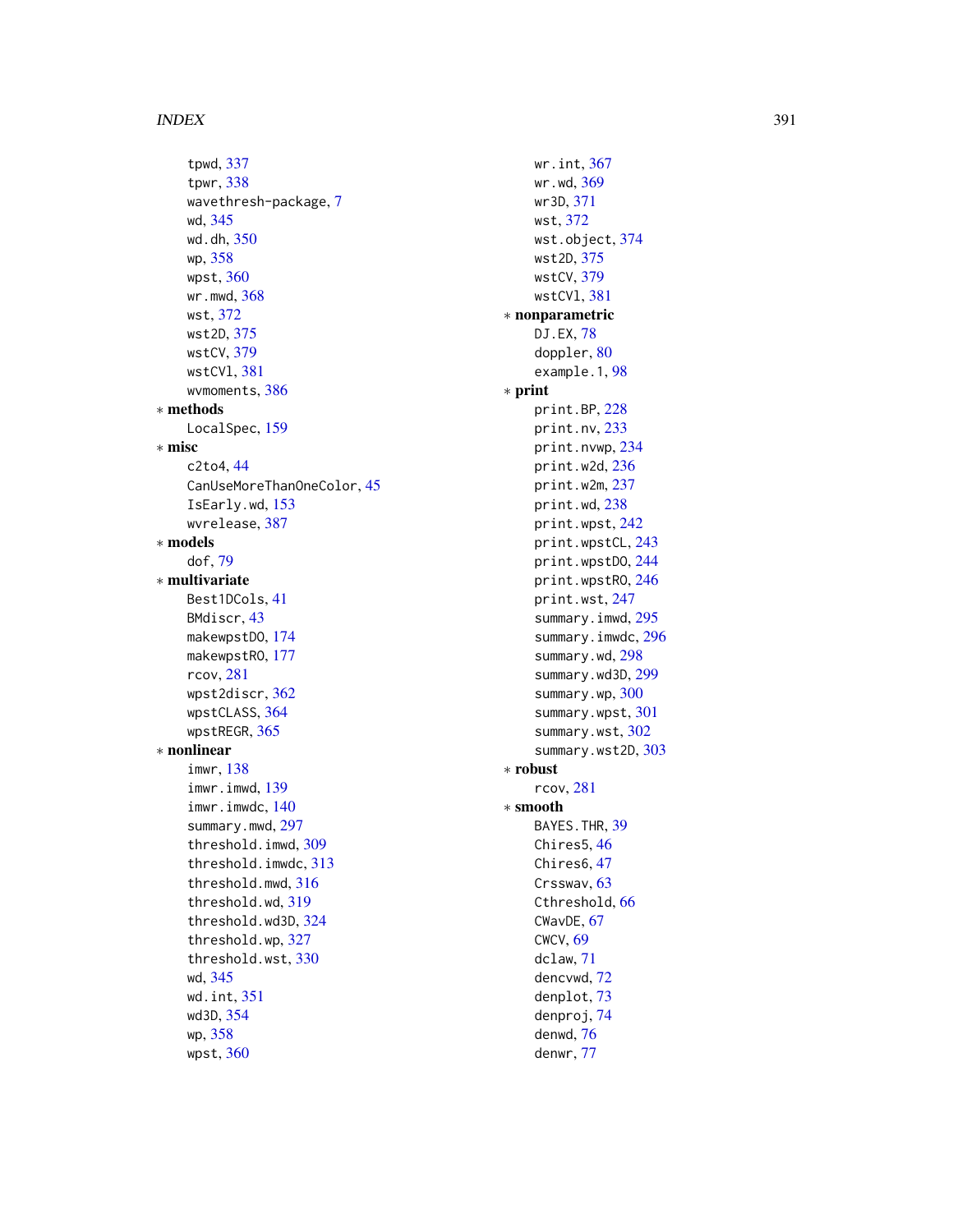tpwd, 337
tpwr, 338
wavethresh-package, 7
wd, 345
wd.dh, 350
wp, 358
wpst, 360
wr.mwd, 368
wst, 372
wst2D, 375
wstCV, 379
wstCVl, 381
wvmoments, 386

* **methods**

LocalSpec, 159

* **misc**

c2to4, 44
CanUseMoreThanOneColor, 45
IsEarly.wd, 153
wvrelease, 387

* **models**

dof, 79

* **multivariate**

Best1DCols, 41
BMdiscr, 43
makewpstDO, 174
makewpstRO, 177
rcov, 281
wpst2discr, 362
wpstCLASS, 364
wpstREGR, 365

* **nonlinear**

imwr, 138
imwr.imwd, 139
imwr.imwdc, 140
summary.mwd, 297
threshold.imwd, 309
threshold.imwdc, 313
threshold.mwd, 316
threshold.wd, 319
threshold.wd3D, 324
threshold.wp, 327
threshold.wst, 330
wd, 345
wd.int, 351
wd3D, 354
wp, 358
wpst, 360
wr.int, 367
wr.wd, 369
wr3D, 371
wst, 372
wst.object, 374
wst2D, 375
wstCV, 379
wstCVl, 381

* **nonparametric**

DJ.EX, 78
doppler, 80
example.1, 98

* **print**

print.BP, 228
print.nv, 233
print.nvwp, 234
print.w2d, 236
print.w2m, 237
print.wd, 238
print.wpst, 242
print.wpstCL, 243
print.wpstDO, 244
print.wpstRO, 246
print.wst, 247
summary.imwd, 295
summary.imwdc, 296
summary.wd, 298
summary.wd3D, 299
summary.wp, 300
summary.wpst, 301
summary.wst, 302
summary.wst2D, 303

* **robust**

rcov, 281

* **smooth**

BAYES.THR, 39
Chires5, 46
Chires6, 47
Crsswav, 63
Cthreshold, 66
CWavDE, 67
CWCV, 69
dclaw, 71
dencvwd, 72
denplot, 73
denproj, 74
denwd, 76
denwr, 77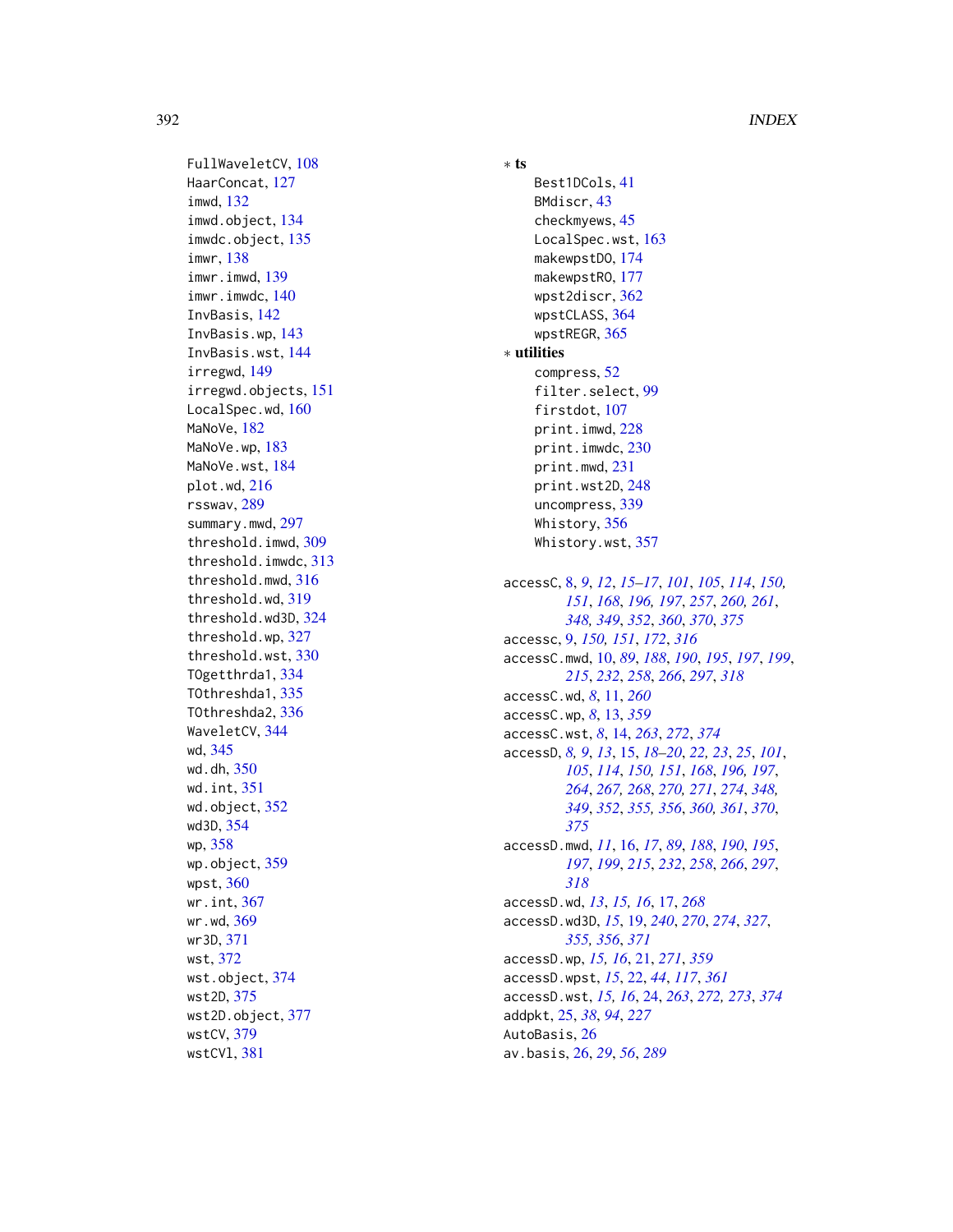FullWaveletCV, 108
HaarConcat, 127
imwd, 132
imwd.object, 134
imwdc.object, 135
imwr, 138
imwr.imwd, 139
imwr.imwdc, 140
InvBasis, 142
InvBasis.wp, 143
InvBasis.wst, 144
irregwd, 149
irregwd.objects, 151
LocalSpec.wd, 160
MaNoVe, 182
MaNoVe.wp, 183
MaNoVe.wst, 184
plot.wd, 216
rsswav, 289
summary.mwd, 297
threshold.imwd, 309
threshold.imwdc, 313
threshold.mwd, 316
threshold.wd, 319
threshold.wd3D, 324
threshold.wp, 327
threshold.wst, 330
TOgetthrda1, 334
TOthreshda1, 335
TOthreshda2, 336
WaveletCV, 344
wd, 345
wd.dh, 350
wd.int, 351
wd.object, 352
wd3D, 354
wp, 358
wp.object, 359
wpst, 360
wr.int, 367
wr.wd, 369
wr3D, 371
wst, 372
wst.object, 374
wst2D, 375
wst2D.object, 377
wstCV, 379
wstCVl, 381

∗ **ts**

Best1DCols, 41
BMdiscr, 43
checkmyews, 45
LocalSpec.wst, 163
makewpstDO, 174
makewpstRO, 177
wpst2discr, 362
wpstCLASS, 364
wpstREGR, 365

∗ **utilities**

compress, 52
filter.select, 99
firstdot, 107
print.imwd, 228
print.imwdc, 230
print.mwd, 231
print.wst2D, 248
uncompress, 339
Whistory, 356
Whistory.wst, 357

accessC, 8, *9*, *12*, *15–17*, *101*, *105*, *114*, *150, 151*, *168*, *196, 197*, *257*, *260, 261*, *348, 349*, *352*, *360*, *370*, *375*
accessc, 9, *150, 151*, *172*, *316*
accessC.mwd, 10, *89*, *188*, *190*, *195*, *197*, *199*, *215*, *232*, *258*, *266*, *297*, *318*
accessC.wd, *8*, 11, *260*
accessC.wp, *8*, 13, *359*
accessC.wst, *8*, 14, *263*, *272*, *374*
accessD, *8, 9*, *13*, 15, *18–20*, *22, 23*, *25*, *101*, *105*, *114*, *150, 151*, *168*, *196, 197*, *264*, *267, 268*, *270, 271*, *274*, *348, 349*, *352*, *355, 356*, *360, 361*, *370*, *375*
accessD.mwd, *11*, 16, *17*, *89*, *188*, *190*, *195*, *197*, *199*, *215*, *232*, *258*, *266*, *297*, *318*
accessD.wd, *13*, *15, 16*, 17, *268*
accessD.wd3D, *15*, 19, *240*, *270*, *274*, *327*, *355, 356*, *371*
accessD.wp, *15, 16*, 21, *271*, *359*
accessD.wpst, *15*, 22, *44*, *117*, *361*
accessD.wst, *15, 16*, 24, *263*, *272, 273*, *374*
addpkt, 25, *38*, *94*, *227*
AutoBasis, 26
av.basis, 26, *29*, *56*, *289*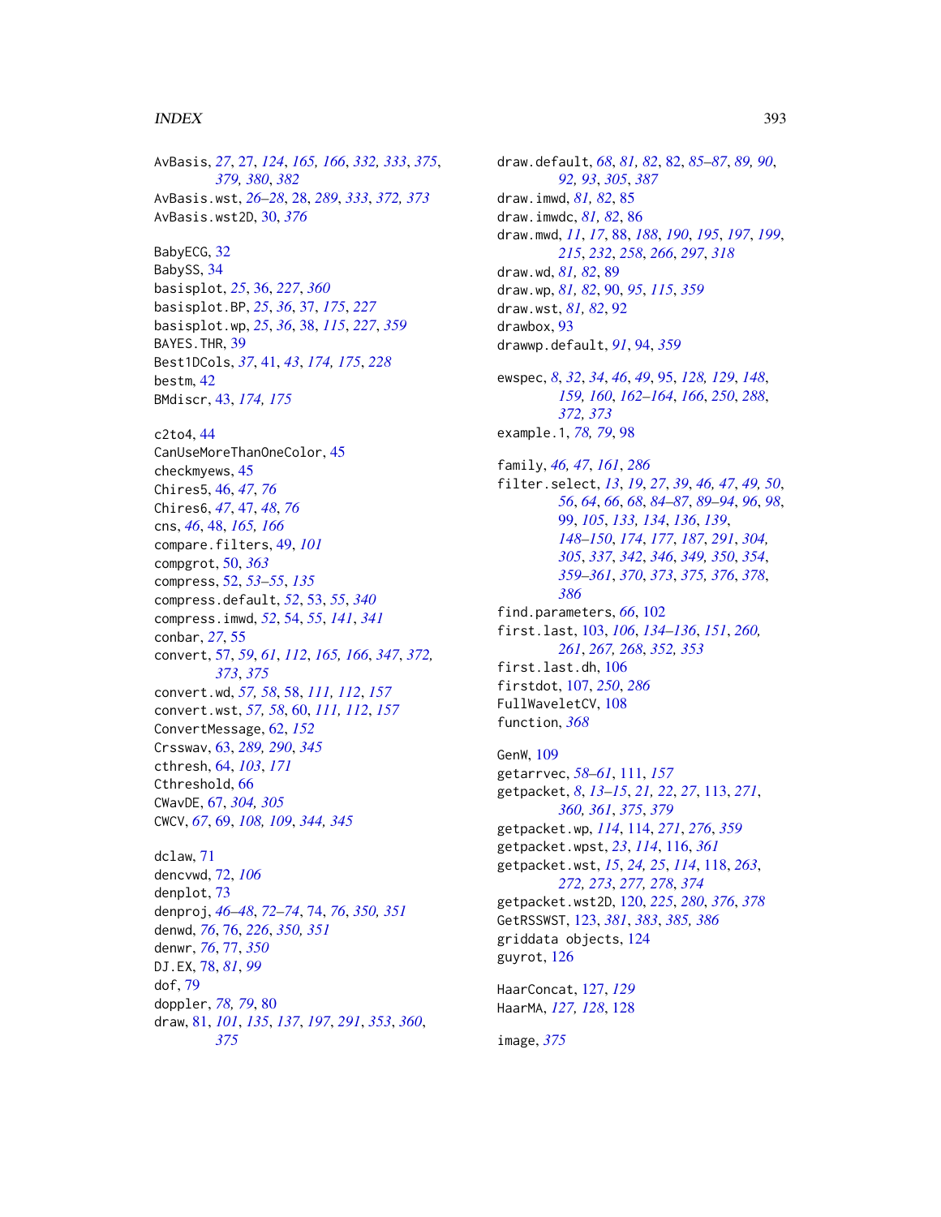AvBasis, *27*, 27, *124*, *165, 166*, *332, 333*, *375*, *379, 380*, *382*
AvBasis.wst, *26–28*, 28, *289*, *333*, *372, 373*
AvBasis.wst2D, 30, *376*

BabyECG, 32
BabySS, 34
basisplot, *25*, 36, *227*, *360*
basisplot.BP, *25*, *36*, 37, *175*, *227*
basisplot.wp, *25*, *36*, 38, *115*, *227*, *359*
BAYES.THR, 39
Best1DCols, *37*, 41, *43*, *174, 175*, *228*
bestm, 42
BMdiscr, 43, *174, 175*

c2to4, 44
CanUseMoreThanOneColor, 45
checkmyews, 45
Chires5, 46, *47*, *76*
Chires6, *47*, 47, *48*, *76*
cns, *46*, 48, *165, 166*
compare.filters, 49, *101*
compgrot, 50, *363*
compress, 52, *53–55*, *135*
compress.default, *52*, 53, *55*, *340*
compress.imwd, *52*, 54, *55*, *141*, *341*
conbar, *27*, 55
convert, 57, *59*, *61*, *112*, *165, 166*, *347*, *372, 373*, *375*
convert.wd, *57, 58*, 58, *111, 112*, *157*
convert.wst, *57, 58*, 60, *111, 112*, *157*
ConvertMessage, 62, *152*
Crsswav, 63, *289, 290*, *345*
cthresh, 64, *103*, *171*
Cthreshold, 66
CWavDE, 67, *304, 305*
CWCV, *67*, 69, *108*, *109*, *344, 345*

dclaw, 71
dencvwd, 72, *106*
denplot, 73
denproj, *46–48*, *72–74*, 74, *76*, *350, 351*
denwd, *76*, 76, *226*, *350, 351*
denwr, *76*, 77, *350*
DJ.EX, 78, *81*, *99*
dof, 79
doppler, *78, 79*, 80
draw, 81, *101*, *135*, *137*, *197*, *291*, *353*, *360*, *375*
draw.default, *68*, *81, 82*, 82, *85–87*, *89, 90*, *92, 93*, *305*, *387*
draw.imwd, *81, 82*, 85
draw.imwdc, *81, 82*, 86
draw.mwd, *11*, *17*, 88, *188*, *190*, *195*, *197*, *199*, *215*, *232*, *258*, *266*, *297*, *318*
draw.wd, *81, 82*, 89
draw.wp, *81, 82*, 90, *95*, *115*, *359*
draw.wst, *81, 82*, 92
drawbox, 93
drawwp.default, *91*, 94, *359*

ewspec, *8*, *32*, *34*, *46*, *49*, 95, *128, 129*, *148*, *159, 160*, *162–164*, *166*, *250*, *288*, *372, 373*
example.1, *78, 79*, 98

family, *46, 47*, *161*, *286*
filter.select, *13*, *19*, *27*, *39*, *46, 47*, *49, 50*, *56*, *64*, *66*, *68*, *84–87*, *89–94*, *96*, *98*, *99*, *105*, *133, 134*, *136*, *139*, *148–150*, *174*, *177*, *187*, *291*, *304, 305*, *337*, *342*, *346*, *349, 350*, *354*, *359–361*, *370*, *373*, *375, 376*, *378*, *386*
find.parameters, *66*, 102
first.last, 103, *106*, *134–136*, *151*, *260, 261*, *267, 268*, *352, 353*
first.last.dh, 106
firstdot, 107, *250*, *286*
FullWaveletCV, 108
function, *368*

GenW, 109
getarrvec, *58–61*, 111, *157*
getpacket, *8*, *13–15*, *21, 22*, *27*, 113, *271*, *360, 361*, *375*, *379*
getpacket.wp, *114*, 114, *271*, *276*, *359*
getpacket.wpst, *23*, *114*, 116, *361*
getpacket.wst, *15*, *24, 25*, *114*, 118, *263*, *272, 273*, *277, 278*, *374*
getpacket.wst2D, 120, *225*, *280*, *376*, *378*
GetRSSWST, 123, *381*, *383*, *385, 386*
griddata objects, 124
guyrot, 126

HaarConcat, 127, *129*
HaarMA, *127, 128*, 128

image, *375*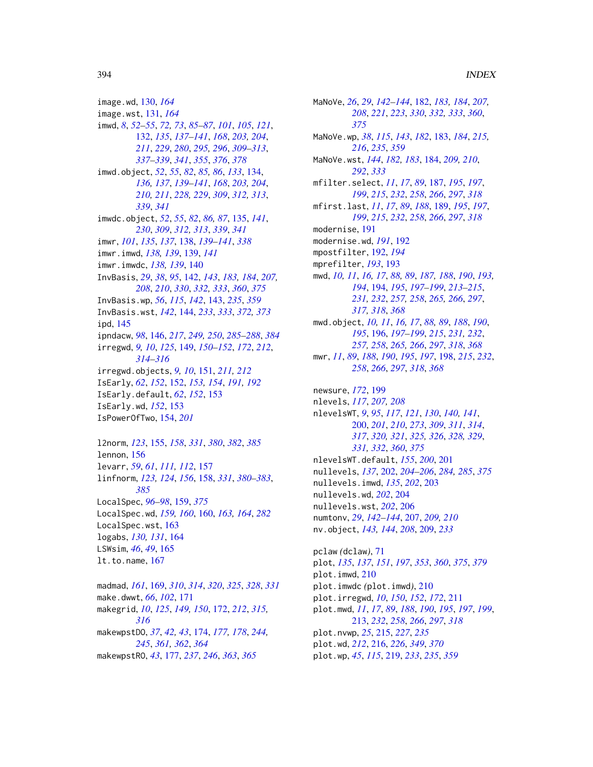image.wd, 130, *164*
image.wst, 131, *164*
imwd, *8*, *52–55*, *72, 73*, *85–87*, *101*, *105*, *121*, 132, *135*, *137–141*, *168*, *203, 204*, *211*, *229*, *280*, *295, 296*, *309–313*, *337–339*, *341*, *355*, *376*, *378*
imwd.object, *52*, *55*, *82*, *85, 86*, *133*, 134, *136, 137*, *139–141*, *168*, *203, 204*, *210, 211*, *228, 229*, *309*, *312, 313*, *339*, *341*
imwdc.object, *52*, *55*, *82*, *86, 87*, 135, *141*, *230*, *309*, *312, 313*, *339*, *341*
imwr, *101*, *135*, *137*, 138, *139–141*, *338*
imwr.imwd, *138, 139*, 139, *141*
imwr.imwdc, *138, 139*, 140
InvBasis, *29*, *38*, *95*, 142, *143*, *183, 184*, *207, 208*, *210*, *330*, *332, 333*, *360*, *375*
InvBasis.wp, *56*, *115*, *142*, 143, *235*, *359*
InvBasis.wst, *142*, 144, *233*, *333*, *372, 373*
ipd, 145
ipndacw, *98*, 146, *217*, *249, 250*, *285–288*, *384*
irregwd, *9, 10*, *125*, 149, *150–152*, *172*, *212*, *314–316*
irregwd.objects, *9, 10*, 151, *211, 212*
IsEarly, *62*, *152*, 152, *153, 154*, *191, 192*
IsEarly.default, *62*, *152*, 153
IsEarly.wd, *152*, 153
IsPowerOfTwo, 154, *201*

l2norm, *123*, 155, *158*, *331*, *380*, *382*, *385*
lennon, 156
levarr, *59*, *61*, *111, 112*, 157
linfnorm, *123, 124*, *156*, 158, *331*, *380–383*, *385*
LocalSpec, *96–98*, 159, *375*
LocalSpec.wd, *159, 160*, 160, *163, 164*, *282*
LocalSpec.wst, 163
logabs, *130, 131*, 164
LSWsim, *46*, *49*, 165
lt.to.name, 167

madmad, *161*, 169, *310*, *314*, *320*, *325*, *328*, *331*
make.dwwt, *66*, *102*, 171
makegrid, *10*, *125*, *149, 150*, 172, *212*, *315, 316*
makewpstDO, *37*, *42, 43*, 174, *177, 178*, *244, 245*, *361, 362*, *364*
makewpstRO, *43*, 177, *237*, *246*, *363*, *365*

MaNoVe, *26*, *29*, *142–144*, 182, *183, 184*, *207, 208*, *221*, *223*, *330*, *332, 333*, *360*, *375*
MaNoVe.wp, *38*, *115*, *143*, *182*, 183, *184*, *215, 216*, *235*, *359*
MaNoVe.wst, *144*, *182, 183*, 184, *209, 210*, *292*, *333*
mfilter.select, *11*, *17*, *89*, 187, *195*, *197*, *199*, *215*, *232*, *258*, *266*, *297*, *318*
mfirst.last, *11*, *17*, *89*, *188*, 189, *195*, *197*, *199*, *215*, *232*, *258*, *266*, *297*, *318*
modernise, 191
modernise.wd, *191*, 192
mpostfilter, 192, *194*
mprefilter, *193*, 193
mwd, *10, 11*, *16, 17*, *88, 89*, *187, 188*, *190*, *193, 194*, 194, *195*, *197–199*, *213–215*, *231, 232*, *257, 258*, *265, 266*, *297*, *317, 318*, *368*
mwd.object, *10, 11*, *16, 17*, *88, 89*, *188*, *190*, *195*, 196, *197–199*, *215*, *231, 232*, *257, 258*, *265, 266*, *297*, *318*, *368*
mwr, *11*, *89*, *188*, *190*, *195*, *197*, 198, *215*, *232*, *258*, *266*, *297*, *318*, *368*

newsure, *172*, 199
nlevels, *117*, *207, 208*
nlevelsWT, *9*, *95*, *117*, *121*, *130*, *140, 141*, 200, *201*, *210*, *273*, *309*, *311*, *314*, *317*, *320, 321*, *325, 326*, *328, 329*, *331*, *332*, *360*, *375*
nlevelsWT.default, *155*, *200*, 201
nullevels, *137*, 202, *204–206*, *284, 285*, *375*
nullevels.imwd, *135*, *202*, 203
nullevels.wd, *202*, 204
nullevels.wst, *202*, 206
numtonv, *29*, *142–144*, 207, *209, 210*
nv.object, *143, 144*, *208*, 209, *233*

pclaw *(dclaw)*, 71
plot, *135*, *137*, *151*, *197*, *353*, *360*, *375*, *379*
plot.imwd, 210
plot.imwdc *(plot.imwd)*, 210
plot.irregwd, *10*, *150*, *152*, *172*, 211
plot.mwd, *11*, *17*, *89*, *188*, *190*, *195*, *197*, *199*, 213, *232*, *258*, *266*, *297*, *318*
plot.nvwp, *25*, 215, *227*, *235*
plot.wd, *212*, 216, *226*, *349*, *370*
plot.wp, *45*, *115*, 219, *233*, *235*, *359*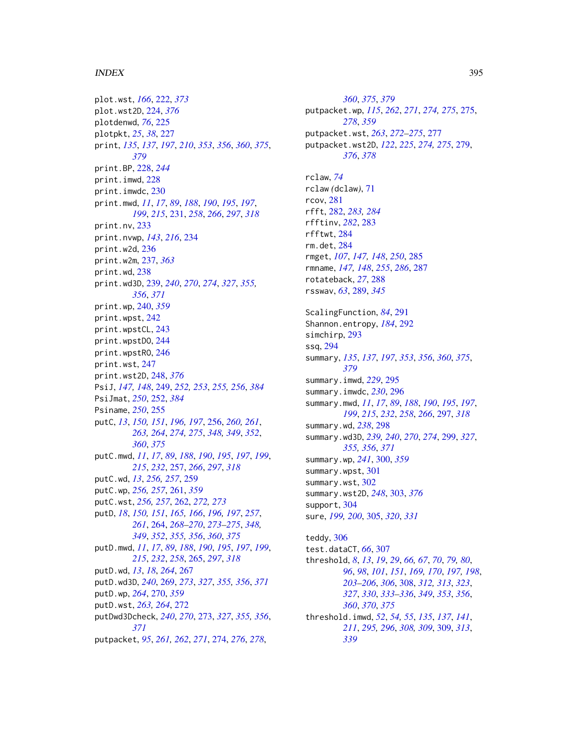plot.wst, *166*, 222, *373*
plot.wst2D, 224, *376*
plotdenwd, *76*, 225
plotpkt, *25*, *38*, 227
print, *135*, *137*, *197*, *210*, *353*, *356*, *360*, *375*, *379*
print.BP, 228, *244*
print.imwd, 228
print.imwdc, 230
print.mwd, *11*, *17*, *89*, *188*, *190*, *195*, *197*, *199*, *215*, 231, *258*, *266*, *297*, *318*
print.nv, 233
print.nvwp, *143*, *216*, 234
print.w2d, 236
print.w2m, 237, *363*
print.wd, 238
print.wd3D, 239, *240*, *270*, *274*, *327*, *355, 356*, *371*
print.wp, 240, *359*
print.wpst, 242
print.wpstCL, 243
print.wpstDO, 244
print.wpstRO, 246
print.wst, 247
print.wst2D, 248, *376*
PsiJ, *147, 148*, 249, *252, 253*, *255, 256*, *384*
PsiJmat, *250*, 252, *384*
Psiname, *250*, 255
putC, *13*, *150, 151*, *196, 197*, 256, *260, 261*, *263, 264*, *274, 275*, *348, 349*, *352*, *360*, *375*
putC.mwd, *11*, *17*, *89*, *188*, *190*, *195*, *197*, *199*, *215*, *232*, 257, *266*, *297*, *318*
putC.wd, *13*, *256, 257*, 259
putC.wp, *256, 257*, 261, *359*
putC.wst, *256, 257*, 262, *272, 273*
putD, *18*, *150, 151*, *165, 166*, *196, 197*, *257*, *261*, 264, *268–270*, *273–275*, *348, 349*, *352*, *355, 356*, *360*, *375*
putD.mwd, *11*, *17*, *89*, *188*, *190*, *195*, *197*, *199*, *215*, *232*, *258*, 265, *297*, *318*
putD.wd, *13*, *18*, *264*, 267
putD.wd3D, *240*, 269, *273*, *327*, *355, 356*, *371*
putD.wp, *264*, 270, *359*
putD.wst, *263, 264*, 272
putDwd3Dcheck, *240*, *270*, 273, *327*, *355, 356*, *371*
putpacket, *95*, *261, 262*, *271*, 274, *276*, *278*, *360*, *375*, *379*
putpacket.wp, *115*, *262*, *271*, *274, 275*, 275, *278*, *359*
putpacket.wst, *263*, *272–275*, 277
putpacket.wst2D, *122*, *225*, *274, 275*, 279, *376*, *378*

rclaw, *74*
rclaw *(*dclaw*)*, 71
rcov, 281
rfft, 282, *283, 284*
rfftinv, *282*, 283
rfftwt, 284
rm.det, 284
rmget, *107*, *147, 148*, *250*, 285
rmname, *147, 148*, *255*, *286*, 287
rotateback, *27*, 288
rsswav, *63*, 289, *345*

ScalingFunction, *84*, 291
Shannon.entropy, *184*, 292
simchirp, 293
ssq, 294
summary, *135*, *137*, *197*, *353*, *356*, *360*, *375*, *379*
summary.imwd, *229*, 295
summary.imwdc, *230*, 296
summary.mwd, *11*, *17*, *89*, *188*, *190*, *195*, *197*, *199*, *215*, *232*, *258*, *266*, 297, *318*
summary.wd, *238*, 298
summary.wd3D, *239, 240*, *270*, *274*, 299, *327*, *355, 356*, *371*
summary.wp, *241*, 300, *359*
summary.wpst, 301
summary.wst, 302
summary.wst2D, *248*, 303, *376*
support, 304
sure, *199, 200*, 305, *320*, *331*

teddy, 306
test.dataCT, *66*, 307
threshold, *8*, *13*, *19*, *29*, *66, 67*, *70*, *79, 80*, *96*, *98*, *101*, *151*, *169, 170*, *197, 198*, *203–206*, *306*, 308, *312, 313*, *323*, *327*, *330*, *333–336*, *349*, *353*, *356*, *360*, *370*, *375*
threshold.imwd, *52*, *54, 55*, *135*, *137*, *141*, *211*, *295, 296*, *308, 309*, 309, *313*, *339*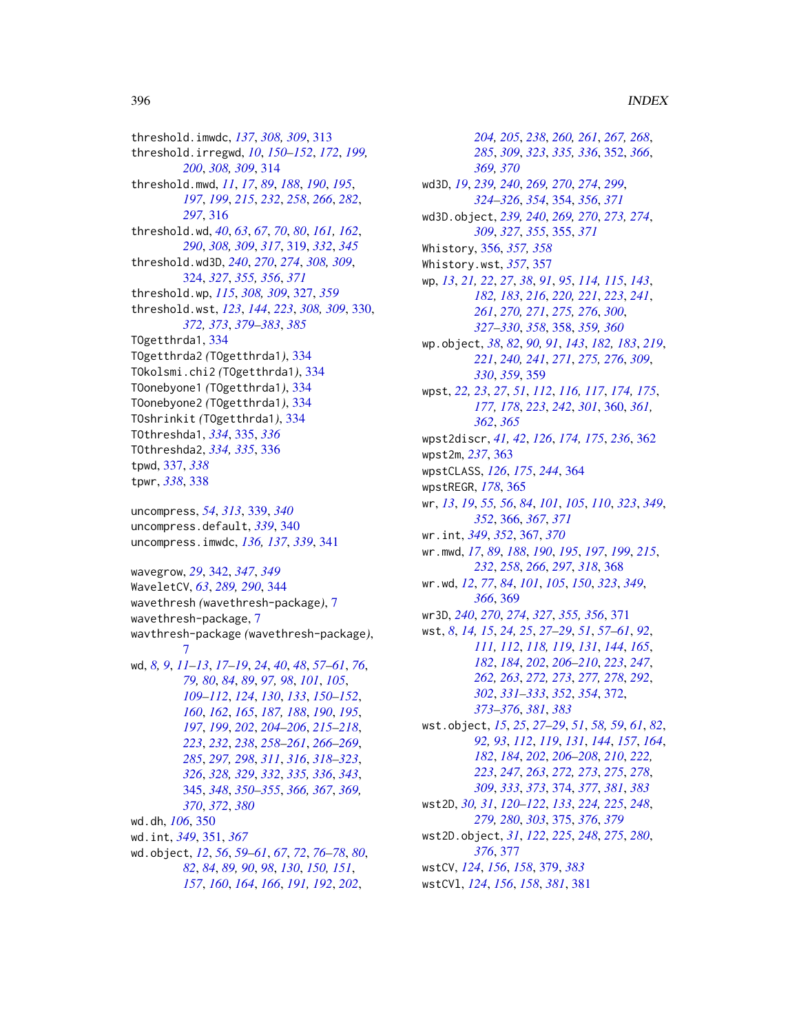threshold.imwdc, *137*, *308, 309*, 313
threshold.irregwd, *10*, *150–152*, *172*, *199, 200*, *308, 309*, 314
threshold.mwd, *11*, *17*, *89*, *188*, *190*, *195*, *197*, *199*, *215*, *232*, *258*, *266*, *282*, *297*, 316
threshold.wd, *40*, *63*, *67*, *70*, *80*, *161, 162*, *290*, *308, 309*, *317*, 319, *332*, *345*
threshold.wd3D, *240*, *270*, *274*, *308, 309*, *324*, *327*, *355, 356*, *371*
threshold.wp, *115*, *308, 309*, 327, *359*
threshold.wst, *123*, *144*, *223*, *308, 309*, 330, *372, 373*, *379–383*, *385*
TOgetthrda1, 334
TOgetthrda2 *(*TOgetthrda1*)*, 334
TOkolsmi.chi2 *(*TOgetthrda1*)*, 334
TOonebyone1 *(*TOgetthrda1*)*, 334
TOonebyone2 *(*TOgetthrda1*)*, 334
TOshrinkit *(*TOgetthrda1*)*, 334
TOthreshda1, *334*, 335, *336*
TOthreshda2, *334, 335*, 336
tpwd, 337, *338*
tpwr, *338*, 338

uncompress, *54*, *313*, 339, *340*
uncompress.default, *339*, 340
uncompress.imwdc, *136, 137*, *339*, 341

wavegrow, *29*, 342, *347*, *349*
WaveletCV, *63*, *289, 290*, 344
wavethresh *(*wavethresh-package*)*, 7
wavethresh-package, 7
wavthresh-package *(*wavethresh-package*)*, 7
wd, *8, 9*, *11–13*, *17–19*, *24*, *40*, *48*, *57–61*, *76*, *79, 80*, *84*, *89*, *97, 98*, *101*, *105*, *109–112*, *124*, *130*, *133*, *150–152*, *160*, *162*, *165*, *187, 188*, *190*, *195*, *197*, *199*, *202*, *204–206*, *215–218*, *223*, *232*, *238*, *258–261*, *266–269*, *285*, *297, 298*, *311*, *316*, *318–323*, *326*, *328, 329*, *332*, *335, 336*, *343*, 345, *348*, *350–355*, *366, 367*, *369, 370*, *372*, *380*
wd.dh, *106*, 350
wd.int, *349*, 351, *367*
wd.object, *12*, *56*, *59–61*, *67*, *72*, *76–78*, *80*, *82*, *84*, *89, 90*, *98*, *130*, *150, 151*, *157*, *160*, *164*, *166*, *191, 192*, *202*, *204, 205*, *238*, *260, 261*, *267, 268*, *285*, *309*, *323*, *335, 336*, 352, *366*, *369, 370*
wd3D, *19*, *239, 240*, *269, 270*, *274*, *299*, *324–326*, *354*, 354, *356*, *371*
wd3D.object, *239, 240*, *269, 270*, *273, 274*, *309*, *327*, *355*, 355, *371*
Whistory, 356, *357, 358*
Whistory.wst, *357*, 357
wp, *13*, *21, 22*, *27*, *38*, *91*, *95*, *114, 115*, *143*, *182, 183*, *216*, *220, 221*, *223*, *241*, *261*, *270, 271*, *275, 276*, *300*, *327–330*, *358*, 358, *359, 360*
wp.object, *38*, *82*, *90, 91*, *143*, *182, 183*, *219*, *221*, *240, 241*, *271*, *275, 276*, *309*, *330*, *359*, 359
wpst, *22, 23*, *27*, *51*, *112*, *116, 117*, *174, 175*, *177, 178*, *223*, *242*, *301*, 360, *361, 362*, *365*
wpst2discr, *41, 42*, *126*, *174, 175*, *236*, 362
wpst2m, *237*, 363
wpstCLASS, *126*, *175*, *244*, 364
wpstREGR, *178*, 365
wr, *13*, *19*, *55, 56*, *84*, *101*, *105*, *110*, *323*, *349*, *352*, 366, *367*, *371*
wr.int, *349*, *352*, 367, *370*
wr.mwd, *17*, *89*, *188*, *190*, *195*, *197*, *199*, *215*, *232*, *258*, *266*, *297*, *318*, 368
wr.wd, *12*, *77*, *84*, *101*, *105*, *150*, *323*, *349*, *366*, 369
wr3D, *240*, *270*, *274*, *327*, *355, 356*, 371
wst, *8*, *14, 15*, *24, 25*, *27–29*, *51*, *57–61*, *92*, *111, 112*, *118, 119*, *131*, *144*, *165*, *182*, *184*, *202*, *206–210*, *223*, *247*, *262, 263*, *272, 273*, *277, 278*, *292*, *302*, *331–333*, *352*, *354*, 372, *373–376*, *381*, *383*
wst.object, *15*, *25*, *27–29*, *51*, *58, 59*, *61*, *82*, *92, 93*, *112*, *119*, *131*, *144*, *157*, *164*, *182*, *184*, *202*, *206–208*, *210*, *222, 223*, *247*, *263*, *272, 273*, *275*, *278*, *309*, *333*, *373*, 374, *377*, *381*, *383*
wst2D, *30, 31*, *120–122*, *133*, *224, 225*, *248*, *279, 280*, *303*, *375*, *376*, *379*
wst2D.object, *31*, *122*, *225*, *248*, *275*, *280*, *376*, 377
wstCV, *124*, *156*, *158*, 379, *383*
wstCVl, *124*, *156*, *158*, *381*, 381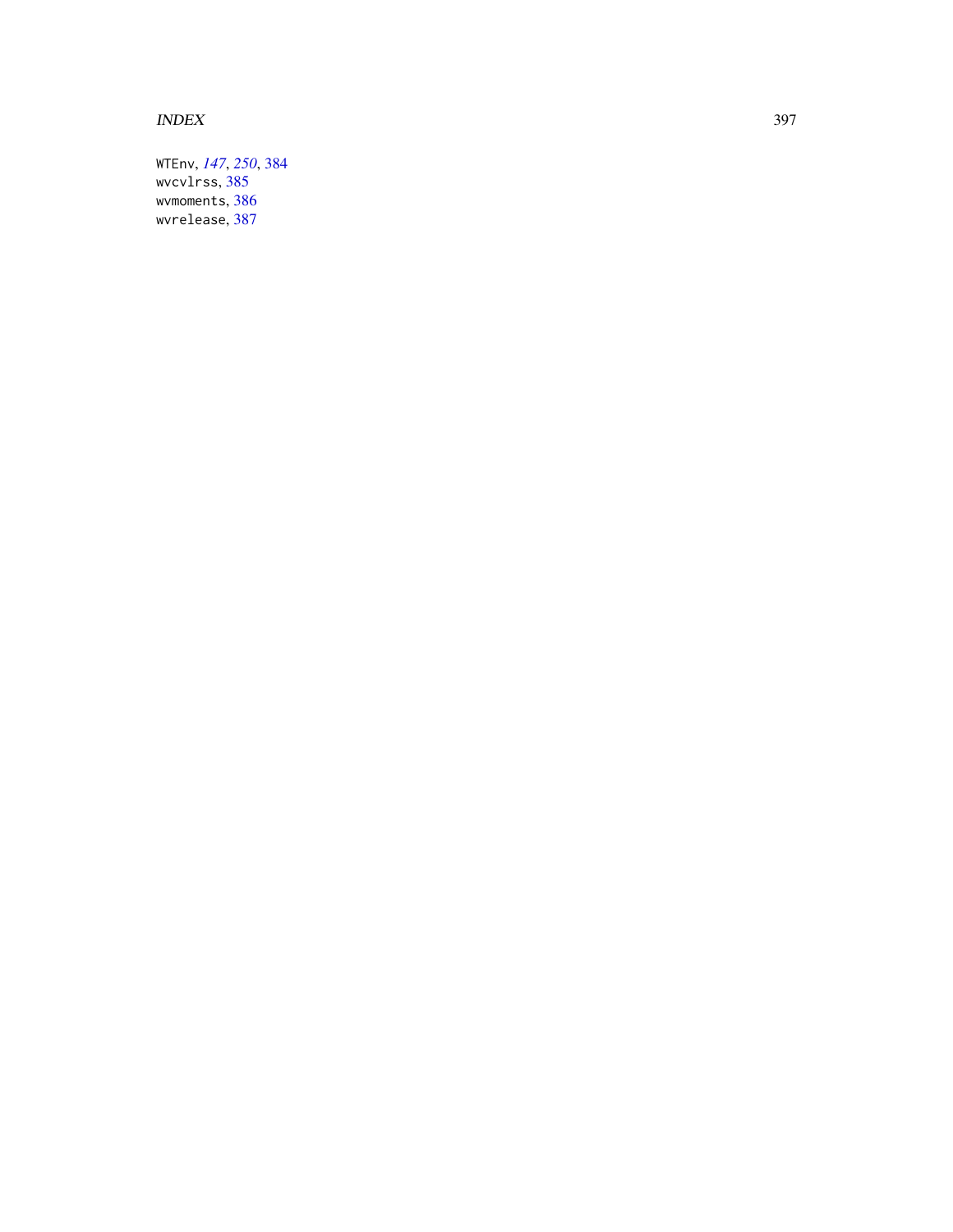WTEnv, *147*, *250*, 384
wvcvlrss, 385
wvmoments, 386
wvrelease, 387